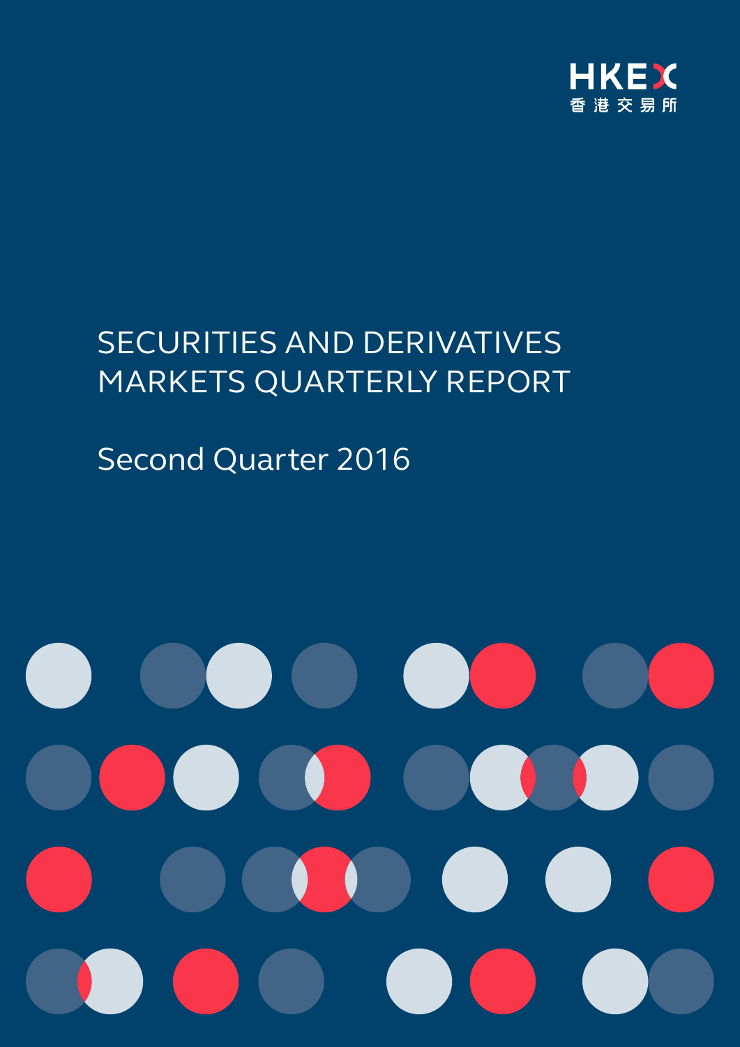HKEX
香港交易所

# SECURITIES AND DERIVATIVES MARKETS QUARTERLY REPORT

## Second Quarter 2016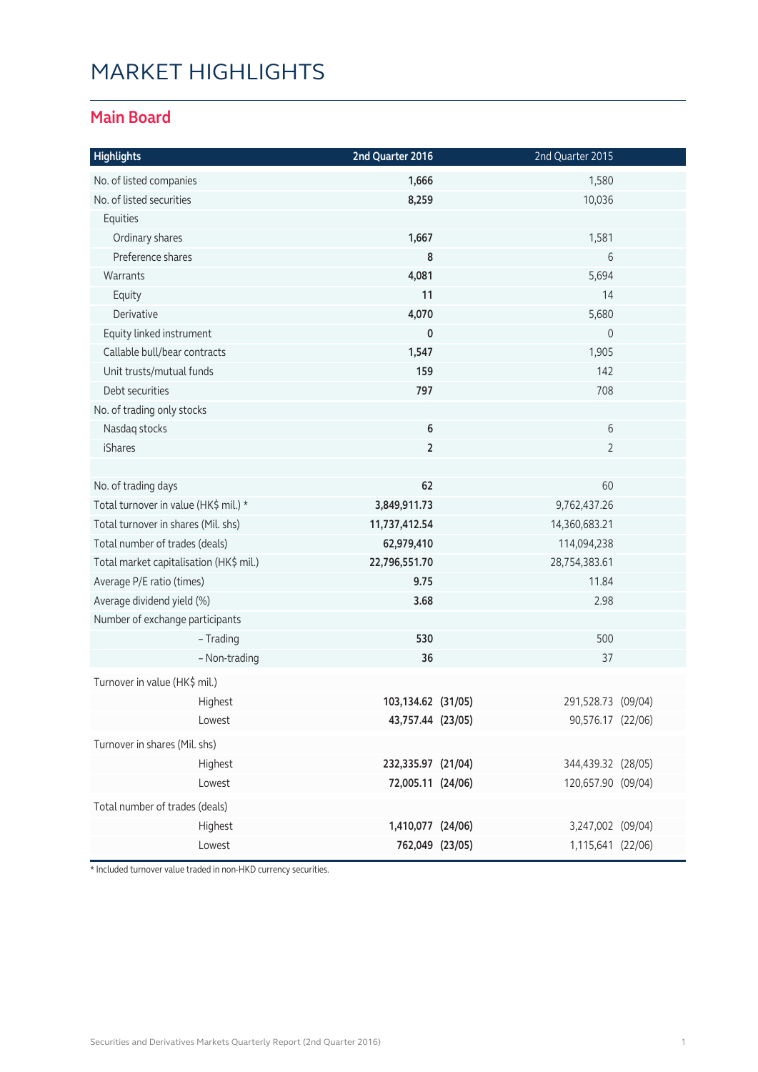# MARKET HIGHLIGHTS

## Main Board

| Highlights | 2nd Quarter 2016 | | 2nd Quarter 2015 | |
|---|---|---|---|---|
| No. of listed companies | **1,666** | | 1,580 | |
| No. of listed securities | **8,259** | | 10,036 | |
| Equities | | | | |
| Ordinary shares | **1,667** | | 1,581 | |
| Preference shares | **8** | | 6 | |
| Warrants | **4,081** | | 5,694 | |
| Equity | **11** | | 14 | |
| Derivative | **4,070** | | 5,680 | |
| Equity linked instrument | **0** | | 0 | |
| Callable bull/bear contracts | **1,547** | | 1,905 | |
| Unit trusts/mutual funds | **159** | | 142 | |
| Debt securities | **797** | | 708 | |
| No. of trading only stocks | | | | |
| Nasdaq stocks | **6** | | 6 | |
| iShares | **2** | | 2 | |
| | | | | |
| No. of trading days | **62** | | 60 | |
| Total turnover in value (HK$ mil.) * | **3,849,911.73** | | 9,762,437.26 | |
| Total turnover in shares (Mil. shs) | **11,737,412.54** | | 14,360,683.21 | |
| Total number of trades (deals) | **62,979,410** | | 114,094,238 | |
| Total market capitalisation (HK$ mil.) | **22,796,551.70** | | 28,754,383.61 | |
| Average P/E ratio (times) | **9.75** | | 11.84 | |
| Average dividend yield (%) | **3.68** | | 2.98 | |
| Number of exchange participants | | | | |
| – Trading | **530** | | 500 | |
| – Non-trading | **36** | | 37 | |
| Turnover in value (HK$ mil.) | | | | |
| Highest | **103,134.62** | **(31/05)** | 291,528.73 | (09/04) |
| Lowest | **43,757.44** | **(23/05)** | 90,576.17 | (22/06) |
| Turnover in shares (Mil. shs) | | | | |
| Highest | **232,335.97** | **(21/04)** | 344,439.32 | (28/05) |
| Lowest | **72,005.11** | **(24/06)** | 120,657.90 | (09/04) |
| Total number of trades (deals) | | | | |
| Highest | **1,410,077** | **(24/06)** | 3,247,002 | (09/04) |
| Lowest | **762,049** | **(23/05)** | 1,115,641 | (22/06) |

* Included turnover value traded in non-HKD currency securities.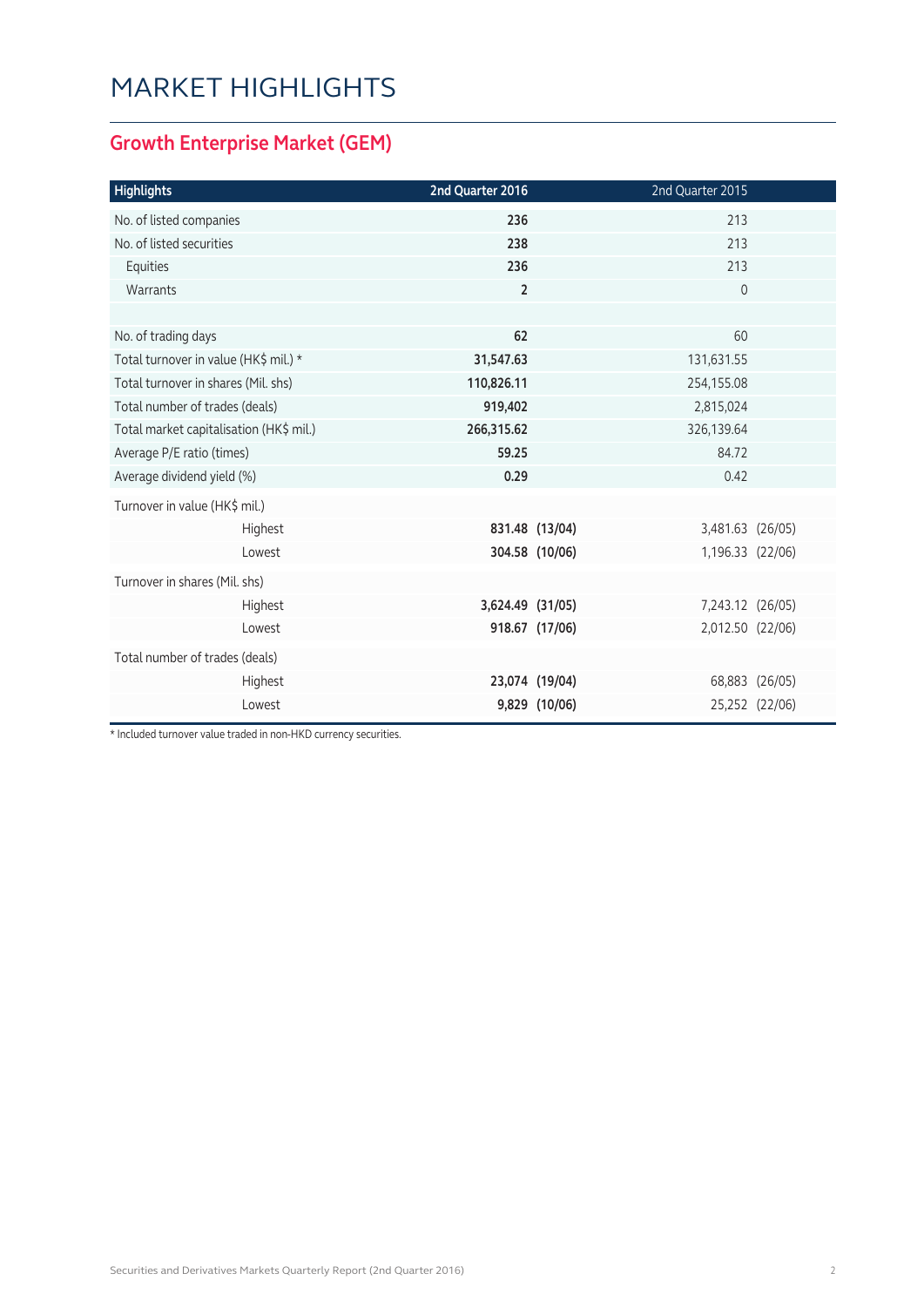# MARKET HIGHLIGHTS

## Growth Enterprise Market (GEM)

| Highlights | 2nd Quarter 2016 | | 2nd Quarter 2015 | |
|---|---|---|---|---|
| No. of listed companies | **236** | | 213 | |
| No. of listed securities | **238** | | 213 | |
| Equities | **236** | | 213 | |
| Warrants | **2** | | 0 | |
| | | | | |
| No. of trading days | **62** | | 60 | |
| Total turnover in value (HK$ mil.) * | **31,547.63** | | 131,631.55 | |
| Total turnover in shares (Mil. shs) | **110,826.11** | | 254,155.08 | |
| Total number of trades (deals) | **919,402** | | 2,815,024 | |
| Total market capitalisation (HK$ mil.) | **266,315.62** | | 326,139.64 | |
| Average P/E ratio (times) | **59.25** | | 84.72 | |
| Average dividend yield (%) | **0.29** | | 0.42 | |
| Turnover in value (HK$ mil.) | | | | |
| Highest | **831.48** | **(13/04)** | 3,481.63 | (26/05) |
| Lowest | **304.58** | **(10/06)** | 1,196.33 | (22/06) |
| Turnover in shares (Mil. shs) | | | | |
| Highest | **3,624.49** | **(31/05)** | 7,243.12 | (26/05) |
| Lowest | **918.67** | **(17/06)** | 2,012.50 | (22/06) |
| Total number of trades (deals) | | | | |
| Highest | **23,074** | **(19/04)** | 68,883 | (26/05) |
| Lowest | **9,829** | **(10/06)** | 25,252 | (22/06) |

* Included turnover value traded in non-HKD currency securities.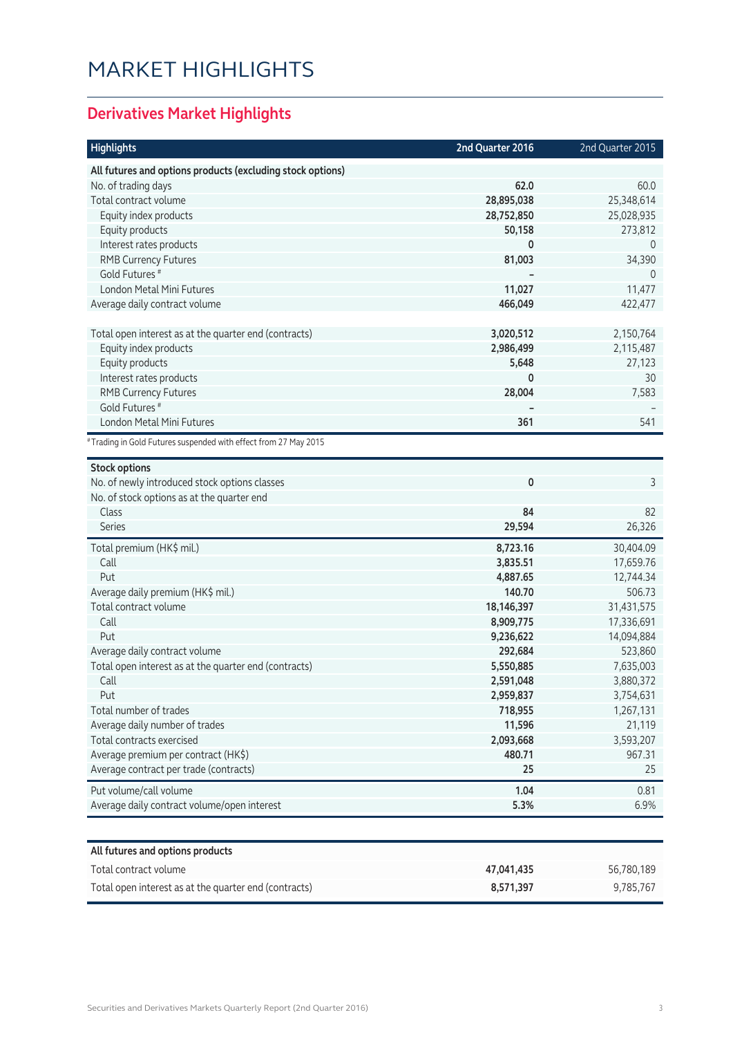# MARKET HIGHLIGHTS

## Derivatives Market Highlights

| Highlights | 2nd Quarter 2016 | 2nd Quarter 2015 |
|---|---|---|
| **All futures and options products (excluding stock options)** | | |
| No. of trading days | **62.0** | 60.0 |
| Total contract volume | **28,895,038** | 25,348,614 |
| Equity index products | **28,752,850** | 25,028,935 |
| Equity products | **50,158** | 273,812 |
| Interest rates products | **0** | 0 |
| RMB Currency Futures | **81,003** | 34,390 |
| Gold Futures # | **–** | 0 |
| London Metal Mini Futures | **11,027** | 11,477 |
| Average daily contract volume | **466,049** | 422,477 |
| | | |
| Total open interest as at the quarter end (contracts) | **3,020,512** | 2,150,764 |
| Equity index products | **2,986,499** | 2,115,487 |
| Equity products | **5,648** | 27,123 |
| Interest rates products | **0** | 30 |
| RMB Currency Futures | **28,004** | 7,583 |
| Gold Futures # | **–** | – |
| London Metal Mini Futures | **361** | 541 |

# Trading in Gold Futures suspended with effect from 27 May 2015

| Stock options | 2nd Quarter 2016 | 2nd Quarter 2015 |
|---|---|---|
| No. of newly introduced stock options classes | **0** | 3 |
| No. of stock options as at the quarter end | | |
| Class | **84** | 82 |
| Series | **29,594** | 26,326 |
| Total premium (HK$ mil.) | **8,723.16** | 30,404.09 |
| Call | **3,835.51** | 17,659.76 |
| Put | **4,887.65** | 12,744.34 |
| Average daily premium (HK$ mil.) | **140.70** | 506.73 |
| Total contract volume | **18,146,397** | 31,431,575 |
| Call | **8,909,775** | 17,336,691 |
| Put | **9,236,622** | 14,094,884 |
| Average daily contract volume | **292,684** | 523,860 |
| Total open interest as at the quarter end (contracts) | **5,550,885** | 7,635,003 |
| Call | **2,591,048** | 3,880,372 |
| Put | **2,959,837** | 3,754,631 |
| Total number of trades | **718,955** | 1,267,131 |
| Average daily number of trades | **11,596** | 21,119 |
| Total contracts exercised | **2,093,668** | 3,593,207 |
| Average premium per contract (HK$) | **480.71** | 967.31 |
| Average contract per trade (contracts) | **25** | 25 |
| Put volume/call volume | **1.04** | 0.81 |
| Average daily contract volume/open interest | **5.3%** | 6.9% |

| All futures and options products | 2nd Quarter 2016 | 2nd Quarter 2015 |
|---|---|---|
| Total contract volume | **47,041,435** | 56,780,189 |
| Total open interest as at the quarter end (contracts) | **8,571,397** | 9,785,767 |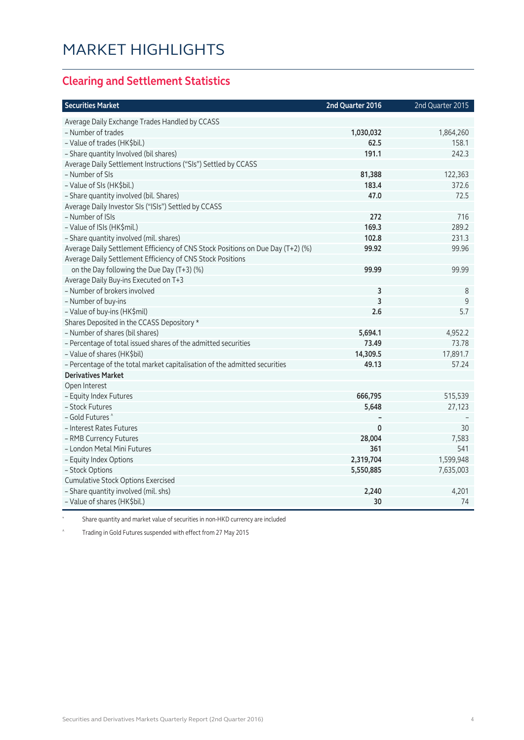# MARKET HIGHLIGHTS

## Clearing and Settlement Statistics

| Securities Market | 2nd Quarter 2016 | 2nd Quarter 2015 |
|---|---|---|
| Average Daily Exchange Trades Handled by CCASS | | |
| – Number of trades | **1,030,032** | 1,864,260 |
| – Value of trades (HK$bil.) | **62.5** | 158.1 |
| – Share quantity Involved (bil shares) | **191.1** | 242.3 |
| Average Daily Settlement Instructions ("SIs") Settled by CCASS | | |
| – Number of SIs | **81,388** | 122,363 |
| – Value of SIs (HK$bil.) | **183.4** | 372.6 |
| – Share quantity involved (bil. Shares) | **47.0** | 72.5 |
| Average Daily Investor SIs ("ISIs") Settled by CCASS | | |
| – Number of ISIs | **272** | 716 |
| – Value of ISIs (HK$mil.) | **169.3** | 289.2 |
| – Share quantity involved (mil. shares) | **102.8** | 231.3 |
| Average Daily Settlement Efficiency of CNS Stock Positions on Due Day (T+2) (%) | **99.92** | 99.96 |
| Average Daily Settlement Efficiency of CNS Stock Positions on the Day following the Due Day (T+3) (%) | **99.99** | 99.99 |
| Average Daily Buy-ins Executed on T+3 | | |
| – Number of brokers involved | **3** | 8 |
| – Number of buy-ins | **3** | 9 |
| – Value of buy-ins (HK$mil) | **2.6** | 5.7 |
| Shares Deposited in the CCASS Depository * | | |
| – Number of shares (bil shares) | **5,694.1** | 4,952.2 |
| – Percentage of total issued shares of the admitted securities | **73.49** | 73.78 |
| – Value of shares (HK$bil) | **14,309.5** | 17,891.7 |
| – Percentage of the total market capitalisation of the admitted securities | **49.13** | 57.24 |
| **Derivatives Market** | | |
| Open Interest | | |
| – Equity Index Futures | **666,795** | 515,539 |
| – Stock Futures | **5,648** | 27,123 |
| – Gold Futures ^ | **–** | – |
| – Interest Rates Futures | **0** | 30 |
| – RMB Currency Futures | **28,004** | 7,583 |
| – London Metal Mini Futures | **361** | 541 |
| – Equity Index Options | **2,319,704** | 1,599,948 |
| – Stock Options | **5,550,885** | 7,635,003 |
| Cumulative Stock Options Exercised | | |
| – Share quantity involved (mil. shs) | **2,240** | 4,201 |
| – Value of shares (HK$bil.) | **30** | 74 |

\* Share quantity and market value of securities in non-HKD currency are included

^ Trading in Gold Futures suspended with effect from 27 May 2015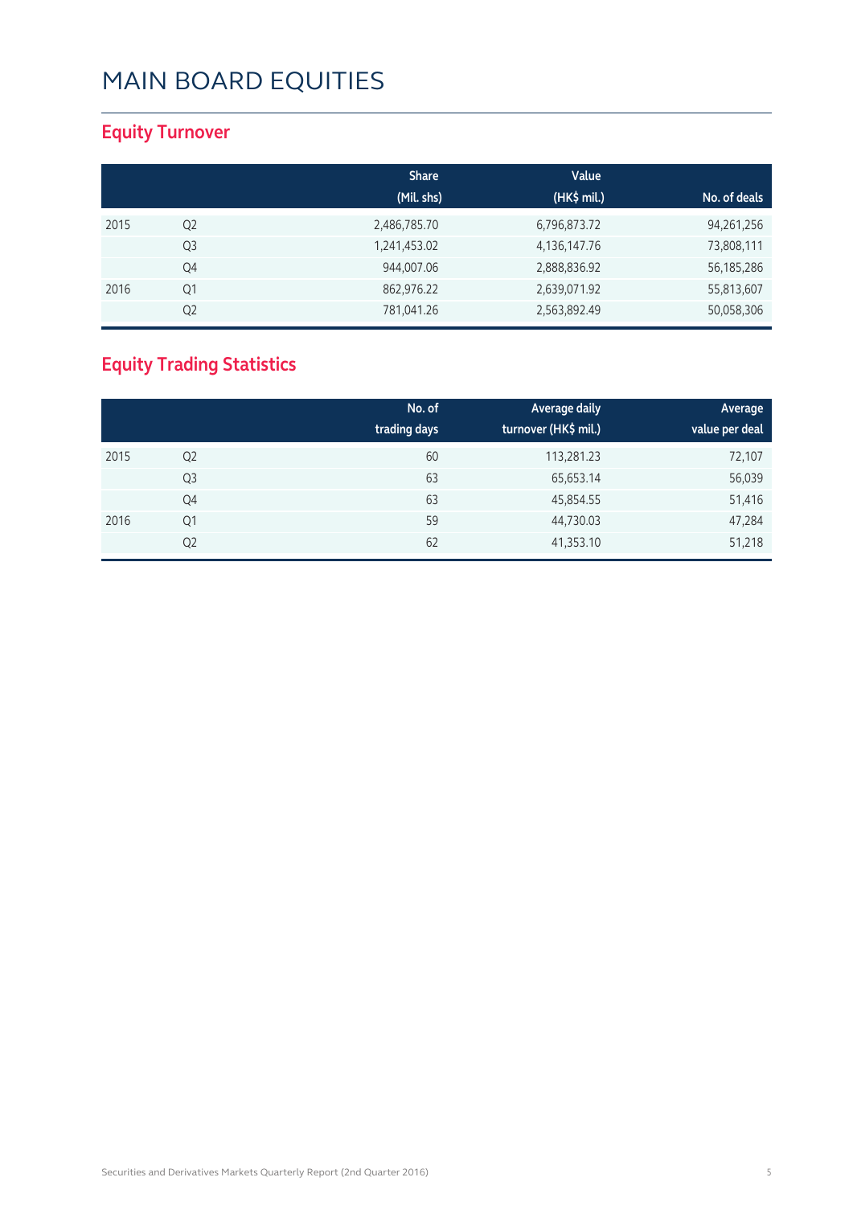# MAIN BOARD EQUITIES

## Equity Turnover

| | | Share (Mil. shs) | Value (HK$ mil.) | No. of deals |
|---|---|---|---|---|
| 2015 | Q2 | 2,486,785.70 | 6,796,873.72 | 94,261,256 |
| | Q3 | 1,241,453.02 | 4,136,147.76 | 73,808,111 |
| | Q4 | 944,007.06 | 2,888,836.92 | 56,185,286 |
| 2016 | Q1 | 862,976.22 | 2,639,071.92 | 55,813,607 |
| | Q2 | 781,041.26 | 2,563,892.49 | 50,058,306 |

## Equity Trading Statistics

| | | No. of trading days | Average daily turnover (HK$ mil.) | Average value per deal |
|---|---|---|---|---|
| 2015 | Q2 | 60 | 113,281.23 | 72,107 |
| | Q3 | 63 | 65,653.14 | 56,039 |
| | Q4 | 63 | 45,854.55 | 51,416 |
| 2016 | Q1 | 59 | 44,730.03 | 47,284 |
| | Q2 | 62 | 41,353.10 | 51,218 |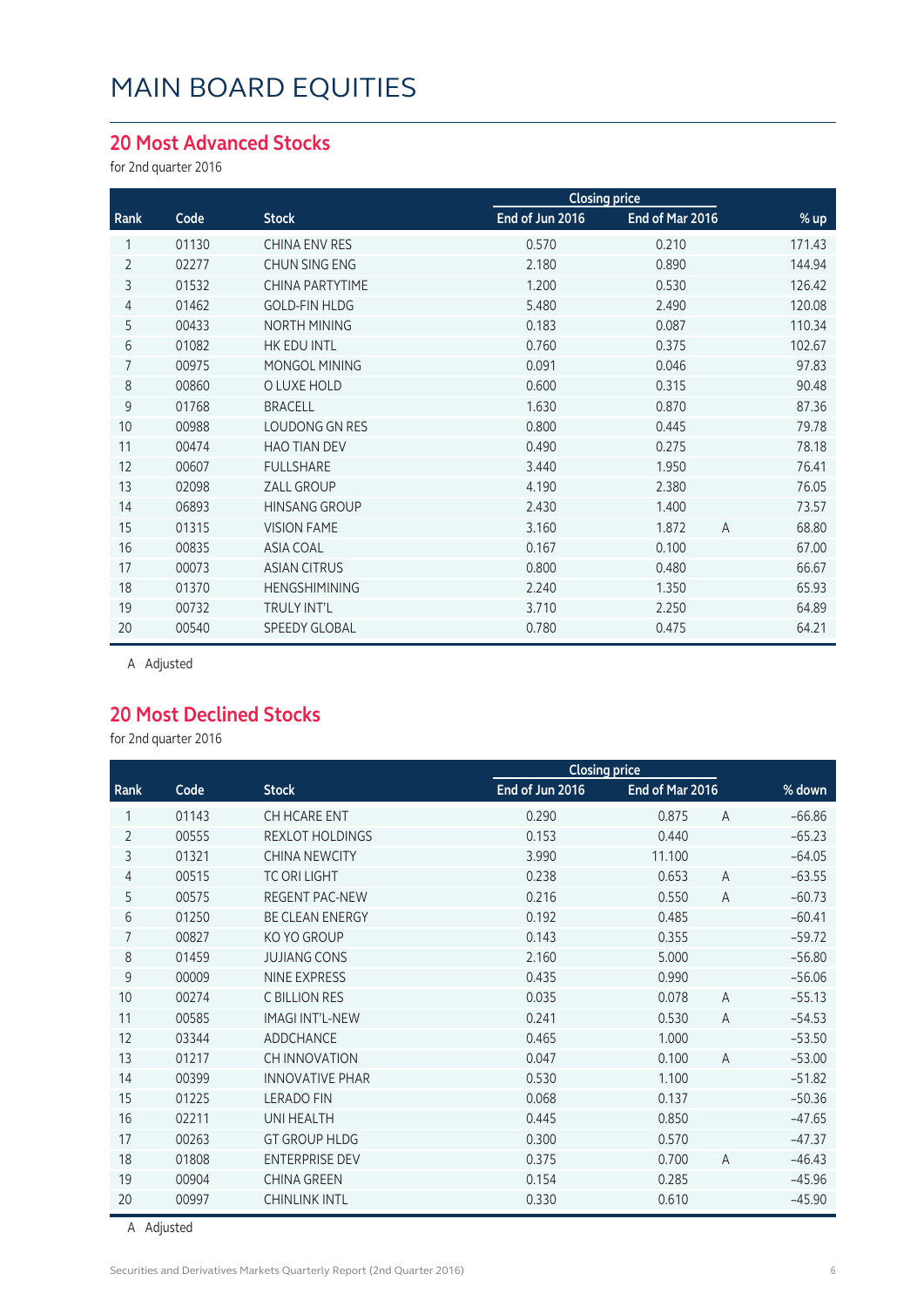# MAIN BOARD EQUITIES

## 20 Most Advanced Stocks

for 2nd quarter 2016

| | | | Closing price | | | |
|---|---|---|---|---|---|---|
| Rank | Code | Stock | End of Jun 2016 | End of Mar 2016 | | % up |
| 1 | 01130 | CHINA ENV RES | 0.570 | 0.210 | | 171.43 |
| 2 | 02277 | CHUN SING ENG | 2.180 | 0.890 | | 144.94 |
| 3 | 01532 | CHINA PARTYTIME | 1.200 | 0.530 | | 126.42 |
| 4 | 01462 | GOLD-FIN HLDG | 5.480 | 2.490 | | 120.08 |
| 5 | 00433 | NORTH MINING | 0.183 | 0.087 | | 110.34 |
| 6 | 01082 | HK EDU INTL | 0.760 | 0.375 | | 102.67 |
| 7 | 00975 | MONGOL MINING | 0.091 | 0.046 | | 97.83 |
| 8 | 00860 | O LUXE HOLD | 0.600 | 0.315 | | 90.48 |
| 9 | 01768 | BRACELL | 1.630 | 0.870 | | 87.36 |
| 10 | 00988 | LOUDONG GN RES | 0.800 | 0.445 | | 79.78 |
| 11 | 00474 | HAO TIAN DEV | 0.490 | 0.275 | | 78.18 |
| 12 | 00607 | FULLSHARE | 3.440 | 1.950 | | 76.41 |
| 13 | 02098 | ZALL GROUP | 4.190 | 2.380 | | 76.05 |
| 14 | 06893 | HINSANG GROUP | 2.430 | 1.400 | | 73.57 |
| 15 | 01315 | VISION FAME | 3.160 | 1.872 | A | 68.80 |
| 16 | 00835 | ASIA COAL | 0.167 | 0.100 | | 67.00 |
| 17 | 00073 | ASIAN CITRUS | 0.800 | 0.480 | | 66.67 |
| 18 | 01370 | HENGSHIMINING | 2.240 | 1.350 | | 65.93 |
| 19 | 00732 | TRULY INT'L | 3.710 | 2.250 | | 64.89 |
| 20 | 00540 | SPEEDY GLOBAL | 0.780 | 0.475 | | 64.21 |

A Adjusted

## 20 Most Declined Stocks

for 2nd quarter 2016

| | | | Closing price | | | |
|---|---|---|---|---|---|---|
| Rank | Code | Stock | End of Jun 2016 | End of Mar 2016 | | % down |
| 1 | 01143 | CH HCARE ENT | 0.290 | 0.875 | A | -66.86 |
| 2 | 00555 | REXLOT HOLDINGS | 0.153 | 0.440 | | -65.23 |
| 3 | 01321 | CHINA NEWCITY | 3.990 | 11.100 | | -64.05 |
| 4 | 00515 | TC ORI LIGHT | 0.238 | 0.653 | A | -63.55 |
| 5 | 00575 | REGENT PAC-NEW | 0.216 | 0.550 | A | -60.73 |
| 6 | 01250 | BE CLEAN ENERGY | 0.192 | 0.485 | | -60.41 |
| 7 | 00827 | KO YO GROUP | 0.143 | 0.355 | | -59.72 |
| 8 | 01459 | JUJIANG CONS | 2.160 | 5.000 | | -56.80 |
| 9 | 00009 | NINE EXPRESS | 0.435 | 0.990 | | -56.06 |
| 10 | 00274 | C BILLION RES | 0.035 | 0.078 | A | -55.13 |
| 11 | 00585 | IMAGI INT'L-NEW | 0.241 | 0.530 | A | -54.53 |
| 12 | 03344 | ADDCHANCE | 0.465 | 1.000 | | -53.50 |
| 13 | 01217 | CH INNOVATION | 0.047 | 0.100 | A | -53.00 |
| 14 | 00399 | INNOVATIVE PHAR | 0.530 | 1.100 | | -51.82 |
| 15 | 01225 | LERADO FIN | 0.068 | 0.137 | | -50.36 |
| 16 | 02211 | UNI HEALTH | 0.445 | 0.850 | | -47.65 |
| 17 | 00263 | GT GROUP HLDG | 0.300 | 0.570 | | -47.37 |
| 18 | 01808 | ENTERPRISE DEV | 0.375 | 0.700 | A | -46.43 |
| 19 | 00904 | CHINA GREEN | 0.154 | 0.285 | | -45.96 |
| 20 | 00997 | CHINLINK INTL | 0.330 | 0.610 | | -45.90 |

A Adjusted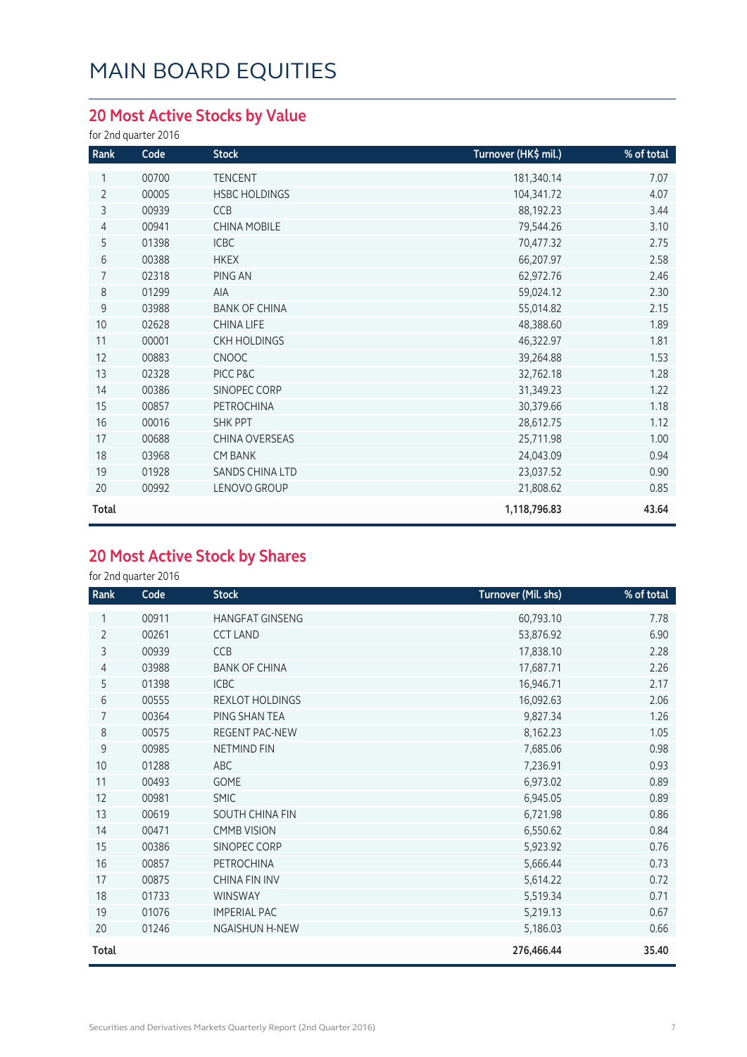# MAIN BOARD EQUITIES

## 20 Most Active Stocks by Value

for 2nd quarter 2016

| Rank | Code | Stock | Turnover (HK$ mil.) | % of total |
|---|---|---|---|---|
| 1 | 00700 | TENCENT | 181,340.14 | 7.07 |
| 2 | 00005 | HSBC HOLDINGS | 104,341.72 | 4.07 |
| 3 | 00939 | CCB | 88,192.23 | 3.44 |
| 4 | 00941 | CHINA MOBILE | 79,544.26 | 3.10 |
| 5 | 01398 | ICBC | 70,477.32 | 2.75 |
| 6 | 00388 | HKEX | 66,207.97 | 2.58 |
| 7 | 02318 | PING AN | 62,972.76 | 2.46 |
| 8 | 01299 | AIA | 59,024.12 | 2.30 |
| 9 | 03988 | BANK OF CHINA | 55,014.82 | 2.15 |
| 10 | 02628 | CHINA LIFE | 48,388.60 | 1.89 |
| 11 | 00001 | CKH HOLDINGS | 46,322.97 | 1.81 |
| 12 | 00883 | CNOOC | 39,264.88 | 1.53 |
| 13 | 02328 | PICC P&C | 32,762.18 | 1.28 |
| 14 | 00386 | SINOPEC CORP | 31,349.23 | 1.22 |
| 15 | 00857 | PETROCHINA | 30,379.66 | 1.18 |
| 16 | 00016 | SHK PPT | 28,612.75 | 1.12 |
| 17 | 00688 | CHINA OVERSEAS | 25,711.98 | 1.00 |
| 18 | 03968 | CM BANK | 24,043.09 | 0.94 |
| 19 | 01928 | SANDS CHINA LTD | 23,037.52 | 0.90 |
| 20 | 00992 | LENOVO GROUP | 21,808.62 | 0.85 |
| **Total** | | | **1,118,796.83** | **43.64** |

## 20 Most Active Stock by Shares

for 2nd quarter 2016

| Rank | Code | Stock | Turnover (Mil. shs) | % of total |
|---|---|---|---|---|
| 1 | 00911 | HANGFAT GINSENG | 60,793.10 | 7.78 |
| 2 | 00261 | CCT LAND | 53,876.92 | 6.90 |
| 3 | 00939 | CCB | 17,838.10 | 2.28 |
| 4 | 03988 | BANK OF CHINA | 17,687.71 | 2.26 |
| 5 | 01398 | ICBC | 16,946.71 | 2.17 |
| 6 | 00555 | REXLOT HOLDINGS | 16,092.63 | 2.06 |
| 7 | 00364 | PING SHAN TEA | 9,827.34 | 1.26 |
| 8 | 00575 | REGENT PAC-NEW | 8,162.23 | 1.05 |
| 9 | 00985 | NETMIND FIN | 7,685.06 | 0.98 |
| 10 | 01288 | ABC | 7,236.91 | 0.93 |
| 11 | 00493 | GOME | 6,973.02 | 0.89 |
| 12 | 00981 | SMIC | 6,945.05 | 0.89 |
| 13 | 00619 | SOUTH CHINA FIN | 6,721.98 | 0.86 |
| 14 | 00471 | CMMB VISION | 6,550.62 | 0.84 |
| 15 | 00386 | SINOPEC CORP | 5,923.92 | 0.76 |
| 16 | 00857 | PETROCHINA | 5,666.44 | 0.73 |
| 17 | 00875 | CHINA FIN INV | 5,614.22 | 0.72 |
| 18 | 01733 | WINSWAY | 5,519.34 | 0.71 |
| 19 | 01076 | IMPERIAL PAC | 5,219.13 | 0.67 |
| 20 | 01246 | NGAISHUN H-NEW | 5,186.03 | 0.66 |
| **Total** | | | **276,466.44** | **35.40** |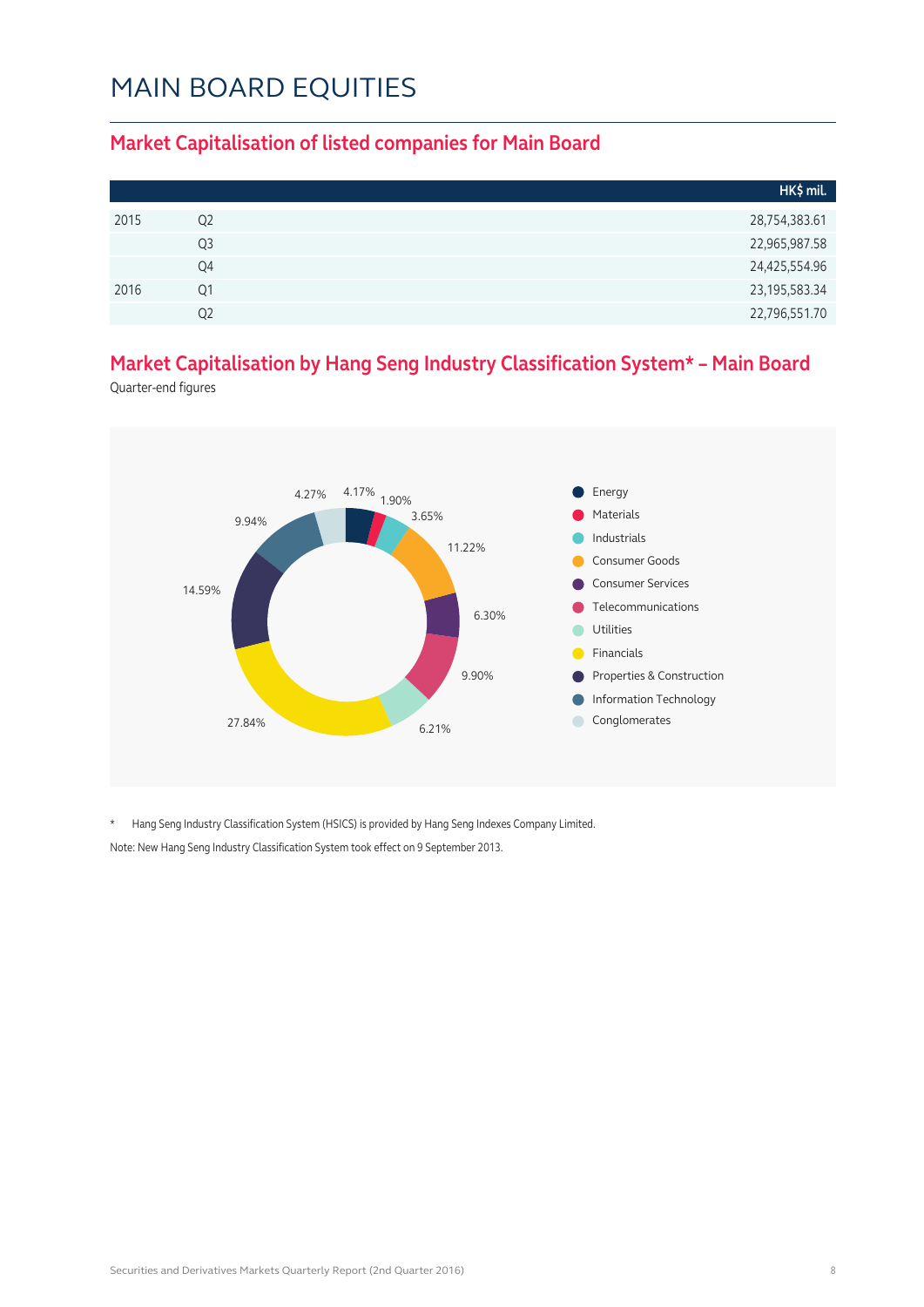# MAIN BOARD EQUITIES

## Market Capitalisation of listed companies for Main Board

| | | HK$ mil. |
|---|---|---|
| 2015 | Q2 | 28,754,383.61 |
| | Q3 | 22,965,987.58 |
| | Q4 | 24,425,554.96 |
| 2016 | Q1 | 23,195,583.34 |
| | Q2 | 22,796,551.70 |

## Market Capitalisation by Hang Seng Industry Classification System* – Main Board

Quarter-end figures

| Industry | % |
|---|---|
| Energy | 4.17% |
| Materials | 1.90% |
| Industrials | 3.65% |
| Consumer Goods | 11.22% |
| Consumer Services | 6.30% |
| Telecommunications | 9.90% |
| Utilities | 6.21% |
| Financials | 27.84% |
| Properties & Construction | 14.59% |
| Information Technology | 9.94% |
| Conglomerates | 4.27% |

\* Hang Seng Industry Classification System (HSICS) is provided by Hang Seng Indexes Company Limited.

Note: New Hang Seng Industry Classification System took effect on 9 September 2013.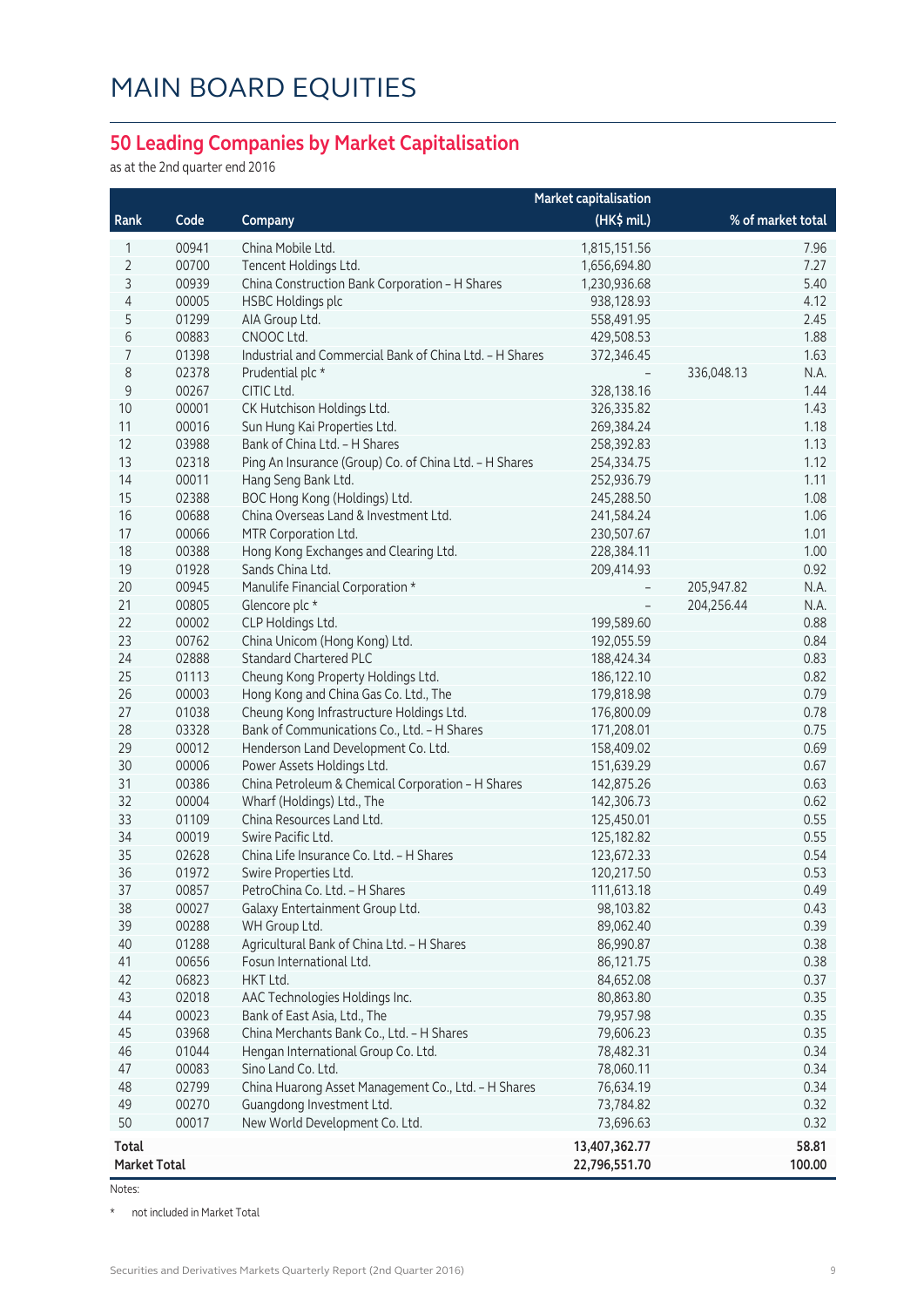# MAIN BOARD EQUITIES

## 50 Leading Companies by Market Capitalisation

as at the 2nd quarter end 2016

| Rank | Code | Company | Market capitalisation (HK$ mil.) | | % of market total |
|---|---|---|---|---|---|
| 1 | 00941 | China Mobile Ltd. | 1,815,151.56 | | 7.96 |
| 2 | 00700 | Tencent Holdings Ltd. | 1,656,694.80 | | 7.27 |
| 3 | 00939 | China Construction Bank Corporation – H Shares | 1,230,936.68 | | 5.40 |
| 4 | 00005 | HSBC Holdings plc | 938,128.93 | | 4.12 |
| 5 | 01299 | AIA Group Ltd. | 558,491.95 | | 2.45 |
| 6 | 00883 | CNOOC Ltd. | 429,508.53 | | 1.88 |
| 7 | 01398 | Industrial and Commercial Bank of China Ltd. – H Shares | 372,346.45 | | 1.63 |
| 8 | 02378 | Prudential plc * | – | 336,048.13 | N.A. |
| 9 | 00267 | CITIC Ltd. | 328,138.16 | | 1.44 |
| 10 | 00001 | CK Hutchison Holdings Ltd. | 326,335.82 | | 1.43 |
| 11 | 00016 | Sun Hung Kai Properties Ltd. | 269,384.24 | | 1.18 |
| 12 | 03988 | Bank of China Ltd. – H Shares | 258,392.83 | | 1.13 |
| 13 | 02318 | Ping An Insurance (Group) Co. of China Ltd. – H Shares | 254,334.75 | | 1.12 |
| 14 | 00011 | Hang Seng Bank Ltd. | 252,936.79 | | 1.11 |
| 15 | 02388 | BOC Hong Kong (Holdings) Ltd. | 245,288.50 | | 1.08 |
| 16 | 00688 | China Overseas Land & Investment Ltd. | 241,584.24 | | 1.06 |
| 17 | 00066 | MTR Corporation Ltd. | 230,507.67 | | 1.01 |
| 18 | 00388 | Hong Kong Exchanges and Clearing Ltd. | 228,384.11 | | 1.00 |
| 19 | 01928 | Sands China Ltd. | 209,414.93 | | 0.92 |
| 20 | 00945 | Manulife Financial Corporation * | – | 205,947.82 | N.A. |
| 21 | 00805 | Glencore plc * | – | 204,256.44 | N.A. |
| 22 | 00002 | CLP Holdings Ltd. | 199,589.60 | | 0.88 |
| 23 | 00762 | China Unicom (Hong Kong) Ltd. | 192,055.59 | | 0.84 |
| 24 | 02888 | Standard Chartered PLC | 188,424.34 | | 0.83 |
| 25 | 01113 | Cheung Kong Property Holdings Ltd. | 186,122.10 | | 0.82 |
| 26 | 00003 | Hong Kong and China Gas Co. Ltd., The | 179,818.98 | | 0.79 |
| 27 | 01038 | Cheung Kong Infrastructure Holdings Ltd. | 176,800.09 | | 0.78 |
| 28 | 03328 | Bank of Communications Co., Ltd. – H Shares | 171,208.01 | | 0.75 |
| 29 | 00012 | Henderson Land Development Co. Ltd. | 158,409.02 | | 0.69 |
| 30 | 00006 | Power Assets Holdings Ltd. | 151,639.29 | | 0.67 |
| 31 | 00386 | China Petroleum & Chemical Corporation – H Shares | 142,875.26 | | 0.63 |
| 32 | 00004 | Wharf (Holdings) Ltd., The | 142,306.73 | | 0.62 |
| 33 | 01109 | China Resources Land Ltd. | 125,450.01 | | 0.55 |
| 34 | 00019 | Swire Pacific Ltd. | 125,182.82 | | 0.55 |
| 35 | 02628 | China Life Insurance Co. Ltd. – H Shares | 123,672.33 | | 0.54 |
| 36 | 01972 | Swire Properties Ltd. | 120,217.50 | | 0.53 |
| 37 | 00857 | PetroChina Co. Ltd. – H Shares | 111,613.18 | | 0.49 |
| 38 | 00027 | Galaxy Entertainment Group Ltd. | 98,103.82 | | 0.43 |
| 39 | 00288 | WH Group Ltd. | 89,062.40 | | 0.39 |
| 40 | 01288 | Agricultural Bank of China Ltd. – H Shares | 86,990.87 | | 0.38 |
| 41 | 00656 | Fosun International Ltd. | 86,121.75 | | 0.38 |
| 42 | 06823 | HKT Ltd. | 84,652.08 | | 0.37 |
| 43 | 02018 | AAC Technologies Holdings Inc. | 80,863.80 | | 0.35 |
| 44 | 00023 | Bank of East Asia, Ltd., The | 79,957.98 | | 0.35 |
| 45 | 03968 | China Merchants Bank Co., Ltd. – H Shares | 79,606.23 | | 0.35 |
| 46 | 01044 | Hengan International Group Co. Ltd. | 78,482.31 | | 0.34 |
| 47 | 00083 | Sino Land Co. Ltd. | 78,060.11 | | 0.34 |
| 48 | 02799 | China Huarong Asset Management Co., Ltd. – H Shares | 76,634.19 | | 0.34 |
| 49 | 00270 | Guangdong Investment Ltd. | 73,784.82 | | 0.32 |
| 50 | 00017 | New World Development Co. Ltd. | 73,696.63 | | 0.32 |
| **Total** | | | **13,407,362.77** | | **58.81** |
| **Market Total** | | | **22,796,551.70** | | **100.00** |

Notes:

\* not included in Market Total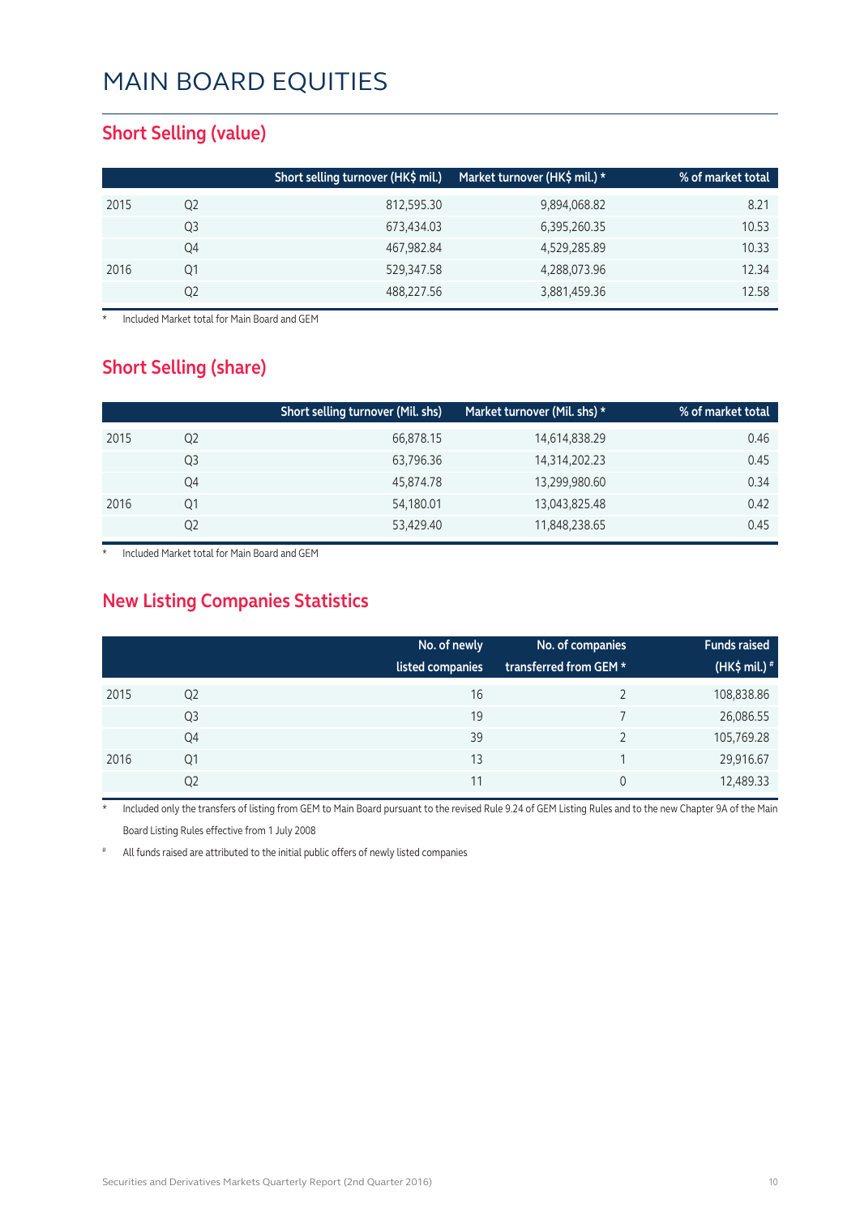# MAIN BOARD EQUITIES

## Short Selling (value)

| | | Short selling turnover (HK$ mil.) | Market turnover (HK$ mil.) * | % of market total |
|---|---|---|---|---|
| 2015 | Q2 | 812,595.30 | 9,894,068.82 | 8.21 |
| | Q3 | 673,434.03 | 6,395,260.35 | 10.53 |
| | Q4 | 467,982.84 | 4,529,285.89 | 10.33 |
| 2016 | Q1 | 529,347.58 | 4,288,073.96 | 12.34 |
| | Q2 | 488,227.56 | 3,881,459.36 | 12.58 |

\* Included Market total for Main Board and GEM

## Short Selling (share)

| | | Short selling turnover (Mil. shs) | Market turnover (Mil. shs) * | % of market total |
|---|---|---|---|---|
| 2015 | Q2 | 66,878.15 | 14,614,838.29 | 0.46 |
| | Q3 | 63,796.36 | 14,314,202.23 | 0.45 |
| | Q4 | 45,874.78 | 13,299,980.60 | 0.34 |
| 2016 | Q1 | 54,180.01 | 13,043,825.48 | 0.42 |
| | Q2 | 53,429.40 | 11,848,238.65 | 0.45 |

\* Included Market total for Main Board and GEM

## New Listing Companies Statistics

| | | No. of newly listed companies | No. of companies transferred from GEM * | Funds raised (HK$ mil.) # |
|---|---|---|---|---|
| 2015 | Q2 | 16 | 2 | 108,838.86 |
| | Q3 | 19 | 7 | 26,086.55 |
| | Q4 | 39 | 2 | 105,769.28 |
| 2016 | Q1 | 13 | 1 | 29,916.67 |
| | Q2 | 11 | 0 | 12,489.33 |

\* Included only the transfers of listing from GEM to Main Board pursuant to the revised Rule 9.24 of GEM Listing Rules and to the new Chapter 9A of the Main Board Listing Rules effective from 1 July 2008

\# All funds raised are attributed to the initial public offers of newly listed companies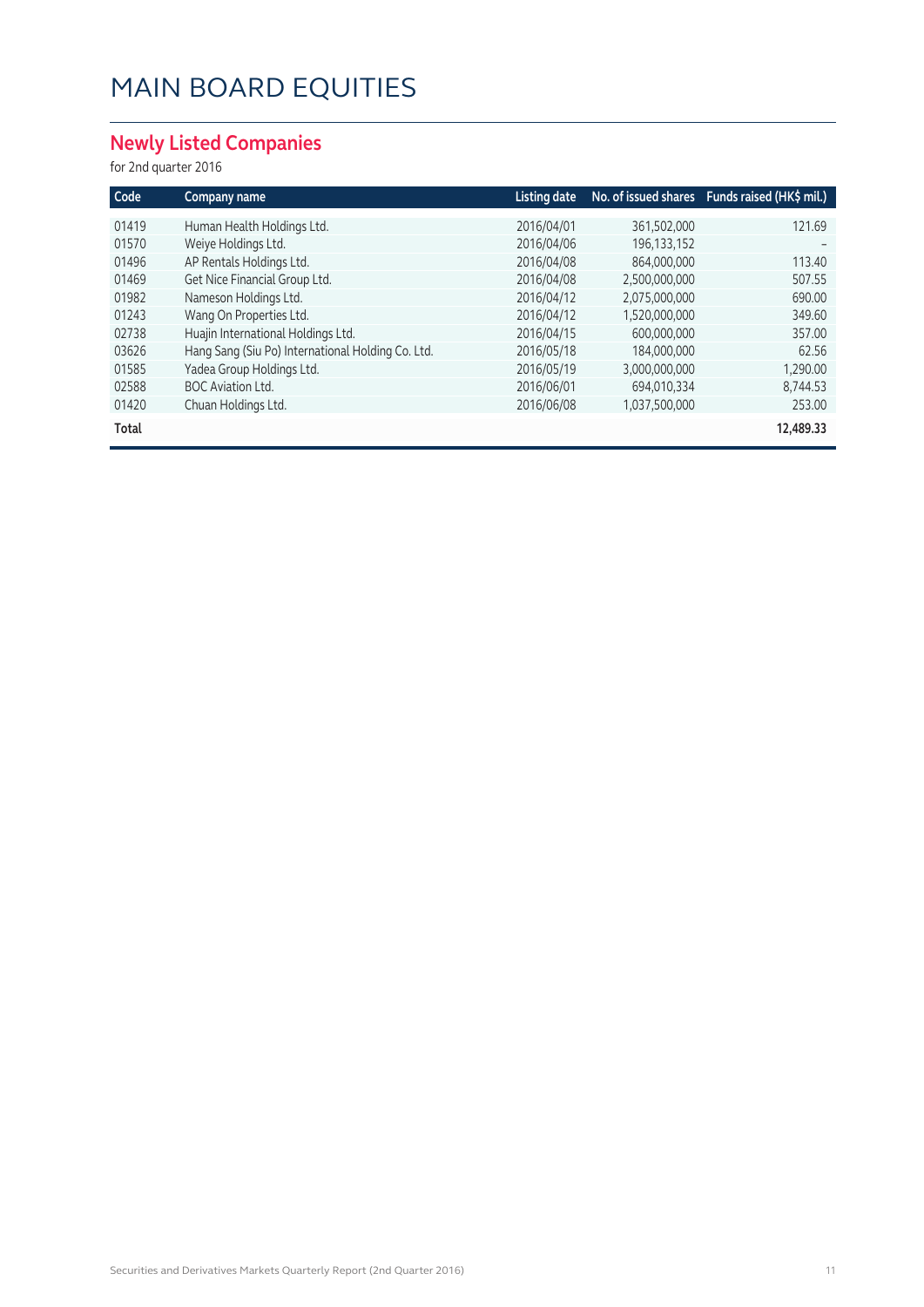# MAIN BOARD EQUITIES

## Newly Listed Companies

for 2nd quarter 2016

| Code | Company name | Listing date | No. of issued shares | Funds raised (HK$ mil.) |
|---|---|---|---|---|
| 01419 | Human Health Holdings Ltd. | 2016/04/01 | 361,502,000 | 121.69 |
| 01570 | Weiye Holdings Ltd. | 2016/04/06 | 196,133,152 | – |
| 01496 | AP Rentals Holdings Ltd. | 2016/04/08 | 864,000,000 | 113.40 |
| 01469 | Get Nice Financial Group Ltd. | 2016/04/08 | 2,500,000,000 | 507.55 |
| 01982 | Nameson Holdings Ltd. | 2016/04/12 | 2,075,000,000 | 690.00 |
| 01243 | Wang On Properties Ltd. | 2016/04/12 | 1,520,000,000 | 349.60 |
| 02738 | Huajin International Holdings Ltd. | 2016/04/15 | 600,000,000 | 357.00 |
| 03626 | Hang Sang (Siu Po) International Holding Co. Ltd. | 2016/05/18 | 184,000,000 | 62.56 |
| 01585 | Yadea Group Holdings Ltd. | 2016/05/19 | 3,000,000,000 | 1,290.00 |
| 02588 | BOC Aviation Ltd. | 2016/06/01 | 694,010,334 | 8,744.53 |
| 01420 | Chuan Holdings Ltd. | 2016/06/08 | 1,037,500,000 | 253.00 |
| **Total** | | | | **12,489.33** |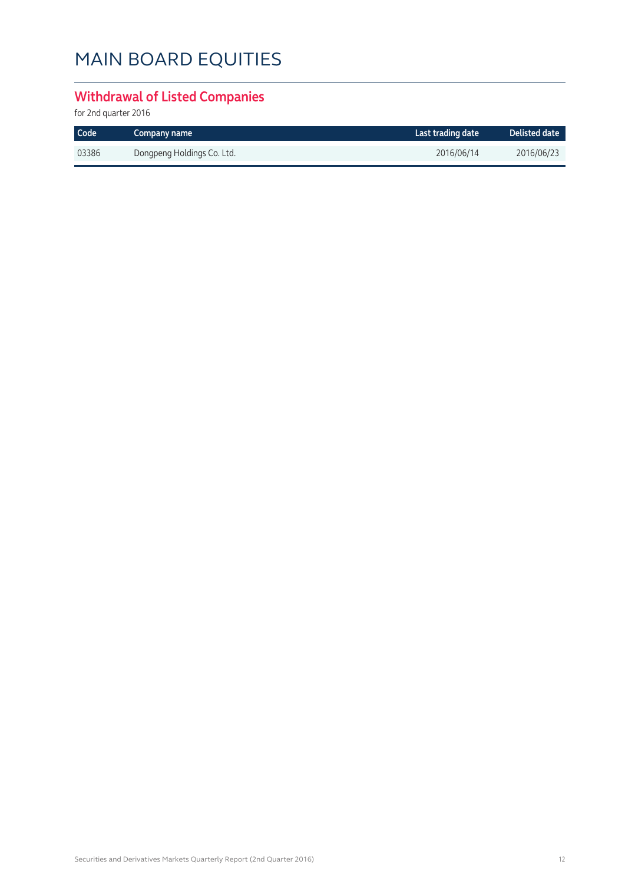# MAIN BOARD EQUITIES

## Withdrawal of Listed Companies

for 2nd quarter 2016

| Code | Company name | Last trading date | Delisted date |
|---|---|---|---|
| 03386 | Dongpeng Holdings Co. Ltd. | 2016/06/14 | 2016/06/23 |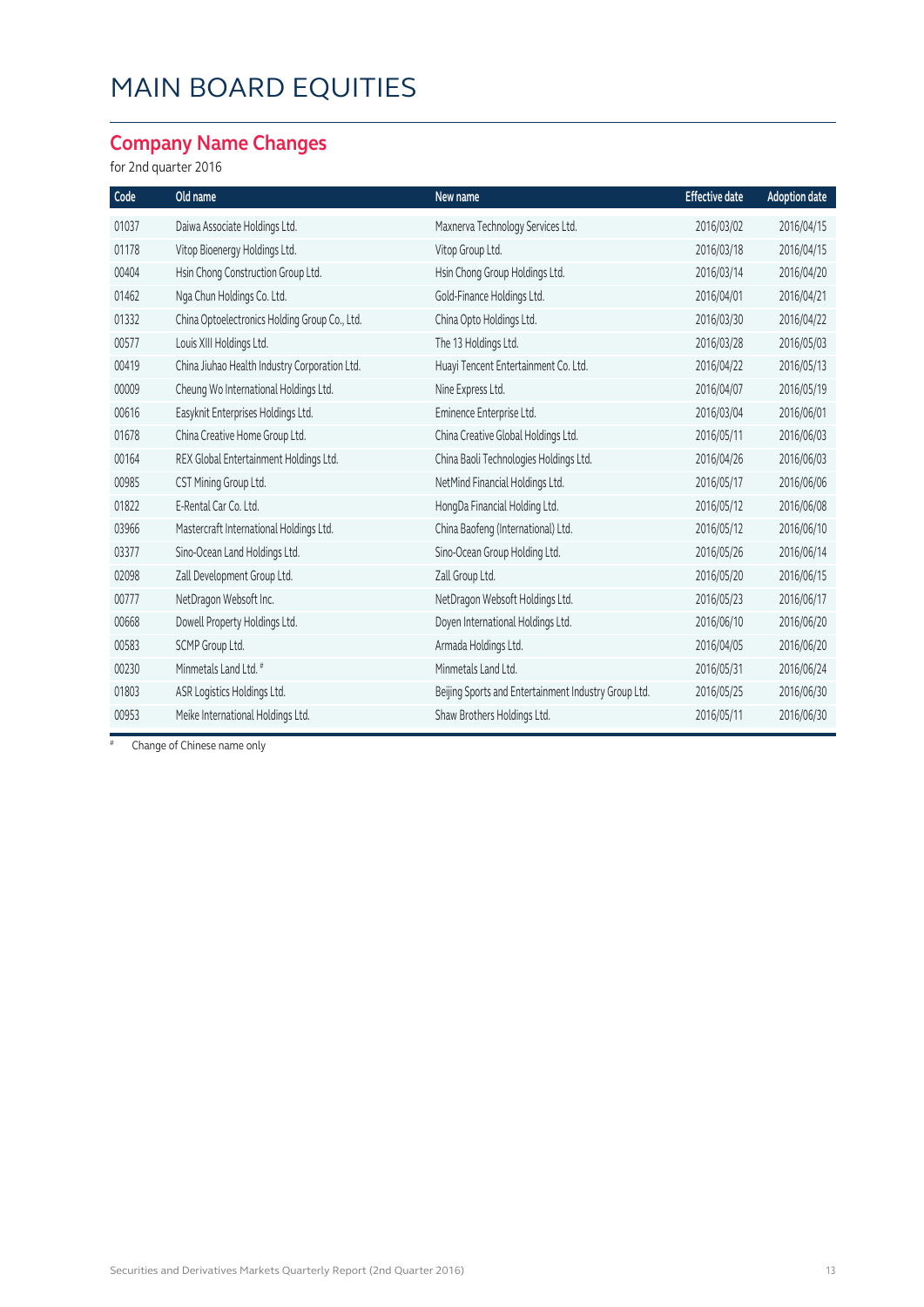# MAIN BOARD EQUITIES

## Company Name Changes

for 2nd quarter 2016

| Code | Old name | New name | Effective date | Adoption date |
|---|---|---|---|---|
| 01037 | Daiwa Associate Holdings Ltd. | Maxnerva Technology Services Ltd. | 2016/03/02 | 2016/04/15 |
| 01178 | Vitop Bioenergy Holdings Ltd. | Vitop Group Ltd. | 2016/03/18 | 2016/04/15 |
| 00404 | Hsin Chong Construction Group Ltd. | Hsin Chong Group Holdings Ltd. | 2016/03/14 | 2016/04/20 |
| 01462 | Nga Chun Holdings Co. Ltd. | Gold-Finance Holdings Ltd. | 2016/04/01 | 2016/04/21 |
| 01332 | China Optoelectronics Holding Group Co., Ltd. | China Opto Holdings Ltd. | 2016/03/30 | 2016/04/22 |
| 00577 | Louis XIII Holdings Ltd. | The 13 Holdings Ltd. | 2016/03/28 | 2016/05/03 |
| 00419 | China Jiuhao Health Industry Corporation Ltd. | Huayi Tencent Entertainment Co. Ltd. | 2016/04/22 | 2016/05/13 |
| 00009 | Cheung Wo International Holdings Ltd. | Nine Express Ltd. | 2016/04/07 | 2016/05/19 |
| 00616 | Easyknit Enterprises Holdings Ltd. | Eminence Enterprise Ltd. | 2016/03/04 | 2016/06/01 |
| 01678 | China Creative Home Group Ltd. | China Creative Global Holdings Ltd. | 2016/05/11 | 2016/06/03 |
| 00164 | REX Global Entertainment Holdings Ltd. | China Baoli Technologies Holdings Ltd. | 2016/04/26 | 2016/06/03 |
| 00985 | CST Mining Group Ltd. | NetMind Financial Holdings Ltd. | 2016/05/17 | 2016/06/06 |
| 01822 | E-Rental Car Co. Ltd. | HongDa Financial Holding Ltd. | 2016/05/12 | 2016/06/08 |
| 03966 | Mastercraft International Holdings Ltd. | China Baofeng (International) Ltd. | 2016/05/12 | 2016/06/10 |
| 03377 | Sino-Ocean Land Holdings Ltd. | Sino-Ocean Group Holding Ltd. | 2016/05/26 | 2016/06/14 |
| 02098 | Zall Development Group Ltd. | Zall Group Ltd. | 2016/05/20 | 2016/06/15 |
| 00777 | NetDragon Websoft Inc. | NetDragon Websoft Holdings Ltd. | 2016/05/23 | 2016/06/17 |
| 00668 | Dowell Property Holdings Ltd. | Doyen International Holdings Ltd. | 2016/06/10 | 2016/06/20 |
| 00583 | SCMP Group Ltd. | Armada Holdings Ltd. | 2016/04/05 | 2016/06/20 |
| 00230 | Minmetals Land Ltd. # | Minmetals Land Ltd. | 2016/05/31 | 2016/06/24 |
| 01803 | ASR Logistics Holdings Ltd. | Beijing Sports and Entertainment Industry Group Ltd. | 2016/05/25 | 2016/06/30 |
| 00953 | Meike International Holdings Ltd. | Shaw Brothers Holdings Ltd. | 2016/05/11 | 2016/06/30 |

# Change of Chinese name only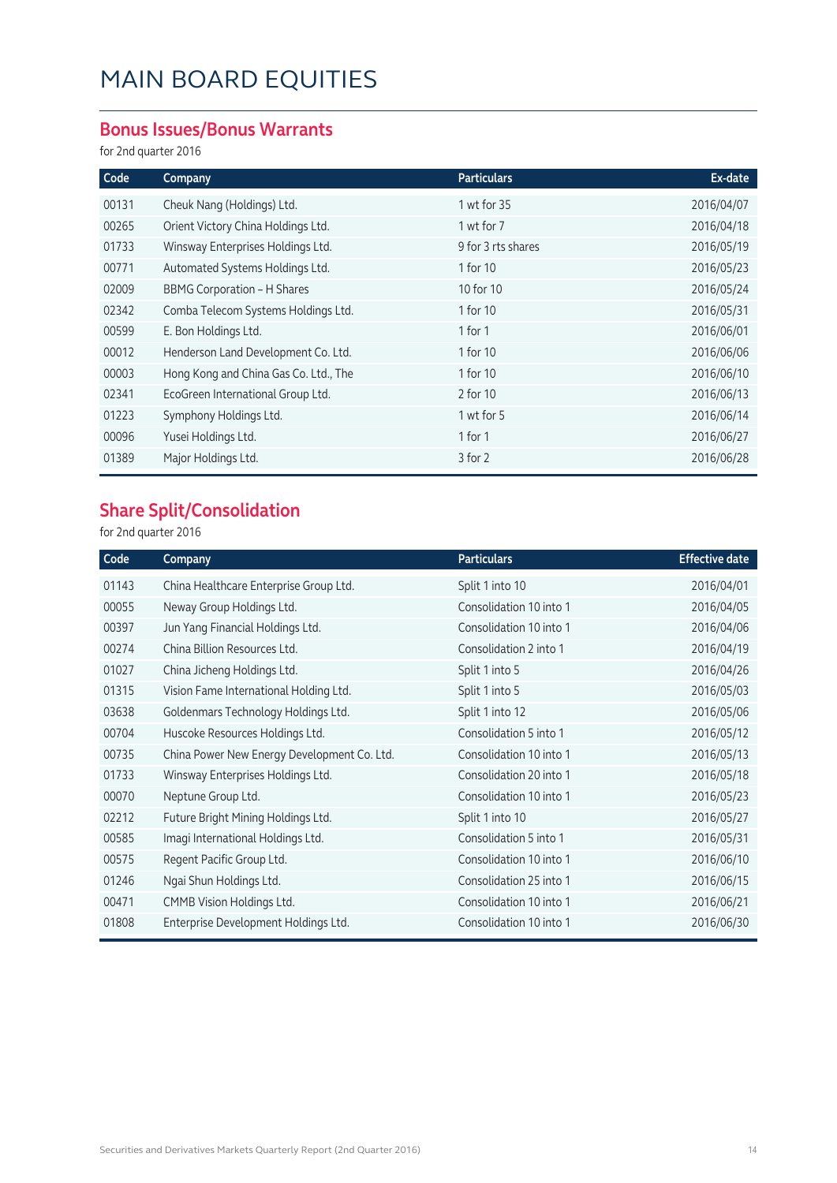# MAIN BOARD EQUITIES

## Bonus Issues/Bonus Warrants

for 2nd quarter 2016

| Code | Company | Particulars | Ex-date |
|---|---|---|---|
| 00131 | Cheuk Nang (Holdings) Ltd. | 1 wt for 35 | 2016/04/07 |
| 00265 | Orient Victory China Holdings Ltd. | 1 wt for 7 | 2016/04/18 |
| 01733 | Winsway Enterprises Holdings Ltd. | 9 for 3 rts shares | 2016/05/19 |
| 00771 | Automated Systems Holdings Ltd. | 1 for 10 | 2016/05/23 |
| 02009 | BBMG Corporation – H Shares | 10 for 10 | 2016/05/24 |
| 02342 | Comba Telecom Systems Holdings Ltd. | 1 for 10 | 2016/05/31 |
| 00599 | E. Bon Holdings Ltd. | 1 for 1 | 2016/06/01 |
| 00012 | Henderson Land Development Co. Ltd. | 1 for 10 | 2016/06/06 |
| 00003 | Hong Kong and China Gas Co. Ltd., The | 1 for 10 | 2016/06/10 |
| 02341 | EcoGreen International Group Ltd. | 2 for 10 | 2016/06/13 |
| 01223 | Symphony Holdings Ltd. | 1 wt for 5 | 2016/06/14 |
| 00096 | Yusei Holdings Ltd. | 1 for 1 | 2016/06/27 |
| 01389 | Major Holdings Ltd. | 3 for 2 | 2016/06/28 |

## Share Split/Consolidation

for 2nd quarter 2016

| Code | Company | Particulars | Effective date |
|---|---|---|---|
| 01143 | China Healthcare Enterprise Group Ltd. | Split 1 into 10 | 2016/04/01 |
| 00055 | Neway Group Holdings Ltd. | Consolidation 10 into 1 | 2016/04/05 |
| 00397 | Jun Yang Financial Holdings Ltd. | Consolidation 10 into 1 | 2016/04/06 |
| 00274 | China Billion Resources Ltd. | Consolidation 2 into 1 | 2016/04/19 |
| 01027 | China Jicheng Holdings Ltd. | Split 1 into 5 | 2016/04/26 |
| 01315 | Vision Fame International Holding Ltd. | Split 1 into 5 | 2016/05/03 |
| 03638 | Goldenmars Technology Holdings Ltd. | Split 1 into 12 | 2016/05/06 |
| 00704 | Huscoke Resources Holdings Ltd. | Consolidation 5 into 1 | 2016/05/12 |
| 00735 | China Power New Energy Development Co. Ltd. | Consolidation 10 into 1 | 2016/05/13 |
| 01733 | Winsway Enterprises Holdings Ltd. | Consolidation 20 into 1 | 2016/05/18 |
| 00070 | Neptune Group Ltd. | Consolidation 10 into 1 | 2016/05/23 |
| 02212 | Future Bright Mining Holdings Ltd. | Split 1 into 10 | 2016/05/27 |
| 00585 | Imagi International Holdings Ltd. | Consolidation 5 into 1 | 2016/05/31 |
| 00575 | Regent Pacific Group Ltd. | Consolidation 10 into 1 | 2016/06/10 |
| 01246 | Ngai Shun Holdings Ltd. | Consolidation 25 into 1 | 2016/06/15 |
| 00471 | CMMB Vision Holdings Ltd. | Consolidation 10 into 1 | 2016/06/21 |
| 01808 | Enterprise Development Holdings Ltd. | Consolidation 10 into 1 | 2016/06/30 |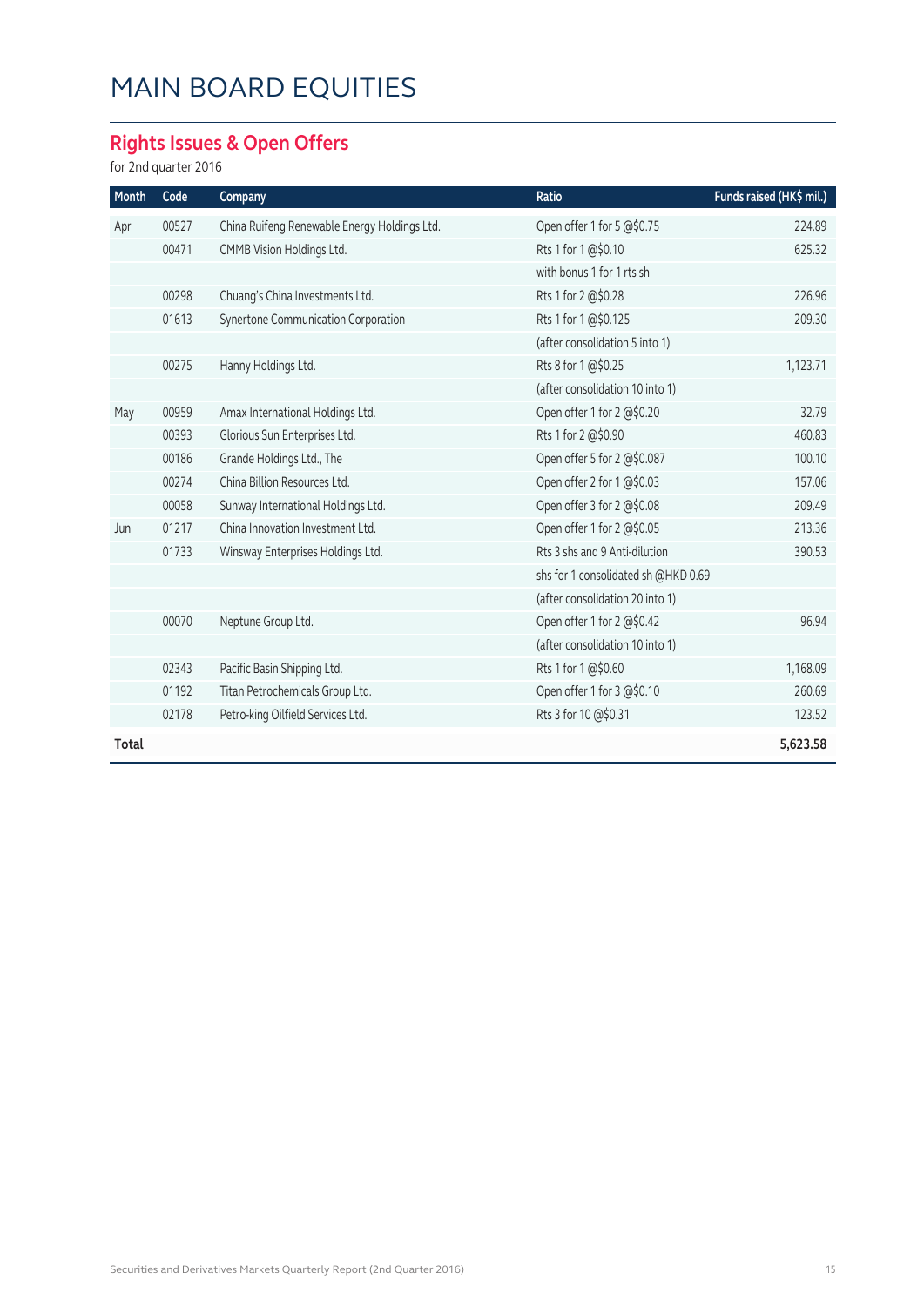# MAIN BOARD EQUITIES

## Rights Issues & Open Offers

for 2nd quarter 2016

| Month | Code | Company | Ratio | Funds raised (HK$ mil.) |
|---|---|---|---|---|
| Apr | 00527 | China Ruifeng Renewable Energy Holdings Ltd. | Open offer 1 for 5 @$0.75 | 224.89 |
| | 00471 | CMMB Vision Holdings Ltd. | Rts 1 for 1 @$0.10 | 625.32 |
| | | | with bonus 1 for 1 rts sh | |
| | 00298 | Chuang's China Investments Ltd. | Rts 1 for 2 @$0.28 | 226.96 |
| | 01613 | Synertone Communication Corporation | Rts 1 for 1 @$0.125 | 209.30 |
| | | | (after consolidation 5 into 1) | |
| | 00275 | Hanny Holdings Ltd. | Rts 8 for 1 @$0.25 | 1,123.71 |
| | | | (after consolidation 10 into 1) | |
| May | 00959 | Amax International Holdings Ltd. | Open offer 1 for 2 @$0.20 | 32.79 |
| | 00393 | Glorious Sun Enterprises Ltd. | Rts 1 for 2 @$0.90 | 460.83 |
| | 00186 | Grande Holdings Ltd., The | Open offer 5 for 2 @$0.087 | 100.10 |
| | 00274 | China Billion Resources Ltd. | Open offer 2 for 1 @$0.03 | 157.06 |
| | 00058 | Sunway International Holdings Ltd. | Open offer 3 for 2 @$0.08 | 209.49 |
| Jun | 01217 | China Innovation Investment Ltd. | Open offer 1 for 2 @$0.05 | 213.36 |
| | 01733 | Winsway Enterprises Holdings Ltd. | Rts 3 shs and 9 Anti-dilution | 390.53 |
| | | | shs for 1 consolidated sh @HKD 0.69 | |
| | | | (after consolidation 20 into 1) | |
| | 00070 | Neptune Group Ltd. | Open offer 1 for 2 @$0.42 | 96.94 |
| | | | (after consolidation 10 into 1) | |
| | 02343 | Pacific Basin Shipping Ltd. | Rts 1 for 1 @$0.60 | 1,168.09 |
| | 01192 | Titan Petrochemicals Group Ltd. | Open offer 1 for 3 @$0.10 | 260.69 |
| | 02178 | Petro-king Oilfield Services Ltd. | Rts 3 for 10 @$0.31 | 123.52 |
| **Total** | | | | **5,623.58** |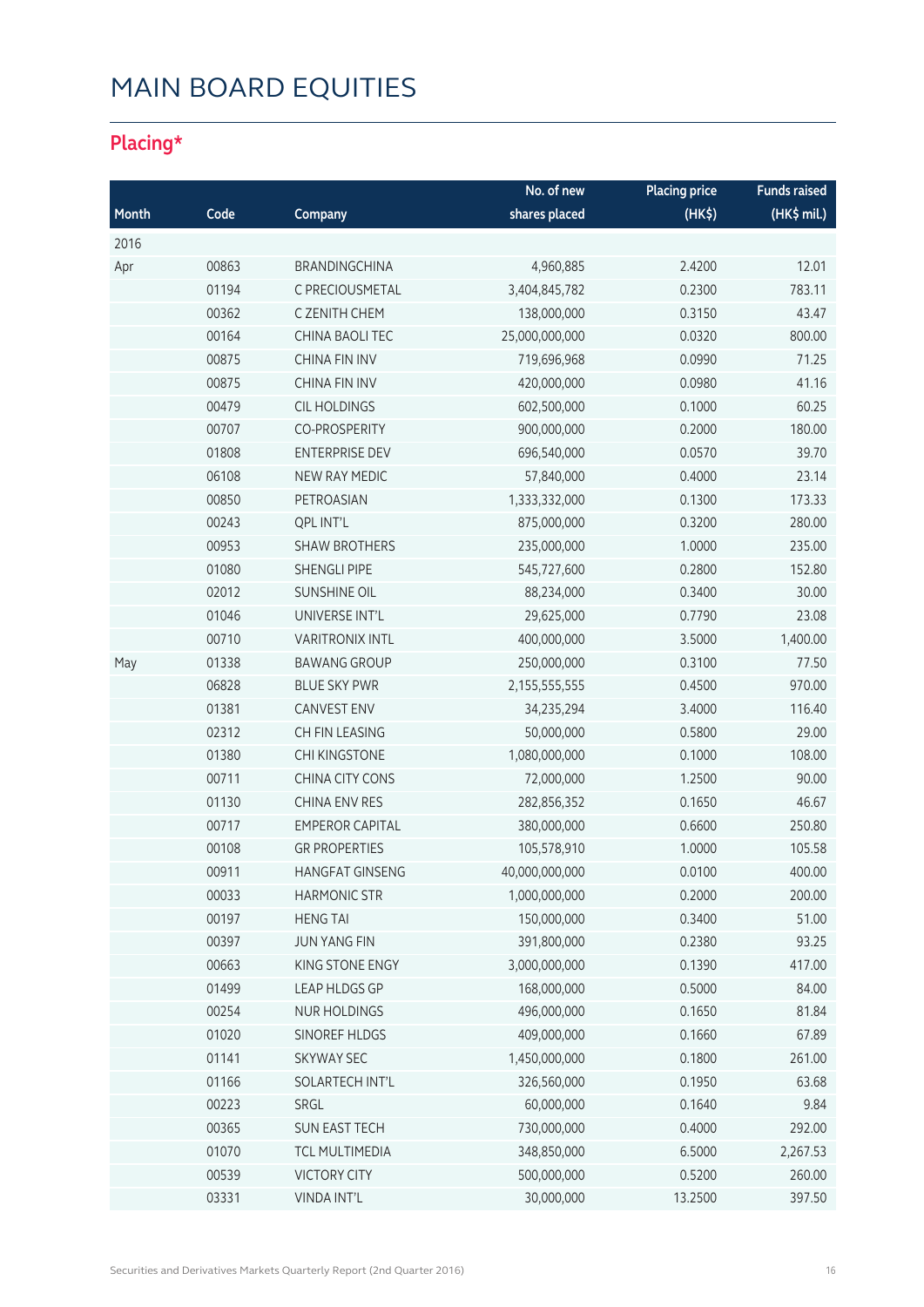# MAIN BOARD EQUITIES

## Placing*

| Month | Code | Company | No. of new shares placed | Placing price (HK$) | Funds raised (HK$ mil.) |
|---|---|---|---|---|---|
| 2016 | | | | | |
| Apr | 00863 | BRANDINGCHINA | 4,960,885 | 2.4200 | 12.01 |
| | 01194 | C PRECIOUSMETAL | 3,404,845,782 | 0.2300 | 783.11 |
| | 00362 | C ZENITH CHEM | 138,000,000 | 0.3150 | 43.47 |
| | 00164 | CHINA BAOLI TEC | 25,000,000,000 | 0.0320 | 800.00 |
| | 00875 | CHINA FIN INV | 719,696,968 | 0.0990 | 71.25 |
| | 00875 | CHINA FIN INV | 420,000,000 | 0.0980 | 41.16 |
| | 00479 | CIL HOLDINGS | 602,500,000 | 0.1000 | 60.25 |
| | 00707 | CO-PROSPERITY | 900,000,000 | 0.2000 | 180.00 |
| | 01808 | ENTERPRISE DEV | 696,540,000 | 0.0570 | 39.70 |
| | 06108 | NEW RAY MEDIC | 57,840,000 | 0.4000 | 23.14 |
| | 00850 | PETROASIAN | 1,333,332,000 | 0.1300 | 173.33 |
| | 00243 | QPL INT'L | 875,000,000 | 0.3200 | 280.00 |
| | 00953 | SHAW BROTHERS | 235,000,000 | 1.0000 | 235.00 |
| | 01080 | SHENGLI PIPE | 545,727,600 | 0.2800 | 152.80 |
| | 02012 | SUNSHINE OIL | 88,234,000 | 0.3400 | 30.00 |
| | 01046 | UNIVERSE INT'L | 29,625,000 | 0.7790 | 23.08 |
| | 00710 | VARITRONIX INTL | 400,000,000 | 3.5000 | 1,400.00 |
| May | 01338 | BAWANG GROUP | 250,000,000 | 0.3100 | 77.50 |
| | 06828 | BLUE SKY PWR | 2,155,555,555 | 0.4500 | 970.00 |
| | 01381 | CANVEST ENV | 34,235,294 | 3.4000 | 116.40 |
| | 02312 | CH FIN LEASING | 50,000,000 | 0.5800 | 29.00 |
| | 01380 | CHI KINGSTONE | 1,080,000,000 | 0.1000 | 108.00 |
| | 00711 | CHINA CITY CONS | 72,000,000 | 1.2500 | 90.00 |
| | 01130 | CHINA ENV RES | 282,856,352 | 0.1650 | 46.67 |
| | 00717 | EMPEROR CAPITAL | 380,000,000 | 0.6600 | 250.80 |
| | 00108 | GR PROPERTIES | 105,578,910 | 1.0000 | 105.58 |
| | 00911 | HANGFAT GINSENG | 40,000,000,000 | 0.0100 | 400.00 |
| | 00033 | HARMONIC STR | 1,000,000,000 | 0.2000 | 200.00 |
| | 00197 | HENG TAI | 150,000,000 | 0.3400 | 51.00 |
| | 00397 | JUN YANG FIN | 391,800,000 | 0.2380 | 93.25 |
| | 00663 | KING STONE ENGY | 3,000,000,000 | 0.1390 | 417.00 |
| | 01499 | LEAP HLDGS GP | 168,000,000 | 0.5000 | 84.00 |
| | 00254 | NUR HOLDINGS | 496,000,000 | 0.1650 | 81.84 |
| | 01020 | SINOREF HLDGS | 409,000,000 | 0.1660 | 67.89 |
| | 01141 | SKYWAY SEC | 1,450,000,000 | 0.1800 | 261.00 |
| | 01166 | SOLARTECH INT'L | 326,560,000 | 0.1950 | 63.68 |
| | 00223 | SRGL | 60,000,000 | 0.1640 | 9.84 |
| | 00365 | SUN EAST TECH | 730,000,000 | 0.4000 | 292.00 |
| | 01070 | TCL MULTIMEDIA | 348,850,000 | 6.5000 | 2,267.53 |
| | 00539 | VICTORY CITY | 500,000,000 | 0.5200 | 260.00 |
| | 03331 | VINDA INT'L | 30,000,000 | 13.2500 | 397.50 |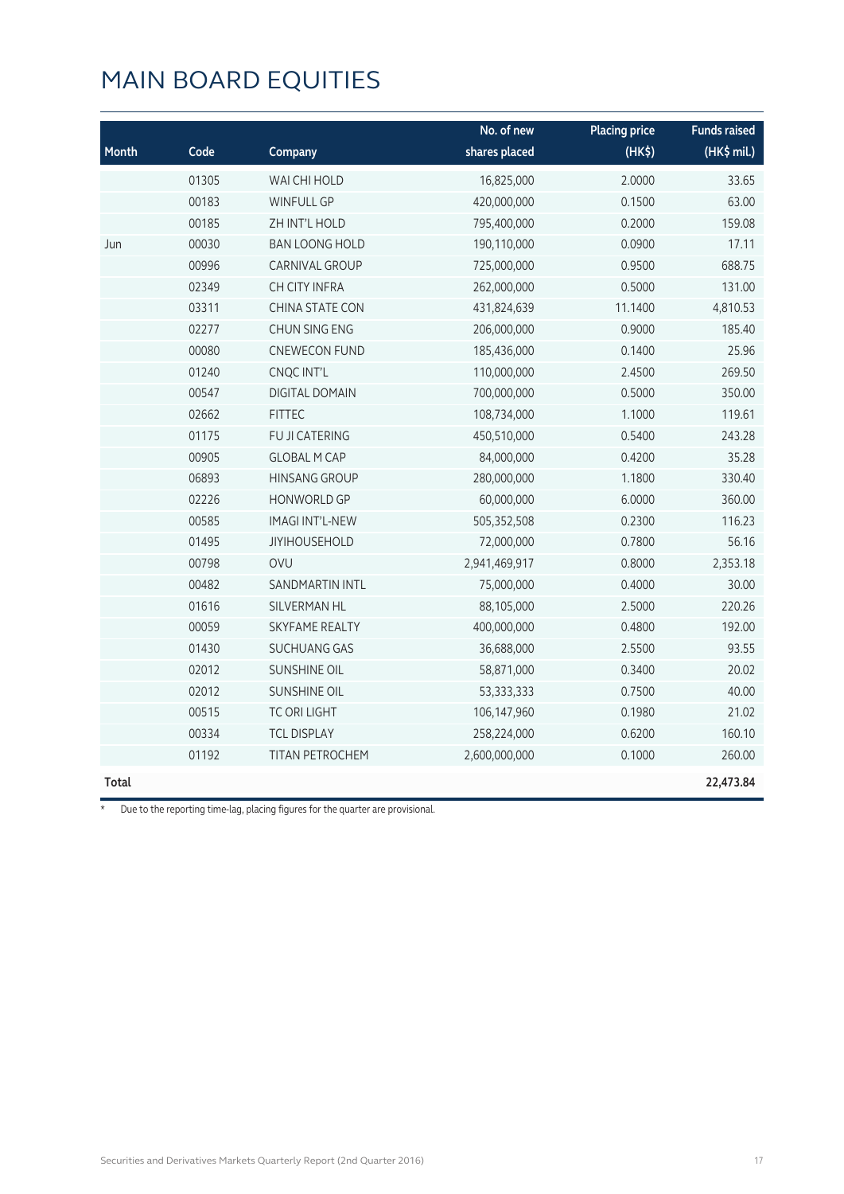# MAIN BOARD EQUITIES

| Month | Code | Company | No. of new shares placed | Placing price (HK$) | Funds raised (HK$ mil.) |
|---|---|---|---|---|---|
| | 01305 | WAI CHI HOLD | 16,825,000 | 2.0000 | 33.65 |
| | 00183 | WINFULL GP | 420,000,000 | 0.1500 | 63.00 |
| | 00185 | ZH INT'L HOLD | 795,400,000 | 0.2000 | 159.08 |
| Jun | 00030 | BAN LOONG HOLD | 190,110,000 | 0.0900 | 17.11 |
| | 00996 | CARNIVAL GROUP | 725,000,000 | 0.9500 | 688.75 |
| | 02349 | CH CITY INFRA | 262,000,000 | 0.5000 | 131.00 |
| | 03311 | CHINA STATE CON | 431,824,639 | 11.1400 | 4,810.53 |
| | 02277 | CHUN SING ENG | 206,000,000 | 0.9000 | 185.40 |
| | 00080 | CNEWECON FUND | 185,436,000 | 0.1400 | 25.96 |
| | 01240 | CNQC INT'L | 110,000,000 | 2.4500 | 269.50 |
| | 00547 | DIGITAL DOMAIN | 700,000,000 | 0.5000 | 350.00 |
| | 02662 | FITTEC | 108,734,000 | 1.1000 | 119.61 |
| | 01175 | FU JI CATERING | 450,510,000 | 0.5400 | 243.28 |
| | 00905 | GLOBAL M CAP | 84,000,000 | 0.4200 | 35.28 |
| | 06893 | HINSANG GROUP | 280,000,000 | 1.1800 | 330.40 |
| | 02226 | HONWORLD GP | 60,000,000 | 6.0000 | 360.00 |
| | 00585 | IMAGI INT'L-NEW | 505,352,508 | 0.2300 | 116.23 |
| | 01495 | JIYIHOUSEHOLD | 72,000,000 | 0.7800 | 56.16 |
| | 00798 | OVU | 2,941,469,917 | 0.8000 | 2,353.18 |
| | 00482 | SANDMARTIN INTL | 75,000,000 | 0.4000 | 30.00 |
| | 01616 | SILVERMAN HL | 88,105,000 | 2.5000 | 220.26 |
| | 00059 | SKYFAME REALTY | 400,000,000 | 0.4800 | 192.00 |
| | 01430 | SUCHUANG GAS | 36,688,000 | 2.5500 | 93.55 |
| | 02012 | SUNSHINE OIL | 58,871,000 | 0.3400 | 20.02 |
| | 02012 | SUNSHINE OIL | 53,333,333 | 0.7500 | 40.00 |
| | 00515 | TC ORI LIGHT | 106,147,960 | 0.1980 | 21.02 |
| | 00334 | TCL DISPLAY | 258,224,000 | 0.6200 | 160.10 |
| | 01192 | TITAN PETROCHEM | 2,600,000,000 | 0.1000 | 260.00 |
| **Total** | | | | | **22,473.84** |

\* Due to the reporting time-lag, placing figures for the quarter are provisional.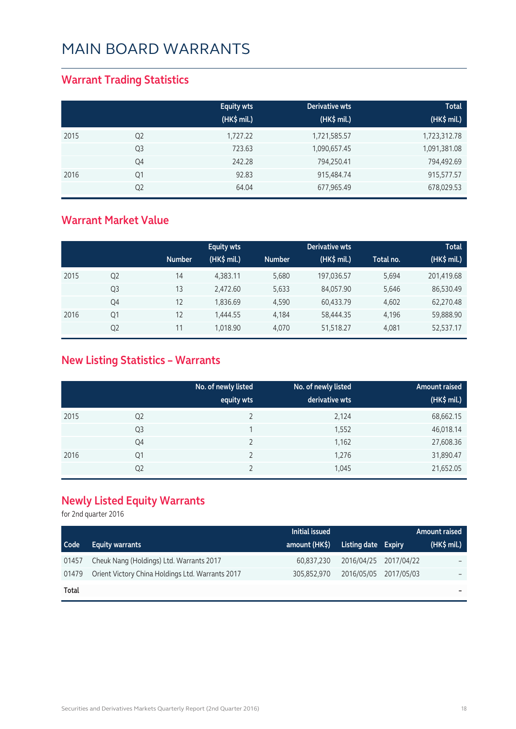# MAIN BOARD WARRANTS

## Warrant Trading Statistics

| | | Equity wts (HK$ mil.) | Derivative wts (HK$ mil.) | Total (HK$ mil.) |
|---|---|---|---|---|
| 2015 | Q2 | 1,727.22 | 1,721,585.57 | 1,723,312.78 |
| | Q3 | 723.63 | 1,090,657.45 | 1,091,381.08 |
| | Q4 | 242.28 | 794,250.41 | 794,492.69 |
| 2016 | Q1 | 92.83 | 915,484.74 | 915,577.57 |
| | Q2 | 64.04 | 677,965.49 | 678,029.53 |

## Warrant Market Value

| | | Equity wts | | Derivative wts | | | Total |
|---|---|---|---|---|---|---|---|
| | | Number | (HK$ mil.) | Number | (HK$ mil.) | Total no. | (HK$ mil.) |
| 2015 | Q2 | 14 | 4,383.11 | 5,680 | 197,036.57 | 5,694 | 201,419.68 |
| | Q3 | 13 | 2,472.60 | 5,633 | 84,057.90 | 5,646 | 86,530.49 |
| | Q4 | 12 | 1,836.69 | 4,590 | 60,433.79 | 4,602 | 62,270.48 |
| 2016 | Q1 | 12 | 1,444.55 | 4,184 | 58,444.35 | 4,196 | 59,888.90 |
| | Q2 | 11 | 1,018.90 | 4,070 | 51,518.27 | 4,081 | 52,537.17 |

## New Listing Statistics – Warrants

| | | No. of newly listed equity wts | No. of newly listed derivative wts | Amount raised (HK$ mil.) |
|---|---|---|---|---|
| 2015 | Q2 | 2 | 2,124 | 68,662.15 |
| | Q3 | 1 | 1,552 | 46,018.14 |
| | Q4 | 2 | 1,162 | 27,608.36 |
| 2016 | Q1 | 2 | 1,276 | 31,890.47 |
| | Q2 | 2 | 1,045 | 21,652.05 |

## Newly Listed Equity Warrants

for 2nd quarter 2016

| Code | Equity warrants | Initial issued amount (HK$) | Listing date | Expiry | Amount raised (HK$ mil.) |
|---|---|---|---|---|---|
| 01457 | Cheuk Nang (Holdings) Ltd. Warrants 2017 | 60,837,230 | 2016/04/25 | 2017/04/22 | – |
| 01479 | Orient Victory China Holdings Ltd. Warrants 2017 | 305,852,970 | 2016/05/05 | 2017/05/03 | – |
| **Total** | | | | | **–** |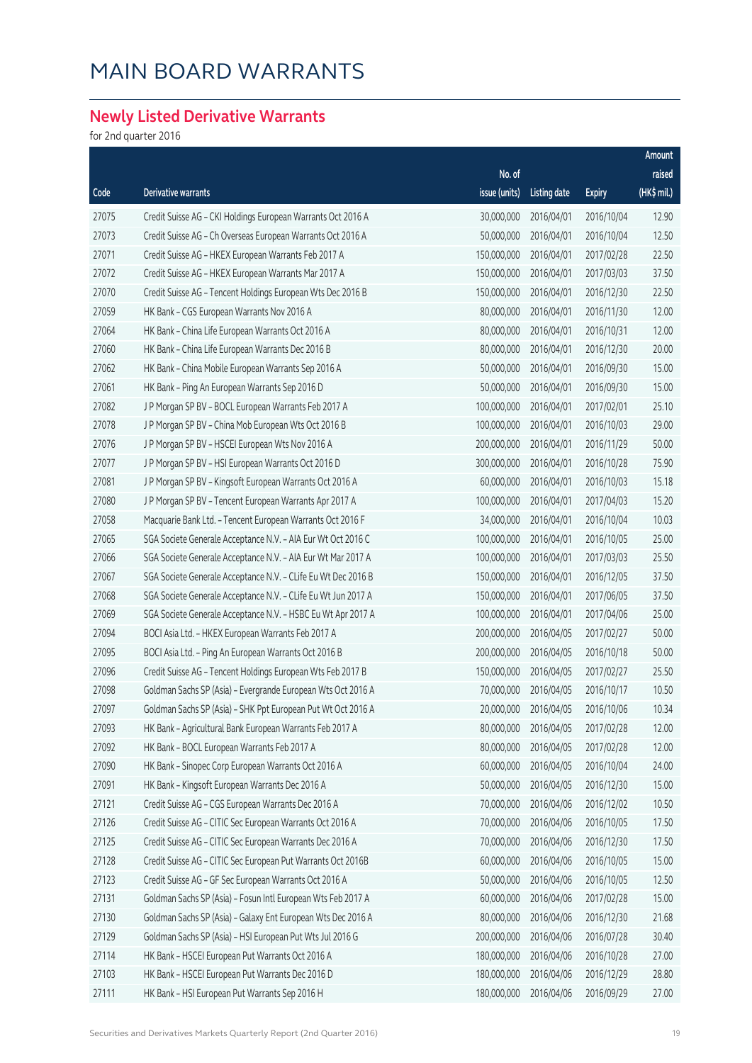# MAIN BOARD WARRANTS

## Newly Listed Derivative Warrants

for 2nd quarter 2016

| Code | Derivative warrants | No. of issue (units) | Listing date | Expiry | Amount raised (HK$ mil.) |
|---|---|---|---|---|---|
| 27075 | Credit Suisse AG - CKI Holdings European Warrants Oct 2016 A | 30,000,000 | 2016/04/01 | 2016/10/04 | 12.90 |
| 27073 | Credit Suisse AG - Ch Overseas European Warrants Oct 2016 A | 50,000,000 | 2016/04/01 | 2016/10/04 | 12.50 |
| 27071 | Credit Suisse AG - HKEX European Warrants Feb 2017 A | 150,000,000 | 2016/04/01 | 2017/02/28 | 22.50 |
| 27072 | Credit Suisse AG - HKEX European Warrants Mar 2017 A | 150,000,000 | 2016/04/01 | 2017/03/03 | 37.50 |
| 27070 | Credit Suisse AG - Tencent Holdings European Wts Dec 2016 B | 150,000,000 | 2016/04/01 | 2016/12/30 | 22.50 |
| 27059 | HK Bank - CGS European Warrants Nov 2016 A | 80,000,000 | 2016/04/01 | 2016/11/30 | 12.00 |
| 27064 | HK Bank - China Life European Warrants Oct 2016 A | 80,000,000 | 2016/04/01 | 2016/10/31 | 12.00 |
| 27060 | HK Bank - China Life European Warrants Dec 2016 B | 80,000,000 | 2016/04/01 | 2016/12/30 | 20.00 |
| 27062 | HK Bank - China Mobile European Warrants Sep 2016 A | 50,000,000 | 2016/04/01 | 2016/09/30 | 15.00 |
| 27061 | HK Bank - Ping An European Warrants Sep 2016 D | 50,000,000 | 2016/04/01 | 2016/09/30 | 15.00 |
| 27082 | J P Morgan SP BV - BOCL European Warrants Feb 2017 A | 100,000,000 | 2016/04/01 | 2017/02/01 | 25.10 |
| 27078 | J P Morgan SP BV - China Mob European Wts Oct 2016 B | 100,000,000 | 2016/04/01 | 2016/10/03 | 29.00 |
| 27076 | J P Morgan SP BV - HSCEI European Wts Nov 2016 A | 200,000,000 | 2016/04/01 | 2016/11/29 | 50.00 |
| 27077 | J P Morgan SP BV - HSI European Warrants Oct 2016 D | 300,000,000 | 2016/04/01 | 2016/10/28 | 75.90 |
| 27081 | J P Morgan SP BV - Kingsoft European Warrants Oct 2016 A | 60,000,000 | 2016/04/01 | 2016/10/03 | 15.18 |
| 27080 | J P Morgan SP BV - Tencent European Warrants Apr 2017 A | 100,000,000 | 2016/04/01 | 2017/04/03 | 15.20 |
| 27058 | Macquarie Bank Ltd. - Tencent European Warrants Oct 2016 F | 34,000,000 | 2016/04/01 | 2016/10/04 | 10.03 |
| 27065 | SGA Societe Generale Acceptance N.V. - AIA Eur Wt Oct 2016 C | 100,000,000 | 2016/04/01 | 2016/10/05 | 25.00 |
| 27066 | SGA Societe Generale Acceptance N.V. - AIA Eur Wt Mar 2017 A | 100,000,000 | 2016/04/01 | 2017/03/03 | 25.50 |
| 27067 | SGA Societe Generale Acceptance N.V. - CLife Eu Wt Dec 2016 B | 150,000,000 | 2016/04/01 | 2016/12/05 | 37.50 |
| 27068 | SGA Societe Generale Acceptance N.V. - CLife Eu Wt Jun 2017 A | 150,000,000 | 2016/04/01 | 2017/06/05 | 37.50 |
| 27069 | SGA Societe Generale Acceptance N.V. - HSBC Eu Wt Apr 2017 A | 100,000,000 | 2016/04/01 | 2017/04/06 | 25.00 |
| 27094 | BOCI Asia Ltd. - HKEX European Warrants Feb 2017 A | 200,000,000 | 2016/04/05 | 2017/02/27 | 50.00 |
| 27095 | BOCI Asia Ltd. - Ping An European Warrants Oct 2016 B | 200,000,000 | 2016/04/05 | 2016/10/18 | 50.00 |
| 27096 | Credit Suisse AG - Tencent Holdings European Wts Feb 2017 B | 150,000,000 | 2016/04/05 | 2017/02/27 | 25.50 |
| 27098 | Goldman Sachs SP (Asia) - Evergrande European Wts Oct 2016 A | 70,000,000 | 2016/04/05 | 2016/10/17 | 10.50 |
| 27097 | Goldman Sachs SP (Asia) - SHK Ppt European Put Wt Oct 2016 A | 20,000,000 | 2016/04/05 | 2016/10/06 | 10.34 |
| 27093 | HK Bank - Agricultural Bank European Warrants Feb 2017 A | 80,000,000 | 2016/04/05 | 2017/02/28 | 12.00 |
| 27092 | HK Bank - BOCL European Warrants Feb 2017 A | 80,000,000 | 2016/04/05 | 2017/02/28 | 12.00 |
| 27090 | HK Bank - Sinopec Corp European Warrants Oct 2016 A | 60,000,000 | 2016/04/05 | 2016/10/04 | 24.00 |
| 27091 | HK Bank - Kingsoft European Warrants Dec 2016 A | 50,000,000 | 2016/04/05 | 2016/12/30 | 15.00 |
| 27121 | Credit Suisse AG - CGS European Warrants Dec 2016 A | 70,000,000 | 2016/04/06 | 2016/12/02 | 10.50 |
| 27126 | Credit Suisse AG - CITIC Sec European Warrants Oct 2016 A | 70,000,000 | 2016/04/06 | 2016/10/05 | 17.50 |
| 27125 | Credit Suisse AG - CITIC Sec European Warrants Dec 2016 A | 70,000,000 | 2016/04/06 | 2016/12/30 | 17.50 |
| 27128 | Credit Suisse AG - CITIC Sec European Put Warrants Oct 2016B | 60,000,000 | 2016/04/06 | 2016/10/05 | 15.00 |
| 27123 | Credit Suisse AG - GF Sec European Warrants Oct 2016 A | 50,000,000 | 2016/04/06 | 2016/10/05 | 12.50 |
| 27131 | Goldman Sachs SP (Asia) - Fosun Intl European Wts Feb 2017 A | 60,000,000 | 2016/04/06 | 2017/02/28 | 15.00 |
| 27130 | Goldman Sachs SP (Asia) - Galaxy Ent European Wts Dec 2016 A | 80,000,000 | 2016/04/06 | 2016/12/30 | 21.68 |
| 27129 | Goldman Sachs SP (Asia) - HSI European Put Wts Jul 2016 G | 200,000,000 | 2016/04/06 | 2016/07/28 | 30.40 |
| 27114 | HK Bank - HSCEI European Put Warrants Oct 2016 A | 180,000,000 | 2016/04/06 | 2016/10/28 | 27.00 |
| 27103 | HK Bank - HSCEI European Put Warrants Dec 2016 D | 180,000,000 | 2016/04/06 | 2016/12/29 | 28.80 |
| 27111 | HK Bank - HSI European Put Warrants Sep 2016 H | 180,000,000 | 2016/04/06 | 2016/09/29 | 27.00 |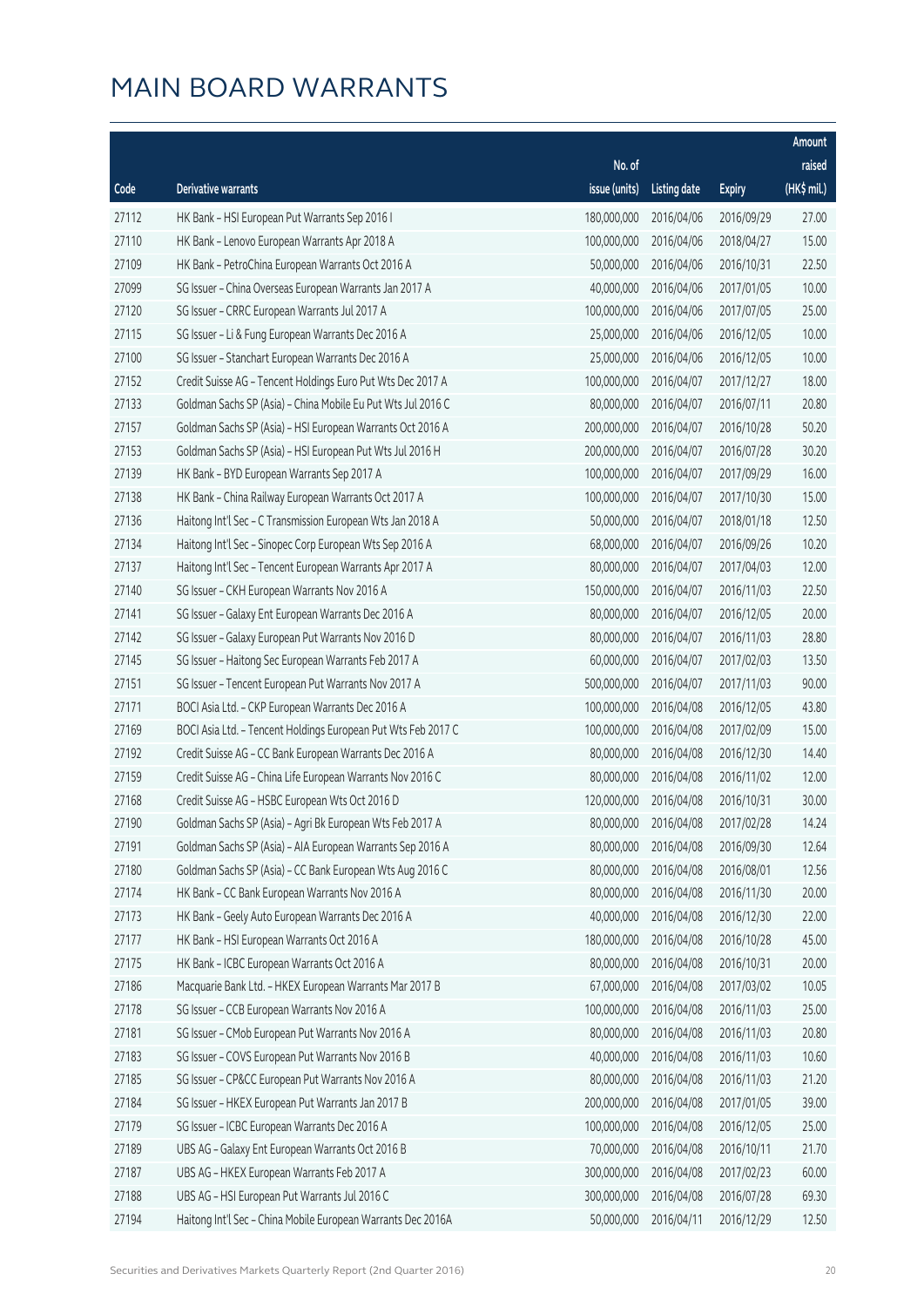# MAIN BOARD WARRANTS

| Code | Derivative warrants | No. of issue (units) | Listing date | Expiry | Amount raised (HK$ mil.) |
|---|---|---|---|---|---|
| 27112 | HK Bank – HSI European Put Warrants Sep 2016 I | 180,000,000 | 2016/04/06 | 2016/09/29 | 27.00 |
| 27110 | HK Bank – Lenovo European Warrants Apr 2018 A | 100,000,000 | 2016/04/06 | 2018/04/27 | 15.00 |
| 27109 | HK Bank – PetroChina European Warrants Oct 2016 A | 50,000,000 | 2016/04/06 | 2016/10/31 | 22.50 |
| 27099 | SG Issuer – China Overseas European Warrants Jan 2017 A | 40,000,000 | 2016/04/06 | 2017/01/05 | 10.00 |
| 27120 | SG Issuer – CRRC European Warrants Jul 2017 A | 100,000,000 | 2016/04/06 | 2017/07/05 | 25.00 |
| 27115 | SG Issuer – Li & Fung European Warrants Dec 2016 A | 25,000,000 | 2016/04/06 | 2016/12/05 | 10.00 |
| 27100 | SG Issuer – Stanchart European Warrants Dec 2016 A | 25,000,000 | 2016/04/06 | 2016/12/05 | 10.00 |
| 27152 | Credit Suisse AG – Tencent Holdings Euro Put Wts Dec 2017 A | 100,000,000 | 2016/04/07 | 2017/12/27 | 18.00 |
| 27133 | Goldman Sachs SP (Asia) – China Mobile Eu Put Wts Jul 2016 C | 80,000,000 | 2016/04/07 | 2016/07/11 | 20.80 |
| 27157 | Goldman Sachs SP (Asia) – HSI European Warrants Oct 2016 A | 200,000,000 | 2016/04/07 | 2016/10/28 | 50.20 |
| 27153 | Goldman Sachs SP (Asia) – HSI European Put Wts Jul 2016 H | 200,000,000 | 2016/04/07 | 2016/07/28 | 30.20 |
| 27139 | HK Bank – BYD European Warrants Sep 2017 A | 100,000,000 | 2016/04/07 | 2017/09/29 | 16.00 |
| 27138 | HK Bank – China Railway European Warrants Oct 2017 A | 100,000,000 | 2016/04/07 | 2017/10/30 | 15.00 |
| 27136 | Haitong Int'l Sec – C Transmission European Wts Jan 2018 A | 50,000,000 | 2016/04/07 | 2018/01/18 | 12.50 |
| 27134 | Haitong Int'l Sec – Sinopec Corp European Wts Sep 2016 A | 68,000,000 | 2016/04/07 | 2016/09/26 | 10.20 |
| 27137 | Haitong Int'l Sec – Tencent European Warrants Apr 2017 A | 80,000,000 | 2016/04/07 | 2017/04/03 | 12.00 |
| 27140 | SG Issuer – CKH European Warrants Nov 2016 A | 150,000,000 | 2016/04/07 | 2016/11/03 | 22.50 |
| 27141 | SG Issuer – Galaxy Ent European Warrants Dec 2016 A | 80,000,000 | 2016/04/07 | 2016/12/05 | 20.00 |
| 27142 | SG Issuer – Galaxy European Put Warrants Nov 2016 D | 80,000,000 | 2016/04/07 | 2016/11/03 | 28.80 |
| 27145 | SG Issuer – Haitong Sec European Warrants Feb 2017 A | 60,000,000 | 2016/04/07 | 2017/02/03 | 13.50 |
| 27151 | SG Issuer – Tencent European Put Warrants Nov 2017 A | 500,000,000 | 2016/04/07 | 2017/11/03 | 90.00 |
| 27171 | BOCI Asia Ltd. – CKP European Warrants Dec 2016 A | 100,000,000 | 2016/04/08 | 2016/12/05 | 43.80 |
| 27169 | BOCI Asia Ltd. – Tencent Holdings European Put Wts Feb 2017 C | 100,000,000 | 2016/04/08 | 2017/02/09 | 15.00 |
| 27192 | Credit Suisse AG – CC Bank European Warrants Dec 2016 A | 80,000,000 | 2016/04/08 | 2016/12/30 | 14.40 |
| 27159 | Credit Suisse AG – China Life European Warrants Nov 2016 C | 80,000,000 | 2016/04/08 | 2016/11/02 | 12.00 |
| 27168 | Credit Suisse AG – HSBC European Wts Oct 2016 D | 120,000,000 | 2016/04/08 | 2016/10/31 | 30.00 |
| 27190 | Goldman Sachs SP (Asia) – Agri Bk European Wts Feb 2017 A | 80,000,000 | 2016/04/08 | 2017/02/28 | 14.24 |
| 27191 | Goldman Sachs SP (Asia) – AIA European Warrants Sep 2016 A | 80,000,000 | 2016/04/08 | 2016/09/30 | 12.64 |
| 27180 | Goldman Sachs SP (Asia) – CC Bank European Wts Aug 2016 C | 80,000,000 | 2016/04/08 | 2016/08/01 | 12.56 |
| 27174 | HK Bank – CC Bank European Warrants Nov 2016 A | 80,000,000 | 2016/04/08 | 2016/11/30 | 20.00 |
| 27173 | HK Bank – Geely Auto European Warrants Dec 2016 A | 40,000,000 | 2016/04/08 | 2016/12/30 | 22.00 |
| 27177 | HK Bank – HSI European Warrants Oct 2016 A | 180,000,000 | 2016/04/08 | 2016/10/28 | 45.00 |
| 27175 | HK Bank – ICBC European Warrants Oct 2016 A | 80,000,000 | 2016/04/08 | 2016/10/31 | 20.00 |
| 27186 | Macquarie Bank Ltd. – HKEX European Warrants Mar 2017 B | 67,000,000 | 2016/04/08 | 2017/03/02 | 10.05 |
| 27178 | SG Issuer – CCB European Warrants Nov 2016 A | 100,000,000 | 2016/04/08 | 2016/11/03 | 25.00 |
| 27181 | SG Issuer – CMob European Put Warrants Nov 2016 A | 80,000,000 | 2016/04/08 | 2016/11/03 | 20.80 |
| 27183 | SG Issuer – COVS European Put Warrants Nov 2016 B | 40,000,000 | 2016/04/08 | 2016/11/03 | 10.60 |
| 27185 | SG Issuer – CP&CC European Put Warrants Nov 2016 A | 80,000,000 | 2016/04/08 | 2016/11/03 | 21.20 |
| 27184 | SG Issuer – HKEX European Put Warrants Jan 2017 B | 200,000,000 | 2016/04/08 | 2017/01/05 | 39.00 |
| 27179 | SG Issuer – ICBC European Warrants Dec 2016 A | 100,000,000 | 2016/04/08 | 2016/12/05 | 25.00 |
| 27189 | UBS AG – Galaxy Ent European Warrants Oct 2016 B | 70,000,000 | 2016/04/08 | 2016/10/11 | 21.70 |
| 27187 | UBS AG – HKEX European Warrants Feb 2017 A | 300,000,000 | 2016/04/08 | 2017/02/23 | 60.00 |
| 27188 | UBS AG – HSI European Put Warrants Jul 2016 C | 300,000,000 | 2016/04/08 | 2016/07/28 | 69.30 |
| 27194 | Haitong Int'l Sec – China Mobile European Warrants Dec 2016A | 50,000,000 | 2016/04/11 | 2016/12/29 | 12.50 |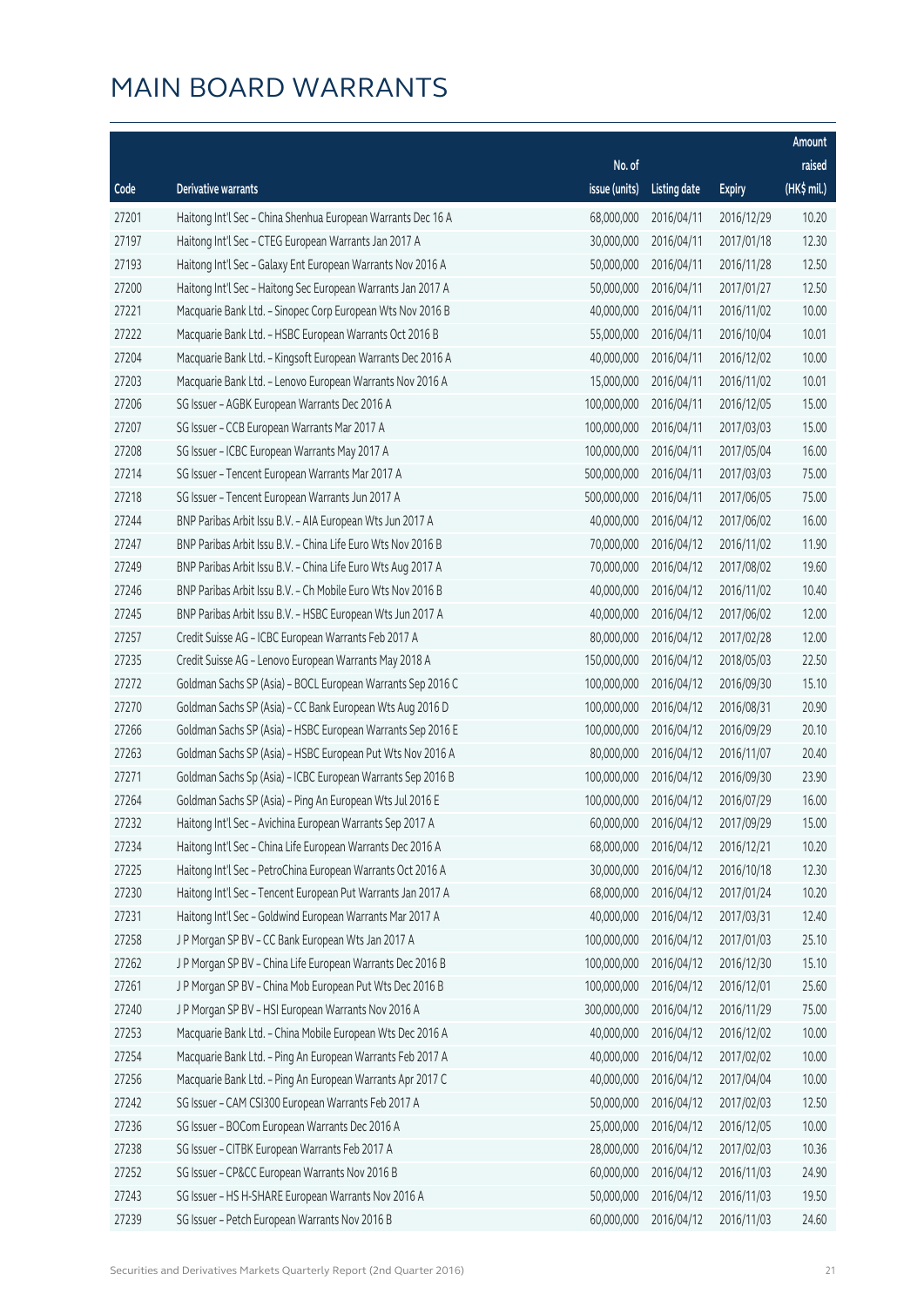# MAIN BOARD WARRANTS

| Code | Derivative warrants | No. of issue (units) | Listing date | Expiry | Amount raised (HK$ mil.) |
|---|---|---|---|---|---|
| 27201 | Haitong Int'l Sec – China Shenhua European Warrants Dec 16 A | 68,000,000 | 2016/04/11 | 2016/12/29 | 10.20 |
| 27197 | Haitong Int'l Sec – CTEG European Warrants Jan 2017 A | 30,000,000 | 2016/04/11 | 2017/01/18 | 12.30 |
| 27193 | Haitong Int'l Sec – Galaxy Ent European Warrants Nov 2016 A | 50,000,000 | 2016/04/11 | 2016/11/28 | 12.50 |
| 27200 | Haitong Int'l Sec – Haitong Sec European Warrants Jan 2017 A | 50,000,000 | 2016/04/11 | 2017/01/27 | 12.50 |
| 27221 | Macquarie Bank Ltd. – Sinopec Corp European Wts Nov 2016 B | 40,000,000 | 2016/04/11 | 2016/11/02 | 10.00 |
| 27222 | Macquarie Bank Ltd. – HSBC European Warrants Oct 2016 B | 55,000,000 | 2016/04/11 | 2016/10/04 | 10.01 |
| 27204 | Macquarie Bank Ltd. – Kingsoft European Warrants Dec 2016 A | 40,000,000 | 2016/04/11 | 2016/12/02 | 10.00 |
| 27203 | Macquarie Bank Ltd. – Lenovo European Warrants Nov 2016 A | 15,000,000 | 2016/04/11 | 2016/11/02 | 10.01 |
| 27206 | SG Issuer – AGBK European Warrants Dec 2016 A | 100,000,000 | 2016/04/11 | 2016/12/05 | 15.00 |
| 27207 | SG Issuer – CCB European Warrants Mar 2017 A | 100,000,000 | 2016/04/11 | 2017/03/03 | 15.00 |
| 27208 | SG Issuer – ICBC European Warrants May 2017 A | 100,000,000 | 2016/04/11 | 2017/05/04 | 16.00 |
| 27214 | SG Issuer – Tencent European Warrants Mar 2017 A | 500,000,000 | 2016/04/11 | 2017/03/03 | 75.00 |
| 27218 | SG Issuer – Tencent European Warrants Jun 2017 A | 500,000,000 | 2016/04/11 | 2017/06/05 | 75.00 |
| 27244 | BNP Paribas Arbit Issu B.V. – AIA European Wts Jun 2017 A | 40,000,000 | 2016/04/12 | 2017/06/02 | 16.00 |
| 27247 | BNP Paribas Arbit Issu B.V. – China Life Euro Wts Nov 2016 B | 70,000,000 | 2016/04/12 | 2016/11/02 | 11.90 |
| 27249 | BNP Paribas Arbit Issu B.V. – China Life Euro Wts Aug 2017 A | 70,000,000 | 2016/04/12 | 2017/08/02 | 19.60 |
| 27246 | BNP Paribas Arbit Issu B.V. – Ch Mobile Euro Wts Nov 2016 B | 40,000,000 | 2016/04/12 | 2016/11/02 | 10.40 |
| 27245 | BNP Paribas Arbit Issu B.V. – HSBC European Wts Jun 2017 A | 40,000,000 | 2016/04/12 | 2017/06/02 | 12.00 |
| 27257 | Credit Suisse AG – ICBC European Warrants Feb 2017 A | 80,000,000 | 2016/04/12 | 2017/02/28 | 12.00 |
| 27235 | Credit Suisse AG – Lenovo European Warrants May 2018 A | 150,000,000 | 2016/04/12 | 2018/05/03 | 22.50 |
| 27272 | Goldman Sachs SP (Asia) – BOCL European Warrants Sep 2016 C | 100,000,000 | 2016/04/12 | 2016/09/30 | 15.10 |
| 27270 | Goldman Sachs SP (Asia) – CC Bank European Wts Aug 2016 D | 100,000,000 | 2016/04/12 | 2016/08/31 | 20.90 |
| 27266 | Goldman Sachs SP (Asia) – HSBC European Warrants Sep 2016 E | 100,000,000 | 2016/04/12 | 2016/09/29 | 20.10 |
| 27263 | Goldman Sachs SP (Asia) – HSBC European Put Wts Nov 2016 A | 80,000,000 | 2016/04/12 | 2016/11/07 | 20.40 |
| 27271 | Goldman Sachs Sp (Asia) – ICBC European Warrants Sep 2016 B | 100,000,000 | 2016/04/12 | 2016/09/30 | 23.90 |
| 27264 | Goldman Sachs SP (Asia) – Ping An European Wts Jul 2016 E | 100,000,000 | 2016/04/12 | 2016/07/29 | 16.00 |
| 27232 | Haitong Int'l Sec – Avichina European Warrants Sep 2017 A | 60,000,000 | 2016/04/12 | 2017/09/29 | 15.00 |
| 27234 | Haitong Int'l Sec – China Life European Warrants Dec 2016 A | 68,000,000 | 2016/04/12 | 2016/12/21 | 10.20 |
| 27225 | Haitong Int'l Sec – PetroChina European Warrants Oct 2016 A | 30,000,000 | 2016/04/12 | 2016/10/18 | 12.30 |
| 27230 | Haitong Int'l Sec – Tencent European Put Warrants Jan 2017 A | 68,000,000 | 2016/04/12 | 2017/01/24 | 10.20 |
| 27231 | Haitong Int'l Sec – Goldwind European Warrants Mar 2017 A | 40,000,000 | 2016/04/12 | 2017/03/31 | 12.40 |
| 27258 | J P Morgan SP BV – CC Bank European Wts Jan 2017 A | 100,000,000 | 2016/04/12 | 2017/01/03 | 25.10 |
| 27262 | J P Morgan SP BV – China Life European Warrants Dec 2016 B | 100,000,000 | 2016/04/12 | 2016/12/30 | 15.10 |
| 27261 | J P Morgan SP BV – China Mob European Put Wts Dec 2016 B | 100,000,000 | 2016/04/12 | 2016/12/01 | 25.60 |
| 27240 | J P Morgan SP BV – HSI European Warrants Nov 2016 A | 300,000,000 | 2016/04/12 | 2016/11/29 | 75.00 |
| 27253 | Macquarie Bank Ltd. – China Mobile European Wts Dec 2016 A | 40,000,000 | 2016/04/12 | 2016/12/02 | 10.00 |
| 27254 | Macquarie Bank Ltd. – Ping An European Warrants Feb 2017 A | 40,000,000 | 2016/04/12 | 2017/02/02 | 10.00 |
| 27256 | Macquarie Bank Ltd. – Ping An European Warrants Apr 2017 C | 40,000,000 | 2016/04/12 | 2017/04/04 | 10.00 |
| 27242 | SG Issuer – CAM CSI300 European Warrants Feb 2017 A | 50,000,000 | 2016/04/12 | 2017/02/03 | 12.50 |
| 27236 | SG Issuer – BOCom European Warrants Dec 2016 A | 25,000,000 | 2016/04/12 | 2016/12/05 | 10.00 |
| 27238 | SG Issuer – CITBK European Warrants Feb 2017 A | 28,000,000 | 2016/04/12 | 2017/02/03 | 10.36 |
| 27252 | SG Issuer – CP&CC European Warrants Nov 2016 B | 60,000,000 | 2016/04/12 | 2016/11/03 | 24.90 |
| 27243 | SG Issuer – HS H-SHARE European Warrants Nov 2016 A | 50,000,000 | 2016/04/12 | 2016/11/03 | 19.50 |
| 27239 | SG Issuer – Petch European Warrants Nov 2016 B | 60,000,000 | 2016/04/12 | 2016/11/03 | 24.60 |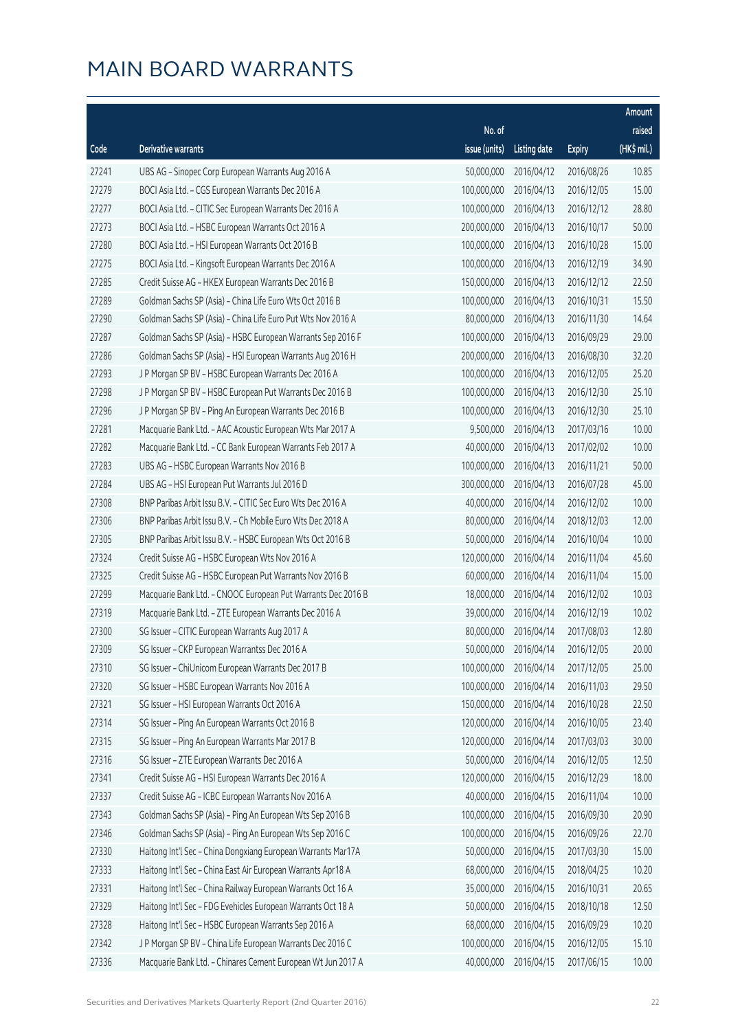# MAIN BOARD WARRANTS

| Code | Derivative warrants | No. of issue (units) | Listing date | Expiry | Amount raised (HK$ mil.) |
|---|---|---|---|---|---|
| 27241 | UBS AG - Sinopec Corp European Warrants Aug 2016 A | 50,000,000 | 2016/04/12 | 2016/08/26 | 10.85 |
| 27279 | BOCI Asia Ltd. - CGS European Warrants Dec 2016 A | 100,000,000 | 2016/04/13 | 2016/12/05 | 15.00 |
| 27277 | BOCI Asia Ltd. - CITIC Sec European Warrants Dec 2016 A | 100,000,000 | 2016/04/13 | 2016/12/12 | 28.80 |
| 27273 | BOCI Asia Ltd. - HSBC European Warrants Oct 2016 A | 200,000,000 | 2016/04/13 | 2016/10/17 | 50.00 |
| 27280 | BOCI Asia Ltd. - HSI European Warrants Oct 2016 B | 100,000,000 | 2016/04/13 | 2016/10/28 | 15.00 |
| 27275 | BOCI Asia Ltd. - Kingsoft European Warrants Dec 2016 A | 100,000,000 | 2016/04/13 | 2016/12/19 | 34.90 |
| 27285 | Credit Suisse AG - HKEX European Warrants Dec 2016 B | 150,000,000 | 2016/04/13 | 2016/12/12 | 22.50 |
| 27289 | Goldman Sachs SP (Asia) - China Life Euro Wts Oct 2016 B | 100,000,000 | 2016/04/13 | 2016/10/31 | 15.50 |
| 27290 | Goldman Sachs SP (Asia) - China Life Euro Put Wts Nov 2016 A | 80,000,000 | 2016/04/13 | 2016/11/30 | 14.64 |
| 27287 | Goldman Sachs SP (Asia) - HSBC European Warrants Sep 2016 F | 100,000,000 | 2016/04/13 | 2016/09/29 | 29.00 |
| 27286 | Goldman Sachs SP (Asia) - HSI European Warrants Aug 2016 H | 200,000,000 | 2016/04/13 | 2016/08/30 | 32.20 |
| 27293 | J P Morgan SP BV - HSBC European Warrants Dec 2016 A | 100,000,000 | 2016/04/13 | 2016/12/05 | 25.20 |
| 27298 | J P Morgan SP BV - HSBC European Put Warrants Dec 2016 B | 100,000,000 | 2016/04/13 | 2016/12/30 | 25.10 |
| 27296 | J P Morgan SP BV - Ping An European Warrants Dec 2016 B | 100,000,000 | 2016/04/13 | 2016/12/30 | 25.10 |
| 27281 | Macquarie Bank Ltd. - AAC Acoustic European Wts Mar 2017 A | 9,500,000 | 2016/04/13 | 2017/03/16 | 10.00 |
| 27282 | Macquarie Bank Ltd. - CC Bank European Warrants Feb 2017 A | 40,000,000 | 2016/04/13 | 2017/02/02 | 10.00 |
| 27283 | UBS AG - HSBC European Warrants Nov 2016 B | 100,000,000 | 2016/04/13 | 2016/11/21 | 50.00 |
| 27284 | UBS AG - HSI European Put Warrants Jul 2016 D | 300,000,000 | 2016/04/13 | 2016/07/28 | 45.00 |
| 27308 | BNP Paribas Arbit Issu B.V. - CITIC Sec Euro Wts Dec 2016 A | 40,000,000 | 2016/04/14 | 2016/12/02 | 10.00 |
| 27306 | BNP Paribas Arbit Issu B.V. - Ch Mobile Euro Wts Dec 2018 A | 80,000,000 | 2016/04/14 | 2018/12/03 | 12.00 |
| 27305 | BNP Paribas Arbit Issu B.V. - HSBC European Wts Oct 2016 B | 50,000,000 | 2016/04/14 | 2016/10/04 | 10.00 |
| 27324 | Credit Suisse AG - HSBC European Wts Nov 2016 A | 120,000,000 | 2016/04/14 | 2016/11/04 | 45.60 |
| 27325 | Credit Suisse AG - HSBC European Put Warrants Nov 2016 B | 60,000,000 | 2016/04/14 | 2016/11/04 | 15.00 |
| 27299 | Macquarie Bank Ltd. - CNOOC European Put Warrants Dec 2016 B | 18,000,000 | 2016/04/14 | 2016/12/02 | 10.03 |
| 27319 | Macquarie Bank Ltd. - ZTE European Warrants Dec 2016 A | 39,000,000 | 2016/04/14 | 2016/12/19 | 10.02 |
| 27300 | SG Issuer - CITIC European Warrants Aug 2017 A | 80,000,000 | 2016/04/14 | 2017/08/03 | 12.80 |
| 27309 | SG Issuer - CKP European Warrantss Dec 2016 A | 50,000,000 | 2016/04/14 | 2016/12/05 | 20.00 |
| 27310 | SG Issuer - ChiUnicom European Warrants Dec 2017 B | 100,000,000 | 2016/04/14 | 2017/12/05 | 25.00 |
| 27320 | SG Issuer - HSBC European Warrants Nov 2016 A | 100,000,000 | 2016/04/14 | 2016/11/03 | 29.50 |
| 27321 | SG Issuer - HSI European Warrants Oct 2016 A | 150,000,000 | 2016/04/14 | 2016/10/28 | 22.50 |
| 27314 | SG Issuer - Ping An European Warrants Oct 2016 B | 120,000,000 | 2016/04/14 | 2016/10/05 | 23.40 |
| 27315 | SG Issuer - Ping An European Warrants Mar 2017 B | 120,000,000 | 2016/04/14 | 2017/03/03 | 30.00 |
| 27316 | SG Issuer - ZTE European Warrants Dec 2016 A | 50,000,000 | 2016/04/14 | 2016/12/05 | 12.50 |
| 27341 | Credit Suisse AG - HSI European Warrants Dec 2016 A | 120,000,000 | 2016/04/15 | 2016/12/29 | 18.00 |
| 27337 | Credit Suisse AG - ICBC European Warrants Nov 2016 A | 40,000,000 | 2016/04/15 | 2016/11/04 | 10.00 |
| 27343 | Goldman Sachs SP (Asia) - Ping An European Wts Sep 2016 B | 100,000,000 | 2016/04/15 | 2016/09/30 | 20.90 |
| 27346 | Goldman Sachs SP (Asia) - Ping An European Wts Sep 2016 C | 100,000,000 | 2016/04/15 | 2016/09/26 | 22.70 |
| 27330 | Haitong Int'l Sec - China Dongxiang European Warrants Mar17A | 50,000,000 | 2016/04/15 | 2017/03/30 | 15.00 |
| 27333 | Haitong Int'l Sec - China East Air European Warrants Apr18 A | 68,000,000 | 2016/04/15 | 2018/04/25 | 10.20 |
| 27331 | Haitong Int'l Sec - China Railway European Warrants Oct 16 A | 35,000,000 | 2016/04/15 | 2016/10/31 | 20.65 |
| 27329 | Haitong Int'l Sec - FDG Evehicles European Warrants Oct 18 A | 50,000,000 | 2016/04/15 | 2018/10/18 | 12.50 |
| 27328 | Haitong Int'l Sec - HSBC European Warrants Sep 2016 A | 68,000,000 | 2016/04/15 | 2016/09/29 | 10.20 |
| 27342 | J P Morgan SP BV - China Life European Warrants Dec 2016 C | 100,000,000 | 2016/04/15 | 2016/12/05 | 15.10 |
| 27336 | Macquarie Bank Ltd. - Chinares Cement European Wt Jun 2017 A | 40,000,000 | 2016/04/15 | 2017/06/15 | 10.00 |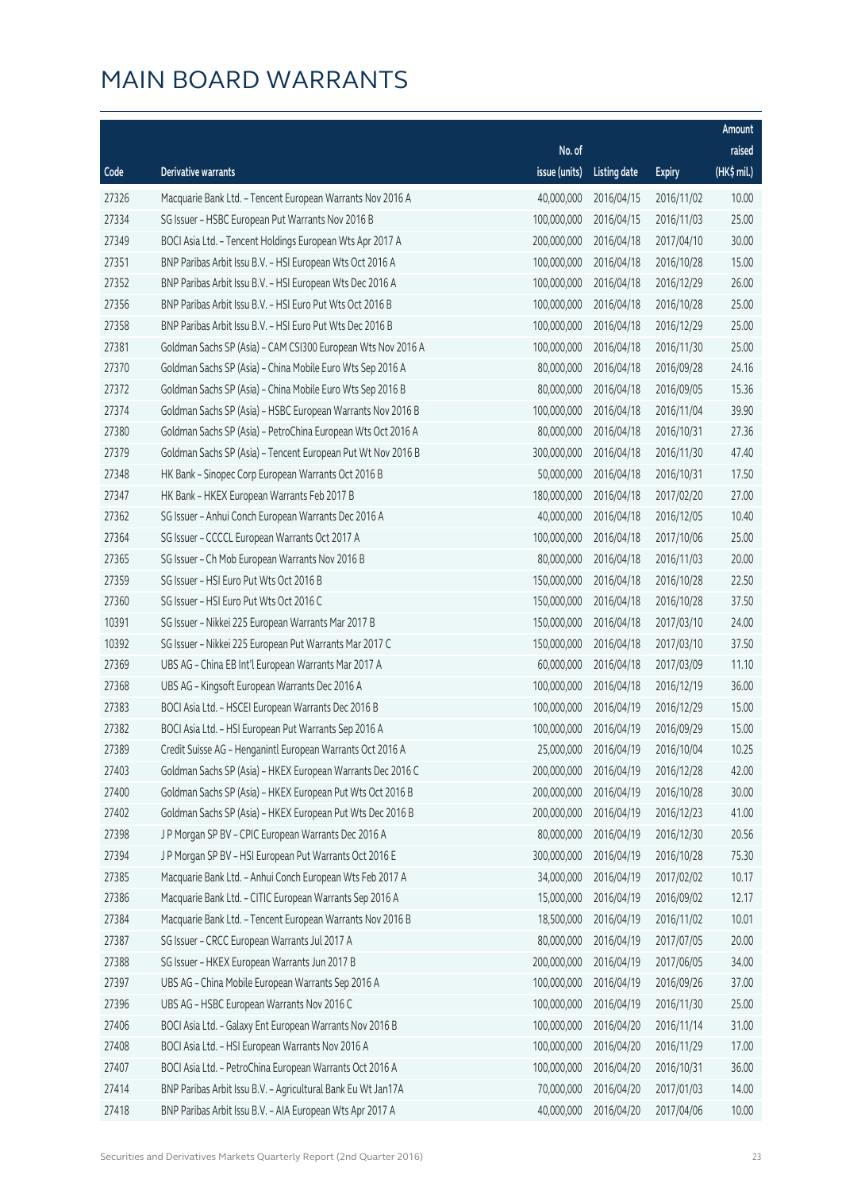# MAIN BOARD WARRANTS

| Code | Derivative warrants | No. of issue (units) | Listing date | Expiry | Amount raised (HK$ mil.) |
|---|---|---|---|---|---|
| 27326 | Macquarie Bank Ltd. - Tencent European Warrants Nov 2016 A | 40,000,000 | 2016/04/15 | 2016/11/02 | 10.00 |
| 27334 | SG Issuer - HSBC European Put Warrants Nov 2016 B | 100,000,000 | 2016/04/15 | 2016/11/03 | 25.00 |
| 27349 | BOCI Asia Ltd. - Tencent Holdings European Wts Apr 2017 A | 200,000,000 | 2016/04/18 | 2017/04/10 | 30.00 |
| 27351 | BNP Paribas Arbit Issu B.V. - HSI European Wts Oct 2016 A | 100,000,000 | 2016/04/18 | 2016/10/28 | 15.00 |
| 27352 | BNP Paribas Arbit Issu B.V. - HSI European Wts Dec 2016 A | 100,000,000 | 2016/04/18 | 2016/12/29 | 26.00 |
| 27356 | BNP Paribas Arbit Issu B.V. - HSI Euro Put Wts Oct 2016 B | 100,000,000 | 2016/04/18 | 2016/10/28 | 25.00 |
| 27358 | BNP Paribas Arbit Issu B.V. - HSI Euro Put Wts Dec 2016 B | 100,000,000 | 2016/04/18 | 2016/12/29 | 25.00 |
| 27381 | Goldman Sachs SP (Asia) - CAM CSI300 European Wts Nov 2016 A | 100,000,000 | 2016/04/18 | 2016/11/30 | 25.00 |
| 27370 | Goldman Sachs SP (Asia) - China Mobile Euro Wts Sep 2016 A | 80,000,000 | 2016/04/18 | 2016/09/28 | 24.16 |
| 27372 | Goldman Sachs SP (Asia) - China Mobile Euro Wts Sep 2016 B | 80,000,000 | 2016/04/18 | 2016/09/05 | 15.36 |
| 27374 | Goldman Sachs SP (Asia) - HSBC European Warrants Nov 2016 B | 100,000,000 | 2016/04/18 | 2016/11/04 | 39.90 |
| 27380 | Goldman Sachs SP (Asia) - PetroChina European Wts Oct 2016 A | 80,000,000 | 2016/04/18 | 2016/10/31 | 27.36 |
| 27379 | Goldman Sachs SP (Asia) - Tencent European Put Wt Nov 2016 B | 300,000,000 | 2016/04/18 | 2016/11/30 | 47.40 |
| 27348 | HK Bank - Sinopec Corp European Warrants Oct 2016 B | 50,000,000 | 2016/04/18 | 2016/10/31 | 17.50 |
| 27347 | HK Bank - HKEX European Warrants Feb 2017 B | 180,000,000 | 2016/04/18 | 2017/02/20 | 27.00 |
| 27362 | SG Issuer - Anhui Conch European Warrants Dec 2016 A | 40,000,000 | 2016/04/18 | 2016/12/05 | 10.40 |
| 27364 | SG Issuer - CCCCL European Warrants Oct 2017 A | 100,000,000 | 2016/04/18 | 2017/10/06 | 25.00 |
| 27365 | SG Issuer - Ch Mob European Warrants Nov 2016 B | 80,000,000 | 2016/04/18 | 2016/11/03 | 20.00 |
| 27359 | SG Issuer - HSI Euro Put Wts Oct 2016 B | 150,000,000 | 2016/04/18 | 2016/10/28 | 22.50 |
| 27360 | SG Issuer - HSI Euro Put Wts Oct 2016 C | 150,000,000 | 2016/04/18 | 2016/10/28 | 37.50 |
| 10391 | SG Issuer - Nikkei 225 European Warrants Mar 2017 B | 150,000,000 | 2016/04/18 | 2017/03/10 | 24.00 |
| 10392 | SG Issuer - Nikkei 225 European Put Warrants Mar 2017 C | 150,000,000 | 2016/04/18 | 2017/03/10 | 37.50 |
| 27369 | UBS AG - China EB Int'l European Warrants Mar 2017 A | 60,000,000 | 2016/04/18 | 2017/03/09 | 11.10 |
| 27368 | UBS AG - Kingsoft European Warrants Dec 2016 A | 100,000,000 | 2016/04/18 | 2016/12/19 | 36.00 |
| 27383 | BOCI Asia Ltd. - HSCEI European Warrants Dec 2016 B | 100,000,000 | 2016/04/19 | 2016/12/29 | 15.00 |
| 27382 | BOCI Asia Ltd. - HSI European Put Warrants Sep 2016 A | 100,000,000 | 2016/04/19 | 2016/09/29 | 15.00 |
| 27389 | Credit Suisse AG - Henganintl European Warrants Oct 2016 A | 25,000,000 | 2016/04/19 | 2016/10/04 | 10.25 |
| 27403 | Goldman Sachs SP (Asia) - HKEX European Warrants Dec 2016 C | 200,000,000 | 2016/04/19 | 2016/12/28 | 42.00 |
| 27400 | Goldman Sachs SP (Asia) - HKEX European Put Wts Oct 2016 B | 200,000,000 | 2016/04/19 | 2016/10/28 | 30.00 |
| 27402 | Goldman Sachs SP (Asia) - HKEX European Put Wts Dec 2016 B | 200,000,000 | 2016/04/19 | 2016/12/23 | 41.00 |
| 27398 | J P Morgan SP BV - CPIC European Warrants Dec 2016 A | 80,000,000 | 2016/04/19 | 2016/12/30 | 20.56 |
| 27394 | J P Morgan SP BV - HSI European Put Warrants Oct 2016 E | 300,000,000 | 2016/04/19 | 2016/10/28 | 75.30 |
| 27385 | Macquarie Bank Ltd. - Anhui Conch European Wts Feb 2017 A | 34,000,000 | 2016/04/19 | 2017/02/02 | 10.17 |
| 27386 | Macquarie Bank Ltd. - CITIC European Warrants Sep 2016 A | 15,000,000 | 2016/04/19 | 2016/09/02 | 12.17 |
| 27384 | Macquarie Bank Ltd. - Tencent European Warrants Nov 2016 B | 18,500,000 | 2016/04/19 | 2016/11/02 | 10.01 |
| 27387 | SG Issuer - CRCC European Warrants Jul 2017 A | 80,000,000 | 2016/04/19 | 2017/07/05 | 20.00 |
| 27388 | SG Issuer - HKEX European Warrants Jun 2017 B | 200,000,000 | 2016/04/19 | 2017/06/05 | 34.00 |
| 27397 | UBS AG - China Mobile European Warrants Sep 2016 A | 100,000,000 | 2016/04/19 | 2016/09/26 | 37.00 |
| 27396 | UBS AG - HSBC European Warrants Nov 2016 C | 100,000,000 | 2016/04/19 | 2016/11/30 | 25.00 |
| 27406 | BOCI Asia Ltd. - Galaxy Ent European Warrants Nov 2016 B | 100,000,000 | 2016/04/20 | 2016/11/14 | 31.00 |
| 27408 | BOCI Asia Ltd. - HSI European Warrants Nov 2016 A | 100,000,000 | 2016/04/20 | 2016/11/29 | 17.00 |
| 27407 | BOCI Asia Ltd. - PetroChina European Warrants Oct 2016 A | 100,000,000 | 2016/04/20 | 2016/10/31 | 36.00 |
| 27414 | BNP Paribas Arbit Issu B.V. - Agricultural Bank Eu Wt Jan17A | 70,000,000 | 2016/04/20 | 2017/01/03 | 14.00 |
| 27418 | BNP Paribas Arbit Issu B.V. - AIA European Wts Apr 2017 A | 40,000,000 | 2016/04/20 | 2017/04/06 | 10.00 |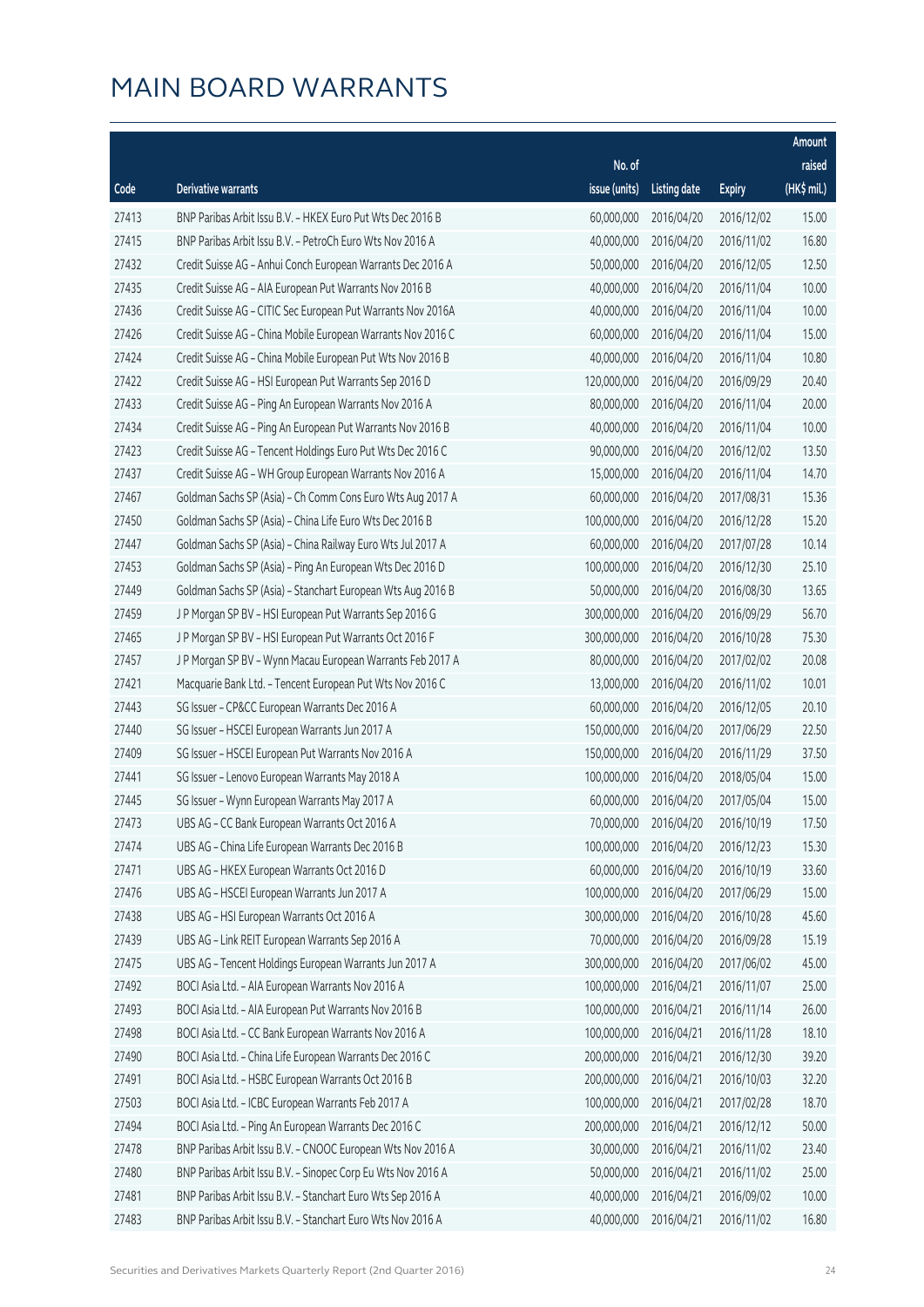# MAIN BOARD WARRANTS

| Code | Derivative warrants | No. of issue (units) | Listing date | Expiry | Amount raised (HK$ mil.) |
|---|---|---|---|---|---|
| 27413 | BNP Paribas Arbit Issu B.V. - HKEX Euro Put Wts Dec 2016 B | 60,000,000 | 2016/04/20 | 2016/12/02 | 15.00 |
| 27415 | BNP Paribas Arbit Issu B.V. - PetroCh Euro Wts Nov 2016 A | 40,000,000 | 2016/04/20 | 2016/11/02 | 16.80 |
| 27432 | Credit Suisse AG - Anhui Conch European Warrants Dec 2016 A | 50,000,000 | 2016/04/20 | 2016/12/05 | 12.50 |
| 27435 | Credit Suisse AG - AIA European Put Warrants Nov 2016 B | 40,000,000 | 2016/04/20 | 2016/11/04 | 10.00 |
| 27436 | Credit Suisse AG - CITIC Sec European Put Warrants Nov 2016A | 40,000,000 | 2016/04/20 | 2016/11/04 | 10.00 |
| 27426 | Credit Suisse AG - China Mobile European Warrants Nov 2016 C | 60,000,000 | 2016/04/20 | 2016/11/04 | 15.00 |
| 27424 | Credit Suisse AG - China Mobile European Put Wts Nov 2016 B | 40,000,000 | 2016/04/20 | 2016/11/04 | 10.80 |
| 27422 | Credit Suisse AG - HSI European Put Warrants Sep 2016 D | 120,000,000 | 2016/04/20 | 2016/09/29 | 20.40 |
| 27433 | Credit Suisse AG - Ping An European Warrants Nov 2016 A | 80,000,000 | 2016/04/20 | 2016/11/04 | 20.00 |
| 27434 | Credit Suisse AG - Ping An European Put Warrants Nov 2016 B | 40,000,000 | 2016/04/20 | 2016/11/04 | 10.00 |
| 27423 | Credit Suisse AG - Tencent Holdings Euro Put Wts Dec 2016 C | 90,000,000 | 2016/04/20 | 2016/12/02 | 13.50 |
| 27437 | Credit Suisse AG - WH Group European Warrants Nov 2016 A | 15,000,000 | 2016/04/20 | 2016/11/04 | 14.70 |
| 27467 | Goldman Sachs SP (Asia) - Ch Comm Cons Euro Wts Aug 2017 A | 60,000,000 | 2016/04/20 | 2017/08/31 | 15.36 |
| 27450 | Goldman Sachs SP (Asia) - China Life Euro Wts Dec 2016 B | 100,000,000 | 2016/04/20 | 2016/12/28 | 15.20 |
| 27447 | Goldman Sachs SP (Asia) - China Railway Euro Wts Jul 2017 A | 60,000,000 | 2016/04/20 | 2017/07/28 | 10.14 |
| 27453 | Goldman Sachs SP (Asia) - Ping An European Wts Dec 2016 D | 100,000,000 | 2016/04/20 | 2016/12/30 | 25.10 |
| 27449 | Goldman Sachs SP (Asia) - Stanchart European Wts Aug 2016 B | 50,000,000 | 2016/04/20 | 2016/08/30 | 13.65 |
| 27459 | J P Morgan SP BV - HSI European Put Warrants Sep 2016 G | 300,000,000 | 2016/04/20 | 2016/09/29 | 56.70 |
| 27465 | J P Morgan SP BV - HSI European Put Warrants Oct 2016 F | 300,000,000 | 2016/04/20 | 2016/10/28 | 75.30 |
| 27457 | J P Morgan SP BV - Wynn Macau European Warrants Feb 2017 A | 80,000,000 | 2016/04/20 | 2017/02/02 | 20.08 |
| 27421 | Macquarie Bank Ltd. - Tencent European Put Wts Nov 2016 C | 13,000,000 | 2016/04/20 | 2016/11/02 | 10.01 |
| 27443 | SG Issuer - CP&CC European Warrants Dec 2016 A | 60,000,000 | 2016/04/20 | 2016/12/05 | 20.10 |
| 27440 | SG Issuer - HSCEI European Warrants Jun 2017 A | 150,000,000 | 2016/04/20 | 2017/06/29 | 22.50 |
| 27409 | SG Issuer - HSCEI European Put Warrants Nov 2016 A | 150,000,000 | 2016/04/20 | 2016/11/29 | 37.50 |
| 27441 | SG Issuer - Lenovo European Warrants May 2018 A | 100,000,000 | 2016/04/20 | 2018/05/04 | 15.00 |
| 27445 | SG Issuer - Wynn European Warrants May 2017 A | 60,000,000 | 2016/04/20 | 2017/05/04 | 15.00 |
| 27473 | UBS AG - CC Bank European Warrants Oct 2016 A | 70,000,000 | 2016/04/20 | 2016/10/19 | 17.50 |
| 27474 | UBS AG - China Life European Warrants Dec 2016 B | 100,000,000 | 2016/04/20 | 2016/12/23 | 15.30 |
| 27471 | UBS AG - HKEX European Warrants Oct 2016 D | 60,000,000 | 2016/04/20 | 2016/10/19 | 33.60 |
| 27476 | UBS AG - HSCEI European Warrants Jun 2017 A | 100,000,000 | 2016/04/20 | 2017/06/29 | 15.00 |
| 27438 | UBS AG - HSI European Warrants Oct 2016 A | 300,000,000 | 2016/04/20 | 2016/10/28 | 45.60 |
| 27439 | UBS AG - Link REIT European Warrants Sep 2016 A | 70,000,000 | 2016/04/20 | 2016/09/28 | 15.19 |
| 27475 | UBS AG - Tencent Holdings European Warrants Jun 2017 A | 300,000,000 | 2016/04/20 | 2017/06/02 | 45.00 |
| 27492 | BOCI Asia Ltd. - AIA European Warrants Nov 2016 A | 100,000,000 | 2016/04/21 | 2016/11/07 | 25.00 |
| 27493 | BOCI Asia Ltd. - AIA European Put Warrants Nov 2016 B | 100,000,000 | 2016/04/21 | 2016/11/14 | 26.00 |
| 27498 | BOCI Asia Ltd. - CC Bank European Warrants Nov 2016 A | 100,000,000 | 2016/04/21 | 2016/11/28 | 18.10 |
| 27490 | BOCI Asia Ltd. - China Life European Warrants Dec 2016 C | 200,000,000 | 2016/04/21 | 2016/12/30 | 39.20 |
| 27491 | BOCI Asia Ltd. - HSBC European Warrants Oct 2016 B | 200,000,000 | 2016/04/21 | 2016/10/03 | 32.20 |
| 27503 | BOCI Asia Ltd. - ICBC European Warrants Feb 2017 A | 100,000,000 | 2016/04/21 | 2017/02/28 | 18.70 |
| 27494 | BOCI Asia Ltd. - Ping An European Warrants Dec 2016 C | 200,000,000 | 2016/04/21 | 2016/12/12 | 50.00 |
| 27478 | BNP Paribas Arbit Issu B.V. - CNOOC European Wts Nov 2016 A | 30,000,000 | 2016/04/21 | 2016/11/02 | 23.40 |
| 27480 | BNP Paribas Arbit Issu B.V. - Sinopec Corp Eu Wts Nov 2016 A | 50,000,000 | 2016/04/21 | 2016/11/02 | 25.00 |
| 27481 | BNP Paribas Arbit Issu B.V. - Stanchart Euro Wts Sep 2016 A | 40,000,000 | 2016/04/21 | 2016/09/02 | 10.00 |
| 27483 | BNP Paribas Arbit Issu B.V. - Stanchart Euro Wts Nov 2016 A | 40,000,000 | 2016/04/21 | 2016/11/02 | 16.80 |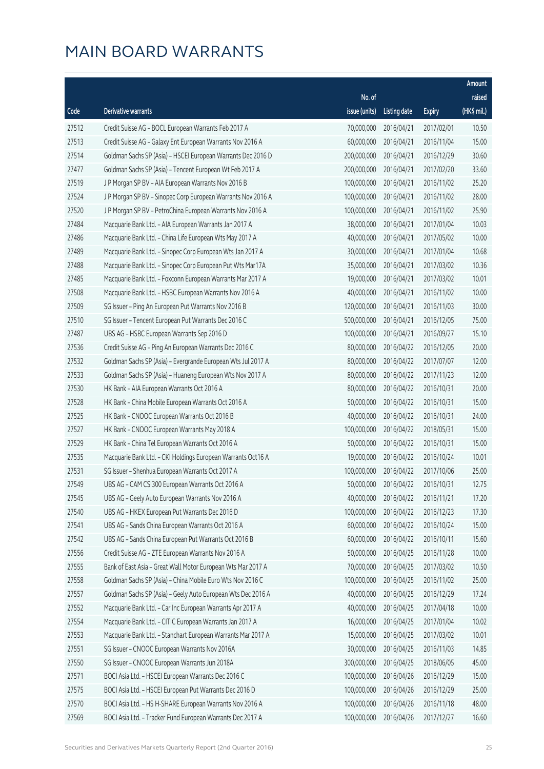# MAIN BOARD WARRANTS

| Code | Derivative warrants | No. of issue (units) | Listing date | Expiry | Amount raised (HK$ mil.) |
|---|---|---|---|---|---|
| 27512 | Credit Suisse AG - BOCL European Warrants Feb 2017 A | 70,000,000 | 2016/04/21 | 2017/02/01 | 10.50 |
| 27513 | Credit Suisse AG - Galaxy Ent European Warrants Nov 2016 A | 60,000,000 | 2016/04/21 | 2016/11/04 | 15.00 |
| 27514 | Goldman Sachs SP (Asia) - HSCEI European Warrants Dec 2016 D | 200,000,000 | 2016/04/21 | 2016/12/29 | 30.60 |
| 27477 | Goldman Sachs SP (Asia) - Tencent European Wt Feb 2017 A | 200,000,000 | 2016/04/21 | 2017/02/20 | 33.60 |
| 27519 | J P Morgan SP BV - AIA European Warrants Nov 2016 B | 100,000,000 | 2016/04/21 | 2016/11/02 | 25.20 |
| 27524 | J P Morgan SP BV - Sinopec Corp European Warrants Nov 2016 A | 100,000,000 | 2016/04/21 | 2016/11/02 | 28.00 |
| 27520 | J P Morgan SP BV - PetroChina European Warrants Nov 2016 A | 100,000,000 | 2016/04/21 | 2016/11/02 | 25.90 |
| 27484 | Macquarie Bank Ltd. - AIA European Warrants Jan 2017 A | 38,000,000 | 2016/04/21 | 2017/01/04 | 10.03 |
| 27486 | Macquarie Bank Ltd. - China Life European Wts May 2017 A | 40,000,000 | 2016/04/21 | 2017/05/02 | 10.00 |
| 27489 | Macquarie Bank Ltd. - Sinopec Corp European Wts Jan 2017 A | 30,000,000 | 2016/04/21 | 2017/01/04 | 10.68 |
| 27488 | Macquarie Bank Ltd. - Sinopec Corp European Put Wts Mar17A | 35,000,000 | 2016/04/21 | 2017/03/02 | 10.36 |
| 27485 | Macquarie Bank Ltd. - Foxconn European Warrants Mar 2017 A | 19,000,000 | 2016/04/21 | 2017/03/02 | 10.01 |
| 27508 | Macquarie Bank Ltd. - HSBC European Warrants Nov 2016 A | 40,000,000 | 2016/04/21 | 2016/11/02 | 10.00 |
| 27509 | SG Issuer - Ping An European Put Warrants Nov 2016 B | 120,000,000 | 2016/04/21 | 2016/11/03 | 30.00 |
| 27510 | SG Issuer - Tencent European Put Warrants Dec 2016 C | 500,000,000 | 2016/04/21 | 2016/12/05 | 75.00 |
| 27487 | UBS AG - HSBC European Warrants Sep 2016 D | 100,000,000 | 2016/04/21 | 2016/09/27 | 15.10 |
| 27536 | Credit Suisse AG - Ping An European Warrants Dec 2016 C | 80,000,000 | 2016/04/22 | 2016/12/05 | 20.00 |
| 27532 | Goldman Sachs SP (Asia) - Evergrande European Wts Jul 2017 A | 80,000,000 | 2016/04/22 | 2017/07/07 | 12.00 |
| 27533 | Goldman Sachs SP (Asia) - Huaneng European Wts Nov 2017 A | 80,000,000 | 2016/04/22 | 2017/11/23 | 12.00 |
| 27530 | HK Bank - AIA European Warrants Oct 2016 A | 80,000,000 | 2016/04/22 | 2016/10/31 | 20.00 |
| 27528 | HK Bank - China Mobile European Warrants Oct 2016 A | 50,000,000 | 2016/04/22 | 2016/10/31 | 15.00 |
| 27525 | HK Bank - CNOOC European Warrants Oct 2016 B | 40,000,000 | 2016/04/22 | 2016/10/31 | 24.00 |
| 27527 | HK Bank - CNOOC European Warrants May 2018 A | 100,000,000 | 2016/04/22 | 2018/05/31 | 15.00 |
| 27529 | HK Bank - China Tel European Warrants Oct 2016 A | 50,000,000 | 2016/04/22 | 2016/10/31 | 15.00 |
| 27535 | Macquarie Bank Ltd. - CKI Holdings European Warrants Oct16 A | 19,000,000 | 2016/04/22 | 2016/10/24 | 10.01 |
| 27531 | SG Issuer - Shenhua European Warrants Oct 2017 A | 100,000,000 | 2016/04/22 | 2017/10/06 | 25.00 |
| 27549 | UBS AG - CAM CSI300 European Warrants Oct 2016 A | 50,000,000 | 2016/04/22 | 2016/10/31 | 12.75 |
| 27545 | UBS AG - Geely Auto European Warrants Nov 2016 A | 40,000,000 | 2016/04/22 | 2016/11/21 | 17.20 |
| 27540 | UBS AG - HKEX European Put Warrants Dec 2016 D | 100,000,000 | 2016/04/22 | 2016/12/23 | 17.30 |
| 27541 | UBS AG - Sands China European Warrants Oct 2016 A | 60,000,000 | 2016/04/22 | 2016/10/24 | 15.00 |
| 27542 | UBS AG - Sands China European Put Warrants Oct 2016 B | 60,000,000 | 2016/04/22 | 2016/10/11 | 15.60 |
| 27556 | Credit Suisse AG - ZTE European Warrants Nov 2016 A | 50,000,000 | 2016/04/25 | 2016/11/28 | 10.00 |
| 27555 | Bank of East Asia - Great Wall Motor European Wts Mar 2017 A | 70,000,000 | 2016/04/25 | 2017/03/02 | 10.50 |
| 27558 | Goldman Sachs SP (Asia) - China Mobile Euro Wts Nov 2016 C | 100,000,000 | 2016/04/25 | 2016/11/02 | 25.00 |
| 27557 | Goldman Sachs SP (Asia) - Geely Auto European Wts Dec 2016 A | 40,000,000 | 2016/04/25 | 2016/12/29 | 17.24 |
| 27552 | Macquarie Bank Ltd. - Car Inc European Warrants Apr 2017 A | 40,000,000 | 2016/04/25 | 2017/04/18 | 10.00 |
| 27554 | Macquarie Bank Ltd. - CITIC European Warrants Jan 2017 A | 16,000,000 | 2016/04/25 | 2017/01/04 | 10.02 |
| 27553 | Macquarie Bank Ltd. - Stanchart European Warrants Mar 2017 A | 15,000,000 | 2016/04/25 | 2017/03/02 | 10.01 |
| 27551 | SG Issuer - CNOOC European Warrants Nov 2016A | 30,000,000 | 2016/04/25 | 2016/11/03 | 14.85 |
| 27550 | SG Issuer - CNOOC European Warrants Jun 2018A | 300,000,000 | 2016/04/25 | 2018/06/05 | 45.00 |
| 27571 | BOCI Asia Ltd. - HSCEI European Warrants Dec 2016 C | 100,000,000 | 2016/04/26 | 2016/12/29 | 15.00 |
| 27575 | BOCI Asia Ltd. - HSCEI European Put Warrants Dec 2016 D | 100,000,000 | 2016/04/26 | 2016/12/29 | 25.00 |
| 27570 | BOCI Asia Ltd. - HS H-SHARE European Warrants Nov 2016 A | 100,000,000 | 2016/04/26 | 2016/11/18 | 48.00 |
| 27569 | BOCI Asia Ltd. - Tracker Fund European Warrants Dec 2017 A | 100,000,000 | 2016/04/26 | 2017/12/27 | 16.60 |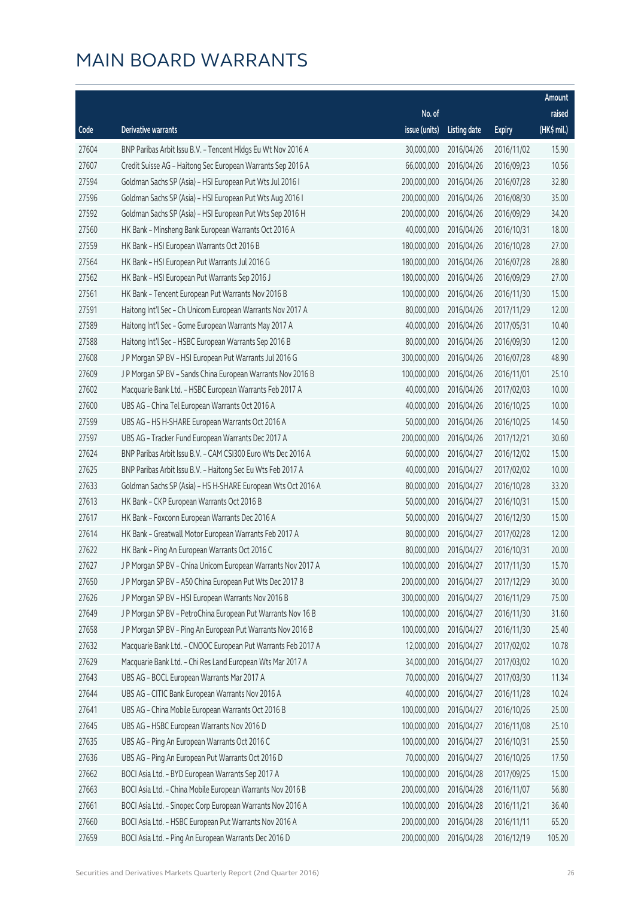# MAIN BOARD WARRANTS

| Code | Derivative warrants | No. of issue (units) | Listing date | Expiry | Amount raised (HK$ mil.) |
|---|---|---|---|---|---|
| 27604 | BNP Paribas Arbit Issu B.V. - Tencent Hldgs Eu Wt Nov 2016 A | 30,000,000 | 2016/04/26 | 2016/11/02 | 15.90 |
| 27607 | Credit Suisse AG - Haitong Sec European Warrants Sep 2016 A | 66,000,000 | 2016/04/26 | 2016/09/23 | 10.56 |
| 27594 | Goldman Sachs SP (Asia) - HSI European Put Wts Jul 2016 I | 200,000,000 | 2016/04/26 | 2016/07/28 | 32.80 |
| 27596 | Goldman Sachs SP (Asia) - HSI European Put Wts Aug 2016 I | 200,000,000 | 2016/04/26 | 2016/08/30 | 35.00 |
| 27592 | Goldman Sachs SP (Asia) - HSI European Put Wts Sep 2016 H | 200,000,000 | 2016/04/26 | 2016/09/29 | 34.20 |
| 27560 | HK Bank - Minsheng Bank European Warrants Oct 2016 A | 40,000,000 | 2016/04/26 | 2016/10/31 | 18.00 |
| 27559 | HK Bank - HSI European Warrants Oct 2016 B | 180,000,000 | 2016/04/26 | 2016/10/28 | 27.00 |
| 27564 | HK Bank - HSI European Put Warrants Jul 2016 G | 180,000,000 | 2016/04/26 | 2016/07/28 | 28.80 |
| 27562 | HK Bank - HSI European Put Warrants Sep 2016 J | 180,000,000 | 2016/04/26 | 2016/09/29 | 27.00 |
| 27561 | HK Bank - Tencent European Put Warrants Nov 2016 B | 100,000,000 | 2016/04/26 | 2016/11/30 | 15.00 |
| 27591 | Haitong Int'l Sec - Ch Unicom European Warrants Nov 2017 A | 80,000,000 | 2016/04/26 | 2017/11/29 | 12.00 |
| 27589 | Haitong Int'l Sec - Gome European Warrants May 2017 A | 40,000,000 | 2016/04/26 | 2017/05/31 | 10.40 |
| 27588 | Haitong Int'l Sec - HSBC European Warrants Sep 2016 B | 80,000,000 | 2016/04/26 | 2016/09/30 | 12.00 |
| 27608 | J P Morgan SP BV - HSI European Put Warrants Jul 2016 G | 300,000,000 | 2016/04/26 | 2016/07/28 | 48.90 |
| 27609 | J P Morgan SP BV - Sands China European Warrants Nov 2016 B | 100,000,000 | 2016/04/26 | 2016/11/01 | 25.10 |
| 27602 | Macquarie Bank Ltd. - HSBC European Warrants Feb 2017 A | 40,000,000 | 2016/04/26 | 2017/02/03 | 10.00 |
| 27600 | UBS AG - China Tel European Warrants Oct 2016 A | 40,000,000 | 2016/04/26 | 2016/10/25 | 10.00 |
| 27599 | UBS AG - HS H-SHARE European Warrants Oct 2016 A | 50,000,000 | 2016/04/26 | 2016/10/25 | 14.50 |
| 27597 | UBS AG - Tracker Fund European Warrants Dec 2017 A | 200,000,000 | 2016/04/26 | 2017/12/21 | 30.60 |
| 27624 | BNP Paribas Arbit Issu B.V. - CAM CSI300 Euro Wts Dec 2016 A | 60,000,000 | 2016/04/27 | 2016/12/02 | 15.00 |
| 27625 | BNP Paribas Arbit Issu B.V. - Haitong Sec Eu Wts Feb 2017 A | 40,000,000 | 2016/04/27 | 2017/02/02 | 10.00 |
| 27633 | Goldman Sachs SP (Asia) - HS H-SHARE European Wts Oct 2016 A | 80,000,000 | 2016/04/27 | 2016/10/28 | 33.20 |
| 27613 | HK Bank - CKP European Warrants Oct 2016 B | 50,000,000 | 2016/04/27 | 2016/10/31 | 15.00 |
| 27617 | HK Bank - Foxconn European Warrants Dec 2016 A | 50,000,000 | 2016/04/27 | 2016/12/30 | 15.00 |
| 27614 | HK Bank - Greatwall Motor European Warrants Feb 2017 A | 80,000,000 | 2016/04/27 | 2017/02/28 | 12.00 |
| 27622 | HK Bank - Ping An European Warrants Oct 2016 C | 80,000,000 | 2016/04/27 | 2016/10/31 | 20.00 |
| 27627 | J P Morgan SP BV - China Unicom European Warrants Nov 2017 A | 100,000,000 | 2016/04/27 | 2017/11/30 | 15.70 |
| 27650 | J P Morgan SP BV - A50 China European Put Wts Dec 2017 B | 200,000,000 | 2016/04/27 | 2017/12/29 | 30.00 |
| 27626 | J P Morgan SP BV - HSI European Warrants Nov 2016 B | 300,000,000 | 2016/04/27 | 2016/11/29 | 75.00 |
| 27649 | J P Morgan SP BV - PetroChina European Put Warrants Nov 16 B | 100,000,000 | 2016/04/27 | 2016/11/30 | 31.60 |
| 27658 | J P Morgan SP BV - Ping An European Put Warrants Nov 2016 B | 100,000,000 | 2016/04/27 | 2016/11/30 | 25.40 |
| 27632 | Macquarie Bank Ltd. - CNOOC European Put Warrants Feb 2017 A | 12,000,000 | 2016/04/27 | 2017/02/02 | 10.78 |
| 27629 | Macquarie Bank Ltd. - Chi Res Land European Wts Mar 2017 A | 34,000,000 | 2016/04/27 | 2017/03/02 | 10.20 |
| 27643 | UBS AG - BOCL European Warrants Mar 2017 A | 70,000,000 | 2016/04/27 | 2017/03/30 | 11.34 |
| 27644 | UBS AG - CITIC Bank European Warrants Nov 2016 A | 40,000,000 | 2016/04/27 | 2016/11/28 | 10.24 |
| 27641 | UBS AG - China Mobile European Warrants Oct 2016 B | 100,000,000 | 2016/04/27 | 2016/10/26 | 25.00 |
| 27645 | UBS AG - HSBC European Warrants Nov 2016 D | 100,000,000 | 2016/04/27 | 2016/11/08 | 25.10 |
| 27635 | UBS AG - Ping An European Warrants Oct 2016 C | 100,000,000 | 2016/04/27 | 2016/10/31 | 25.50 |
| 27636 | UBS AG - Ping An European Put Warrants Oct 2016 D | 70,000,000 | 2016/04/27 | 2016/10/26 | 17.50 |
| 27662 | BOCI Asia Ltd. - BYD European Warrants Sep 2017 A | 100,000,000 | 2016/04/28 | 2017/09/25 | 15.00 |
| 27663 | BOCI Asia Ltd. - China Mobile European Warrants Nov 2016 B | 200,000,000 | 2016/04/28 | 2016/11/07 | 56.80 |
| 27661 | BOCI Asia Ltd. - Sinopec Corp European Warrants Nov 2016 A | 100,000,000 | 2016/04/28 | 2016/11/21 | 36.40 |
| 27660 | BOCI Asia Ltd. - HSBC European Put Warrants Nov 2016 A | 200,000,000 | 2016/04/28 | 2016/11/11 | 65.20 |
| 27659 | BOCI Asia Ltd. - Ping An European Warrants Dec 2016 D | 200,000,000 | 2016/04/28 | 2016/12/19 | 105.20 |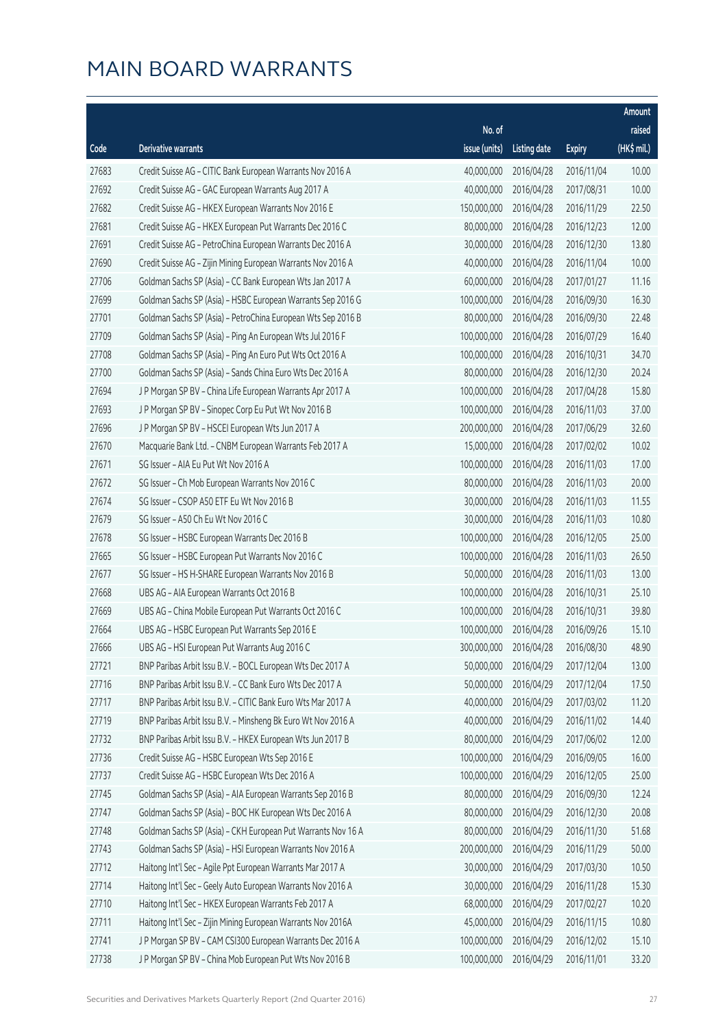# MAIN BOARD WARRANTS

| Code | Derivative warrants | No. of issue (units) | Listing date | Expiry | Amount raised (HK$ mil.) |
|---|---|---|---|---|---|
| 27683 | Credit Suisse AG - CITIC Bank European Warrants Nov 2016 A | 40,000,000 | 2016/04/28 | 2016/11/04 | 10.00 |
| 27692 | Credit Suisse AG - GAC European Warrants Aug 2017 A | 40,000,000 | 2016/04/28 | 2017/08/31 | 10.00 |
| 27682 | Credit Suisse AG - HKEX European Warrants Nov 2016 E | 150,000,000 | 2016/04/28 | 2016/11/29 | 22.50 |
| 27681 | Credit Suisse AG - HKEX European Put Warrants Dec 2016 C | 80,000,000 | 2016/04/28 | 2016/12/23 | 12.00 |
| 27691 | Credit Suisse AG - PetroChina European Warrants Dec 2016 A | 30,000,000 | 2016/04/28 | 2016/12/30 | 13.80 |
| 27690 | Credit Suisse AG - Zijin Mining European Warrants Nov 2016 A | 40,000,000 | 2016/04/28 | 2016/11/04 | 10.00 |
| 27706 | Goldman Sachs SP (Asia) - CC Bank European Wts Jan 2017 A | 60,000,000 | 2016/04/28 | 2017/01/27 | 11.16 |
| 27699 | Goldman Sachs SP (Asia) - HSBC European Warrants Sep 2016 G | 100,000,000 | 2016/04/28 | 2016/09/30 | 16.30 |
| 27701 | Goldman Sachs SP (Asia) - PetroChina European Wts Sep 2016 B | 80,000,000 | 2016/04/28 | 2016/09/30 | 22.48 |
| 27709 | Goldman Sachs SP (Asia) - Ping An European Wts Jul 2016 F | 100,000,000 | 2016/04/28 | 2016/07/29 | 16.40 |
| 27708 | Goldman Sachs SP (Asia) - Ping An Euro Put Wts Oct 2016 A | 100,000,000 | 2016/04/28 | 2016/10/31 | 34.70 |
| 27700 | Goldman Sachs SP (Asia) - Sands China Euro Wts Dec 2016 A | 80,000,000 | 2016/04/28 | 2016/12/30 | 20.24 |
| 27694 | J P Morgan SP BV - China Life European Warrants Apr 2017 A | 100,000,000 | 2016/04/28 | 2017/04/28 | 15.80 |
| 27693 | J P Morgan SP BV - Sinopec Corp Eu Put Wt Nov 2016 B | 100,000,000 | 2016/04/28 | 2016/11/03 | 37.00 |
| 27696 | J P Morgan SP BV - HSCEI European Wts Jun 2017 A | 200,000,000 | 2016/04/28 | 2017/06/29 | 32.60 |
| 27670 | Macquarie Bank Ltd. - CNBM European Warrants Feb 2017 A | 15,000,000 | 2016/04/28 | 2017/02/02 | 10.02 |
| 27671 | SG Issuer - AIA Eu Put Wt Nov 2016 A | 100,000,000 | 2016/04/28 | 2016/11/03 | 17.00 |
| 27672 | SG Issuer - Ch Mob European Warrants Nov 2016 C | 80,000,000 | 2016/04/28 | 2016/11/03 | 20.00 |
| 27674 | SG Issuer - CSOP A50 ETF Eu Wt Nov 2016 B | 30,000,000 | 2016/04/28 | 2016/11/03 | 11.55 |
| 27679 | SG Issuer - A50 Ch Eu Wt Nov 2016 C | 30,000,000 | 2016/04/28 | 2016/11/03 | 10.80 |
| 27678 | SG Issuer - HSBC European Warrants Dec 2016 B | 100,000,000 | 2016/04/28 | 2016/12/05 | 25.00 |
| 27665 | SG Issuer - HSBC European Put Warrants Nov 2016 C | 100,000,000 | 2016/04/28 | 2016/11/03 | 26.50 |
| 27677 | SG Issuer - HS H-SHARE European Warrants Nov 2016 B | 50,000,000 | 2016/04/28 | 2016/11/03 | 13.00 |
| 27668 | UBS AG - AIA European Warrants Oct 2016 B | 100,000,000 | 2016/04/28 | 2016/10/31 | 25.10 |
| 27669 | UBS AG - China Mobile European Put Warrants Oct 2016 C | 100,000,000 | 2016/04/28 | 2016/10/31 | 39.80 |
| 27664 | UBS AG - HSBC European Put Warrants Sep 2016 E | 100,000,000 | 2016/04/28 | 2016/09/26 | 15.10 |
| 27666 | UBS AG - HSI European Put Warrants Aug 2016 C | 300,000,000 | 2016/04/28 | 2016/08/30 | 48.90 |
| 27721 | BNP Paribas Arbit Issu B.V. - BOCL European Wts Dec 2017 A | 50,000,000 | 2016/04/29 | 2017/12/04 | 13.00 |
| 27716 | BNP Paribas Arbit Issu B.V. - CC Bank Euro Wts Dec 2017 A | 50,000,000 | 2016/04/29 | 2017/12/04 | 17.50 |
| 27717 | BNP Paribas Arbit Issu B.V. - CITIC Bank Euro Wts Mar 2017 A | 40,000,000 | 2016/04/29 | 2017/03/02 | 11.20 |
| 27719 | BNP Paribas Arbit Issu B.V. - Minsheng Bk Euro Wt Nov 2016 A | 40,000,000 | 2016/04/29 | 2016/11/02 | 14.40 |
| 27732 | BNP Paribas Arbit Issu B.V. - HKEX European Wts Jun 2017 B | 80,000,000 | 2016/04/29 | 2017/06/02 | 12.00 |
| 27736 | Credit Suisse AG - HSBC European Wts Sep 2016 E | 100,000,000 | 2016/04/29 | 2016/09/05 | 16.00 |
| 27737 | Credit Suisse AG - HSBC European Wts Dec 2016 A | 100,000,000 | 2016/04/29 | 2016/12/05 | 25.00 |
| 27745 | Goldman Sachs SP (Asia) - AIA European Warrants Sep 2016 B | 80,000,000 | 2016/04/29 | 2016/09/30 | 12.24 |
| 27747 | Goldman Sachs SP (Asia) - BOC HK European Wts Dec 2016 A | 80,000,000 | 2016/04/29 | 2016/12/30 | 20.08 |
| 27748 | Goldman Sachs SP (Asia) - CKH European Put Warrants Nov 16 A | 80,000,000 | 2016/04/29 | 2016/11/30 | 51.68 |
| 27743 | Goldman Sachs SP (Asia) - HSI European Warrants Nov 2016 A | 200,000,000 | 2016/04/29 | 2016/11/29 | 50.00 |
| 27712 | Haitong Int'l Sec - Agile Ppt European Warrants Mar 2017 A | 30,000,000 | 2016/04/29 | 2017/03/30 | 10.50 |
| 27714 | Haitong Int'l Sec - Geely Auto European Warrants Nov 2016 A | 30,000,000 | 2016/04/29 | 2016/11/28 | 15.30 |
| 27710 | Haitong Int'l Sec - HKEX European Warrants Feb 2017 A | 68,000,000 | 2016/04/29 | 2017/02/27 | 10.20 |
| 27711 | Haitong Int'l Sec - Zijin Mining European Warrants Nov 2016A | 45,000,000 | 2016/04/29 | 2016/11/15 | 10.80 |
| 27741 | J P Morgan SP BV - CAM CSI300 European Warrants Dec 2016 A | 100,000,000 | 2016/04/29 | 2016/12/02 | 15.10 |
| 27738 | J P Morgan SP BV - China Mob European Put Wts Nov 2016 B | 100,000,000 | 2016/04/29 | 2016/11/01 | 33.20 |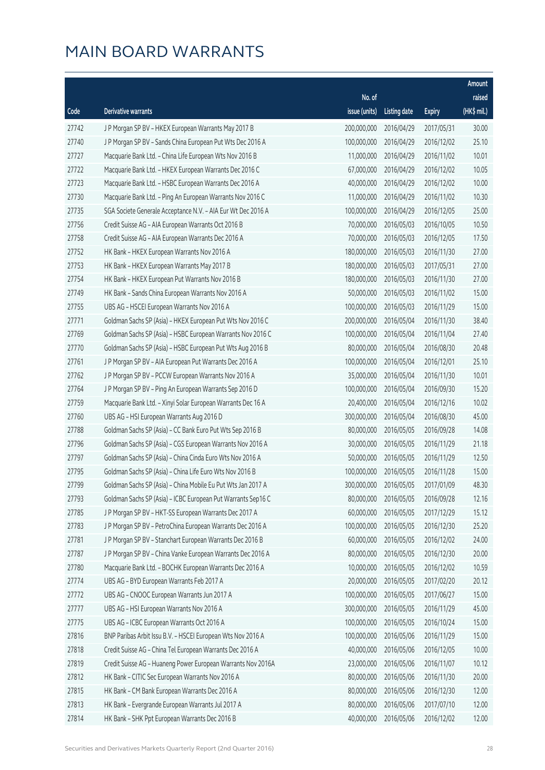# MAIN BOARD WARRANTS

| Code | Derivative warrants | No. of issue (units) | Listing date | Expiry | Amount raised (HK$ mil.) |
|---|---|---|---|---|---|
| 27742 | J P Morgan SP BV – HKEX European Warrants May 2017 B | 200,000,000 | 2016/04/29 | 2017/05/31 | 30.00 |
| 27740 | J P Morgan SP BV – Sands China European Put Wts Dec 2016 A | 100,000,000 | 2016/04/29 | 2016/12/02 | 25.10 |
| 27727 | Macquarie Bank Ltd. – China Life European Wts Nov 2016 B | 11,000,000 | 2016/04/29 | 2016/11/02 | 10.01 |
| 27722 | Macquarie Bank Ltd. – HKEX European Warrants Dec 2016 C | 67,000,000 | 2016/04/29 | 2016/12/02 | 10.05 |
| 27723 | Macquarie Bank Ltd. – HSBC European Warrants Dec 2016 A | 40,000,000 | 2016/04/29 | 2016/12/02 | 10.00 |
| 27730 | Macquarie Bank Ltd. – Ping An European Warrants Nov 2016 C | 11,000,000 | 2016/04/29 | 2016/11/02 | 10.30 |
| 27735 | SGA Societe Generale Acceptance N.V. – AIA Eur Wt Dec 2016 A | 100,000,000 | 2016/04/29 | 2016/12/05 | 25.00 |
| 27756 | Credit Suisse AG – AIA European Warrants Oct 2016 B | 70,000,000 | 2016/05/03 | 2016/10/05 | 10.50 |
| 27758 | Credit Suisse AG – AIA European Warrants Dec 2016 A | 70,000,000 | 2016/05/03 | 2016/12/05 | 17.50 |
| 27752 | HK Bank – HKEX European Warrants Nov 2016 A | 180,000,000 | 2016/05/03 | 2016/11/30 | 27.00 |
| 27753 | HK Bank – HKEX European Warrants May 2017 B | 180,000,000 | 2016/05/03 | 2017/05/31 | 27.00 |
| 27754 | HK Bank – HKEX European Put Warrants Nov 2016 B | 180,000,000 | 2016/05/03 | 2016/11/30 | 27.00 |
| 27749 | HK Bank – Sands China European Warrants Nov 2016 A | 50,000,000 | 2016/05/03 | 2016/11/02 | 15.00 |
| 27755 | UBS AG – HSCEI European Warrants Nov 2016 A | 100,000,000 | 2016/05/03 | 2016/11/29 | 15.00 |
| 27771 | Goldman Sachs SP (Asia) – HKEX European Put Wts Nov 2016 C | 200,000,000 | 2016/05/04 | 2016/11/30 | 38.40 |
| 27769 | Goldman Sachs SP (Asia) – HSBC European Warrants Nov 2016 C | 100,000,000 | 2016/05/04 | 2016/11/04 | 27.40 |
| 27770 | Goldman Sachs SP (Asia) – HSBC European Put Wts Aug 2016 B | 80,000,000 | 2016/05/04 | 2016/08/30 | 20.48 |
| 27761 | J P Morgan SP BV – AIA European Put Warrants Dec 2016 A | 100,000,000 | 2016/05/04 | 2016/12/01 | 25.10 |
| 27762 | J P Morgan SP BV – PCCW European Warrants Nov 2016 A | 35,000,000 | 2016/05/04 | 2016/11/30 | 10.01 |
| 27764 | J P Morgan SP BV – Ping An European Warrants Sep 2016 D | 100,000,000 | 2016/05/04 | 2016/09/30 | 15.20 |
| 27759 | Macquarie Bank Ltd. – Xinyi Solar European Warrants Dec 16 A | 20,400,000 | 2016/05/04 | 2016/12/16 | 10.02 |
| 27760 | UBS AG – HSI European Warrants Aug 2016 D | 300,000,000 | 2016/05/04 | 2016/08/30 | 45.00 |
| 27788 | Goldman Sachs SP (Asia) – CC Bank Euro Put Wts Sep 2016 B | 80,000,000 | 2016/05/05 | 2016/09/28 | 14.08 |
| 27796 | Goldman Sachs SP (Asia) – CGS European Warrants Nov 2016 A | 30,000,000 | 2016/05/05 | 2016/11/29 | 21.18 |
| 27797 | Goldman Sachs SP (Asia) – China Cinda Euro Wts Nov 2016 A | 50,000,000 | 2016/05/05 | 2016/11/29 | 12.50 |
| 27795 | Goldman Sachs SP (Asia) – China Life Euro Wts Nov 2016 B | 100,000,000 | 2016/05/05 | 2016/11/28 | 15.00 |
| 27799 | Goldman Sachs SP (Asia) – China Mobile Eu Put Wts Jan 2017 A | 300,000,000 | 2016/05/05 | 2017/01/09 | 48.30 |
| 27793 | Goldman Sachs SP (Asia) – ICBC European Put Warrants Sep16 C | 80,000,000 | 2016/05/05 | 2016/09/28 | 12.16 |
| 27785 | J P Morgan SP BV – HKT-SS European Warrants Dec 2017 A | 60,000,000 | 2016/05/05 | 2017/12/29 | 15.12 |
| 27783 | J P Morgan SP BV – PetroChina European Warrants Dec 2016 A | 100,000,000 | 2016/05/05 | 2016/12/30 | 25.20 |
| 27781 | J P Morgan SP BV – Stanchart European Warrants Dec 2016 B | 60,000,000 | 2016/05/05 | 2016/12/02 | 24.00 |
| 27787 | J P Morgan SP BV – China Vanke European Warrants Dec 2016 A | 80,000,000 | 2016/05/05 | 2016/12/30 | 20.00 |
| 27780 | Macquarie Bank Ltd. – BOCHK European Warrants Dec 2016 A | 10,000,000 | 2016/05/05 | 2016/12/02 | 10.59 |
| 27774 | UBS AG – BYD European Warrants Feb 2017 A | 20,000,000 | 2016/05/05 | 2017/02/20 | 20.12 |
| 27772 | UBS AG – CNOOC European Warrants Jun 2017 A | 100,000,000 | 2016/05/05 | 2017/06/27 | 15.00 |
| 27777 | UBS AG – HSI European Warrants Nov 2016 A | 300,000,000 | 2016/05/05 | 2016/11/29 | 45.00 |
| 27775 | UBS AG – ICBC European Warrants Oct 2016 A | 100,000,000 | 2016/05/05 | 2016/10/24 | 15.00 |
| 27816 | BNP Paribas Arbit Issu B.V. – HSCEI European Wts Nov 2016 A | 100,000,000 | 2016/05/06 | 2016/11/29 | 15.00 |
| 27818 | Credit Suisse AG – China Tel European Warrants Dec 2016 A | 40,000,000 | 2016/05/06 | 2016/12/05 | 10.00 |
| 27819 | Credit Suisse AG – Huaneng Power European Warrants Nov 2016A | 23,000,000 | 2016/05/06 | 2016/11/07 | 10.12 |
| 27812 | HK Bank – CITIC Sec European Warrants Nov 2016 A | 80,000,000 | 2016/05/06 | 2016/11/30 | 20.00 |
| 27815 | HK Bank – CM Bank European Warrants Dec 2016 A | 80,000,000 | 2016/05/06 | 2016/12/30 | 12.00 |
| 27813 | HK Bank – Evergrande European Warrants Jul 2017 A | 80,000,000 | 2016/05/06 | 2017/07/10 | 12.00 |
| 27814 | HK Bank – SHK Ppt European Warrants Dec 2016 B | 40,000,000 | 2016/05/06 | 2016/12/02 | 12.00 |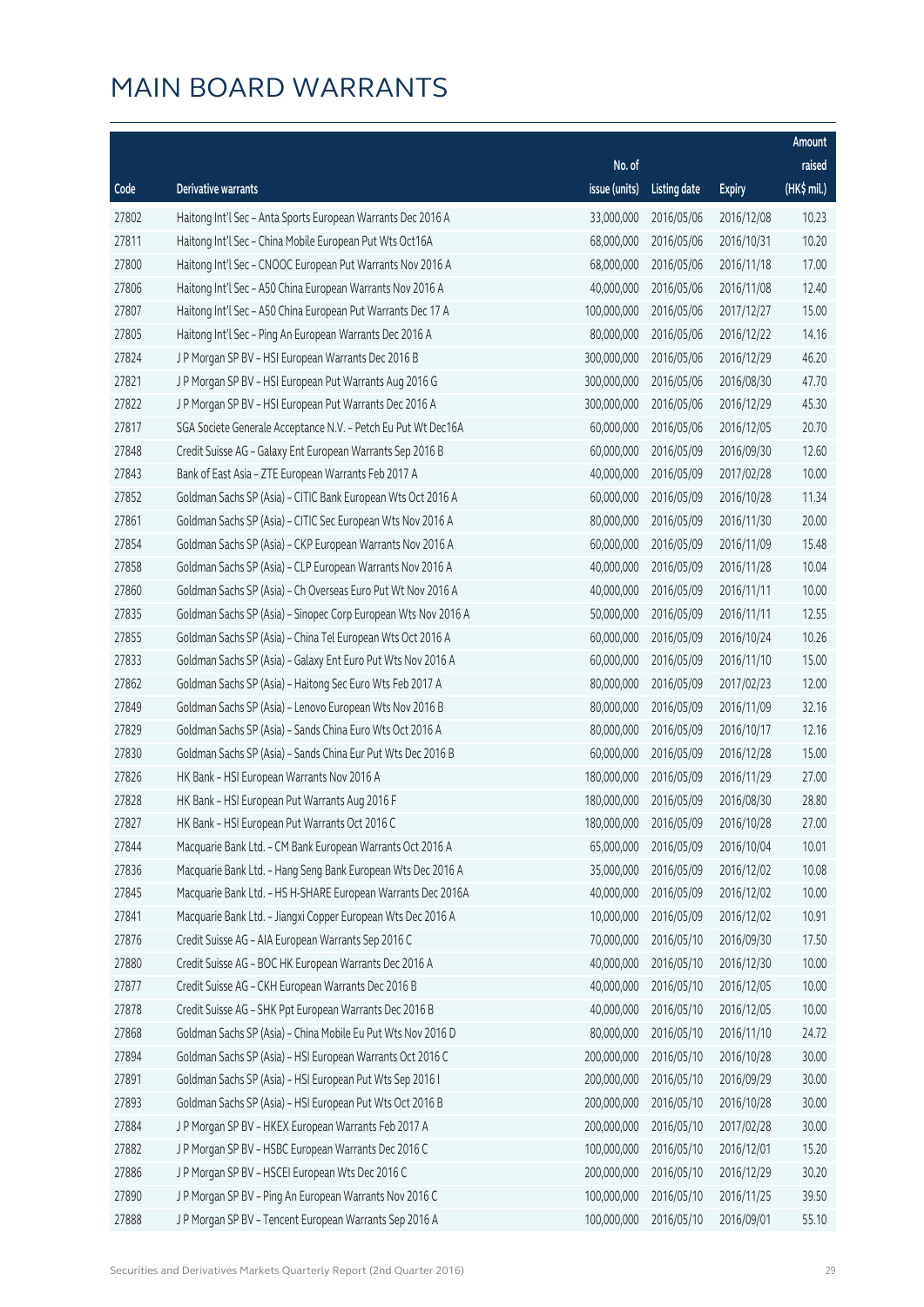# MAIN BOARD WARRANTS

| Code | Derivative warrants | No. of issue (units) | Listing date | Expiry | Amount raised (HK$ mil.) |
|---|---|---|---|---|---|
| 27802 | Haitong Int'l Sec – Anta Sports European Warrants Dec 2016 A | 33,000,000 | 2016/05/06 | 2016/12/08 | 10.23 |
| 27811 | Haitong Int'l Sec – China Mobile European Put Wts Oct16A | 68,000,000 | 2016/05/06 | 2016/10/31 | 10.20 |
| 27800 | Haitong Int'l Sec – CNOOC European Put Warrants Nov 2016 A | 68,000,000 | 2016/05/06 | 2016/11/18 | 17.00 |
| 27806 | Haitong Int'l Sec – A50 China European Warrants Nov 2016 A | 40,000,000 | 2016/05/06 | 2016/11/08 | 12.40 |
| 27807 | Haitong Int'l Sec – A50 China European Put Warrants Dec 17 A | 100,000,000 | 2016/05/06 | 2017/12/27 | 15.00 |
| 27805 | Haitong Int'l Sec – Ping An European Warrants Dec 2016 A | 80,000,000 | 2016/05/06 | 2016/12/22 | 14.16 |
| 27824 | J P Morgan SP BV – HSI European Warrants Dec 2016 B | 300,000,000 | 2016/05/06 | 2016/12/29 | 46.20 |
| 27821 | J P Morgan SP BV – HSI European Put Warrants Aug 2016 G | 300,000,000 | 2016/05/06 | 2016/08/30 | 47.70 |
| 27822 | J P Morgan SP BV – HSI European Put Warrants Dec 2016 A | 300,000,000 | 2016/05/06 | 2016/12/29 | 45.30 |
| 27817 | SGA Societe Generale Acceptance N.V. – Petch Eu Put Wt Dec16A | 60,000,000 | 2016/05/06 | 2016/12/05 | 20.70 |
| 27848 | Credit Suisse AG – Galaxy Ent European Warrants Sep 2016 B | 60,000,000 | 2016/05/09 | 2016/09/30 | 12.60 |
| 27843 | Bank of East Asia – ZTE European Warrants Feb 2017 A | 40,000,000 | 2016/05/09 | 2017/02/28 | 10.00 |
| 27852 | Goldman Sachs SP (Asia) – CITIC Bank European Wts Oct 2016 A | 60,000,000 | 2016/05/09 | 2016/10/28 | 11.34 |
| 27861 | Goldman Sachs SP (Asia) – CITIC Sec European Wts Nov 2016 A | 80,000,000 | 2016/05/09 | 2016/11/30 | 20.00 |
| 27854 | Goldman Sachs SP (Asia) – CKP European Warrants Nov 2016 A | 60,000,000 | 2016/05/09 | 2016/11/09 | 15.48 |
| 27858 | Goldman Sachs SP (Asia) – CLP European Warrants Nov 2016 A | 40,000,000 | 2016/05/09 | 2016/11/28 | 10.04 |
| 27860 | Goldman Sachs SP (Asia) – Ch Overseas Euro Put Wt Nov 2016 A | 40,000,000 | 2016/05/09 | 2016/11/11 | 10.00 |
| 27835 | Goldman Sachs SP (Asia) – Sinopec Corp European Wts Nov 2016 A | 50,000,000 | 2016/05/09 | 2016/11/11 | 12.55 |
| 27855 | Goldman Sachs SP (Asia) – China Tel European Wts Oct 2016 A | 60,000,000 | 2016/05/09 | 2016/10/24 | 10.26 |
| 27833 | Goldman Sachs SP (Asia) – Galaxy Ent Euro Put Wts Nov 2016 A | 60,000,000 | 2016/05/09 | 2016/11/10 | 15.00 |
| 27862 | Goldman Sachs SP (Asia) – Haitong Sec Euro Wts Feb 2017 A | 80,000,000 | 2016/05/09 | 2017/02/23 | 12.00 |
| 27849 | Goldman Sachs SP (Asia) – Lenovo European Wts Nov 2016 B | 80,000,000 | 2016/05/09 | 2016/11/09 | 32.16 |
| 27829 | Goldman Sachs SP (Asia) – Sands China Euro Wts Oct 2016 A | 80,000,000 | 2016/05/09 | 2016/10/17 | 12.16 |
| 27830 | Goldman Sachs SP (Asia) – Sands China Eur Put Wts Dec 2016 B | 60,000,000 | 2016/05/09 | 2016/12/28 | 15.00 |
| 27826 | HK Bank – HSI European Warrants Nov 2016 A | 180,000,000 | 2016/05/09 | 2016/11/29 | 27.00 |
| 27828 | HK Bank – HSI European Put Warrants Aug 2016 F | 180,000,000 | 2016/05/09 | 2016/08/30 | 28.80 |
| 27827 | HK Bank – HSI European Put Warrants Oct 2016 C | 180,000,000 | 2016/05/09 | 2016/10/28 | 27.00 |
| 27844 | Macquarie Bank Ltd. – CM Bank European Warrants Oct 2016 A | 65,000,000 | 2016/05/09 | 2016/10/04 | 10.01 |
| 27836 | Macquarie Bank Ltd. – Hang Seng Bank European Wts Dec 2016 A | 35,000,000 | 2016/05/09 | 2016/12/02 | 10.08 |
| 27845 | Macquarie Bank Ltd. – HS H-SHARE European Warrants Dec 2016A | 40,000,000 | 2016/05/09 | 2016/12/02 | 10.00 |
| 27841 | Macquarie Bank Ltd. – Jiangxi Copper European Wts Dec 2016 A | 10,000,000 | 2016/05/09 | 2016/12/02 | 10.91 |
| 27876 | Credit Suisse AG – AIA European Warrants Sep 2016 C | 70,000,000 | 2016/05/10 | 2016/09/30 | 17.50 |
| 27880 | Credit Suisse AG – BOC HK European Warrants Dec 2016 A | 40,000,000 | 2016/05/10 | 2016/12/30 | 10.00 |
| 27877 | Credit Suisse AG – CKH European Warrants Dec 2016 B | 40,000,000 | 2016/05/10 | 2016/12/05 | 10.00 |
| 27878 | Credit Suisse AG – SHK Ppt European Warrants Dec 2016 B | 40,000,000 | 2016/05/10 | 2016/12/05 | 10.00 |
| 27868 | Goldman Sachs SP (Asia) – China Mobile Eu Put Wts Nov 2016 D | 80,000,000 | 2016/05/10 | 2016/11/10 | 24.72 |
| 27894 | Goldman Sachs SP (Asia) – HSI European Warrants Oct 2016 C | 200,000,000 | 2016/05/10 | 2016/10/28 | 30.00 |
| 27891 | Goldman Sachs SP (Asia) – HSI European Put Wts Sep 2016 I | 200,000,000 | 2016/05/10 | 2016/09/29 | 30.00 |
| 27893 | Goldman Sachs SP (Asia) – HSI European Put Wts Oct 2016 B | 200,000,000 | 2016/05/10 | 2016/10/28 | 30.00 |
| 27884 | J P Morgan SP BV – HKEX European Warrants Feb 2017 A | 200,000,000 | 2016/05/10 | 2017/02/28 | 30.00 |
| 27882 | J P Morgan SP BV – HSBC European Warrants Dec 2016 C | 100,000,000 | 2016/05/10 | 2016/12/01 | 15.20 |
| 27886 | J P Morgan SP BV – HSCEI European Wts Dec 2016 C | 200,000,000 | 2016/05/10 | 2016/12/29 | 30.20 |
| 27890 | J P Morgan SP BV – Ping An European Warrants Nov 2016 C | 100,000,000 | 2016/05/10 | 2016/11/25 | 39.50 |
| 27888 | J P Morgan SP BV – Tencent European Warrants Sep 2016 A | 100,000,000 | 2016/05/10 | 2016/09/01 | 55.10 |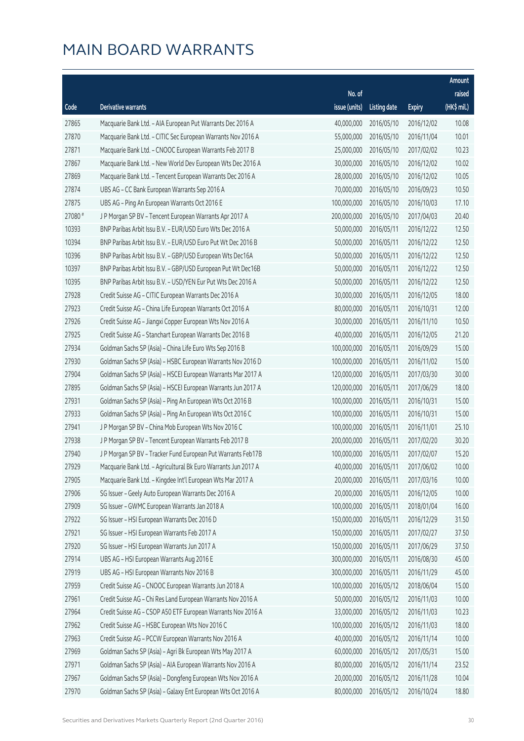# MAIN BOARD WARRANTS

| Code | Derivative warrants | No. of issue (units) | Listing date | Expiry | Amount raised (HK$ mil.) |
|---|---|---|---|---|---|
| 27865 | Macquarie Bank Ltd. - AIA European Put Warrants Dec 2016 A | 40,000,000 | 2016/05/10 | 2016/12/02 | 10.08 |
| 27870 | Macquarie Bank Ltd. - CITIC Sec European Warrants Nov 2016 A | 55,000,000 | 2016/05/10 | 2016/11/04 | 10.01 |
| 27871 | Macquarie Bank Ltd. - CNOOC European Warrants Feb 2017 B | 25,000,000 | 2016/05/10 | 2017/02/02 | 10.23 |
| 27867 | Macquarie Bank Ltd. - New World Dev European Wts Dec 2016 A | 30,000,000 | 2016/05/10 | 2016/12/02 | 10.02 |
| 27869 | Macquarie Bank Ltd. - Tencent European Warrants Dec 2016 A | 28,000,000 | 2016/05/10 | 2016/12/02 | 10.05 |
| 27874 | UBS AG - CC Bank European Warrants Sep 2016 A | 70,000,000 | 2016/05/10 | 2016/09/23 | 10.50 |
| 27875 | UBS AG - Ping An European Warrants Oct 2016 E | 100,000,000 | 2016/05/10 | 2016/10/03 | 17.10 |
| 27080 # | J P Morgan SP BV - Tencent European Warrants Apr 2017 A | 200,000,000 | 2016/05/10 | 2017/04/03 | 20.40 |
| 10393 | BNP Paribas Arbit Issu B.V. - EUR/USD Euro Wts Dec 2016 A | 50,000,000 | 2016/05/11 | 2016/12/22 | 12.50 |
| 10394 | BNP Paribas Arbit Issu B.V. - EUR/USD Euro Put Wt Dec 2016 B | 50,000,000 | 2016/05/11 | 2016/12/22 | 12.50 |
| 10396 | BNP Paribas Arbit Issu B.V. - GBP/USD European Wts Dec16A | 50,000,000 | 2016/05/11 | 2016/12/22 | 12.50 |
| 10397 | BNP Paribas Arbit Issu B.V. - GBP/USD European Put Wt Dec16B | 50,000,000 | 2016/05/11 | 2016/12/22 | 12.50 |
| 10395 | BNP Paribas Arbit Issu B.V. - USD/YEN Eur Put Wts Dec 2016 A | 50,000,000 | 2016/05/11 | 2016/12/22 | 12.50 |
| 27928 | Credit Suisse AG - CITIC European Warrants Dec 2016 A | 30,000,000 | 2016/05/11 | 2016/12/05 | 18.00 |
| 27923 | Credit Suisse AG - China Life European Warrants Oct 2016 A | 80,000,000 | 2016/05/11 | 2016/10/31 | 12.00 |
| 27926 | Credit Suisse AG - Jiangxi Copper European Wts Nov 2016 A | 30,000,000 | 2016/05/11 | 2016/11/10 | 10.50 |
| 27925 | Credit Suisse AG - Stanchart European Warrants Dec 2016 B | 40,000,000 | 2016/05/11 | 2016/12/05 | 21.20 |
| 27934 | Goldman Sachs SP (Asia) - China Life Euro Wts Sep 2016 B | 100,000,000 | 2016/05/11 | 2016/09/29 | 15.00 |
| 27930 | Goldman Sachs SP (Asia) - HSBC European Warrants Nov 2016 D | 100,000,000 | 2016/05/11 | 2016/11/02 | 15.00 |
| 27904 | Goldman Sachs SP (Asia) - HSCEI European Warrants Mar 2017 A | 120,000,000 | 2016/05/11 | 2017/03/30 | 30.00 |
| 27895 | Goldman Sachs SP (Asia) - HSCEI European Warrants Jun 2017 A | 120,000,000 | 2016/05/11 | 2017/06/29 | 18.00 |
| 27931 | Goldman Sachs SP (Asia) - Ping An European Wts Oct 2016 B | 100,000,000 | 2016/05/11 | 2016/10/31 | 15.00 |
| 27933 | Goldman Sachs SP (Asia) - Ping An European Wts Oct 2016 C | 100,000,000 | 2016/05/11 | 2016/10/31 | 15.00 |
| 27941 | J P Morgan SP BV - China Mob European Wts Nov 2016 C | 100,000,000 | 2016/05/11 | 2016/11/01 | 25.10 |
| 27938 | J P Morgan SP BV - Tencent European Warrants Feb 2017 B | 200,000,000 | 2016/05/11 | 2017/02/20 | 30.20 |
| 27940 | J P Morgan SP BV - Tracker Fund European Put Warrants Feb17B | 100,000,000 | 2016/05/11 | 2017/02/07 | 15.20 |
| 27929 | Macquarie Bank Ltd. - Agricultural Bk Euro Warrants Jun 2017 A | 40,000,000 | 2016/05/11 | 2017/06/02 | 10.00 |
| 27905 | Macquarie Bank Ltd. - Kingdee Int'l European Wts Mar 2017 A | 20,000,000 | 2016/05/11 | 2017/03/16 | 10.00 |
| 27906 | SG Issuer - Geely Auto European Warrants Dec 2016 A | 20,000,000 | 2016/05/11 | 2016/12/05 | 10.00 |
| 27909 | SG Issuer - GWMC European Warrants Jan 2018 A | 100,000,000 | 2016/05/11 | 2018/01/04 | 16.00 |
| 27922 | SG Issuer - HSI European Warrants Dec 2016 D | 150,000,000 | 2016/05/11 | 2016/12/29 | 31.50 |
| 27921 | SG Issuer - HSI European Warrants Feb 2017 A | 150,000,000 | 2016/05/11 | 2017/02/27 | 37.50 |
| 27920 | SG Issuer - HSI European Warrants Jun 2017 A | 150,000,000 | 2016/05/11 | 2017/06/29 | 37.50 |
| 27914 | UBS AG - HSI European Warrants Aug 2016 E | 300,000,000 | 2016/05/11 | 2016/08/30 | 45.00 |
| 27919 | UBS AG - HSI European Warrants Nov 2016 B | 300,000,000 | 2016/05/11 | 2016/11/29 | 45.00 |
| 27959 | Credit Suisse AG - CNOOC European Warrants Jun 2018 A | 100,000,000 | 2016/05/12 | 2018/06/04 | 15.00 |
| 27961 | Credit Suisse AG - Chi Res Land European Warrants Nov 2016 A | 50,000,000 | 2016/05/12 | 2016/11/03 | 10.00 |
| 27964 | Credit Suisse AG - CSOP A50 ETF European Warrants Nov 2016 A | 33,000,000 | 2016/05/12 | 2016/11/03 | 10.23 |
| 27962 | Credit Suisse AG - HSBC European Wts Nov 2016 C | 100,000,000 | 2016/05/12 | 2016/11/03 | 18.00 |
| 27963 | Credit Suisse AG - PCCW European Warrants Nov 2016 A | 40,000,000 | 2016/05/12 | 2016/11/14 | 10.00 |
| 27969 | Goldman Sachs SP (Asia) - Agri Bk European Wts May 2017 A | 60,000,000 | 2016/05/12 | 2017/05/31 | 15.00 |
| 27971 | Goldman Sachs SP (Asia) - AIA European Warrants Nov 2016 A | 80,000,000 | 2016/05/12 | 2016/11/14 | 23.52 |
| 27967 | Goldman Sachs SP (Asia) - Dongfeng European Wts Nov 2016 A | 20,000,000 | 2016/05/12 | 2016/11/28 | 10.04 |
| 27970 | Goldman Sachs SP (Asia) - Galaxy Ent European Wts Oct 2016 A | 80,000,000 | 2016/05/12 | 2016/10/24 | 18.80 |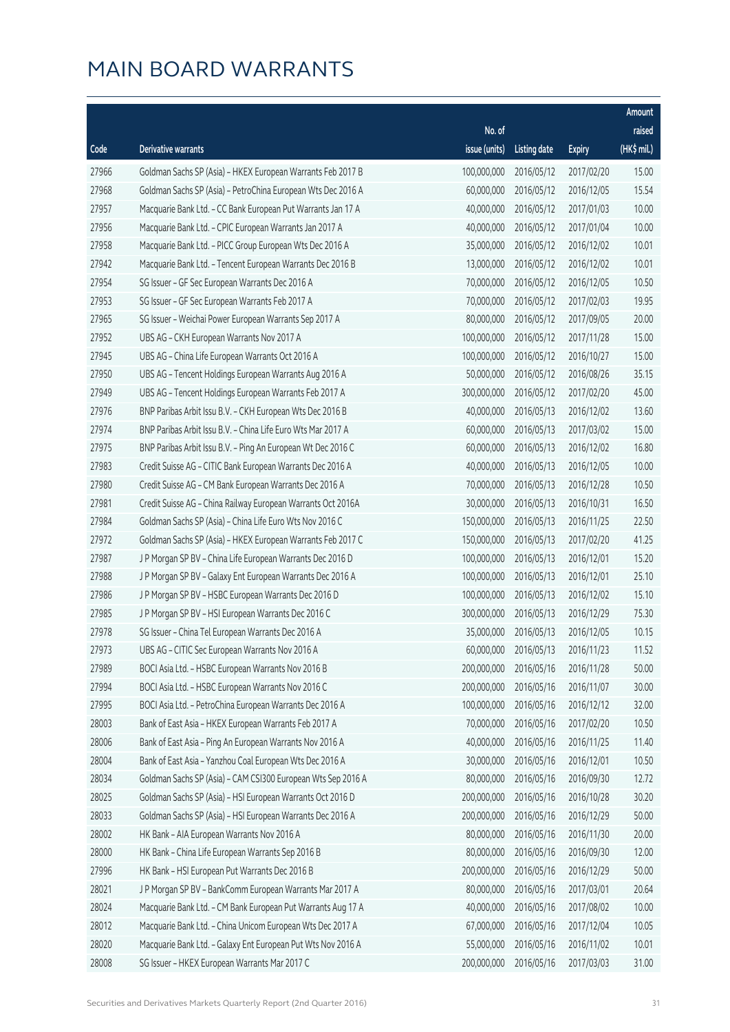# MAIN BOARD WARRANTS

| Code | Derivative warrants | No. of issue (units) | Listing date | Expiry | Amount raised (HK$ mil.) |
|---|---|---|---|---|---|
| 27966 | Goldman Sachs SP (Asia) - HKEX European Warrants Feb 2017 B | 100,000,000 | 2016/05/12 | 2017/02/20 | 15.00 |
| 27968 | Goldman Sachs SP (Asia) - PetroChina European Wts Dec 2016 A | 60,000,000 | 2016/05/12 | 2016/12/05 | 15.54 |
| 27957 | Macquarie Bank Ltd. - CC Bank European Put Warrants Jan 17 A | 40,000,000 | 2016/05/12 | 2017/01/03 | 10.00 |
| 27956 | Macquarie Bank Ltd. - CPIC European Warrants Jan 2017 A | 40,000,000 | 2016/05/12 | 2017/01/04 | 10.00 |
| 27958 | Macquarie Bank Ltd. - PICC Group European Wts Dec 2016 A | 35,000,000 | 2016/05/12 | 2016/12/02 | 10.01 |
| 27942 | Macquarie Bank Ltd. - Tencent European Warrants Dec 2016 B | 13,000,000 | 2016/05/12 | 2016/12/02 | 10.01 |
| 27954 | SG Issuer - GF Sec European Warrants Dec 2016 A | 70,000,000 | 2016/05/12 | 2016/12/05 | 10.50 |
| 27953 | SG Issuer - GF Sec European Warrants Feb 2017 A | 70,000,000 | 2016/05/12 | 2017/02/03 | 19.95 |
| 27965 | SG Issuer - Weichai Power European Warrants Sep 2017 A | 80,000,000 | 2016/05/12 | 2017/09/05 | 20.00 |
| 27952 | UBS AG - CKH European Warrants Nov 2017 A | 100,000,000 | 2016/05/12 | 2017/11/28 | 15.00 |
| 27945 | UBS AG - China Life European Warrants Oct 2016 A | 100,000,000 | 2016/05/12 | 2016/10/27 | 15.00 |
| 27950 | UBS AG - Tencent Holdings European Warrants Aug 2016 A | 50,000,000 | 2016/05/12 | 2016/08/26 | 35.15 |
| 27949 | UBS AG - Tencent Holdings European Warrants Feb 2017 A | 300,000,000 | 2016/05/12 | 2017/02/20 | 45.00 |
| 27976 | BNP Paribas Arbit Issu B.V. - CKH European Wts Dec 2016 B | 40,000,000 | 2016/05/13 | 2016/12/02 | 13.60 |
| 27974 | BNP Paribas Arbit Issu B.V. - China Life Euro Wts Mar 2017 A | 60,000,000 | 2016/05/13 | 2017/03/02 | 15.00 |
| 27975 | BNP Paribas Arbit Issu B.V. - Ping An European Wt Dec 2016 C | 60,000,000 | 2016/05/13 | 2016/12/02 | 16.80 |
| 27983 | Credit Suisse AG - CITIC Bank European Warrants Dec 2016 A | 40,000,000 | 2016/05/13 | 2016/12/05 | 10.00 |
| 27980 | Credit Suisse AG - CM Bank European Warrants Dec 2016 A | 70,000,000 | 2016/05/13 | 2016/12/28 | 10.50 |
| 27981 | Credit Suisse AG - China Railway European Warrants Oct 2016A | 30,000,000 | 2016/05/13 | 2016/10/31 | 16.50 |
| 27984 | Goldman Sachs SP (Asia) - China Life Euro Wts Nov 2016 C | 150,000,000 | 2016/05/13 | 2016/11/25 | 22.50 |
| 27972 | Goldman Sachs SP (Asia) - HKEX European Warrants Feb 2017 C | 150,000,000 | 2016/05/13 | 2017/02/20 | 41.25 |
| 27987 | J P Morgan SP BV - China Life European Warrants Dec 2016 D | 100,000,000 | 2016/05/13 | 2016/12/01 | 15.20 |
| 27988 | J P Morgan SP BV - Galaxy Ent European Warrants Dec 2016 A | 100,000,000 | 2016/05/13 | 2016/12/01 | 25.10 |
| 27986 | J P Morgan SP BV - HSBC European Warrants Dec 2016 D | 100,000,000 | 2016/05/13 | 2016/12/02 | 15.10 |
| 27985 | J P Morgan SP BV - HSI European Warrants Dec 2016 C | 300,000,000 | 2016/05/13 | 2016/12/29 | 75.30 |
| 27978 | SG Issuer - China Tel European Warrants Dec 2016 A | 35,000,000 | 2016/05/13 | 2016/12/05 | 10.15 |
| 27973 | UBS AG - CITIC Sec European Warrants Nov 2016 A | 60,000,000 | 2016/05/13 | 2016/11/23 | 11.52 |
| 27989 | BOCI Asia Ltd. - HSBC European Warrants Nov 2016 B | 200,000,000 | 2016/05/16 | 2016/11/28 | 50.00 |
| 27994 | BOCI Asia Ltd. - HSBC European Warrants Nov 2016 C | 200,000,000 | 2016/05/16 | 2016/11/07 | 30.00 |
| 27995 | BOCI Asia Ltd. - PetroChina European Warrants Dec 2016 A | 100,000,000 | 2016/05/16 | 2016/12/12 | 32.00 |
| 28003 | Bank of East Asia - HKEX European Warrants Feb 2017 A | 70,000,000 | 2016/05/16 | 2017/02/20 | 10.50 |
| 28006 | Bank of East Asia - Ping An European Warrants Nov 2016 A | 40,000,000 | 2016/05/16 | 2016/11/25 | 11.40 |
| 28004 | Bank of East Asia - Yanzhou Coal European Wts Dec 2016 A | 30,000,000 | 2016/05/16 | 2016/12/01 | 10.50 |
| 28034 | Goldman Sachs SP (Asia) - CAM CSI300 European Wts Sep 2016 A | 80,000,000 | 2016/05/16 | 2016/09/30 | 12.72 |
| 28025 | Goldman Sachs SP (Asia) - HSI European Warrants Oct 2016 D | 200,000,000 | 2016/05/16 | 2016/10/28 | 30.20 |
| 28033 | Goldman Sachs SP (Asia) - HSI European Warrants Dec 2016 A | 200,000,000 | 2016/05/16 | 2016/12/29 | 50.00 |
| 28002 | HK Bank - AIA European Warrants Nov 2016 A | 80,000,000 | 2016/05/16 | 2016/11/30 | 20.00 |
| 28000 | HK Bank - China Life European Warrants Sep 2016 B | 80,000,000 | 2016/05/16 | 2016/09/30 | 12.00 |
| 27996 | HK Bank - HSI European Put Warrants Dec 2016 B | 200,000,000 | 2016/05/16 | 2016/12/29 | 50.00 |
| 28021 | J P Morgan SP BV - BankComm European Warrants Mar 2017 A | 80,000,000 | 2016/05/16 | 2017/03/01 | 20.64 |
| 28024 | Macquarie Bank Ltd. - CM Bank European Put Warrants Aug 17 A | 40,000,000 | 2016/05/16 | 2017/08/02 | 10.00 |
| 28012 | Macquarie Bank Ltd. - China Unicom European Wts Dec 2017 A | 67,000,000 | 2016/05/16 | 2017/12/04 | 10.05 |
| 28020 | Macquarie Bank Ltd. - Galaxy Ent European Put Wts Nov 2016 A | 55,000,000 | 2016/05/16 | 2016/11/02 | 10.01 |
| 28008 | SG Issuer - HKEX European Warrants Mar 2017 C | 200,000,000 | 2016/05/16 | 2017/03/03 | 31.00 |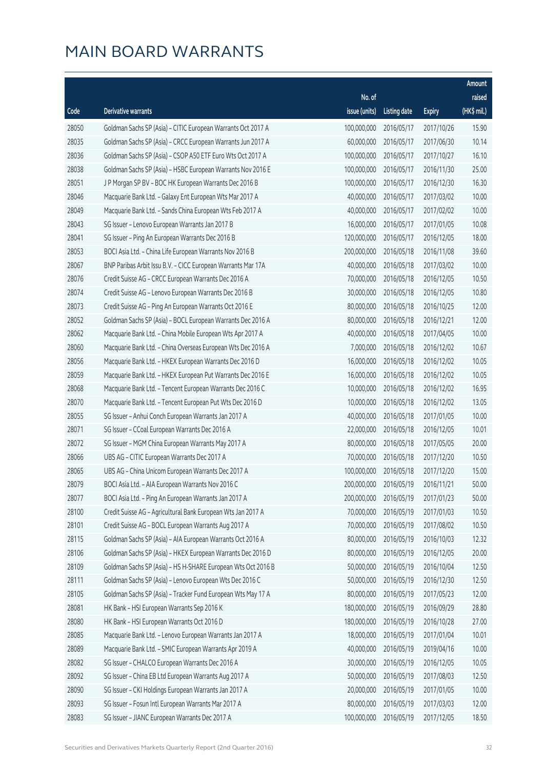# MAIN BOARD WARRANTS

| Code | Derivative warrants | No. of issue (units) | Listing date | Expiry | Amount raised (HK$ mil.) |
|---|---|---|---|---|---|
| 28050 | Goldman Sachs SP (Asia) – CITIC European Warrants Oct 2017 A | 100,000,000 | 2016/05/17 | 2017/10/26 | 15.90 |
| 28035 | Goldman Sachs SP (Asia) – CRCC European Warrants Jun 2017 A | 60,000,000 | 2016/05/17 | 2017/06/30 | 10.14 |
| 28036 | Goldman Sachs SP (Asia) – CSOP A50 ETF Euro Wts Oct 2017 A | 100,000,000 | 2016/05/17 | 2017/10/27 | 16.10 |
| 28038 | Goldman Sachs SP (Asia) – HSBC European Warrants Nov 2016 E | 100,000,000 | 2016/05/17 | 2016/11/30 | 25.00 |
| 28051 | J P Morgan SP BV – BOC HK European Warrants Dec 2016 B | 100,000,000 | 2016/05/17 | 2016/12/30 | 16.30 |
| 28046 | Macquarie Bank Ltd. – Galaxy Ent European Wts Mar 2017 A | 40,000,000 | 2016/05/17 | 2017/03/02 | 10.00 |
| 28049 | Macquarie Bank Ltd. – Sands China European Wts Feb 2017 A | 40,000,000 | 2016/05/17 | 2017/02/02 | 10.00 |
| 28043 | SG Issuer – Lenovo European Warrants Jan 2017 B | 16,000,000 | 2016/05/17 | 2017/01/05 | 10.08 |
| 28041 | SG Issuer – Ping An European Warrants Dec 2016 B | 120,000,000 | 2016/05/17 | 2016/12/05 | 18.00 |
| 28053 | BOCI Asia Ltd. – China Life European Warrants Nov 2016 B | 200,000,000 | 2016/05/18 | 2016/11/08 | 39.60 |
| 28067 | BNP Paribas Arbit Issu B.V. – CICC European Warrants Mar 17A | 40,000,000 | 2016/05/18 | 2017/03/02 | 10.00 |
| 28076 | Credit Suisse AG – CRCC European Warrants Dec 2016 A | 70,000,000 | 2016/05/18 | 2016/12/05 | 10.50 |
| 28074 | Credit Suisse AG – Lenovo European Warrants Dec 2016 B | 30,000,000 | 2016/05/18 | 2016/12/05 | 10.80 |
| 28073 | Credit Suisse AG – Ping An European Warrants Oct 2016 E | 80,000,000 | 2016/05/18 | 2016/10/25 | 12.00 |
| 28052 | Goldman Sachs SP (Asia) – BOCL European Warrants Dec 2016 A | 80,000,000 | 2016/05/18 | 2016/12/21 | 12.00 |
| 28062 | Macquarie Bank Ltd. – China Mobile European Wts Apr 2017 A | 40,000,000 | 2016/05/18 | 2017/04/05 | 10.00 |
| 28060 | Macquarie Bank Ltd. – China Overseas European Wts Dec 2016 A | 7,000,000 | 2016/05/18 | 2016/12/02 | 10.67 |
| 28056 | Macquarie Bank Ltd. – HKEX European Warrants Dec 2016 D | 16,000,000 | 2016/05/18 | 2016/12/02 | 10.05 |
| 28059 | Macquarie Bank Ltd. – HKEX European Put Warrants Dec 2016 E | 16,000,000 | 2016/05/18 | 2016/12/02 | 10.05 |
| 28068 | Macquarie Bank Ltd. – Tencent European Warrants Dec 2016 C | 10,000,000 | 2016/05/18 | 2016/12/02 | 16.95 |
| 28070 | Macquarie Bank Ltd. – Tencent European Put Wts Dec 2016 D | 10,000,000 | 2016/05/18 | 2016/12/02 | 13.05 |
| 28055 | SG Issuer – Anhui Conch European Warrants Jan 2017 A | 40,000,000 | 2016/05/18 | 2017/01/05 | 10.00 |
| 28071 | SG Issuer – CCoal European Warrants Dec 2016 A | 22,000,000 | 2016/05/18 | 2016/12/05 | 10.01 |
| 28072 | SG Issuer – MGM China European Warrants May 2017 A | 80,000,000 | 2016/05/18 | 2017/05/05 | 20.00 |
| 28066 | UBS AG – CITIC European Warrants Dec 2017 A | 70,000,000 | 2016/05/18 | 2017/12/20 | 10.50 |
| 28065 | UBS AG – China Unicom European Warrants Dec 2017 A | 100,000,000 | 2016/05/18 | 2017/12/20 | 15.00 |
| 28079 | BOCI Asia Ltd. – AIA European Warrants Nov 2016 C | 200,000,000 | 2016/05/19 | 2016/11/21 | 50.00 |
| 28077 | BOCI Asia Ltd. – Ping An European Warrants Jan 2017 A | 200,000,000 | 2016/05/19 | 2017/01/23 | 50.00 |
| 28100 | Credit Suisse AG – Agricultural Bank European Wts Jan 2017 A | 70,000,000 | 2016/05/19 | 2017/01/03 | 10.50 |
| 28101 | Credit Suisse AG – BOCL European Warrants Aug 2017 A | 70,000,000 | 2016/05/19 | 2017/08/02 | 10.50 |
| 28115 | Goldman Sachs SP (Asia) – AIA European Warrants Oct 2016 A | 80,000,000 | 2016/05/19 | 2016/10/03 | 12.32 |
| 28106 | Goldman Sachs SP (Asia) – HKEX European Warrants Dec 2016 D | 80,000,000 | 2016/05/19 | 2016/12/05 | 20.00 |
| 28109 | Goldman Sachs SP (Asia) – HS H-SHARE European Wts Oct 2016 B | 50,000,000 | 2016/05/19 | 2016/10/04 | 12.50 |
| 28111 | Goldman Sachs SP (Asia) – Lenovo European Wts Dec 2016 C | 50,000,000 | 2016/05/19 | 2016/12/30 | 12.50 |
| 28105 | Goldman Sachs SP (Asia) – Tracker Fund European Wts May 17 A | 80,000,000 | 2016/05/19 | 2017/05/23 | 12.00 |
| 28081 | HK Bank – HSI European Warrants Sep 2016 K | 180,000,000 | 2016/05/19 | 2016/09/29 | 28.80 |
| 28080 | HK Bank – HSI European Warrants Oct 2016 D | 180,000,000 | 2016/05/19 | 2016/10/28 | 27.00 |
| 28085 | Macquarie Bank Ltd. – Lenovo European Warrants Jan 2017 A | 18,000,000 | 2016/05/19 | 2017/01/04 | 10.01 |
| 28089 | Macquarie Bank Ltd. – SMIC European Warrants Apr 2019 A | 40,000,000 | 2016/05/19 | 2019/04/16 | 10.00 |
| 28082 | SG Issuer – CHALCO European Warrants Dec 2016 A | 30,000,000 | 2016/05/19 | 2016/12/05 | 10.05 |
| 28092 | SG Issuer – China EB Ltd European Warrants Aug 2017 A | 50,000,000 | 2016/05/19 | 2017/08/03 | 12.50 |
| 28090 | SG Issuer – CKI Holdings European Warrants Jan 2017 A | 20,000,000 | 2016/05/19 | 2017/01/05 | 10.00 |
| 28093 | SG Issuer – Fosun Intl European Warrants Mar 2017 A | 80,000,000 | 2016/05/19 | 2017/03/03 | 12.00 |
| 28083 | SG Issuer – JIANC European Warrants Dec 2017 A | 100,000,000 | 2016/05/19 | 2017/12/05 | 18.50 |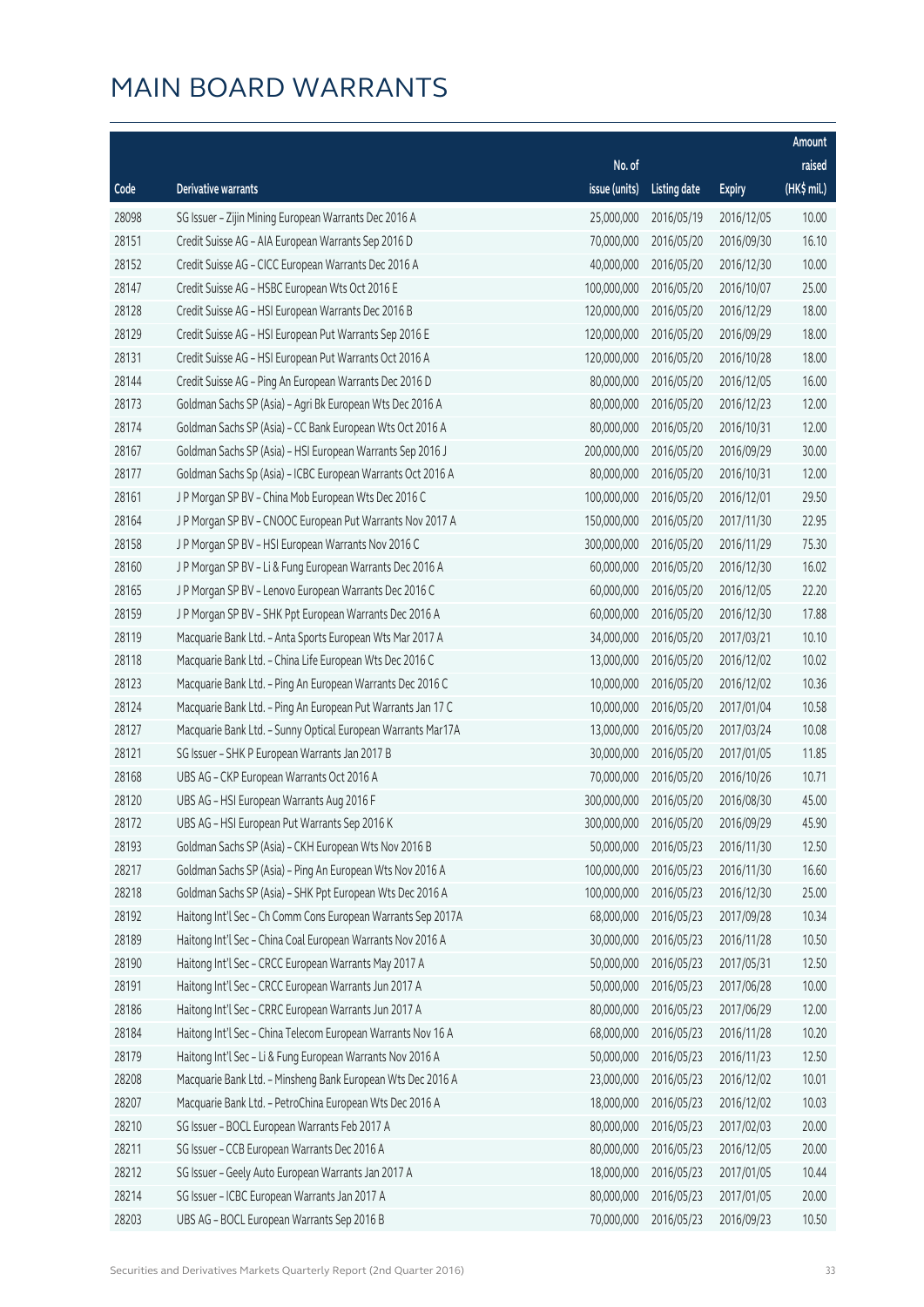# MAIN BOARD WARRANTS

| Code | Derivative warrants | No. of issue (units) | Listing date | Expiry | Amount raised (HK$ mil.) |
|---|---|---|---|---|---|
| 28098 | SG Issuer – Zijin Mining European Warrants Dec 2016 A | 25,000,000 | 2016/05/19 | 2016/12/05 | 10.00 |
| 28151 | Credit Suisse AG – AIA European Warrants Sep 2016 D | 70,000,000 | 2016/05/20 | 2016/09/30 | 16.10 |
| 28152 | Credit Suisse AG – CICC European Warrants Dec 2016 A | 40,000,000 | 2016/05/20 | 2016/12/30 | 10.00 |
| 28147 | Credit Suisse AG – HSBC European Wts Oct 2016 E | 100,000,000 | 2016/05/20 | 2016/10/07 | 25.00 |
| 28128 | Credit Suisse AG – HSI European Warrants Dec 2016 B | 120,000,000 | 2016/05/20 | 2016/12/29 | 18.00 |
| 28129 | Credit Suisse AG – HSI European Put Warrants Sep 2016 E | 120,000,000 | 2016/05/20 | 2016/09/29 | 18.00 |
| 28131 | Credit Suisse AG – HSI European Put Warrants Oct 2016 A | 120,000,000 | 2016/05/20 | 2016/10/28 | 18.00 |
| 28144 | Credit Suisse AG – Ping An European Warrants Dec 2016 D | 80,000,000 | 2016/05/20 | 2016/12/05 | 16.00 |
| 28173 | Goldman Sachs SP (Asia) – Agri Bk European Wts Dec 2016 A | 80,000,000 | 2016/05/20 | 2016/12/23 | 12.00 |
| 28174 | Goldman Sachs SP (Asia) – CC Bank European Wts Oct 2016 A | 80,000,000 | 2016/05/20 | 2016/10/31 | 12.00 |
| 28167 | Goldman Sachs SP (Asia) – HSI European Warrants Sep 2016 J | 200,000,000 | 2016/05/20 | 2016/09/29 | 30.00 |
| 28177 | Goldman Sachs Sp (Asia) – ICBC European Warrants Oct 2016 A | 80,000,000 | 2016/05/20 | 2016/10/31 | 12.00 |
| 28161 | J P Morgan SP BV – China Mob European Wts Dec 2016 C | 100,000,000 | 2016/05/20 | 2016/12/01 | 29.50 |
| 28164 | J P Morgan SP BV – CNOOC European Put Warrants Nov 2017 A | 150,000,000 | 2016/05/20 | 2017/11/30 | 22.95 |
| 28158 | J P Morgan SP BV – HSI European Warrants Nov 2016 C | 300,000,000 | 2016/05/20 | 2016/11/29 | 75.30 |
| 28160 | J P Morgan SP BV – Li & Fung European Warrants Dec 2016 A | 60,000,000 | 2016/05/20 | 2016/12/30 | 16.02 |
| 28165 | J P Morgan SP BV – Lenovo European Warrants Dec 2016 C | 60,000,000 | 2016/05/20 | 2016/12/05 | 22.20 |
| 28159 | J P Morgan SP BV – SHK Ppt European Warrants Dec 2016 A | 60,000,000 | 2016/05/20 | 2016/12/30 | 17.88 |
| 28119 | Macquarie Bank Ltd. – Anta Sports European Wts Mar 2017 A | 34,000,000 | 2016/05/20 | 2017/03/21 | 10.10 |
| 28118 | Macquarie Bank Ltd. – China Life European Wts Dec 2016 C | 13,000,000 | 2016/05/20 | 2016/12/02 | 10.02 |
| 28123 | Macquarie Bank Ltd. – Ping An European Warrants Dec 2016 C | 10,000,000 | 2016/05/20 | 2016/12/02 | 10.36 |
| 28124 | Macquarie Bank Ltd. – Ping An European Put Warrants Jan 17 C | 10,000,000 | 2016/05/20 | 2017/01/04 | 10.58 |
| 28127 | Macquarie Bank Ltd. – Sunny Optical European Warrants Mar17A | 13,000,000 | 2016/05/20 | 2017/03/24 | 10.08 |
| 28121 | SG Issuer – SHK P European Warrants Jan 2017 B | 30,000,000 | 2016/05/20 | 2017/01/05 | 11.85 |
| 28168 | UBS AG – CKP European Warrants Oct 2016 A | 70,000,000 | 2016/05/20 | 2016/10/26 | 10.71 |
| 28120 | UBS AG – HSI European Warrants Aug 2016 F | 300,000,000 | 2016/05/20 | 2016/08/30 | 45.00 |
| 28172 | UBS AG – HSI European Put Warrants Sep 2016 K | 300,000,000 | 2016/05/20 | 2016/09/29 | 45.90 |
| 28193 | Goldman Sachs SP (Asia) – CKH European Wts Nov 2016 B | 50,000,000 | 2016/05/23 | 2016/11/30 | 12.50 |
| 28217 | Goldman Sachs SP (Asia) – Ping An European Wts Nov 2016 A | 100,000,000 | 2016/05/23 | 2016/11/30 | 16.60 |
| 28218 | Goldman Sachs SP (Asia) – SHK Ppt European Wts Dec 2016 A | 100,000,000 | 2016/05/23 | 2016/12/30 | 25.00 |
| 28192 | Haitong Int'l Sec – Ch Comm Cons European Warrants Sep 2017A | 68,000,000 | 2016/05/23 | 2017/09/28 | 10.34 |
| 28189 | Haitong Int'l Sec – China Coal European Warrants Nov 2016 A | 30,000,000 | 2016/05/23 | 2016/11/28 | 10.50 |
| 28190 | Haitong Int'l Sec – CRCC European Warrants May 2017 A | 50,000,000 | 2016/05/23 | 2017/05/31 | 12.50 |
| 28191 | Haitong Int'l Sec – CRCC European Warrants Jun 2017 A | 50,000,000 | 2016/05/23 | 2017/06/28 | 10.00 |
| 28186 | Haitong Int'l Sec – CRRC European Warrants Jun 2017 A | 80,000,000 | 2016/05/23 | 2017/06/29 | 12.00 |
| 28184 | Haitong Int'l Sec – China Telecom European Warrants Nov 16 A | 68,000,000 | 2016/05/23 | 2016/11/28 | 10.20 |
| 28179 | Haitong Int'l Sec – Li & Fung European Warrants Nov 2016 A | 50,000,000 | 2016/05/23 | 2016/11/23 | 12.50 |
| 28208 | Macquarie Bank Ltd. – Minsheng Bank European Wts Dec 2016 A | 23,000,000 | 2016/05/23 | 2016/12/02 | 10.01 |
| 28207 | Macquarie Bank Ltd. – PetroChina European Wts Dec 2016 A | 18,000,000 | 2016/05/23 | 2016/12/02 | 10.03 |
| 28210 | SG Issuer – BOCL European Warrants Feb 2017 A | 80,000,000 | 2016/05/23 | 2017/02/03 | 20.00 |
| 28211 | SG Issuer – CCB European Warrants Dec 2016 A | 80,000,000 | 2016/05/23 | 2016/12/05 | 20.00 |
| 28212 | SG Issuer – Geely Auto European Warrants Jan 2017 A | 18,000,000 | 2016/05/23 | 2017/01/05 | 10.44 |
| 28214 | SG Issuer – ICBC European Warrants Jan 2017 A | 80,000,000 | 2016/05/23 | 2017/01/05 | 20.00 |
| 28203 | UBS AG – BOCL European Warrants Sep 2016 B | 70,000,000 | 2016/05/23 | 2016/09/23 | 10.50 |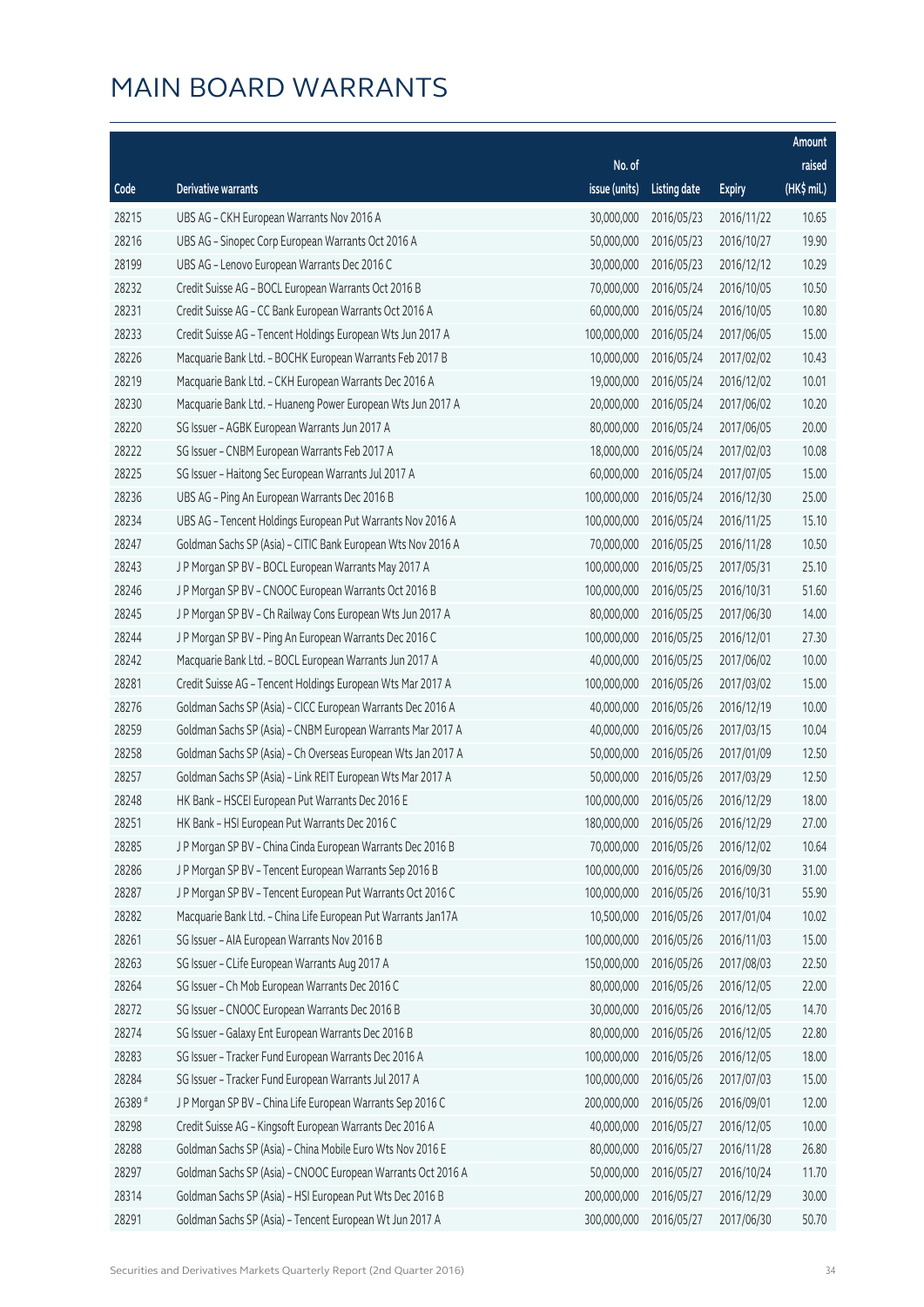# MAIN BOARD WARRANTS

| Code | Derivative warrants | No. of issue (units) | Listing date | Expiry | Amount raised (HK$ mil.) |
|---|---|---|---|---|---|
| 28215 | UBS AG – CKH European Warrants Nov 2016 A | 30,000,000 | 2016/05/23 | 2016/11/22 | 10.65 |
| 28216 | UBS AG – Sinopec Corp European Warrants Oct 2016 A | 50,000,000 | 2016/05/23 | 2016/10/27 | 19.90 |
| 28199 | UBS AG – Lenovo European Warrants Dec 2016 C | 30,000,000 | 2016/05/23 | 2016/12/12 | 10.29 |
| 28232 | Credit Suisse AG – BOCL European Warrants Oct 2016 B | 70,000,000 | 2016/05/24 | 2016/10/05 | 10.50 |
| 28231 | Credit Suisse AG – CC Bank European Warrants Oct 2016 A | 60,000,000 | 2016/05/24 | 2016/10/05 | 10.80 |
| 28233 | Credit Suisse AG – Tencent Holdings European Wts Jun 2017 A | 100,000,000 | 2016/05/24 | 2017/06/05 | 15.00 |
| 28226 | Macquarie Bank Ltd. – BOCHK European Warrants Feb 2017 B | 10,000,000 | 2016/05/24 | 2017/02/02 | 10.43 |
| 28219 | Macquarie Bank Ltd. – CKH European Warrants Dec 2016 A | 19,000,000 | 2016/05/24 | 2016/12/02 | 10.01 |
| 28230 | Macquarie Bank Ltd. – Huaneng Power European Wts Jun 2017 A | 20,000,000 | 2016/05/24 | 2017/06/02 | 10.20 |
| 28220 | SG Issuer – AGBK European Warrants Jun 2017 A | 80,000,000 | 2016/05/24 | 2017/06/05 | 20.00 |
| 28222 | SG Issuer – CNBM European Warrants Feb 2017 A | 18,000,000 | 2016/05/24 | 2017/02/03 | 10.08 |
| 28225 | SG Issuer – Haitong Sec European Warrants Jul 2017 A | 60,000,000 | 2016/05/24 | 2017/07/05 | 15.00 |
| 28236 | UBS AG – Ping An European Warrants Dec 2016 B | 100,000,000 | 2016/05/24 | 2016/12/30 | 25.00 |
| 28234 | UBS AG – Tencent Holdings European Put Warrants Nov 2016 A | 100,000,000 | 2016/05/24 | 2016/11/25 | 15.10 |
| 28247 | Goldman Sachs SP (Asia) – CITIC Bank European Wts Nov 2016 A | 70,000,000 | 2016/05/25 | 2016/11/28 | 10.50 |
| 28243 | J P Morgan SP BV – BOCL European Warrants May 2017 A | 100,000,000 | 2016/05/25 | 2017/05/31 | 25.10 |
| 28246 | J P Morgan SP BV – CNOOC European Warrants Oct 2016 B | 100,000,000 | 2016/05/25 | 2016/10/31 | 51.60 |
| 28245 | J P Morgan SP BV – Ch Railway Cons European Wts Jun 2017 A | 80,000,000 | 2016/05/25 | 2017/06/30 | 14.00 |
| 28244 | J P Morgan SP BV – Ping An European Warrants Dec 2016 C | 100,000,000 | 2016/05/25 | 2016/12/01 | 27.30 |
| 28242 | Macquarie Bank Ltd. – BOCL European Warrants Jun 2017 A | 40,000,000 | 2016/05/25 | 2017/06/02 | 10.00 |
| 28281 | Credit Suisse AG – Tencent Holdings European Wts Mar 2017 A | 100,000,000 | 2016/05/26 | 2017/03/02 | 15.00 |
| 28276 | Goldman Sachs SP (Asia) – CICC European Warrants Dec 2016 A | 40,000,000 | 2016/05/26 | 2016/12/19 | 10.00 |
| 28259 | Goldman Sachs SP (Asia) – CNBM European Warrants Mar 2017 A | 40,000,000 | 2016/05/26 | 2017/03/15 | 10.04 |
| 28258 | Goldman Sachs SP (Asia) – Ch Overseas European Wts Jan 2017 A | 50,000,000 | 2016/05/26 | 2017/01/09 | 12.50 |
| 28257 | Goldman Sachs SP (Asia) – Link REIT European Wts Mar 2017 A | 50,000,000 | 2016/05/26 | 2017/03/29 | 12.50 |
| 28248 | HK Bank – HSCEI European Put Warrants Dec 2016 E | 100,000,000 | 2016/05/26 | 2016/12/29 | 18.00 |
| 28251 | HK Bank – HSI European Put Warrants Dec 2016 C | 180,000,000 | 2016/05/26 | 2016/12/29 | 27.00 |
| 28285 | J P Morgan SP BV – China Cinda European Warrants Dec 2016 B | 70,000,000 | 2016/05/26 | 2016/12/02 | 10.64 |
| 28286 | J P Morgan SP BV – Tencent European Warrants Sep 2016 B | 100,000,000 | 2016/05/26 | 2016/09/30 | 31.00 |
| 28287 | J P Morgan SP BV – Tencent European Put Warrants Oct 2016 C | 100,000,000 | 2016/05/26 | 2016/10/31 | 55.90 |
| 28282 | Macquarie Bank Ltd. – China Life European Put Warrants Jan17A | 10,500,000 | 2016/05/26 | 2017/01/04 | 10.02 |
| 28261 | SG Issuer – AIA European Warrants Nov 2016 B | 100,000,000 | 2016/05/26 | 2016/11/03 | 15.00 |
| 28263 | SG Issuer – CLife European Warrants Aug 2017 A | 150,000,000 | 2016/05/26 | 2017/08/03 | 22.50 |
| 28264 | SG Issuer – Ch Mob European Warrants Dec 2016 C | 80,000,000 | 2016/05/26 | 2016/12/05 | 22.00 |
| 28272 | SG Issuer – CNOOC European Warrants Dec 2016 B | 30,000,000 | 2016/05/26 | 2016/12/05 | 14.70 |
| 28274 | SG Issuer – Galaxy Ent European Warrants Dec 2016 B | 80,000,000 | 2016/05/26 | 2016/12/05 | 22.80 |
| 28283 | SG Issuer – Tracker Fund European Warrants Dec 2016 A | 100,000,000 | 2016/05/26 | 2016/12/05 | 18.00 |
| 28284 | SG Issuer – Tracker Fund European Warrants Jul 2017 A | 100,000,000 | 2016/05/26 | 2017/07/03 | 15.00 |
| 26389 # | J P Morgan SP BV – China Life European Warrants Sep 2016 C | 200,000,000 | 2016/05/26 | 2016/09/01 | 12.00 |
| 28298 | Credit Suisse AG – Kingsoft European Warrants Dec 2016 A | 40,000,000 | 2016/05/27 | 2016/12/05 | 10.00 |
| 28288 | Goldman Sachs SP (Asia) – China Mobile Euro Wts Nov 2016 E | 80,000,000 | 2016/05/27 | 2016/11/28 | 26.80 |
| 28297 | Goldman Sachs SP (Asia) – CNOOC European Warrants Oct 2016 A | 50,000,000 | 2016/05/27 | 2016/10/24 | 11.70 |
| 28314 | Goldman Sachs SP (Asia) – HSI European Put Wts Dec 2016 B | 200,000,000 | 2016/05/27 | 2016/12/29 | 30.00 |
| 28291 | Goldman Sachs SP (Asia) – Tencent European Wt Jun 2017 A | 300,000,000 | 2016/05/27 | 2017/06/30 | 50.70 |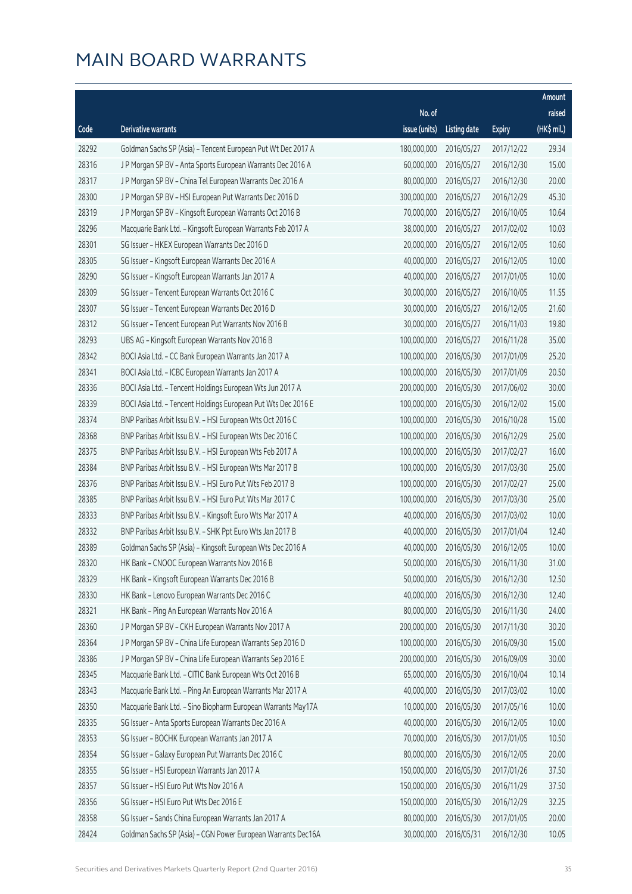# MAIN BOARD WARRANTS

| Code | Derivative warrants | No. of issue (units) | Listing date | Expiry | Amount raised (HK$ mil.) |
|---|---|---|---|---|---|
| 28292 | Goldman Sachs SP (Asia) - Tencent European Put Wt Dec 2017 A | 180,000,000 | 2016/05/27 | 2017/12/22 | 29.34 |
| 28316 | J P Morgan SP BV - Anta Sports European Warrants Dec 2016 A | 60,000,000 | 2016/05/27 | 2016/12/30 | 15.00 |
| 28317 | J P Morgan SP BV - China Tel European Warrants Dec 2016 A | 80,000,000 | 2016/05/27 | 2016/12/30 | 20.00 |
| 28300 | J P Morgan SP BV - HSI European Put Warrants Dec 2016 D | 300,000,000 | 2016/05/27 | 2016/12/29 | 45.30 |
| 28319 | J P Morgan SP BV - Kingsoft European Warrants Oct 2016 B | 70,000,000 | 2016/05/27 | 2016/10/05 | 10.64 |
| 28296 | Macquarie Bank Ltd. - Kingsoft European Warrants Feb 2017 A | 38,000,000 | 2016/05/27 | 2017/02/02 | 10.03 |
| 28301 | SG Issuer - HKEX European Warrants Dec 2016 D | 20,000,000 | 2016/05/27 | 2016/12/05 | 10.60 |
| 28305 | SG Issuer - Kingsoft European Warrants Dec 2016 A | 40,000,000 | 2016/05/27 | 2016/12/05 | 10.00 |
| 28290 | SG Issuer - Kingsoft European Warrants Jan 2017 A | 40,000,000 | 2016/05/27 | 2017/01/05 | 10.00 |
| 28309 | SG Issuer - Tencent European Warrants Oct 2016 C | 30,000,000 | 2016/05/27 | 2016/10/05 | 11.55 |
| 28307 | SG Issuer - Tencent European Warrants Dec 2016 D | 30,000,000 | 2016/05/27 | 2016/12/05 | 21.60 |
| 28312 | SG Issuer - Tencent European Put Warrants Nov 2016 B | 30,000,000 | 2016/05/27 | 2016/11/03 | 19.80 |
| 28293 | UBS AG - Kingsoft European Warrants Nov 2016 B | 100,000,000 | 2016/05/27 | 2016/11/28 | 35.00 |
| 28342 | BOCI Asia Ltd. - CC Bank European Warrants Jan 2017 A | 100,000,000 | 2016/05/30 | 2017/01/09 | 25.20 |
| 28341 | BOCI Asia Ltd. - ICBC European Warrants Jan 2017 A | 100,000,000 | 2016/05/30 | 2017/01/09 | 20.50 |
| 28336 | BOCI Asia Ltd. - Tencent Holdings European Wts Jun 2017 A | 200,000,000 | 2016/05/30 | 2017/06/02 | 30.00 |
| 28339 | BOCI Asia Ltd. - Tencent Holdings European Put Wts Dec 2016 E | 100,000,000 | 2016/05/30 | 2016/12/02 | 15.00 |
| 28374 | BNP Paribas Arbit Issu B.V. - HSI European Wts Oct 2016 C | 100,000,000 | 2016/05/30 | 2016/10/28 | 15.00 |
| 28368 | BNP Paribas Arbit Issu B.V. - HSI European Wts Dec 2016 C | 100,000,000 | 2016/05/30 | 2016/12/29 | 25.00 |
| 28375 | BNP Paribas Arbit Issu B.V. - HSI European Wts Feb 2017 A | 100,000,000 | 2016/05/30 | 2017/02/27 | 16.00 |
| 28384 | BNP Paribas Arbit Issu B.V. - HSI European Wts Mar 2017 B | 100,000,000 | 2016/05/30 | 2017/03/30 | 25.00 |
| 28376 | BNP Paribas Arbit Issu B.V. - HSI Euro Put Wts Feb 2017 B | 100,000,000 | 2016/05/30 | 2017/02/27 | 25.00 |
| 28385 | BNP Paribas Arbit Issu B.V. - HSI Euro Put Wts Mar 2017 C | 100,000,000 | 2016/05/30 | 2017/03/30 | 25.00 |
| 28333 | BNP Paribas Arbit Issu B.V. - Kingsoft Euro Wts Mar 2017 A | 40,000,000 | 2016/05/30 | 2017/03/02 | 10.00 |
| 28332 | BNP Paribas Arbit Issu B.V. - SHK Ppt Euro Wts Jan 2017 B | 40,000,000 | 2016/05/30 | 2017/01/04 | 12.40 |
| 28389 | Goldman Sachs SP (Asia) - Kingsoft European Wts Dec 2016 A | 40,000,000 | 2016/05/30 | 2016/12/05 | 10.00 |
| 28320 | HK Bank - CNOOC European Warrants Nov 2016 B | 50,000,000 | 2016/05/30 | 2016/11/30 | 31.00 |
| 28329 | HK Bank - Kingsoft European Warrants Dec 2016 B | 50,000,000 | 2016/05/30 | 2016/12/30 | 12.50 |
| 28330 | HK Bank - Lenovo European Warrants Dec 2016 C | 40,000,000 | 2016/05/30 | 2016/12/30 | 12.40 |
| 28321 | HK Bank - Ping An European Warrants Nov 2016 A | 80,000,000 | 2016/05/30 | 2016/11/30 | 24.00 |
| 28360 | J P Morgan SP BV - CKH European Warrants Nov 2017 A | 200,000,000 | 2016/05/30 | 2017/11/30 | 30.20 |
| 28364 | J P Morgan SP BV - China Life European Warrants Sep 2016 D | 100,000,000 | 2016/05/30 | 2016/09/30 | 15.00 |
| 28386 | J P Morgan SP BV - China Life European Warrants Sep 2016 E | 200,000,000 | 2016/05/30 | 2016/09/09 | 30.00 |
| 28345 | Macquarie Bank Ltd. - CITIC Bank European Wts Oct 2016 B | 65,000,000 | 2016/05/30 | 2016/10/04 | 10.14 |
| 28343 | Macquarie Bank Ltd. - Ping An European Warrants Mar 2017 A | 40,000,000 | 2016/05/30 | 2017/03/02 | 10.00 |
| 28350 | Macquarie Bank Ltd. - Sino Biopharm European Warrants May17A | 10,000,000 | 2016/05/30 | 2017/05/16 | 10.00 |
| 28335 | SG Issuer - Anta Sports European Warrants Dec 2016 A | 40,000,000 | 2016/05/30 | 2016/12/05 | 10.00 |
| 28353 | SG Issuer - BOCHK European Warrants Jan 2017 A | 70,000,000 | 2016/05/30 | 2017/01/05 | 10.50 |
| 28354 | SG Issuer - Galaxy European Put Warrants Dec 2016 C | 80,000,000 | 2016/05/30 | 2016/12/05 | 20.00 |
| 28355 | SG Issuer - HSI European Warrants Jan 2017 A | 150,000,000 | 2016/05/30 | 2017/01/26 | 37.50 |
| 28357 | SG Issuer - HSI Euro Put Wts Nov 2016 A | 150,000,000 | 2016/05/30 | 2016/11/29 | 37.50 |
| 28356 | SG Issuer - HSI Euro Put Wts Dec 2016 E | 150,000,000 | 2016/05/30 | 2016/12/29 | 32.25 |
| 28358 | SG Issuer - Sands China European Warrants Jan 2017 A | 80,000,000 | 2016/05/30 | 2017/01/05 | 20.00 |
| 28424 | Goldman Sachs SP (Asia) - CGN Power European Warrants Dec16A | 30,000,000 | 2016/05/31 | 2016/12/30 | 10.05 |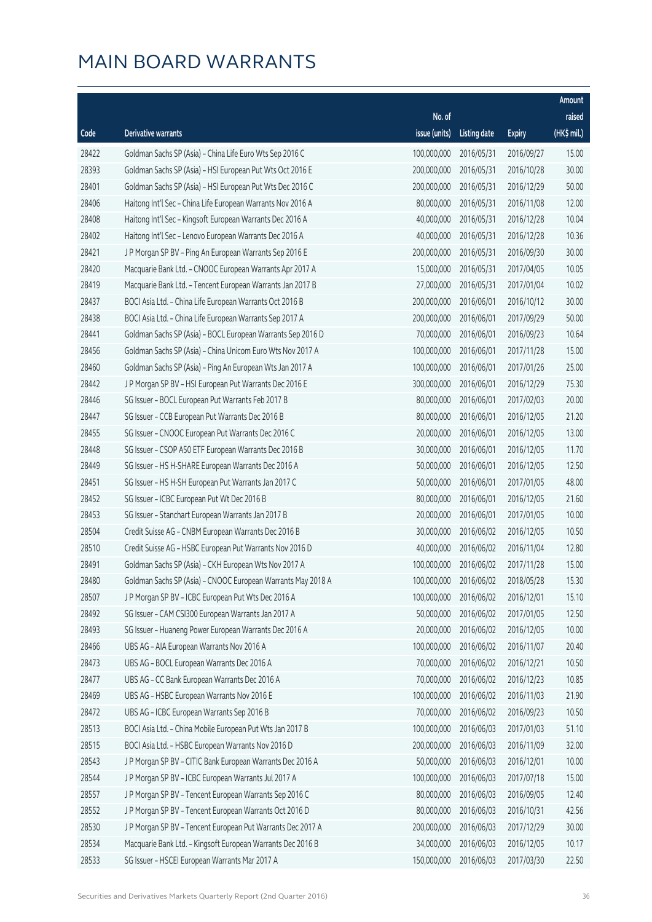# MAIN BOARD WARRANTS

| Code | Derivative warrants | No. of issue (units) | Listing date | Expiry | Amount raised (HK$ mil.) |
|---|---|---|---|---|---|
| 28422 | Goldman Sachs SP (Asia) – China Life Euro Wts Sep 2016 C | 100,000,000 | 2016/05/31 | 2016/09/27 | 15.00 |
| 28393 | Goldman Sachs SP (Asia) – HSI European Put Wts Oct 2016 E | 200,000,000 | 2016/05/31 | 2016/10/28 | 30.00 |
| 28401 | Goldman Sachs SP (Asia) – HSI European Put Wts Dec 2016 C | 200,000,000 | 2016/05/31 | 2016/12/29 | 50.00 |
| 28406 | Haitong Int'l Sec – China Life European Warrants Nov 2016 A | 80,000,000 | 2016/05/31 | 2016/11/08 | 12.00 |
| 28408 | Haitong Int'l Sec – Kingsoft European Warrants Dec 2016 A | 40,000,000 | 2016/05/31 | 2016/12/28 | 10.04 |
| 28402 | Haitong Int'l Sec – Lenovo European Warrants Dec 2016 A | 40,000,000 | 2016/05/31 | 2016/12/28 | 10.36 |
| 28421 | J P Morgan SP BV – Ping An European Warrants Sep 2016 E | 200,000,000 | 2016/05/31 | 2016/09/30 | 30.00 |
| 28420 | Macquarie Bank Ltd. – CNOOC European Warrants Apr 2017 A | 15,000,000 | 2016/05/31 | 2017/04/05 | 10.05 |
| 28419 | Macquarie Bank Ltd. – Tencent European Warrants Jan 2017 B | 27,000,000 | 2016/05/31 | 2017/01/04 | 10.02 |
| 28437 | BOCI Asia Ltd. – China Life European Warrants Oct 2016 B | 200,000,000 | 2016/06/01 | 2016/10/12 | 30.00 |
| 28438 | BOCI Asia Ltd. – China Life European Warrants Sep 2017 A | 200,000,000 | 2016/06/01 | 2017/09/29 | 50.00 |
| 28441 | Goldman Sachs SP (Asia) – BOCL European Warrants Sep 2016 D | 70,000,000 | 2016/06/01 | 2016/09/23 | 10.64 |
| 28456 | Goldman Sachs SP (Asia) – China Unicom Euro Wts Nov 2017 A | 100,000,000 | 2016/06/01 | 2017/11/28 | 15.00 |
| 28460 | Goldman Sachs SP (Asia) – Ping An European Wts Jan 2017 A | 100,000,000 | 2016/06/01 | 2017/01/26 | 25.00 |
| 28442 | J P Morgan SP BV – HSI European Put Warrants Dec 2016 E | 300,000,000 | 2016/06/01 | 2016/12/29 | 75.30 |
| 28446 | SG Issuer – BOCL European Put Warrants Feb 2017 B | 80,000,000 | 2016/06/01 | 2017/02/03 | 20.00 |
| 28447 | SG Issuer – CCB European Put Warrants Dec 2016 B | 80,000,000 | 2016/06/01 | 2016/12/05 | 21.20 |
| 28455 | SG Issuer – CNOOC European Put Warrants Dec 2016 C | 20,000,000 | 2016/06/01 | 2016/12/05 | 13.00 |
| 28448 | SG Issuer – CSOP A50 ETF European Warrants Dec 2016 B | 30,000,000 | 2016/06/01 | 2016/12/05 | 11.70 |
| 28449 | SG Issuer – HS H-SHARE European Warrants Dec 2016 A | 50,000,000 | 2016/06/01 | 2016/12/05 | 12.50 |
| 28451 | SG Issuer – HS H-SH European Put Warrants Jan 2017 C | 50,000,000 | 2016/06/01 | 2017/01/05 | 48.00 |
| 28452 | SG Issuer – ICBC European Put Wt Dec 2016 B | 80,000,000 | 2016/06/01 | 2016/12/05 | 21.60 |
| 28453 | SG Issuer – Stanchart European Warrants Jan 2017 B | 20,000,000 | 2016/06/01 | 2017/01/05 | 10.00 |
| 28504 | Credit Suisse AG – CNBM European Warrants Dec 2016 B | 30,000,000 | 2016/06/02 | 2016/12/05 | 10.50 |
| 28510 | Credit Suisse AG – HSBC European Put Warrants Nov 2016 D | 40,000,000 | 2016/06/02 | 2016/11/04 | 12.80 |
| 28491 | Goldman Sachs SP (Asia) – CKH European Wts Nov 2017 A | 100,000,000 | 2016/06/02 | 2017/11/28 | 15.00 |
| 28480 | Goldman Sachs SP (Asia) – CNOOC European Warrants May 2018 A | 100,000,000 | 2016/06/02 | 2018/05/28 | 15.30 |
| 28507 | J P Morgan SP BV – ICBC European Put Wts Dec 2016 A | 100,000,000 | 2016/06/02 | 2016/12/01 | 15.10 |
| 28492 | SG Issuer – CAM CSI300 European Warrants Jan 2017 A | 50,000,000 | 2016/06/02 | 2017/01/05 | 12.50 |
| 28493 | SG Issuer – Huaneng Power European Warrants Dec 2016 A | 20,000,000 | 2016/06/02 | 2016/12/05 | 10.00 |
| 28466 | UBS AG – AIA European Warrants Nov 2016 A | 100,000,000 | 2016/06/02 | 2016/11/07 | 20.40 |
| 28473 | UBS AG – BOCL European Warrants Dec 2016 A | 70,000,000 | 2016/06/02 | 2016/12/21 | 10.50 |
| 28477 | UBS AG – CC Bank European Warrants Dec 2016 A | 70,000,000 | 2016/06/02 | 2016/12/23 | 10.85 |
| 28469 | UBS AG – HSBC European Warrants Nov 2016 E | 100,000,000 | 2016/06/02 | 2016/11/03 | 21.90 |
| 28472 | UBS AG – ICBC European Warrants Sep 2016 B | 70,000,000 | 2016/06/02 | 2016/09/23 | 10.50 |
| 28513 | BOCI Asia Ltd. – China Mobile European Put Wts Jan 2017 B | 100,000,000 | 2016/06/03 | 2017/01/03 | 51.10 |
| 28515 | BOCI Asia Ltd. – HSBC European Warrants Nov 2016 D | 200,000,000 | 2016/06/03 | 2016/11/09 | 32.00 |
| 28543 | J P Morgan SP BV – CITIC Bank European Warrants Dec 2016 A | 50,000,000 | 2016/06/03 | 2016/12/01 | 10.00 |
| 28544 | J P Morgan SP BV – ICBC European Warrants Jul 2017 A | 100,000,000 | 2016/06/03 | 2017/07/18 | 15.00 |
| 28557 | J P Morgan SP BV – Tencent European Warrants Sep 2016 C | 80,000,000 | 2016/06/03 | 2016/09/05 | 12.40 |
| 28552 | J P Morgan SP BV – Tencent European Warrants Oct 2016 D | 80,000,000 | 2016/06/03 | 2016/10/31 | 42.56 |
| 28530 | J P Morgan SP BV – Tencent European Put Warrants Dec 2017 A | 200,000,000 | 2016/06/03 | 2017/12/29 | 30.00 |
| 28534 | Macquarie Bank Ltd. – Kingsoft European Warrants Dec 2016 B | 34,000,000 | 2016/06/03 | 2016/12/05 | 10.17 |
| 28533 | SG Issuer – HSCEI European Warrants Mar 2017 A | 150,000,000 | 2016/06/03 | 2017/03/30 | 22.50 |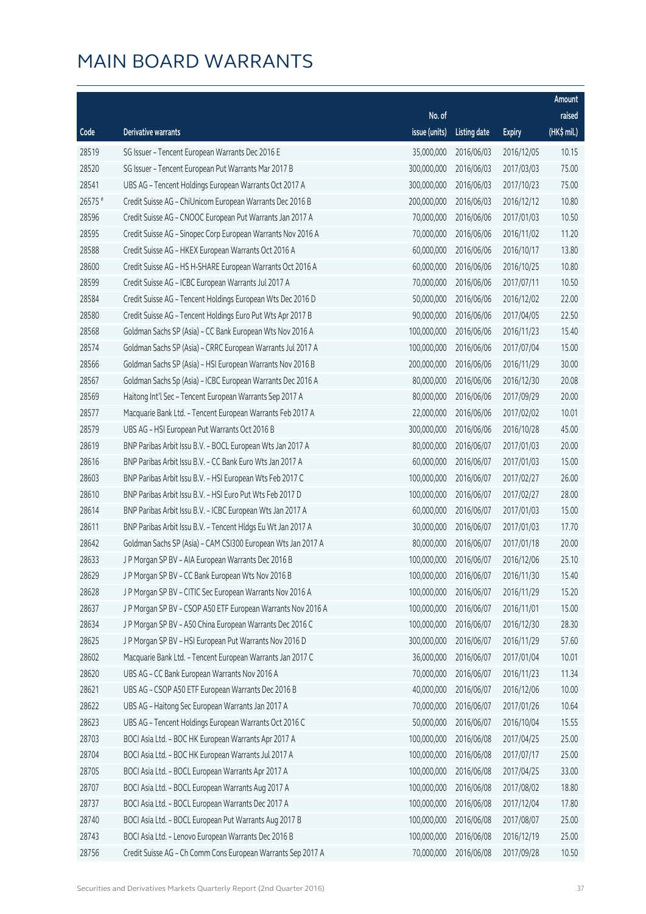# MAIN BOARD WARRANTS

| Code | Derivative warrants | No. of issue (units) | Listing date | Expiry | Amount raised (HK$ mil.) |
|---|---|---|---|---|---|
| 28519 | SG Issuer – Tencent European Warrants Dec 2016 E | 35,000,000 | 2016/06/03 | 2016/12/05 | 10.15 |
| 28520 | SG Issuer – Tencent European Put Warrants Mar 2017 B | 300,000,000 | 2016/06/03 | 2017/03/03 | 75.00 |
| 28541 | UBS AG – Tencent Holdings European Warrants Oct 2017 A | 300,000,000 | 2016/06/03 | 2017/10/23 | 75.00 |
| 26575 # | Credit Suisse AG – ChiUnicom European Warrants Dec 2016 B | 200,000,000 | 2016/06/03 | 2016/12/12 | 10.80 |
| 28596 | Credit Suisse AG – CNOOC European Put Warrants Jan 2017 A | 70,000,000 | 2016/06/06 | 2017/01/03 | 10.50 |
| 28595 | Credit Suisse AG – Sinopec Corp European Warrants Nov 2016 A | 70,000,000 | 2016/06/06 | 2016/11/02 | 11.20 |
| 28588 | Credit Suisse AG – HKEX European Warrants Oct 2016 A | 60,000,000 | 2016/06/06 | 2016/10/17 | 13.80 |
| 28600 | Credit Suisse AG – HS H-SHARE European Warrants Oct 2016 A | 60,000,000 | 2016/06/06 | 2016/10/25 | 10.80 |
| 28599 | Credit Suisse AG – ICBC European Warrants Jul 2017 A | 70,000,000 | 2016/06/06 | 2017/07/11 | 10.50 |
| 28584 | Credit Suisse AG – Tencent Holdings European Wts Dec 2016 D | 50,000,000 | 2016/06/06 | 2016/12/02 | 22.00 |
| 28580 | Credit Suisse AG – Tencent Holdings Euro Put Wts Apr 2017 B | 90,000,000 | 2016/06/06 | 2017/04/05 | 22.50 |
| 28568 | Goldman Sachs SP (Asia) – CC Bank European Wts Nov 2016 A | 100,000,000 | 2016/06/06 | 2016/11/23 | 15.40 |
| 28574 | Goldman Sachs SP (Asia) – CRRC European Warrants Jul 2017 A | 100,000,000 | 2016/06/06 | 2017/07/04 | 15.00 |
| 28566 | Goldman Sachs SP (Asia) – HSI European Warrants Nov 2016 B | 200,000,000 | 2016/06/06 | 2016/11/29 | 30.00 |
| 28567 | Goldman Sachs Sp (Asia) – ICBC European Warrants Dec 2016 A | 80,000,000 | 2016/06/06 | 2016/12/30 | 20.08 |
| 28569 | Haitong Int'l Sec – Tencent European Warrants Sep 2017 A | 80,000,000 | 2016/06/06 | 2017/09/29 | 20.00 |
| 28577 | Macquarie Bank Ltd. – Tencent European Warrants Feb 2017 A | 22,000,000 | 2016/06/06 | 2017/02/02 | 10.01 |
| 28579 | UBS AG – HSI European Put Warrants Oct 2016 B | 300,000,000 | 2016/06/06 | 2016/10/28 | 45.00 |
| 28619 | BNP Paribas Arbit Issu B.V. – BOCL European Wts Jan 2017 A | 80,000,000 | 2016/06/07 | 2017/01/03 | 20.00 |
| 28616 | BNP Paribas Arbit Issu B.V. – CC Bank Euro Wts Jan 2017 A | 60,000,000 | 2016/06/07 | 2017/01/03 | 15.00 |
| 28603 | BNP Paribas Arbit Issu B.V. – HSI European Wts Feb 2017 C | 100,000,000 | 2016/06/07 | 2017/02/27 | 26.00 |
| 28610 | BNP Paribas Arbit Issu B.V. – HSI Euro Put Wts Feb 2017 D | 100,000,000 | 2016/06/07 | 2017/02/27 | 28.00 |
| 28614 | BNP Paribas Arbit Issu B.V. – ICBC European Wts Jan 2017 A | 60,000,000 | 2016/06/07 | 2017/01/03 | 15.00 |
| 28611 | BNP Paribas Arbit Issu B.V. – Tencent Hldgs Eu Wt Jan 2017 A | 30,000,000 | 2016/06/07 | 2017/01/03 | 17.70 |
| 28642 | Goldman Sachs SP (Asia) – CAM CSI300 European Wts Jan 2017 A | 80,000,000 | 2016/06/07 | 2017/01/18 | 20.00 |
| 28633 | J P Morgan SP BV – AIA European Warrants Dec 2016 B | 100,000,000 | 2016/06/07 | 2016/12/06 | 25.10 |
| 28629 | J P Morgan SP BV – CC Bank European Wts Nov 2016 B | 100,000,000 | 2016/06/07 | 2016/11/30 | 15.40 |
| 28628 | J P Morgan SP BV – CITIC Sec European Warrants Nov 2016 A | 100,000,000 | 2016/06/07 | 2016/11/29 | 15.20 |
| 28637 | J P Morgan SP BV – CSOP A50 ETF European Warrants Nov 2016 A | 100,000,000 | 2016/06/07 | 2016/11/01 | 15.00 |
| 28634 | J P Morgan SP BV – A50 China European Warrants Dec 2016 C | 100,000,000 | 2016/06/07 | 2016/12/30 | 28.30 |
| 28625 | J P Morgan SP BV – HSI European Put Warrants Nov 2016 D | 300,000,000 | 2016/06/07 | 2016/11/29 | 57.60 |
| 28602 | Macquarie Bank Ltd. – Tencent European Warrants Jan 2017 C | 36,000,000 | 2016/06/07 | 2017/01/04 | 10.01 |
| 28620 | UBS AG – CC Bank European Warrants Nov 2016 A | 70,000,000 | 2016/06/07 | 2016/11/23 | 11.34 |
| 28621 | UBS AG – CSOP A50 ETF European Warrants Dec 2016 B | 40,000,000 | 2016/06/07 | 2016/12/06 | 10.00 |
| 28622 | UBS AG – Haitong Sec European Warrants Jan 2017 A | 70,000,000 | 2016/06/07 | 2017/01/26 | 10.64 |
| 28623 | UBS AG – Tencent Holdings European Warrants Oct 2016 C | 50,000,000 | 2016/06/07 | 2016/10/04 | 15.55 |
| 28703 | BOCI Asia Ltd. – BOC HK European Warrants Apr 2017 A | 100,000,000 | 2016/06/08 | 2017/04/25 | 25.00 |
| 28704 | BOCI Asia Ltd. – BOC HK European Warrants Jul 2017 A | 100,000,000 | 2016/06/08 | 2017/07/17 | 25.00 |
| 28705 | BOCI Asia Ltd. – BOCL European Warrants Apr 2017 A | 100,000,000 | 2016/06/08 | 2017/04/25 | 33.00 |
| 28707 | BOCI Asia Ltd. – BOCL European Warrants Aug 2017 A | 100,000,000 | 2016/06/08 | 2017/08/02 | 18.80 |
| 28737 | BOCI Asia Ltd. – BOCL European Warrants Dec 2017 A | 100,000,000 | 2016/06/08 | 2017/12/04 | 17.80 |
| 28740 | BOCI Asia Ltd. – BOCL European Put Warrants Aug 2017 B | 100,000,000 | 2016/06/08 | 2017/08/07 | 25.00 |
| 28743 | BOCI Asia Ltd. – Lenovo European Warrants Dec 2016 B | 100,000,000 | 2016/06/08 | 2016/12/19 | 25.00 |
| 28756 | Credit Suisse AG – Ch Comm Cons European Warrants Sep 2017 A | 70,000,000 | 2016/06/08 | 2017/09/28 | 10.50 |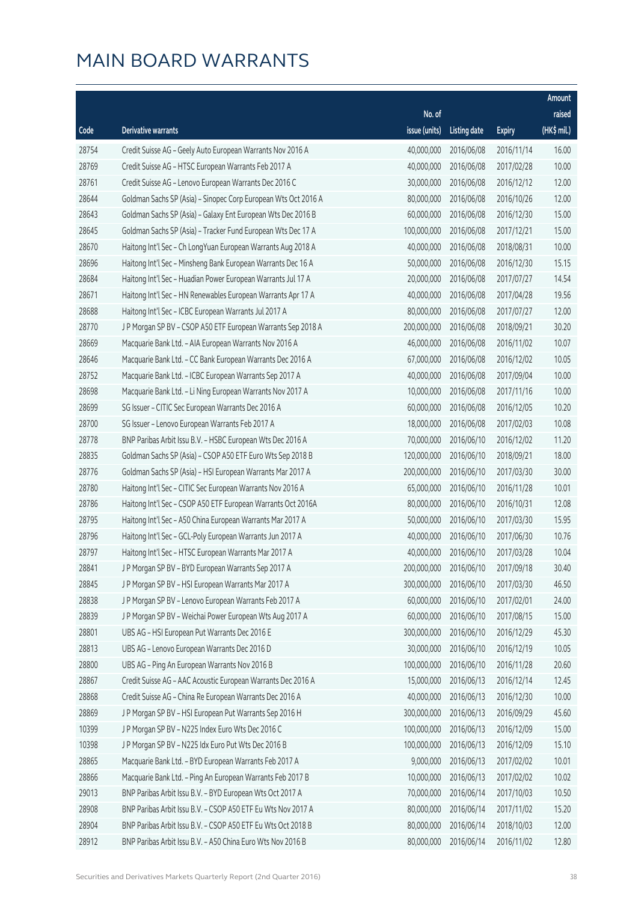# MAIN BOARD WARRANTS

| Code | Derivative warrants | No. of issue (units) | Listing date | Expiry | Amount raised (HK$ mil.) |
|---|---|---|---|---|---|
| 28754 | Credit Suisse AG - Geely Auto European Warrants Nov 2016 A | 40,000,000 | 2016/06/08 | 2016/11/14 | 16.00 |
| 28769 | Credit Suisse AG - HTSC European Warrants Feb 2017 A | 40,000,000 | 2016/06/08 | 2017/02/28 | 10.00 |
| 28761 | Credit Suisse AG - Lenovo European Warrants Dec 2016 C | 30,000,000 | 2016/06/08 | 2016/12/12 | 12.00 |
| 28644 | Goldman Sachs SP (Asia) - Sinopec Corp European Wts Oct 2016 A | 80,000,000 | 2016/06/08 | 2016/10/26 | 12.00 |
| 28643 | Goldman Sachs SP (Asia) - Galaxy Ent European Wts Dec 2016 B | 60,000,000 | 2016/06/08 | 2016/12/30 | 15.00 |
| 28645 | Goldman Sachs SP (Asia) - Tracker Fund European Wts Dec 17 A | 100,000,000 | 2016/06/08 | 2017/12/21 | 15.00 |
| 28670 | Haitong Int'l Sec - Ch LongYuan European Warrants Aug 2018 A | 40,000,000 | 2016/06/08 | 2018/08/31 | 10.00 |
| 28696 | Haitong Int'l Sec - Minsheng Bank European Warrants Dec 16 A | 50,000,000 | 2016/06/08 | 2016/12/30 | 15.15 |
| 28684 | Haitong Int'l Sec - Huadian Power European Warrants Jul 17 A | 20,000,000 | 2016/06/08 | 2017/07/27 | 14.54 |
| 28671 | Haitong Int'l Sec - HN Renewables European Warrants Apr 17 A | 40,000,000 | 2016/06/08 | 2017/04/28 | 19.56 |
| 28688 | Haitong Int'l Sec - ICBC European Warrants Jul 2017 A | 80,000,000 | 2016/06/08 | 2017/07/27 | 12.00 |
| 28770 | J P Morgan SP BV - CSOP A50 ETF European Warrants Sep 2018 A | 200,000,000 | 2016/06/08 | 2018/09/21 | 30.20 |
| 28669 | Macquarie Bank Ltd. - AIA European Warrants Nov 2016 A | 46,000,000 | 2016/06/08 | 2016/11/02 | 10.07 |
| 28646 | Macquarie Bank Ltd. - CC Bank European Warrants Dec 2016 A | 67,000,000 | 2016/06/08 | 2016/12/02 | 10.05 |
| 28752 | Macquarie Bank Ltd. - ICBC European Warrants Sep 2017 A | 40,000,000 | 2016/06/08 | 2017/09/04 | 10.00 |
| 28698 | Macquarie Bank Ltd. - Li Ning European Warrants Nov 2017 A | 10,000,000 | 2016/06/08 | 2017/11/16 | 10.00 |
| 28699 | SG Issuer - CITIC Sec European Warrants Dec 2016 A | 60,000,000 | 2016/06/08 | 2016/12/05 | 10.20 |
| 28700 | SG Issuer - Lenovo European Warrants Feb 2017 A | 18,000,000 | 2016/06/08 | 2017/02/03 | 10.08 |
| 28778 | BNP Paribas Arbit Issu B.V. - HSBC European Wts Dec 2016 A | 70,000,000 | 2016/06/10 | 2016/12/02 | 11.20 |
| 28835 | Goldman Sachs SP (Asia) - CSOP A50 ETF Euro Wts Sep 2018 B | 120,000,000 | 2016/06/10 | 2018/09/21 | 18.00 |
| 28776 | Goldman Sachs SP (Asia) - HSI European Warrants Mar 2017 A | 200,000,000 | 2016/06/10 | 2017/03/30 | 30.00 |
| 28780 | Haitong Int'l Sec - CITIC Sec European Warrants Nov 2016 A | 65,000,000 | 2016/06/10 | 2016/11/28 | 10.01 |
| 28786 | Haitong Int'l Sec - CSOP A50 ETF European Warrants Oct 2016A | 80,000,000 | 2016/06/10 | 2016/10/31 | 12.08 |
| 28795 | Haitong Int'l Sec - A50 China European Warrants Mar 2017 A | 50,000,000 | 2016/06/10 | 2017/03/30 | 15.95 |
| 28796 | Haitong Int'l Sec - GCL-Poly European Warrants Jun 2017 A | 40,000,000 | 2016/06/10 | 2017/06/30 | 10.76 |
| 28797 | Haitong Int'l Sec - HTSC European Warrants Mar 2017 A | 40,000,000 | 2016/06/10 | 2017/03/28 | 10.04 |
| 28841 | J P Morgan SP BV - BYD European Warrants Sep 2017 A | 200,000,000 | 2016/06/10 | 2017/09/18 | 30.40 |
| 28845 | J P Morgan SP BV - HSI European Warrants Mar 2017 A | 300,000,000 | 2016/06/10 | 2017/03/30 | 46.50 |
| 28838 | J P Morgan SP BV - Lenovo European Warrants Feb 2017 A | 60,000,000 | 2016/06/10 | 2017/02/01 | 24.00 |
| 28839 | J P Morgan SP BV - Weichai Power European Wts Aug 2017 A | 60,000,000 | 2016/06/10 | 2017/08/15 | 15.00 |
| 28801 | UBS AG - HSI European Put Warrants Dec 2016 E | 300,000,000 | 2016/06/10 | 2016/12/29 | 45.30 |
| 28813 | UBS AG - Lenovo European Warrants Dec 2016 D | 30,000,000 | 2016/06/10 | 2016/12/19 | 10.05 |
| 28800 | UBS AG - Ping An European Warrants Nov 2016 B | 100,000,000 | 2016/06/10 | 2016/11/28 | 20.60 |
| 28867 | Credit Suisse AG - AAC Acoustic European Warrants Dec 2016 A | 15,000,000 | 2016/06/13 | 2016/12/14 | 12.45 |
| 28868 | Credit Suisse AG - China Re European Warrants Dec 2016 A | 40,000,000 | 2016/06/13 | 2016/12/30 | 10.00 |
| 28869 | J P Morgan SP BV - HSI European Put Warrants Sep 2016 H | 300,000,000 | 2016/06/13 | 2016/09/29 | 45.60 |
| 10399 | J P Morgan SP BV - N225 Index Euro Wts Dec 2016 C | 100,000,000 | 2016/06/13 | 2016/12/09 | 15.00 |
| 10398 | J P Morgan SP BV - N225 Idx Euro Put Wts Dec 2016 B | 100,000,000 | 2016/06/13 | 2016/12/09 | 15.10 |
| 28865 | Macquarie Bank Ltd. - BYD European Warrants Feb 2017 A | 9,000,000 | 2016/06/13 | 2017/02/02 | 10.01 |
| 28866 | Macquarie Bank Ltd. - Ping An European Warrants Feb 2017 B | 10,000,000 | 2016/06/13 | 2017/02/02 | 10.02 |
| 29013 | BNP Paribas Arbit Issu B.V. - BYD European Wts Oct 2017 A | 70,000,000 | 2016/06/14 | 2017/10/03 | 10.50 |
| 28908 | BNP Paribas Arbit Issu B.V. - CSOP A50 ETF Eu Wts Nov 2017 A | 80,000,000 | 2016/06/14 | 2017/11/02 | 15.20 |
| 28904 | BNP Paribas Arbit Issu B.V. - CSOP A50 ETF Eu Wts Oct 2018 B | 80,000,000 | 2016/06/14 | 2018/10/03 | 12.00 |
| 28912 | BNP Paribas Arbit Issu B.V. - A50 China Euro Wts Nov 2016 B | 80,000,000 | 2016/06/14 | 2016/11/02 | 12.80 |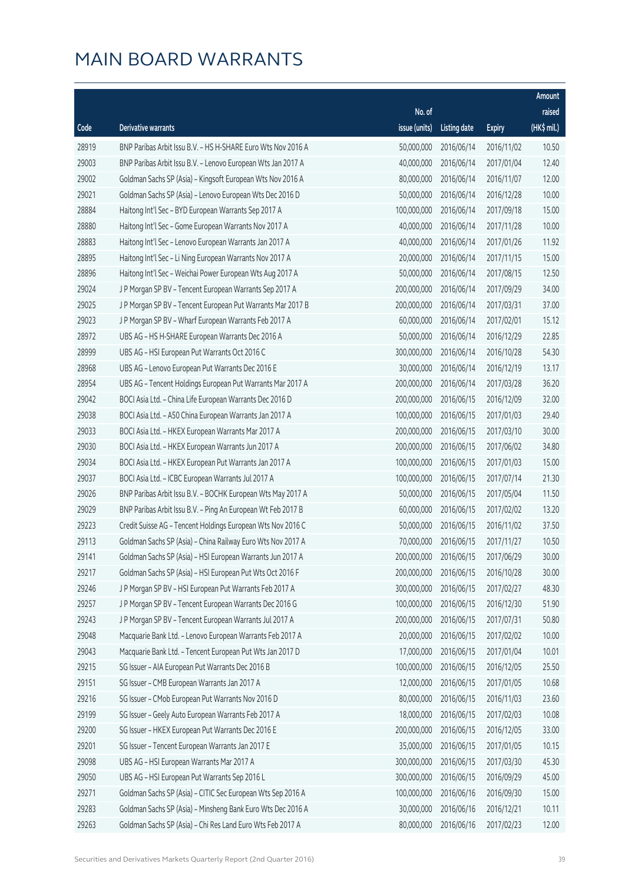# MAIN BOARD WARRANTS

| Code | Derivative warrants | No. of issue (units) | Listing date | Expiry | Amount raised (HK$ mil.) |
|---|---|---|---|---|---|
| 28919 | BNP Paribas Arbit Issu B.V. – HS H-SHARE Euro Wts Nov 2016 A | 50,000,000 | 2016/06/14 | 2016/11/02 | 10.50 |
| 29003 | BNP Paribas Arbit Issu B.V. – Lenovo European Wts Jan 2017 A | 40,000,000 | 2016/06/14 | 2017/01/04 | 12.40 |
| 29002 | Goldman Sachs SP (Asia) – Kingsoft European Wts Nov 2016 A | 80,000,000 | 2016/06/14 | 2016/11/07 | 12.00 |
| 29021 | Goldman Sachs SP (Asia) – Lenovo European Wts Dec 2016 D | 50,000,000 | 2016/06/14 | 2016/12/28 | 10.00 |
| 28884 | Haitong Int'l Sec – BYD European Warrants Sep 2017 A | 100,000,000 | 2016/06/14 | 2017/09/18 | 15.00 |
| 28880 | Haitong Int'l Sec – Gome European Warrants Nov 2017 A | 40,000,000 | 2016/06/14 | 2017/11/28 | 10.00 |
| 28883 | Haitong Int'l Sec – Lenovo European Warrants Jan 2017 A | 40,000,000 | 2016/06/14 | 2017/01/26 | 11.92 |
| 28895 | Haitong Int'l Sec – Li Ning European Warrants Nov 2017 A | 20,000,000 | 2016/06/14 | 2017/11/15 | 15.00 |
| 28896 | Haitong Int'l Sec – Weichai Power European Wts Aug 2017 A | 50,000,000 | 2016/06/14 | 2017/08/15 | 12.50 |
| 29024 | J P Morgan SP BV – Tencent European Warrants Sep 2017 A | 200,000,000 | 2016/06/14 | 2017/09/29 | 34.00 |
| 29025 | J P Morgan SP BV – Tencent European Put Warrants Mar 2017 B | 200,000,000 | 2016/06/14 | 2017/03/31 | 37.00 |
| 29023 | J P Morgan SP BV – Wharf European Warrants Feb 2017 A | 60,000,000 | 2016/06/14 | 2017/02/01 | 15.12 |
| 28972 | UBS AG – HS H-SHARE European Warrants Dec 2016 A | 50,000,000 | 2016/06/14 | 2016/12/29 | 22.85 |
| 28999 | UBS AG – HSI European Put Warrants Oct 2016 C | 300,000,000 | 2016/06/14 | 2016/10/28 | 54.30 |
| 28968 | UBS AG – Lenovo European Put Warrants Dec 2016 E | 30,000,000 | 2016/06/14 | 2016/12/19 | 13.17 |
| 28954 | UBS AG – Tencent Holdings European Put Warrants Mar 2017 A | 200,000,000 | 2016/06/14 | 2017/03/28 | 36.20 |
| 29042 | BOCI Asia Ltd. – China Life European Warrants Dec 2016 D | 200,000,000 | 2016/06/15 | 2016/12/09 | 32.00 |
| 29038 | BOCI Asia Ltd. – A50 China European Warrants Jan 2017 A | 100,000,000 | 2016/06/15 | 2017/01/03 | 29.40 |
| 29033 | BOCI Asia Ltd. – HKEX European Warrants Mar 2017 A | 200,000,000 | 2016/06/15 | 2017/03/10 | 30.00 |
| 29030 | BOCI Asia Ltd. – HKEX European Warrants Jun 2017 A | 200,000,000 | 2016/06/15 | 2017/06/02 | 34.80 |
| 29034 | BOCI Asia Ltd. – HKEX European Put Warrants Jan 2017 A | 100,000,000 | 2016/06/15 | 2017/01/03 | 15.00 |
| 29037 | BOCI Asia Ltd. – ICBC European Warrants Jul 2017 A | 100,000,000 | 2016/06/15 | 2017/07/14 | 21.30 |
| 29026 | BNP Paribas Arbit Issu B.V. – BOCHK European Wts May 2017 A | 50,000,000 | 2016/06/15 | 2017/05/04 | 11.50 |
| 29029 | BNP Paribas Arbit Issu B.V. – Ping An European Wt Feb 2017 B | 60,000,000 | 2016/06/15 | 2017/02/02 | 13.20 |
| 29223 | Credit Suisse AG – Tencent Holdings European Wts Nov 2016 C | 50,000,000 | 2016/06/15 | 2016/11/02 | 37.50 |
| 29113 | Goldman Sachs SP (Asia) – China Railway Euro Wts Nov 2017 A | 70,000,000 | 2016/06/15 | 2017/11/27 | 10.50 |
| 29141 | Goldman Sachs SP (Asia) – HSI European Warrants Jun 2017 A | 200,000,000 | 2016/06/15 | 2017/06/29 | 30.00 |
| 29217 | Goldman Sachs SP (Asia) – HSI European Put Wts Oct 2016 F | 200,000,000 | 2016/06/15 | 2016/10/28 | 30.00 |
| 29246 | J P Morgan SP BV – HSI European Put Warrants Feb 2017 A | 300,000,000 | 2016/06/15 | 2017/02/27 | 48.30 |
| 29257 | J P Morgan SP BV – Tencent European Warrants Dec 2016 G | 100,000,000 | 2016/06/15 | 2016/12/30 | 51.90 |
| 29243 | J P Morgan SP BV – Tencent European Warrants Jul 2017 A | 200,000,000 | 2016/06/15 | 2017/07/31 | 50.80 |
| 29048 | Macquarie Bank Ltd. – Lenovo European Warrants Feb 2017 A | 20,000,000 | 2016/06/15 | 2017/02/02 | 10.00 |
| 29043 | Macquarie Bank Ltd. – Tencent European Put Wts Jan 2017 D | 17,000,000 | 2016/06/15 | 2017/01/04 | 10.01 |
| 29215 | SG Issuer – AIA European Put Warrants Dec 2016 B | 100,000,000 | 2016/06/15 | 2016/12/05 | 25.50 |
| 29151 | SG Issuer – CMB European Warrants Jan 2017 A | 12,000,000 | 2016/06/15 | 2017/01/05 | 10.68 |
| 29216 | SG Issuer – CMob European Put Warrants Nov 2016 D | 80,000,000 | 2016/06/15 | 2016/11/03 | 23.60 |
| 29199 | SG Issuer – Geely Auto European Warrants Feb 2017 A | 18,000,000 | 2016/06/15 | 2017/02/03 | 10.08 |
| 29200 | SG Issuer – HKEX European Put Warrants Dec 2016 E | 200,000,000 | 2016/06/15 | 2016/12/05 | 33.00 |
| 29201 | SG Issuer – Tencent European Warrants Jan 2017 E | 35,000,000 | 2016/06/15 | 2017/01/05 | 10.15 |
| 29098 | UBS AG – HSI European Warrants Mar 2017 A | 300,000,000 | 2016/06/15 | 2017/03/30 | 45.30 |
| 29050 | UBS AG – HSI European Put Warrants Sep 2016 L | 300,000,000 | 2016/06/15 | 2016/09/29 | 45.00 |
| 29271 | Goldman Sachs SP (Asia) – CITIC Sec European Wts Sep 2016 A | 100,000,000 | 2016/06/16 | 2016/09/30 | 15.00 |
| 29283 | Goldman Sachs SP (Asia) – Minsheng Bank Euro Wts Dec 2016 A | 30,000,000 | 2016/06/16 | 2016/12/21 | 10.11 |
| 29263 | Goldman Sachs SP (Asia) – Chi Res Land Euro Wts Feb 2017 A | 80,000,000 | 2016/06/16 | 2017/02/23 | 12.00 |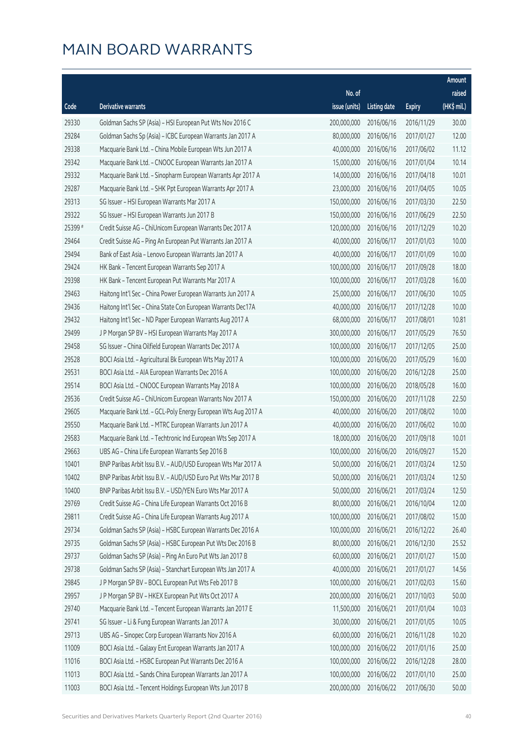# MAIN BOARD WARRANTS

| Code | Derivative warrants | No. of issue (units) | Listing date | Expiry | Amount raised (HK$ mil.) |
|---|---|---|---|---|---|
| 29330 | Goldman Sachs SP (Asia) – HSI European Put Wts Nov 2016 C | 200,000,000 | 2016/06/16 | 2016/11/29 | 30.00 |
| 29284 | Goldman Sachs Sp (Asia) – ICBC European Warrants Jan 2017 A | 80,000,000 | 2016/06/16 | 2017/01/27 | 12.00 |
| 29338 | Macquarie Bank Ltd. – China Mobile European Wts Jun 2017 A | 40,000,000 | 2016/06/16 | 2017/06/02 | 11.12 |
| 29342 | Macquarie Bank Ltd. – CNOOC European Warrants Jan 2017 A | 15,000,000 | 2016/06/16 | 2017/01/04 | 10.14 |
| 29332 | Macquarie Bank Ltd. – Sinopharm European Warrants Apr 2017 A | 14,000,000 | 2016/06/16 | 2017/04/18 | 10.01 |
| 29287 | Macquarie Bank Ltd. – SHK Ppt European Warrants Apr 2017 A | 23,000,000 | 2016/06/16 | 2017/04/05 | 10.05 |
| 29313 | SG Issuer – HSI European Warrants Mar 2017 A | 150,000,000 | 2016/06/16 | 2017/03/30 | 22.50 |
| 29322 | SG Issuer – HSI European Warrants Jun 2017 B | 150,000,000 | 2016/06/16 | 2017/06/29 | 22.50 |
| 25399 # | Credit Suisse AG – ChiUnicom European Warrants Dec 2017 A | 120,000,000 | 2016/06/16 | 2017/12/29 | 10.20 |
| 29464 | Credit Suisse AG – Ping An European Put Warrants Jan 2017 A | 40,000,000 | 2016/06/17 | 2017/01/03 | 10.00 |
| 29494 | Bank of East Asia – Lenovo European Warrants Jan 2017 A | 40,000,000 | 2016/06/17 | 2017/01/09 | 10.00 |
| 29424 | HK Bank – Tencent European Warrants Sep 2017 A | 100,000,000 | 2016/06/17 | 2017/09/28 | 18.00 |
| 29398 | HK Bank – Tencent European Put Warrants Mar 2017 A | 100,000,000 | 2016/06/17 | 2017/03/28 | 16.00 |
| 29463 | Haitong Int'l Sec – China Power European Warrants Jun 2017 A | 25,000,000 | 2016/06/17 | 2017/06/30 | 10.05 |
| 29436 | Haitong Int'l Sec – China State Con European Warrants Dec17A | 40,000,000 | 2016/06/17 | 2017/12/28 | 10.00 |
| 29432 | Haitong Int'l Sec – ND Paper European Warrants Aug 2017 A | 68,000,000 | 2016/06/17 | 2017/08/01 | 10.81 |
| 29499 | J P Morgan SP BV – HSI European Warrants May 2017 A | 300,000,000 | 2016/06/17 | 2017/05/29 | 76.50 |
| 29458 | SG Issuer – China Oilfield European Warrants Dec 2017 A | 100,000,000 | 2016/06/17 | 2017/12/05 | 25.00 |
| 29528 | BOCI Asia Ltd. – Agricultural Bk European Wts May 2017 A | 100,000,000 | 2016/06/20 | 2017/05/29 | 16.00 |
| 29531 | BOCI Asia Ltd. – AIA European Warrants Dec 2016 A | 100,000,000 | 2016/06/20 | 2016/12/28 | 25.00 |
| 29514 | BOCI Asia Ltd. – CNOOC European Warrants May 2018 A | 100,000,000 | 2016/06/20 | 2018/05/28 | 16.00 |
| 29536 | Credit Suisse AG – ChiUnicom European Warrants Nov 2017 A | 150,000,000 | 2016/06/20 | 2017/11/28 | 22.50 |
| 29605 | Macquarie Bank Ltd. – GCL-Poly Energy European Wts Aug 2017 A | 40,000,000 | 2016/06/20 | 2017/08/02 | 10.00 |
| 29550 | Macquarie Bank Ltd. – MTRC European Warrants Jun 2017 A | 40,000,000 | 2016/06/20 | 2017/06/02 | 10.00 |
| 29583 | Macquarie Bank Ltd. – Techtronic Ind European Wts Sep 2017 A | 18,000,000 | 2016/06/20 | 2017/09/18 | 10.01 |
| 29663 | UBS AG – China Life European Warrants Sep 2016 B | 100,000,000 | 2016/06/20 | 2016/09/27 | 15.20 |
| 10401 | BNP Paribas Arbit Issu B.V. – AUD/USD European Wts Mar 2017 A | 50,000,000 | 2016/06/21 | 2017/03/24 | 12.50 |
| 10402 | BNP Paribas Arbit Issu B.V. – AUD/USD Euro Put Wts Mar 2017 B | 50,000,000 | 2016/06/21 | 2017/03/24 | 12.50 |
| 10400 | BNP Paribas Arbit Issu B.V. – USD/YEN Euro Wts Mar 2017 A | 50,000,000 | 2016/06/21 | 2017/03/24 | 12.50 |
| 29769 | Credit Suisse AG – China Life European Warrants Oct 2016 B | 80,000,000 | 2016/06/21 | 2016/10/04 | 12.00 |
| 29811 | Credit Suisse AG – China Life European Warrants Aug 2017 A | 100,000,000 | 2016/06/21 | 2017/08/02 | 15.00 |
| 29734 | Goldman Sachs SP (Asia) – HSBC European Warrants Dec 2016 A | 100,000,000 | 2016/06/21 | 2016/12/22 | 26.40 |
| 29735 | Goldman Sachs SP (Asia) – HSBC European Put Wts Dec 2016 B | 80,000,000 | 2016/06/21 | 2016/12/30 | 25.52 |
| 29737 | Goldman Sachs SP (Asia) – Ping An Euro Put Wts Jan 2017 B | 60,000,000 | 2016/06/21 | 2017/01/27 | 15.00 |
| 29738 | Goldman Sachs SP (Asia) – Stanchart European Wts Jan 2017 A | 40,000,000 | 2016/06/21 | 2017/01/27 | 14.56 |
| 29845 | J P Morgan SP BV – BOCL European Put Wts Feb 2017 B | 100,000,000 | 2016/06/21 | 2017/02/03 | 15.60 |
| 29957 | J P Morgan SP BV – HKEX European Put Wts Oct 2017 A | 200,000,000 | 2016/06/21 | 2017/10/03 | 50.00 |
| 29740 | Macquarie Bank Ltd. – Tencent European Warrants Jan 2017 E | 11,500,000 | 2016/06/21 | 2017/01/04 | 10.03 |
| 29741 | SG Issuer – Li & Fung European Warrants Jan 2017 A | 30,000,000 | 2016/06/21 | 2017/01/05 | 10.05 |
| 29713 | UBS AG – Sinopec Corp European Warrants Nov 2016 A | 60,000,000 | 2016/06/21 | 2016/11/28 | 10.20 |
| 11009 | BOCI Asia Ltd. – Galaxy Ent European Warrants Jan 2017 A | 100,000,000 | 2016/06/22 | 2017/01/16 | 25.00 |
| 11016 | BOCI Asia Ltd. – HSBC European Put Warrants Dec 2016 A | 100,000,000 | 2016/06/22 | 2016/12/28 | 28.00 |
| 11013 | BOCI Asia Ltd. – Sands China European Warrants Jan 2017 A | 100,000,000 | 2016/06/22 | 2017/01/10 | 25.00 |
| 11003 | BOCI Asia Ltd. – Tencent Holdings European Wts Jun 2017 B | 200,000,000 | 2016/06/22 | 2017/06/30 | 50.00 |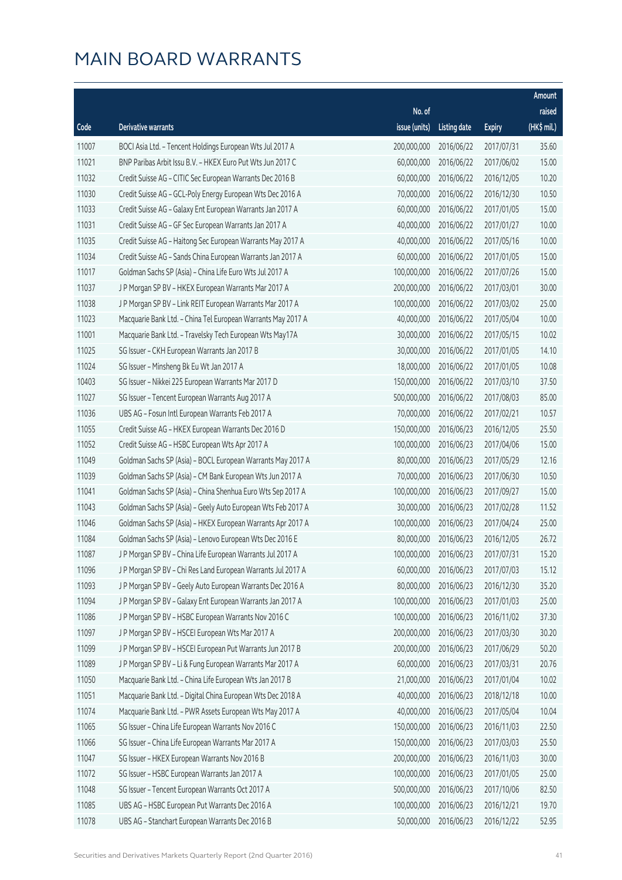# MAIN BOARD WARRANTS

| Code | Derivative warrants | No. of issue (units) | Listing date | Expiry | Amount raised (HK$ mil.) |
|---|---|---|---|---|---|
| 11007 | BOCI Asia Ltd. - Tencent Holdings European Wts Jul 2017 A | 200,000,000 | 2016/06/22 | 2017/07/31 | 35.60 |
| 11021 | BNP Paribas Arbit Issu B.V. - HKEX Euro Put Wts Jun 2017 C | 60,000,000 | 2016/06/22 | 2017/06/02 | 15.00 |
| 11032 | Credit Suisse AG - CITIC Sec European Warrants Dec 2016 B | 60,000,000 | 2016/06/22 | 2016/12/05 | 10.20 |
| 11030 | Credit Suisse AG - GCL-Poly Energy European Wts Dec 2016 A | 70,000,000 | 2016/06/22 | 2016/12/30 | 10.50 |
| 11033 | Credit Suisse AG - Galaxy Ent European Warrants Jan 2017 A | 60,000,000 | 2016/06/22 | 2017/01/05 | 15.00 |
| 11031 | Credit Suisse AG - GF Sec European Warrants Jan 2017 A | 40,000,000 | 2016/06/22 | 2017/01/27 | 10.00 |
| 11035 | Credit Suisse AG - Haitong Sec European Warrants May 2017 A | 40,000,000 | 2016/06/22 | 2017/05/16 | 10.00 |
| 11034 | Credit Suisse AG - Sands China European Warrants Jan 2017 A | 60,000,000 | 2016/06/22 | 2017/01/05 | 15.00 |
| 11017 | Goldman Sachs SP (Asia) - China Life Euro Wts Jul 2017 A | 100,000,000 | 2016/06/22 | 2017/07/26 | 15.00 |
| 11037 | J P Morgan SP BV - HKEX European Warrants Mar 2017 A | 200,000,000 | 2016/06/22 | 2017/03/01 | 30.00 |
| 11038 | J P Morgan SP BV - Link REIT European Warrants Mar 2017 A | 100,000,000 | 2016/06/22 | 2017/03/02 | 25.00 |
| 11023 | Macquarie Bank Ltd. - China Tel European Warrants May 2017 A | 40,000,000 | 2016/06/22 | 2017/05/04 | 10.00 |
| 11001 | Macquarie Bank Ltd. - Travelsky Tech European Wts May17A | 30,000,000 | 2016/06/22 | 2017/05/15 | 10.02 |
| 11025 | SG Issuer - CKH European Warrants Jan 2017 B | 30,000,000 | 2016/06/22 | 2017/01/05 | 14.10 |
| 11024 | SG Issuer - Minsheng Bk Eu Wt Jan 2017 A | 18,000,000 | 2016/06/22 | 2017/01/05 | 10.08 |
| 10403 | SG Issuer - Nikkei 225 European Warrants Mar 2017 D | 150,000,000 | 2016/06/22 | 2017/03/10 | 37.50 |
| 11027 | SG Issuer - Tencent European Warrants Aug 2017 A | 500,000,000 | 2016/06/22 | 2017/08/03 | 85.00 |
| 11036 | UBS AG - Fosun Intl European Warrants Feb 2017 A | 70,000,000 | 2016/06/22 | 2017/02/21 | 10.57 |
| 11055 | Credit Suisse AG - HKEX European Warrants Dec 2016 D | 150,000,000 | 2016/06/23 | 2016/12/05 | 25.50 |
| 11052 | Credit Suisse AG - HSBC European Wts Apr 2017 A | 100,000,000 | 2016/06/23 | 2017/04/06 | 15.00 |
| 11049 | Goldman Sachs SP (Asia) - BOCL European Warrants May 2017 A | 80,000,000 | 2016/06/23 | 2017/05/29 | 12.16 |
| 11039 | Goldman Sachs SP (Asia) - CM Bank European Wts Jun 2017 A | 70,000,000 | 2016/06/23 | 2017/06/30 | 10.50 |
| 11041 | Goldman Sachs SP (Asia) - China Shenhua Euro Wts Sep 2017 A | 100,000,000 | 2016/06/23 | 2017/09/27 | 15.00 |
| 11043 | Goldman Sachs SP (Asia) - Geely Auto European Wts Feb 2017 A | 30,000,000 | 2016/06/23 | 2017/02/28 | 11.52 |
| 11046 | Goldman Sachs SP (Asia) - HKEX European Warrants Apr 2017 A | 100,000,000 | 2016/06/23 | 2017/04/24 | 25.00 |
| 11084 | Goldman Sachs SP (Asia) - Lenovo European Wts Dec 2016 E | 80,000,000 | 2016/06/23 | 2016/12/05 | 26.72 |
| 11087 | J P Morgan SP BV - China Life European Warrants Jul 2017 A | 100,000,000 | 2016/06/23 | 2017/07/31 | 15.20 |
| 11096 | J P Morgan SP BV - Chi Res Land European Warrants Jul 2017 A | 60,000,000 | 2016/06/23 | 2017/07/03 | 15.12 |
| 11093 | J P Morgan SP BV - Geely Auto European Warrants Dec 2016 A | 80,000,000 | 2016/06/23 | 2016/12/30 | 35.20 |
| 11094 | J P Morgan SP BV - Galaxy Ent European Warrants Jan 2017 A | 100,000,000 | 2016/06/23 | 2017/01/03 | 25.00 |
| 11086 | J P Morgan SP BV - HSBC European Warrants Nov 2016 C | 100,000,000 | 2016/06/23 | 2016/11/02 | 37.30 |
| 11097 | J P Morgan SP BV - HSCEI European Wts Mar 2017 A | 200,000,000 | 2016/06/23 | 2017/03/30 | 30.20 |
| 11099 | J P Morgan SP BV - HSCEI European Put Warrants Jun 2017 B | 200,000,000 | 2016/06/23 | 2017/06/29 | 50.20 |
| 11089 | J P Morgan SP BV - Li & Fung European Warrants Mar 2017 A | 60,000,000 | 2016/06/23 | 2017/03/31 | 20.76 |
| 11050 | Macquarie Bank Ltd. - China Life European Wts Jan 2017 B | 21,000,000 | 2016/06/23 | 2017/01/04 | 10.02 |
| 11051 | Macquarie Bank Ltd. - Digital China European Wts Dec 2018 A | 40,000,000 | 2016/06/23 | 2018/12/18 | 10.00 |
| 11074 | Macquarie Bank Ltd. - PWR Assets European Wts May 2017 A | 40,000,000 | 2016/06/23 | 2017/05/04 | 10.04 |
| 11065 | SG Issuer - China Life European Warrants Nov 2016 C | 150,000,000 | 2016/06/23 | 2016/11/03 | 22.50 |
| 11066 | SG Issuer - China Life European Warrants Mar 2017 A | 150,000,000 | 2016/06/23 | 2017/03/03 | 25.50 |
| 11047 | SG Issuer - HKEX European Warrants Nov 2016 B | 200,000,000 | 2016/06/23 | 2016/11/03 | 30.00 |
| 11072 | SG Issuer - HSBC European Warrants Jan 2017 A | 100,000,000 | 2016/06/23 | 2017/01/05 | 25.00 |
| 11048 | SG Issuer - Tencent European Warrants Oct 2017 A | 500,000,000 | 2016/06/23 | 2017/10/06 | 82.50 |
| 11085 | UBS AG - HSBC European Put Warrants Dec 2016 A | 100,000,000 | 2016/06/23 | 2016/12/21 | 19.70 |
| 11078 | UBS AG - Stanchart European Warrants Dec 2016 B | 50,000,000 | 2016/06/23 | 2016/12/22 | 52.95 |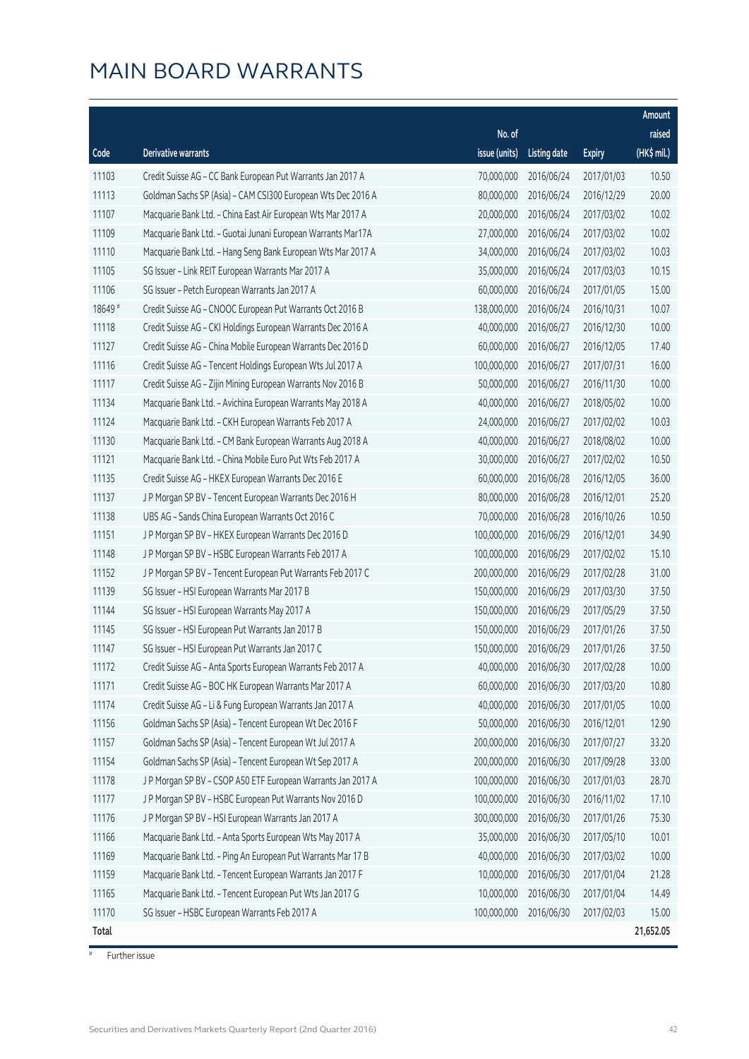# MAIN BOARD WARRANTS

| Code | Derivative warrants | No. of issue (units) | Listing date | Expiry | Amount raised (HK$ mil.) |
|---|---|---|---|---|---|
| 11103 | Credit Suisse AG - CC Bank European Put Warrants Jan 2017 A | 70,000,000 | 2016/06/24 | 2017/01/03 | 10.50 |
| 11113 | Goldman Sachs SP (Asia) - CAM CSI300 European Wts Dec 2016 A | 80,000,000 | 2016/06/24 | 2016/12/29 | 20.00 |
| 11107 | Macquarie Bank Ltd. - China East Air European Wts Mar 2017 A | 20,000,000 | 2016/06/24 | 2017/03/02 | 10.02 |
| 11109 | Macquarie Bank Ltd. - Guotai Junani European Warrants Mar17A | 27,000,000 | 2016/06/24 | 2017/03/02 | 10.02 |
| 11110 | Macquarie Bank Ltd. - Hang Seng Bank European Wts Mar 2017 A | 34,000,000 | 2016/06/24 | 2017/03/02 | 10.03 |
| 11105 | SG Issuer - Link REIT European Warrants Mar 2017 A | 35,000,000 | 2016/06/24 | 2017/03/03 | 10.15 |
| 11106 | SG Issuer - Petch European Warrants Jan 2017 A | 60,000,000 | 2016/06/24 | 2017/01/05 | 15.00 |
| 18649 # | Credit Suisse AG - CNOOC European Put Warrants Oct 2016 B | 138,000,000 | 2016/06/24 | 2016/10/31 | 10.07 |
| 11118 | Credit Suisse AG - CKI Holdings European Warrants Dec 2016 A | 40,000,000 | 2016/06/27 | 2016/12/30 | 10.00 |
| 11127 | Credit Suisse AG - China Mobile European Warrants Dec 2016 D | 60,000,000 | 2016/06/27 | 2016/12/05 | 17.40 |
| 11116 | Credit Suisse AG - Tencent Holdings European Wts Jul 2017 A | 100,000,000 | 2016/06/27 | 2017/07/31 | 16.00 |
| 11117 | Credit Suisse AG - Zijin Mining European Warrants Nov 2016 B | 50,000,000 | 2016/06/27 | 2016/11/30 | 10.00 |
| 11134 | Macquarie Bank Ltd. - Avichina European Warrants May 2018 A | 40,000,000 | 2016/06/27 | 2018/05/02 | 10.00 |
| 11124 | Macquarie Bank Ltd. - CKH European Warrants Feb 2017 A | 24,000,000 | 2016/06/27 | 2017/02/02 | 10.03 |
| 11130 | Macquarie Bank Ltd. - CM Bank European Warrants Aug 2018 A | 40,000,000 | 2016/06/27 | 2018/08/02 | 10.00 |
| 11121 | Macquarie Bank Ltd. - China Mobile Euro Put Wts Feb 2017 A | 30,000,000 | 2016/06/27 | 2017/02/02 | 10.50 |
| 11135 | Credit Suisse AG - HKEX European Warrants Dec 2016 E | 60,000,000 | 2016/06/28 | 2016/12/05 | 36.00 |
| 11137 | J P Morgan SP BV - Tencent European Warrants Dec 2016 H | 80,000,000 | 2016/06/28 | 2016/12/01 | 25.20 |
| 11138 | UBS AG - Sands China European Warrants Oct 2016 C | 70,000,000 | 2016/06/28 | 2016/10/26 | 10.50 |
| 11151 | J P Morgan SP BV - HKEX European Warrants Dec 2016 D | 100,000,000 | 2016/06/29 | 2016/12/01 | 34.90 |
| 11148 | J P Morgan SP BV - HSBC European Warrants Feb 2017 A | 100,000,000 | 2016/06/29 | 2017/02/02 | 15.10 |
| 11152 | J P Morgan SP BV - Tencent European Put Warrants Feb 2017 C | 200,000,000 | 2016/06/29 | 2017/02/28 | 31.00 |
| 11139 | SG Issuer - HSI European Warrants Mar 2017 B | 150,000,000 | 2016/06/29 | 2017/03/30 | 37.50 |
| 11144 | SG Issuer - HSI European Warrants May 2017 A | 150,000,000 | 2016/06/29 | 2017/05/29 | 37.50 |
| 11145 | SG Issuer - HSI European Put Warrants Jan 2017 B | 150,000,000 | 2016/06/29 | 2017/01/26 | 37.50 |
| 11147 | SG Issuer - HSI European Put Warrants Jan 2017 C | 150,000,000 | 2016/06/29 | 2017/01/26 | 37.50 |
| 11172 | Credit Suisse AG - Anta Sports European Warrants Feb 2017 A | 40,000,000 | 2016/06/30 | 2017/02/28 | 10.00 |
| 11171 | Credit Suisse AG - BOC HK European Warrants Mar 2017 A | 60,000,000 | 2016/06/30 | 2017/03/20 | 10.80 |
| 11174 | Credit Suisse AG - Li & Fung European Warrants Jan 2017 A | 40,000,000 | 2016/06/30 | 2017/01/05 | 10.00 |
| 11156 | Goldman Sachs SP (Asia) - Tencent European Wt Dec 2016 F | 50,000,000 | 2016/06/30 | 2016/12/01 | 12.90 |
| 11157 | Goldman Sachs SP (Asia) - Tencent European Wt Jul 2017 A | 200,000,000 | 2016/06/30 | 2017/07/27 | 33.20 |
| 11154 | Goldman Sachs SP (Asia) - Tencent European Wt Sep 2017 A | 200,000,000 | 2016/06/30 | 2017/09/28 | 33.00 |
| 11178 | J P Morgan SP BV - CSOP A50 ETF European Warrants Jan 2017 A | 100,000,000 | 2016/06/30 | 2017/01/03 | 28.70 |
| 11177 | J P Morgan SP BV - HSBC European Put Warrants Nov 2016 D | 100,000,000 | 2016/06/30 | 2016/11/02 | 17.10 |
| 11176 | J P Morgan SP BV - HSI European Warrants Jan 2017 A | 300,000,000 | 2016/06/30 | 2017/01/26 | 75.30 |
| 11166 | Macquarie Bank Ltd. - Anta Sports European Wts May 2017 A | 35,000,000 | 2016/06/30 | 2017/05/10 | 10.01 |
| 11169 | Macquarie Bank Ltd. - Ping An European Put Warrants Mar 17 B | 40,000,000 | 2016/06/30 | 2017/03/02 | 10.00 |
| 11159 | Macquarie Bank Ltd. - Tencent European Warrants Jan 2017 F | 10,000,000 | 2016/06/30 | 2017/01/04 | 21.28 |
| 11165 | Macquarie Bank Ltd. - Tencent European Put Wts Jan 2017 G | 10,000,000 | 2016/06/30 | 2017/01/04 | 14.49 |
| 11170 | SG Issuer - HSBC European Warrants Feb 2017 A | 100,000,000 | 2016/06/30 | 2017/02/03 | 15.00 |
| **Total** | | | | | **21,652.05** |

# Further issue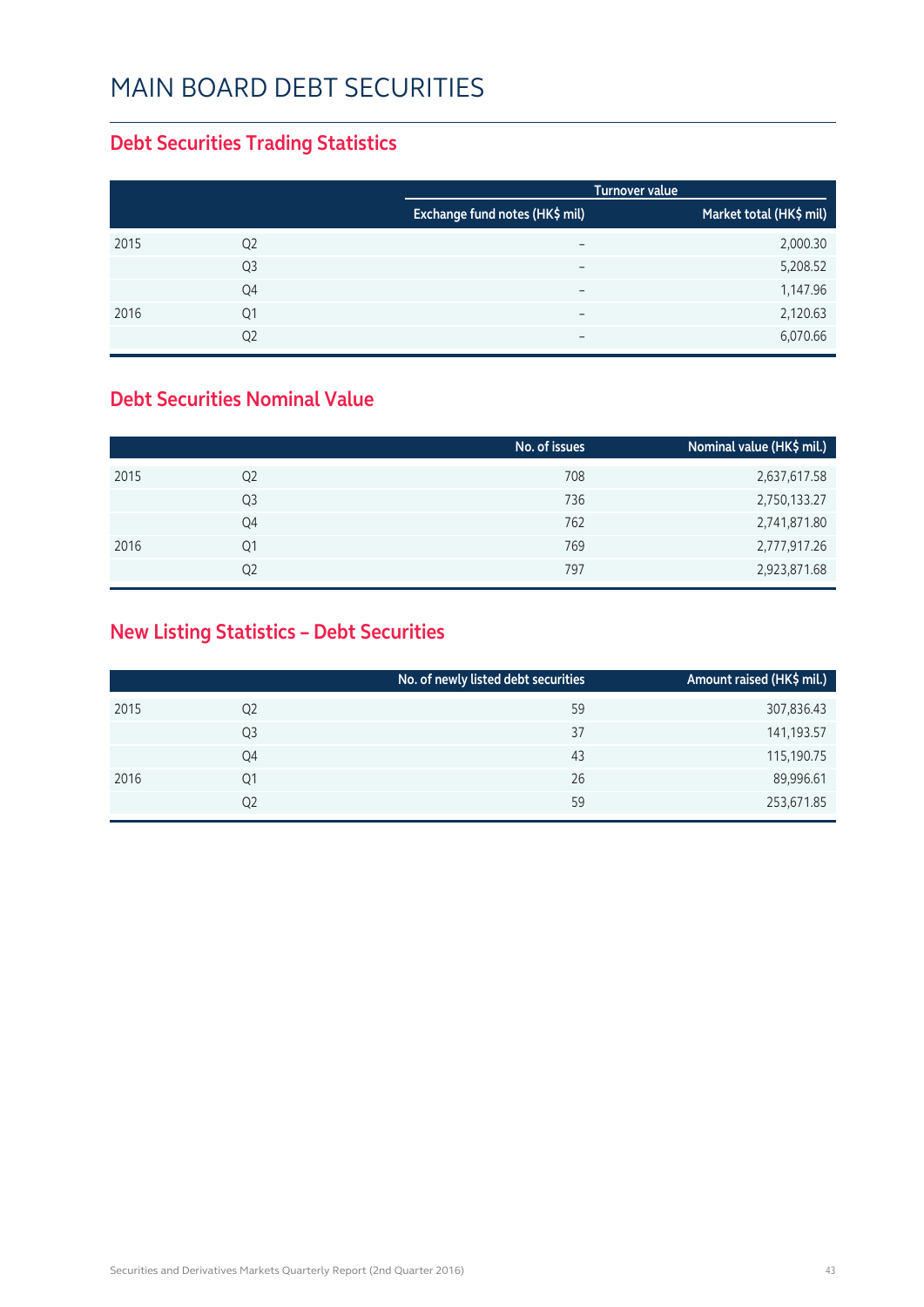# MAIN BOARD DEBT SECURITIES

## Debt Securities Trading Statistics

| | | Turnover value | |
|---|---|---|---|
| | | Exchange fund notes (HK$ mil) | Market total (HK$ mil) |
| 2015 | Q2 | – | 2,000.30 |
| | Q3 | – | 5,208.52 |
| | Q4 | – | 1,147.96 |
| 2016 | Q1 | – | 2,120.63 |
| | Q2 | – | 6,070.66 |

## Debt Securities Nominal Value

| | | No. of issues | Nominal value (HK$ mil.) |
|---|---|---|---|
| 2015 | Q2 | 708 | 2,637,617.58 |
| | Q3 | 736 | 2,750,133.27 |
| | Q4 | 762 | 2,741,871.80 |
| 2016 | Q1 | 769 | 2,777,917.26 |
| | Q2 | 797 | 2,923,871.68 |

## New Listing Statistics – Debt Securities

| | | No. of newly listed debt securities | Amount raised (HK$ mil.) |
|---|---|---|---|
| 2015 | Q2 | 59 | 307,836.43 |
| | Q3 | 37 | 141,193.57 |
| | Q4 | 43 | 115,190.75 |
| 2016 | Q1 | 26 | 89,996.61 |
| | Q2 | 59 | 253,671.85 |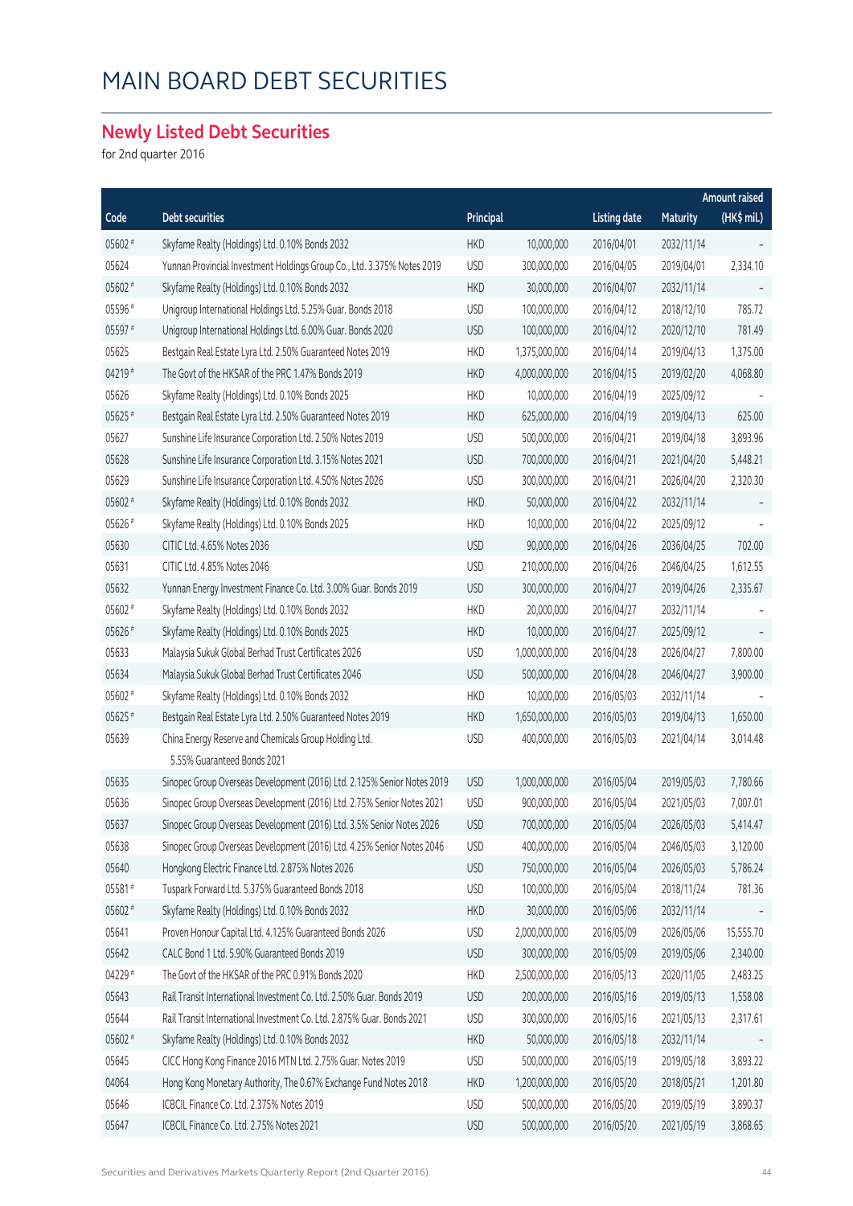# MAIN BOARD DEBT SECURITIES

## Newly Listed Debt Securities

for 2nd quarter 2016

| Code | Debt securities | Principal | | Listing date | Maturity | Amount raised (HK$ mil.) |
|---|---|---|---|---|---|---|
| 05602 # | Skyfame Realty (Holdings) Ltd. 0.10% Bonds 2032 | HKD | 10,000,000 | 2016/04/01 | 2032/11/14 | - |
| 05624 | Yunnan Provincial Investment Holdings Group Co., Ltd. 3.375% Notes 2019 | USD | 300,000,000 | 2016/04/05 | 2019/04/01 | 2,334.10 |
| 05602 # | Skyfame Realty (Holdings) Ltd. 0.10% Bonds 2032 | HKD | 30,000,000 | 2016/04/07 | 2032/11/14 | - |
| 05596 # | Unigroup International Holdings Ltd. 5.25% Guar. Bonds 2018 | USD | 100,000,000 | 2016/04/12 | 2018/12/10 | 785.72 |
| 05597 # | Unigroup International Holdings Ltd. 6.00% Guar. Bonds 2020 | USD | 100,000,000 | 2016/04/12 | 2020/12/10 | 781.49 |
| 05625 | Bestgain Real Estate Lyra Ltd. 2.50% Guaranteed Notes 2019 | HKD | 1,375,000,000 | 2016/04/14 | 2019/04/13 | 1,375.00 |
| 04219 # | The Govt of the HKSAR of the PRC 1.47% Bonds 2019 | HKD | 4,000,000,000 | 2016/04/15 | 2019/02/20 | 4,068.80 |
| 05626 | Skyfame Realty (Holdings) Ltd. 0.10% Bonds 2025 | HKD | 10,000,000 | 2016/04/19 | 2025/09/12 | - |
| 05625 # | Bestgain Real Estate Lyra Ltd. 2.50% Guaranteed Notes 2019 | HKD | 625,000,000 | 2016/04/19 | 2019/04/13 | 625.00 |
| 05627 | Sunshine Life Insurance Corporation Ltd. 2.50% Notes 2019 | USD | 500,000,000 | 2016/04/21 | 2019/04/18 | 3,893.96 |
| 05628 | Sunshine Life Insurance Corporation Ltd. 3.15% Notes 2021 | USD | 700,000,000 | 2016/04/21 | 2021/04/20 | 5,448.21 |
| 05629 | Sunshine Life Insurance Corporation Ltd. 4.50% Notes 2026 | USD | 300,000,000 | 2016/04/21 | 2026/04/20 | 2,320.30 |
| 05602 # | Skyfame Realty (Holdings) Ltd. 0.10% Bonds 2032 | HKD | 50,000,000 | 2016/04/22 | 2032/11/14 | - |
| 05626 # | Skyfame Realty (Holdings) Ltd. 0.10% Bonds 2025 | HKD | 10,000,000 | 2016/04/22 | 2025/09/12 | - |
| 05630 | CITIC Ltd. 4.65% Notes 2036 | USD | 90,000,000 | 2016/04/26 | 2036/04/25 | 702.00 |
| 05631 | CITIC Ltd. 4.85% Notes 2046 | USD | 210,000,000 | 2016/04/26 | 2046/04/25 | 1,612.55 |
| 05632 | Yunnan Energy Investment Finance Co. Ltd. 3.00% Guar. Bonds 2019 | USD | 300,000,000 | 2016/04/27 | 2019/04/26 | 2,335.67 |
| 05602 # | Skyfame Realty (Holdings) Ltd. 0.10% Bonds 2032 | HKD | 20,000,000 | 2016/04/27 | 2032/11/14 | - |
| 05626 # | Skyfame Realty (Holdings) Ltd. 0.10% Bonds 2025 | HKD | 10,000,000 | 2016/04/27 | 2025/09/12 | - |
| 05633 | Malaysia Sukuk Global Berhad Trust Certificates 2026 | USD | 1,000,000,000 | 2016/04/28 | 2026/04/27 | 7,800.00 |
| 05634 | Malaysia Sukuk Global Berhad Trust Certificates 2046 | USD | 500,000,000 | 2016/04/28 | 2046/04/27 | 3,900.00 |
| 05602 # | Skyfame Realty (Holdings) Ltd. 0.10% Bonds 2032 | HKD | 10,000,000 | 2016/05/03 | 2032/11/14 | - |
| 05625 # | Bestgain Real Estate Lyra Ltd. 2.50% Guaranteed Notes 2019 | HKD | 1,650,000,000 | 2016/05/03 | 2019/04/13 | 1,650.00 |
| 05639 | China Energy Reserve and Chemicals Group Holding Ltd. 5.55% Guaranteed Bonds 2021 | USD | 400,000,000 | 2016/05/03 | 2021/04/14 | 3,014.48 |
| 05635 | Sinopec Group Overseas Development (2016) Ltd. 2.125% Senior Notes 2019 | USD | 1,000,000,000 | 2016/05/04 | 2019/05/03 | 7,780.66 |
| 05636 | Sinopec Group Overseas Development (2016) Ltd. 2.75% Senior Notes 2021 | USD | 900,000,000 | 2016/05/04 | 2021/05/03 | 7,007.01 |
| 05637 | Sinopec Group Overseas Development (2016) Ltd. 3.5% Senior Notes 2026 | USD | 700,000,000 | 2016/05/04 | 2026/05/03 | 5,414.47 |
| 05638 | Sinopec Group Overseas Development (2016) Ltd. 4.25% Senior Notes 2046 | USD | 400,000,000 | 2016/05/04 | 2046/05/03 | 3,120.00 |
| 05640 | Hongkong Electric Finance Ltd. 2.875% Notes 2026 | USD | 750,000,000 | 2016/05/04 | 2026/05/03 | 5,786.24 |
| 05581 # | Tuspark Forward Ltd. 5.375% Guaranteed Bonds 2018 | USD | 100,000,000 | 2016/05/04 | 2018/11/24 | 781.36 |
| 05602 # | Skyfame Realty (Holdings) Ltd. 0.10% Bonds 2032 | HKD | 30,000,000 | 2016/05/06 | 2032/11/14 | - |
| 05641 | Proven Honour Capital Ltd. 4.125% Guaranteed Bonds 2026 | USD | 2,000,000,000 | 2016/05/09 | 2026/05/06 | 15,555.70 |
| 05642 | CALC Bond 1 Ltd. 5.90% Guaranteed Bonds 2019 | USD | 300,000,000 | 2016/05/09 | 2019/05/06 | 2,340.00 |
| 04229 # | The Govt of the HKSAR of the PRC 0.91% Bonds 2020 | HKD | 2,500,000,000 | 2016/05/13 | 2020/11/05 | 2,483.25 |
| 05643 | Rail Transit International Investment Co. Ltd. 2.50% Guar. Bonds 2019 | USD | 200,000,000 | 2016/05/16 | 2019/05/13 | 1,558.08 |
| 05644 | Rail Transit International Investment Co. Ltd. 2.875% Guar. Bonds 2021 | USD | 300,000,000 | 2016/05/16 | 2021/05/13 | 2,317.61 |
| 05602 # | Skyfame Realty (Holdings) Ltd. 0.10% Bonds 2032 | HKD | 50,000,000 | 2016/05/18 | 2032/11/14 | - |
| 05645 | CICC Hong Kong Finance 2016 MTN Ltd. 2.75% Guar. Notes 2019 | USD | 500,000,000 | 2016/05/19 | 2019/05/18 | 3,893.22 |
| 04064 | Hong Kong Monetary Authority, The 0.67% Exchange Fund Notes 2018 | HKD | 1,200,000,000 | 2016/05/20 | 2018/05/21 | 1,201.80 |
| 05646 | ICBCIL Finance Co. Ltd. 2.375% Notes 2019 | USD | 500,000,000 | 2016/05/20 | 2019/05/19 | 3,890.37 |
| 05647 | ICBCIL Finance Co. Ltd. 2.75% Notes 2021 | USD | 500,000,000 | 2016/05/20 | 2021/05/19 | 3,868.65 |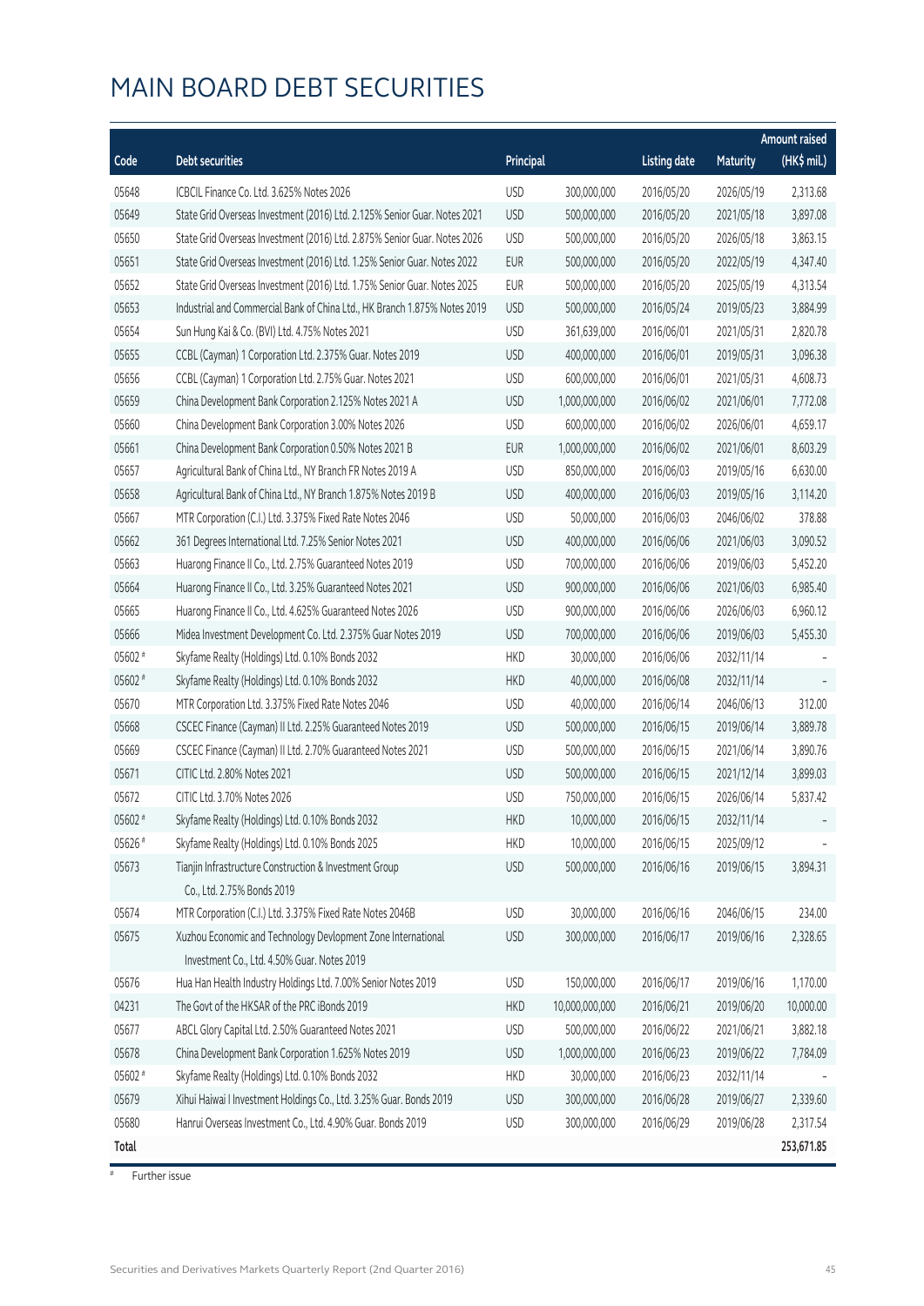# MAIN BOARD DEBT SECURITIES

| Code | Debt securities | Principal | | Listing date | Maturity | Amount raised (HK$ mil.) |
|---|---|---|---|---|---|---|
| 05648 | ICBCIL Finance Co. Ltd. 3.625% Notes 2026 | USD | 300,000,000 | 2016/05/20 | 2026/05/19 | 2,313.68 |
| 05649 | State Grid Overseas Investment (2016) Ltd. 2.125% Senior Guar. Notes 2021 | USD | 500,000,000 | 2016/05/20 | 2021/05/18 | 3,897.08 |
| 05650 | State Grid Overseas Investment (2016) Ltd. 2.875% Senior Guar. Notes 2026 | USD | 500,000,000 | 2016/05/20 | 2026/05/18 | 3,863.15 |
| 05651 | State Grid Overseas Investment (2016) Ltd. 1.25% Senior Guar. Notes 2022 | EUR | 500,000,000 | 2016/05/20 | 2022/05/19 | 4,347.40 |
| 05652 | State Grid Overseas Investment (2016) Ltd. 1.75% Senior Guar. Notes 2025 | EUR | 500,000,000 | 2016/05/20 | 2025/05/19 | 4,313.54 |
| 05653 | Industrial and Commercial Bank of China Ltd., HK Branch 1.875% Notes 2019 | USD | 500,000,000 | 2016/05/24 | 2019/05/23 | 3,884.99 |
| 05654 | Sun Hung Kai & Co. (BVI) Ltd. 4.75% Notes 2021 | USD | 361,639,000 | 2016/06/01 | 2021/05/31 | 2,820.78 |
| 05655 | CCBL (Cayman) 1 Corporation Ltd. 2.375% Guar. Notes 2019 | USD | 400,000,000 | 2016/06/01 | 2019/05/31 | 3,096.38 |
| 05656 | CCBL (Cayman) 1 Corporation Ltd. 2.75% Guar. Notes 2021 | USD | 600,000,000 | 2016/06/01 | 2021/05/31 | 4,608.73 |
| 05659 | China Development Bank Corporation 2.125% Notes 2021 A | USD | 1,000,000,000 | 2016/06/02 | 2021/06/01 | 7,772.08 |
| 05660 | China Development Bank Corporation 3.00% Notes 2026 | USD | 600,000,000 | 2016/06/02 | 2026/06/01 | 4,659.17 |
| 05661 | China Development Bank Corporation 0.50% Notes 2021 B | EUR | 1,000,000,000 | 2016/06/02 | 2021/06/01 | 8,603.29 |
| 05657 | Agricultural Bank of China Ltd., NY Branch FR Notes 2019 A | USD | 850,000,000 | 2016/06/03 | 2019/05/16 | 6,630.00 |
| 05658 | Agricultural Bank of China Ltd., NY Branch 1.875% Notes 2019 B | USD | 400,000,000 | 2016/06/03 | 2019/05/16 | 3,114.20 |
| 05667 | MTR Corporation (C.I.) Ltd. 3.375% Fixed Rate Notes 2046 | USD | 50,000,000 | 2016/06/03 | 2046/06/02 | 378.88 |
| 05662 | 361 Degrees International Ltd. 7.25% Senior Notes 2021 | USD | 400,000,000 | 2016/06/06 | 2021/06/03 | 3,090.52 |
| 05663 | Huarong Finance II Co., Ltd. 2.75% Guaranteed Notes 2019 | USD | 700,000,000 | 2016/06/06 | 2019/06/03 | 5,452.20 |
| 05664 | Huarong Finance II Co., Ltd. 3.25% Guaranteed Notes 2021 | USD | 900,000,000 | 2016/06/06 | 2021/06/03 | 6,985.40 |
| 05665 | Huarong Finance II Co., Ltd. 4.625% Guaranteed Notes 2026 | USD | 900,000,000 | 2016/06/06 | 2026/06/03 | 6,960.12 |
| 05666 | Midea Investment Development Co. Ltd. 2.375% Guar Notes 2019 | USD | 700,000,000 | 2016/06/06 | 2019/06/03 | 5,455.30 |
| 05602 # | Skyfame Realty (Holdings) Ltd. 0.10% Bonds 2032 | HKD | 30,000,000 | 2016/06/06 | 2032/11/14 | - |
| 05602 # | Skyfame Realty (Holdings) Ltd. 0.10% Bonds 2032 | HKD | 40,000,000 | 2016/06/08 | 2032/11/14 | - |
| 05670 | MTR Corporation Ltd. 3.375% Fixed Rate Notes 2046 | USD | 40,000,000 | 2016/06/14 | 2046/06/13 | 312.00 |
| 05668 | CSCEC Finance (Cayman) II Ltd. 2.25% Guaranteed Notes 2019 | USD | 500,000,000 | 2016/06/15 | 2019/06/14 | 3,889.78 |
| 05669 | CSCEC Finance (Cayman) II Ltd. 2.70% Guaranteed Notes 2021 | USD | 500,000,000 | 2016/06/15 | 2021/06/14 | 3,890.76 |
| 05671 | CITIC Ltd. 2.80% Notes 2021 | USD | 500,000,000 | 2016/06/15 | 2021/12/14 | 3,899.03 |
| 05672 | CITIC Ltd. 3.70% Notes 2026 | USD | 750,000,000 | 2016/06/15 | 2026/06/14 | 5,837.42 |
| 05602 # | Skyfame Realty (Holdings) Ltd. 0.10% Bonds 2032 | HKD | 10,000,000 | 2016/06/15 | 2032/11/14 | - |
| 05626 # | Skyfame Realty (Holdings) Ltd. 0.10% Bonds 2025 | HKD | 10,000,000 | 2016/06/15 | 2025/09/12 | - |
| 05673 | Tianjin Infrastructure Construction & Investment Group Co., Ltd. 2.75% Bonds 2019 | USD | 500,000,000 | 2016/06/16 | 2019/06/15 | 3,894.31 |
| 05674 | MTR Corporation (C.I.) Ltd. 3.375% Fixed Rate Notes 2046B | USD | 30,000,000 | 2016/06/16 | 2046/06/15 | 234.00 |
| 05675 | Xuzhou Economic and Technology Devlopment Zone International Investment Co., Ltd. 4.50% Guar. Notes 2019 | USD | 300,000,000 | 2016/06/17 | 2019/06/16 | 2,328.65 |
| 05676 | Hua Han Health Industry Holdings Ltd. 7.00% Senior Notes 2019 | USD | 150,000,000 | 2016/06/17 | 2019/06/16 | 1,170.00 |
| 04231 | The Govt of the HKSAR of the PRC iBonds 2019 | HKD | 10,000,000,000 | 2016/06/21 | 2019/06/20 | 10,000.00 |
| 05677 | ABCL Glory Capital Ltd. 2.50% Guaranteed Notes 2021 | USD | 500,000,000 | 2016/06/22 | 2021/06/21 | 3,882.18 |
| 05678 | China Development Bank Corporation 1.625% Notes 2019 | USD | 1,000,000,000 | 2016/06/23 | 2019/06/22 | 7,784.09 |
| 05602 # | Skyfame Realty (Holdings) Ltd. 0.10% Bonds 2032 | HKD | 30,000,000 | 2016/06/23 | 2032/11/14 | - |
| 05679 | Xihui Haiwai I Investment Holdings Co., Ltd. 3.25% Guar. Bonds 2019 | USD | 300,000,000 | 2016/06/28 | 2019/06/27 | 2,339.60 |
| 05680 | Hanrui Overseas Investment Co., Ltd. 4.90% Guar. Bonds 2019 | USD | 300,000,000 | 2016/06/29 | 2019/06/28 | 2,317.54 |
| **Total** | | | | | | **253,671.85** |

# Further issue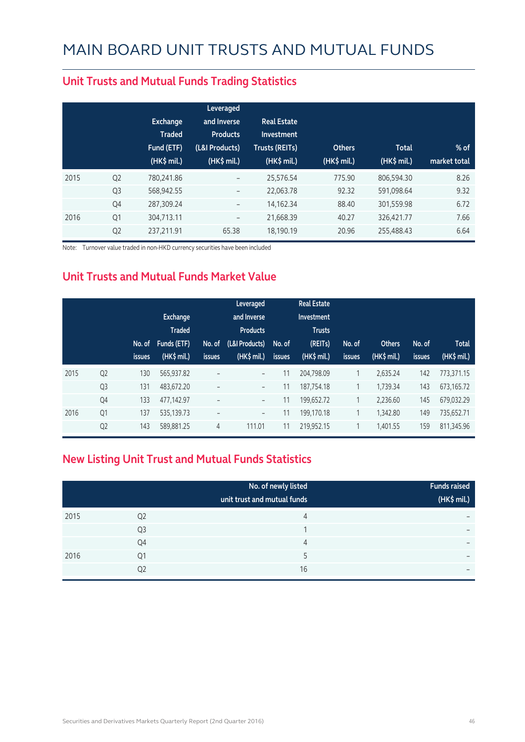# MAIN BOARD UNIT TRUSTS AND MUTUAL FUNDS

## Unit Trusts and Mutual Funds Trading Statistics

| | | Exchange Traded Fund (ETF) (HK$ mil.) | Leveraged and Inverse Products (L&I Products) (HK$ mil.) | Real Estate Investment Trusts (REITs) (HK$ mil.) | Others (HK$ mil.) | Total (HK$ mil.) | % of market total |
|---|---|---|---|---|---|---|---|
| 2015 | Q2 | 780,241.86 | – | 25,576.54 | 775.90 | 806,594.30 | 8.26 |
| | Q3 | 568,942.55 | – | 22,063.78 | 92.32 | 591,098.64 | 9.32 |
| | Q4 | 287,309.24 | – | 14,162.34 | 88.40 | 301,559.98 | 6.72 |
| 2016 | Q1 | 304,713.11 | – | 21,668.39 | 40.27 | 326,421.77 | 7.66 |
| | Q2 | 237,211.91 | 65.38 | 18,190.19 | 20.96 | 255,488.43 | 6.64 |

Note: Turnover value traded in non-HKD currency securities have been included

## Unit Trusts and Mutual Funds Market Value

| | | No. of issues | Exchange Traded Funds (ETF) (HK$ mil.) | No. of issues | Leveraged and Inverse Products (L&I Products) (HK$ mil.) | No. of issues | Real Estate Investment Trusts (REITs) (HK$ mil.) | No. of issues | Others (HK$ mil.) | No. of issues | Total (HK$ mil.) |
|---|---|---|---|---|---|---|---|---|---|---|---|
| 2015 | Q2 | 130 | 565,937.82 | – | – | 11 | 204,798.09 | 1 | 2,635.24 | 142 | 773,371.15 |
| | Q3 | 131 | 483,672.20 | – | – | 11 | 187,754.18 | 1 | 1,739.34 | 143 | 673,165.72 |
| | Q4 | 133 | 477,142.97 | – | – | 11 | 199,652.72 | 1 | 2,236.60 | 145 | 679,032.29 |
| 2016 | Q1 | 137 | 535,139.73 | – | – | 11 | 199,170.18 | 1 | 1,342.80 | 149 | 735,652.71 |
| | Q2 | 143 | 589,881.25 | 4 | 111.01 | 11 | 219,952.15 | 1 | 1,401.55 | 159 | 811,345.96 |

## New Listing Unit Trust and Mutual Funds Statistics

| | | No. of newly listed unit trust and mutual funds | Funds raised (HK$ mil.) |
|---|---|---|---|
| 2015 | Q2 | 4 | – |
| | Q3 | 1 | – |
| | Q4 | 4 | – |
| 2016 | Q1 | 5 | – |
| | Q2 | 16 | – |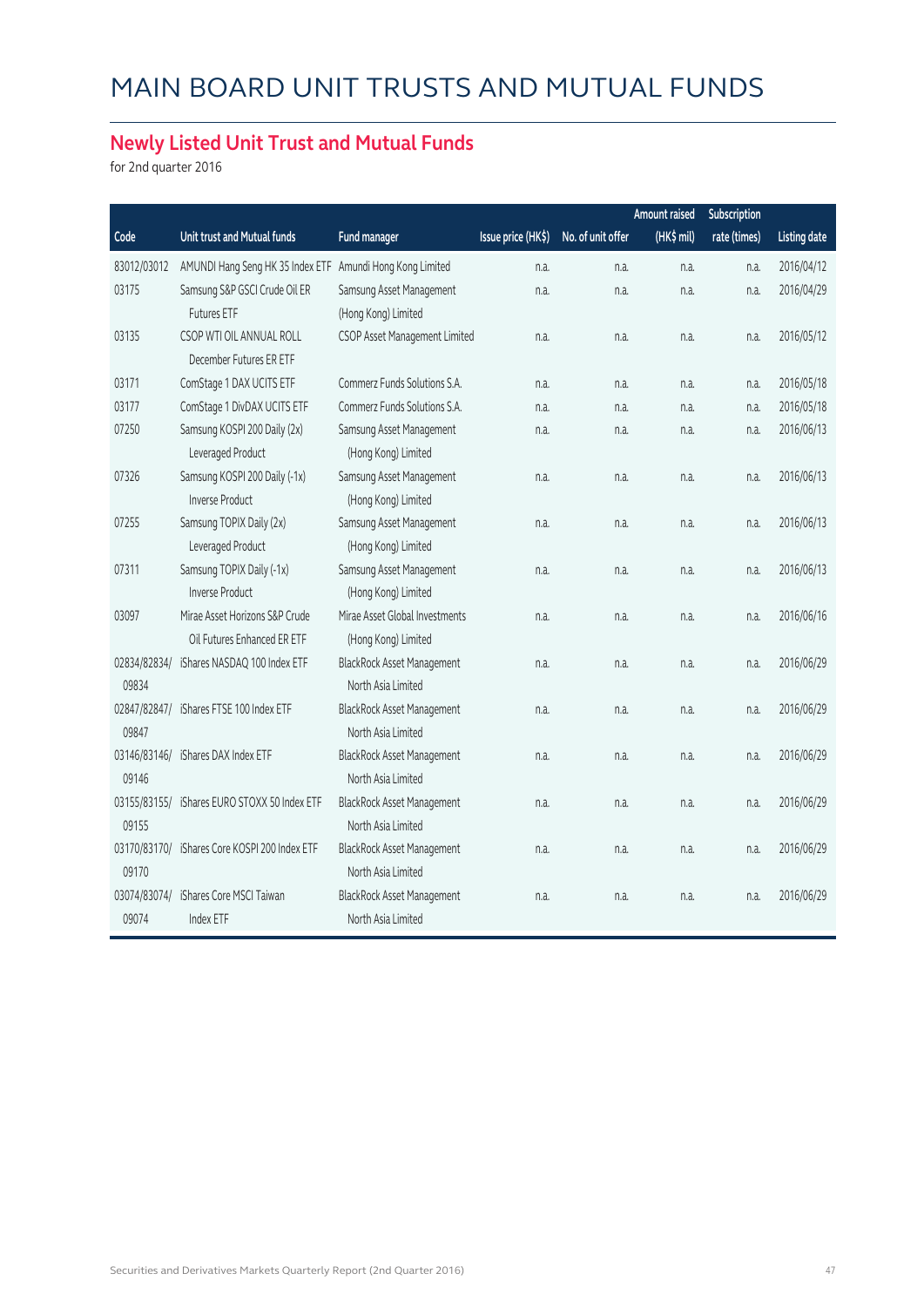# MAIN BOARD UNIT TRUSTS AND MUTUAL FUNDS

## Newly Listed Unit Trust and Mutual Funds

for 2nd quarter 2016

| Code | Unit trust and Mutual funds | Fund manager | Issue price (HK$) | No. of unit offer | Amount raised (HK$ mil) | Subscription rate (times) | Listing date |
|---|---|---|---|---|---|---|---|
| 83012/03012 | AMUNDI Hang Seng HK 35 Index ETF | Amundi Hong Kong Limited | n.a. | n.a. | n.a. | n.a. | 2016/04/12 |
| 03175 | Samsung S&P GSCI Crude Oil ER Futures ETF | Samsung Asset Management (Hong Kong) Limited | n.a. | n.a. | n.a. | n.a. | 2016/04/29 |
| 03135 | CSOP WTI OIL ANNUAL ROLL December Futures ER ETF | CSOP Asset Management Limited | n.a. | n.a. | n.a. | n.a. | 2016/05/12 |
| 03171 | ComStage 1 DAX UCITS ETF | Commerz Funds Solutions S.A. | n.a. | n.a. | n.a. | n.a. | 2016/05/18 |
| 03177 | ComStage 1 DivDAX UCITS ETF | Commerz Funds Solutions S.A. | n.a. | n.a. | n.a. | n.a. | 2016/05/18 |
| 07250 | Samsung KOSPI 200 Daily (2x) Leveraged Product | Samsung Asset Management (Hong Kong) Limited | n.a. | n.a. | n.a. | n.a. | 2016/06/13 |
| 07326 | Samsung KOSPI 200 Daily (-1x) Inverse Product | Samsung Asset Management (Hong Kong) Limited | n.a. | n.a. | n.a. | n.a. | 2016/06/13 |
| 07255 | Samsung TOPIX Daily (2x) Leveraged Product | Samsung Asset Management (Hong Kong) Limited | n.a. | n.a. | n.a. | n.a. | 2016/06/13 |
| 07311 | Samsung TOPIX Daily (-1x) Inverse Product | Samsung Asset Management (Hong Kong) Limited | n.a. | n.a. | n.a. | n.a. | 2016/06/13 |
| 03097 | Mirae Asset Horizons S&P Crude Oil Futures Enhanced ER ETF | Mirae Asset Global Investments (Hong Kong) Limited | n.a. | n.a. | n.a. | n.a. | 2016/06/16 |
| 02834/82834/ 09834 | iShares NASDAQ 100 Index ETF | BlackRock Asset Management North Asia Limited | n.a. | n.a. | n.a. | n.a. | 2016/06/29 |
| 02847/82847/ 09847 | iShares FTSE 100 Index ETF | BlackRock Asset Management North Asia Limited | n.a. | n.a. | n.a. | n.a. | 2016/06/29 |
| 03146/83146/ 09146 | iShares DAX Index ETF | BlackRock Asset Management North Asia Limited | n.a. | n.a. | n.a. | n.a. | 2016/06/29 |
| 03155/83155/ 09155 | iShares EURO STOXX 50 Index ETF | BlackRock Asset Management North Asia Limited | n.a. | n.a. | n.a. | n.a. | 2016/06/29 |
| 03170/83170/ 09170 | iShares Core KOSPI 200 Index ETF | BlackRock Asset Management North Asia Limited | n.a. | n.a. | n.a. | n.a. | 2016/06/29 |
| 03074/83074/ 09074 | iShares Core MSCI Taiwan Index ETF | BlackRock Asset Management North Asia Limited | n.a. | n.a. | n.a. | n.a. | 2016/06/29 |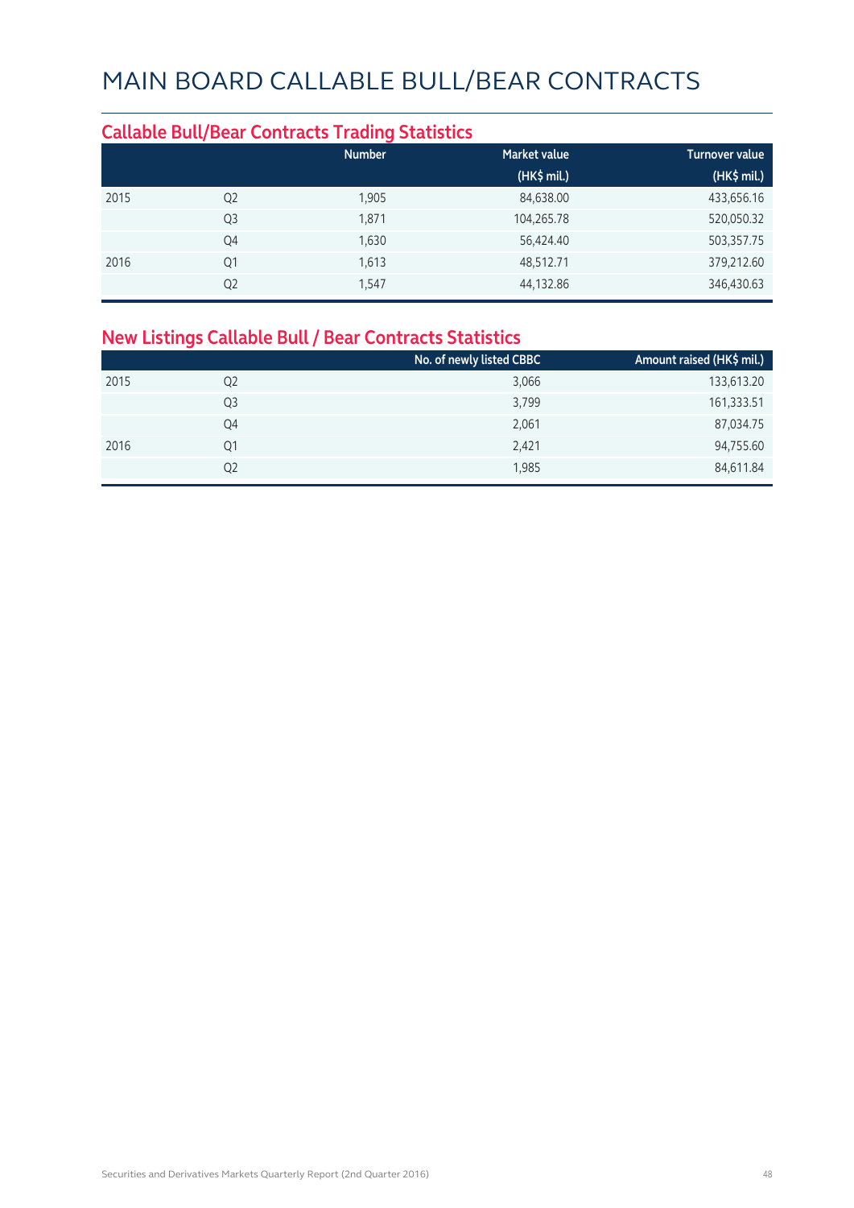# MAIN BOARD CALLABLE BULL/BEAR CONTRACTS

## Callable Bull/Bear Contracts Trading Statistics

| | | Number | Market value (HK$ mil.) | Turnover value (HK$ mil.) |
|---|---|---|---|---|
| 2015 | Q2 | 1,905 | 84,638.00 | 433,656.16 |
| | Q3 | 1,871 | 104,265.78 | 520,050.32 |
| | Q4 | 1,630 | 56,424.40 | 503,357.75 |
| 2016 | Q1 | 1,613 | 48,512.71 | 379,212.60 |
| | Q2 | 1,547 | 44,132.86 | 346,430.63 |

## New Listings Callable Bull / Bear Contracts Statistics

| | | No. of newly listed CBBC | Amount raised (HK$ mil.) |
|---|---|---|---|
| 2015 | Q2 | 3,066 | 133,613.20 |
| | Q3 | 3,799 | 161,333.51 |
| | Q4 | 2,061 | 87,034.75 |
| 2016 | Q1 | 2,421 | 94,755.60 |
| | Q2 | 1,985 | 84,611.84 |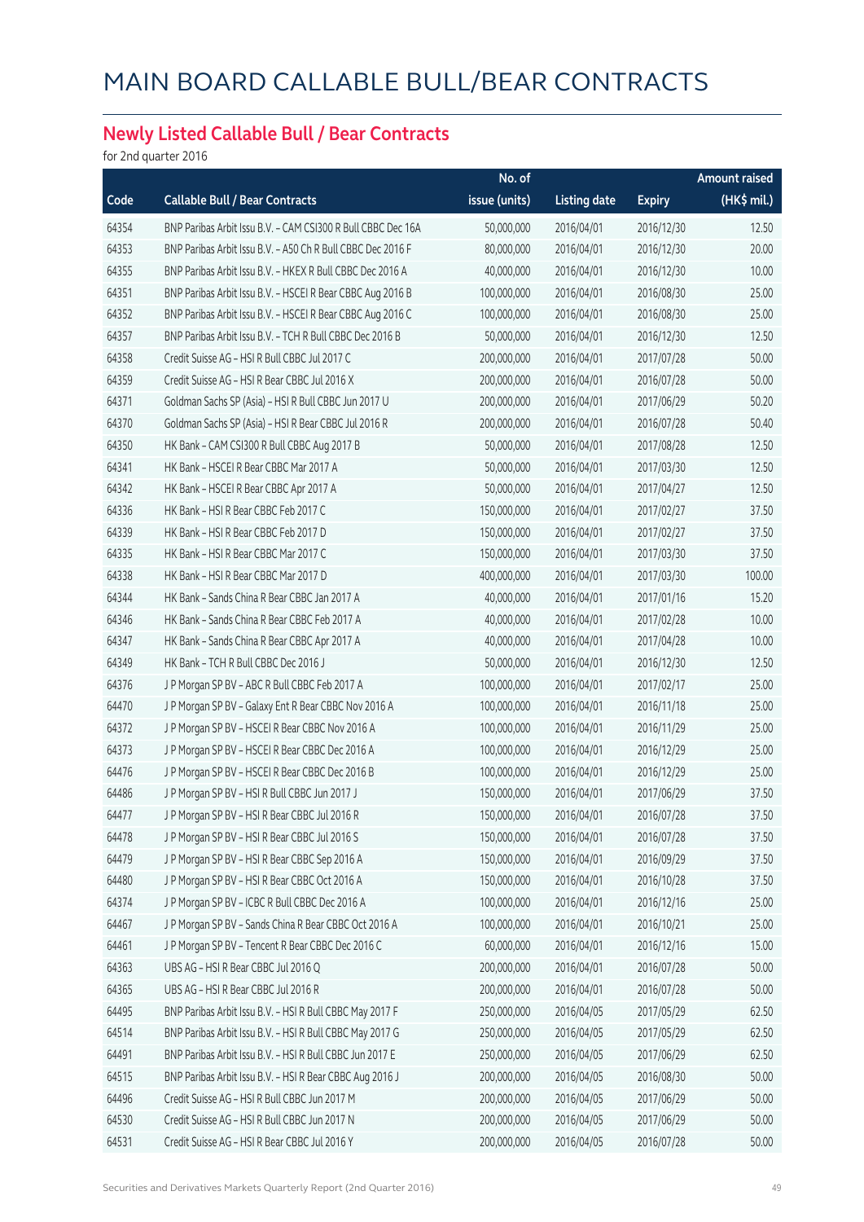# MAIN BOARD CALLABLE BULL/BEAR CONTRACTS

## Newly Listed Callable Bull / Bear Contracts

for 2nd quarter 2016

| Code | Callable Bull / Bear Contracts | No. of issue (units) | Listing date | Expiry | Amount raised (HK$ mil.) |
|---|---|---|---|---|---|
| 64354 | BNP Paribas Arbit Issu B.V. – CAM CSI300 R Bull CBBC Dec 16A | 50,000,000 | 2016/04/01 | 2016/12/30 | 12.50 |
| 64353 | BNP Paribas Arbit Issu B.V. – A50 Ch R Bull CBBC Dec 2016 F | 80,000,000 | 2016/04/01 | 2016/12/30 | 20.00 |
| 64355 | BNP Paribas Arbit Issu B.V. – HKEX R Bull CBBC Dec 2016 A | 40,000,000 | 2016/04/01 | 2016/12/30 | 10.00 |
| 64351 | BNP Paribas Arbit Issu B.V. – HSCEI R Bear CBBC Aug 2016 B | 100,000,000 | 2016/04/01 | 2016/08/30 | 25.00 |
| 64352 | BNP Paribas Arbit Issu B.V. – HSCEI R Bear CBBC Aug 2016 C | 100,000,000 | 2016/04/01 | 2016/08/30 | 25.00 |
| 64357 | BNP Paribas Arbit Issu B.V. – TCH R Bull CBBC Dec 2016 B | 50,000,000 | 2016/04/01 | 2016/12/30 | 12.50 |
| 64358 | Credit Suisse AG – HSI R Bull CBBC Jul 2017 C | 200,000,000 | 2016/04/01 | 2017/07/28 | 50.00 |
| 64359 | Credit Suisse AG – HSI R Bear CBBC Jul 2016 X | 200,000,000 | 2016/04/01 | 2016/07/28 | 50.00 |
| 64371 | Goldman Sachs SP (Asia) – HSI R Bull CBBC Jun 2017 U | 200,000,000 | 2016/04/01 | 2017/06/29 | 50.20 |
| 64370 | Goldman Sachs SP (Asia) – HSI R Bear CBBC Jul 2016 R | 200,000,000 | 2016/04/01 | 2016/07/28 | 50.40 |
| 64350 | HK Bank – CAM CSI300 R Bull CBBC Aug 2017 B | 50,000,000 | 2016/04/01 | 2017/08/28 | 12.50 |
| 64341 | HK Bank – HSCEI R Bear CBBC Mar 2017 A | 50,000,000 | 2016/04/01 | 2017/03/30 | 12.50 |
| 64342 | HK Bank – HSCEI R Bear CBBC Apr 2017 A | 50,000,000 | 2016/04/01 | 2017/04/27 | 12.50 |
| 64336 | HK Bank – HSI R Bear CBBC Feb 2017 C | 150,000,000 | 2016/04/01 | 2017/02/27 | 37.50 |
| 64339 | HK Bank – HSI R Bear CBBC Feb 2017 D | 150,000,000 | 2016/04/01 | 2017/02/27 | 37.50 |
| 64335 | HK Bank – HSI R Bear CBBC Mar 2017 C | 150,000,000 | 2016/04/01 | 2017/03/30 | 37.50 |
| 64338 | HK Bank – HSI R Bear CBBC Mar 2017 D | 400,000,000 | 2016/04/01 | 2017/03/30 | 100.00 |
| 64344 | HK Bank – Sands China R Bear CBBC Jan 2017 A | 40,000,000 | 2016/04/01 | 2017/01/16 | 15.20 |
| 64346 | HK Bank – Sands China R Bear CBBC Feb 2017 A | 40,000,000 | 2016/04/01 | 2017/02/28 | 10.00 |
| 64347 | HK Bank – Sands China R Bear CBBC Apr 2017 A | 40,000,000 | 2016/04/01 | 2017/04/28 | 10.00 |
| 64349 | HK Bank – TCH R Bull CBBC Dec 2016 J | 50,000,000 | 2016/04/01 | 2016/12/30 | 12.50 |
| 64376 | J P Morgan SP BV – ABC R Bull CBBC Feb 2017 A | 100,000,000 | 2016/04/01 | 2017/02/17 | 25.00 |
| 64470 | J P Morgan SP BV – Galaxy Ent R Bear CBBC Nov 2016 A | 100,000,000 | 2016/04/01 | 2016/11/18 | 25.00 |
| 64372 | J P Morgan SP BV – HSCEI R Bear CBBC Nov 2016 A | 100,000,000 | 2016/04/01 | 2016/11/29 | 25.00 |
| 64373 | J P Morgan SP BV – HSCEI R Bear CBBC Dec 2016 A | 100,000,000 | 2016/04/01 | 2016/12/29 | 25.00 |
| 64476 | J P Morgan SP BV – HSCEI R Bear CBBC Dec 2016 B | 100,000,000 | 2016/04/01 | 2016/12/29 | 25.00 |
| 64486 | J P Morgan SP BV – HSI R Bull CBBC Jun 2017 J | 150,000,000 | 2016/04/01 | 2017/06/29 | 37.50 |
| 64477 | J P Morgan SP BV – HSI R Bear CBBC Jul 2016 R | 150,000,000 | 2016/04/01 | 2016/07/28 | 37.50 |
| 64478 | J P Morgan SP BV – HSI R Bear CBBC Jul 2016 S | 150,000,000 | 2016/04/01 | 2016/07/28 | 37.50 |
| 64479 | J P Morgan SP BV – HSI R Bear CBBC Sep 2016 A | 150,000,000 | 2016/04/01 | 2016/09/29 | 37.50 |
| 64480 | J P Morgan SP BV – HSI R Bear CBBC Oct 2016 A | 150,000,000 | 2016/04/01 | 2016/10/28 | 37.50 |
| 64374 | J P Morgan SP BV – ICBC R Bull CBBC Dec 2016 A | 100,000,000 | 2016/04/01 | 2016/12/16 | 25.00 |
| 64467 | J P Morgan SP BV – Sands China R Bear CBBC Oct 2016 A | 100,000,000 | 2016/04/01 | 2016/10/21 | 25.00 |
| 64461 | J P Morgan SP BV – Tencent R Bear CBBC Dec 2016 C | 60,000,000 | 2016/04/01 | 2016/12/16 | 15.00 |
| 64363 | UBS AG – HSI R Bear CBBC Jul 2016 Q | 200,000,000 | 2016/04/01 | 2016/07/28 | 50.00 |
| 64365 | UBS AG – HSI R Bear CBBC Jul 2016 R | 200,000,000 | 2016/04/01 | 2016/07/28 | 50.00 |
| 64495 | BNP Paribas Arbit Issu B.V. – HSI R Bull CBBC May 2017 F | 250,000,000 | 2016/04/05 | 2017/05/29 | 62.50 |
| 64514 | BNP Paribas Arbit Issu B.V. – HSI R Bull CBBC May 2017 G | 250,000,000 | 2016/04/05 | 2017/05/29 | 62.50 |
| 64491 | BNP Paribas Arbit Issu B.V. – HSI R Bull CBBC Jun 2017 E | 250,000,000 | 2016/04/05 | 2017/06/29 | 62.50 |
| 64515 | BNP Paribas Arbit Issu B.V. – HSI R Bear CBBC Aug 2016 J | 200,000,000 | 2016/04/05 | 2016/08/30 | 50.00 |
| 64496 | Credit Suisse AG – HSI R Bull CBBC Jun 2017 M | 200,000,000 | 2016/04/05 | 2017/06/29 | 50.00 |
| 64530 | Credit Suisse AG – HSI R Bull CBBC Jun 2017 N | 200,000,000 | 2016/04/05 | 2017/06/29 | 50.00 |
| 64531 | Credit Suisse AG – HSI R Bear CBBC Jul 2016 Y | 200,000,000 | 2016/04/05 | 2016/07/28 | 50.00 |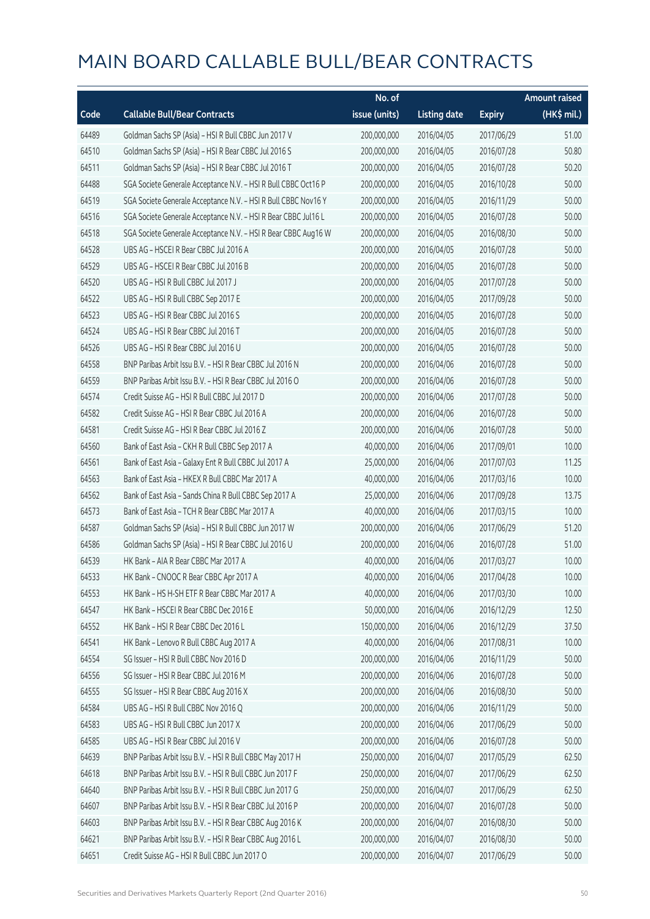# MAIN BOARD CALLABLE BULL/BEAR CONTRACTS

| Code | Callable Bull/Bear Contracts | No. of issue (units) | Listing date | Expiry | Amount raised (HK$ mil.) |
|---|---|---|---|---|---|
| 64489 | Goldman Sachs SP (Asia) – HSI R Bull CBBC Jun 2017 V | 200,000,000 | 2016/04/05 | 2017/06/29 | 51.00 |
| 64510 | Goldman Sachs SP (Asia) – HSI R Bear CBBC Jul 2016 S | 200,000,000 | 2016/04/05 | 2016/07/28 | 50.80 |
| 64511 | Goldman Sachs SP (Asia) – HSI R Bear CBBC Jul 2016 T | 200,000,000 | 2016/04/05 | 2016/07/28 | 50.20 |
| 64488 | SGA Societe Generale Acceptance N.V. – HSI R Bull CBBC Oct16 P | 200,000,000 | 2016/04/05 | 2016/10/28 | 50.00 |
| 64519 | SGA Societe Generale Acceptance N.V. – HSI R Bull CBBC Nov16 Y | 200,000,000 | 2016/04/05 | 2016/11/29 | 50.00 |
| 64516 | SGA Societe Generale Acceptance N.V. – HSI R Bear CBBC Jul16 L | 200,000,000 | 2016/04/05 | 2016/07/28 | 50.00 |
| 64518 | SGA Societe Generale Acceptance N.V. – HSI R Bear CBBC Aug16 W | 200,000,000 | 2016/04/05 | 2016/08/30 | 50.00 |
| 64528 | UBS AG – HSCEI R Bear CBBC Jul 2016 A | 200,000,000 | 2016/04/05 | 2016/07/28 | 50.00 |
| 64529 | UBS AG – HSCEI R Bear CBBC Jul 2016 B | 200,000,000 | 2016/04/05 | 2016/07/28 | 50.00 |
| 64520 | UBS AG – HSI R Bull CBBC Jul 2017 J | 200,000,000 | 2016/04/05 | 2017/07/28 | 50.00 |
| 64522 | UBS AG – HSI R Bull CBBC Sep 2017 E | 200,000,000 | 2016/04/05 | 2017/09/28 | 50.00 |
| 64523 | UBS AG – HSI R Bear CBBC Jul 2016 S | 200,000,000 | 2016/04/05 | 2016/07/28 | 50.00 |
| 64524 | UBS AG – HSI R Bear CBBC Jul 2016 T | 200,000,000 | 2016/04/05 | 2016/07/28 | 50.00 |
| 64526 | UBS AG – HSI R Bear CBBC Jul 2016 U | 200,000,000 | 2016/04/05 | 2016/07/28 | 50.00 |
| 64558 | BNP Paribas Arbit Issu B.V. – HSI R Bear CBBC Jul 2016 N | 200,000,000 | 2016/04/06 | 2016/07/28 | 50.00 |
| 64559 | BNP Paribas Arbit Issu B.V. – HSI R Bear CBBC Jul 2016 O | 200,000,000 | 2016/04/06 | 2016/07/28 | 50.00 |
| 64574 | Credit Suisse AG – HSI R Bull CBBC Jul 2017 D | 200,000,000 | 2016/04/06 | 2017/07/28 | 50.00 |
| 64582 | Credit Suisse AG – HSI R Bear CBBC Jul 2016 A | 200,000,000 | 2016/04/06 | 2016/07/28 | 50.00 |
| 64581 | Credit Suisse AG – HSI R Bear CBBC Jul 2016 Z | 200,000,000 | 2016/04/06 | 2016/07/28 | 50.00 |
| 64560 | Bank of East Asia – CKH R Bull CBBC Sep 2017 A | 40,000,000 | 2016/04/06 | 2017/09/01 | 10.00 |
| 64561 | Bank of East Asia – Galaxy Ent R Bull CBBC Jul 2017 A | 25,000,000 | 2016/04/06 | 2017/07/03 | 11.25 |
| 64563 | Bank of East Asia – HKEX R Bull CBBC Mar 2017 A | 40,000,000 | 2016/04/06 | 2017/03/16 | 10.00 |
| 64562 | Bank of East Asia – Sands China R Bull CBBC Sep 2017 A | 25,000,000 | 2016/04/06 | 2017/09/28 | 13.75 |
| 64573 | Bank of East Asia – TCH R Bear CBBC Mar 2017 A | 40,000,000 | 2016/04/06 | 2017/03/15 | 10.00 |
| 64587 | Goldman Sachs SP (Asia) – HSI R Bull CBBC Jun 2017 W | 200,000,000 | 2016/04/06 | 2017/06/29 | 51.20 |
| 64586 | Goldman Sachs SP (Asia) – HSI R Bear CBBC Jul 2016 U | 200,000,000 | 2016/04/06 | 2016/07/28 | 51.00 |
| 64539 | HK Bank – AIA R Bear CBBC Mar 2017 A | 40,000,000 | 2016/04/06 | 2017/03/27 | 10.00 |
| 64533 | HK Bank – CNOOC R Bear CBBC Apr 2017 A | 40,000,000 | 2016/04/06 | 2017/04/28 | 10.00 |
| 64553 | HK Bank – HS H-SH ETF R Bear CBBC Mar 2017 A | 40,000,000 | 2016/04/06 | 2017/03/30 | 10.00 |
| 64547 | HK Bank – HSCEI R Bear CBBC Dec 2016 E | 50,000,000 | 2016/04/06 | 2016/12/29 | 12.50 |
| 64552 | HK Bank – HSI R Bear CBBC Dec 2016 L | 150,000,000 | 2016/04/06 | 2016/12/29 | 37.50 |
| 64541 | HK Bank – Lenovo R Bull CBBC Aug 2017 A | 40,000,000 | 2016/04/06 | 2017/08/31 | 10.00 |
| 64554 | SG Issuer – HSI R Bull CBBC Nov 2016 D | 200,000,000 | 2016/04/06 | 2016/11/29 | 50.00 |
| 64556 | SG Issuer – HSI R Bear CBBC Jul 2016 M | 200,000,000 | 2016/04/06 | 2016/07/28 | 50.00 |
| 64555 | SG Issuer – HSI R Bear CBBC Aug 2016 X | 200,000,000 | 2016/04/06 | 2016/08/30 | 50.00 |
| 64584 | UBS AG – HSI R Bull CBBC Nov 2016 Q | 200,000,000 | 2016/04/06 | 2016/11/29 | 50.00 |
| 64583 | UBS AG – HSI R Bull CBBC Jun 2017 X | 200,000,000 | 2016/04/06 | 2017/06/29 | 50.00 |
| 64585 | UBS AG – HSI R Bear CBBC Jul 2016 V | 200,000,000 | 2016/04/06 | 2016/07/28 | 50.00 |
| 64639 | BNP Paribas Arbit Issu B.V. – HSI R Bull CBBC May 2017 H | 250,000,000 | 2016/04/07 | 2017/05/29 | 62.50 |
| 64618 | BNP Paribas Arbit Issu B.V. – HSI R Bull CBBC Jun 2017 F | 250,000,000 | 2016/04/07 | 2017/06/29 | 62.50 |
| 64640 | BNP Paribas Arbit Issu B.V. – HSI R Bull CBBC Jun 2017 G | 250,000,000 | 2016/04/07 | 2017/06/29 | 62.50 |
| 64607 | BNP Paribas Arbit Issu B.V. – HSI R Bear CBBC Jul 2016 P | 200,000,000 | 2016/04/07 | 2016/07/28 | 50.00 |
| 64603 | BNP Paribas Arbit Issu B.V. – HSI R Bear CBBC Aug 2016 K | 200,000,000 | 2016/04/07 | 2016/08/30 | 50.00 |
| 64621 | BNP Paribas Arbit Issu B.V. – HSI R Bear CBBC Aug 2016 L | 200,000,000 | 2016/04/07 | 2016/08/30 | 50.00 |
| 64651 | Credit Suisse AG – HSI R Bull CBBC Jun 2017 O | 200,000,000 | 2016/04/07 | 2017/06/29 | 50.00 |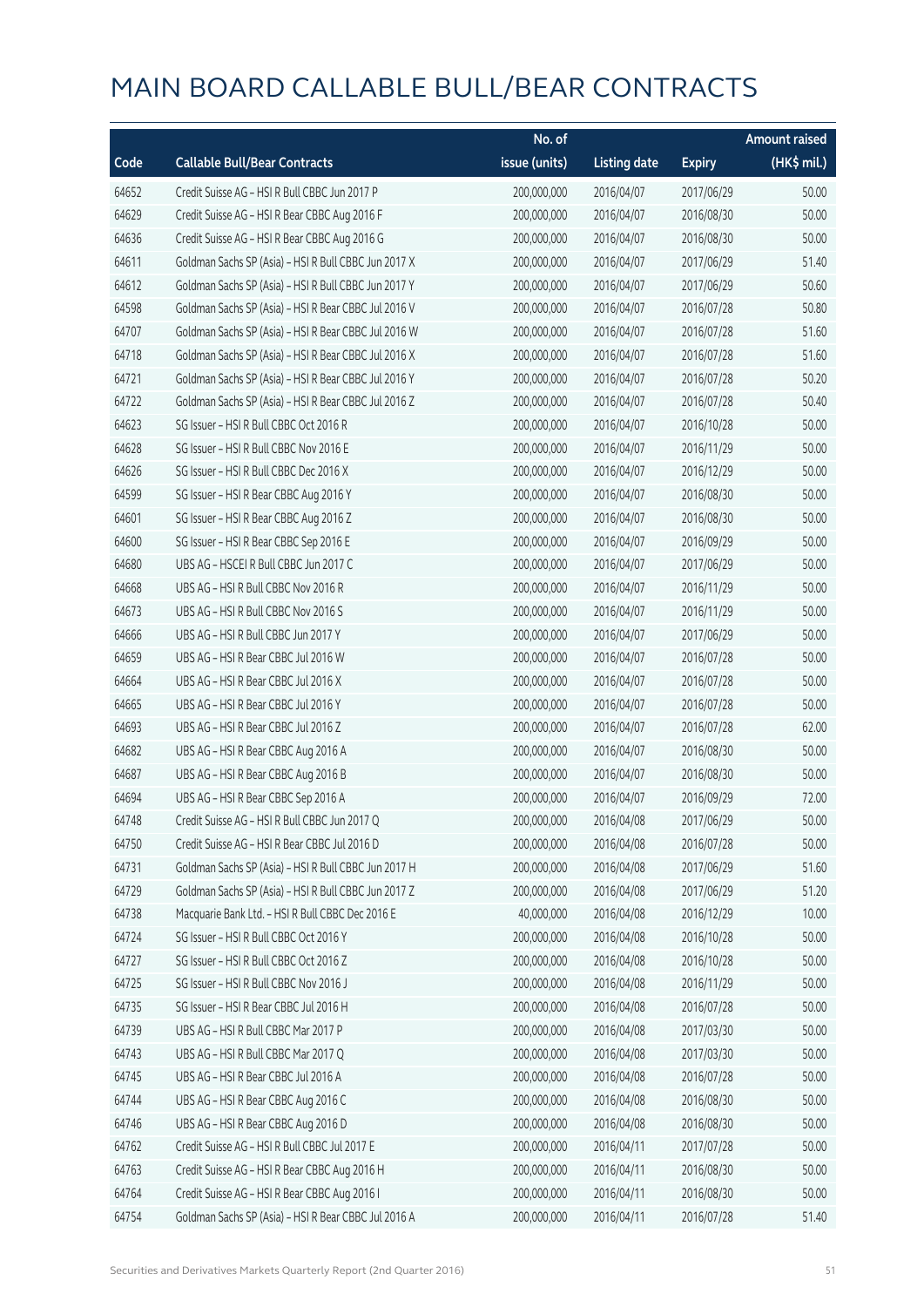# MAIN BOARD CALLABLE BULL/BEAR CONTRACTS

| Code | Callable Bull/Bear Contracts | No. of issue (units) | Listing date | Expiry | Amount raised (HK$ mil.) |
|---|---|---|---|---|---|
| 64652 | Credit Suisse AG – HSI R Bull CBBC Jun 2017 P | 200,000,000 | 2016/04/07 | 2017/06/29 | 50.00 |
| 64629 | Credit Suisse AG – HSI R Bear CBBC Aug 2016 F | 200,000,000 | 2016/04/07 | 2016/08/30 | 50.00 |
| 64636 | Credit Suisse AG – HSI R Bear CBBC Aug 2016 G | 200,000,000 | 2016/04/07 | 2016/08/30 | 50.00 |
| 64611 | Goldman Sachs SP (Asia) – HSI R Bull CBBC Jun 2017 X | 200,000,000 | 2016/04/07 | 2017/06/29 | 51.40 |
| 64612 | Goldman Sachs SP (Asia) – HSI R Bull CBBC Jun 2017 Y | 200,000,000 | 2016/04/07 | 2017/06/29 | 50.60 |
| 64598 | Goldman Sachs SP (Asia) – HSI R Bear CBBC Jul 2016 V | 200,000,000 | 2016/04/07 | 2016/07/28 | 50.80 |
| 64707 | Goldman Sachs SP (Asia) – HSI R Bear CBBC Jul 2016 W | 200,000,000 | 2016/04/07 | 2016/07/28 | 51.60 |
| 64718 | Goldman Sachs SP (Asia) – HSI R Bear CBBC Jul 2016 X | 200,000,000 | 2016/04/07 | 2016/07/28 | 51.60 |
| 64721 | Goldman Sachs SP (Asia) – HSI R Bear CBBC Jul 2016 Y | 200,000,000 | 2016/04/07 | 2016/07/28 | 50.20 |
| 64722 | Goldman Sachs SP (Asia) – HSI R Bear CBBC Jul 2016 Z | 200,000,000 | 2016/04/07 | 2016/07/28 | 50.40 |
| 64623 | SG Issuer – HSI R Bull CBBC Oct 2016 R | 200,000,000 | 2016/04/07 | 2016/10/28 | 50.00 |
| 64628 | SG Issuer – HSI R Bull CBBC Nov 2016 E | 200,000,000 | 2016/04/07 | 2016/11/29 | 50.00 |
| 64626 | SG Issuer – HSI R Bull CBBC Dec 2016 X | 200,000,000 | 2016/04/07 | 2016/12/29 | 50.00 |
| 64599 | SG Issuer – HSI R Bear CBBC Aug 2016 Y | 200,000,000 | 2016/04/07 | 2016/08/30 | 50.00 |
| 64601 | SG Issuer – HSI R Bear CBBC Aug 2016 Z | 200,000,000 | 2016/04/07 | 2016/08/30 | 50.00 |
| 64600 | SG Issuer – HSI R Bear CBBC Sep 2016 E | 200,000,000 | 2016/04/07 | 2016/09/29 | 50.00 |
| 64680 | UBS AG – HSCEI R Bull CBBC Jun 2017 C | 200,000,000 | 2016/04/07 | 2017/06/29 | 50.00 |
| 64668 | UBS AG – HSI R Bull CBBC Nov 2016 R | 200,000,000 | 2016/04/07 | 2016/11/29 | 50.00 |
| 64673 | UBS AG – HSI R Bull CBBC Nov 2016 S | 200,000,000 | 2016/04/07 | 2016/11/29 | 50.00 |
| 64666 | UBS AG – HSI R Bull CBBC Jun 2017 Y | 200,000,000 | 2016/04/07 | 2017/06/29 | 50.00 |
| 64659 | UBS AG – HSI R Bear CBBC Jul 2016 W | 200,000,000 | 2016/04/07 | 2016/07/28 | 50.00 |
| 64664 | UBS AG – HSI R Bear CBBC Jul 2016 X | 200,000,000 | 2016/04/07 | 2016/07/28 | 50.00 |
| 64665 | UBS AG – HSI R Bear CBBC Jul 2016 Y | 200,000,000 | 2016/04/07 | 2016/07/28 | 50.00 |
| 64693 | UBS AG – HSI R Bear CBBC Jul 2016 Z | 200,000,000 | 2016/04/07 | 2016/07/28 | 62.00 |
| 64682 | UBS AG – HSI R Bear CBBC Aug 2016 A | 200,000,000 | 2016/04/07 | 2016/08/30 | 50.00 |
| 64687 | UBS AG – HSI R Bear CBBC Aug 2016 B | 200,000,000 | 2016/04/07 | 2016/08/30 | 50.00 |
| 64694 | UBS AG – HSI R Bear CBBC Sep 2016 A | 200,000,000 | 2016/04/07 | 2016/09/29 | 72.00 |
| 64748 | Credit Suisse AG – HSI R Bull CBBC Jun 2017 Q | 200,000,000 | 2016/04/08 | 2017/06/29 | 50.00 |
| 64750 | Credit Suisse AG – HSI R Bear CBBC Jul 2016 D | 200,000,000 | 2016/04/08 | 2016/07/28 | 50.00 |
| 64731 | Goldman Sachs SP (Asia) – HSI R Bull CBBC Jun 2017 H | 200,000,000 | 2016/04/08 | 2017/06/29 | 51.60 |
| 64729 | Goldman Sachs SP (Asia) – HSI R Bull CBBC Jun 2017 Z | 200,000,000 | 2016/04/08 | 2017/06/29 | 51.20 |
| 64738 | Macquarie Bank Ltd. – HSI R Bull CBBC Dec 2016 E | 40,000,000 | 2016/04/08 | 2016/12/29 | 10.00 |
| 64724 | SG Issuer – HSI R Bull CBBC Oct 2016 Y | 200,000,000 | 2016/04/08 | 2016/10/28 | 50.00 |
| 64727 | SG Issuer – HSI R Bull CBBC Oct 2016 Z | 200,000,000 | 2016/04/08 | 2016/10/28 | 50.00 |
| 64725 | SG Issuer – HSI R Bull CBBC Nov 2016 J | 200,000,000 | 2016/04/08 | 2016/11/29 | 50.00 |
| 64735 | SG Issuer – HSI R Bear CBBC Jul 2016 H | 200,000,000 | 2016/04/08 | 2016/07/28 | 50.00 |
| 64739 | UBS AG – HSI R Bull CBBC Mar 2017 P | 200,000,000 | 2016/04/08 | 2017/03/30 | 50.00 |
| 64743 | UBS AG – HSI R Bull CBBC Mar 2017 Q | 200,000,000 | 2016/04/08 | 2017/03/30 | 50.00 |
| 64745 | UBS AG – HSI R Bear CBBC Jul 2016 A | 200,000,000 | 2016/04/08 | 2016/07/28 | 50.00 |
| 64744 | UBS AG – HSI R Bear CBBC Aug 2016 C | 200,000,000 | 2016/04/08 | 2016/08/30 | 50.00 |
| 64746 | UBS AG – HSI R Bear CBBC Aug 2016 D | 200,000,000 | 2016/04/08 | 2016/08/30 | 50.00 |
| 64762 | Credit Suisse AG – HSI R Bull CBBC Jul 2017 E | 200,000,000 | 2016/04/11 | 2017/07/28 | 50.00 |
| 64763 | Credit Suisse AG – HSI R Bear CBBC Aug 2016 H | 200,000,000 | 2016/04/11 | 2016/08/30 | 50.00 |
| 64764 | Credit Suisse AG – HSI R Bear CBBC Aug 2016 I | 200,000,000 | 2016/04/11 | 2016/08/30 | 50.00 |
| 64754 | Goldman Sachs SP (Asia) – HSI R Bear CBBC Jul 2016 A | 200,000,000 | 2016/04/11 | 2016/07/28 | 51.40 |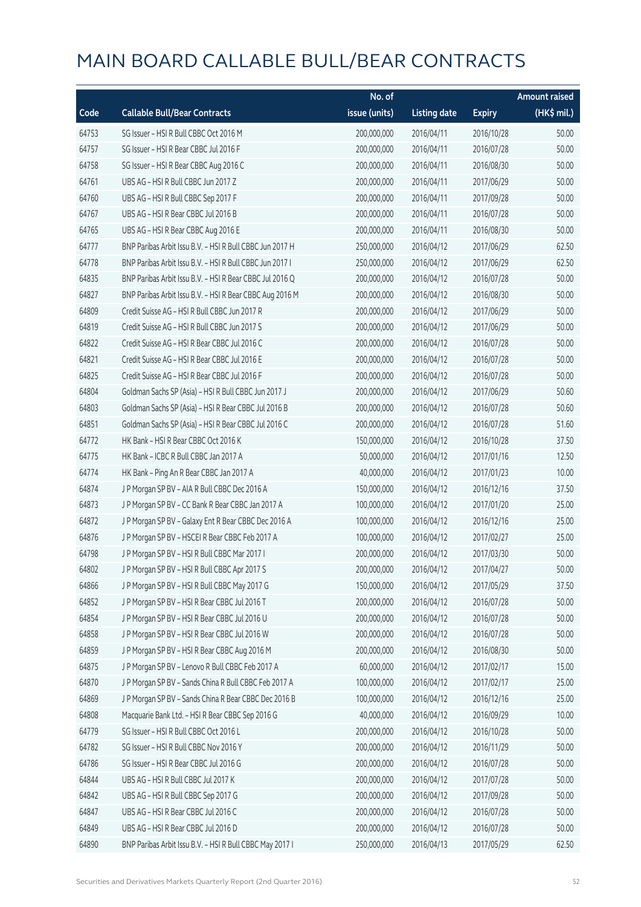# MAIN BOARD CALLABLE BULL/BEAR CONTRACTS

| Code | Callable Bull/Bear Contracts | No. of issue (units) | Listing date | Expiry | Amount raised (HK$ mil.) |
|---|---|---|---|---|---|
| 64753 | SG Issuer – HSI R Bull CBBC Oct 2016 M | 200,000,000 | 2016/04/11 | 2016/10/28 | 50.00 |
| 64757 | SG Issuer – HSI R Bear CBBC Jul 2016 F | 200,000,000 | 2016/04/11 | 2016/07/28 | 50.00 |
| 64758 | SG Issuer – HSI R Bear CBBC Aug 2016 C | 200,000,000 | 2016/04/11 | 2016/08/30 | 50.00 |
| 64761 | UBS AG – HSI R Bull CBBC Jun 2017 Z | 200,000,000 | 2016/04/11 | 2017/06/29 | 50.00 |
| 64760 | UBS AG – HSI R Bull CBBC Sep 2017 F | 200,000,000 | 2016/04/11 | 2017/09/28 | 50.00 |
| 64767 | UBS AG – HSI R Bear CBBC Jul 2016 B | 200,000,000 | 2016/04/11 | 2016/07/28 | 50.00 |
| 64765 | UBS AG – HSI R Bear CBBC Aug 2016 E | 200,000,000 | 2016/04/11 | 2016/08/30 | 50.00 |
| 64777 | BNP Paribas Arbit Issu B.V. – HSI R Bull CBBC Jun 2017 H | 250,000,000 | 2016/04/12 | 2017/06/29 | 62.50 |
| 64778 | BNP Paribas Arbit Issu B.V. – HSI R Bull CBBC Jun 2017 I | 250,000,000 | 2016/04/12 | 2017/06/29 | 62.50 |
| 64835 | BNP Paribas Arbit Issu B.V. – HSI R Bear CBBC Jul 2016 Q | 200,000,000 | 2016/04/12 | 2016/07/28 | 50.00 |
| 64827 | BNP Paribas Arbit Issu B.V. – HSI R Bear CBBC Aug 2016 M | 200,000,000 | 2016/04/12 | 2016/08/30 | 50.00 |
| 64809 | Credit Suisse AG – HSI R Bull CBBC Jun 2017 R | 200,000,000 | 2016/04/12 | 2017/06/29 | 50.00 |
| 64819 | Credit Suisse AG – HSI R Bull CBBC Jun 2017 S | 200,000,000 | 2016/04/12 | 2017/06/29 | 50.00 |
| 64822 | Credit Suisse AG – HSI R Bear CBBC Jul 2016 C | 200,000,000 | 2016/04/12 | 2016/07/28 | 50.00 |
| 64821 | Credit Suisse AG – HSI R Bear CBBC Jul 2016 E | 200,000,000 | 2016/04/12 | 2016/07/28 | 50.00 |
| 64825 | Credit Suisse AG – HSI R Bear CBBC Jul 2016 F | 200,000,000 | 2016/04/12 | 2016/07/28 | 50.00 |
| 64804 | Goldman Sachs SP (Asia) – HSI R Bull CBBC Jun 2017 J | 200,000,000 | 2016/04/12 | 2017/06/29 | 50.60 |
| 64803 | Goldman Sachs SP (Asia) – HSI R Bear CBBC Jul 2016 B | 200,000,000 | 2016/04/12 | 2016/07/28 | 50.60 |
| 64851 | Goldman Sachs SP (Asia) – HSI R Bear CBBC Jul 2016 C | 200,000,000 | 2016/04/12 | 2016/07/28 | 51.60 |
| 64772 | HK Bank – HSI R Bear CBBC Oct 2016 K | 150,000,000 | 2016/04/12 | 2016/10/28 | 37.50 |
| 64775 | HK Bank – ICBC R Bull CBBC Jan 2017 A | 50,000,000 | 2016/04/12 | 2017/01/16 | 12.50 |
| 64774 | HK Bank – Ping An R Bear CBBC Jan 2017 A | 40,000,000 | 2016/04/12 | 2017/01/23 | 10.00 |
| 64874 | J P Morgan SP BV – AIA R Bull CBBC Dec 2016 A | 150,000,000 | 2016/04/12 | 2016/12/16 | 37.50 |
| 64873 | J P Morgan SP BV – CC Bank R Bear CBBC Jan 2017 A | 100,000,000 | 2016/04/12 | 2017/01/20 | 25.00 |
| 64872 | J P Morgan SP BV – Galaxy Ent R Bear CBBC Dec 2016 A | 100,000,000 | 2016/04/12 | 2016/12/16 | 25.00 |
| 64876 | J P Morgan SP BV – HSCEI R Bear CBBC Feb 2017 A | 100,000,000 | 2016/04/12 | 2017/02/27 | 25.00 |
| 64798 | J P Morgan SP BV – HSI R Bull CBBC Mar 2017 I | 200,000,000 | 2016/04/12 | 2017/03/30 | 50.00 |
| 64802 | J P Morgan SP BV – HSI R Bull CBBC Apr 2017 S | 200,000,000 | 2016/04/12 | 2017/04/27 | 50.00 |
| 64866 | J P Morgan SP BV – HSI R Bull CBBC May 2017 G | 150,000,000 | 2016/04/12 | 2017/05/29 | 37.50 |
| 64852 | J P Morgan SP BV – HSI R Bear CBBC Jul 2016 T | 200,000,000 | 2016/04/12 | 2016/07/28 | 50.00 |
| 64854 | J P Morgan SP BV – HSI R Bear CBBC Jul 2016 U | 200,000,000 | 2016/04/12 | 2016/07/28 | 50.00 |
| 64858 | J P Morgan SP BV – HSI R Bear CBBC Jul 2016 W | 200,000,000 | 2016/04/12 | 2016/07/28 | 50.00 |
| 64859 | J P Morgan SP BV – HSI R Bear CBBC Aug 2016 M | 200,000,000 | 2016/04/12 | 2016/08/30 | 50.00 |
| 64875 | J P Morgan SP BV – Lenovo R Bull CBBC Feb 2017 A | 60,000,000 | 2016/04/12 | 2017/02/17 | 15.00 |
| 64870 | J P Morgan SP BV – Sands China R Bull CBBC Feb 2017 A | 100,000,000 | 2016/04/12 | 2017/02/17 | 25.00 |
| 64869 | J P Morgan SP BV – Sands China R Bear CBBC Dec 2016 B | 100,000,000 | 2016/04/12 | 2016/12/16 | 25.00 |
| 64808 | Macquarie Bank Ltd. – HSI R Bear CBBC Sep 2016 G | 40,000,000 | 2016/04/12 | 2016/09/29 | 10.00 |
| 64779 | SG Issuer – HSI R Bull CBBC Oct 2016 L | 200,000,000 | 2016/04/12 | 2016/10/28 | 50.00 |
| 64782 | SG Issuer – HSI R Bull CBBC Nov 2016 Y | 200,000,000 | 2016/04/12 | 2016/11/29 | 50.00 |
| 64786 | SG Issuer – HSI R Bear CBBC Jul 2016 G | 200,000,000 | 2016/04/12 | 2016/07/28 | 50.00 |
| 64844 | UBS AG – HSI R Bull CBBC Jul 2017 K | 200,000,000 | 2016/04/12 | 2017/07/28 | 50.00 |
| 64842 | UBS AG – HSI R Bull CBBC Sep 2017 G | 200,000,000 | 2016/04/12 | 2017/09/28 | 50.00 |
| 64847 | UBS AG – HSI R Bear CBBC Jul 2016 C | 200,000,000 | 2016/04/12 | 2016/07/28 | 50.00 |
| 64849 | UBS AG – HSI R Bear CBBC Jul 2016 D | 200,000,000 | 2016/04/12 | 2016/07/28 | 50.00 |
| 64890 | BNP Paribas Arbit Issu B.V. – HSI R Bull CBBC May 2017 I | 250,000,000 | 2016/04/13 | 2017/05/29 | 62.50 |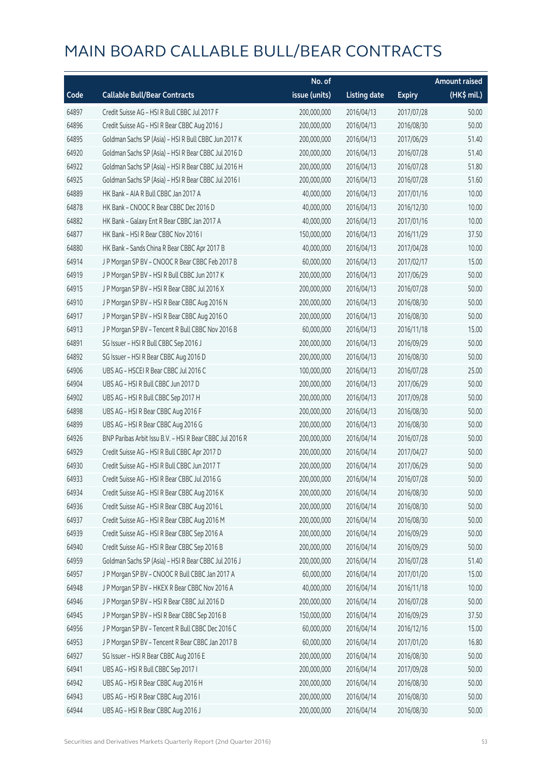# MAIN BOARD CALLABLE BULL/BEAR CONTRACTS

| Code | Callable Bull/Bear Contracts | No. of issue (units) | Listing date | Expiry | Amount raised (HK$ mil.) |
|---|---|---|---|---|---|
| 64897 | Credit Suisse AG – HSI R Bull CBBC Jul 2017 F | 200,000,000 | 2016/04/13 | 2017/07/28 | 50.00 |
| 64896 | Credit Suisse AG – HSI R Bear CBBC Aug 2016 J | 200,000,000 | 2016/04/13 | 2016/08/30 | 50.00 |
| 64895 | Goldman Sachs SP (Asia) – HSI R Bull CBBC Jun 2017 K | 200,000,000 | 2016/04/13 | 2017/06/29 | 51.40 |
| 64920 | Goldman Sachs SP (Asia) – HSI R Bear CBBC Jul 2016 D | 200,000,000 | 2016/04/13 | 2016/07/28 | 51.40 |
| 64922 | Goldman Sachs SP (Asia) – HSI R Bear CBBC Jul 2016 H | 200,000,000 | 2016/04/13 | 2016/07/28 | 51.80 |
| 64925 | Goldman Sachs SP (Asia) – HSI R Bear CBBC Jul 2016 I | 200,000,000 | 2016/04/13 | 2016/07/28 | 51.60 |
| 64889 | HK Bank – AIA R Bull CBBC Jan 2017 A | 40,000,000 | 2016/04/13 | 2017/01/16 | 10.00 |
| 64878 | HK Bank – CNOOC R Bear CBBC Dec 2016 D | 40,000,000 | 2016/04/13 | 2016/12/30 | 10.00 |
| 64882 | HK Bank – Galaxy Ent R Bear CBBC Jan 2017 A | 40,000,000 | 2016/04/13 | 2017/01/16 | 10.00 |
| 64877 | HK Bank – HSI R Bear CBBC Nov 2016 I | 150,000,000 | 2016/04/13 | 2016/11/29 | 37.50 |
| 64880 | HK Bank – Sands China R Bear CBBC Apr 2017 B | 40,000,000 | 2016/04/13 | 2017/04/28 | 10.00 |
| 64914 | J P Morgan SP BV – CNOOC R Bear CBBC Feb 2017 B | 60,000,000 | 2016/04/13 | 2017/02/17 | 15.00 |
| 64919 | J P Morgan SP BV – HSI R Bull CBBC Jun 2017 K | 200,000,000 | 2016/04/13 | 2017/06/29 | 50.00 |
| 64915 | J P Morgan SP BV – HSI R Bear CBBC Jul 2016 X | 200,000,000 | 2016/04/13 | 2016/07/28 | 50.00 |
| 64910 | J P Morgan SP BV – HSI R Bear CBBC Aug 2016 N | 200,000,000 | 2016/04/13 | 2016/08/30 | 50.00 |
| 64917 | J P Morgan SP BV – HSI R Bear CBBC Aug 2016 O | 200,000,000 | 2016/04/13 | 2016/08/30 | 50.00 |
| 64913 | J P Morgan SP BV – Tencent R Bull CBBC Nov 2016 B | 60,000,000 | 2016/04/13 | 2016/11/18 | 15.00 |
| 64891 | SG Issuer – HSI R Bull CBBC Sep 2016 J | 200,000,000 | 2016/04/13 | 2016/09/29 | 50.00 |
| 64892 | SG Issuer – HSI R Bear CBBC Aug 2016 D | 200,000,000 | 2016/04/13 | 2016/08/30 | 50.00 |
| 64906 | UBS AG – HSCEI R Bear CBBC Jul 2016 C | 100,000,000 | 2016/04/13 | 2016/07/28 | 25.00 |
| 64904 | UBS AG – HSI R Bull CBBC Jun 2017 D | 200,000,000 | 2016/04/13 | 2017/06/29 | 50.00 |
| 64902 | UBS AG – HSI R Bull CBBC Sep 2017 H | 200,000,000 | 2016/04/13 | 2017/09/28 | 50.00 |
| 64898 | UBS AG – HSI R Bear CBBC Aug 2016 F | 200,000,000 | 2016/04/13 | 2016/08/30 | 50.00 |
| 64899 | UBS AG – HSI R Bear CBBC Aug 2016 G | 200,000,000 | 2016/04/13 | 2016/08/30 | 50.00 |
| 64926 | BNP Paribas Arbit Issu B.V. – HSI R Bear CBBC Jul 2016 R | 200,000,000 | 2016/04/14 | 2016/07/28 | 50.00 |
| 64929 | Credit Suisse AG – HSI R Bull CBBC Apr 2017 D | 200,000,000 | 2016/04/14 | 2017/04/27 | 50.00 |
| 64930 | Credit Suisse AG – HSI R Bull CBBC Jun 2017 T | 200,000,000 | 2016/04/14 | 2017/06/29 | 50.00 |
| 64933 | Credit Suisse AG – HSI R Bear CBBC Jul 2016 G | 200,000,000 | 2016/04/14 | 2016/07/28 | 50.00 |
| 64934 | Credit Suisse AG – HSI R Bear CBBC Aug 2016 K | 200,000,000 | 2016/04/14 | 2016/08/30 | 50.00 |
| 64936 | Credit Suisse AG – HSI R Bear CBBC Aug 2016 L | 200,000,000 | 2016/04/14 | 2016/08/30 | 50.00 |
| 64937 | Credit Suisse AG – HSI R Bear CBBC Aug 2016 M | 200,000,000 | 2016/04/14 | 2016/08/30 | 50.00 |
| 64939 | Credit Suisse AG – HSI R Bear CBBC Sep 2016 A | 200,000,000 | 2016/04/14 | 2016/09/29 | 50.00 |
| 64940 | Credit Suisse AG – HSI R Bear CBBC Sep 2016 B | 200,000,000 | 2016/04/14 | 2016/09/29 | 50.00 |
| 64959 | Goldman Sachs SP (Asia) – HSI R Bear CBBC Jul 2016 J | 200,000,000 | 2016/04/14 | 2016/07/28 | 51.40 |
| 64957 | J P Morgan SP BV – CNOOC R Bull CBBC Jan 2017 A | 60,000,000 | 2016/04/14 | 2017/01/20 | 15.00 |
| 64948 | J P Morgan SP BV – HKEX R Bear CBBC Nov 2016 A | 40,000,000 | 2016/04/14 | 2016/11/18 | 10.00 |
| 64946 | J P Morgan SP BV – HSI R Bear CBBC Jul 2016 D | 200,000,000 | 2016/04/14 | 2016/07/28 | 50.00 |
| 64945 | J P Morgan SP BV – HSI R Bear CBBC Sep 2016 B | 150,000,000 | 2016/04/14 | 2016/09/29 | 37.50 |
| 64956 | J P Morgan SP BV – Tencent R Bull CBBC Dec 2016 C | 60,000,000 | 2016/04/14 | 2016/12/16 | 15.00 |
| 64953 | J P Morgan SP BV – Tencent R Bear CBBC Jan 2017 B | 60,000,000 | 2016/04/14 | 2017/01/20 | 16.80 |
| 64927 | SG Issuer – HSI R Bear CBBC Aug 2016 E | 200,000,000 | 2016/04/14 | 2016/08/30 | 50.00 |
| 64941 | UBS AG – HSI R Bull CBBC Sep 2017 I | 200,000,000 | 2016/04/14 | 2017/09/28 | 50.00 |
| 64942 | UBS AG – HSI R Bear CBBC Aug 2016 H | 200,000,000 | 2016/04/14 | 2016/08/30 | 50.00 |
| 64943 | UBS AG – HSI R Bear CBBC Aug 2016 I | 200,000,000 | 2016/04/14 | 2016/08/30 | 50.00 |
| 64944 | UBS AG – HSI R Bear CBBC Aug 2016 J | 200,000,000 | 2016/04/14 | 2016/08/30 | 50.00 |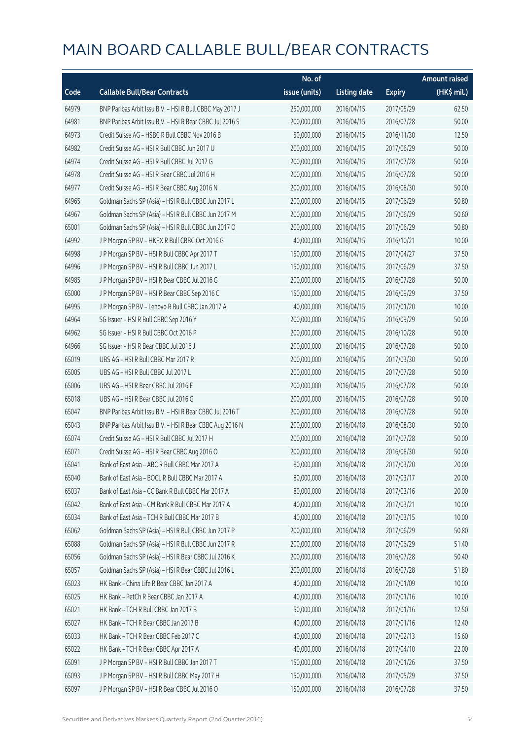# MAIN BOARD CALLABLE BULL/BEAR CONTRACTS

| Code | Callable Bull/Bear Contracts | No. of issue (units) | Listing date | Expiry | Amount raised (HK$ mil.) |
|---|---|---|---|---|---|
| 64979 | BNP Paribas Arbit Issu B.V. – HSI R Bull CBBC May 2017 J | 250,000,000 | 2016/04/15 | 2017/05/29 | 62.50 |
| 64981 | BNP Paribas Arbit Issu B.V. – HSI R Bear CBBC Jul 2016 S | 200,000,000 | 2016/04/15 | 2016/07/28 | 50.00 |
| 64973 | Credit Suisse AG – HSBC R Bull CBBC Nov 2016 B | 50,000,000 | 2016/04/15 | 2016/11/30 | 12.50 |
| 64982 | Credit Suisse AG – HSI R Bull CBBC Jun 2017 U | 200,000,000 | 2016/04/15 | 2017/06/29 | 50.00 |
| 64974 | Credit Suisse AG – HSI R Bull CBBC Jul 2017 G | 200,000,000 | 2016/04/15 | 2017/07/28 | 50.00 |
| 64978 | Credit Suisse AG – HSI R Bear CBBC Jul 2016 H | 200,000,000 | 2016/04/15 | 2016/07/28 | 50.00 |
| 64977 | Credit Suisse AG – HSI R Bear CBBC Aug 2016 N | 200,000,000 | 2016/04/15 | 2016/08/30 | 50.00 |
| 64965 | Goldman Sachs SP (Asia) – HSI R Bull CBBC Jun 2017 L | 200,000,000 | 2016/04/15 | 2017/06/29 | 50.80 |
| 64967 | Goldman Sachs SP (Asia) – HSI R Bull CBBC Jun 2017 M | 200,000,000 | 2016/04/15 | 2017/06/29 | 50.60 |
| 65001 | Goldman Sachs SP (Asia) – HSI R Bull CBBC Jun 2017 O | 200,000,000 | 2016/04/15 | 2017/06/29 | 50.80 |
| 64992 | J P Morgan SP BV – HKEX R Bull CBBC Oct 2016 G | 40,000,000 | 2016/04/15 | 2016/10/21 | 10.00 |
| 64998 | J P Morgan SP BV – HSI R Bull CBBC Apr 2017 T | 150,000,000 | 2016/04/15 | 2017/04/27 | 37.50 |
| 64996 | J P Morgan SP BV – HSI R Bull CBBC Jun 2017 L | 150,000,000 | 2016/04/15 | 2017/06/29 | 37.50 |
| 64985 | J P Morgan SP BV – HSI R Bear CBBC Jul 2016 G | 200,000,000 | 2016/04/15 | 2016/07/28 | 50.00 |
| 65000 | J P Morgan SP BV – HSI R Bear CBBC Sep 2016 C | 150,000,000 | 2016/04/15 | 2016/09/29 | 37.50 |
| 64995 | J P Morgan SP BV – Lenovo R Bull CBBC Jan 2017 A | 40,000,000 | 2016/04/15 | 2017/01/20 | 10.00 |
| 64964 | SG Issuer – HSI R Bull CBBC Sep 2016 Y | 200,000,000 | 2016/04/15 | 2016/09/29 | 50.00 |
| 64962 | SG Issuer – HSI R Bull CBBC Oct 2016 P | 200,000,000 | 2016/04/15 | 2016/10/28 | 50.00 |
| 64966 | SG Issuer – HSI R Bear CBBC Jul 2016 J | 200,000,000 | 2016/04/15 | 2016/07/28 | 50.00 |
| 65019 | UBS AG – HSI R Bull CBBC Mar 2017 R | 200,000,000 | 2016/04/15 | 2017/03/30 | 50.00 |
| 65005 | UBS AG – HSI R Bull CBBC Jul 2017 L | 200,000,000 | 2016/04/15 | 2017/07/28 | 50.00 |
| 65006 | UBS AG – HSI R Bear CBBC Jul 2016 E | 200,000,000 | 2016/04/15 | 2016/07/28 | 50.00 |
| 65018 | UBS AG – HSI R Bear CBBC Jul 2016 G | 200,000,000 | 2016/04/15 | 2016/07/28 | 50.00 |
| 65047 | BNP Paribas Arbit Issu B.V. – HSI R Bear CBBC Jul 2016 T | 200,000,000 | 2016/04/18 | 2016/07/28 | 50.00 |
| 65043 | BNP Paribas Arbit Issu B.V. – HSI R Bear CBBC Aug 2016 N | 200,000,000 | 2016/04/18 | 2016/08/30 | 50.00 |
| 65074 | Credit Suisse AG – HSI R Bull CBBC Jul 2017 H | 200,000,000 | 2016/04/18 | 2017/07/28 | 50.00 |
| 65071 | Credit Suisse AG – HSI R Bear CBBC Aug 2016 O | 200,000,000 | 2016/04/18 | 2016/08/30 | 50.00 |
| 65041 | Bank of East Asia – ABC R Bull CBBC Mar 2017 A | 80,000,000 | 2016/04/18 | 2017/03/20 | 20.00 |
| 65040 | Bank of East Asia – BOCL R Bull CBBC Mar 2017 A | 80,000,000 | 2016/04/18 | 2017/03/17 | 20.00 |
| 65037 | Bank of East Asia – CC Bank R Bull CBBC Mar 2017 A | 80,000,000 | 2016/04/18 | 2017/03/16 | 20.00 |
| 65042 | Bank of East Asia – CM Bank R Bull CBBC Mar 2017 A | 40,000,000 | 2016/04/18 | 2017/03/21 | 10.00 |
| 65034 | Bank of East Asia – TCH R Bull CBBC Mar 2017 B | 40,000,000 | 2016/04/18 | 2017/03/15 | 10.00 |
| 65062 | Goldman Sachs SP (Asia) – HSI R Bull CBBC Jun 2017 P | 200,000,000 | 2016/04/18 | 2017/06/29 | 50.80 |
| 65088 | Goldman Sachs SP (Asia) – HSI R Bull CBBC Jun 2017 R | 200,000,000 | 2016/04/18 | 2017/06/29 | 51.40 |
| 65056 | Goldman Sachs SP (Asia) – HSI R Bear CBBC Jul 2016 K | 200,000,000 | 2016/04/18 | 2016/07/28 | 50.40 |
| 65057 | Goldman Sachs SP (Asia) – HSI R Bear CBBC Jul 2016 L | 200,000,000 | 2016/04/18 | 2016/07/28 | 51.80 |
| 65023 | HK Bank – China Life R Bear CBBC Jan 2017 A | 40,000,000 | 2016/04/18 | 2017/01/09 | 10.00 |
| 65025 | HK Bank – PetCh R Bear CBBC Jan 2017 A | 40,000,000 | 2016/04/18 | 2017/01/16 | 10.00 |
| 65021 | HK Bank – TCH R Bull CBBC Jan 2017 B | 50,000,000 | 2016/04/18 | 2017/01/16 | 12.50 |
| 65027 | HK Bank – TCH R Bear CBBC Jan 2017 B | 40,000,000 | 2016/04/18 | 2017/01/16 | 12.40 |
| 65033 | HK Bank – TCH R Bear CBBC Feb 2017 C | 40,000,000 | 2016/04/18 | 2017/02/13 | 15.60 |
| 65022 | HK Bank – TCH R Bear CBBC Apr 2017 A | 40,000,000 | 2016/04/18 | 2017/04/10 | 22.00 |
| 65091 | J P Morgan SP BV – HSI R Bull CBBC Jan 2017 T | 150,000,000 | 2016/04/18 | 2017/01/26 | 37.50 |
| 65093 | J P Morgan SP BV – HSI R Bull CBBC May 2017 H | 150,000,000 | 2016/04/18 | 2017/05/29 | 37.50 |
| 65097 | J P Morgan SP BV – HSI R Bear CBBC Jul 2016 O | 150,000,000 | 2016/04/18 | 2016/07/28 | 37.50 |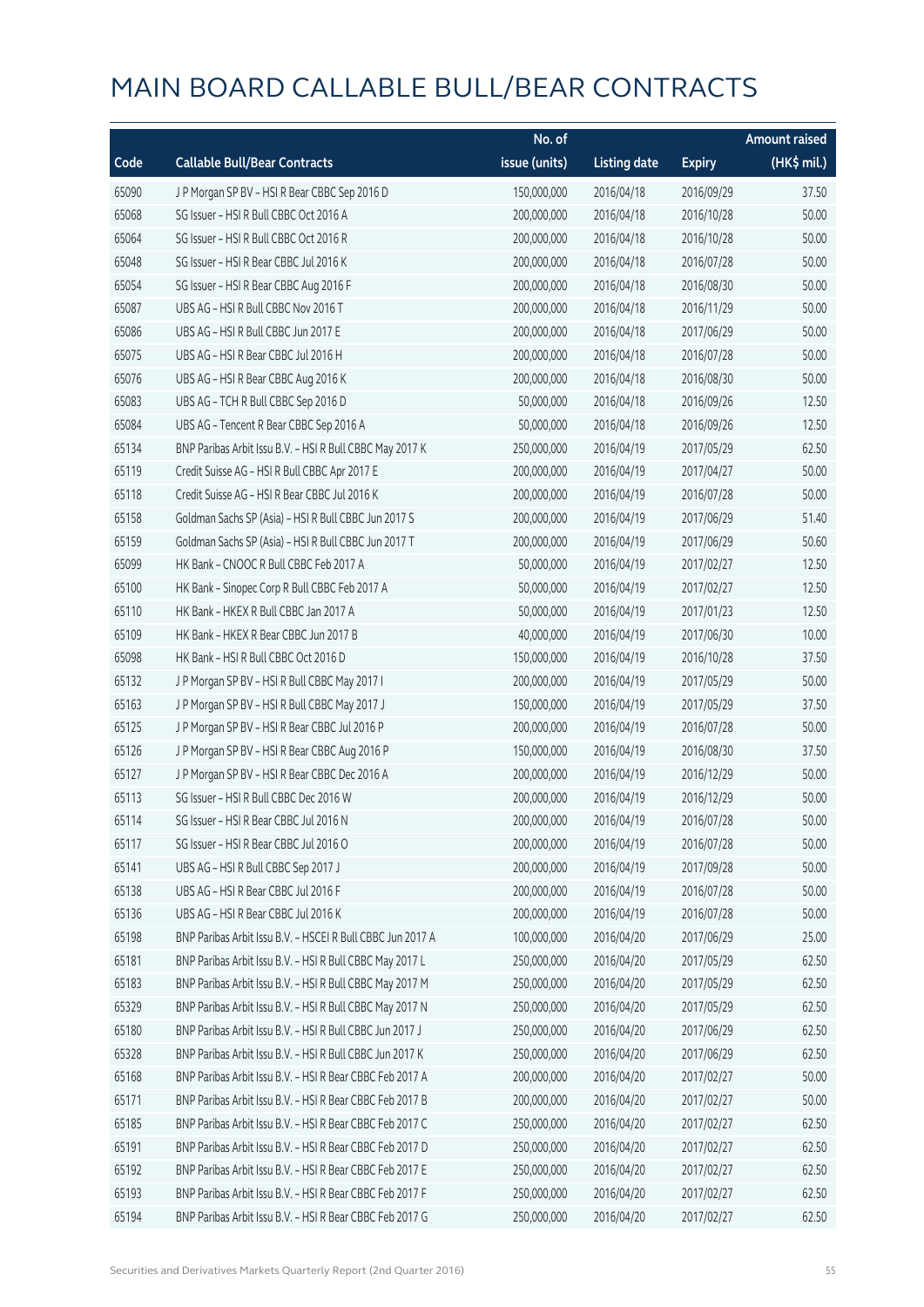# MAIN BOARD CALLABLE BULL/BEAR CONTRACTS

| Code | Callable Bull/Bear Contracts | No. of issue (units) | Listing date | Expiry | Amount raised (HK$ mil.) |
|---|---|---|---|---|---|
| 65090 | J P Morgan SP BV – HSI R Bear CBBC Sep 2016 D | 150,000,000 | 2016/04/18 | 2016/09/29 | 37.50 |
| 65068 | SG Issuer – HSI R Bull CBBC Oct 2016 A | 200,000,000 | 2016/04/18 | 2016/10/28 | 50.00 |
| 65064 | SG Issuer – HSI R Bull CBBC Oct 2016 R | 200,000,000 | 2016/04/18 | 2016/10/28 | 50.00 |
| 65048 | SG Issuer – HSI R Bear CBBC Jul 2016 K | 200,000,000 | 2016/04/18 | 2016/07/28 | 50.00 |
| 65054 | SG Issuer – HSI R Bear CBBC Aug 2016 F | 200,000,000 | 2016/04/18 | 2016/08/30 | 50.00 |
| 65087 | UBS AG – HSI R Bull CBBC Nov 2016 T | 200,000,000 | 2016/04/18 | 2016/11/29 | 50.00 |
| 65086 | UBS AG – HSI R Bull CBBC Jun 2017 E | 200,000,000 | 2016/04/18 | 2017/06/29 | 50.00 |
| 65075 | UBS AG – HSI R Bear CBBC Jul 2016 H | 200,000,000 | 2016/04/18 | 2016/07/28 | 50.00 |
| 65076 | UBS AG – HSI R Bear CBBC Aug 2016 K | 200,000,000 | 2016/04/18 | 2016/08/30 | 50.00 |
| 65083 | UBS AG – TCH R Bull CBBC Sep 2016 D | 50,000,000 | 2016/04/18 | 2016/09/26 | 12.50 |
| 65084 | UBS AG – Tencent R Bear CBBC Sep 2016 A | 50,000,000 | 2016/04/18 | 2016/09/26 | 12.50 |
| 65134 | BNP Paribas Arbit Issu B.V. – HSI R Bull CBBC May 2017 K | 250,000,000 | 2016/04/19 | 2017/05/29 | 62.50 |
| 65119 | Credit Suisse AG – HSI R Bull CBBC Apr 2017 E | 200,000,000 | 2016/04/19 | 2017/04/27 | 50.00 |
| 65118 | Credit Suisse AG – HSI R Bear CBBC Jul 2016 K | 200,000,000 | 2016/04/19 | 2016/07/28 | 50.00 |
| 65158 | Goldman Sachs SP (Asia) – HSI R Bull CBBC Jun 2017 S | 200,000,000 | 2016/04/19 | 2017/06/29 | 51.40 |
| 65159 | Goldman Sachs SP (Asia) – HSI R Bull CBBC Jun 2017 T | 200,000,000 | 2016/04/19 | 2017/06/29 | 50.60 |
| 65099 | HK Bank – CNOOC R Bull CBBC Feb 2017 A | 50,000,000 | 2016/04/19 | 2017/02/27 | 12.50 |
| 65100 | HK Bank – Sinopec Corp R Bull CBBC Feb 2017 A | 50,000,000 | 2016/04/19 | 2017/02/27 | 12.50 |
| 65110 | HK Bank – HKEX R Bull CBBC Jan 2017 A | 50,000,000 | 2016/04/19 | 2017/01/23 | 12.50 |
| 65109 | HK Bank – HKEX R Bear CBBC Jun 2017 B | 40,000,000 | 2016/04/19 | 2017/06/30 | 10.00 |
| 65098 | HK Bank – HSI R Bull CBBC Oct 2016 D | 150,000,000 | 2016/04/19 | 2016/10/28 | 37.50 |
| 65132 | J P Morgan SP BV – HSI R Bull CBBC May 2017 I | 200,000,000 | 2016/04/19 | 2017/05/29 | 50.00 |
| 65163 | J P Morgan SP BV – HSI R Bull CBBC May 2017 J | 150,000,000 | 2016/04/19 | 2017/05/29 | 37.50 |
| 65125 | J P Morgan SP BV – HSI R Bear CBBC Jul 2016 P | 200,000,000 | 2016/04/19 | 2016/07/28 | 50.00 |
| 65126 | J P Morgan SP BV – HSI R Bear CBBC Aug 2016 P | 150,000,000 | 2016/04/19 | 2016/08/30 | 37.50 |
| 65127 | J P Morgan SP BV – HSI R Bear CBBC Dec 2016 A | 200,000,000 | 2016/04/19 | 2016/12/29 | 50.00 |
| 65113 | SG Issuer – HSI R Bull CBBC Dec 2016 W | 200,000,000 | 2016/04/19 | 2016/12/29 | 50.00 |
| 65114 | SG Issuer – HSI R Bear CBBC Jul 2016 N | 200,000,000 | 2016/04/19 | 2016/07/28 | 50.00 |
| 65117 | SG Issuer – HSI R Bear CBBC Jul 2016 O | 200,000,000 | 2016/04/19 | 2016/07/28 | 50.00 |
| 65141 | UBS AG – HSI R Bull CBBC Sep 2017 J | 200,000,000 | 2016/04/19 | 2017/09/28 | 50.00 |
| 65138 | UBS AG – HSI R Bear CBBC Jul 2016 F | 200,000,000 | 2016/04/19 | 2016/07/28 | 50.00 |
| 65136 | UBS AG – HSI R Bear CBBC Jul 2016 K | 200,000,000 | 2016/04/19 | 2016/07/28 | 50.00 |
| 65198 | BNP Paribas Arbit Issu B.V. – HSCEI R Bull CBBC Jun 2017 A | 100,000,000 | 2016/04/20 | 2017/06/29 | 25.00 |
| 65181 | BNP Paribas Arbit Issu B.V. – HSI R Bull CBBC May 2017 L | 250,000,000 | 2016/04/20 | 2017/05/29 | 62.50 |
| 65183 | BNP Paribas Arbit Issu B.V. – HSI R Bull CBBC May 2017 M | 250,000,000 | 2016/04/20 | 2017/05/29 | 62.50 |
| 65329 | BNP Paribas Arbit Issu B.V. – HSI R Bull CBBC May 2017 N | 250,000,000 | 2016/04/20 | 2017/05/29 | 62.50 |
| 65180 | BNP Paribas Arbit Issu B.V. – HSI R Bull CBBC Jun 2017 J | 250,000,000 | 2016/04/20 | 2017/06/29 | 62.50 |
| 65328 | BNP Paribas Arbit Issu B.V. – HSI R Bull CBBC Jun 2017 K | 250,000,000 | 2016/04/20 | 2017/06/29 | 62.50 |
| 65168 | BNP Paribas Arbit Issu B.V. – HSI R Bear CBBC Feb 2017 A | 200,000,000 | 2016/04/20 | 2017/02/27 | 50.00 |
| 65171 | BNP Paribas Arbit Issu B.V. – HSI R Bear CBBC Feb 2017 B | 200,000,000 | 2016/04/20 | 2017/02/27 | 50.00 |
| 65185 | BNP Paribas Arbit Issu B.V. – HSI R Bear CBBC Feb 2017 C | 250,000,000 | 2016/04/20 | 2017/02/27 | 62.50 |
| 65191 | BNP Paribas Arbit Issu B.V. – HSI R Bear CBBC Feb 2017 D | 250,000,000 | 2016/04/20 | 2017/02/27 | 62.50 |
| 65192 | BNP Paribas Arbit Issu B.V. – HSI R Bear CBBC Feb 2017 E | 250,000,000 | 2016/04/20 | 2017/02/27 | 62.50 |
| 65193 | BNP Paribas Arbit Issu B.V. – HSI R Bear CBBC Feb 2017 F | 250,000,000 | 2016/04/20 | 2017/02/27 | 62.50 |
| 65194 | BNP Paribas Arbit Issu B.V. – HSI R Bear CBBC Feb 2017 G | 250,000,000 | 2016/04/20 | 2017/02/27 | 62.50 |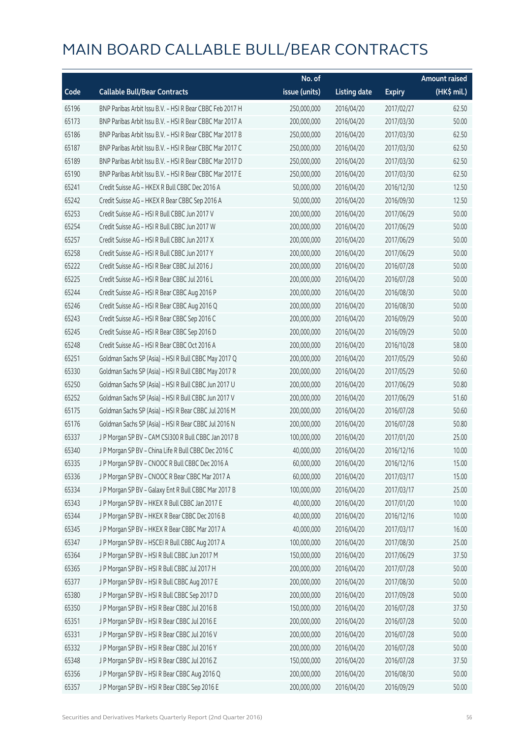# MAIN BOARD CALLABLE BULL/BEAR CONTRACTS

| Code | Callable Bull/Bear Contracts | No. of issue (units) | Listing date | Expiry | Amount raised (HK$ mil.) |
|---|---|---|---|---|---|
| 65196 | BNP Paribas Arbit Issu B.V. – HSI R Bear CBBC Feb 2017 H | 250,000,000 | 2016/04/20 | 2017/02/27 | 62.50 |
| 65173 | BNP Paribas Arbit Issu B.V. – HSI R Bear CBBC Mar 2017 A | 200,000,000 | 2016/04/20 | 2017/03/30 | 50.00 |
| 65186 | BNP Paribas Arbit Issu B.V. – HSI R Bear CBBC Mar 2017 B | 250,000,000 | 2016/04/20 | 2017/03/30 | 62.50 |
| 65187 | BNP Paribas Arbit Issu B.V. – HSI R Bear CBBC Mar 2017 C | 250,000,000 | 2016/04/20 | 2017/03/30 | 62.50 |
| 65189 | BNP Paribas Arbit Issu B.V. – HSI R Bear CBBC Mar 2017 D | 250,000,000 | 2016/04/20 | 2017/03/30 | 62.50 |
| 65190 | BNP Paribas Arbit Issu B.V. – HSI R Bear CBBC Mar 2017 E | 250,000,000 | 2016/04/20 | 2017/03/30 | 62.50 |
| 65241 | Credit Suisse AG – HKEX R Bull CBBC Dec 2016 A | 50,000,000 | 2016/04/20 | 2016/12/30 | 12.50 |
| 65242 | Credit Suisse AG – HKEX R Bear CBBC Sep 2016 A | 50,000,000 | 2016/04/20 | 2016/09/30 | 12.50 |
| 65253 | Credit Suisse AG – HSI R Bull CBBC Jun 2017 V | 200,000,000 | 2016/04/20 | 2017/06/29 | 50.00 |
| 65254 | Credit Suisse AG – HSI R Bull CBBC Jun 2017 W | 200,000,000 | 2016/04/20 | 2017/06/29 | 50.00 |
| 65257 | Credit Suisse AG – HSI R Bull CBBC Jun 2017 X | 200,000,000 | 2016/04/20 | 2017/06/29 | 50.00 |
| 65258 | Credit Suisse AG – HSI R Bull CBBC Jun 2017 Y | 200,000,000 | 2016/04/20 | 2017/06/29 | 50.00 |
| 65222 | Credit Suisse AG – HSI R Bear CBBC Jul 2016 J | 200,000,000 | 2016/04/20 | 2016/07/28 | 50.00 |
| 65225 | Credit Suisse AG – HSI R Bear CBBC Jul 2016 L | 200,000,000 | 2016/04/20 | 2016/07/28 | 50.00 |
| 65244 | Credit Suisse AG – HSI R Bear CBBC Aug 2016 P | 200,000,000 | 2016/04/20 | 2016/08/30 | 50.00 |
| 65246 | Credit Suisse AG – HSI R Bear CBBC Aug 2016 Q | 200,000,000 | 2016/04/20 | 2016/08/30 | 50.00 |
| 65243 | Credit Suisse AG – HSI R Bear CBBC Sep 2016 C | 200,000,000 | 2016/04/20 | 2016/09/29 | 50.00 |
| 65245 | Credit Suisse AG – HSI R Bear CBBC Sep 2016 D | 200,000,000 | 2016/04/20 | 2016/09/29 | 50.00 |
| 65248 | Credit Suisse AG – HSI R Bear CBBC Oct 2016 A | 200,000,000 | 2016/04/20 | 2016/10/28 | 58.00 |
| 65251 | Goldman Sachs SP (Asia) – HSI R Bull CBBC May 2017 Q | 200,000,000 | 2016/04/20 | 2017/05/29 | 50.60 |
| 65330 | Goldman Sachs SP (Asia) – HSI R Bull CBBC May 2017 R | 200,000,000 | 2016/04/20 | 2017/05/29 | 50.60 |
| 65250 | Goldman Sachs SP (Asia) – HSI R Bull CBBC Jun 2017 U | 200,000,000 | 2016/04/20 | 2017/06/29 | 50.80 |
| 65252 | Goldman Sachs SP (Asia) – HSI R Bull CBBC Jun 2017 V | 200,000,000 | 2016/04/20 | 2017/06/29 | 51.60 |
| 65175 | Goldman Sachs SP (Asia) – HSI R Bear CBBC Jul 2016 M | 200,000,000 | 2016/04/20 | 2016/07/28 | 50.60 |
| 65176 | Goldman Sachs SP (Asia) – HSI R Bear CBBC Jul 2016 N | 200,000,000 | 2016/04/20 | 2016/07/28 | 50.80 |
| 65337 | J P Morgan SP BV – CAM CSI300 R Bull CBBC Jan 2017 B | 100,000,000 | 2016/04/20 | 2017/01/20 | 25.00 |
| 65340 | J P Morgan SP BV – China Life R Bull CBBC Dec 2016 C | 40,000,000 | 2016/04/20 | 2016/12/16 | 10.00 |
| 65335 | J P Morgan SP BV – CNOOC R Bull CBBC Dec 2016 A | 60,000,000 | 2016/04/20 | 2016/12/16 | 15.00 |
| 65336 | J P Morgan SP BV – CNOOC R Bear CBBC Mar 2017 A | 60,000,000 | 2016/04/20 | 2017/03/17 | 15.00 |
| 65334 | J P Morgan SP BV – Galaxy Ent R Bull CBBC Mar 2017 B | 100,000,000 | 2016/04/20 | 2017/03/17 | 25.00 |
| 65343 | J P Morgan SP BV – HKEX R Bull CBBC Jan 2017 E | 40,000,000 | 2016/04/20 | 2017/01/20 | 10.00 |
| 65344 | J P Morgan SP BV – HKEX R Bear CBBC Dec 2016 B | 40,000,000 | 2016/04/20 | 2016/12/16 | 10.00 |
| 65345 | J P Morgan SP BV – HKEX R Bear CBBC Mar 2017 A | 40,000,000 | 2016/04/20 | 2017/03/17 | 16.00 |
| 65347 | J P Morgan SP BV – HSCEI R Bull CBBC Aug 2017 A | 100,000,000 | 2016/04/20 | 2017/08/30 | 25.00 |
| 65364 | J P Morgan SP BV – HSI R Bull CBBC Jun 2017 M | 150,000,000 | 2016/04/20 | 2017/06/29 | 37.50 |
| 65365 | J P Morgan SP BV – HSI R Bull CBBC Jul 2017 H | 200,000,000 | 2016/04/20 | 2017/07/28 | 50.00 |
| 65377 | J P Morgan SP BV – HSI R Bull CBBC Aug 2017 E | 200,000,000 | 2016/04/20 | 2017/08/30 | 50.00 |
| 65380 | J P Morgan SP BV – HSI R Bull CBBC Sep 2017 D | 200,000,000 | 2016/04/20 | 2017/09/28 | 50.00 |
| 65350 | J P Morgan SP BV – HSI R Bear CBBC Jul 2016 B | 150,000,000 | 2016/04/20 | 2016/07/28 | 37.50 |
| 65351 | J P Morgan SP BV – HSI R Bear CBBC Jul 2016 E | 200,000,000 | 2016/04/20 | 2016/07/28 | 50.00 |
| 65331 | J P Morgan SP BV – HSI R Bear CBBC Jul 2016 V | 200,000,000 | 2016/04/20 | 2016/07/28 | 50.00 |
| 65332 | J P Morgan SP BV – HSI R Bear CBBC Jul 2016 Y | 200,000,000 | 2016/04/20 | 2016/07/28 | 50.00 |
| 65348 | J P Morgan SP BV – HSI R Bear CBBC Jul 2016 Z | 150,000,000 | 2016/04/20 | 2016/07/28 | 37.50 |
| 65356 | J P Morgan SP BV – HSI R Bear CBBC Aug 2016 Q | 200,000,000 | 2016/04/20 | 2016/08/30 | 50.00 |
| 65357 | J P Morgan SP BV – HSI R Bear CBBC Sep 2016 E | 200,000,000 | 2016/04/20 | 2016/09/29 | 50.00 |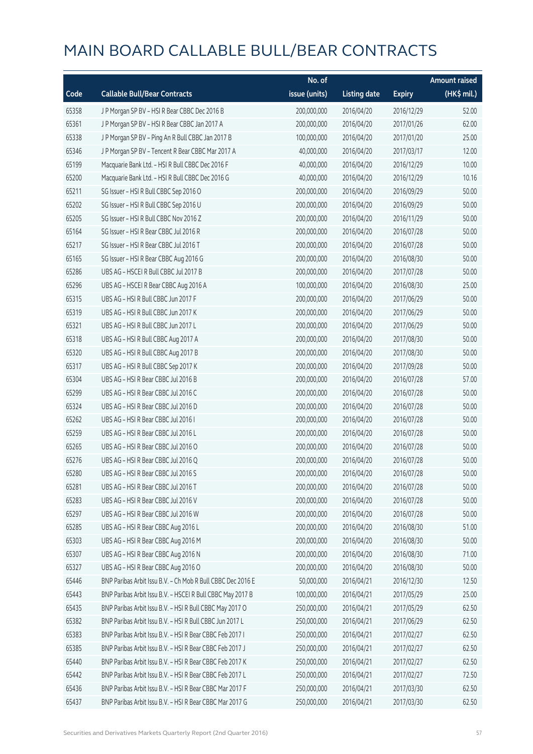# MAIN BOARD CALLABLE BULL/BEAR CONTRACTS

| Code | Callable Bull/Bear Contracts | No. of issue (units) | Listing date | Expiry | Amount raised (HK$ mil.) |
|---|---|---|---|---|---|
| 65358 | J P Morgan SP BV – HSI R Bear CBBC Dec 2016 B | 200,000,000 | 2016/04/20 | 2016/12/29 | 52.00 |
| 65361 | J P Morgan SP BV – HSI R Bear CBBC Jan 2017 A | 200,000,000 | 2016/04/20 | 2017/01/26 | 62.00 |
| 65338 | J P Morgan SP BV – Ping An R Bull CBBC Jan 2017 B | 100,000,000 | 2016/04/20 | 2017/01/20 | 25.00 |
| 65346 | J P Morgan SP BV – Tencent R Bear CBBC Mar 2017 A | 40,000,000 | 2016/04/20 | 2017/03/17 | 12.00 |
| 65199 | Macquarie Bank Ltd. – HSI R Bull CBBC Dec 2016 F | 40,000,000 | 2016/04/20 | 2016/12/29 | 10.00 |
| 65200 | Macquarie Bank Ltd. – HSI R Bull CBBC Dec 2016 G | 40,000,000 | 2016/04/20 | 2016/12/29 | 10.16 |
| 65211 | SG Issuer – HSI R Bull CBBC Sep 2016 O | 200,000,000 | 2016/04/20 | 2016/09/29 | 50.00 |
| 65202 | SG Issuer – HSI R Bull CBBC Sep 2016 U | 200,000,000 | 2016/04/20 | 2016/09/29 | 50.00 |
| 65205 | SG Issuer – HSI R Bull CBBC Nov 2016 Z | 200,000,000 | 2016/04/20 | 2016/11/29 | 50.00 |
| 65164 | SG Issuer – HSI R Bear CBBC Jul 2016 R | 200,000,000 | 2016/04/20 | 2016/07/28 | 50.00 |
| 65217 | SG Issuer – HSI R Bear CBBC Jul 2016 T | 200,000,000 | 2016/04/20 | 2016/07/28 | 50.00 |
| 65165 | SG Issuer – HSI R Bear CBBC Aug 2016 G | 200,000,000 | 2016/04/20 | 2016/08/30 | 50.00 |
| 65286 | UBS AG – HSCEI R Bull CBBC Jul 2017 B | 200,000,000 | 2016/04/20 | 2017/07/28 | 50.00 |
| 65296 | UBS AG – HSCEI R Bear CBBC Aug 2016 A | 100,000,000 | 2016/04/20 | 2016/08/30 | 25.00 |
| 65315 | UBS AG – HSI R Bull CBBC Jun 2017 F | 200,000,000 | 2016/04/20 | 2017/06/29 | 50.00 |
| 65319 | UBS AG – HSI R Bull CBBC Jun 2017 K | 200,000,000 | 2016/04/20 | 2017/06/29 | 50.00 |
| 65321 | UBS AG – HSI R Bull CBBC Jun 2017 L | 200,000,000 | 2016/04/20 | 2017/06/29 | 50.00 |
| 65318 | UBS AG – HSI R Bull CBBC Aug 2017 A | 200,000,000 | 2016/04/20 | 2017/08/30 | 50.00 |
| 65320 | UBS AG – HSI R Bull CBBC Aug 2017 B | 200,000,000 | 2016/04/20 | 2017/08/30 | 50.00 |
| 65317 | UBS AG – HSI R Bull CBBC Sep 2017 K | 200,000,000 | 2016/04/20 | 2017/09/28 | 50.00 |
| 65304 | UBS AG – HSI R Bear CBBC Jul 2016 B | 200,000,000 | 2016/04/20 | 2016/07/28 | 57.00 |
| 65299 | UBS AG – HSI R Bear CBBC Jul 2016 C | 200,000,000 | 2016/04/20 | 2016/07/28 | 50.00 |
| 65324 | UBS AG – HSI R Bear CBBC Jul 2016 D | 200,000,000 | 2016/04/20 | 2016/07/28 | 50.00 |
| 65262 | UBS AG – HSI R Bear CBBC Jul 2016 I | 200,000,000 | 2016/04/20 | 2016/07/28 | 50.00 |
| 65259 | UBS AG – HSI R Bear CBBC Jul 2016 L | 200,000,000 | 2016/04/20 | 2016/07/28 | 50.00 |
| 65265 | UBS AG – HSI R Bear CBBC Jul 2016 O | 200,000,000 | 2016/04/20 | 2016/07/28 | 50.00 |
| 65276 | UBS AG – HSI R Bear CBBC Jul 2016 Q | 200,000,000 | 2016/04/20 | 2016/07/28 | 50.00 |
| 65280 | UBS AG – HSI R Bear CBBC Jul 2016 S | 200,000,000 | 2016/04/20 | 2016/07/28 | 50.00 |
| 65281 | UBS AG – HSI R Bear CBBC Jul 2016 T | 200,000,000 | 2016/04/20 | 2016/07/28 | 50.00 |
| 65283 | UBS AG – HSI R Bear CBBC Jul 2016 V | 200,000,000 | 2016/04/20 | 2016/07/28 | 50.00 |
| 65297 | UBS AG – HSI R Bear CBBC Jul 2016 W | 200,000,000 | 2016/04/20 | 2016/07/28 | 50.00 |
| 65285 | UBS AG – HSI R Bear CBBC Aug 2016 L | 200,000,000 | 2016/04/20 | 2016/08/30 | 51.00 |
| 65303 | UBS AG – HSI R Bear CBBC Aug 2016 M | 200,000,000 | 2016/04/20 | 2016/08/30 | 50.00 |
| 65307 | UBS AG – HSI R Bear CBBC Aug 2016 N | 200,000,000 | 2016/04/20 | 2016/08/30 | 71.00 |
| 65327 | UBS AG – HSI R Bear CBBC Aug 2016 O | 200,000,000 | 2016/04/20 | 2016/08/30 | 50.00 |
| 65446 | BNP Paribas Arbit Issu B.V. – Ch Mob R Bull CBBC Dec 2016 E | 50,000,000 | 2016/04/21 | 2016/12/30 | 12.50 |
| 65443 | BNP Paribas Arbit Issu B.V. – HSCEI R Bull CBBC May 2017 B | 100,000,000 | 2016/04/21 | 2017/05/29 | 25.00 |
| 65435 | BNP Paribas Arbit Issu B.V. – HSI R Bull CBBC May 2017 O | 250,000,000 | 2016/04/21 | 2017/05/29 | 62.50 |
| 65382 | BNP Paribas Arbit Issu B.V. – HSI R Bull CBBC Jun 2017 L | 250,000,000 | 2016/04/21 | 2017/06/29 | 62.50 |
| 65383 | BNP Paribas Arbit Issu B.V. – HSI R Bear CBBC Feb 2017 I | 250,000,000 | 2016/04/21 | 2017/02/27 | 62.50 |
| 65385 | BNP Paribas Arbit Issu B.V. – HSI R Bear CBBC Feb 2017 J | 250,000,000 | 2016/04/21 | 2017/02/27 | 62.50 |
| 65440 | BNP Paribas Arbit Issu B.V. – HSI R Bear CBBC Feb 2017 K | 250,000,000 | 2016/04/21 | 2017/02/27 | 62.50 |
| 65442 | BNP Paribas Arbit Issu B.V. – HSI R Bear CBBC Feb 2017 L | 250,000,000 | 2016/04/21 | 2017/02/27 | 72.50 |
| 65436 | BNP Paribas Arbit Issu B.V. – HSI R Bear CBBC Mar 2017 F | 250,000,000 | 2016/04/21 | 2017/03/30 | 62.50 |
| 65437 | BNP Paribas Arbit Issu B.V. – HSI R Bear CBBC Mar 2017 G | 250,000,000 | 2016/04/21 | 2017/03/30 | 62.50 |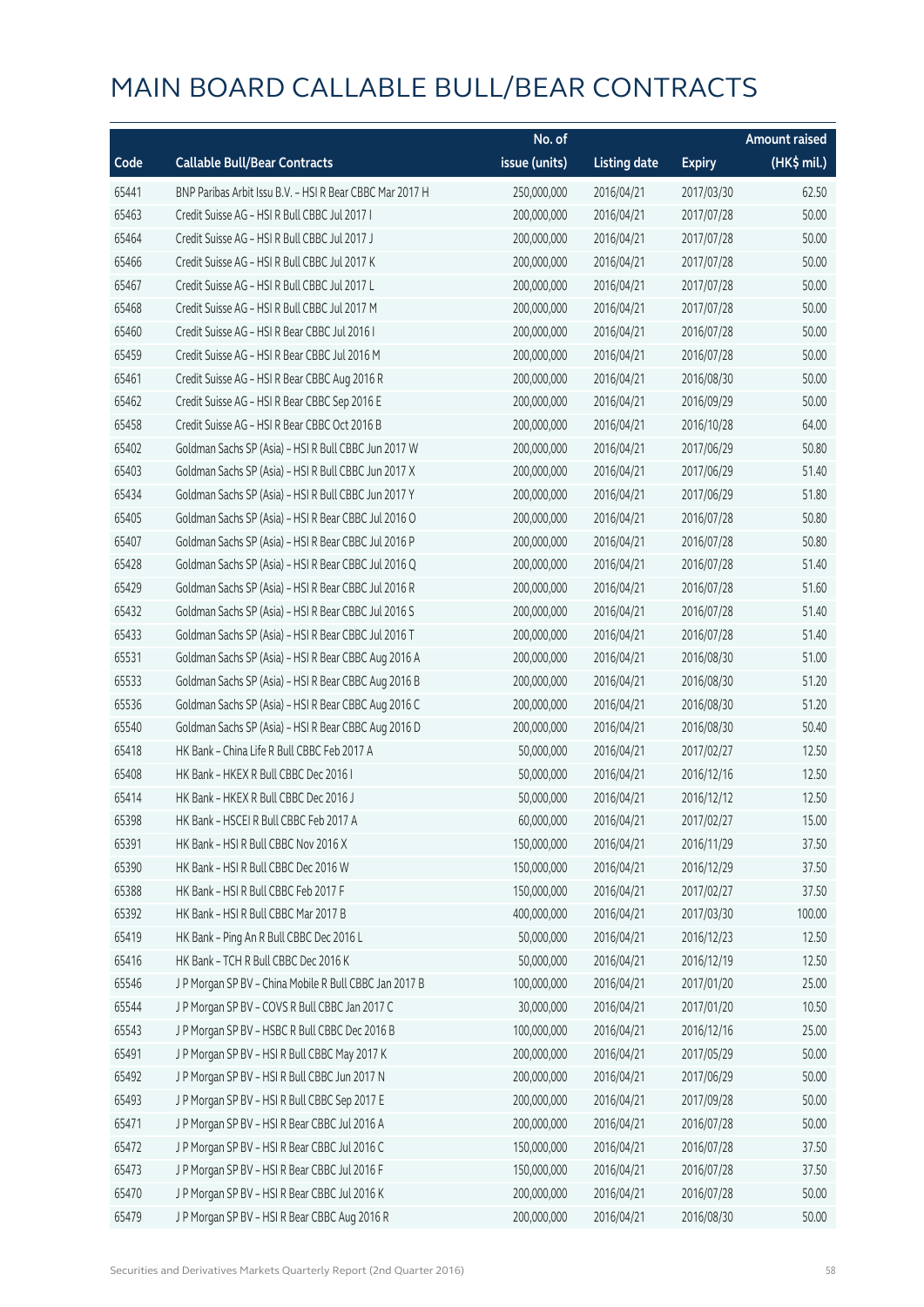# MAIN BOARD CALLABLE BULL/BEAR CONTRACTS

| Code | Callable Bull/Bear Contracts | No. of issue (units) | Listing date | Expiry | Amount raised (HK$ mil.) |
|---|---|---|---|---|---|
| 65441 | BNP Paribas Arbit Issu B.V. – HSI R Bear CBBC Mar 2017 H | 250,000,000 | 2016/04/21 | 2017/03/30 | 62.50 |
| 65463 | Credit Suisse AG – HSI R Bull CBBC Jul 2017 I | 200,000,000 | 2016/04/21 | 2017/07/28 | 50.00 |
| 65464 | Credit Suisse AG – HSI R Bull CBBC Jul 2017 J | 200,000,000 | 2016/04/21 | 2017/07/28 | 50.00 |
| 65466 | Credit Suisse AG – HSI R Bull CBBC Jul 2017 K | 200,000,000 | 2016/04/21 | 2017/07/28 | 50.00 |
| 65467 | Credit Suisse AG – HSI R Bull CBBC Jul 2017 L | 200,000,000 | 2016/04/21 | 2017/07/28 | 50.00 |
| 65468 | Credit Suisse AG – HSI R Bull CBBC Jul 2017 M | 200,000,000 | 2016/04/21 | 2017/07/28 | 50.00 |
| 65460 | Credit Suisse AG – HSI R Bear CBBC Jul 2016 I | 200,000,000 | 2016/04/21 | 2016/07/28 | 50.00 |
| 65459 | Credit Suisse AG – HSI R Bear CBBC Jul 2016 M | 200,000,000 | 2016/04/21 | 2016/07/28 | 50.00 |
| 65461 | Credit Suisse AG – HSI R Bear CBBC Aug 2016 R | 200,000,000 | 2016/04/21 | 2016/08/30 | 50.00 |
| 65462 | Credit Suisse AG – HSI R Bear CBBC Sep 2016 E | 200,000,000 | 2016/04/21 | 2016/09/29 | 50.00 |
| 65458 | Credit Suisse AG – HSI R Bear CBBC Oct 2016 B | 200,000,000 | 2016/04/21 | 2016/10/28 | 64.00 |
| 65402 | Goldman Sachs SP (Asia) – HSI R Bull CBBC Jun 2017 W | 200,000,000 | 2016/04/21 | 2017/06/29 | 50.80 |
| 65403 | Goldman Sachs SP (Asia) – HSI R Bull CBBC Jun 2017 X | 200,000,000 | 2016/04/21 | 2017/06/29 | 51.40 |
| 65434 | Goldman Sachs SP (Asia) – HSI R Bull CBBC Jun 2017 Y | 200,000,000 | 2016/04/21 | 2017/06/29 | 51.80 |
| 65405 | Goldman Sachs SP (Asia) – HSI R Bear CBBC Jul 2016 O | 200,000,000 | 2016/04/21 | 2016/07/28 | 50.80 |
| 65407 | Goldman Sachs SP (Asia) – HSI R Bear CBBC Jul 2016 P | 200,000,000 | 2016/04/21 | 2016/07/28 | 50.80 |
| 65428 | Goldman Sachs SP (Asia) – HSI R Bear CBBC Jul 2016 Q | 200,000,000 | 2016/04/21 | 2016/07/28 | 51.40 |
| 65429 | Goldman Sachs SP (Asia) – HSI R Bear CBBC Jul 2016 R | 200,000,000 | 2016/04/21 | 2016/07/28 | 51.60 |
| 65432 | Goldman Sachs SP (Asia) – HSI R Bear CBBC Jul 2016 S | 200,000,000 | 2016/04/21 | 2016/07/28 | 51.40 |
| 65433 | Goldman Sachs SP (Asia) – HSI R Bear CBBC Jul 2016 T | 200,000,000 | 2016/04/21 | 2016/07/28 | 51.40 |
| 65531 | Goldman Sachs SP (Asia) – HSI R Bear CBBC Aug 2016 A | 200,000,000 | 2016/04/21 | 2016/08/30 | 51.00 |
| 65533 | Goldman Sachs SP (Asia) – HSI R Bear CBBC Aug 2016 B | 200,000,000 | 2016/04/21 | 2016/08/30 | 51.20 |
| 65536 | Goldman Sachs SP (Asia) – HSI R Bear CBBC Aug 2016 C | 200,000,000 | 2016/04/21 | 2016/08/30 | 51.20 |
| 65540 | Goldman Sachs SP (Asia) – HSI R Bear CBBC Aug 2016 D | 200,000,000 | 2016/04/21 | 2016/08/30 | 50.40 |
| 65418 | HK Bank – China Life R Bull CBBC Feb 2017 A | 50,000,000 | 2016/04/21 | 2017/02/27 | 12.50 |
| 65408 | HK Bank – HKEX R Bull CBBC Dec 2016 I | 50,000,000 | 2016/04/21 | 2016/12/16 | 12.50 |
| 65414 | HK Bank – HKEX R Bull CBBC Dec 2016 J | 50,000,000 | 2016/04/21 | 2016/12/12 | 12.50 |
| 65398 | HK Bank – HSCEI R Bull CBBC Feb 2017 A | 60,000,000 | 2016/04/21 | 2017/02/27 | 15.00 |
| 65391 | HK Bank – HSI R Bull CBBC Nov 2016 X | 150,000,000 | 2016/04/21 | 2016/11/29 | 37.50 |
| 65390 | HK Bank – HSI R Bull CBBC Dec 2016 W | 150,000,000 | 2016/04/21 | 2016/12/29 | 37.50 |
| 65388 | HK Bank – HSI R Bull CBBC Feb 2017 F | 150,000,000 | 2016/04/21 | 2017/02/27 | 37.50 |
| 65392 | HK Bank – HSI R Bull CBBC Mar 2017 B | 400,000,000 | 2016/04/21 | 2017/03/30 | 100.00 |
| 65419 | HK Bank – Ping An R Bull CBBC Dec 2016 L | 50,000,000 | 2016/04/21 | 2016/12/23 | 12.50 |
| 65416 | HK Bank – TCH R Bull CBBC Dec 2016 K | 50,000,000 | 2016/04/21 | 2016/12/19 | 12.50 |
| 65546 | J P Morgan SP BV – China Mobile R Bull CBBC Jan 2017 B | 100,000,000 | 2016/04/21 | 2017/01/20 | 25.00 |
| 65544 | J P Morgan SP BV – COVS R Bull CBBC Jan 2017 C | 30,000,000 | 2016/04/21 | 2017/01/20 | 10.50 |
| 65543 | J P Morgan SP BV – HSBC R Bull CBBC Dec 2016 B | 100,000,000 | 2016/04/21 | 2016/12/16 | 25.00 |
| 65491 | J P Morgan SP BV – HSI R Bull CBBC May 2017 K | 200,000,000 | 2016/04/21 | 2017/05/29 | 50.00 |
| 65492 | J P Morgan SP BV – HSI R Bull CBBC Jun 2017 N | 200,000,000 | 2016/04/21 | 2017/06/29 | 50.00 |
| 65493 | J P Morgan SP BV – HSI R Bull CBBC Sep 2017 E | 200,000,000 | 2016/04/21 | 2017/09/28 | 50.00 |
| 65471 | J P Morgan SP BV – HSI R Bear CBBC Jul 2016 A | 200,000,000 | 2016/04/21 | 2016/07/28 | 50.00 |
| 65472 | J P Morgan SP BV – HSI R Bear CBBC Jul 2016 C | 150,000,000 | 2016/04/21 | 2016/07/28 | 37.50 |
| 65473 | J P Morgan SP BV – HSI R Bear CBBC Jul 2016 F | 150,000,000 | 2016/04/21 | 2016/07/28 | 37.50 |
| 65470 | J P Morgan SP BV – HSI R Bear CBBC Jul 2016 K | 200,000,000 | 2016/04/21 | 2016/07/28 | 50.00 |
| 65479 | J P Morgan SP BV – HSI R Bear CBBC Aug 2016 R | 200,000,000 | 2016/04/21 | 2016/08/30 | 50.00 |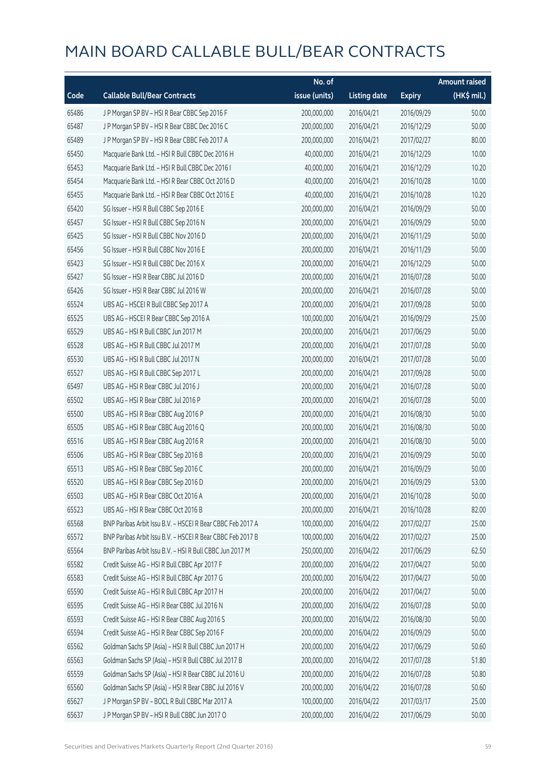# MAIN BOARD CALLABLE BULL/BEAR CONTRACTS

| Code | Callable Bull/Bear Contracts | No. of issue (units) | Listing date | Expiry | Amount raised (HK$ mil.) |
|---|---|---|---|---|---|
| 65486 | J P Morgan SP BV – HSI R Bear CBBC Sep 2016 F | 200,000,000 | 2016/04/21 | 2016/09/29 | 50.00 |
| 65487 | J P Morgan SP BV – HSI R Bear CBBC Dec 2016 C | 200,000,000 | 2016/04/21 | 2016/12/29 | 50.00 |
| 65489 | J P Morgan SP BV – HSI R Bear CBBC Feb 2017 A | 200,000,000 | 2016/04/21 | 2017/02/27 | 80.00 |
| 65450 | Macquarie Bank Ltd. – HSI R Bull CBBC Dec 2016 H | 40,000,000 | 2016/04/21 | 2016/12/29 | 10.00 |
| 65453 | Macquarie Bank Ltd. – HSI R Bull CBBC Dec 2016 I | 40,000,000 | 2016/04/21 | 2016/12/29 | 10.20 |
| 65454 | Macquarie Bank Ltd. – HSI R Bear CBBC Oct 2016 D | 40,000,000 | 2016/04/21 | 2016/10/28 | 10.00 |
| 65455 | Macquarie Bank Ltd. – HSI R Bear CBBC Oct 2016 E | 40,000,000 | 2016/04/21 | 2016/10/28 | 10.20 |
| 65420 | SG Issuer – HSI R Bull CBBC Sep 2016 E | 200,000,000 | 2016/04/21 | 2016/09/29 | 50.00 |
| 65457 | SG Issuer – HSI R Bull CBBC Sep 2016 N | 200,000,000 | 2016/04/21 | 2016/09/29 | 50.00 |
| 65425 | SG Issuer – HSI R Bull CBBC Nov 2016 D | 200,000,000 | 2016/04/21 | 2016/11/29 | 50.00 |
| 65456 | SG Issuer – HSI R Bull CBBC Nov 2016 E | 200,000,000 | 2016/04/21 | 2016/11/29 | 50.00 |
| 65423 | SG Issuer – HSI R Bull CBBC Dec 2016 X | 200,000,000 | 2016/04/21 | 2016/12/29 | 50.00 |
| 65427 | SG Issuer – HSI R Bear CBBC Jul 2016 D | 200,000,000 | 2016/04/21 | 2016/07/28 | 50.00 |
| 65426 | SG Issuer – HSI R Bear CBBC Jul 2016 W | 200,000,000 | 2016/04/21 | 2016/07/28 | 50.00 |
| 65524 | UBS AG – HSCEI R Bull CBBC Sep 2017 A | 200,000,000 | 2016/04/21 | 2017/09/28 | 50.00 |
| 65525 | UBS AG – HSCEI R Bear CBBC Sep 2016 A | 100,000,000 | 2016/04/21 | 2016/09/29 | 25.00 |
| 65529 | UBS AG – HSI R Bull CBBC Jun 2017 M | 200,000,000 | 2016/04/21 | 2017/06/29 | 50.00 |
| 65528 | UBS AG – HSI R Bull CBBC Jul 2017 M | 200,000,000 | 2016/04/21 | 2017/07/28 | 50.00 |
| 65530 | UBS AG – HSI R Bull CBBC Jul 2017 N | 200,000,000 | 2016/04/21 | 2017/07/28 | 50.00 |
| 65527 | UBS AG – HSI R Bull CBBC Sep 2017 L | 200,000,000 | 2016/04/21 | 2017/09/28 | 50.00 |
| 65497 | UBS AG – HSI R Bear CBBC Jul 2016 J | 200,000,000 | 2016/04/21 | 2016/07/28 | 50.00 |
| 65502 | UBS AG – HSI R Bear CBBC Jul 2016 P | 200,000,000 | 2016/04/21 | 2016/07/28 | 50.00 |
| 65500 | UBS AG – HSI R Bear CBBC Aug 2016 P | 200,000,000 | 2016/04/21 | 2016/08/30 | 50.00 |
| 65505 | UBS AG – HSI R Bear CBBC Aug 2016 Q | 200,000,000 | 2016/04/21 | 2016/08/30 | 50.00 |
| 65516 | UBS AG – HSI R Bear CBBC Aug 2016 R | 200,000,000 | 2016/04/21 | 2016/08/30 | 50.00 |
| 65506 | UBS AG – HSI R Bear CBBC Sep 2016 B | 200,000,000 | 2016/04/21 | 2016/09/29 | 50.00 |
| 65513 | UBS AG – HSI R Bear CBBC Sep 2016 C | 200,000,000 | 2016/04/21 | 2016/09/29 | 50.00 |
| 65520 | UBS AG – HSI R Bear CBBC Sep 2016 D | 200,000,000 | 2016/04/21 | 2016/09/29 | 53.00 |
| 65503 | UBS AG – HSI R Bear CBBC Oct 2016 A | 200,000,000 | 2016/04/21 | 2016/10/28 | 50.00 |
| 65523 | UBS AG – HSI R Bear CBBC Oct 2016 B | 200,000,000 | 2016/04/21 | 2016/10/28 | 82.00 |
| 65568 | BNP Paribas Arbit Issu B.V. – HSCEI R Bear CBBC Feb 2017 A | 100,000,000 | 2016/04/22 | 2017/02/27 | 25.00 |
| 65572 | BNP Paribas Arbit Issu B.V. – HSCEI R Bear CBBC Feb 2017 B | 100,000,000 | 2016/04/22 | 2017/02/27 | 25.00 |
| 65564 | BNP Paribas Arbit Issu B.V. – HSI R Bull CBBC Jun 2017 M | 250,000,000 | 2016/04/22 | 2017/06/29 | 62.50 |
| 65582 | Credit Suisse AG – HSI R Bull CBBC Apr 2017 F | 200,000,000 | 2016/04/22 | 2017/04/27 | 50.00 |
| 65583 | Credit Suisse AG – HSI R Bull CBBC Apr 2017 G | 200,000,000 | 2016/04/22 | 2017/04/27 | 50.00 |
| 65590 | Credit Suisse AG – HSI R Bull CBBC Apr 2017 H | 200,000,000 | 2016/04/22 | 2017/04/27 | 50.00 |
| 65595 | Credit Suisse AG – HSI R Bear CBBC Jul 2016 N | 200,000,000 | 2016/04/22 | 2016/07/28 | 50.00 |
| 65593 | Credit Suisse AG – HSI R Bear CBBC Aug 2016 S | 200,000,000 | 2016/04/22 | 2016/08/30 | 50.00 |
| 65594 | Credit Suisse AG – HSI R Bear CBBC Sep 2016 F | 200,000,000 | 2016/04/22 | 2016/09/29 | 50.00 |
| 65562 | Goldman Sachs SP (Asia) – HSI R Bull CBBC Jun 2017 H | 200,000,000 | 2016/04/22 | 2017/06/29 | 50.60 |
| 65563 | Goldman Sachs SP (Asia) – HSI R Bull CBBC Jul 2017 B | 200,000,000 | 2016/04/22 | 2017/07/28 | 51.80 |
| 65559 | Goldman Sachs SP (Asia) – HSI R Bear CBBC Jul 2016 U | 200,000,000 | 2016/04/22 | 2016/07/28 | 50.80 |
| 65560 | Goldman Sachs SP (Asia) – HSI R Bear CBBC Jul 2016 V | 200,000,000 | 2016/04/22 | 2016/07/28 | 50.60 |
| 65627 | J P Morgan SP BV – BOCL R Bull CBBC Mar 2017 A | 100,000,000 | 2016/04/22 | 2017/03/17 | 25.00 |
| 65637 | J P Morgan SP BV – HSI R Bull CBBC Jun 2017 O | 200,000,000 | 2016/04/22 | 2017/06/29 | 50.00 |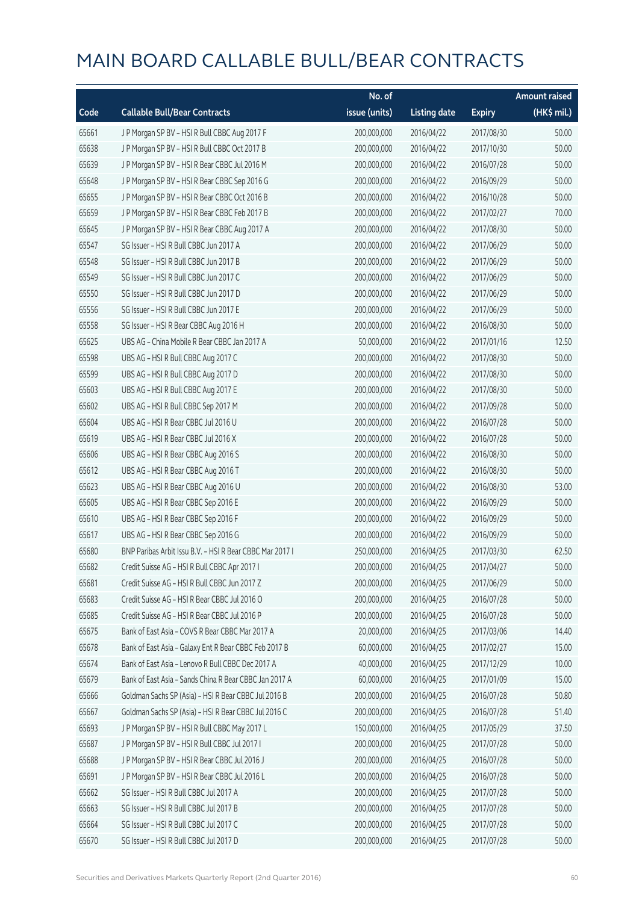# MAIN BOARD CALLABLE BULL/BEAR CONTRACTS

| Code | Callable Bull/Bear Contracts | No. of issue (units) | Listing date | Expiry | Amount raised (HK$ mil.) |
|---|---|---|---|---|---|
| 65661 | J P Morgan SP BV – HSI R Bull CBBC Aug 2017 F | 200,000,000 | 2016/04/22 | 2017/08/30 | 50.00 |
| 65638 | J P Morgan SP BV – HSI R Bull CBBC Oct 2017 B | 200,000,000 | 2016/04/22 | 2017/10/30 | 50.00 |
| 65639 | J P Morgan SP BV – HSI R Bear CBBC Jul 2016 M | 200,000,000 | 2016/04/22 | 2016/07/28 | 50.00 |
| 65648 | J P Morgan SP BV – HSI R Bear CBBC Sep 2016 G | 200,000,000 | 2016/04/22 | 2016/09/29 | 50.00 |
| 65655 | J P Morgan SP BV – HSI R Bear CBBC Oct 2016 B | 200,000,000 | 2016/04/22 | 2016/10/28 | 50.00 |
| 65659 | J P Morgan SP BV – HSI R Bear CBBC Feb 2017 B | 200,000,000 | 2016/04/22 | 2017/02/27 | 70.00 |
| 65645 | J P Morgan SP BV – HSI R Bear CBBC Aug 2017 A | 200,000,000 | 2016/04/22 | 2017/08/30 | 50.00 |
| 65547 | SG Issuer – HSI R Bull CBBC Jun 2017 A | 200,000,000 | 2016/04/22 | 2017/06/29 | 50.00 |
| 65548 | SG Issuer – HSI R Bull CBBC Jun 2017 B | 200,000,000 | 2016/04/22 | 2017/06/29 | 50.00 |
| 65549 | SG Issuer – HSI R Bull CBBC Jun 2017 C | 200,000,000 | 2016/04/22 | 2017/06/29 | 50.00 |
| 65550 | SG Issuer – HSI R Bull CBBC Jun 2017 D | 200,000,000 | 2016/04/22 | 2017/06/29 | 50.00 |
| 65556 | SG Issuer – HSI R Bull CBBC Jun 2017 E | 200,000,000 | 2016/04/22 | 2017/06/29 | 50.00 |
| 65558 | SG Issuer – HSI R Bear CBBC Aug 2016 H | 200,000,000 | 2016/04/22 | 2016/08/30 | 50.00 |
| 65625 | UBS AG – China Mobile R Bear CBBC Jan 2017 A | 50,000,000 | 2016/04/22 | 2017/01/16 | 12.50 |
| 65598 | UBS AG – HSI R Bull CBBC Aug 2017 C | 200,000,000 | 2016/04/22 | 2017/08/30 | 50.00 |
| 65599 | UBS AG – HSI R Bull CBBC Aug 2017 D | 200,000,000 | 2016/04/22 | 2017/08/30 | 50.00 |
| 65603 | UBS AG – HSI R Bull CBBC Aug 2017 E | 200,000,000 | 2016/04/22 | 2017/08/30 | 50.00 |
| 65602 | UBS AG – HSI R Bull CBBC Sep 2017 M | 200,000,000 | 2016/04/22 | 2017/09/28 | 50.00 |
| 65604 | UBS AG – HSI R Bear CBBC Jul 2016 U | 200,000,000 | 2016/04/22 | 2016/07/28 | 50.00 |
| 65619 | UBS AG – HSI R Bear CBBC Jul 2016 X | 200,000,000 | 2016/04/22 | 2016/07/28 | 50.00 |
| 65606 | UBS AG – HSI R Bear CBBC Aug 2016 S | 200,000,000 | 2016/04/22 | 2016/08/30 | 50.00 |
| 65612 | UBS AG – HSI R Bear CBBC Aug 2016 T | 200,000,000 | 2016/04/22 | 2016/08/30 | 50.00 |
| 65623 | UBS AG – HSI R Bear CBBC Aug 2016 U | 200,000,000 | 2016/04/22 | 2016/08/30 | 53.00 |
| 65605 | UBS AG – HSI R Bear CBBC Sep 2016 E | 200,000,000 | 2016/04/22 | 2016/09/29 | 50.00 |
| 65610 | UBS AG – HSI R Bear CBBC Sep 2016 F | 200,000,000 | 2016/04/22 | 2016/09/29 | 50.00 |
| 65617 | UBS AG – HSI R Bear CBBC Sep 2016 G | 200,000,000 | 2016/04/22 | 2016/09/29 | 50.00 |
| 65680 | BNP Paribas Arbit Issu B.V. – HSI R Bear CBBC Mar 2017 I | 250,000,000 | 2016/04/25 | 2017/03/30 | 62.50 |
| 65682 | Credit Suisse AG – HSI R Bull CBBC Apr 2017 I | 200,000,000 | 2016/04/25 | 2017/04/27 | 50.00 |
| 65681 | Credit Suisse AG – HSI R Bull CBBC Jun 2017 Z | 200,000,000 | 2016/04/25 | 2017/06/29 | 50.00 |
| 65683 | Credit Suisse AG – HSI R Bear CBBC Jul 2016 O | 200,000,000 | 2016/04/25 | 2016/07/28 | 50.00 |
| 65685 | Credit Suisse AG – HSI R Bear CBBC Jul 2016 P | 200,000,000 | 2016/04/25 | 2016/07/28 | 50.00 |
| 65675 | Bank of East Asia – COVS R Bear CBBC Mar 2017 A | 20,000,000 | 2016/04/25 | 2017/03/06 | 14.40 |
| 65678 | Bank of East Asia – Galaxy Ent R Bear CBBC Feb 2017 B | 60,000,000 | 2016/04/25 | 2017/02/27 | 15.00 |
| 65674 | Bank of East Asia – Lenovo R Bull CBBC Dec 2017 A | 40,000,000 | 2016/04/25 | 2017/12/29 | 10.00 |
| 65679 | Bank of East Asia – Sands China R Bear CBBC Jan 2017 A | 60,000,000 | 2016/04/25 | 2017/01/09 | 15.00 |
| 65666 | Goldman Sachs SP (Asia) – HSI R Bear CBBC Jul 2016 B | 200,000,000 | 2016/04/25 | 2016/07/28 | 50.80 |
| 65667 | Goldman Sachs SP (Asia) – HSI R Bear CBBC Jul 2016 C | 200,000,000 | 2016/04/25 | 2016/07/28 | 51.40 |
| 65693 | J P Morgan SP BV – HSI R Bull CBBC May 2017 L | 150,000,000 | 2016/04/25 | 2017/05/29 | 37.50 |
| 65687 | J P Morgan SP BV – HSI R Bull CBBC Jul 2017 I | 200,000,000 | 2016/04/25 | 2017/07/28 | 50.00 |
| 65688 | J P Morgan SP BV – HSI R Bear CBBC Jul 2016 J | 200,000,000 | 2016/04/25 | 2016/07/28 | 50.00 |
| 65691 | J P Morgan SP BV – HSI R Bear CBBC Jul 2016 L | 200,000,000 | 2016/04/25 | 2016/07/28 | 50.00 |
| 65662 | SG Issuer – HSI R Bull CBBC Jul 2017 A | 200,000,000 | 2016/04/25 | 2017/07/28 | 50.00 |
| 65663 | SG Issuer – HSI R Bull CBBC Jul 2017 B | 200,000,000 | 2016/04/25 | 2017/07/28 | 50.00 |
| 65664 | SG Issuer – HSI R Bull CBBC Jul 2017 C | 200,000,000 | 2016/04/25 | 2017/07/28 | 50.00 |
| 65670 | SG Issuer – HSI R Bull CBBC Jul 2017 D | 200,000,000 | 2016/04/25 | 2017/07/28 | 50.00 |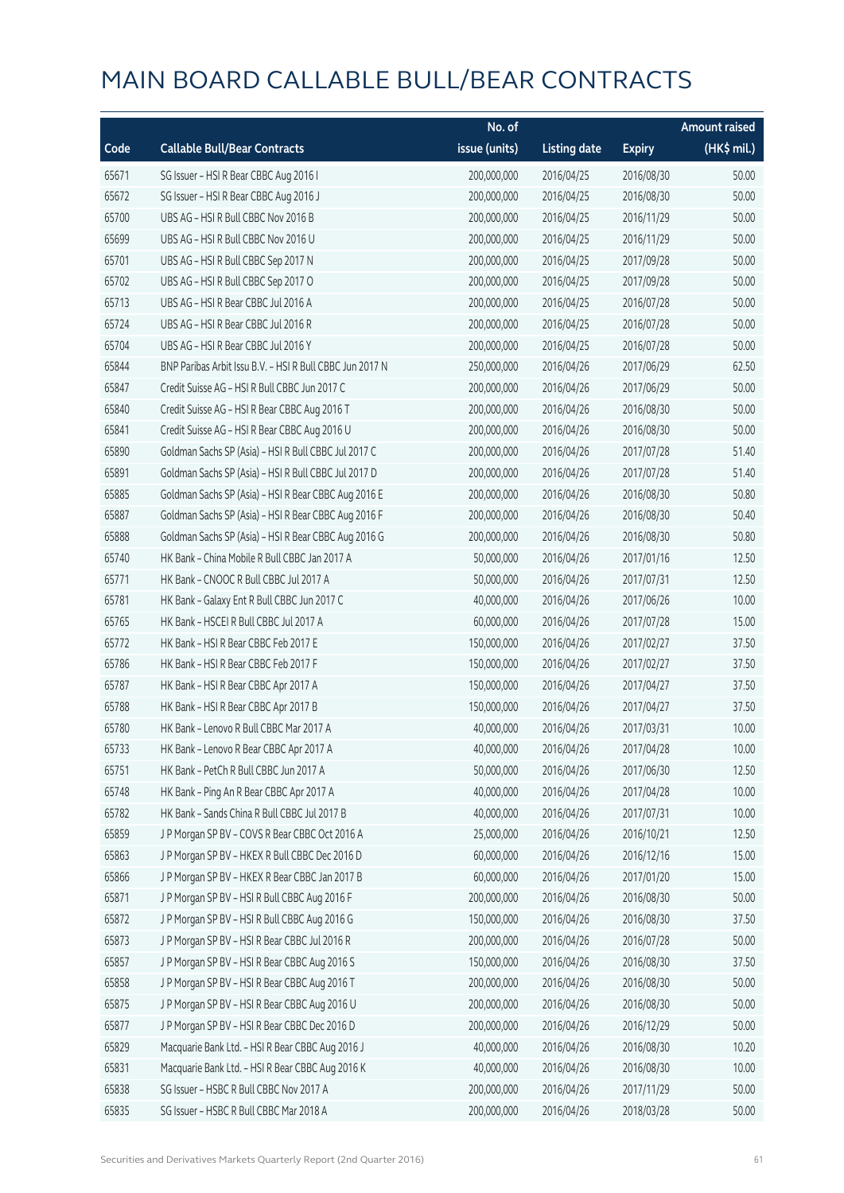# MAIN BOARD CALLABLE BULL/BEAR CONTRACTS

| Code | Callable Bull/Bear Contracts | No. of issue (units) | Listing date | Expiry | Amount raised (HK$ mil.) |
|---|---|---|---|---|---|
| 65671 | SG Issuer – HSI R Bear CBBC Aug 2016 I | 200,000,000 | 2016/04/25 | 2016/08/30 | 50.00 |
| 65672 | SG Issuer – HSI R Bear CBBC Aug 2016 J | 200,000,000 | 2016/04/25 | 2016/08/30 | 50.00 |
| 65700 | UBS AG – HSI R Bull CBBC Nov 2016 B | 200,000,000 | 2016/04/25 | 2016/11/29 | 50.00 |
| 65699 | UBS AG – HSI R Bull CBBC Nov 2016 U | 200,000,000 | 2016/04/25 | 2016/11/29 | 50.00 |
| 65701 | UBS AG – HSI R Bull CBBC Sep 2017 N | 200,000,000 | 2016/04/25 | 2017/09/28 | 50.00 |
| 65702 | UBS AG – HSI R Bull CBBC Sep 2017 O | 200,000,000 | 2016/04/25 | 2017/09/28 | 50.00 |
| 65713 | UBS AG – HSI R Bear CBBC Jul 2016 A | 200,000,000 | 2016/04/25 | 2016/07/28 | 50.00 |
| 65724 | UBS AG – HSI R Bear CBBC Jul 2016 R | 200,000,000 | 2016/04/25 | 2016/07/28 | 50.00 |
| 65704 | UBS AG – HSI R Bear CBBC Jul 2016 Y | 200,000,000 | 2016/04/25 | 2016/07/28 | 50.00 |
| 65844 | BNP Paribas Arbit Issu B.V. – HSI R Bull CBBC Jun 2017 N | 250,000,000 | 2016/04/26 | 2017/06/29 | 62.50 |
| 65847 | Credit Suisse AG – HSI R Bull CBBC Jun 2017 C | 200,000,000 | 2016/04/26 | 2017/06/29 | 50.00 |
| 65840 | Credit Suisse AG – HSI R Bear CBBC Aug 2016 T | 200,000,000 | 2016/04/26 | 2016/08/30 | 50.00 |
| 65841 | Credit Suisse AG – HSI R Bear CBBC Aug 2016 U | 200,000,000 | 2016/04/26 | 2016/08/30 | 50.00 |
| 65890 | Goldman Sachs SP (Asia) – HSI R Bull CBBC Jul 2017 C | 200,000,000 | 2016/04/26 | 2017/07/28 | 51.40 |
| 65891 | Goldman Sachs SP (Asia) – HSI R Bull CBBC Jul 2017 D | 200,000,000 | 2016/04/26 | 2017/07/28 | 51.40 |
| 65885 | Goldman Sachs SP (Asia) – HSI R Bear CBBC Aug 2016 E | 200,000,000 | 2016/04/26 | 2016/08/30 | 50.80 |
| 65887 | Goldman Sachs SP (Asia) – HSI R Bear CBBC Aug 2016 F | 200,000,000 | 2016/04/26 | 2016/08/30 | 50.40 |
| 65888 | Goldman Sachs SP (Asia) – HSI R Bear CBBC Aug 2016 G | 200,000,000 | 2016/04/26 | 2016/08/30 | 50.80 |
| 65740 | HK Bank – China Mobile R Bull CBBC Jan 2017 A | 50,000,000 | 2016/04/26 | 2017/01/16 | 12.50 |
| 65771 | HK Bank – CNOOC R Bull CBBC Jul 2017 A | 50,000,000 | 2016/04/26 | 2017/07/31 | 12.50 |
| 65781 | HK Bank – Galaxy Ent R Bull CBBC Jun 2017 C | 40,000,000 | 2016/04/26 | 2017/06/26 | 10.00 |
| 65765 | HK Bank – HSCEI R Bull CBBC Jul 2017 A | 60,000,000 | 2016/04/26 | 2017/07/28 | 15.00 |
| 65772 | HK Bank – HSI R Bear CBBC Feb 2017 E | 150,000,000 | 2016/04/26 | 2017/02/27 | 37.50 |
| 65786 | HK Bank – HSI R Bear CBBC Feb 2017 F | 150,000,000 | 2016/04/26 | 2017/02/27 | 37.50 |
| 65787 | HK Bank – HSI R Bear CBBC Apr 2017 A | 150,000,000 | 2016/04/26 | 2017/04/27 | 37.50 |
| 65788 | HK Bank – HSI R Bear CBBC Apr 2017 B | 150,000,000 | 2016/04/26 | 2017/04/27 | 37.50 |
| 65780 | HK Bank – Lenovo R Bull CBBC Mar 2017 A | 40,000,000 | 2016/04/26 | 2017/03/31 | 10.00 |
| 65733 | HK Bank – Lenovo R Bear CBBC Apr 2017 A | 40,000,000 | 2016/04/26 | 2017/04/28 | 10.00 |
| 65751 | HK Bank – PetCh R Bull CBBC Jun 2017 A | 50,000,000 | 2016/04/26 | 2017/06/30 | 12.50 |
| 65748 | HK Bank – Ping An R Bear CBBC Apr 2017 A | 40,000,000 | 2016/04/26 | 2017/04/28 | 10.00 |
| 65782 | HK Bank – Sands China R Bull CBBC Jul 2017 B | 40,000,000 | 2016/04/26 | 2017/07/31 | 10.00 |
| 65859 | J P Morgan SP BV – COVS R Bear CBBC Oct 2016 A | 25,000,000 | 2016/04/26 | 2016/10/21 | 12.50 |
| 65863 | J P Morgan SP BV – HKEX R Bull CBBC Dec 2016 D | 60,000,000 | 2016/04/26 | 2016/12/16 | 15.00 |
| 65866 | J P Morgan SP BV – HKEX R Bear CBBC Jan 2017 B | 60,000,000 | 2016/04/26 | 2017/01/20 | 15.00 |
| 65871 | J P Morgan SP BV – HSI R Bull CBBC Aug 2016 F | 200,000,000 | 2016/04/26 | 2016/08/30 | 50.00 |
| 65872 | J P Morgan SP BV – HSI R Bull CBBC Aug 2016 G | 150,000,000 | 2016/04/26 | 2016/08/30 | 37.50 |
| 65873 | J P Morgan SP BV – HSI R Bear CBBC Jul 2016 R | 200,000,000 | 2016/04/26 | 2016/07/28 | 50.00 |
| 65857 | J P Morgan SP BV – HSI R Bear CBBC Aug 2016 S | 150,000,000 | 2016/04/26 | 2016/08/30 | 37.50 |
| 65858 | J P Morgan SP BV – HSI R Bear CBBC Aug 2016 T | 200,000,000 | 2016/04/26 | 2016/08/30 | 50.00 |
| 65875 | J P Morgan SP BV – HSI R Bear CBBC Aug 2016 U | 200,000,000 | 2016/04/26 | 2016/08/30 | 50.00 |
| 65877 | J P Morgan SP BV – HSI R Bear CBBC Dec 2016 D | 200,000,000 | 2016/04/26 | 2016/12/29 | 50.00 |
| 65829 | Macquarie Bank Ltd. – HSI R Bear CBBC Aug 2016 J | 40,000,000 | 2016/04/26 | 2016/08/30 | 10.20 |
| 65831 | Macquarie Bank Ltd. – HSI R Bear CBBC Aug 2016 K | 40,000,000 | 2016/04/26 | 2016/08/30 | 10.00 |
| 65838 | SG Issuer – HSBC R Bull CBBC Nov 2017 A | 200,000,000 | 2016/04/26 | 2017/11/29 | 50.00 |
| 65835 | SG Issuer – HSBC R Bull CBBC Mar 2018 A | 200,000,000 | 2016/04/26 | 2018/03/28 | 50.00 |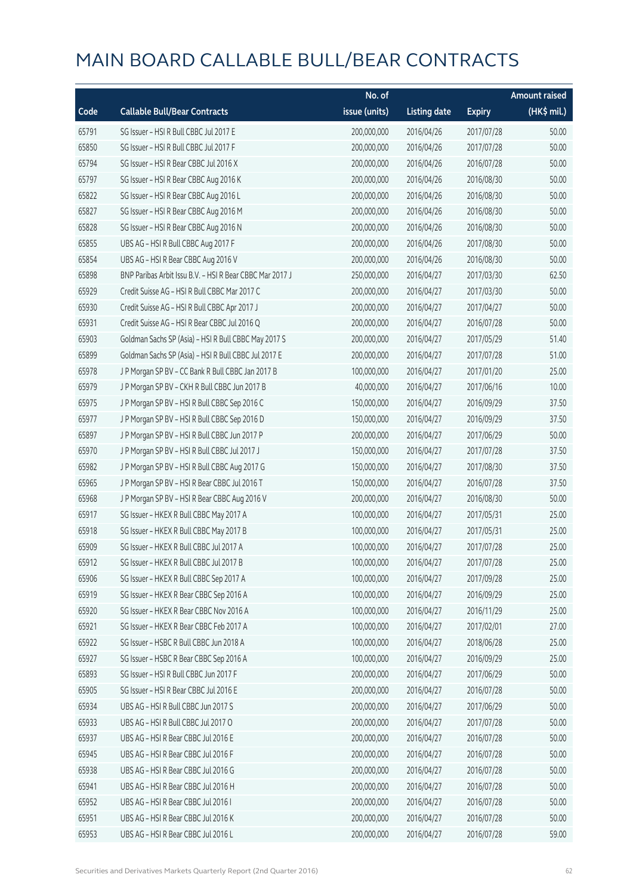# MAIN BOARD CALLABLE BULL/BEAR CONTRACTS

| Code | Callable Bull/Bear Contracts | No. of issue (units) | Listing date | Expiry | Amount raised (HK$ mil.) |
|---|---|---|---|---|---|
| 65791 | SG Issuer – HSI R Bull CBBC Jul 2017 E | 200,000,000 | 2016/04/26 | 2017/07/28 | 50.00 |
| 65850 | SG Issuer – HSI R Bull CBBC Jul 2017 F | 200,000,000 | 2016/04/26 | 2017/07/28 | 50.00 |
| 65794 | SG Issuer – HSI R Bear CBBC Jul 2016 X | 200,000,000 | 2016/04/26 | 2016/07/28 | 50.00 |
| 65797 | SG Issuer – HSI R Bear CBBC Aug 2016 K | 200,000,000 | 2016/04/26 | 2016/08/30 | 50.00 |
| 65822 | SG Issuer – HSI R Bear CBBC Aug 2016 L | 200,000,000 | 2016/04/26 | 2016/08/30 | 50.00 |
| 65827 | SG Issuer – HSI R Bear CBBC Aug 2016 M | 200,000,000 | 2016/04/26 | 2016/08/30 | 50.00 |
| 65828 | SG Issuer – HSI R Bear CBBC Aug 2016 N | 200,000,000 | 2016/04/26 | 2016/08/30 | 50.00 |
| 65855 | UBS AG – HSI R Bull CBBC Aug 2017 F | 200,000,000 | 2016/04/26 | 2017/08/30 | 50.00 |
| 65854 | UBS AG – HSI R Bear CBBC Aug 2016 V | 200,000,000 | 2016/04/26 | 2016/08/30 | 50.00 |
| 65898 | BNP Paribas Arbit Issu B.V. – HSI R Bear CBBC Mar 2017 J | 250,000,000 | 2016/04/27 | 2017/03/30 | 62.50 |
| 65929 | Credit Suisse AG – HSI R Bull CBBC Mar 2017 C | 200,000,000 | 2016/04/27 | 2017/03/30 | 50.00 |
| 65930 | Credit Suisse AG – HSI R Bull CBBC Apr 2017 J | 200,000,000 | 2016/04/27 | 2017/04/27 | 50.00 |
| 65931 | Credit Suisse AG – HSI R Bear CBBC Jul 2016 Q | 200,000,000 | 2016/04/27 | 2016/07/28 | 50.00 |
| 65903 | Goldman Sachs SP (Asia) – HSI R Bull CBBC May 2017 S | 200,000,000 | 2016/04/27 | 2017/05/29 | 51.40 |
| 65899 | Goldman Sachs SP (Asia) – HSI R Bull CBBC Jul 2017 E | 200,000,000 | 2016/04/27 | 2017/07/28 | 51.00 |
| 65978 | J P Morgan SP BV – CC Bank R Bull CBBC Jan 2017 B | 100,000,000 | 2016/04/27 | 2017/01/20 | 25.00 |
| 65979 | J P Morgan SP BV – CKH R Bull CBBC Jun 2017 B | 40,000,000 | 2016/04/27 | 2017/06/16 | 10.00 |
| 65975 | J P Morgan SP BV – HSI R Bull CBBC Sep 2016 C | 150,000,000 | 2016/04/27 | 2016/09/29 | 37.50 |
| 65977 | J P Morgan SP BV – HSI R Bull CBBC Sep 2016 D | 150,000,000 | 2016/04/27 | 2016/09/29 | 37.50 |
| 65897 | J P Morgan SP BV – HSI R Bull CBBC Jun 2017 P | 200,000,000 | 2016/04/27 | 2017/06/29 | 50.00 |
| 65970 | J P Morgan SP BV – HSI R Bull CBBC Jul 2017 J | 150,000,000 | 2016/04/27 | 2017/07/28 | 37.50 |
| 65982 | J P Morgan SP BV – HSI R Bull CBBC Aug 2017 G | 150,000,000 | 2016/04/27 | 2017/08/30 | 37.50 |
| 65965 | J P Morgan SP BV – HSI R Bear CBBC Jul 2016 T | 150,000,000 | 2016/04/27 | 2016/07/28 | 37.50 |
| 65968 | J P Morgan SP BV – HSI R Bear CBBC Aug 2016 V | 200,000,000 | 2016/04/27 | 2016/08/30 | 50.00 |
| 65917 | SG Issuer – HKEX R Bull CBBC May 2017 A | 100,000,000 | 2016/04/27 | 2017/05/31 | 25.00 |
| 65918 | SG Issuer – HKEX R Bull CBBC May 2017 B | 100,000,000 | 2016/04/27 | 2017/05/31 | 25.00 |
| 65909 | SG Issuer – HKEX R Bull CBBC Jul 2017 A | 100,000,000 | 2016/04/27 | 2017/07/28 | 25.00 |
| 65912 | SG Issuer – HKEX R Bull CBBC Jul 2017 B | 100,000,000 | 2016/04/27 | 2017/07/28 | 25.00 |
| 65906 | SG Issuer – HKEX R Bull CBBC Sep 2017 A | 100,000,000 | 2016/04/27 | 2017/09/28 | 25.00 |
| 65919 | SG Issuer – HKEX R Bear CBBC Sep 2016 A | 100,000,000 | 2016/04/27 | 2016/09/29 | 25.00 |
| 65920 | SG Issuer – HKEX R Bear CBBC Nov 2016 A | 100,000,000 | 2016/04/27 | 2016/11/29 | 25.00 |
| 65921 | SG Issuer – HKEX R Bear CBBC Feb 2017 A | 100,000,000 | 2016/04/27 | 2017/02/01 | 27.00 |
| 65922 | SG Issuer – HSBC R Bull CBBC Jun 2018 A | 100,000,000 | 2016/04/27 | 2018/06/28 | 25.00 |
| 65927 | SG Issuer – HSBC R Bear CBBC Sep 2016 A | 100,000,000 | 2016/04/27 | 2016/09/29 | 25.00 |
| 65893 | SG Issuer – HSI R Bull CBBC Jun 2017 F | 200,000,000 | 2016/04/27 | 2017/06/29 | 50.00 |
| 65905 | SG Issuer – HSI R Bear CBBC Jul 2016 E | 200,000,000 | 2016/04/27 | 2016/07/28 | 50.00 |
| 65934 | UBS AG – HSI R Bull CBBC Jun 2017 S | 200,000,000 | 2016/04/27 | 2017/06/29 | 50.00 |
| 65933 | UBS AG – HSI R Bull CBBC Jul 2017 O | 200,000,000 | 2016/04/27 | 2017/07/28 | 50.00 |
| 65937 | UBS AG – HSI R Bear CBBC Jul 2016 E | 200,000,000 | 2016/04/27 | 2016/07/28 | 50.00 |
| 65945 | UBS AG – HSI R Bear CBBC Jul 2016 F | 200,000,000 | 2016/04/27 | 2016/07/28 | 50.00 |
| 65938 | UBS AG – HSI R Bear CBBC Jul 2016 G | 200,000,000 | 2016/04/27 | 2016/07/28 | 50.00 |
| 65941 | UBS AG – HSI R Bear CBBC Jul 2016 H | 200,000,000 | 2016/04/27 | 2016/07/28 | 50.00 |
| 65952 | UBS AG – HSI R Bear CBBC Jul 2016 I | 200,000,000 | 2016/04/27 | 2016/07/28 | 50.00 |
| 65951 | UBS AG – HSI R Bear CBBC Jul 2016 K | 200,000,000 | 2016/04/27 | 2016/07/28 | 50.00 |
| 65953 | UBS AG – HSI R Bear CBBC Jul 2016 L | 200,000,000 | 2016/04/27 | 2016/07/28 | 59.00 |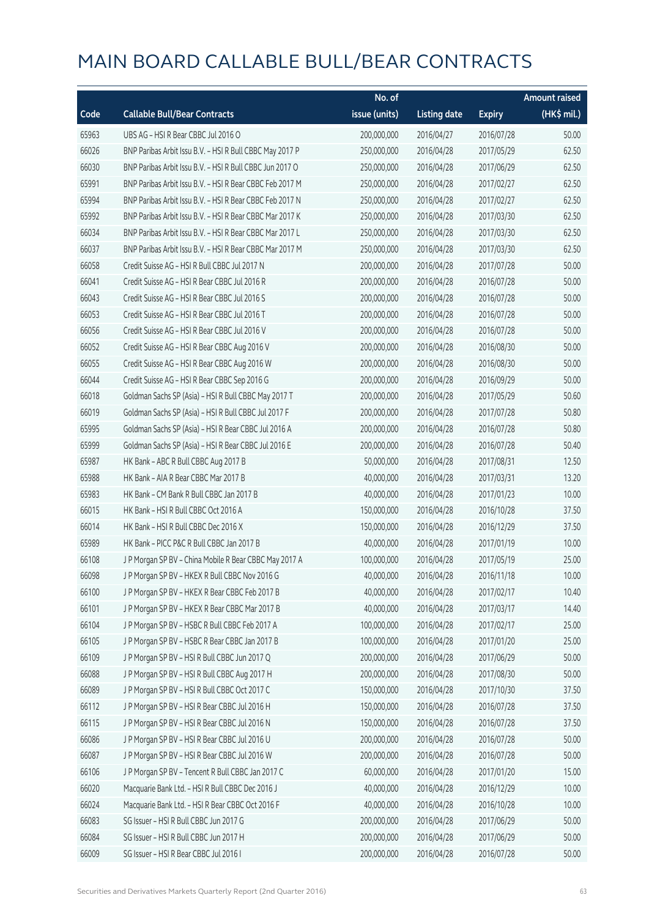# MAIN BOARD CALLABLE BULL/BEAR CONTRACTS

| Code | Callable Bull/Bear Contracts | No. of issue (units) | Listing date | Expiry | Amount raised (HK$ mil.) |
|---|---|---|---|---|---|
| 65963 | UBS AG - HSI R Bear CBBC Jul 2016 O | 200,000,000 | 2016/04/27 | 2016/07/28 | 50.00 |
| 66026 | BNP Paribas Arbit Issu B.V. - HSI R Bull CBBC May 2017 P | 250,000,000 | 2016/04/28 | 2017/05/29 | 62.50 |
| 66030 | BNP Paribas Arbit Issu B.V. - HSI R Bull CBBC Jun 2017 O | 250,000,000 | 2016/04/28 | 2017/06/29 | 62.50 |
| 65991 | BNP Paribas Arbit Issu B.V. - HSI R Bear CBBC Feb 2017 M | 250,000,000 | 2016/04/28 | 2017/02/27 | 62.50 |
| 65994 | BNP Paribas Arbit Issu B.V. - HSI R Bear CBBC Feb 2017 N | 250,000,000 | 2016/04/28 | 2017/02/27 | 62.50 |
| 65992 | BNP Paribas Arbit Issu B.V. - HSI R Bear CBBC Mar 2017 K | 250,000,000 | 2016/04/28 | 2017/03/30 | 62.50 |
| 66034 | BNP Paribas Arbit Issu B.V. - HSI R Bear CBBC Mar 2017 L | 250,000,000 | 2016/04/28 | 2017/03/30 | 62.50 |
| 66037 | BNP Paribas Arbit Issu B.V. - HSI R Bear CBBC Mar 2017 M | 250,000,000 | 2016/04/28 | 2017/03/30 | 62.50 |
| 66058 | Credit Suisse AG - HSI R Bull CBBC Jul 2017 N | 200,000,000 | 2016/04/28 | 2017/07/28 | 50.00 |
| 66041 | Credit Suisse AG - HSI R Bear CBBC Jul 2016 R | 200,000,000 | 2016/04/28 | 2016/07/28 | 50.00 |
| 66043 | Credit Suisse AG - HSI R Bear CBBC Jul 2016 S | 200,000,000 | 2016/04/28 | 2016/07/28 | 50.00 |
| 66053 | Credit Suisse AG - HSI R Bear CBBC Jul 2016 T | 200,000,000 | 2016/04/28 | 2016/07/28 | 50.00 |
| 66056 | Credit Suisse AG - HSI R Bear CBBC Jul 2016 V | 200,000,000 | 2016/04/28 | 2016/07/28 | 50.00 |
| 66052 | Credit Suisse AG - HSI R Bear CBBC Aug 2016 V | 200,000,000 | 2016/04/28 | 2016/08/30 | 50.00 |
| 66055 | Credit Suisse AG - HSI R Bear CBBC Aug 2016 W | 200,000,000 | 2016/04/28 | 2016/08/30 | 50.00 |
| 66044 | Credit Suisse AG - HSI R Bear CBBC Sep 2016 G | 200,000,000 | 2016/04/28 | 2016/09/29 | 50.00 |
| 66018 | Goldman Sachs SP (Asia) - HSI R Bull CBBC May 2017 T | 200,000,000 | 2016/04/28 | 2017/05/29 | 50.60 |
| 66019 | Goldman Sachs SP (Asia) - HSI R Bull CBBC Jul 2017 F | 200,000,000 | 2016/04/28 | 2017/07/28 | 50.80 |
| 65995 | Goldman Sachs SP (Asia) - HSI R Bear CBBC Jul 2016 A | 200,000,000 | 2016/04/28 | 2016/07/28 | 50.80 |
| 65999 | Goldman Sachs SP (Asia) - HSI R Bear CBBC Jul 2016 E | 200,000,000 | 2016/04/28 | 2016/07/28 | 50.40 |
| 65987 | HK Bank - ABC R Bull CBBC Aug 2017 B | 50,000,000 | 2016/04/28 | 2017/08/31 | 12.50 |
| 65988 | HK Bank - AIA R Bear CBBC Mar 2017 B | 40,000,000 | 2016/04/28 | 2017/03/31 | 13.20 |
| 65983 | HK Bank - CM Bank R Bull CBBC Jan 2017 B | 40,000,000 | 2016/04/28 | 2017/01/23 | 10.00 |
| 66015 | HK Bank - HSI R Bull CBBC Oct 2016 A | 150,000,000 | 2016/04/28 | 2016/10/28 | 37.50 |
| 66014 | HK Bank - HSI R Bull CBBC Dec 2016 X | 150,000,000 | 2016/04/28 | 2016/12/29 | 37.50 |
| 65989 | HK Bank - PICC P&C R Bull CBBC Jan 2017 B | 40,000,000 | 2016/04/28 | 2017/01/19 | 10.00 |
| 66108 | J P Morgan SP BV - China Mobile R Bear CBBC May 2017 A | 100,000,000 | 2016/04/28 | 2017/05/19 | 25.00 |
| 66098 | J P Morgan SP BV - HKEX R Bull CBBC Nov 2016 G | 40,000,000 | 2016/04/28 | 2016/11/18 | 10.00 |
| 66100 | J P Morgan SP BV - HKEX R Bear CBBC Feb 2017 B | 40,000,000 | 2016/04/28 | 2017/02/17 | 10.40 |
| 66101 | J P Morgan SP BV - HKEX R Bear CBBC Mar 2017 B | 40,000,000 | 2016/04/28 | 2017/03/17 | 14.40 |
| 66104 | J P Morgan SP BV - HSBC R Bull CBBC Feb 2017 A | 100,000,000 | 2016/04/28 | 2017/02/17 | 25.00 |
| 66105 | J P Morgan SP BV - HSBC R Bear CBBC Jan 2017 B | 100,000,000 | 2016/04/28 | 2017/01/20 | 25.00 |
| 66109 | J P Morgan SP BV - HSI R Bull CBBC Jun 2017 Q | 200,000,000 | 2016/04/28 | 2017/06/29 | 50.00 |
| 66088 | J P Morgan SP BV - HSI R Bull CBBC Aug 2017 H | 200,000,000 | 2016/04/28 | 2017/08/30 | 50.00 |
| 66089 | J P Morgan SP BV - HSI R Bull CBBC Oct 2017 C | 150,000,000 | 2016/04/28 | 2017/10/30 | 37.50 |
| 66112 | J P Morgan SP BV - HSI R Bear CBBC Jul 2016 H | 150,000,000 | 2016/04/28 | 2016/07/28 | 37.50 |
| 66115 | J P Morgan SP BV - HSI R Bear CBBC Jul 2016 N | 150,000,000 | 2016/04/28 | 2016/07/28 | 37.50 |
| 66086 | J P Morgan SP BV - HSI R Bear CBBC Jul 2016 U | 200,000,000 | 2016/04/28 | 2016/07/28 | 50.00 |
| 66087 | J P Morgan SP BV - HSI R Bear CBBC Jul 2016 W | 200,000,000 | 2016/04/28 | 2016/07/28 | 50.00 |
| 66106 | J P Morgan SP BV - Tencent R Bull CBBC Jan 2017 C | 60,000,000 | 2016/04/28 | 2017/01/20 | 15.00 |
| 66020 | Macquarie Bank Ltd. - HSI R Bull CBBC Dec 2016 J | 40,000,000 | 2016/04/28 | 2016/12/29 | 10.00 |
| 66024 | Macquarie Bank Ltd. - HSI R Bear CBBC Oct 2016 F | 40,000,000 | 2016/04/28 | 2016/10/28 | 10.00 |
| 66083 | SG Issuer - HSI R Bull CBBC Jun 2017 G | 200,000,000 | 2016/04/28 | 2017/06/29 | 50.00 |
| 66084 | SG Issuer - HSI R Bull CBBC Jun 2017 H | 200,000,000 | 2016/04/28 | 2017/06/29 | 50.00 |
| 66009 | SG Issuer - HSI R Bear CBBC Jul 2016 I | 200,000,000 | 2016/04/28 | 2016/07/28 | 50.00 |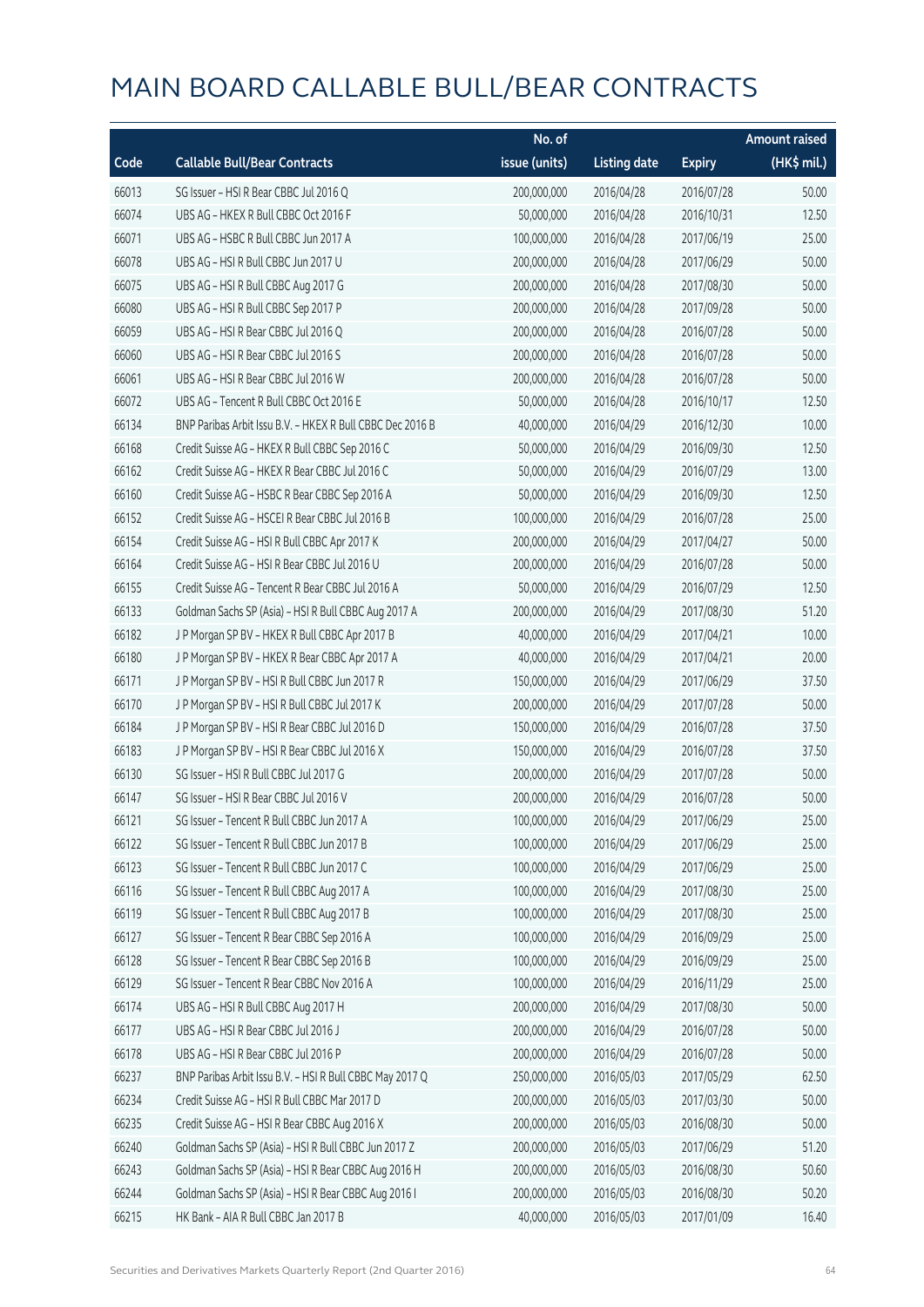# MAIN BOARD CALLABLE BULL/BEAR CONTRACTS

| Code | Callable Bull/Bear Contracts | No. of issue (units) | Listing date | Expiry | Amount raised (HK$ mil.) |
|---|---|---|---|---|---|
| 66013 | SG Issuer – HSI R Bear CBBC Jul 2016 Q | 200,000,000 | 2016/04/28 | 2016/07/28 | 50.00 |
| 66074 | UBS AG – HKEX R Bull CBBC Oct 2016 F | 50,000,000 | 2016/04/28 | 2016/10/31 | 12.50 |
| 66071 | UBS AG – HSBC R Bull CBBC Jun 2017 A | 100,000,000 | 2016/04/28 | 2017/06/19 | 25.00 |
| 66078 | UBS AG – HSI R Bull CBBC Jun 2017 U | 200,000,000 | 2016/04/28 | 2017/06/29 | 50.00 |
| 66075 | UBS AG – HSI R Bull CBBC Aug 2017 G | 200,000,000 | 2016/04/28 | 2017/08/30 | 50.00 |
| 66080 | UBS AG – HSI R Bull CBBC Sep 2017 P | 200,000,000 | 2016/04/28 | 2017/09/28 | 50.00 |
| 66059 | UBS AG – HSI R Bear CBBC Jul 2016 Q | 200,000,000 | 2016/04/28 | 2016/07/28 | 50.00 |
| 66060 | UBS AG – HSI R Bear CBBC Jul 2016 S | 200,000,000 | 2016/04/28 | 2016/07/28 | 50.00 |
| 66061 | UBS AG – HSI R Bear CBBC Jul 2016 W | 200,000,000 | 2016/04/28 | 2016/07/28 | 50.00 |
| 66072 | UBS AG – Tencent R Bull CBBC Oct 2016 E | 50,000,000 | 2016/04/28 | 2016/10/17 | 12.50 |
| 66134 | BNP Paribas Arbit Issu B.V. – HKEX R Bull CBBC Dec 2016 B | 40,000,000 | 2016/04/29 | 2016/12/30 | 10.00 |
| 66168 | Credit Suisse AG – HKEX R Bull CBBC Sep 2016 C | 50,000,000 | 2016/04/29 | 2016/09/30 | 12.50 |
| 66162 | Credit Suisse AG – HKEX R Bear CBBC Jul 2016 C | 50,000,000 | 2016/04/29 | 2016/07/29 | 13.00 |
| 66160 | Credit Suisse AG – HSBC R Bear CBBC Sep 2016 A | 50,000,000 | 2016/04/29 | 2016/09/30 | 12.50 |
| 66152 | Credit Suisse AG – HSCEI R Bear CBBC Jul 2016 B | 100,000,000 | 2016/04/29 | 2016/07/28 | 25.00 |
| 66154 | Credit Suisse AG – HSI R Bull CBBC Apr 2017 K | 200,000,000 | 2016/04/29 | 2017/04/27 | 50.00 |
| 66164 | Credit Suisse AG – HSI R Bear CBBC Jul 2016 U | 200,000,000 | 2016/04/29 | 2016/07/28 | 50.00 |
| 66155 | Credit Suisse AG – Tencent R Bear CBBC Jul 2016 A | 50,000,000 | 2016/04/29 | 2016/07/29 | 12.50 |
| 66133 | Goldman Sachs SP (Asia) – HSI R Bull CBBC Aug 2017 A | 200,000,000 | 2016/04/29 | 2017/08/30 | 51.20 |
| 66182 | J P Morgan SP BV – HKEX R Bull CBBC Apr 2017 B | 40,000,000 | 2016/04/29 | 2017/04/21 | 10.00 |
| 66180 | J P Morgan SP BV – HKEX R Bear CBBC Apr 2017 A | 40,000,000 | 2016/04/29 | 2017/04/21 | 20.00 |
| 66171 | J P Morgan SP BV – HSI R Bull CBBC Jun 2017 R | 150,000,000 | 2016/04/29 | 2017/06/29 | 37.50 |
| 66170 | J P Morgan SP BV – HSI R Bull CBBC Jul 2017 K | 200,000,000 | 2016/04/29 | 2017/07/28 | 50.00 |
| 66184 | J P Morgan SP BV – HSI R Bear CBBC Jul 2016 D | 150,000,000 | 2016/04/29 | 2016/07/28 | 37.50 |
| 66183 | J P Morgan SP BV – HSI R Bear CBBC Jul 2016 X | 150,000,000 | 2016/04/29 | 2016/07/28 | 37.50 |
| 66130 | SG Issuer – HSI R Bull CBBC Jul 2017 G | 200,000,000 | 2016/04/29 | 2017/07/28 | 50.00 |
| 66147 | SG Issuer – HSI R Bear CBBC Jul 2016 V | 200,000,000 | 2016/04/29 | 2016/07/28 | 50.00 |
| 66121 | SG Issuer – Tencent R Bull CBBC Jun 2017 A | 100,000,000 | 2016/04/29 | 2017/06/29 | 25.00 |
| 66122 | SG Issuer – Tencent R Bull CBBC Jun 2017 B | 100,000,000 | 2016/04/29 | 2017/06/29 | 25.00 |
| 66123 | SG Issuer – Tencent R Bull CBBC Jun 2017 C | 100,000,000 | 2016/04/29 | 2017/06/29 | 25.00 |
| 66116 | SG Issuer – Tencent R Bull CBBC Aug 2017 A | 100,000,000 | 2016/04/29 | 2017/08/30 | 25.00 |
| 66119 | SG Issuer – Tencent R Bull CBBC Aug 2017 B | 100,000,000 | 2016/04/29 | 2017/08/30 | 25.00 |
| 66127 | SG Issuer – Tencent R Bear CBBC Sep 2016 A | 100,000,000 | 2016/04/29 | 2016/09/29 | 25.00 |
| 66128 | SG Issuer – Tencent R Bear CBBC Sep 2016 B | 100,000,000 | 2016/04/29 | 2016/09/29 | 25.00 |
| 66129 | SG Issuer – Tencent R Bear CBBC Nov 2016 A | 100,000,000 | 2016/04/29 | 2016/11/29 | 25.00 |
| 66174 | UBS AG – HSI R Bull CBBC Aug 2017 H | 200,000,000 | 2016/04/29 | 2017/08/30 | 50.00 |
| 66177 | UBS AG – HSI R Bear CBBC Jul 2016 J | 200,000,000 | 2016/04/29 | 2016/07/28 | 50.00 |
| 66178 | UBS AG – HSI R Bear CBBC Jul 2016 P | 200,000,000 | 2016/04/29 | 2016/07/28 | 50.00 |
| 66237 | BNP Paribas Arbit Issu B.V. – HSI R Bull CBBC May 2017 Q | 250,000,000 | 2016/05/03 | 2017/05/29 | 62.50 |
| 66234 | Credit Suisse AG – HSI R Bull CBBC Mar 2017 D | 200,000,000 | 2016/05/03 | 2017/03/30 | 50.00 |
| 66235 | Credit Suisse AG – HSI R Bear CBBC Aug 2016 X | 200,000,000 | 2016/05/03 | 2016/08/30 | 50.00 |
| 66240 | Goldman Sachs SP (Asia) – HSI R Bull CBBC Jun 2017 Z | 200,000,000 | 2016/05/03 | 2017/06/29 | 51.20 |
| 66243 | Goldman Sachs SP (Asia) – HSI R Bear CBBC Aug 2016 H | 200,000,000 | 2016/05/03 | 2016/08/30 | 50.60 |
| 66244 | Goldman Sachs SP (Asia) – HSI R Bear CBBC Aug 2016 I | 200,000,000 | 2016/05/03 | 2016/08/30 | 50.20 |
| 66215 | HK Bank – AIA R Bull CBBC Jan 2017 B | 40,000,000 | 2016/05/03 | 2017/01/09 | 16.40 |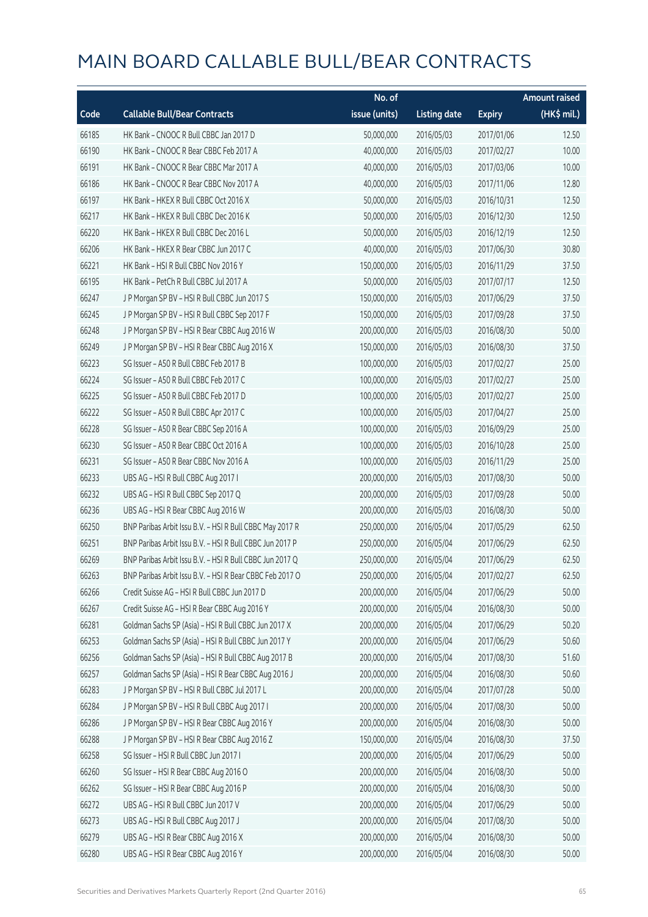# MAIN BOARD CALLABLE BULL/BEAR CONTRACTS

| Code | Callable Bull/Bear Contracts | No. of issue (units) | Listing date | Expiry | Amount raised (HK$ mil.) |
|---|---|---|---|---|---|
| 66185 | HK Bank – CNOOC R Bull CBBC Jan 2017 D | 50,000,000 | 2016/05/03 | 2017/01/06 | 12.50 |
| 66190 | HK Bank – CNOOC R Bear CBBC Feb 2017 A | 40,000,000 | 2016/05/03 | 2017/02/27 | 10.00 |
| 66191 | HK Bank – CNOOC R Bear CBBC Mar 2017 A | 40,000,000 | 2016/05/03 | 2017/03/06 | 10.00 |
| 66186 | HK Bank – CNOOC R Bear CBBC Nov 2017 A | 40,000,000 | 2016/05/03 | 2017/11/06 | 12.80 |
| 66197 | HK Bank – HKEX R Bull CBBC Oct 2016 X | 50,000,000 | 2016/05/03 | 2016/10/31 | 12.50 |
| 66217 | HK Bank – HKEX R Bull CBBC Dec 2016 K | 50,000,000 | 2016/05/03 | 2016/12/30 | 12.50 |
| 66220 | HK Bank – HKEX R Bull CBBC Dec 2016 L | 50,000,000 | 2016/05/03 | 2016/12/19 | 12.50 |
| 66206 | HK Bank – HKEX R Bear CBBC Jun 2017 C | 40,000,000 | 2016/05/03 | 2017/06/30 | 30.80 |
| 66221 | HK Bank – HSI R Bull CBBC Nov 2016 Y | 150,000,000 | 2016/05/03 | 2016/11/29 | 37.50 |
| 66195 | HK Bank – PetCh R Bull CBBC Jul 2017 A | 50,000,000 | 2016/05/03 | 2017/07/17 | 12.50 |
| 66247 | J P Morgan SP BV – HSI R Bull CBBC Jun 2017 S | 150,000,000 | 2016/05/03 | 2017/06/29 | 37.50 |
| 66245 | J P Morgan SP BV – HSI R Bull CBBC Sep 2017 F | 150,000,000 | 2016/05/03 | 2017/09/28 | 37.50 |
| 66248 | J P Morgan SP BV – HSI R Bear CBBC Aug 2016 W | 200,000,000 | 2016/05/03 | 2016/08/30 | 50.00 |
| 66249 | J P Morgan SP BV – HSI R Bear CBBC Aug 2016 X | 150,000,000 | 2016/05/03 | 2016/08/30 | 37.50 |
| 66223 | SG Issuer – A50 R Bull CBBC Feb 2017 B | 100,000,000 | 2016/05/03 | 2017/02/27 | 25.00 |
| 66224 | SG Issuer – A50 R Bull CBBC Feb 2017 C | 100,000,000 | 2016/05/03 | 2017/02/27 | 25.00 |
| 66225 | SG Issuer – A50 R Bull CBBC Feb 2017 D | 100,000,000 | 2016/05/03 | 2017/02/27 | 25.00 |
| 66222 | SG Issuer – A50 R Bull CBBC Apr 2017 C | 100,000,000 | 2016/05/03 | 2017/04/27 | 25.00 |
| 66228 | SG Issuer – A50 R Bear CBBC Sep 2016 A | 100,000,000 | 2016/05/03 | 2016/09/29 | 25.00 |
| 66230 | SG Issuer – A50 R Bear CBBC Oct 2016 A | 100,000,000 | 2016/05/03 | 2016/10/28 | 25.00 |
| 66231 | SG Issuer – A50 R Bear CBBC Nov 2016 A | 100,000,000 | 2016/05/03 | 2016/11/29 | 25.00 |
| 66233 | UBS AG – HSI R Bull CBBC Aug 2017 I | 200,000,000 | 2016/05/03 | 2017/08/30 | 50.00 |
| 66232 | UBS AG – HSI R Bull CBBC Sep 2017 Q | 200,000,000 | 2016/05/03 | 2017/09/28 | 50.00 |
| 66236 | UBS AG – HSI R Bear CBBC Aug 2016 W | 200,000,000 | 2016/05/03 | 2016/08/30 | 50.00 |
| 66250 | BNP Paribas Arbit Issu B.V. – HSI R Bull CBBC May 2017 R | 250,000,000 | 2016/05/04 | 2017/05/29 | 62.50 |
| 66251 | BNP Paribas Arbit Issu B.V. – HSI R Bull CBBC Jun 2017 P | 250,000,000 | 2016/05/04 | 2017/06/29 | 62.50 |
| 66269 | BNP Paribas Arbit Issu B.V. – HSI R Bull CBBC Jun 2017 Q | 250,000,000 | 2016/05/04 | 2017/06/29 | 62.50 |
| 66263 | BNP Paribas Arbit Issu B.V. – HSI R Bear CBBC Feb 2017 O | 250,000,000 | 2016/05/04 | 2017/02/27 | 62.50 |
| 66266 | Credit Suisse AG – HSI R Bull CBBC Jun 2017 D | 200,000,000 | 2016/05/04 | 2017/06/29 | 50.00 |
| 66267 | Credit Suisse AG – HSI R Bear CBBC Aug 2016 Y | 200,000,000 | 2016/05/04 | 2016/08/30 | 50.00 |
| 66281 | Goldman Sachs SP (Asia) – HSI R Bull CBBC Jun 2017 X | 200,000,000 | 2016/05/04 | 2017/06/29 | 50.20 |
| 66253 | Goldman Sachs SP (Asia) – HSI R Bull CBBC Jun 2017 Y | 200,000,000 | 2016/05/04 | 2017/06/29 | 50.60 |
| 66256 | Goldman Sachs SP (Asia) – HSI R Bull CBBC Aug 2017 B | 200,000,000 | 2016/05/04 | 2017/08/30 | 51.60 |
| 66257 | Goldman Sachs SP (Asia) – HSI R Bear CBBC Aug 2016 J | 200,000,000 | 2016/05/04 | 2016/08/30 | 50.60 |
| 66283 | J P Morgan SP BV – HSI R Bull CBBC Jul 2017 L | 200,000,000 | 2016/05/04 | 2017/07/28 | 50.00 |
| 66284 | J P Morgan SP BV – HSI R Bull CBBC Aug 2017 I | 200,000,000 | 2016/05/04 | 2017/08/30 | 50.00 |
| 66286 | J P Morgan SP BV – HSI R Bear CBBC Aug 2016 Y | 200,000,000 | 2016/05/04 | 2016/08/30 | 50.00 |
| 66288 | J P Morgan SP BV – HSI R Bear CBBC Aug 2016 Z | 150,000,000 | 2016/05/04 | 2016/08/30 | 37.50 |
| 66258 | SG Issuer – HSI R Bull CBBC Jun 2017 I | 200,000,000 | 2016/05/04 | 2017/06/29 | 50.00 |
| 66260 | SG Issuer – HSI R Bear CBBC Aug 2016 O | 200,000,000 | 2016/05/04 | 2016/08/30 | 50.00 |
| 66262 | SG Issuer – HSI R Bear CBBC Aug 2016 P | 200,000,000 | 2016/05/04 | 2016/08/30 | 50.00 |
| 66272 | UBS AG – HSI R Bull CBBC Jun 2017 V | 200,000,000 | 2016/05/04 | 2017/06/29 | 50.00 |
| 66273 | UBS AG – HSI R Bull CBBC Aug 2017 J | 200,000,000 | 2016/05/04 | 2017/08/30 | 50.00 |
| 66279 | UBS AG – HSI R Bear CBBC Aug 2016 X | 200,000,000 | 2016/05/04 | 2016/08/30 | 50.00 |
| 66280 | UBS AG – HSI R Bear CBBC Aug 2016 Y | 200,000,000 | 2016/05/04 | 2016/08/30 | 50.00 |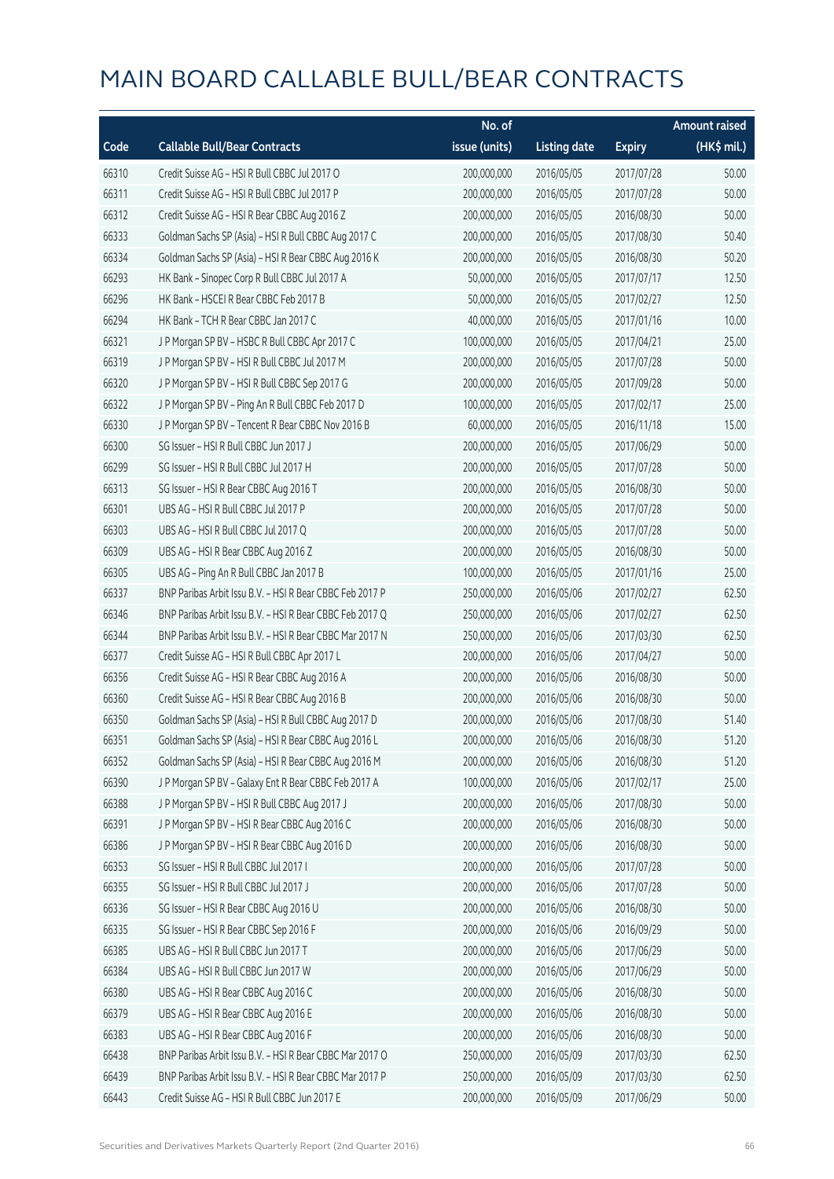# MAIN BOARD CALLABLE BULL/BEAR CONTRACTS

| Code | Callable Bull/Bear Contracts | No. of issue (units) | Listing date | Expiry | Amount raised (HK$ mil.) |
|---|---|---|---|---|---|
| 66310 | Credit Suisse AG – HSI R Bull CBBC Jul 2017 O | 200,000,000 | 2016/05/05 | 2017/07/28 | 50.00 |
| 66311 | Credit Suisse AG – HSI R Bull CBBC Jul 2017 P | 200,000,000 | 2016/05/05 | 2017/07/28 | 50.00 |
| 66312 | Credit Suisse AG – HSI R Bear CBBC Aug 2016 Z | 200,000,000 | 2016/05/05 | 2016/08/30 | 50.00 |
| 66333 | Goldman Sachs SP (Asia) – HSI R Bull CBBC Aug 2017 C | 200,000,000 | 2016/05/05 | 2017/08/30 | 50.40 |
| 66334 | Goldman Sachs SP (Asia) – HSI R Bear CBBC Aug 2016 K | 200,000,000 | 2016/05/05 | 2016/08/30 | 50.20 |
| 66293 | HK Bank – Sinopec Corp R Bull CBBC Jul 2017 A | 50,000,000 | 2016/05/05 | 2017/07/17 | 12.50 |
| 66296 | HK Bank – HSCEI R Bear CBBC Feb 2017 B | 50,000,000 | 2016/05/05 | 2017/02/27 | 12.50 |
| 66294 | HK Bank – TCH R Bear CBBC Jan 2017 C | 40,000,000 | 2016/05/05 | 2017/01/16 | 10.00 |
| 66321 | J P Morgan SP BV – HSBC R Bull CBBC Apr 2017 C | 100,000,000 | 2016/05/05 | 2017/04/21 | 25.00 |
| 66319 | J P Morgan SP BV – HSI R Bull CBBC Jul 2017 M | 200,000,000 | 2016/05/05 | 2017/07/28 | 50.00 |
| 66320 | J P Morgan SP BV – HSI R Bull CBBC Sep 2017 G | 200,000,000 | 2016/05/05 | 2017/09/28 | 50.00 |
| 66322 | J P Morgan SP BV – Ping An R Bull CBBC Feb 2017 D | 100,000,000 | 2016/05/05 | 2017/02/17 | 25.00 |
| 66330 | J P Morgan SP BV – Tencent R Bear CBBC Nov 2016 B | 60,000,000 | 2016/05/05 | 2016/11/18 | 15.00 |
| 66300 | SG Issuer – HSI R Bull CBBC Jun 2017 J | 200,000,000 | 2016/05/05 | 2017/06/29 | 50.00 |
| 66299 | SG Issuer – HSI R Bull CBBC Jul 2017 H | 200,000,000 | 2016/05/05 | 2017/07/28 | 50.00 |
| 66313 | SG Issuer – HSI R Bear CBBC Aug 2016 T | 200,000,000 | 2016/05/05 | 2016/08/30 | 50.00 |
| 66301 | UBS AG – HSI R Bull CBBC Jul 2017 P | 200,000,000 | 2016/05/05 | 2017/07/28 | 50.00 |
| 66303 | UBS AG – HSI R Bull CBBC Jul 2017 Q | 200,000,000 | 2016/05/05 | 2017/07/28 | 50.00 |
| 66309 | UBS AG – HSI R Bear CBBC Aug 2016 Z | 200,000,000 | 2016/05/05 | 2016/08/30 | 50.00 |
| 66305 | UBS AG – Ping An R Bull CBBC Jan 2017 B | 100,000,000 | 2016/05/05 | 2017/01/16 | 25.00 |
| 66337 | BNP Paribas Arbit Issu B.V. – HSI R Bear CBBC Feb 2017 P | 250,000,000 | 2016/05/06 | 2017/02/27 | 62.50 |
| 66346 | BNP Paribas Arbit Issu B.V. – HSI R Bear CBBC Feb 2017 Q | 250,000,000 | 2016/05/06 | 2017/02/27 | 62.50 |
| 66344 | BNP Paribas Arbit Issu B.V. – HSI R Bear CBBC Mar 2017 N | 250,000,000 | 2016/05/06 | 2017/03/30 | 62.50 |
| 66377 | Credit Suisse AG – HSI R Bull CBBC Apr 2017 L | 200,000,000 | 2016/05/06 | 2017/04/27 | 50.00 |
| 66356 | Credit Suisse AG – HSI R Bear CBBC Aug 2016 A | 200,000,000 | 2016/05/06 | 2016/08/30 | 50.00 |
| 66360 | Credit Suisse AG – HSI R Bear CBBC Aug 2016 B | 200,000,000 | 2016/05/06 | 2016/08/30 | 50.00 |
| 66350 | Goldman Sachs SP (Asia) – HSI R Bull CBBC Aug 2017 D | 200,000,000 | 2016/05/06 | 2017/08/30 | 51.40 |
| 66351 | Goldman Sachs SP (Asia) – HSI R Bear CBBC Aug 2016 L | 200,000,000 | 2016/05/06 | 2016/08/30 | 51.20 |
| 66352 | Goldman Sachs SP (Asia) – HSI R Bear CBBC Aug 2016 M | 200,000,000 | 2016/05/06 | 2016/08/30 | 51.20 |
| 66390 | J P Morgan SP BV – Galaxy Ent R Bear CBBC Feb 2017 A | 100,000,000 | 2016/05/06 | 2017/02/17 | 25.00 |
| 66388 | J P Morgan SP BV – HSI R Bull CBBC Aug 2017 J | 200,000,000 | 2016/05/06 | 2017/08/30 | 50.00 |
| 66391 | J P Morgan SP BV – HSI R Bear CBBC Aug 2016 C | 200,000,000 | 2016/05/06 | 2016/08/30 | 50.00 |
| 66386 | J P Morgan SP BV – HSI R Bear CBBC Aug 2016 D | 200,000,000 | 2016/05/06 | 2016/08/30 | 50.00 |
| 66353 | SG Issuer – HSI R Bull CBBC Jul 2017 I | 200,000,000 | 2016/05/06 | 2017/07/28 | 50.00 |
| 66355 | SG Issuer – HSI R Bull CBBC Jul 2017 J | 200,000,000 | 2016/05/06 | 2017/07/28 | 50.00 |
| 66336 | SG Issuer – HSI R Bear CBBC Aug 2016 U | 200,000,000 | 2016/05/06 | 2016/08/30 | 50.00 |
| 66335 | SG Issuer – HSI R Bear CBBC Sep 2016 F | 200,000,000 | 2016/05/06 | 2016/09/29 | 50.00 |
| 66385 | UBS AG – HSI R Bull CBBC Jun 2017 T | 200,000,000 | 2016/05/06 | 2017/06/29 | 50.00 |
| 66384 | UBS AG – HSI R Bull CBBC Jun 2017 W | 200,000,000 | 2016/05/06 | 2017/06/29 | 50.00 |
| 66380 | UBS AG – HSI R Bear CBBC Aug 2016 C | 200,000,000 | 2016/05/06 | 2016/08/30 | 50.00 |
| 66379 | UBS AG – HSI R Bear CBBC Aug 2016 E | 200,000,000 | 2016/05/06 | 2016/08/30 | 50.00 |
| 66383 | UBS AG – HSI R Bear CBBC Aug 2016 F | 200,000,000 | 2016/05/06 | 2016/08/30 | 50.00 |
| 66438 | BNP Paribas Arbit Issu B.V. – HSI R Bear CBBC Mar 2017 O | 250,000,000 | 2016/05/09 | 2017/03/30 | 62.50 |
| 66439 | BNP Paribas Arbit Issu B.V. – HSI R Bear CBBC Mar 2017 P | 250,000,000 | 2016/05/09 | 2017/03/30 | 62.50 |
| 66443 | Credit Suisse AG – HSI R Bull CBBC Jun 2017 E | 200,000,000 | 2016/05/09 | 2017/06/29 | 50.00 |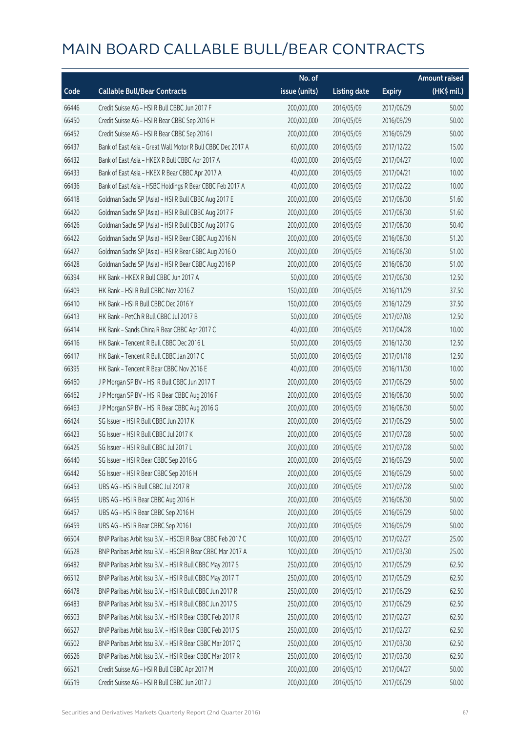# MAIN BOARD CALLABLE BULL/BEAR CONTRACTS

| Code | Callable Bull/Bear Contracts | No. of issue (units) | Listing date | Expiry | Amount raised (HK$ mil.) |
|---|---|---|---|---|---|
| 66446 | Credit Suisse AG – HSI R Bull CBBC Jun 2017 F | 200,000,000 | 2016/05/09 | 2017/06/29 | 50.00 |
| 66450 | Credit Suisse AG – HSI R Bear CBBC Sep 2016 H | 200,000,000 | 2016/05/09 | 2016/09/29 | 50.00 |
| 66452 | Credit Suisse AG – HSI R Bear CBBC Sep 2016 I | 200,000,000 | 2016/05/09 | 2016/09/29 | 50.00 |
| 66437 | Bank of East Asia – Great Wall Motor R Bull CBBC Dec 2017 A | 60,000,000 | 2016/05/09 | 2017/12/22 | 15.00 |
| 66432 | Bank of East Asia – HKEX R Bull CBBC Apr 2017 A | 40,000,000 | 2016/05/09 | 2017/04/27 | 10.00 |
| 66433 | Bank of East Asia – HKEX R Bear CBBC Apr 2017 A | 40,000,000 | 2016/05/09 | 2017/04/21 | 10.00 |
| 66436 | Bank of East Asia – HSBC Holdings R Bear CBBC Feb 2017 A | 40,000,000 | 2016/05/09 | 2017/02/22 | 10.00 |
| 66418 | Goldman Sachs SP (Asia) – HSI R Bull CBBC Aug 2017 E | 200,000,000 | 2016/05/09 | 2017/08/30 | 51.60 |
| 66420 | Goldman Sachs SP (Asia) – HSI R Bull CBBC Aug 2017 F | 200,000,000 | 2016/05/09 | 2017/08/30 | 51.60 |
| 66426 | Goldman Sachs SP (Asia) – HSI R Bull CBBC Aug 2017 G | 200,000,000 | 2016/05/09 | 2017/08/30 | 50.40 |
| 66422 | Goldman Sachs SP (Asia) – HSI R Bear CBBC Aug 2016 N | 200,000,000 | 2016/05/09 | 2016/08/30 | 51.20 |
| 66427 | Goldman Sachs SP (Asia) – HSI R Bear CBBC Aug 2016 O | 200,000,000 | 2016/05/09 | 2016/08/30 | 51.00 |
| 66428 | Goldman Sachs SP (Asia) – HSI R Bear CBBC Aug 2016 P | 200,000,000 | 2016/05/09 | 2016/08/30 | 51.00 |
| 66394 | HK Bank – HKEX R Bull CBBC Jun 2017 A | 50,000,000 | 2016/05/09 | 2017/06/30 | 12.50 |
| 66409 | HK Bank – HSI R Bull CBBC Nov 2016 Z | 150,000,000 | 2016/05/09 | 2016/11/29 | 37.50 |
| 66410 | HK Bank – HSI R Bull CBBC Dec 2016 Y | 150,000,000 | 2016/05/09 | 2016/12/29 | 37.50 |
| 66413 | HK Bank – PetCh R Bull CBBC Jul 2017 B | 50,000,000 | 2016/05/09 | 2017/07/03 | 12.50 |
| 66414 | HK Bank – Sands China R Bear CBBC Apr 2017 C | 40,000,000 | 2016/05/09 | 2017/04/28 | 10.00 |
| 66416 | HK Bank – Tencent R Bull CBBC Dec 2016 L | 50,000,000 | 2016/05/09 | 2016/12/30 | 12.50 |
| 66417 | HK Bank – Tencent R Bull CBBC Jan 2017 C | 50,000,000 | 2016/05/09 | 2017/01/18 | 12.50 |
| 66395 | HK Bank – Tencent R Bear CBBC Nov 2016 E | 40,000,000 | 2016/05/09 | 2016/11/30 | 10.00 |
| 66460 | J P Morgan SP BV – HSI R Bull CBBC Jun 2017 T | 200,000,000 | 2016/05/09 | 2017/06/29 | 50.00 |
| 66462 | J P Morgan SP BV – HSI R Bear CBBC Aug 2016 F | 200,000,000 | 2016/05/09 | 2016/08/30 | 50.00 |
| 66463 | J P Morgan SP BV – HSI R Bear CBBC Aug 2016 G | 200,000,000 | 2016/05/09 | 2016/08/30 | 50.00 |
| 66424 | SG Issuer – HSI R Bull CBBC Jun 2017 K | 200,000,000 | 2016/05/09 | 2017/06/29 | 50.00 |
| 66423 | SG Issuer – HSI R Bull CBBC Jul 2017 K | 200,000,000 | 2016/05/09 | 2017/07/28 | 50.00 |
| 66425 | SG Issuer – HSI R Bull CBBC Jul 2017 L | 200,000,000 | 2016/05/09 | 2017/07/28 | 50.00 |
| 66440 | SG Issuer – HSI R Bear CBBC Sep 2016 G | 200,000,000 | 2016/05/09 | 2016/09/29 | 50.00 |
| 66442 | SG Issuer – HSI R Bear CBBC Sep 2016 H | 200,000,000 | 2016/05/09 | 2016/09/29 | 50.00 |
| 66453 | UBS AG – HSI R Bull CBBC Jul 2017 R | 200,000,000 | 2016/05/09 | 2017/07/28 | 50.00 |
| 66455 | UBS AG – HSI R Bear CBBC Aug 2016 H | 200,000,000 | 2016/05/09 | 2016/08/30 | 50.00 |
| 66457 | UBS AG – HSI R Bear CBBC Sep 2016 H | 200,000,000 | 2016/05/09 | 2016/09/29 | 50.00 |
| 66459 | UBS AG – HSI R Bear CBBC Sep 2016 I | 200,000,000 | 2016/05/09 | 2016/09/29 | 50.00 |
| 66504 | BNP Paribas Arbit Issu B.V. – HSCEI R Bear CBBC Feb 2017 C | 100,000,000 | 2016/05/10 | 2017/02/27 | 25.00 |
| 66528 | BNP Paribas Arbit Issu B.V. – HSCEI R Bear CBBC Mar 2017 A | 100,000,000 | 2016/05/10 | 2017/03/30 | 25.00 |
| 66482 | BNP Paribas Arbit Issu B.V. – HSI R Bull CBBC May 2017 S | 250,000,000 | 2016/05/10 | 2017/05/29 | 62.50 |
| 66512 | BNP Paribas Arbit Issu B.V. – HSI R Bull CBBC May 2017 T | 250,000,000 | 2016/05/10 | 2017/05/29 | 62.50 |
| 66478 | BNP Paribas Arbit Issu B.V. – HSI R Bull CBBC Jun 2017 R | 250,000,000 | 2016/05/10 | 2017/06/29 | 62.50 |
| 66483 | BNP Paribas Arbit Issu B.V. – HSI R Bull CBBC Jun 2017 S | 250,000,000 | 2016/05/10 | 2017/06/29 | 62.50 |
| 66503 | BNP Paribas Arbit Issu B.V. – HSI R Bear CBBC Feb 2017 R | 250,000,000 | 2016/05/10 | 2017/02/27 | 62.50 |
| 66527 | BNP Paribas Arbit Issu B.V. – HSI R Bear CBBC Feb 2017 S | 250,000,000 | 2016/05/10 | 2017/02/27 | 62.50 |
| 66502 | BNP Paribas Arbit Issu B.V. – HSI R Bear CBBC Mar 2017 Q | 250,000,000 | 2016/05/10 | 2017/03/30 | 62.50 |
| 66526 | BNP Paribas Arbit Issu B.V. – HSI R Bear CBBC Mar 2017 R | 250,000,000 | 2016/05/10 | 2017/03/30 | 62.50 |
| 66521 | Credit Suisse AG – HSI R Bull CBBC Apr 2017 M | 200,000,000 | 2016/05/10 | 2017/04/27 | 50.00 |
| 66519 | Credit Suisse AG – HSI R Bull CBBC Jun 2017 J | 200,000,000 | 2016/05/10 | 2017/06/29 | 50.00 |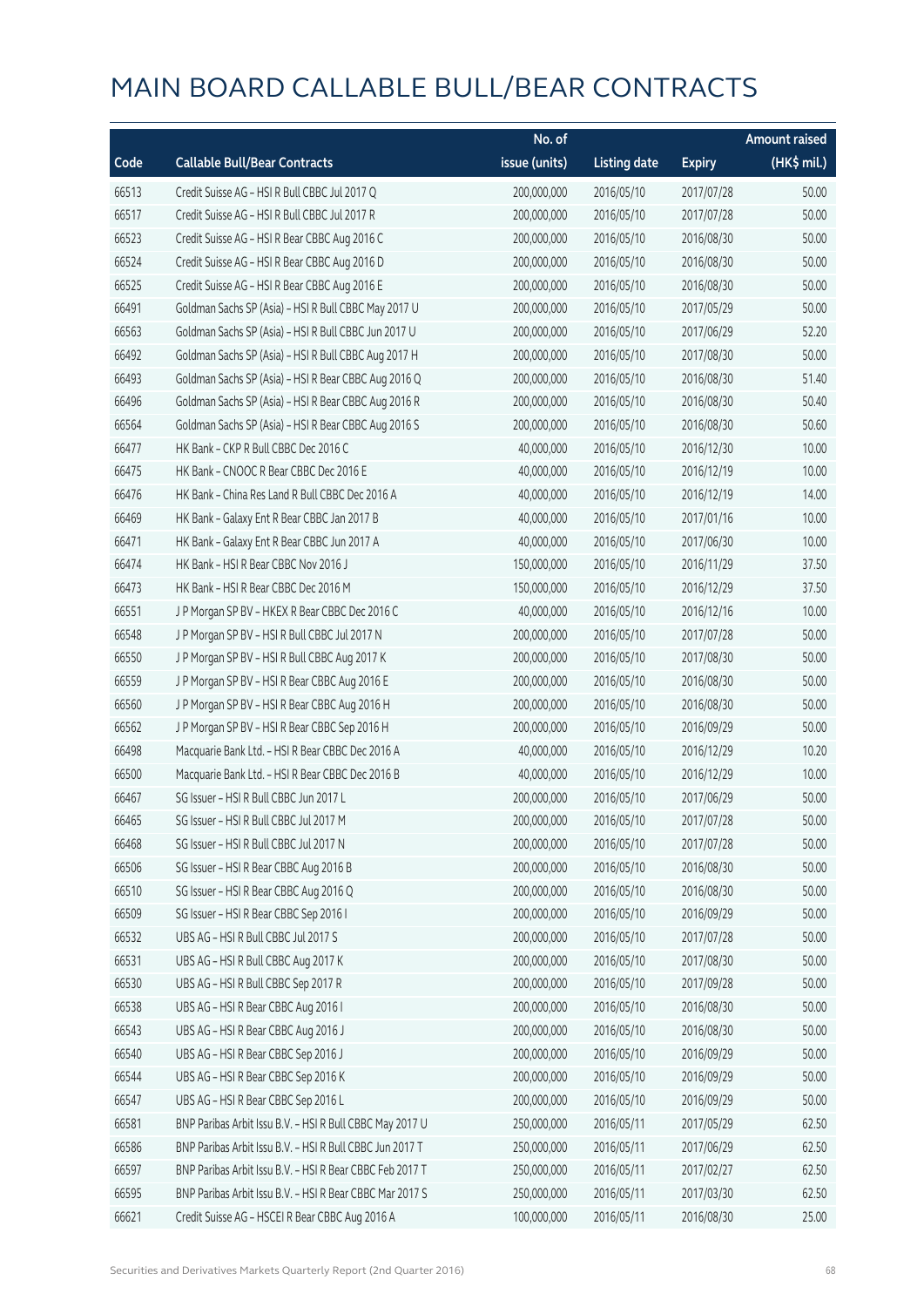# MAIN BOARD CALLABLE BULL/BEAR CONTRACTS

| Code | Callable Bull/Bear Contracts | No. of issue (units) | Listing date | Expiry | Amount raised (HK$ mil.) |
|---|---|---|---|---|---|
| 66513 | Credit Suisse AG – HSI R Bull CBBC Jul 2017 Q | 200,000,000 | 2016/05/10 | 2017/07/28 | 50.00 |
| 66517 | Credit Suisse AG – HSI R Bull CBBC Jul 2017 R | 200,000,000 | 2016/05/10 | 2017/07/28 | 50.00 |
| 66523 | Credit Suisse AG – HSI R Bear CBBC Aug 2016 C | 200,000,000 | 2016/05/10 | 2016/08/30 | 50.00 |
| 66524 | Credit Suisse AG – HSI R Bear CBBC Aug 2016 D | 200,000,000 | 2016/05/10 | 2016/08/30 | 50.00 |
| 66525 | Credit Suisse AG – HSI R Bear CBBC Aug 2016 E | 200,000,000 | 2016/05/10 | 2016/08/30 | 50.00 |
| 66491 | Goldman Sachs SP (Asia) – HSI R Bull CBBC May 2017 U | 200,000,000 | 2016/05/10 | 2017/05/29 | 50.00 |
| 66563 | Goldman Sachs SP (Asia) – HSI R Bull CBBC Jun 2017 U | 200,000,000 | 2016/05/10 | 2017/06/29 | 52.20 |
| 66492 | Goldman Sachs SP (Asia) – HSI R Bull CBBC Aug 2017 H | 200,000,000 | 2016/05/10 | 2017/08/30 | 50.00 |
| 66493 | Goldman Sachs SP (Asia) – HSI R Bear CBBC Aug 2016 Q | 200,000,000 | 2016/05/10 | 2016/08/30 | 51.40 |
| 66496 | Goldman Sachs SP (Asia) – HSI R Bear CBBC Aug 2016 R | 200,000,000 | 2016/05/10 | 2016/08/30 | 50.40 |
| 66564 | Goldman Sachs SP (Asia) – HSI R Bear CBBC Aug 2016 S | 200,000,000 | 2016/05/10 | 2016/08/30 | 50.60 |
| 66477 | HK Bank – CKP R Bull CBBC Dec 2016 C | 40,000,000 | 2016/05/10 | 2016/12/30 | 10.00 |
| 66475 | HK Bank – CNOOC R Bear CBBC Dec 2016 E | 40,000,000 | 2016/05/10 | 2016/12/19 | 10.00 |
| 66476 | HK Bank – China Res Land R Bull CBBC Dec 2016 A | 40,000,000 | 2016/05/10 | 2016/12/19 | 14.00 |
| 66469 | HK Bank – Galaxy Ent R Bear CBBC Jan 2017 B | 40,000,000 | 2016/05/10 | 2017/01/16 | 10.00 |
| 66471 | HK Bank – Galaxy Ent R Bear CBBC Jun 2017 A | 40,000,000 | 2016/05/10 | 2017/06/30 | 10.00 |
| 66474 | HK Bank – HSI R Bear CBBC Nov 2016 J | 150,000,000 | 2016/05/10 | 2016/11/29 | 37.50 |
| 66473 | HK Bank – HSI R Bear CBBC Dec 2016 M | 150,000,000 | 2016/05/10 | 2016/12/29 | 37.50 |
| 66551 | J P Morgan SP BV – HKEX R Bear CBBC Dec 2016 C | 40,000,000 | 2016/05/10 | 2016/12/16 | 10.00 |
| 66548 | J P Morgan SP BV – HSI R Bull CBBC Jul 2017 N | 200,000,000 | 2016/05/10 | 2017/07/28 | 50.00 |
| 66550 | J P Morgan SP BV – HSI R Bull CBBC Aug 2017 K | 200,000,000 | 2016/05/10 | 2017/08/30 | 50.00 |
| 66559 | J P Morgan SP BV – HSI R Bear CBBC Aug 2016 E | 200,000,000 | 2016/05/10 | 2016/08/30 | 50.00 |
| 66560 | J P Morgan SP BV – HSI R Bear CBBC Aug 2016 H | 200,000,000 | 2016/05/10 | 2016/08/30 | 50.00 |
| 66562 | J P Morgan SP BV – HSI R Bear CBBC Sep 2016 H | 200,000,000 | 2016/05/10 | 2016/09/29 | 50.00 |
| 66498 | Macquarie Bank Ltd. – HSI R Bear CBBC Dec 2016 A | 40,000,000 | 2016/05/10 | 2016/12/29 | 10.20 |
| 66500 | Macquarie Bank Ltd. – HSI R Bear CBBC Dec 2016 B | 40,000,000 | 2016/05/10 | 2016/12/29 | 10.00 |
| 66467 | SG Issuer – HSI R Bull CBBC Jun 2017 L | 200,000,000 | 2016/05/10 | 2017/06/29 | 50.00 |
| 66465 | SG Issuer – HSI R Bull CBBC Jul 2017 M | 200,000,000 | 2016/05/10 | 2017/07/28 | 50.00 |
| 66468 | SG Issuer – HSI R Bull CBBC Jul 2017 N | 200,000,000 | 2016/05/10 | 2017/07/28 | 50.00 |
| 66506 | SG Issuer – HSI R Bear CBBC Aug 2016 B | 200,000,000 | 2016/05/10 | 2016/08/30 | 50.00 |
| 66510 | SG Issuer – HSI R Bear CBBC Aug 2016 Q | 200,000,000 | 2016/05/10 | 2016/08/30 | 50.00 |
| 66509 | SG Issuer – HSI R Bear CBBC Sep 2016 I | 200,000,000 | 2016/05/10 | 2016/09/29 | 50.00 |
| 66532 | UBS AG – HSI R Bull CBBC Jul 2017 S | 200,000,000 | 2016/05/10 | 2017/07/28 | 50.00 |
| 66531 | UBS AG – HSI R Bull CBBC Aug 2017 K | 200,000,000 | 2016/05/10 | 2017/08/30 | 50.00 |
| 66530 | UBS AG – HSI R Bull CBBC Sep 2017 R | 200,000,000 | 2016/05/10 | 2017/09/28 | 50.00 |
| 66538 | UBS AG – HSI R Bear CBBC Aug 2016 I | 200,000,000 | 2016/05/10 | 2016/08/30 | 50.00 |
| 66543 | UBS AG – HSI R Bear CBBC Aug 2016 J | 200,000,000 | 2016/05/10 | 2016/08/30 | 50.00 |
| 66540 | UBS AG – HSI R Bear CBBC Sep 2016 J | 200,000,000 | 2016/05/10 | 2016/09/29 | 50.00 |
| 66544 | UBS AG – HSI R Bear CBBC Sep 2016 K | 200,000,000 | 2016/05/10 | 2016/09/29 | 50.00 |
| 66547 | UBS AG – HSI R Bear CBBC Sep 2016 L | 200,000,000 | 2016/05/10 | 2016/09/29 | 50.00 |
| 66581 | BNP Paribas Arbit Issu B.V. – HSI R Bull CBBC May 2017 U | 250,000,000 | 2016/05/11 | 2017/05/29 | 62.50 |
| 66586 | BNP Paribas Arbit Issu B.V. – HSI R Bull CBBC Jun 2017 T | 250,000,000 | 2016/05/11 | 2017/06/29 | 62.50 |
| 66597 | BNP Paribas Arbit Issu B.V. – HSI R Bear CBBC Feb 2017 T | 250,000,000 | 2016/05/11 | 2017/02/27 | 62.50 |
| 66595 | BNP Paribas Arbit Issu B.V. – HSI R Bear CBBC Mar 2017 S | 250,000,000 | 2016/05/11 | 2017/03/30 | 62.50 |
| 66621 | Credit Suisse AG – HSCEI R Bear CBBC Aug 2016 A | 100,000,000 | 2016/05/11 | 2016/08/30 | 25.00 |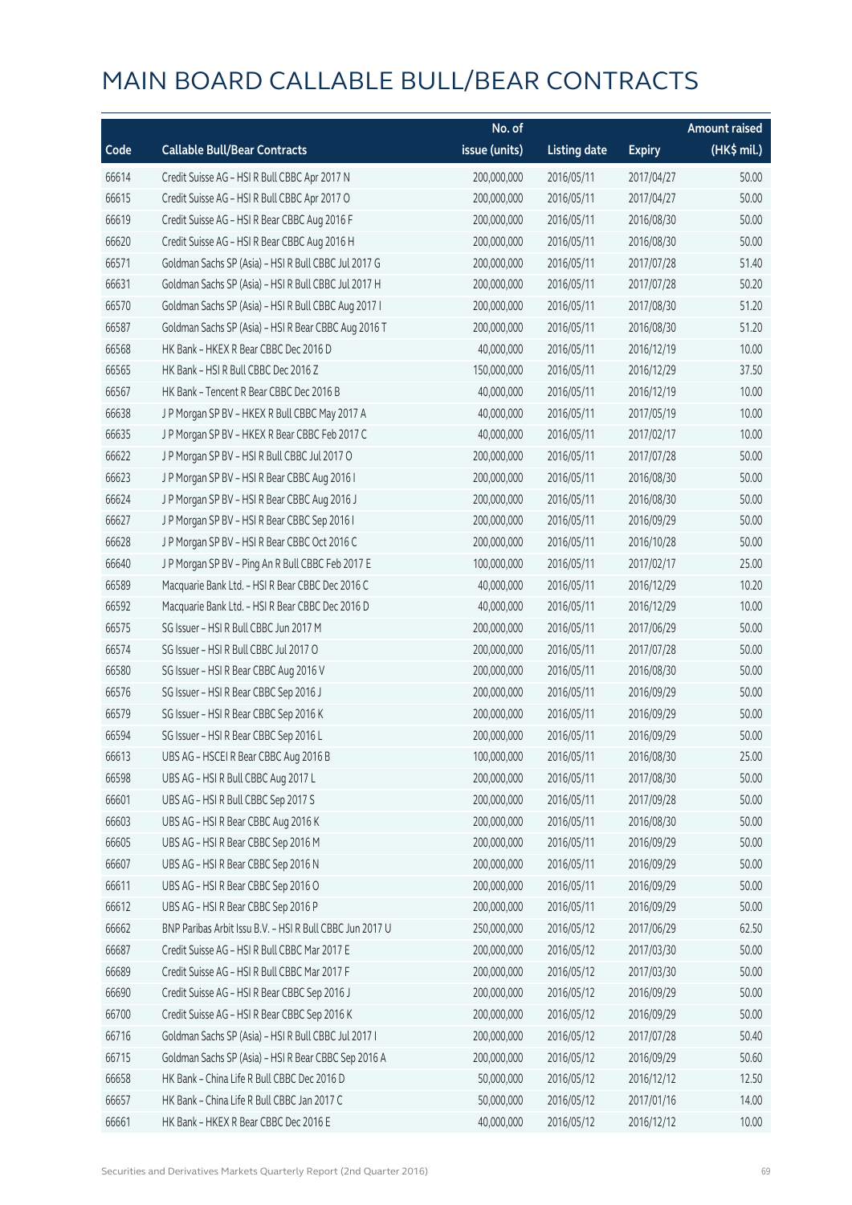# MAIN BOARD CALLABLE BULL/BEAR CONTRACTS

| Code | Callable Bull/Bear Contracts | No. of issue (units) | Listing date | Expiry | Amount raised (HK$ mil.) |
|---|---|---|---|---|---|
| 66614 | Credit Suisse AG – HSI R Bull CBBC Apr 2017 N | 200,000,000 | 2016/05/11 | 2017/04/27 | 50.00 |
| 66615 | Credit Suisse AG – HSI R Bull CBBC Apr 2017 O | 200,000,000 | 2016/05/11 | 2017/04/27 | 50.00 |
| 66619 | Credit Suisse AG – HSI R Bear CBBC Aug 2016 F | 200,000,000 | 2016/05/11 | 2016/08/30 | 50.00 |
| 66620 | Credit Suisse AG – HSI R Bear CBBC Aug 2016 H | 200,000,000 | 2016/05/11 | 2016/08/30 | 50.00 |
| 66571 | Goldman Sachs SP (Asia) – HSI R Bull CBBC Jul 2017 G | 200,000,000 | 2016/05/11 | 2017/07/28 | 51.40 |
| 66631 | Goldman Sachs SP (Asia) – HSI R Bull CBBC Jul 2017 H | 200,000,000 | 2016/05/11 | 2017/07/28 | 50.20 |
| 66570 | Goldman Sachs SP (Asia) – HSI R Bull CBBC Aug 2017 I | 200,000,000 | 2016/05/11 | 2017/08/30 | 51.20 |
| 66587 | Goldman Sachs SP (Asia) – HSI R Bear CBBC Aug 2016 T | 200,000,000 | 2016/05/11 | 2016/08/30 | 51.20 |
| 66568 | HK Bank – HKEX R Bear CBBC Dec 2016 D | 40,000,000 | 2016/05/11 | 2016/12/19 | 10.00 |
| 66565 | HK Bank – HSI R Bull CBBC Dec 2016 Z | 150,000,000 | 2016/05/11 | 2016/12/29 | 37.50 |
| 66567 | HK Bank – Tencent R Bear CBBC Dec 2016 B | 40,000,000 | 2016/05/11 | 2016/12/19 | 10.00 |
| 66638 | J P Morgan SP BV – HKEX R Bull CBBC May 2017 A | 40,000,000 | 2016/05/11 | 2017/05/19 | 10.00 |
| 66635 | J P Morgan SP BV – HKEX R Bear CBBC Feb 2017 C | 40,000,000 | 2016/05/11 | 2017/02/17 | 10.00 |
| 66622 | J P Morgan SP BV – HSI R Bull CBBC Jul 2017 O | 200,000,000 | 2016/05/11 | 2017/07/28 | 50.00 |
| 66623 | J P Morgan SP BV – HSI R Bear CBBC Aug 2016 I | 200,000,000 | 2016/05/11 | 2016/08/30 | 50.00 |
| 66624 | J P Morgan SP BV – HSI R Bear CBBC Aug 2016 J | 200,000,000 | 2016/05/11 | 2016/08/30 | 50.00 |
| 66627 | J P Morgan SP BV – HSI R Bear CBBC Sep 2016 I | 200,000,000 | 2016/05/11 | 2016/09/29 | 50.00 |
| 66628 | J P Morgan SP BV – HSI R Bear CBBC Oct 2016 C | 200,000,000 | 2016/05/11 | 2016/10/28 | 50.00 |
| 66640 | J P Morgan SP BV – Ping An R Bull CBBC Feb 2017 E | 100,000,000 | 2016/05/11 | 2017/02/17 | 25.00 |
| 66589 | Macquarie Bank Ltd. – HSI R Bear CBBC Dec 2016 C | 40,000,000 | 2016/05/11 | 2016/12/29 | 10.20 |
| 66592 | Macquarie Bank Ltd. – HSI R Bear CBBC Dec 2016 D | 40,000,000 | 2016/05/11 | 2016/12/29 | 10.00 |
| 66575 | SG Issuer – HSI R Bull CBBC Jun 2017 M | 200,000,000 | 2016/05/11 | 2017/06/29 | 50.00 |
| 66574 | SG Issuer – HSI R Bull CBBC Jul 2017 O | 200,000,000 | 2016/05/11 | 2017/07/28 | 50.00 |
| 66580 | SG Issuer – HSI R Bear CBBC Aug 2016 V | 200,000,000 | 2016/05/11 | 2016/08/30 | 50.00 |
| 66576 | SG Issuer – HSI R Bear CBBC Sep 2016 J | 200,000,000 | 2016/05/11 | 2016/09/29 | 50.00 |
| 66579 | SG Issuer – HSI R Bear CBBC Sep 2016 K | 200,000,000 | 2016/05/11 | 2016/09/29 | 50.00 |
| 66594 | SG Issuer – HSI R Bear CBBC Sep 2016 L | 200,000,000 | 2016/05/11 | 2016/09/29 | 50.00 |
| 66613 | UBS AG – HSCEI R Bear CBBC Aug 2016 B | 100,000,000 | 2016/05/11 | 2016/08/30 | 25.00 |
| 66598 | UBS AG – HSI R Bull CBBC Aug 2017 L | 200,000,000 | 2016/05/11 | 2017/08/30 | 50.00 |
| 66601 | UBS AG – HSI R Bull CBBC Sep 2017 S | 200,000,000 | 2016/05/11 | 2017/09/28 | 50.00 |
| 66603 | UBS AG – HSI R Bear CBBC Aug 2016 K | 200,000,000 | 2016/05/11 | 2016/08/30 | 50.00 |
| 66605 | UBS AG – HSI R Bear CBBC Sep 2016 M | 200,000,000 | 2016/05/11 | 2016/09/29 | 50.00 |
| 66607 | UBS AG – HSI R Bear CBBC Sep 2016 N | 200,000,000 | 2016/05/11 | 2016/09/29 | 50.00 |
| 66611 | UBS AG – HSI R Bear CBBC Sep 2016 O | 200,000,000 | 2016/05/11 | 2016/09/29 | 50.00 |
| 66612 | UBS AG – HSI R Bear CBBC Sep 2016 P | 200,000,000 | 2016/05/11 | 2016/09/29 | 50.00 |
| 66662 | BNP Paribas Arbit Issu B.V. – HSI R Bull CBBC Jun 2017 U | 250,000,000 | 2016/05/12 | 2017/06/29 | 62.50 |
| 66687 | Credit Suisse AG – HSI R Bull CBBC Mar 2017 E | 200,000,000 | 2016/05/12 | 2017/03/30 | 50.00 |
| 66689 | Credit Suisse AG – HSI R Bull CBBC Mar 2017 F | 200,000,000 | 2016/05/12 | 2017/03/30 | 50.00 |
| 66690 | Credit Suisse AG – HSI R Bear CBBC Sep 2016 J | 200,000,000 | 2016/05/12 | 2016/09/29 | 50.00 |
| 66700 | Credit Suisse AG – HSI R Bear CBBC Sep 2016 K | 200,000,000 | 2016/05/12 | 2016/09/29 | 50.00 |
| 66716 | Goldman Sachs SP (Asia) – HSI R Bull CBBC Jul 2017 I | 200,000,000 | 2016/05/12 | 2017/07/28 | 50.40 |
| 66715 | Goldman Sachs SP (Asia) – HSI R Bear CBBC Sep 2016 A | 200,000,000 | 2016/05/12 | 2016/09/29 | 50.60 |
| 66658 | HK Bank – China Life R Bull CBBC Dec 2016 D | 50,000,000 | 2016/05/12 | 2016/12/12 | 12.50 |
| 66657 | HK Bank – China Life R Bull CBBC Jan 2017 C | 50,000,000 | 2016/05/12 | 2017/01/16 | 14.00 |
| 66661 | HK Bank – HKEX R Bear CBBC Dec 2016 E | 40,000,000 | 2016/05/12 | 2016/12/12 | 10.00 |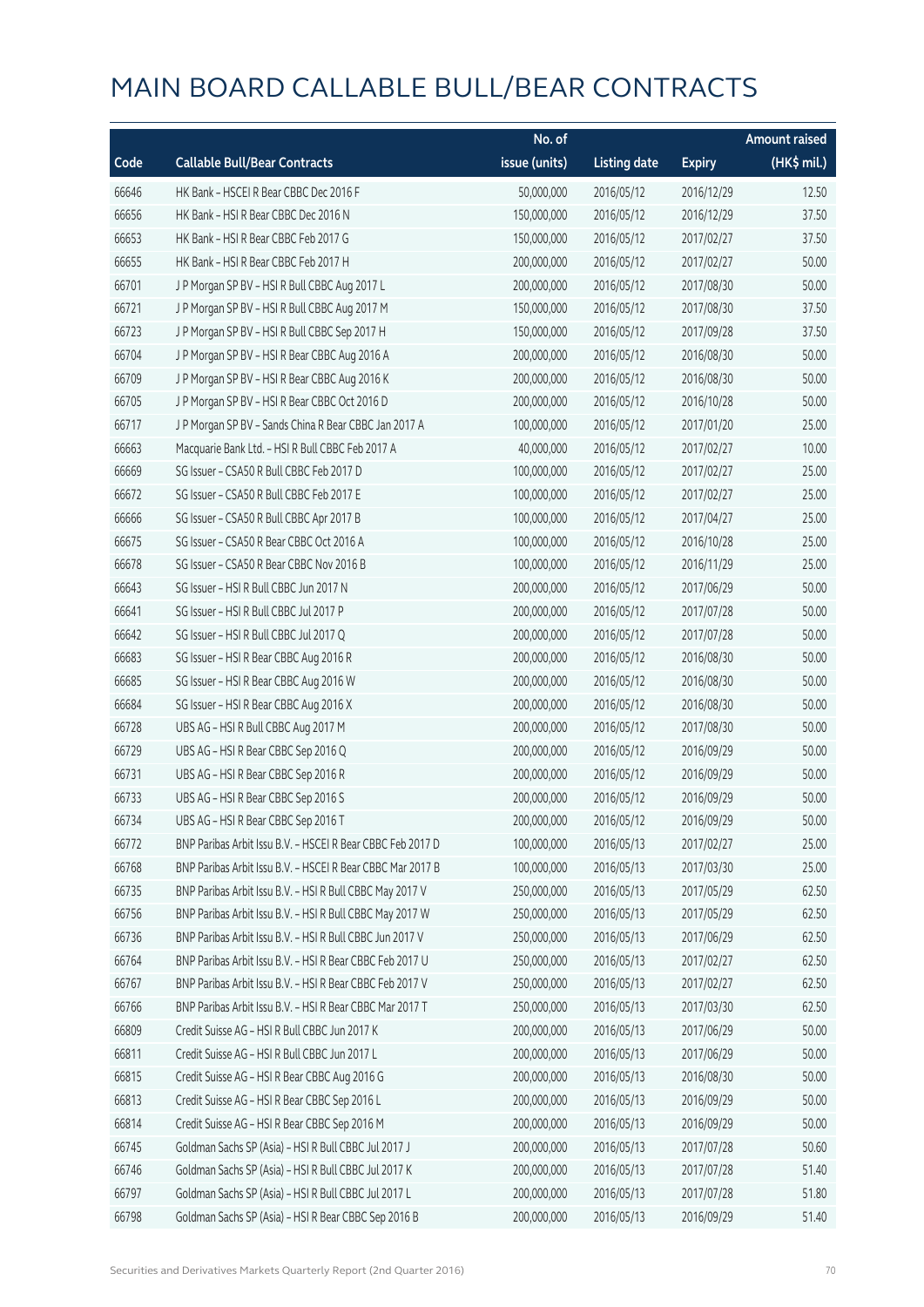# MAIN BOARD CALLABLE BULL/BEAR CONTRACTS

| Code | Callable Bull/Bear Contracts | No. of issue (units) | Listing date | Expiry | Amount raised (HK$ mil.) |
|---|---|---|---|---|---|
| 66646 | HK Bank – HSCEI R Bear CBBC Dec 2016 F | 50,000,000 | 2016/05/12 | 2016/12/29 | 12.50 |
| 66656 | HK Bank – HSI R Bear CBBC Dec 2016 N | 150,000,000 | 2016/05/12 | 2016/12/29 | 37.50 |
| 66653 | HK Bank – HSI R Bear CBBC Feb 2017 G | 150,000,000 | 2016/05/12 | 2017/02/27 | 37.50 |
| 66655 | HK Bank – HSI R Bear CBBC Feb 2017 H | 200,000,000 | 2016/05/12 | 2017/02/27 | 50.00 |
| 66701 | J P Morgan SP BV – HSI R Bull CBBC Aug 2017 L | 200,000,000 | 2016/05/12 | 2017/08/30 | 50.00 |
| 66721 | J P Morgan SP BV – HSI R Bull CBBC Aug 2017 M | 150,000,000 | 2016/05/12 | 2017/08/30 | 37.50 |
| 66723 | J P Morgan SP BV – HSI R Bull CBBC Sep 2017 H | 150,000,000 | 2016/05/12 | 2017/09/28 | 37.50 |
| 66704 | J P Morgan SP BV – HSI R Bear CBBC Aug 2016 A | 200,000,000 | 2016/05/12 | 2016/08/30 | 50.00 |
| 66709 | J P Morgan SP BV – HSI R Bear CBBC Aug 2016 K | 200,000,000 | 2016/05/12 | 2016/08/30 | 50.00 |
| 66705 | J P Morgan SP BV – HSI R Bear CBBC Oct 2016 D | 200,000,000 | 2016/05/12 | 2016/10/28 | 50.00 |
| 66717 | J P Morgan SP BV – Sands China R Bear CBBC Jan 2017 A | 100,000,000 | 2016/05/12 | 2017/01/20 | 25.00 |
| 66663 | Macquarie Bank Ltd. – HSI R Bull CBBC Feb 2017 A | 40,000,000 | 2016/05/12 | 2017/02/27 | 10.00 |
| 66669 | SG Issuer – CSA50 R Bull CBBC Feb 2017 D | 100,000,000 | 2016/05/12 | 2017/02/27 | 25.00 |
| 66672 | SG Issuer – CSA50 R Bull CBBC Feb 2017 E | 100,000,000 | 2016/05/12 | 2017/02/27 | 25.00 |
| 66666 | SG Issuer – CSA50 R Bull CBBC Apr 2017 B | 100,000,000 | 2016/05/12 | 2017/04/27 | 25.00 |
| 66675 | SG Issuer – CSA50 R Bear CBBC Oct 2016 A | 100,000,000 | 2016/05/12 | 2016/10/28 | 25.00 |
| 66678 | SG Issuer – CSA50 R Bear CBBC Nov 2016 B | 100,000,000 | 2016/05/12 | 2016/11/29 | 25.00 |
| 66643 | SG Issuer – HSI R Bull CBBC Jun 2017 N | 200,000,000 | 2016/05/12 | 2017/06/29 | 50.00 |
| 66641 | SG Issuer – HSI R Bull CBBC Jul 2017 P | 200,000,000 | 2016/05/12 | 2017/07/28 | 50.00 |
| 66642 | SG Issuer – HSI R Bull CBBC Jul 2017 Q | 200,000,000 | 2016/05/12 | 2017/07/28 | 50.00 |
| 66683 | SG Issuer – HSI R Bear CBBC Aug 2016 R | 200,000,000 | 2016/05/12 | 2016/08/30 | 50.00 |
| 66685 | SG Issuer – HSI R Bear CBBC Aug 2016 W | 200,000,000 | 2016/05/12 | 2016/08/30 | 50.00 |
| 66684 | SG Issuer – HSI R Bear CBBC Aug 2016 X | 200,000,000 | 2016/05/12 | 2016/08/30 | 50.00 |
| 66728 | UBS AG – HSI R Bull CBBC Aug 2017 M | 200,000,000 | 2016/05/12 | 2017/08/30 | 50.00 |
| 66729 | UBS AG – HSI R Bear CBBC Sep 2016 Q | 200,000,000 | 2016/05/12 | 2016/09/29 | 50.00 |
| 66731 | UBS AG – HSI R Bear CBBC Sep 2016 R | 200,000,000 | 2016/05/12 | 2016/09/29 | 50.00 |
| 66733 | UBS AG – HSI R Bear CBBC Sep 2016 S | 200,000,000 | 2016/05/12 | 2016/09/29 | 50.00 |
| 66734 | UBS AG – HSI R Bear CBBC Sep 2016 T | 200,000,000 | 2016/05/12 | 2016/09/29 | 50.00 |
| 66772 | BNP Paribas Arbit Issu B.V. – HSCEI R Bear CBBC Feb 2017 D | 100,000,000 | 2016/05/13 | 2017/02/27 | 25.00 |
| 66768 | BNP Paribas Arbit Issu B.V. – HSCEI R Bear CBBC Mar 2017 B | 100,000,000 | 2016/05/13 | 2017/03/30 | 25.00 |
| 66735 | BNP Paribas Arbit Issu B.V. – HSI R Bull CBBC May 2017 V | 250,000,000 | 2016/05/13 | 2017/05/29 | 62.50 |
| 66756 | BNP Paribas Arbit Issu B.V. – HSI R Bull CBBC May 2017 W | 250,000,000 | 2016/05/13 | 2017/05/29 | 62.50 |
| 66736 | BNP Paribas Arbit Issu B.V. – HSI R Bull CBBC Jun 2017 V | 250,000,000 | 2016/05/13 | 2017/06/29 | 62.50 |
| 66764 | BNP Paribas Arbit Issu B.V. – HSI R Bear CBBC Feb 2017 U | 250,000,000 | 2016/05/13 | 2017/02/27 | 62.50 |
| 66767 | BNP Paribas Arbit Issu B.V. – HSI R Bear CBBC Feb 2017 V | 250,000,000 | 2016/05/13 | 2017/02/27 | 62.50 |
| 66766 | BNP Paribas Arbit Issu B.V. – HSI R Bear CBBC Mar 2017 T | 250,000,000 | 2016/05/13 | 2017/03/30 | 62.50 |
| 66809 | Credit Suisse AG – HSI R Bull CBBC Jun 2017 K | 200,000,000 | 2016/05/13 | 2017/06/29 | 50.00 |
| 66811 | Credit Suisse AG – HSI R Bull CBBC Jun 2017 L | 200,000,000 | 2016/05/13 | 2017/06/29 | 50.00 |
| 66815 | Credit Suisse AG – HSI R Bear CBBC Aug 2016 G | 200,000,000 | 2016/05/13 | 2016/08/30 | 50.00 |
| 66813 | Credit Suisse AG – HSI R Bear CBBC Sep 2016 L | 200,000,000 | 2016/05/13 | 2016/09/29 | 50.00 |
| 66814 | Credit Suisse AG – HSI R Bear CBBC Sep 2016 M | 200,000,000 | 2016/05/13 | 2016/09/29 | 50.00 |
| 66745 | Goldman Sachs SP (Asia) – HSI R Bull CBBC Jul 2017 J | 200,000,000 | 2016/05/13 | 2017/07/28 | 50.60 |
| 66746 | Goldman Sachs SP (Asia) – HSI R Bull CBBC Jul 2017 K | 200,000,000 | 2016/05/13 | 2017/07/28 | 51.40 |
| 66797 | Goldman Sachs SP (Asia) – HSI R Bull CBBC Jul 2017 L | 200,000,000 | 2016/05/13 | 2017/07/28 | 51.80 |
| 66798 | Goldman Sachs SP (Asia) – HSI R Bear CBBC Sep 2016 B | 200,000,000 | 2016/05/13 | 2016/09/29 | 51.40 |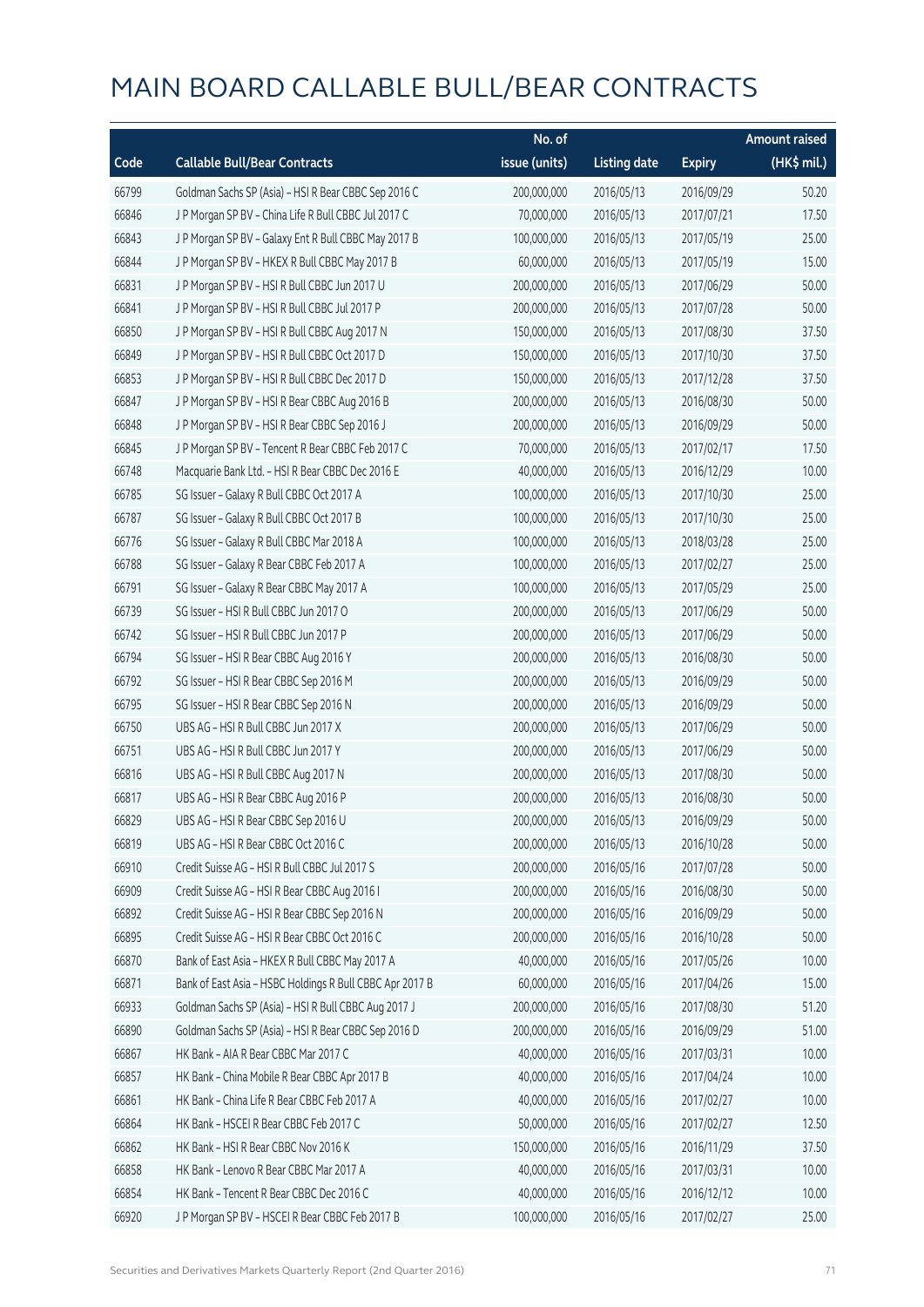# MAIN BOARD CALLABLE BULL/BEAR CONTRACTS

| Code | Callable Bull/Bear Contracts | No. of issue (units) | Listing date | Expiry | Amount raised (HK$ mil.) |
|---|---|---|---|---|---|
| 66799 | Goldman Sachs SP (Asia) – HSI R Bear CBBC Sep 2016 C | 200,000,000 | 2016/05/13 | 2016/09/29 | 50.20 |
| 66846 | J P Morgan SP BV – China Life R Bull CBBC Jul 2017 C | 70,000,000 | 2016/05/13 | 2017/07/21 | 17.50 |
| 66843 | J P Morgan SP BV – Galaxy Ent R Bull CBBC May 2017 B | 100,000,000 | 2016/05/13 | 2017/05/19 | 25.00 |
| 66844 | J P Morgan SP BV – HKEX R Bull CBBC May 2017 B | 60,000,000 | 2016/05/13 | 2017/05/19 | 15.00 |
| 66831 | J P Morgan SP BV – HSI R Bull CBBC Jun 2017 U | 200,000,000 | 2016/05/13 | 2017/06/29 | 50.00 |
| 66841 | J P Morgan SP BV – HSI R Bull CBBC Jul 2017 P | 200,000,000 | 2016/05/13 | 2017/07/28 | 50.00 |
| 66850 | J P Morgan SP BV – HSI R Bull CBBC Aug 2017 N | 150,000,000 | 2016/05/13 | 2017/08/30 | 37.50 |
| 66849 | J P Morgan SP BV – HSI R Bull CBBC Oct 2017 D | 150,000,000 | 2016/05/13 | 2017/10/30 | 37.50 |
| 66853 | J P Morgan SP BV – HSI R Bull CBBC Dec 2017 D | 150,000,000 | 2016/05/13 | 2017/12/28 | 37.50 |
| 66847 | J P Morgan SP BV – HSI R Bear CBBC Aug 2016 B | 200,000,000 | 2016/05/13 | 2016/08/30 | 50.00 |
| 66848 | J P Morgan SP BV – HSI R Bear CBBC Sep 2016 J | 200,000,000 | 2016/05/13 | 2016/09/29 | 50.00 |
| 66845 | J P Morgan SP BV – Tencent R Bear CBBC Feb 2017 C | 70,000,000 | 2016/05/13 | 2017/02/17 | 17.50 |
| 66748 | Macquarie Bank Ltd. – HSI R Bear CBBC Dec 2016 E | 40,000,000 | 2016/05/13 | 2016/12/29 | 10.00 |
| 66785 | SG Issuer – Galaxy R Bull CBBC Oct 2017 A | 100,000,000 | 2016/05/13 | 2017/10/30 | 25.00 |
| 66787 | SG Issuer – Galaxy R Bull CBBC Oct 2017 B | 100,000,000 | 2016/05/13 | 2017/10/30 | 25.00 |
| 66776 | SG Issuer – Galaxy R Bull CBBC Mar 2018 A | 100,000,000 | 2016/05/13 | 2018/03/28 | 25.00 |
| 66788 | SG Issuer – Galaxy R Bear CBBC Feb 2017 A | 100,000,000 | 2016/05/13 | 2017/02/27 | 25.00 |
| 66791 | SG Issuer – Galaxy R Bear CBBC May 2017 A | 100,000,000 | 2016/05/13 | 2017/05/29 | 25.00 |
| 66739 | SG Issuer – HSI R Bull CBBC Jun 2017 O | 200,000,000 | 2016/05/13 | 2017/06/29 | 50.00 |
| 66742 | SG Issuer – HSI R Bull CBBC Jun 2017 P | 200,000,000 | 2016/05/13 | 2017/06/29 | 50.00 |
| 66794 | SG Issuer – HSI R Bear CBBC Aug 2016 Y | 200,000,000 | 2016/05/13 | 2016/08/30 | 50.00 |
| 66792 | SG Issuer – HSI R Bear CBBC Sep 2016 M | 200,000,000 | 2016/05/13 | 2016/09/29 | 50.00 |
| 66795 | SG Issuer – HSI R Bear CBBC Sep 2016 N | 200,000,000 | 2016/05/13 | 2016/09/29 | 50.00 |
| 66750 | UBS AG – HSI R Bull CBBC Jun 2017 X | 200,000,000 | 2016/05/13 | 2017/06/29 | 50.00 |
| 66751 | UBS AG – HSI R Bull CBBC Jun 2017 Y | 200,000,000 | 2016/05/13 | 2017/06/29 | 50.00 |
| 66816 | UBS AG – HSI R Bull CBBC Aug 2017 N | 200,000,000 | 2016/05/13 | 2017/08/30 | 50.00 |
| 66817 | UBS AG – HSI R Bear CBBC Aug 2016 P | 200,000,000 | 2016/05/13 | 2016/08/30 | 50.00 |
| 66829 | UBS AG – HSI R Bear CBBC Sep 2016 U | 200,000,000 | 2016/05/13 | 2016/09/29 | 50.00 |
| 66819 | UBS AG – HSI R Bear CBBC Oct 2016 C | 200,000,000 | 2016/05/13 | 2016/10/28 | 50.00 |
| 66910 | Credit Suisse AG – HSI R Bull CBBC Jul 2017 S | 200,000,000 | 2016/05/16 | 2017/07/28 | 50.00 |
| 66909 | Credit Suisse AG – HSI R Bear CBBC Aug 2016 I | 200,000,000 | 2016/05/16 | 2016/08/30 | 50.00 |
| 66892 | Credit Suisse AG – HSI R Bear CBBC Sep 2016 N | 200,000,000 | 2016/05/16 | 2016/09/29 | 50.00 |
| 66895 | Credit Suisse AG – HSI R Bear CBBC Oct 2016 C | 200,000,000 | 2016/05/16 | 2016/10/28 | 50.00 |
| 66870 | Bank of East Asia – HKEX R Bull CBBC May 2017 A | 40,000,000 | 2016/05/16 | 2017/05/26 | 10.00 |
| 66871 | Bank of East Asia – HSBC Holdings R Bull CBBC Apr 2017 B | 60,000,000 | 2016/05/16 | 2017/04/26 | 15.00 |
| 66933 | Goldman Sachs SP (Asia) – HSI R Bull CBBC Aug 2017 J | 200,000,000 | 2016/05/16 | 2017/08/30 | 51.20 |
| 66890 | Goldman Sachs SP (Asia) – HSI R Bear CBBC Sep 2016 D | 200,000,000 | 2016/05/16 | 2016/09/29 | 51.00 |
| 66867 | HK Bank – AIA R Bear CBBC Mar 2017 C | 40,000,000 | 2016/05/16 | 2017/03/31 | 10.00 |
| 66857 | HK Bank – China Mobile R Bear CBBC Apr 2017 B | 40,000,000 | 2016/05/16 | 2017/04/24 | 10.00 |
| 66861 | HK Bank – China Life R Bear CBBC Feb 2017 A | 40,000,000 | 2016/05/16 | 2017/02/27 | 10.00 |
| 66864 | HK Bank – HSCEI R Bear CBBC Feb 2017 C | 50,000,000 | 2016/05/16 | 2017/02/27 | 12.50 |
| 66862 | HK Bank – HSI R Bear CBBC Nov 2016 K | 150,000,000 | 2016/05/16 | 2016/11/29 | 37.50 |
| 66858 | HK Bank – Lenovo R Bear CBBC Mar 2017 A | 40,000,000 | 2016/05/16 | 2017/03/31 | 10.00 |
| 66854 | HK Bank – Tencent R Bear CBBC Dec 2016 C | 40,000,000 | 2016/05/16 | 2016/12/12 | 10.00 |
| 66920 | J P Morgan SP BV – HSCEI R Bear CBBC Feb 2017 B | 100,000,000 | 2016/05/16 | 2017/02/27 | 25.00 |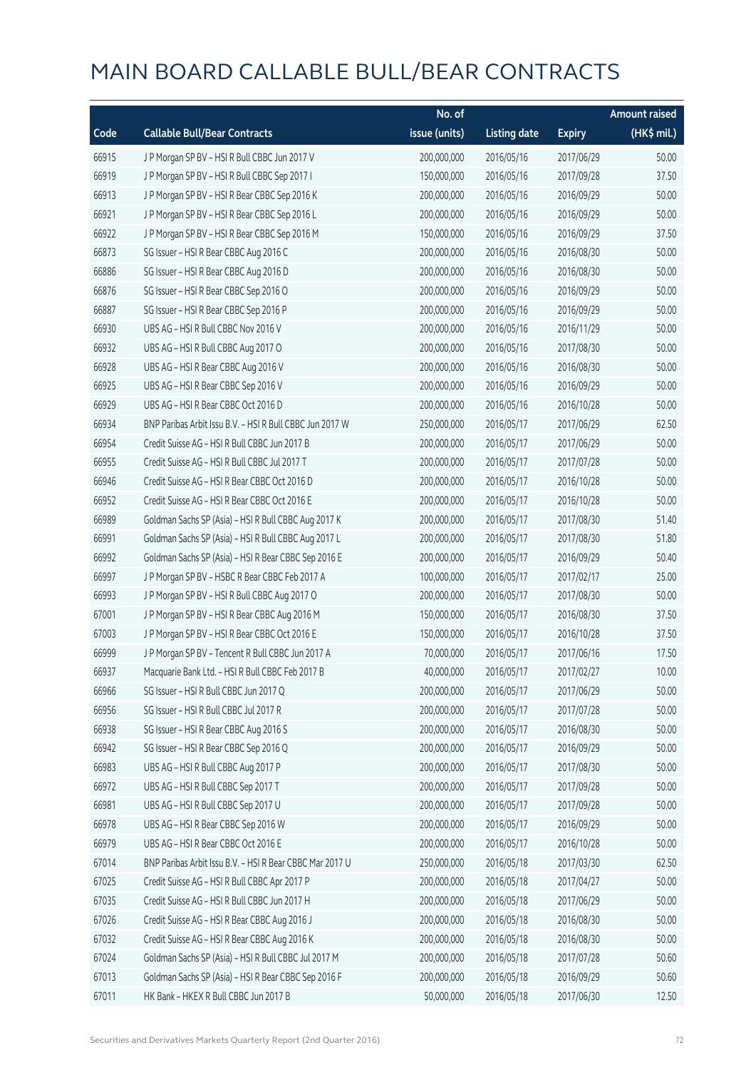# MAIN BOARD CALLABLE BULL/BEAR CONTRACTS

| Code | Callable Bull/Bear Contracts | No. of issue (units) | Listing date | Expiry | Amount raised (HK$ mil.) |
|---|---|---|---|---|---|
| 66915 | J P Morgan SP BV – HSI R Bull CBBC Jun 2017 V | 200,000,000 | 2016/05/16 | 2017/06/29 | 50.00 |
| 66919 | J P Morgan SP BV – HSI R Bull CBBC Sep 2017 I | 150,000,000 | 2016/05/16 | 2017/09/28 | 37.50 |
| 66913 | J P Morgan SP BV – HSI R Bear CBBC Sep 2016 K | 200,000,000 | 2016/05/16 | 2016/09/29 | 50.00 |
| 66921 | J P Morgan SP BV – HSI R Bear CBBC Sep 2016 L | 200,000,000 | 2016/05/16 | 2016/09/29 | 50.00 |
| 66922 | J P Morgan SP BV – HSI R Bear CBBC Sep 2016 M | 150,000,000 | 2016/05/16 | 2016/09/29 | 37.50 |
| 66873 | SG Issuer – HSI R Bear CBBC Aug 2016 C | 200,000,000 | 2016/05/16 | 2016/08/30 | 50.00 |
| 66886 | SG Issuer – HSI R Bear CBBC Aug 2016 D | 200,000,000 | 2016/05/16 | 2016/08/30 | 50.00 |
| 66876 | SG Issuer – HSI R Bear CBBC Sep 2016 O | 200,000,000 | 2016/05/16 | 2016/09/29 | 50.00 |
| 66887 | SG Issuer – HSI R Bear CBBC Sep 2016 P | 200,000,000 | 2016/05/16 | 2016/09/29 | 50.00 |
| 66930 | UBS AG – HSI R Bull CBBC Nov 2016 V | 200,000,000 | 2016/05/16 | 2016/11/29 | 50.00 |
| 66932 | UBS AG – HSI R Bull CBBC Aug 2017 O | 200,000,000 | 2016/05/16 | 2017/08/30 | 50.00 |
| 66928 | UBS AG – HSI R Bear CBBC Aug 2016 V | 200,000,000 | 2016/05/16 | 2016/08/30 | 50.00 |
| 66925 | UBS AG – HSI R Bear CBBC Sep 2016 V | 200,000,000 | 2016/05/16 | 2016/09/29 | 50.00 |
| 66929 | UBS AG – HSI R Bear CBBC Oct 2016 D | 200,000,000 | 2016/05/16 | 2016/10/28 | 50.00 |
| 66934 | BNP Paribas Arbit Issu B.V. – HSI R Bull CBBC Jun 2017 W | 250,000,000 | 2016/05/17 | 2017/06/29 | 62.50 |
| 66954 | Credit Suisse AG – HSI R Bull CBBC Jun 2017 B | 200,000,000 | 2016/05/17 | 2017/06/29 | 50.00 |
| 66955 | Credit Suisse AG – HSI R Bull CBBC Jul 2017 T | 200,000,000 | 2016/05/17 | 2017/07/28 | 50.00 |
| 66946 | Credit Suisse AG – HSI R Bear CBBC Oct 2016 D | 200,000,000 | 2016/05/17 | 2016/10/28 | 50.00 |
| 66952 | Credit Suisse AG – HSI R Bear CBBC Oct 2016 E | 200,000,000 | 2016/05/17 | 2016/10/28 | 50.00 |
| 66989 | Goldman Sachs SP (Asia) – HSI R Bull CBBC Aug 2017 K | 200,000,000 | 2016/05/17 | 2017/08/30 | 51.40 |
| 66991 | Goldman Sachs SP (Asia) – HSI R Bull CBBC Aug 2017 L | 200,000,000 | 2016/05/17 | 2017/08/30 | 51.80 |
| 66992 | Goldman Sachs SP (Asia) – HSI R Bear CBBC Sep 2016 E | 200,000,000 | 2016/05/17 | 2016/09/29 | 50.40 |
| 66997 | J P Morgan SP BV – HSBC R Bear CBBC Feb 2017 A | 100,000,000 | 2016/05/17 | 2017/02/17 | 25.00 |
| 66993 | J P Morgan SP BV – HSI R Bull CBBC Aug 2017 O | 200,000,000 | 2016/05/17 | 2017/08/30 | 50.00 |
| 67001 | J P Morgan SP BV – HSI R Bear CBBC Aug 2016 M | 150,000,000 | 2016/05/17 | 2016/08/30 | 37.50 |
| 67003 | J P Morgan SP BV – HSI R Bear CBBC Oct 2016 E | 150,000,000 | 2016/05/17 | 2016/10/28 | 37.50 |
| 66999 | J P Morgan SP BV – Tencent R Bull CBBC Jun 2017 A | 70,000,000 | 2016/05/17 | 2017/06/16 | 17.50 |
| 66937 | Macquarie Bank Ltd. – HSI R Bull CBBC Feb 2017 B | 40,000,000 | 2016/05/17 | 2017/02/27 | 10.00 |
| 66966 | SG Issuer – HSI R Bull CBBC Jun 2017 Q | 200,000,000 | 2016/05/17 | 2017/06/29 | 50.00 |
| 66956 | SG Issuer – HSI R Bull CBBC Jul 2017 R | 200,000,000 | 2016/05/17 | 2017/07/28 | 50.00 |
| 66938 | SG Issuer – HSI R Bear CBBC Aug 2016 S | 200,000,000 | 2016/05/17 | 2016/08/30 | 50.00 |
| 66942 | SG Issuer – HSI R Bear CBBC Sep 2016 Q | 200,000,000 | 2016/05/17 | 2016/09/29 | 50.00 |
| 66983 | UBS AG – HSI R Bull CBBC Aug 2017 P | 200,000,000 | 2016/05/17 | 2017/08/30 | 50.00 |
| 66972 | UBS AG – HSI R Bull CBBC Sep 2017 T | 200,000,000 | 2016/05/17 | 2017/09/28 | 50.00 |
| 66981 | UBS AG – HSI R Bull CBBC Sep 2017 U | 200,000,000 | 2016/05/17 | 2017/09/28 | 50.00 |
| 66978 | UBS AG – HSI R Bear CBBC Sep 2016 W | 200,000,000 | 2016/05/17 | 2016/09/29 | 50.00 |
| 66979 | UBS AG – HSI R Bear CBBC Oct 2016 E | 200,000,000 | 2016/05/17 | 2016/10/28 | 50.00 |
| 67014 | BNP Paribas Arbit Issu B.V. – HSI R Bear CBBC Mar 2017 U | 250,000,000 | 2016/05/18 | 2017/03/30 | 62.50 |
| 67025 | Credit Suisse AG – HSI R Bull CBBC Apr 2017 P | 200,000,000 | 2016/05/18 | 2017/04/27 | 50.00 |
| 67035 | Credit Suisse AG – HSI R Bull CBBC Jun 2017 H | 200,000,000 | 2016/05/18 | 2017/06/29 | 50.00 |
| 67026 | Credit Suisse AG – HSI R Bear CBBC Aug 2016 J | 200,000,000 | 2016/05/18 | 2016/08/30 | 50.00 |
| 67032 | Credit Suisse AG – HSI R Bear CBBC Aug 2016 K | 200,000,000 | 2016/05/18 | 2016/08/30 | 50.00 |
| 67024 | Goldman Sachs SP (Asia) – HSI R Bull CBBC Jul 2017 M | 200,000,000 | 2016/05/18 | 2017/07/28 | 50.60 |
| 67013 | Goldman Sachs SP (Asia) – HSI R Bear CBBC Sep 2016 F | 200,000,000 | 2016/05/18 | 2016/09/29 | 50.60 |
| 67011 | HK Bank – HKEX R Bull CBBC Jun 2017 B | 50,000,000 | 2016/05/18 | 2017/06/30 | 12.50 |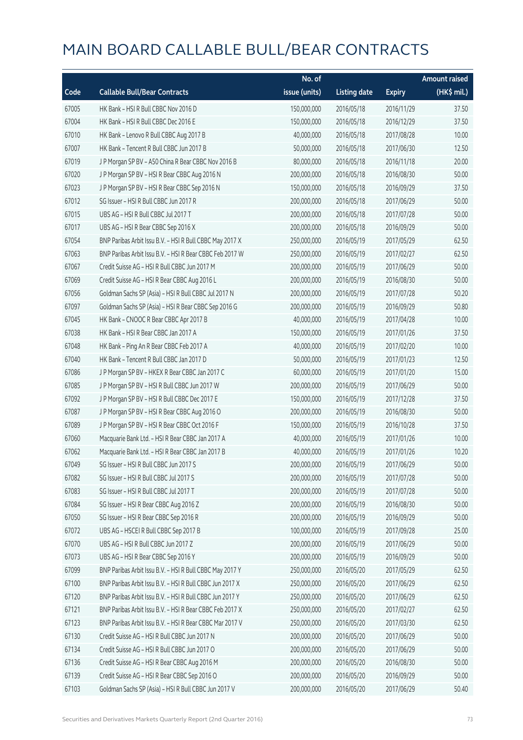# MAIN BOARD CALLABLE BULL/BEAR CONTRACTS

| Code | Callable Bull/Bear Contracts | No. of issue (units) | Listing date | Expiry | Amount raised (HK$ mil.) |
|---|---|---|---|---|---|
| 67005 | HK Bank – HSI R Bull CBBC Nov 2016 D | 150,000,000 | 2016/05/18 | 2016/11/29 | 37.50 |
| 67004 | HK Bank – HSI R Bull CBBC Dec 2016 E | 150,000,000 | 2016/05/18 | 2016/12/29 | 37.50 |
| 67010 | HK Bank – Lenovo R Bull CBBC Aug 2017 B | 40,000,000 | 2016/05/18 | 2017/08/28 | 10.00 |
| 67007 | HK Bank – Tencent R Bull CBBC Jun 2017 B | 50,000,000 | 2016/05/18 | 2017/06/30 | 12.50 |
| 67019 | J P Morgan SP BV – A50 China R Bear CBBC Nov 2016 B | 80,000,000 | 2016/05/18 | 2016/11/18 | 20.00 |
| 67020 | J P Morgan SP BV – HSI R Bear CBBC Aug 2016 N | 200,000,000 | 2016/05/18 | 2016/08/30 | 50.00 |
| 67023 | J P Morgan SP BV – HSI R Bear CBBC Sep 2016 N | 150,000,000 | 2016/05/18 | 2016/09/29 | 37.50 |
| 67012 | SG Issuer – HSI R Bull CBBC Jun 2017 R | 200,000,000 | 2016/05/18 | 2017/06/29 | 50.00 |
| 67015 | UBS AG – HSI R Bull CBBC Jul 2017 T | 200,000,000 | 2016/05/18 | 2017/07/28 | 50.00 |
| 67017 | UBS AG – HSI R Bear CBBC Sep 2016 X | 200,000,000 | 2016/05/18 | 2016/09/29 | 50.00 |
| 67054 | BNP Paribas Arbit Issu B.V. – HSI R Bull CBBC May 2017 X | 250,000,000 | 2016/05/19 | 2017/05/29 | 62.50 |
| 67063 | BNP Paribas Arbit Issu B.V. – HSI R Bear CBBC Feb 2017 W | 250,000,000 | 2016/05/19 | 2017/02/27 | 62.50 |
| 67067 | Credit Suisse AG – HSI R Bull CBBC Jun 2017 M | 200,000,000 | 2016/05/19 | 2017/06/29 | 50.00 |
| 67069 | Credit Suisse AG – HSI R Bear CBBC Aug 2016 L | 200,000,000 | 2016/05/19 | 2016/08/30 | 50.00 |
| 67056 | Goldman Sachs SP (Asia) – HSI R Bull CBBC Jul 2017 N | 200,000,000 | 2016/05/19 | 2017/07/28 | 50.20 |
| 67097 | Goldman Sachs SP (Asia) – HSI R Bear CBBC Sep 2016 G | 200,000,000 | 2016/05/19 | 2016/09/29 | 50.80 |
| 67045 | HK Bank – CNOOC R Bear CBBC Apr 2017 B | 40,000,000 | 2016/05/19 | 2017/04/28 | 10.00 |
| 67038 | HK Bank – HSI R Bear CBBC Jan 2017 A | 150,000,000 | 2016/05/19 | 2017/01/26 | 37.50 |
| 67048 | HK Bank – Ping An R Bear CBBC Feb 2017 A | 40,000,000 | 2016/05/19 | 2017/02/20 | 10.00 |
| 67040 | HK Bank – Tencent R Bull CBBC Jan 2017 D | 50,000,000 | 2016/05/19 | 2017/01/23 | 12.50 |
| 67086 | J P Morgan SP BV – HKEX R Bear CBBC Jan 2017 C | 60,000,000 | 2016/05/19 | 2017/01/20 | 15.00 |
| 67085 | J P Morgan SP BV – HSI R Bull CBBC Jun 2017 W | 200,000,000 | 2016/05/19 | 2017/06/29 | 50.00 |
| 67092 | J P Morgan SP BV – HSI R Bull CBBC Dec 2017 E | 150,000,000 | 2016/05/19 | 2017/12/28 | 37.50 |
| 67087 | J P Morgan SP BV – HSI R Bear CBBC Aug 2016 O | 200,000,000 | 2016/05/19 | 2016/08/30 | 50.00 |
| 67089 | J P Morgan SP BV – HSI R Bear CBBC Oct 2016 F | 150,000,000 | 2016/05/19 | 2016/10/28 | 37.50 |
| 67060 | Macquarie Bank Ltd. – HSI R Bear CBBC Jan 2017 A | 40,000,000 | 2016/05/19 | 2017/01/26 | 10.00 |
| 67062 | Macquarie Bank Ltd. – HSI R Bear CBBC Jan 2017 B | 40,000,000 | 2016/05/19 | 2017/01/26 | 10.20 |
| 67049 | SG Issuer – HSI R Bull CBBC Jun 2017 S | 200,000,000 | 2016/05/19 | 2017/06/29 | 50.00 |
| 67082 | SG Issuer – HSI R Bull CBBC Jul 2017 S | 200,000,000 | 2016/05/19 | 2017/07/28 | 50.00 |
| 67083 | SG Issuer – HSI R Bull CBBC Jul 2017 T | 200,000,000 | 2016/05/19 | 2017/07/28 | 50.00 |
| 67084 | SG Issuer – HSI R Bear CBBC Aug 2016 Z | 200,000,000 | 2016/05/19 | 2016/08/30 | 50.00 |
| 67050 | SG Issuer – HSI R Bear CBBC Sep 2016 R | 200,000,000 | 2016/05/19 | 2016/09/29 | 50.00 |
| 67072 | UBS AG – HSCEI R Bull CBBC Sep 2017 B | 100,000,000 | 2016/05/19 | 2017/09/28 | 25.00 |
| 67070 | UBS AG – HSI R Bull CBBC Jun 2017 Z | 200,000,000 | 2016/05/19 | 2017/06/29 | 50.00 |
| 67073 | UBS AG – HSI R Bear CBBC Sep 2016 Y | 200,000,000 | 2016/05/19 | 2016/09/29 | 50.00 |
| 67099 | BNP Paribas Arbit Issu B.V. – HSI R Bull CBBC May 2017 Y | 250,000,000 | 2016/05/20 | 2017/05/29 | 62.50 |
| 67100 | BNP Paribas Arbit Issu B.V. – HSI R Bull CBBC Jun 2017 X | 250,000,000 | 2016/05/20 | 2017/06/29 | 62.50 |
| 67120 | BNP Paribas Arbit Issu B.V. – HSI R Bull CBBC Jun 2017 Y | 250,000,000 | 2016/05/20 | 2017/06/29 | 62.50 |
| 67121 | BNP Paribas Arbit Issu B.V. – HSI R Bear CBBC Feb 2017 X | 250,000,000 | 2016/05/20 | 2017/02/27 | 62.50 |
| 67123 | BNP Paribas Arbit Issu B.V. – HSI R Bear CBBC Mar 2017 V | 250,000,000 | 2016/05/20 | 2017/03/30 | 62.50 |
| 67130 | Credit Suisse AG – HSI R Bull CBBC Jun 2017 N | 200,000,000 | 2016/05/20 | 2017/06/29 | 50.00 |
| 67134 | Credit Suisse AG – HSI R Bull CBBC Jun 2017 O | 200,000,000 | 2016/05/20 | 2017/06/29 | 50.00 |
| 67136 | Credit Suisse AG – HSI R Bear CBBC Aug 2016 M | 200,000,000 | 2016/05/20 | 2016/08/30 | 50.00 |
| 67139 | Credit Suisse AG – HSI R Bear CBBC Sep 2016 O | 200,000,000 | 2016/05/20 | 2016/09/29 | 50.00 |
| 67103 | Goldman Sachs SP (Asia) – HSI R Bull CBBC Jun 2017 V | 200,000,000 | 2016/05/20 | 2017/06/29 | 50.40 |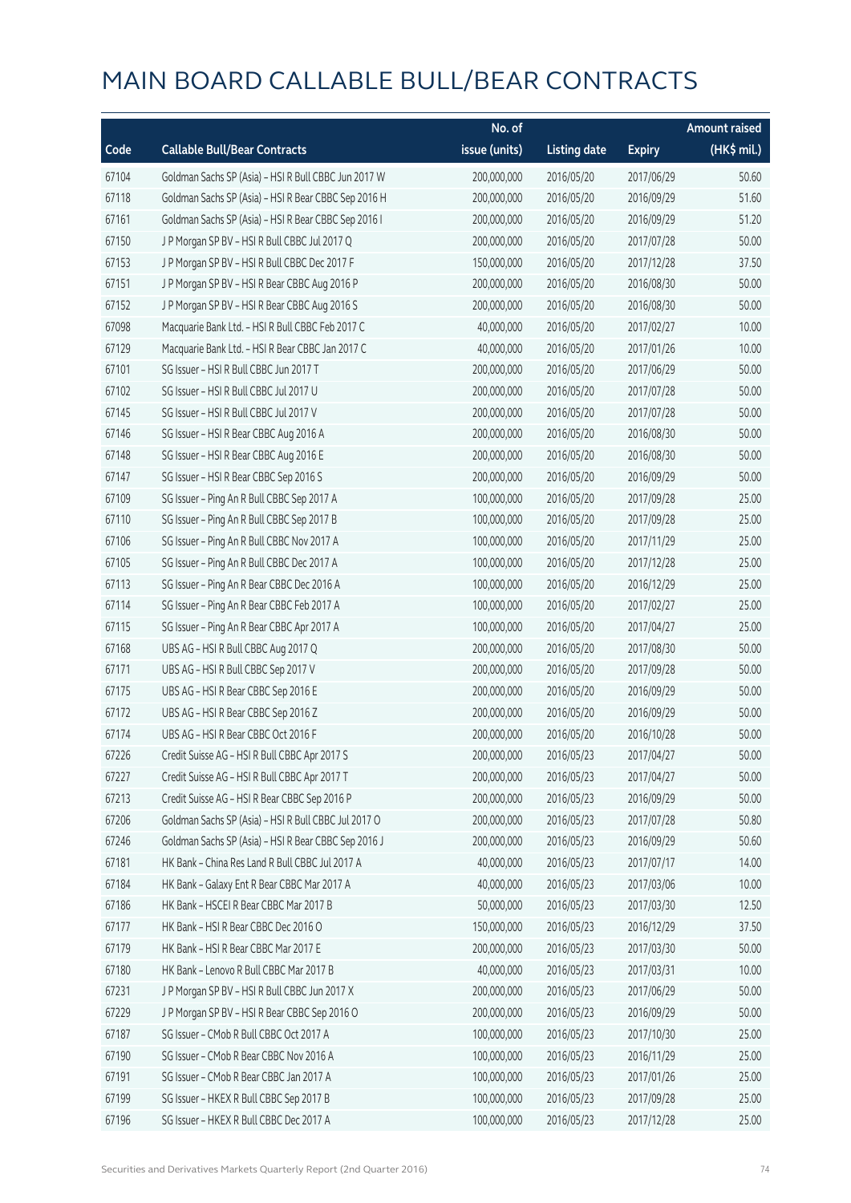# MAIN BOARD CALLABLE BULL/BEAR CONTRACTS

| Code | Callable Bull/Bear Contracts | No. of issue (units) | Listing date | Expiry | Amount raised (HK$ mil.) |
|---|---|---|---|---|---|
| 67104 | Goldman Sachs SP (Asia) – HSI R Bull CBBC Jun 2017 W | 200,000,000 | 2016/05/20 | 2017/06/29 | 50.60 |
| 67118 | Goldman Sachs SP (Asia) – HSI R Bear CBBC Sep 2016 H | 200,000,000 | 2016/05/20 | 2016/09/29 | 51.60 |
| 67161 | Goldman Sachs SP (Asia) – HSI R Bear CBBC Sep 2016 I | 200,000,000 | 2016/05/20 | 2016/09/29 | 51.20 |
| 67150 | J P Morgan SP BV – HSI R Bull CBBC Jul 2017 Q | 200,000,000 | 2016/05/20 | 2017/07/28 | 50.00 |
| 67153 | J P Morgan SP BV – HSI R Bull CBBC Dec 2017 F | 150,000,000 | 2016/05/20 | 2017/12/28 | 37.50 |
| 67151 | J P Morgan SP BV – HSI R Bear CBBC Aug 2016 P | 200,000,000 | 2016/05/20 | 2016/08/30 | 50.00 |
| 67152 | J P Morgan SP BV – HSI R Bear CBBC Aug 2016 S | 200,000,000 | 2016/05/20 | 2016/08/30 | 50.00 |
| 67098 | Macquarie Bank Ltd. – HSI R Bull CBBC Feb 2017 C | 40,000,000 | 2016/05/20 | 2017/02/27 | 10.00 |
| 67129 | Macquarie Bank Ltd. – HSI R Bear CBBC Jan 2017 C | 40,000,000 | 2016/05/20 | 2017/01/26 | 10.00 |
| 67101 | SG Issuer – HSI R Bull CBBC Jun 2017 T | 200,000,000 | 2016/05/20 | 2017/06/29 | 50.00 |
| 67102 | SG Issuer – HSI R Bull CBBC Jul 2017 U | 200,000,000 | 2016/05/20 | 2017/07/28 | 50.00 |
| 67145 | SG Issuer – HSI R Bull CBBC Jul 2017 V | 200,000,000 | 2016/05/20 | 2017/07/28 | 50.00 |
| 67146 | SG Issuer – HSI R Bear CBBC Aug 2016 A | 200,000,000 | 2016/05/20 | 2016/08/30 | 50.00 |
| 67148 | SG Issuer – HSI R Bear CBBC Aug 2016 E | 200,000,000 | 2016/05/20 | 2016/08/30 | 50.00 |
| 67147 | SG Issuer – HSI R Bear CBBC Sep 2016 S | 200,000,000 | 2016/05/20 | 2016/09/29 | 50.00 |
| 67109 | SG Issuer – Ping An R Bull CBBC Sep 2017 A | 100,000,000 | 2016/05/20 | 2017/09/28 | 25.00 |
| 67110 | SG Issuer – Ping An R Bull CBBC Sep 2017 B | 100,000,000 | 2016/05/20 | 2017/09/28 | 25.00 |
| 67106 | SG Issuer – Ping An R Bull CBBC Nov 2017 A | 100,000,000 | 2016/05/20 | 2017/11/29 | 25.00 |
| 67105 | SG Issuer – Ping An R Bull CBBC Dec 2017 A | 100,000,000 | 2016/05/20 | 2017/12/28 | 25.00 |
| 67113 | SG Issuer – Ping An R Bear CBBC Dec 2016 A | 100,000,000 | 2016/05/20 | 2016/12/29 | 25.00 |
| 67114 | SG Issuer – Ping An R Bear CBBC Feb 2017 A | 100,000,000 | 2016/05/20 | 2017/02/27 | 25.00 |
| 67115 | SG Issuer – Ping An R Bear CBBC Apr 2017 A | 100,000,000 | 2016/05/20 | 2017/04/27 | 25.00 |
| 67168 | UBS AG – HSI R Bull CBBC Aug 2017 Q | 200,000,000 | 2016/05/20 | 2017/08/30 | 50.00 |
| 67171 | UBS AG – HSI R Bull CBBC Sep 2017 V | 200,000,000 | 2016/05/20 | 2017/09/28 | 50.00 |
| 67175 | UBS AG – HSI R Bear CBBC Sep 2016 E | 200,000,000 | 2016/05/20 | 2016/09/29 | 50.00 |
| 67172 | UBS AG – HSI R Bear CBBC Sep 2016 Z | 200,000,000 | 2016/05/20 | 2016/09/29 | 50.00 |
| 67174 | UBS AG – HSI R Bear CBBC Oct 2016 F | 200,000,000 | 2016/05/20 | 2016/10/28 | 50.00 |
| 67226 | Credit Suisse AG – HSI R Bull CBBC Apr 2017 S | 200,000,000 | 2016/05/23 | 2017/04/27 | 50.00 |
| 67227 | Credit Suisse AG – HSI R Bull CBBC Apr 2017 T | 200,000,000 | 2016/05/23 | 2017/04/27 | 50.00 |
| 67213 | Credit Suisse AG – HSI R Bear CBBC Sep 2016 P | 200,000,000 | 2016/05/23 | 2016/09/29 | 50.00 |
| 67206 | Goldman Sachs SP (Asia) – HSI R Bull CBBC Jul 2017 O | 200,000,000 | 2016/05/23 | 2017/07/28 | 50.80 |
| 67246 | Goldman Sachs SP (Asia) – HSI R Bear CBBC Sep 2016 J | 200,000,000 | 2016/05/23 | 2016/09/29 | 50.60 |
| 67181 | HK Bank – China Res Land R Bull CBBC Jul 2017 A | 40,000,000 | 2016/05/23 | 2017/07/17 | 14.00 |
| 67184 | HK Bank – Galaxy Ent R Bear CBBC Mar 2017 A | 40,000,000 | 2016/05/23 | 2017/03/06 | 10.00 |
| 67186 | HK Bank – HSCEI R Bear CBBC Mar 2017 B | 50,000,000 | 2016/05/23 | 2017/03/30 | 12.50 |
| 67177 | HK Bank – HSI R Bear CBBC Dec 2016 O | 150,000,000 | 2016/05/23 | 2016/12/29 | 37.50 |
| 67179 | HK Bank – HSI R Bear CBBC Mar 2017 E | 200,000,000 | 2016/05/23 | 2017/03/30 | 50.00 |
| 67180 | HK Bank – Lenovo R Bull CBBC Mar 2017 B | 40,000,000 | 2016/05/23 | 2017/03/31 | 10.00 |
| 67231 | J P Morgan SP BV – HSI R Bull CBBC Jun 2017 X | 200,000,000 | 2016/05/23 | 2017/06/29 | 50.00 |
| 67229 | J P Morgan SP BV – HSI R Bear CBBC Sep 2016 O | 200,000,000 | 2016/05/23 | 2016/09/29 | 50.00 |
| 67187 | SG Issuer – CMob R Bull CBBC Oct 2017 A | 100,000,000 | 2016/05/23 | 2017/10/30 | 25.00 |
| 67190 | SG Issuer – CMob R Bear CBBC Nov 2016 A | 100,000,000 | 2016/05/23 | 2016/11/29 | 25.00 |
| 67191 | SG Issuer – CMob R Bear CBBC Jan 2017 A | 100,000,000 | 2016/05/23 | 2017/01/26 | 25.00 |
| 67199 | SG Issuer – HKEX R Bull CBBC Sep 2017 B | 100,000,000 | 2016/05/23 | 2017/09/28 | 25.00 |
| 67196 | SG Issuer – HKEX R Bull CBBC Dec 2017 A | 100,000,000 | 2016/05/23 | 2017/12/28 | 25.00 |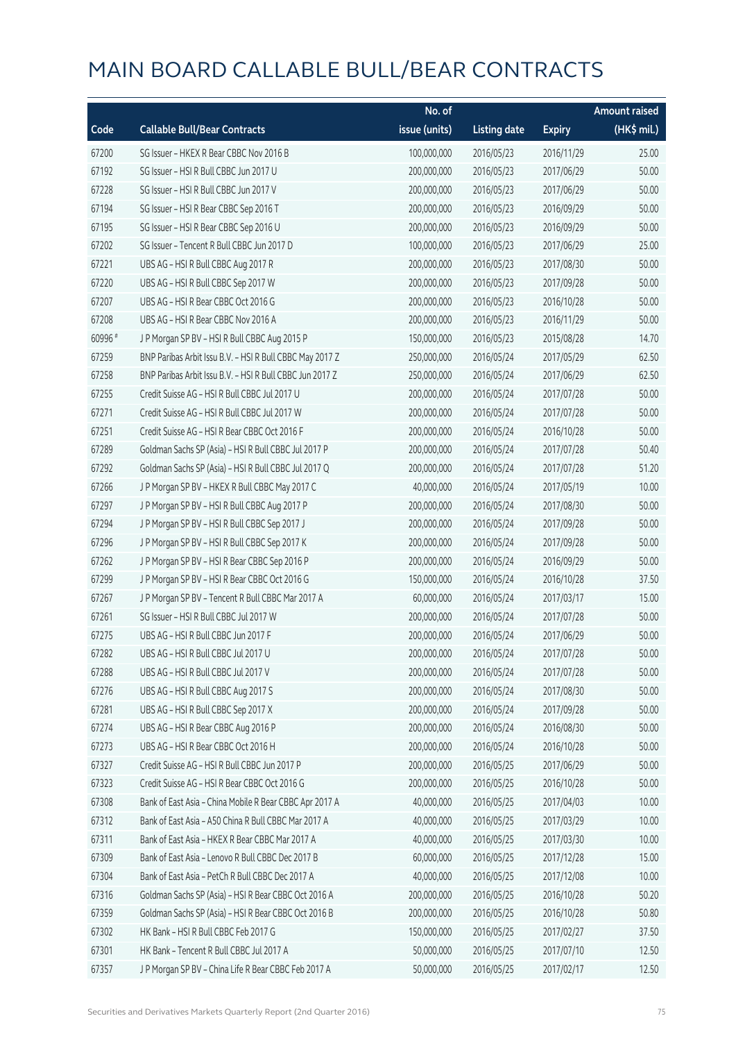# MAIN BOARD CALLABLE BULL/BEAR CONTRACTS

| Code | Callable Bull/Bear Contracts | No. of issue (units) | Listing date | Expiry | Amount raised (HK$ mil.) |
|---|---|---|---|---|---|
| 67200 | SG Issuer – HKEX R Bear CBBC Nov 2016 B | 100,000,000 | 2016/05/23 | 2016/11/29 | 25.00 |
| 67192 | SG Issuer – HSI R Bull CBBC Jun 2017 U | 200,000,000 | 2016/05/23 | 2017/06/29 | 50.00 |
| 67228 | SG Issuer – HSI R Bull CBBC Jun 2017 V | 200,000,000 | 2016/05/23 | 2017/06/29 | 50.00 |
| 67194 | SG Issuer – HSI R Bear CBBC Sep 2016 T | 200,000,000 | 2016/05/23 | 2016/09/29 | 50.00 |
| 67195 | SG Issuer – HSI R Bear CBBC Sep 2016 U | 200,000,000 | 2016/05/23 | 2016/09/29 | 50.00 |
| 67202 | SG Issuer – Tencent R Bull CBBC Jun 2017 D | 100,000,000 | 2016/05/23 | 2017/06/29 | 25.00 |
| 67221 | UBS AG – HSI R Bull CBBC Aug 2017 R | 200,000,000 | 2016/05/23 | 2017/08/30 | 50.00 |
| 67220 | UBS AG – HSI R Bull CBBC Sep 2017 W | 200,000,000 | 2016/05/23 | 2017/09/28 | 50.00 |
| 67207 | UBS AG – HSI R Bear CBBC Oct 2016 G | 200,000,000 | 2016/05/23 | 2016/10/28 | 50.00 |
| 67208 | UBS AG – HSI R Bear CBBC Nov 2016 A | 200,000,000 | 2016/05/23 | 2016/11/29 | 50.00 |
| 60996 # | J P Morgan SP BV – HSI R Bull CBBC Aug 2015 P | 150,000,000 | 2016/05/23 | 2015/08/28 | 14.70 |
| 67259 | BNP Paribas Arbit Issu B.V. – HSI R Bull CBBC May 2017 Z | 250,000,000 | 2016/05/24 | 2017/05/29 | 62.50 |
| 67258 | BNP Paribas Arbit Issu B.V. – HSI R Bull CBBC Jun 2017 Z | 250,000,000 | 2016/05/24 | 2017/06/29 | 62.50 |
| 67255 | Credit Suisse AG – HSI R Bull CBBC Jul 2017 U | 200,000,000 | 2016/05/24 | 2017/07/28 | 50.00 |
| 67271 | Credit Suisse AG – HSI R Bull CBBC Jul 2017 W | 200,000,000 | 2016/05/24 | 2017/07/28 | 50.00 |
| 67251 | Credit Suisse AG – HSI R Bear CBBC Oct 2016 F | 200,000,000 | 2016/05/24 | 2016/10/28 | 50.00 |
| 67289 | Goldman Sachs SP (Asia) – HSI R Bull CBBC Jul 2017 P | 200,000,000 | 2016/05/24 | 2017/07/28 | 50.40 |
| 67292 | Goldman Sachs SP (Asia) – HSI R Bull CBBC Jul 2017 Q | 200,000,000 | 2016/05/24 | 2017/07/28 | 51.20 |
| 67266 | J P Morgan SP BV – HKEX R Bull CBBC May 2017 C | 40,000,000 | 2016/05/24 | 2017/05/19 | 10.00 |
| 67297 | J P Morgan SP BV – HSI R Bull CBBC Aug 2017 P | 200,000,000 | 2016/05/24 | 2017/08/30 | 50.00 |
| 67294 | J P Morgan SP BV – HSI R Bull CBBC Sep 2017 J | 200,000,000 | 2016/05/24 | 2017/09/28 | 50.00 |
| 67296 | J P Morgan SP BV – HSI R Bull CBBC Sep 2017 K | 200,000,000 | 2016/05/24 | 2017/09/28 | 50.00 |
| 67262 | J P Morgan SP BV – HSI R Bear CBBC Sep 2016 P | 200,000,000 | 2016/05/24 | 2016/09/29 | 50.00 |
| 67299 | J P Morgan SP BV – HSI R Bear CBBC Oct 2016 G | 150,000,000 | 2016/05/24 | 2016/10/28 | 37.50 |
| 67267 | J P Morgan SP BV – Tencent R Bull CBBC Mar 2017 A | 60,000,000 | 2016/05/24 | 2017/03/17 | 15.00 |
| 67261 | SG Issuer – HSI R Bull CBBC Jul 2017 W | 200,000,000 | 2016/05/24 | 2017/07/28 | 50.00 |
| 67275 | UBS AG – HSI R Bull CBBC Jun 2017 F | 200,000,000 | 2016/05/24 | 2017/06/29 | 50.00 |
| 67282 | UBS AG – HSI R Bull CBBC Jul 2017 U | 200,000,000 | 2016/05/24 | 2017/07/28 | 50.00 |
| 67288 | UBS AG – HSI R Bull CBBC Jul 2017 V | 200,000,000 | 2016/05/24 | 2017/07/28 | 50.00 |
| 67276 | UBS AG – HSI R Bull CBBC Aug 2017 S | 200,000,000 | 2016/05/24 | 2017/08/30 | 50.00 |
| 67281 | UBS AG – HSI R Bull CBBC Sep 2017 X | 200,000,000 | 2016/05/24 | 2017/09/28 | 50.00 |
| 67274 | UBS AG – HSI R Bear CBBC Aug 2016 P | 200,000,000 | 2016/05/24 | 2016/08/30 | 50.00 |
| 67273 | UBS AG – HSI R Bear CBBC Oct 2016 H | 200,000,000 | 2016/05/24 | 2016/10/28 | 50.00 |
| 67327 | Credit Suisse AG – HSI R Bull CBBC Jun 2017 P | 200,000,000 | 2016/05/25 | 2017/06/29 | 50.00 |
| 67323 | Credit Suisse AG – HSI R Bear CBBC Oct 2016 G | 200,000,000 | 2016/05/25 | 2016/10/28 | 50.00 |
| 67308 | Bank of East Asia – China Mobile R Bear CBBC Apr 2017 A | 40,000,000 | 2016/05/25 | 2017/04/03 | 10.00 |
| 67312 | Bank of East Asia – A50 China R Bull CBBC Mar 2017 A | 40,000,000 | 2016/05/25 | 2017/03/29 | 10.00 |
| 67311 | Bank of East Asia – HKEX R Bear CBBC Mar 2017 A | 40,000,000 | 2016/05/25 | 2017/03/30 | 10.00 |
| 67309 | Bank of East Asia – Lenovo R Bull CBBC Dec 2017 B | 60,000,000 | 2016/05/25 | 2017/12/28 | 15.00 |
| 67304 | Bank of East Asia – PetCh R Bull CBBC Dec 2017 A | 40,000,000 | 2016/05/25 | 2017/12/08 | 10.00 |
| 67316 | Goldman Sachs SP (Asia) – HSI R Bear CBBC Oct 2016 A | 200,000,000 | 2016/05/25 | 2016/10/28 | 50.20 |
| 67359 | Goldman Sachs SP (Asia) – HSI R Bear CBBC Oct 2016 B | 200,000,000 | 2016/05/25 | 2016/10/28 | 50.80 |
| 67302 | HK Bank – HSI R Bull CBBC Feb 2017 G | 150,000,000 | 2016/05/25 | 2017/02/27 | 37.50 |
| 67301 | HK Bank – Tencent R Bull CBBC Jul 2017 A | 50,000,000 | 2016/05/25 | 2017/07/10 | 12.50 |
| 67357 | J P Morgan SP BV – China Life R Bear CBBC Feb 2017 A | 50,000,000 | 2016/05/25 | 2017/02/17 | 12.50 |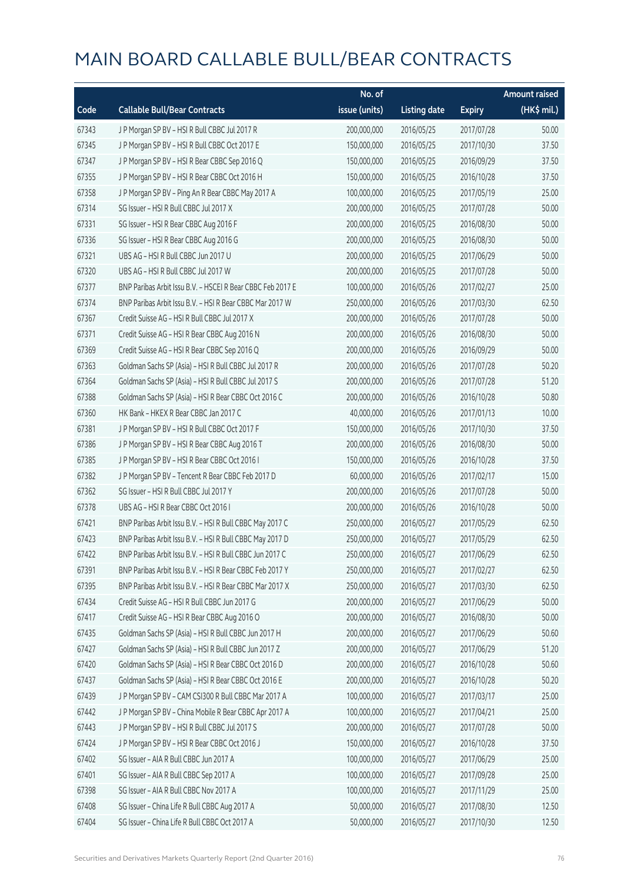# MAIN BOARD CALLABLE BULL/BEAR CONTRACTS

| Code | Callable Bull/Bear Contracts | No. of issue (units) | Listing date | Expiry | Amount raised (HK$ mil.) |
|---|---|---|---|---|---|
| 67343 | J P Morgan SP BV – HSI R Bull CBBC Jul 2017 R | 200,000,000 | 2016/05/25 | 2017/07/28 | 50.00 |
| 67345 | J P Morgan SP BV – HSI R Bull CBBC Oct 2017 E | 150,000,000 | 2016/05/25 | 2017/10/30 | 37.50 |
| 67347 | J P Morgan SP BV – HSI R Bear CBBC Sep 2016 Q | 150,000,000 | 2016/05/25 | 2016/09/29 | 37.50 |
| 67355 | J P Morgan SP BV – HSI R Bear CBBC Oct 2016 H | 150,000,000 | 2016/05/25 | 2016/10/28 | 37.50 |
| 67358 | J P Morgan SP BV – Ping An R Bear CBBC May 2017 A | 100,000,000 | 2016/05/25 | 2017/05/19 | 25.00 |
| 67314 | SG Issuer – HSI R Bull CBBC Jul 2017 X | 200,000,000 | 2016/05/25 | 2017/07/28 | 50.00 |
| 67331 | SG Issuer – HSI R Bear CBBC Aug 2016 F | 200,000,000 | 2016/05/25 | 2016/08/30 | 50.00 |
| 67336 | SG Issuer – HSI R Bear CBBC Aug 2016 G | 200,000,000 | 2016/05/25 | 2016/08/30 | 50.00 |
| 67321 | UBS AG – HSI R Bull CBBC Jun 2017 U | 200,000,000 | 2016/05/25 | 2017/06/29 | 50.00 |
| 67320 | UBS AG – HSI R Bull CBBC Jul 2017 W | 200,000,000 | 2016/05/25 | 2017/07/28 | 50.00 |
| 67377 | BNP Paribas Arbit Issu B.V. – HSCEI R Bear CBBC Feb 2017 E | 100,000,000 | 2016/05/26 | 2017/02/27 | 25.00 |
| 67374 | BNP Paribas Arbit Issu B.V. – HSI R Bear CBBC Mar 2017 W | 250,000,000 | 2016/05/26 | 2017/03/30 | 62.50 |
| 67367 | Credit Suisse AG – HSI R Bull CBBC Jul 2017 X | 200,000,000 | 2016/05/26 | 2017/07/28 | 50.00 |
| 67371 | Credit Suisse AG – HSI R Bear CBBC Aug 2016 N | 200,000,000 | 2016/05/26 | 2016/08/30 | 50.00 |
| 67369 | Credit Suisse AG – HSI R Bear CBBC Sep 2016 Q | 200,000,000 | 2016/05/26 | 2016/09/29 | 50.00 |
| 67363 | Goldman Sachs SP (Asia) – HSI R Bull CBBC Jul 2017 R | 200,000,000 | 2016/05/26 | 2017/07/28 | 50.20 |
| 67364 | Goldman Sachs SP (Asia) – HSI R Bull CBBC Jul 2017 S | 200,000,000 | 2016/05/26 | 2017/07/28 | 51.20 |
| 67388 | Goldman Sachs SP (Asia) – HSI R Bear CBBC Oct 2016 C | 200,000,000 | 2016/05/26 | 2016/10/28 | 50.80 |
| 67360 | HK Bank – HKEX R Bear CBBC Jan 2017 C | 40,000,000 | 2016/05/26 | 2017/01/13 | 10.00 |
| 67381 | J P Morgan SP BV – HSI R Bull CBBC Oct 2017 F | 150,000,000 | 2016/05/26 | 2017/10/30 | 37.50 |
| 67386 | J P Morgan SP BV – HSI R Bear CBBC Aug 2016 T | 200,000,000 | 2016/05/26 | 2016/08/30 | 50.00 |
| 67385 | J P Morgan SP BV – HSI R Bear CBBC Oct 2016 I | 150,000,000 | 2016/05/26 | 2016/10/28 | 37.50 |
| 67382 | J P Morgan SP BV – Tencent R Bear CBBC Feb 2017 D | 60,000,000 | 2016/05/26 | 2017/02/17 | 15.00 |
| 67362 | SG Issuer – HSI R Bull CBBC Jul 2017 Y | 200,000,000 | 2016/05/26 | 2017/07/28 | 50.00 |
| 67378 | UBS AG – HSI R Bear CBBC Oct 2016 I | 200,000,000 | 2016/05/26 | 2016/10/28 | 50.00 |
| 67421 | BNP Paribas Arbit Issu B.V. – HSI R Bull CBBC May 2017 C | 250,000,000 | 2016/05/27 | 2017/05/29 | 62.50 |
| 67423 | BNP Paribas Arbit Issu B.V. – HSI R Bull CBBC May 2017 D | 250,000,000 | 2016/05/27 | 2017/05/29 | 62.50 |
| 67422 | BNP Paribas Arbit Issu B.V. – HSI R Bull CBBC Jun 2017 C | 250,000,000 | 2016/05/27 | 2017/06/29 | 62.50 |
| 67391 | BNP Paribas Arbit Issu B.V. – HSI R Bear CBBC Feb 2017 Y | 250,000,000 | 2016/05/27 | 2017/02/27 | 62.50 |
| 67395 | BNP Paribas Arbit Issu B.V. – HSI R Bear CBBC Mar 2017 X | 250,000,000 | 2016/05/27 | 2017/03/30 | 62.50 |
| 67434 | Credit Suisse AG – HSI R Bull CBBC Jun 2017 G | 200,000,000 | 2016/05/27 | 2017/06/29 | 50.00 |
| 67417 | Credit Suisse AG – HSI R Bear CBBC Aug 2016 O | 200,000,000 | 2016/05/27 | 2016/08/30 | 50.00 |
| 67435 | Goldman Sachs SP (Asia) – HSI R Bull CBBC Jun 2017 H | 200,000,000 | 2016/05/27 | 2017/06/29 | 50.60 |
| 67427 | Goldman Sachs SP (Asia) – HSI R Bull CBBC Jun 2017 Z | 200,000,000 | 2016/05/27 | 2017/06/29 | 51.20 |
| 67420 | Goldman Sachs SP (Asia) – HSI R Bear CBBC Oct 2016 D | 200,000,000 | 2016/05/27 | 2016/10/28 | 50.60 |
| 67437 | Goldman Sachs SP (Asia) – HSI R Bear CBBC Oct 2016 E | 200,000,000 | 2016/05/27 | 2016/10/28 | 50.20 |
| 67439 | J P Morgan SP BV – CAM CSI300 R Bull CBBC Mar 2017 A | 100,000,000 | 2016/05/27 | 2017/03/17 | 25.00 |
| 67442 | J P Morgan SP BV – China Mobile R Bear CBBC Apr 2017 A | 100,000,000 | 2016/05/27 | 2017/04/21 | 25.00 |
| 67443 | J P Morgan SP BV – HSI R Bull CBBC Jul 2017 S | 200,000,000 | 2016/05/27 | 2017/07/28 | 50.00 |
| 67424 | J P Morgan SP BV – HSI R Bear CBBC Oct 2016 J | 150,000,000 | 2016/05/27 | 2016/10/28 | 37.50 |
| 67402 | SG Issuer – AIA R Bull CBBC Jun 2017 A | 100,000,000 | 2016/05/27 | 2017/06/29 | 25.00 |
| 67401 | SG Issuer – AIA R Bull CBBC Sep 2017 A | 100,000,000 | 2016/05/27 | 2017/09/28 | 25.00 |
| 67398 | SG Issuer – AIA R Bull CBBC Nov 2017 A | 100,000,000 | 2016/05/27 | 2017/11/29 | 25.00 |
| 67408 | SG Issuer – China Life R Bull CBBC Aug 2017 A | 50,000,000 | 2016/05/27 | 2017/08/30 | 12.50 |
| 67404 | SG Issuer – China Life R Bull CBBC Oct 2017 A | 50,000,000 | 2016/05/27 | 2017/10/30 | 12.50 |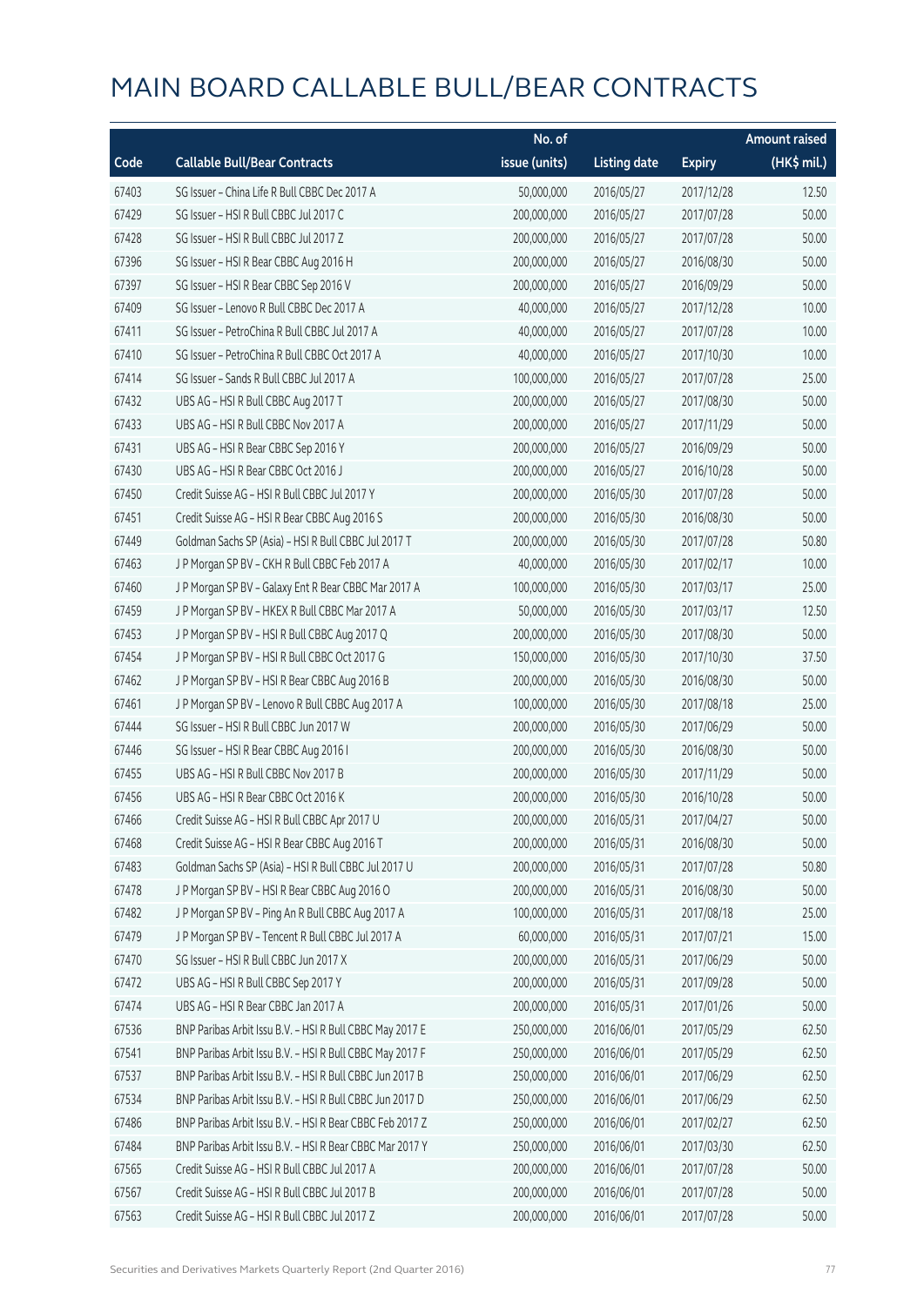# MAIN BOARD CALLABLE BULL/BEAR CONTRACTS

| Code | Callable Bull/Bear Contracts | No. of issue (units) | Listing date | Expiry | Amount raised (HK$ mil.) |
|---|---|---|---|---|---|
| 67403 | SG Issuer – China Life R Bull CBBC Dec 2017 A | 50,000,000 | 2016/05/27 | 2017/12/28 | 12.50 |
| 67429 | SG Issuer – HSI R Bull CBBC Jul 2017 C | 200,000,000 | 2016/05/27 | 2017/07/28 | 50.00 |
| 67428 | SG Issuer – HSI R Bull CBBC Jul 2017 Z | 200,000,000 | 2016/05/27 | 2017/07/28 | 50.00 |
| 67396 | SG Issuer – HSI R Bear CBBC Aug 2016 H | 200,000,000 | 2016/05/27 | 2016/08/30 | 50.00 |
| 67397 | SG Issuer – HSI R Bear CBBC Sep 2016 V | 200,000,000 | 2016/05/27 | 2016/09/29 | 50.00 |
| 67409 | SG Issuer – Lenovo R Bull CBBC Dec 2017 A | 40,000,000 | 2016/05/27 | 2017/12/28 | 10.00 |
| 67411 | SG Issuer – PetroChina R Bull CBBC Jul 2017 A | 40,000,000 | 2016/05/27 | 2017/07/28 | 10.00 |
| 67410 | SG Issuer – PetroChina R Bull CBBC Oct 2017 A | 40,000,000 | 2016/05/27 | 2017/10/30 | 10.00 |
| 67414 | SG Issuer – Sands R Bull CBBC Jul 2017 A | 100,000,000 | 2016/05/27 | 2017/07/28 | 25.00 |
| 67432 | UBS AG – HSI R Bull CBBC Aug 2017 T | 200,000,000 | 2016/05/27 | 2017/08/30 | 50.00 |
| 67433 | UBS AG – HSI R Bull CBBC Nov 2017 A | 200,000,000 | 2016/05/27 | 2017/11/29 | 50.00 |
| 67431 | UBS AG – HSI R Bear CBBC Sep 2016 Y | 200,000,000 | 2016/05/27 | 2016/09/29 | 50.00 |
| 67430 | UBS AG – HSI R Bear CBBC Oct 2016 J | 200,000,000 | 2016/05/27 | 2016/10/28 | 50.00 |
| 67450 | Credit Suisse AG – HSI R Bull CBBC Jul 2017 Y | 200,000,000 | 2016/05/30 | 2017/07/28 | 50.00 |
| 67451 | Credit Suisse AG – HSI R Bear CBBC Aug 2016 S | 200,000,000 | 2016/05/30 | 2016/08/30 | 50.00 |
| 67449 | Goldman Sachs SP (Asia) – HSI R Bull CBBC Jul 2017 T | 200,000,000 | 2016/05/30 | 2017/07/28 | 50.80 |
| 67463 | J P Morgan SP BV – CKH R Bull CBBC Feb 2017 A | 40,000,000 | 2016/05/30 | 2017/02/17 | 10.00 |
| 67460 | J P Morgan SP BV – Galaxy Ent R Bear CBBC Mar 2017 A | 100,000,000 | 2016/05/30 | 2017/03/17 | 25.00 |
| 67459 | J P Morgan SP BV – HKEX R Bull CBBC Mar 2017 A | 50,000,000 | 2016/05/30 | 2017/03/17 | 12.50 |
| 67453 | J P Morgan SP BV – HSI R Bull CBBC Aug 2017 Q | 200,000,000 | 2016/05/30 | 2017/08/30 | 50.00 |
| 67454 | J P Morgan SP BV – HSI R Bull CBBC Oct 2017 G | 150,000,000 | 2016/05/30 | 2017/10/30 | 37.50 |
| 67462 | J P Morgan SP BV – HSI R Bear CBBC Aug 2016 B | 200,000,000 | 2016/05/30 | 2016/08/30 | 50.00 |
| 67461 | J P Morgan SP BV – Lenovo R Bull CBBC Aug 2017 A | 100,000,000 | 2016/05/30 | 2017/08/18 | 25.00 |
| 67444 | SG Issuer – HSI R Bull CBBC Jun 2017 W | 200,000,000 | 2016/05/30 | 2017/06/29 | 50.00 |
| 67446 | SG Issuer – HSI R Bear CBBC Aug 2016 I | 200,000,000 | 2016/05/30 | 2016/08/30 | 50.00 |
| 67455 | UBS AG – HSI R Bull CBBC Nov 2017 B | 200,000,000 | 2016/05/30 | 2017/11/29 | 50.00 |
| 67456 | UBS AG – HSI R Bear CBBC Oct 2016 K | 200,000,000 | 2016/05/30 | 2016/10/28 | 50.00 |
| 67466 | Credit Suisse AG – HSI R Bull CBBC Apr 2017 U | 200,000,000 | 2016/05/31 | 2017/04/27 | 50.00 |
| 67468 | Credit Suisse AG – HSI R Bear CBBC Aug 2016 T | 200,000,000 | 2016/05/31 | 2016/08/30 | 50.00 |
| 67483 | Goldman Sachs SP (Asia) – HSI R Bull CBBC Jul 2017 U | 200,000,000 | 2016/05/31 | 2017/07/28 | 50.80 |
| 67478 | J P Morgan SP BV – HSI R Bear CBBC Aug 2016 O | 200,000,000 | 2016/05/31 | 2016/08/30 | 50.00 |
| 67482 | J P Morgan SP BV – Ping An R Bull CBBC Aug 2017 A | 100,000,000 | 2016/05/31 | 2017/08/18 | 25.00 |
| 67479 | J P Morgan SP BV – Tencent R Bull CBBC Jul 2017 A | 60,000,000 | 2016/05/31 | 2017/07/21 | 15.00 |
| 67470 | SG Issuer – HSI R Bull CBBC Jun 2017 X | 200,000,000 | 2016/05/31 | 2017/06/29 | 50.00 |
| 67472 | UBS AG – HSI R Bull CBBC Sep 2017 Y | 200,000,000 | 2016/05/31 | 2017/09/28 | 50.00 |
| 67474 | UBS AG – HSI R Bear CBBC Jan 2017 A | 200,000,000 | 2016/05/31 | 2017/01/26 | 50.00 |
| 67536 | BNP Paribas Arbit Issu B.V. – HSI R Bull CBBC May 2017 E | 250,000,000 | 2016/06/01 | 2017/05/29 | 62.50 |
| 67541 | BNP Paribas Arbit Issu B.V. – HSI R Bull CBBC May 2017 F | 250,000,000 | 2016/06/01 | 2017/05/29 | 62.50 |
| 67537 | BNP Paribas Arbit Issu B.V. – HSI R Bull CBBC Jun 2017 B | 250,000,000 | 2016/06/01 | 2017/06/29 | 62.50 |
| 67534 | BNP Paribas Arbit Issu B.V. – HSI R Bull CBBC Jun 2017 D | 250,000,000 | 2016/06/01 | 2017/06/29 | 62.50 |
| 67486 | BNP Paribas Arbit Issu B.V. – HSI R Bear CBBC Feb 2017 Z | 250,000,000 | 2016/06/01 | 2017/02/27 | 62.50 |
| 67484 | BNP Paribas Arbit Issu B.V. – HSI R Bear CBBC Mar 2017 Y | 250,000,000 | 2016/06/01 | 2017/03/30 | 62.50 |
| 67565 | Credit Suisse AG – HSI R Bull CBBC Jul 2017 A | 200,000,000 | 2016/06/01 | 2017/07/28 | 50.00 |
| 67567 | Credit Suisse AG – HSI R Bull CBBC Jul 2017 B | 200,000,000 | 2016/06/01 | 2017/07/28 | 50.00 |
| 67563 | Credit Suisse AG – HSI R Bull CBBC Jul 2017 Z | 200,000,000 | 2016/06/01 | 2017/07/28 | 50.00 |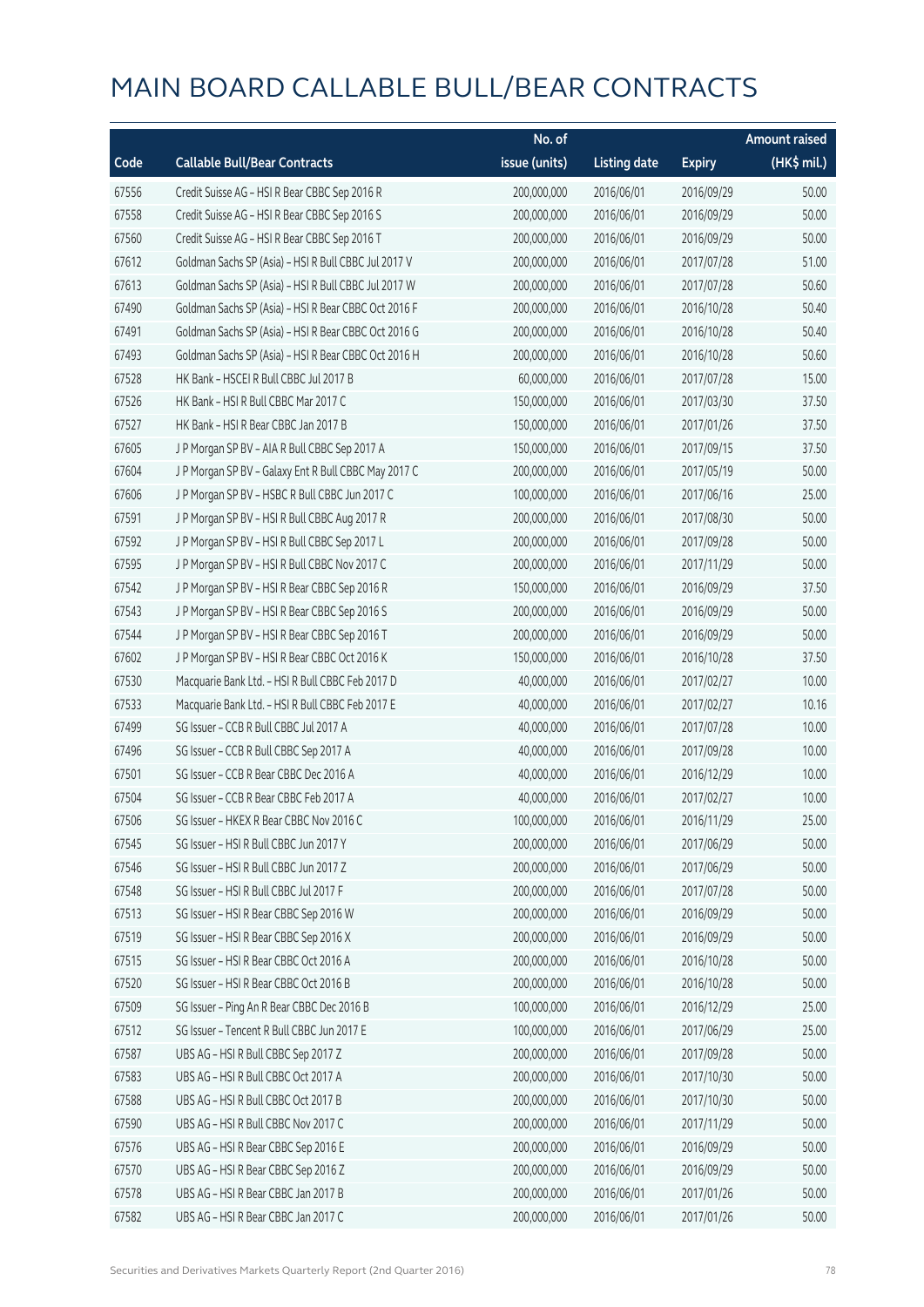# MAIN BOARD CALLABLE BULL/BEAR CONTRACTS

| Code | Callable Bull/Bear Contracts | No. of issue (units) | Listing date | Expiry | Amount raised (HK$ mil.) |
|---|---|---|---|---|---|
| 67556 | Credit Suisse AG – HSI R Bear CBBC Sep 2016 R | 200,000,000 | 2016/06/01 | 2016/09/29 | 50.00 |
| 67558 | Credit Suisse AG – HSI R Bear CBBC Sep 2016 S | 200,000,000 | 2016/06/01 | 2016/09/29 | 50.00 |
| 67560 | Credit Suisse AG – HSI R Bear CBBC Sep 2016 T | 200,000,000 | 2016/06/01 | 2016/09/29 | 50.00 |
| 67612 | Goldman Sachs SP (Asia) – HSI R Bull CBBC Jul 2017 V | 200,000,000 | 2016/06/01 | 2017/07/28 | 51.00 |
| 67613 | Goldman Sachs SP (Asia) – HSI R Bull CBBC Jul 2017 W | 200,000,000 | 2016/06/01 | 2017/07/28 | 50.60 |
| 67490 | Goldman Sachs SP (Asia) – HSI R Bear CBBC Oct 2016 F | 200,000,000 | 2016/06/01 | 2016/10/28 | 50.40 |
| 67491 | Goldman Sachs SP (Asia) – HSI R Bear CBBC Oct 2016 G | 200,000,000 | 2016/06/01 | 2016/10/28 | 50.40 |
| 67493 | Goldman Sachs SP (Asia) – HSI R Bear CBBC Oct 2016 H | 200,000,000 | 2016/06/01 | 2016/10/28 | 50.60 |
| 67528 | HK Bank – HSCEI R Bull CBBC Jul 2017 B | 60,000,000 | 2016/06/01 | 2017/07/28 | 15.00 |
| 67526 | HK Bank – HSI R Bull CBBC Mar 2017 C | 150,000,000 | 2016/06/01 | 2017/03/30 | 37.50 |
| 67527 | HK Bank – HSI R Bear CBBC Jan 2017 B | 150,000,000 | 2016/06/01 | 2017/01/26 | 37.50 |
| 67605 | J P Morgan SP BV – AIA R Bull CBBC Sep 2017 A | 150,000,000 | 2016/06/01 | 2017/09/15 | 37.50 |
| 67604 | J P Morgan SP BV – Galaxy Ent R Bull CBBC May 2017 C | 200,000,000 | 2016/06/01 | 2017/05/19 | 50.00 |
| 67606 | J P Morgan SP BV – HSBC R Bull CBBC Jun 2017 C | 100,000,000 | 2016/06/01 | 2017/06/16 | 25.00 |
| 67591 | J P Morgan SP BV – HSI R Bull CBBC Aug 2017 R | 200,000,000 | 2016/06/01 | 2017/08/30 | 50.00 |
| 67592 | J P Morgan SP BV – HSI R Bull CBBC Sep 2017 L | 200,000,000 | 2016/06/01 | 2017/09/28 | 50.00 |
| 67595 | J P Morgan SP BV – HSI R Bull CBBC Nov 2017 C | 200,000,000 | 2016/06/01 | 2017/11/29 | 50.00 |
| 67542 | J P Morgan SP BV – HSI R Bear CBBC Sep 2016 R | 150,000,000 | 2016/06/01 | 2016/09/29 | 37.50 |
| 67543 | J P Morgan SP BV – HSI R Bear CBBC Sep 2016 S | 200,000,000 | 2016/06/01 | 2016/09/29 | 50.00 |
| 67544 | J P Morgan SP BV – HSI R Bear CBBC Sep 2016 T | 200,000,000 | 2016/06/01 | 2016/09/29 | 50.00 |
| 67602 | J P Morgan SP BV – HSI R Bear CBBC Oct 2016 K | 150,000,000 | 2016/06/01 | 2016/10/28 | 37.50 |
| 67530 | Macquarie Bank Ltd. – HSI R Bull CBBC Feb 2017 D | 40,000,000 | 2016/06/01 | 2017/02/27 | 10.00 |
| 67533 | Macquarie Bank Ltd. – HSI R Bull CBBC Feb 2017 E | 40,000,000 | 2016/06/01 | 2017/02/27 | 10.16 |
| 67499 | SG Issuer – CCB R Bull CBBC Jul 2017 A | 40,000,000 | 2016/06/01 | 2017/07/28 | 10.00 |
| 67496 | SG Issuer – CCB R Bull CBBC Sep 2017 A | 40,000,000 | 2016/06/01 | 2017/09/28 | 10.00 |
| 67501 | SG Issuer – CCB R Bear CBBC Dec 2016 A | 40,000,000 | 2016/06/01 | 2016/12/29 | 10.00 |
| 67504 | SG Issuer – CCB R Bear CBBC Feb 2017 A | 40,000,000 | 2016/06/01 | 2017/02/27 | 10.00 |
| 67506 | SG Issuer – HKEX R Bear CBBC Nov 2016 C | 100,000,000 | 2016/06/01 | 2016/11/29 | 25.00 |
| 67545 | SG Issuer – HSI R Bull CBBC Jun 2017 Y | 200,000,000 | 2016/06/01 | 2017/06/29 | 50.00 |
| 67546 | SG Issuer – HSI R Bull CBBC Jun 2017 Z | 200,000,000 | 2016/06/01 | 2017/06/29 | 50.00 |
| 67548 | SG Issuer – HSI R Bull CBBC Jul 2017 F | 200,000,000 | 2016/06/01 | 2017/07/28 | 50.00 |
| 67513 | SG Issuer – HSI R Bear CBBC Sep 2016 W | 200,000,000 | 2016/06/01 | 2016/09/29 | 50.00 |
| 67519 | SG Issuer – HSI R Bear CBBC Sep 2016 X | 200,000,000 | 2016/06/01 | 2016/09/29 | 50.00 |
| 67515 | SG Issuer – HSI R Bear CBBC Oct 2016 A | 200,000,000 | 2016/06/01 | 2016/10/28 | 50.00 |
| 67520 | SG Issuer – HSI R Bear CBBC Oct 2016 B | 200,000,000 | 2016/06/01 | 2016/10/28 | 50.00 |
| 67509 | SG Issuer – Ping An R Bear CBBC Dec 2016 B | 100,000,000 | 2016/06/01 | 2016/12/29 | 25.00 |
| 67512 | SG Issuer – Tencent R Bull CBBC Jun 2017 E | 100,000,000 | 2016/06/01 | 2017/06/29 | 25.00 |
| 67587 | UBS AG – HSI R Bull CBBC Sep 2017 Z | 200,000,000 | 2016/06/01 | 2017/09/28 | 50.00 |
| 67583 | UBS AG – HSI R Bull CBBC Oct 2017 A | 200,000,000 | 2016/06/01 | 2017/10/30 | 50.00 |
| 67588 | UBS AG – HSI R Bull CBBC Oct 2017 B | 200,000,000 | 2016/06/01 | 2017/10/30 | 50.00 |
| 67590 | UBS AG – HSI R Bull CBBC Nov 2017 C | 200,000,000 | 2016/06/01 | 2017/11/29 | 50.00 |
| 67576 | UBS AG – HSI R Bear CBBC Sep 2016 E | 200,000,000 | 2016/06/01 | 2016/09/29 | 50.00 |
| 67570 | UBS AG – HSI R Bear CBBC Sep 2016 Z | 200,000,000 | 2016/06/01 | 2016/09/29 | 50.00 |
| 67578 | UBS AG – HSI R Bear CBBC Jan 2017 B | 200,000,000 | 2016/06/01 | 2017/01/26 | 50.00 |
| 67582 | UBS AG – HSI R Bear CBBC Jan 2017 C | 200,000,000 | 2016/06/01 | 2017/01/26 | 50.00 |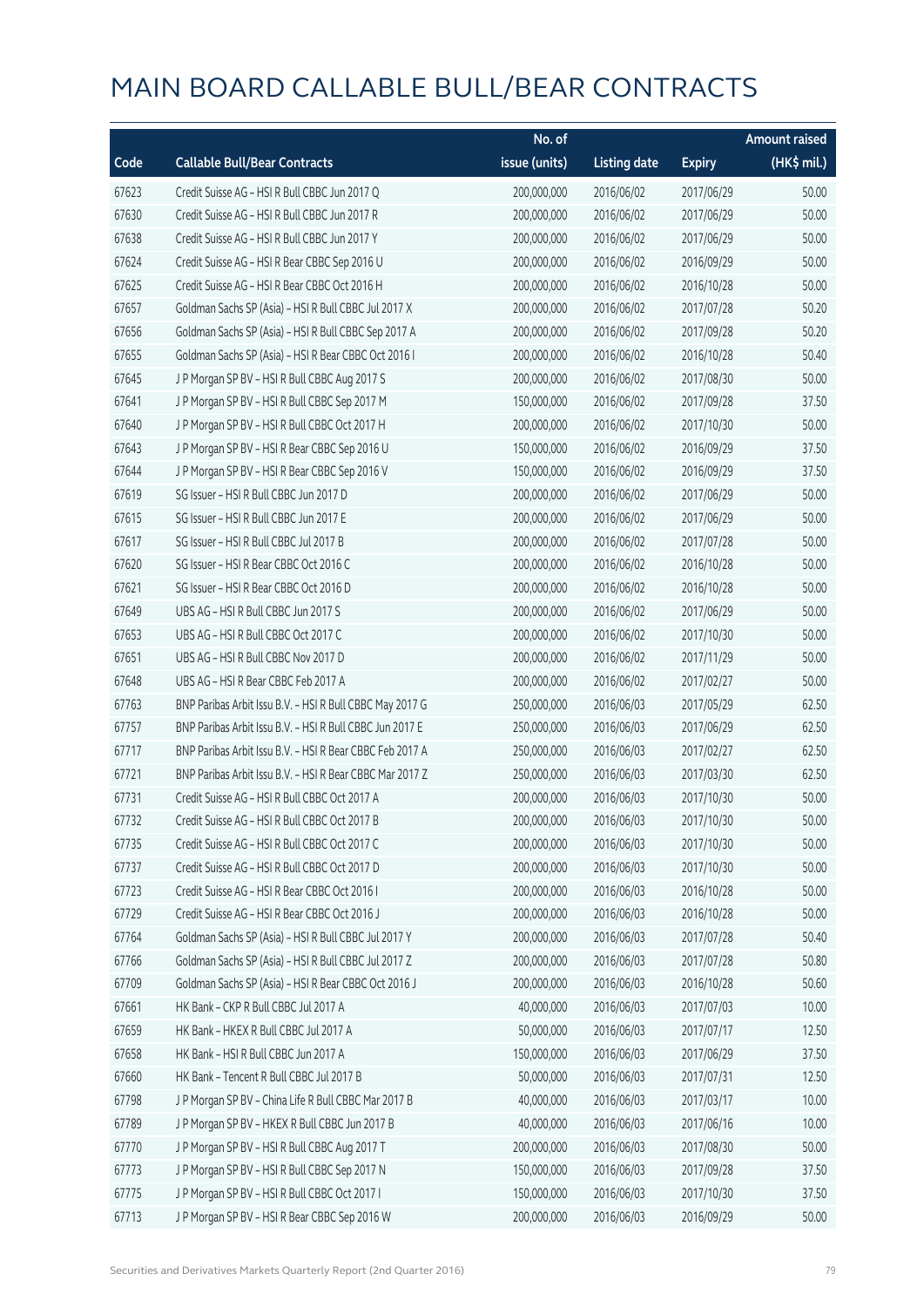# MAIN BOARD CALLABLE BULL/BEAR CONTRACTS

| Code | Callable Bull/Bear Contracts | No. of issue (units) | Listing date | Expiry | Amount raised (HK$ mil.) |
|---|---|---|---|---|---|
| 67623 | Credit Suisse AG – HSI R Bull CBBC Jun 2017 Q | 200,000,000 | 2016/06/02 | 2017/06/29 | 50.00 |
| 67630 | Credit Suisse AG – HSI R Bull CBBC Jun 2017 R | 200,000,000 | 2016/06/02 | 2017/06/29 | 50.00 |
| 67638 | Credit Suisse AG – HSI R Bull CBBC Jun 2017 Y | 200,000,000 | 2016/06/02 | 2017/06/29 | 50.00 |
| 67624 | Credit Suisse AG – HSI R Bear CBBC Sep 2016 U | 200,000,000 | 2016/06/02 | 2016/09/29 | 50.00 |
| 67625 | Credit Suisse AG – HSI R Bear CBBC Oct 2016 H | 200,000,000 | 2016/06/02 | 2016/10/28 | 50.00 |
| 67657 | Goldman Sachs SP (Asia) – HSI R Bull CBBC Jul 2017 X | 200,000,000 | 2016/06/02 | 2017/07/28 | 50.20 |
| 67656 | Goldman Sachs SP (Asia) – HSI R Bull CBBC Sep 2017 A | 200,000,000 | 2016/06/02 | 2017/09/28 | 50.20 |
| 67655 | Goldman Sachs SP (Asia) – HSI R Bear CBBC Oct 2016 I | 200,000,000 | 2016/06/02 | 2016/10/28 | 50.40 |
| 67645 | J P Morgan SP BV – HSI R Bull CBBC Aug 2017 S | 200,000,000 | 2016/06/02 | 2017/08/30 | 50.00 |
| 67641 | J P Morgan SP BV – HSI R Bull CBBC Sep 2017 M | 150,000,000 | 2016/06/02 | 2017/09/28 | 37.50 |
| 67640 | J P Morgan SP BV – HSI R Bull CBBC Oct 2017 H | 200,000,000 | 2016/06/02 | 2017/10/30 | 50.00 |
| 67643 | J P Morgan SP BV – HSI R Bear CBBC Sep 2016 U | 150,000,000 | 2016/06/02 | 2016/09/29 | 37.50 |
| 67644 | J P Morgan SP BV – HSI R Bear CBBC Sep 2016 V | 150,000,000 | 2016/06/02 | 2016/09/29 | 37.50 |
| 67619 | SG Issuer – HSI R Bull CBBC Jun 2017 D | 200,000,000 | 2016/06/02 | 2017/06/29 | 50.00 |
| 67615 | SG Issuer – HSI R Bull CBBC Jun 2017 E | 200,000,000 | 2016/06/02 | 2017/06/29 | 50.00 |
| 67617 | SG Issuer – HSI R Bull CBBC Jul 2017 B | 200,000,000 | 2016/06/02 | 2017/07/28 | 50.00 |
| 67620 | SG Issuer – HSI R Bear CBBC Oct 2016 C | 200,000,000 | 2016/06/02 | 2016/10/28 | 50.00 |
| 67621 | SG Issuer – HSI R Bear CBBC Oct 2016 D | 200,000,000 | 2016/06/02 | 2016/10/28 | 50.00 |
| 67649 | UBS AG – HSI R Bull CBBC Jun 2017 S | 200,000,000 | 2016/06/02 | 2017/06/29 | 50.00 |
| 67653 | UBS AG – HSI R Bull CBBC Oct 2017 C | 200,000,000 | 2016/06/02 | 2017/10/30 | 50.00 |
| 67651 | UBS AG – HSI R Bull CBBC Nov 2017 D | 200,000,000 | 2016/06/02 | 2017/11/29 | 50.00 |
| 67648 | UBS AG – HSI R Bear CBBC Feb 2017 A | 200,000,000 | 2016/06/02 | 2017/02/27 | 50.00 |
| 67763 | BNP Paribas Arbit Issu B.V. – HSI R Bull CBBC May 2017 G | 250,000,000 | 2016/06/03 | 2017/05/29 | 62.50 |
| 67757 | BNP Paribas Arbit Issu B.V. – HSI R Bull CBBC Jun 2017 E | 250,000,000 | 2016/06/03 | 2017/06/29 | 62.50 |
| 67717 | BNP Paribas Arbit Issu B.V. – HSI R Bear CBBC Feb 2017 A | 250,000,000 | 2016/06/03 | 2017/02/27 | 62.50 |
| 67721 | BNP Paribas Arbit Issu B.V. – HSI R Bear CBBC Mar 2017 Z | 250,000,000 | 2016/06/03 | 2017/03/30 | 62.50 |
| 67731 | Credit Suisse AG – HSI R Bull CBBC Oct 2017 A | 200,000,000 | 2016/06/03 | 2017/10/30 | 50.00 |
| 67732 | Credit Suisse AG – HSI R Bull CBBC Oct 2017 B | 200,000,000 | 2016/06/03 | 2017/10/30 | 50.00 |
| 67735 | Credit Suisse AG – HSI R Bull CBBC Oct 2017 C | 200,000,000 | 2016/06/03 | 2017/10/30 | 50.00 |
| 67737 | Credit Suisse AG – HSI R Bull CBBC Oct 2017 D | 200,000,000 | 2016/06/03 | 2017/10/30 | 50.00 |
| 67723 | Credit Suisse AG – HSI R Bear CBBC Oct 2016 I | 200,000,000 | 2016/06/03 | 2016/10/28 | 50.00 |
| 67729 | Credit Suisse AG – HSI R Bear CBBC Oct 2016 J | 200,000,000 | 2016/06/03 | 2016/10/28 | 50.00 |
| 67764 | Goldman Sachs SP (Asia) – HSI R Bull CBBC Jul 2017 Y | 200,000,000 | 2016/06/03 | 2017/07/28 | 50.40 |
| 67766 | Goldman Sachs SP (Asia) – HSI R Bull CBBC Jul 2017 Z | 200,000,000 | 2016/06/03 | 2017/07/28 | 50.80 |
| 67709 | Goldman Sachs SP (Asia) – HSI R Bear CBBC Oct 2016 J | 200,000,000 | 2016/06/03 | 2016/10/28 | 50.60 |
| 67661 | HK Bank – CKP R Bull CBBC Jul 2017 A | 40,000,000 | 2016/06/03 | 2017/07/03 | 10.00 |
| 67659 | HK Bank – HKEX R Bull CBBC Jul 2017 A | 50,000,000 | 2016/06/03 | 2017/07/17 | 12.50 |
| 67658 | HK Bank – HSI R Bull CBBC Jun 2017 A | 150,000,000 | 2016/06/03 | 2017/06/29 | 37.50 |
| 67660 | HK Bank – Tencent R Bull CBBC Jul 2017 B | 50,000,000 | 2016/06/03 | 2017/07/31 | 12.50 |
| 67798 | J P Morgan SP BV – China Life R Bull CBBC Mar 2017 B | 40,000,000 | 2016/06/03 | 2017/03/17 | 10.00 |
| 67789 | J P Morgan SP BV – HKEX R Bull CBBC Jun 2017 B | 40,000,000 | 2016/06/03 | 2017/06/16 | 10.00 |
| 67770 | J P Morgan SP BV – HSI R Bull CBBC Aug 2017 T | 200,000,000 | 2016/06/03 | 2017/08/30 | 50.00 |
| 67773 | J P Morgan SP BV – HSI R Bull CBBC Sep 2017 N | 150,000,000 | 2016/06/03 | 2017/09/28 | 37.50 |
| 67775 | J P Morgan SP BV – HSI R Bull CBBC Oct 2017 I | 150,000,000 | 2016/06/03 | 2017/10/30 | 37.50 |
| 67713 | J P Morgan SP BV – HSI R Bear CBBC Sep 2016 W | 200,000,000 | 2016/06/03 | 2016/09/29 | 50.00 |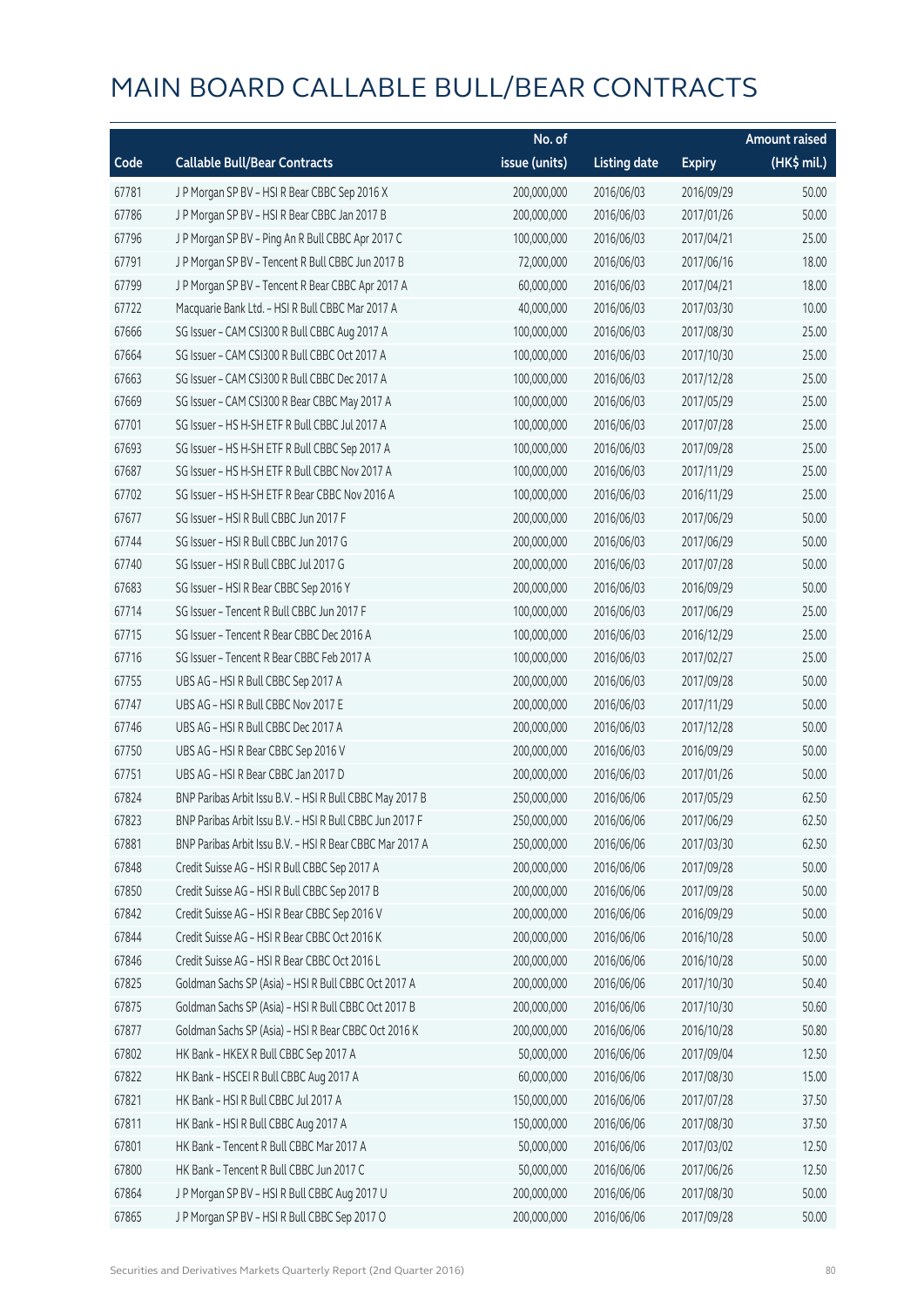# MAIN BOARD CALLABLE BULL/BEAR CONTRACTS

| Code | Callable Bull/Bear Contracts | No. of issue (units) | Listing date | Expiry | Amount raised (HK$ mil.) |
|---|---|---|---|---|---|
| 67781 | J P Morgan SP BV – HSI R Bear CBBC Sep 2016 X | 200,000,000 | 2016/06/03 | 2016/09/29 | 50.00 |
| 67786 | J P Morgan SP BV – HSI R Bear CBBC Jan 2017 B | 200,000,000 | 2016/06/03 | 2017/01/26 | 50.00 |
| 67796 | J P Morgan SP BV – Ping An R Bull CBBC Apr 2017 C | 100,000,000 | 2016/06/03 | 2017/04/21 | 25.00 |
| 67791 | J P Morgan SP BV – Tencent R Bull CBBC Jun 2017 B | 72,000,000 | 2016/06/03 | 2017/06/16 | 18.00 |
| 67799 | J P Morgan SP BV – Tencent R Bear CBBC Apr 2017 A | 60,000,000 | 2016/06/03 | 2017/04/21 | 18.00 |
| 67722 | Macquarie Bank Ltd. – HSI R Bull CBBC Mar 2017 A | 40,000,000 | 2016/06/03 | 2017/03/30 | 10.00 |
| 67666 | SG Issuer – CAM CSI300 R Bull CBBC Aug 2017 A | 100,000,000 | 2016/06/03 | 2017/08/30 | 25.00 |
| 67664 | SG Issuer – CAM CSI300 R Bull CBBC Oct 2017 A | 100,000,000 | 2016/06/03 | 2017/10/30 | 25.00 |
| 67663 | SG Issuer – CAM CSI300 R Bull CBBC Dec 2017 A | 100,000,000 | 2016/06/03 | 2017/12/28 | 25.00 |
| 67669 | SG Issuer – CAM CSI300 R Bear CBBC May 2017 A | 100,000,000 | 2016/06/03 | 2017/05/29 | 25.00 |
| 67701 | SG Issuer – HS H-SH ETF R Bull CBBC Jul 2017 A | 100,000,000 | 2016/06/03 | 2017/07/28 | 25.00 |
| 67693 | SG Issuer – HS H-SH ETF R Bull CBBC Sep 2017 A | 100,000,000 | 2016/06/03 | 2017/09/28 | 25.00 |
| 67687 | SG Issuer – HS H-SH ETF R Bull CBBC Nov 2017 A | 100,000,000 | 2016/06/03 | 2017/11/29 | 25.00 |
| 67702 | SG Issuer – HS H-SH ETF R Bear CBBC Nov 2016 A | 100,000,000 | 2016/06/03 | 2016/11/29 | 25.00 |
| 67677 | SG Issuer – HSI R Bull CBBC Jun 2017 F | 200,000,000 | 2016/06/03 | 2017/06/29 | 50.00 |
| 67744 | SG Issuer – HSI R Bull CBBC Jun 2017 G | 200,000,000 | 2016/06/03 | 2017/06/29 | 50.00 |
| 67740 | SG Issuer – HSI R Bull CBBC Jul 2017 G | 200,000,000 | 2016/06/03 | 2017/07/28 | 50.00 |
| 67683 | SG Issuer – HSI R Bear CBBC Sep 2016 Y | 200,000,000 | 2016/06/03 | 2016/09/29 | 50.00 |
| 67714 | SG Issuer – Tencent R Bull CBBC Jun 2017 F | 100,000,000 | 2016/06/03 | 2017/06/29 | 25.00 |
| 67715 | SG Issuer – Tencent R Bear CBBC Dec 2016 A | 100,000,000 | 2016/06/03 | 2016/12/29 | 25.00 |
| 67716 | SG Issuer – Tencent R Bear CBBC Feb 2017 A | 100,000,000 | 2016/06/03 | 2017/02/27 | 25.00 |
| 67755 | UBS AG – HSI R Bull CBBC Sep 2017 A | 200,000,000 | 2016/06/03 | 2017/09/28 | 50.00 |
| 67747 | UBS AG – HSI R Bull CBBC Nov 2017 E | 200,000,000 | 2016/06/03 | 2017/11/29 | 50.00 |
| 67746 | UBS AG – HSI R Bull CBBC Dec 2017 A | 200,000,000 | 2016/06/03 | 2017/12/28 | 50.00 |
| 67750 | UBS AG – HSI R Bear CBBC Sep 2016 V | 200,000,000 | 2016/06/03 | 2016/09/29 | 50.00 |
| 67751 | UBS AG – HSI R Bear CBBC Jan 2017 D | 200,000,000 | 2016/06/03 | 2017/01/26 | 50.00 |
| 67824 | BNP Paribas Arbit Issu B.V. – HSI R Bull CBBC May 2017 B | 250,000,000 | 2016/06/06 | 2017/05/29 | 62.50 |
| 67823 | BNP Paribas Arbit Issu B.V. – HSI R Bull CBBC Jun 2017 F | 250,000,000 | 2016/06/06 | 2017/06/29 | 62.50 |
| 67881 | BNP Paribas Arbit Issu B.V. – HSI R Bear CBBC Mar 2017 A | 250,000,000 | 2016/06/06 | 2017/03/30 | 62.50 |
| 67848 | Credit Suisse AG – HSI R Bull CBBC Sep 2017 A | 200,000,000 | 2016/06/06 | 2017/09/28 | 50.00 |
| 67850 | Credit Suisse AG – HSI R Bull CBBC Sep 2017 B | 200,000,000 | 2016/06/06 | 2017/09/28 | 50.00 |
| 67842 | Credit Suisse AG – HSI R Bear CBBC Sep 2016 V | 200,000,000 | 2016/06/06 | 2016/09/29 | 50.00 |
| 67844 | Credit Suisse AG – HSI R Bear CBBC Oct 2016 K | 200,000,000 | 2016/06/06 | 2016/10/28 | 50.00 |
| 67846 | Credit Suisse AG – HSI R Bear CBBC Oct 2016 L | 200,000,000 | 2016/06/06 | 2016/10/28 | 50.00 |
| 67825 | Goldman Sachs SP (Asia) – HSI R Bull CBBC Oct 2017 A | 200,000,000 | 2016/06/06 | 2017/10/30 | 50.40 |
| 67875 | Goldman Sachs SP (Asia) – HSI R Bull CBBC Oct 2017 B | 200,000,000 | 2016/06/06 | 2017/10/30 | 50.60 |
| 67877 | Goldman Sachs SP (Asia) – HSI R Bear CBBC Oct 2016 K | 200,000,000 | 2016/06/06 | 2016/10/28 | 50.80 |
| 67802 | HK Bank – HKEX R Bull CBBC Sep 2017 A | 50,000,000 | 2016/06/06 | 2017/09/04 | 12.50 |
| 67822 | HK Bank – HSCEI R Bull CBBC Aug 2017 A | 60,000,000 | 2016/06/06 | 2017/08/30 | 15.00 |
| 67821 | HK Bank – HSI R Bull CBBC Jul 2017 A | 150,000,000 | 2016/06/06 | 2017/07/28 | 37.50 |
| 67811 | HK Bank – HSI R Bull CBBC Aug 2017 A | 150,000,000 | 2016/06/06 | 2017/08/30 | 37.50 |
| 67801 | HK Bank – Tencent R Bull CBBC Mar 2017 A | 50,000,000 | 2016/06/06 | 2017/03/02 | 12.50 |
| 67800 | HK Bank – Tencent R Bull CBBC Jun 2017 C | 50,000,000 | 2016/06/06 | 2017/06/26 | 12.50 |
| 67864 | J P Morgan SP BV – HSI R Bull CBBC Aug 2017 U | 200,000,000 | 2016/06/06 | 2017/08/30 | 50.00 |
| 67865 | J P Morgan SP BV – HSI R Bull CBBC Sep 2017 O | 200,000,000 | 2016/06/06 | 2017/09/28 | 50.00 |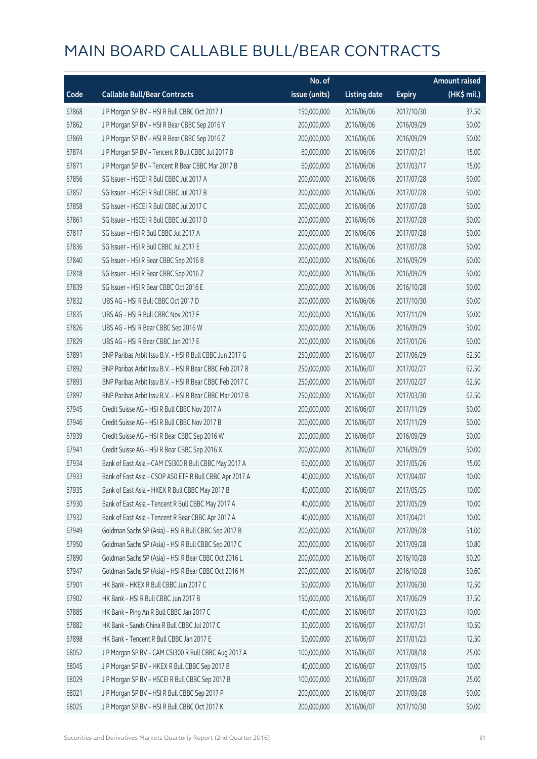# MAIN BOARD CALLABLE BULL/BEAR CONTRACTS

| Code | Callable Bull/Bear Contracts | No. of issue (units) | Listing date | Expiry | Amount raised (HK$ mil.) |
|---|---|---|---|---|---|
| 67868 | J P Morgan SP BV – HSI R Bull CBBC Oct 2017 J | 150,000,000 | 2016/06/06 | 2017/10/30 | 37.50 |
| 67862 | J P Morgan SP BV – HSI R Bear CBBC Sep 2016 Y | 200,000,000 | 2016/06/06 | 2016/09/29 | 50.00 |
| 67869 | J P Morgan SP BV – HSI R Bear CBBC Sep 2016 Z | 200,000,000 | 2016/06/06 | 2016/09/29 | 50.00 |
| 67874 | J P Morgan SP BV – Tencent R Bull CBBC Jul 2017 B | 60,000,000 | 2016/06/06 | 2017/07/21 | 15.00 |
| 67871 | J P Morgan SP BV – Tencent R Bear CBBC Mar 2017 B | 60,000,000 | 2016/06/06 | 2017/03/17 | 15.00 |
| 67856 | SG Issuer – HSCEI R Bull CBBC Jul 2017 A | 200,000,000 | 2016/06/06 | 2017/07/28 | 50.00 |
| 67857 | SG Issuer – HSCEI R Bull CBBC Jul 2017 B | 200,000,000 | 2016/06/06 | 2017/07/28 | 50.00 |
| 67858 | SG Issuer – HSCEI R Bull CBBC Jul 2017 C | 200,000,000 | 2016/06/06 | 2017/07/28 | 50.00 |
| 67861 | SG Issuer – HSCEI R Bull CBBC Jul 2017 D | 200,000,000 | 2016/06/06 | 2017/07/28 | 50.00 |
| 67817 | SG Issuer – HSI R Bull CBBC Jul 2017 A | 200,000,000 | 2016/06/06 | 2017/07/28 | 50.00 |
| 67836 | SG Issuer – HSI R Bull CBBC Jul 2017 E | 200,000,000 | 2016/06/06 | 2017/07/28 | 50.00 |
| 67840 | SG Issuer – HSI R Bear CBBC Sep 2016 B | 200,000,000 | 2016/06/06 | 2016/09/29 | 50.00 |
| 67818 | SG Issuer – HSI R Bear CBBC Sep 2016 Z | 200,000,000 | 2016/06/06 | 2016/09/29 | 50.00 |
| 67839 | SG Issuer – HSI R Bear CBBC Oct 2016 E | 200,000,000 | 2016/06/06 | 2016/10/28 | 50.00 |
| 67832 | UBS AG – HSI R Bull CBBC Oct 2017 D | 200,000,000 | 2016/06/06 | 2017/10/30 | 50.00 |
| 67835 | UBS AG – HSI R Bull CBBC Nov 2017 F | 200,000,000 | 2016/06/06 | 2017/11/29 | 50.00 |
| 67826 | UBS AG – HSI R Bear CBBC Sep 2016 W | 200,000,000 | 2016/06/06 | 2016/09/29 | 50.00 |
| 67829 | UBS AG – HSI R Bear CBBC Jan 2017 E | 200,000,000 | 2016/06/06 | 2017/01/26 | 50.00 |
| 67891 | BNP Paribas Arbit Issu B.V. – HSI R Bull CBBC Jun 2017 G | 250,000,000 | 2016/06/07 | 2017/06/29 | 62.50 |
| 67892 | BNP Paribas Arbit Issu B.V. – HSI R Bear CBBC Feb 2017 B | 250,000,000 | 2016/06/07 | 2017/02/27 | 62.50 |
| 67893 | BNP Paribas Arbit Issu B.V. – HSI R Bear CBBC Feb 2017 C | 250,000,000 | 2016/06/07 | 2017/02/27 | 62.50 |
| 67897 | BNP Paribas Arbit Issu B.V. – HSI R Bear CBBC Mar 2017 B | 250,000,000 | 2016/06/07 | 2017/03/30 | 62.50 |
| 67945 | Credit Suisse AG – HSI R Bull CBBC Nov 2017 A | 200,000,000 | 2016/06/07 | 2017/11/29 | 50.00 |
| 67946 | Credit Suisse AG – HSI R Bull CBBC Nov 2017 B | 200,000,000 | 2016/06/07 | 2017/11/29 | 50.00 |
| 67939 | Credit Suisse AG – HSI R Bear CBBC Sep 2016 W | 200,000,000 | 2016/06/07 | 2016/09/29 | 50.00 |
| 67941 | Credit Suisse AG – HSI R Bear CBBC Sep 2016 X | 200,000,000 | 2016/06/07 | 2016/09/29 | 50.00 |
| 67934 | Bank of East Asia – CAM CSI300 R Bull CBBC May 2017 A | 60,000,000 | 2016/06/07 | 2017/05/26 | 15.00 |
| 67933 | Bank of East Asia – CSOP A50 ETF R Bull CBBC Apr 2017 A | 40,000,000 | 2016/06/07 | 2017/04/07 | 10.00 |
| 67935 | Bank of East Asia – HKEX R Bull CBBC May 2017 B | 40,000,000 | 2016/06/07 | 2017/05/25 | 10.00 |
| 67930 | Bank of East Asia – Tencent R Bull CBBC May 2017 A | 40,000,000 | 2016/06/07 | 2017/05/29 | 10.00 |
| 67932 | Bank of East Asia – Tencent R Bear CBBC Apr 2017 A | 40,000,000 | 2016/06/07 | 2017/04/21 | 10.00 |
| 67949 | Goldman Sachs SP (Asia) – HSI R Bull CBBC Sep 2017 B | 200,000,000 | 2016/06/07 | 2017/09/28 | 51.00 |
| 67950 | Goldman Sachs SP (Asia) – HSI R Bull CBBC Sep 2017 C | 200,000,000 | 2016/06/07 | 2017/09/28 | 50.80 |
| 67890 | Goldman Sachs SP (Asia) – HSI R Bear CBBC Oct 2016 L | 200,000,000 | 2016/06/07 | 2016/10/28 | 50.20 |
| 67947 | Goldman Sachs SP (Asia) – HSI R Bear CBBC Oct 2016 M | 200,000,000 | 2016/06/07 | 2016/10/28 | 50.60 |
| 67901 | HK Bank – HKEX R Bull CBBC Jun 2017 C | 50,000,000 | 2016/06/07 | 2017/06/30 | 12.50 |
| 67902 | HK Bank – HSI R Bull CBBC Jun 2017 B | 150,000,000 | 2016/06/07 | 2017/06/29 | 37.50 |
| 67885 | HK Bank – Ping An R Bull CBBC Jan 2017 C | 40,000,000 | 2016/06/07 | 2017/01/23 | 10.00 |
| 67882 | HK Bank – Sands China R Bull CBBC Jul 2017 C | 30,000,000 | 2016/06/07 | 2017/07/31 | 10.50 |
| 67898 | HK Bank – Tencent R Bull CBBC Jan 2017 E | 50,000,000 | 2016/06/07 | 2017/01/23 | 12.50 |
| 68052 | J P Morgan SP BV – CAM CSI300 R Bull CBBC Aug 2017 A | 100,000,000 | 2016/06/07 | 2017/08/18 | 25.00 |
| 68045 | J P Morgan SP BV – HKEX R Bull CBBC Sep 2017 B | 40,000,000 | 2016/06/07 | 2017/09/15 | 10.00 |
| 68029 | J P Morgan SP BV – HSCEI R Bull CBBC Sep 2017 B | 100,000,000 | 2016/06/07 | 2017/09/28 | 25.00 |
| 68021 | J P Morgan SP BV – HSI R Bull CBBC Sep 2017 P | 200,000,000 | 2016/06/07 | 2017/09/28 | 50.00 |
| 68025 | J P Morgan SP BV – HSI R Bull CBBC Oct 2017 K | 200,000,000 | 2016/06/07 | 2017/10/30 | 50.00 |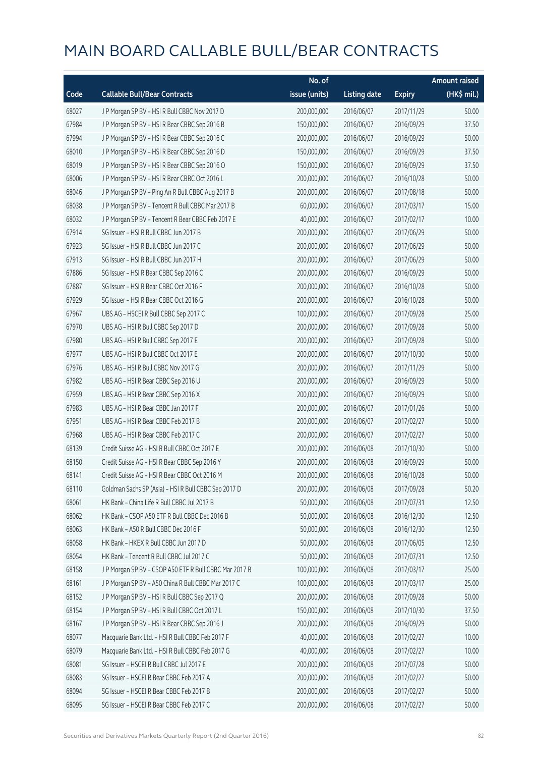# MAIN BOARD CALLABLE BULL/BEAR CONTRACTS

| Code | Callable Bull/Bear Contracts | No. of issue (units) | Listing date | Expiry | Amount raised (HK$ mil.) |
|---|---|---|---|---|---|
| 68027 | J P Morgan SP BV – HSI R Bull CBBC Nov 2017 D | 200,000,000 | 2016/06/07 | 2017/11/29 | 50.00 |
| 67984 | J P Morgan SP BV – HSI R Bear CBBC Sep 2016 B | 150,000,000 | 2016/06/07 | 2016/09/29 | 37.50 |
| 67994 | J P Morgan SP BV – HSI R Bear CBBC Sep 2016 C | 200,000,000 | 2016/06/07 | 2016/09/29 | 50.00 |
| 68010 | J P Morgan SP BV – HSI R Bear CBBC Sep 2016 D | 150,000,000 | 2016/06/07 | 2016/09/29 | 37.50 |
| 68019 | J P Morgan SP BV – HSI R Bear CBBC Sep 2016 O | 150,000,000 | 2016/06/07 | 2016/09/29 | 37.50 |
| 68006 | J P Morgan SP BV – HSI R Bear CBBC Oct 2016 L | 200,000,000 | 2016/06/07 | 2016/10/28 | 50.00 |
| 68046 | J P Morgan SP BV – Ping An R Bull CBBC Aug 2017 B | 200,000,000 | 2016/06/07 | 2017/08/18 | 50.00 |
| 68038 | J P Morgan SP BV – Tencent R Bull CBBC Mar 2017 B | 60,000,000 | 2016/06/07 | 2017/03/17 | 15.00 |
| 68032 | J P Morgan SP BV – Tencent R Bear CBBC Feb 2017 E | 40,000,000 | 2016/06/07 | 2017/02/17 | 10.00 |
| 67914 | SG Issuer – HSI R Bull CBBC Jun 2017 B | 200,000,000 | 2016/06/07 | 2017/06/29 | 50.00 |
| 67923 | SG Issuer – HSI R Bull CBBC Jun 2017 C | 200,000,000 | 2016/06/07 | 2017/06/29 | 50.00 |
| 67913 | SG Issuer – HSI R Bull CBBC Jun 2017 H | 200,000,000 | 2016/06/07 | 2017/06/29 | 50.00 |
| 67886 | SG Issuer – HSI R Bear CBBC Sep 2016 C | 200,000,000 | 2016/06/07 | 2016/09/29 | 50.00 |
| 67887 | SG Issuer – HSI R Bear CBBC Oct 2016 F | 200,000,000 | 2016/06/07 | 2016/10/28 | 50.00 |
| 67929 | SG Issuer – HSI R Bear CBBC Oct 2016 G | 200,000,000 | 2016/06/07 | 2016/10/28 | 50.00 |
| 67967 | UBS AG – HSCEI R Bull CBBC Sep 2017 C | 100,000,000 | 2016/06/07 | 2017/09/28 | 25.00 |
| 67970 | UBS AG – HSI R Bull CBBC Sep 2017 D | 200,000,000 | 2016/06/07 | 2017/09/28 | 50.00 |
| 67980 | UBS AG – HSI R Bull CBBC Sep 2017 E | 200,000,000 | 2016/06/07 | 2017/09/28 | 50.00 |
| 67977 | UBS AG – HSI R Bull CBBC Oct 2017 E | 200,000,000 | 2016/06/07 | 2017/10/30 | 50.00 |
| 67976 | UBS AG – HSI R Bull CBBC Nov 2017 G | 200,000,000 | 2016/06/07 | 2017/11/29 | 50.00 |
| 67982 | UBS AG – HSI R Bear CBBC Sep 2016 U | 200,000,000 | 2016/06/07 | 2016/09/29 | 50.00 |
| 67959 | UBS AG – HSI R Bear CBBC Sep 2016 X | 200,000,000 | 2016/06/07 | 2016/09/29 | 50.00 |
| 67983 | UBS AG – HSI R Bear CBBC Jan 2017 F | 200,000,000 | 2016/06/07 | 2017/01/26 | 50.00 |
| 67951 | UBS AG – HSI R Bear CBBC Feb 2017 B | 200,000,000 | 2016/06/07 | 2017/02/27 | 50.00 |
| 67968 | UBS AG – HSI R Bear CBBC Feb 2017 C | 200,000,000 | 2016/06/07 | 2017/02/27 | 50.00 |
| 68139 | Credit Suisse AG – HSI R Bull CBBC Oct 2017 E | 200,000,000 | 2016/06/08 | 2017/10/30 | 50.00 |
| 68150 | Credit Suisse AG – HSI R Bear CBBC Sep 2016 Y | 200,000,000 | 2016/06/08 | 2016/09/29 | 50.00 |
| 68141 | Credit Suisse AG – HSI R Bear CBBC Oct 2016 M | 200,000,000 | 2016/06/08 | 2016/10/28 | 50.00 |
| 68110 | Goldman Sachs SP (Asia) – HSI R Bull CBBC Sep 2017 D | 200,000,000 | 2016/06/08 | 2017/09/28 | 50.20 |
| 68061 | HK Bank – China Life R Bull CBBC Jul 2017 B | 50,000,000 | 2016/06/08 | 2017/07/31 | 12.50 |
| 68062 | HK Bank – CSOP A50 ETF R Bull CBBC Dec 2016 B | 50,000,000 | 2016/06/08 | 2016/12/30 | 12.50 |
| 68063 | HK Bank – A50 R Bull CBBC Dec 2016 F | 50,000,000 | 2016/06/08 | 2016/12/30 | 12.50 |
| 68058 | HK Bank – HKEX R Bull CBBC Jun 2017 D | 50,000,000 | 2016/06/08 | 2017/06/05 | 12.50 |
| 68054 | HK Bank – Tencent R Bull CBBC Jul 2017 C | 50,000,000 | 2016/06/08 | 2017/07/31 | 12.50 |
| 68158 | J P Morgan SP BV – CSOP A50 ETF R Bull CBBC Mar 2017 B | 100,000,000 | 2016/06/08 | 2017/03/17 | 25.00 |
| 68161 | J P Morgan SP BV – A50 China R Bull CBBC Mar 2017 C | 100,000,000 | 2016/06/08 | 2017/03/17 | 25.00 |
| 68152 | J P Morgan SP BV – HSI R Bull CBBC Sep 2017 Q | 200,000,000 | 2016/06/08 | 2017/09/28 | 50.00 |
| 68154 | J P Morgan SP BV – HSI R Bull CBBC Oct 2017 L | 150,000,000 | 2016/06/08 | 2017/10/30 | 37.50 |
| 68167 | J P Morgan SP BV – HSI R Bear CBBC Sep 2016 J | 200,000,000 | 2016/06/08 | 2016/09/29 | 50.00 |
| 68077 | Macquarie Bank Ltd. – HSI R Bull CBBC Feb 2017 F | 40,000,000 | 2016/06/08 | 2017/02/27 | 10.00 |
| 68079 | Macquarie Bank Ltd. – HSI R Bull CBBC Feb 2017 G | 40,000,000 | 2016/06/08 | 2017/02/27 | 10.00 |
| 68081 | SG Issuer – HSCEI R Bull CBBC Jul 2017 E | 200,000,000 | 2016/06/08 | 2017/07/28 | 50.00 |
| 68083 | SG Issuer – HSCEI R Bear CBBC Feb 2017 A | 200,000,000 | 2016/06/08 | 2017/02/27 | 50.00 |
| 68094 | SG Issuer – HSCEI R Bear CBBC Feb 2017 B | 200,000,000 | 2016/06/08 | 2017/02/27 | 50.00 |
| 68095 | SG Issuer – HSCEI R Bear CBBC Feb 2017 C | 200,000,000 | 2016/06/08 | 2017/02/27 | 50.00 |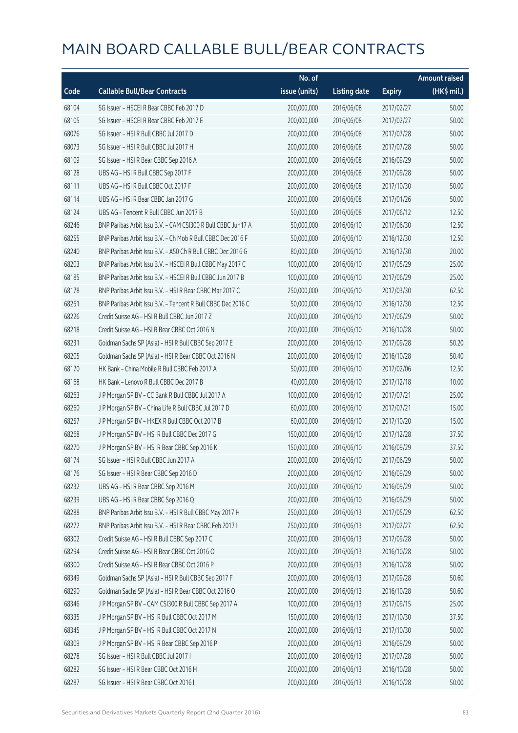# MAIN BOARD CALLABLE BULL/BEAR CONTRACTS

| Code | Callable Bull/Bear Contracts | No. of issue (units) | Listing date | Expiry | Amount raised (HK$ mil.) |
|---|---|---|---|---|---|
| 68104 | SG Issuer – HSCEI R Bear CBBC Feb 2017 D | 200,000,000 | 2016/06/08 | 2017/02/27 | 50.00 |
| 68105 | SG Issuer – HSCEI R Bear CBBC Feb 2017 E | 200,000,000 | 2016/06/08 | 2017/02/27 | 50.00 |
| 68076 | SG Issuer – HSI R Bull CBBC Jul 2017 D | 200,000,000 | 2016/06/08 | 2017/07/28 | 50.00 |
| 68073 | SG Issuer – HSI R Bull CBBC Jul 2017 H | 200,000,000 | 2016/06/08 | 2017/07/28 | 50.00 |
| 68109 | SG Issuer – HSI R Bear CBBC Sep 2016 A | 200,000,000 | 2016/06/08 | 2016/09/29 | 50.00 |
| 68128 | UBS AG – HSI R Bull CBBC Sep 2017 F | 200,000,000 | 2016/06/08 | 2017/09/28 | 50.00 |
| 68111 | UBS AG – HSI R Bull CBBC Oct 2017 F | 200,000,000 | 2016/06/08 | 2017/10/30 | 50.00 |
| 68114 | UBS AG – HSI R Bear CBBC Jan 2017 G | 200,000,000 | 2016/06/08 | 2017/01/26 | 50.00 |
| 68124 | UBS AG – Tencent R Bull CBBC Jun 2017 B | 50,000,000 | 2016/06/08 | 2017/06/12 | 12.50 |
| 68246 | BNP Paribas Arbit Issu B.V. – CAM CSI300 R Bull CBBC Jun17 A | 50,000,000 | 2016/06/10 | 2017/06/30 | 12.50 |
| 68255 | BNP Paribas Arbit Issu B.V. – Ch Mob R Bull CBBC Dec 2016 F | 50,000,000 | 2016/06/10 | 2016/12/30 | 12.50 |
| 68240 | BNP Paribas Arbit Issu B.V. – A50 Ch R Bull CBBC Dec 2016 G | 80,000,000 | 2016/06/10 | 2016/12/30 | 20.00 |
| 68203 | BNP Paribas Arbit Issu B.V. – HSCEI R Bull CBBC May 2017 C | 100,000,000 | 2016/06/10 | 2017/05/29 | 25.00 |
| 68185 | BNP Paribas Arbit Issu B.V. – HSCEI R Bull CBBC Jun 2017 B | 100,000,000 | 2016/06/10 | 2017/06/29 | 25.00 |
| 68178 | BNP Paribas Arbit Issu B.V. – HSI R Bear CBBC Mar 2017 C | 250,000,000 | 2016/06/10 | 2017/03/30 | 62.50 |
| 68251 | BNP Paribas Arbit Issu B.V. – Tencent R Bull CBBC Dec 2016 C | 50,000,000 | 2016/06/10 | 2016/12/30 | 12.50 |
| 68226 | Credit Suisse AG – HSI R Bull CBBC Jun 2017 Z | 200,000,000 | 2016/06/10 | 2017/06/29 | 50.00 |
| 68218 | Credit Suisse AG – HSI R Bear CBBC Oct 2016 N | 200,000,000 | 2016/06/10 | 2016/10/28 | 50.00 |
| 68231 | Goldman Sachs SP (Asia) – HSI R Bull CBBC Sep 2017 E | 200,000,000 | 2016/06/10 | 2017/09/28 | 50.20 |
| 68205 | Goldman Sachs SP (Asia) – HSI R Bear CBBC Oct 2016 N | 200,000,000 | 2016/06/10 | 2016/10/28 | 50.40 |
| 68170 | HK Bank – China Mobile R Bull CBBC Feb 2017 A | 50,000,000 | 2016/06/10 | 2017/02/06 | 12.50 |
| 68168 | HK Bank – Lenovo R Bull CBBC Dec 2017 B | 40,000,000 | 2016/06/10 | 2017/12/18 | 10.00 |
| 68263 | J P Morgan SP BV – CC Bank R Bull CBBC Jul 2017 A | 100,000,000 | 2016/06/10 | 2017/07/21 | 25.00 |
| 68260 | J P Morgan SP BV – China Life R Bull CBBC Jul 2017 D | 60,000,000 | 2016/06/10 | 2017/07/21 | 15.00 |
| 68257 | J P Morgan SP BV – HKEX R Bull CBBC Oct 2017 B | 60,000,000 | 2016/06/10 | 2017/10/20 | 15.00 |
| 68268 | J P Morgan SP BV – HSI R Bull CBBC Dec 2017 G | 150,000,000 | 2016/06/10 | 2017/12/28 | 37.50 |
| 68270 | J P Morgan SP BV – HSI R Bear CBBC Sep 2016 K | 150,000,000 | 2016/06/10 | 2016/09/29 | 37.50 |
| 68174 | SG Issuer – HSI R Bull CBBC Jun 2017 A | 200,000,000 | 2016/06/10 | 2017/06/29 | 50.00 |
| 68176 | SG Issuer – HSI R Bear CBBC Sep 2016 D | 200,000,000 | 2016/06/10 | 2016/09/29 | 50.00 |
| 68232 | UBS AG – HSI R Bear CBBC Sep 2016 M | 200,000,000 | 2016/06/10 | 2016/09/29 | 50.00 |
| 68239 | UBS AG – HSI R Bear CBBC Sep 2016 Q | 200,000,000 | 2016/06/10 | 2016/09/29 | 50.00 |
| 68288 | BNP Paribas Arbit Issu B.V. – HSI R Bull CBBC May 2017 H | 250,000,000 | 2016/06/13 | 2017/05/29 | 62.50 |
| 68272 | BNP Paribas Arbit Issu B.V. – HSI R Bear CBBC Feb 2017 I | 250,000,000 | 2016/06/13 | 2017/02/27 | 62.50 |
| 68302 | Credit Suisse AG – HSI R Bull CBBC Sep 2017 C | 200,000,000 | 2016/06/13 | 2017/09/28 | 50.00 |
| 68294 | Credit Suisse AG – HSI R Bear CBBC Oct 2016 O | 200,000,000 | 2016/06/13 | 2016/10/28 | 50.00 |
| 68300 | Credit Suisse AG – HSI R Bear CBBC Oct 2016 P | 200,000,000 | 2016/06/13 | 2016/10/28 | 50.00 |
| 68349 | Goldman Sachs SP (Asia) – HSI R Bull CBBC Sep 2017 F | 200,000,000 | 2016/06/13 | 2017/09/28 | 50.60 |
| 68290 | Goldman Sachs SP (Asia) – HSI R Bear CBBC Oct 2016 O | 200,000,000 | 2016/06/13 | 2016/10/28 | 50.60 |
| 68346 | J P Morgan SP BV – CAM CSI300 R Bull CBBC Sep 2017 A | 100,000,000 | 2016/06/13 | 2017/09/15 | 25.00 |
| 68335 | J P Morgan SP BV – HSI R Bull CBBC Oct 2017 M | 150,000,000 | 2016/06/13 | 2017/10/30 | 37.50 |
| 68345 | J P Morgan SP BV – HSI R Bull CBBC Oct 2017 N | 200,000,000 | 2016/06/13 | 2017/10/30 | 50.00 |
| 68309 | J P Morgan SP BV – HSI R Bear CBBC Sep 2016 P | 200,000,000 | 2016/06/13 | 2016/09/29 | 50.00 |
| 68278 | SG Issuer – HSI R Bull CBBC Jul 2017 I | 200,000,000 | 2016/06/13 | 2017/07/28 | 50.00 |
| 68282 | SG Issuer – HSI R Bear CBBC Oct 2016 H | 200,000,000 | 2016/06/13 | 2016/10/28 | 50.00 |
| 68287 | SG Issuer – HSI R Bear CBBC Oct 2016 I | 200,000,000 | 2016/06/13 | 2016/10/28 | 50.00 |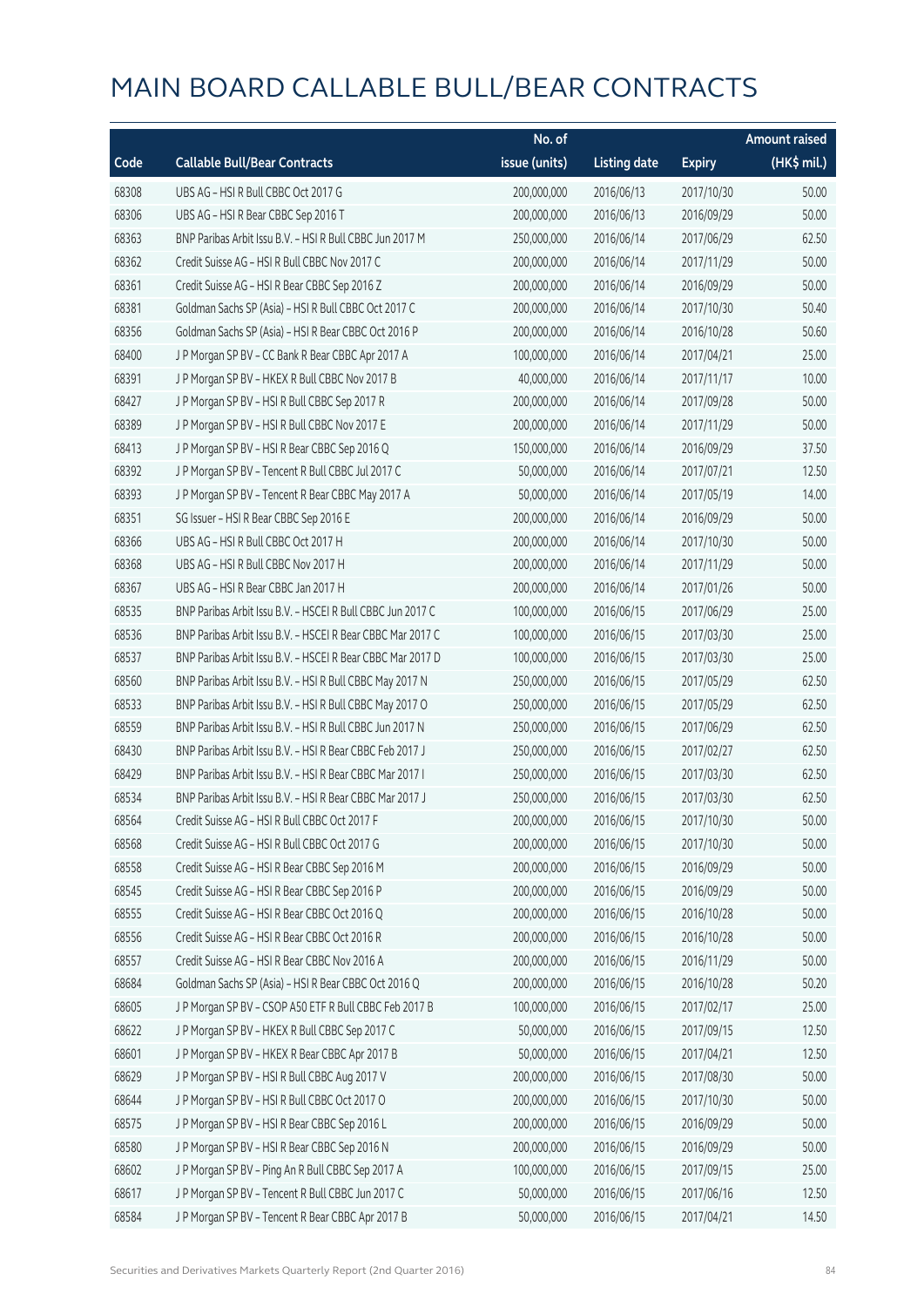# MAIN BOARD CALLABLE BULL/BEAR CONTRACTS

| Code | Callable Bull/Bear Contracts | No. of issue (units) | Listing date | Expiry | Amount raised (HK$ mil.) |
|---|---|---|---|---|---|
| 68308 | UBS AG – HSI R Bull CBBC Oct 2017 G | 200,000,000 | 2016/06/13 | 2017/10/30 | 50.00 |
| 68306 | UBS AG – HSI R Bear CBBC Sep 2016 T | 200,000,000 | 2016/06/13 | 2016/09/29 | 50.00 |
| 68363 | BNP Paribas Arbit Issu B.V. – HSI R Bull CBBC Jun 2017 M | 250,000,000 | 2016/06/14 | 2017/06/29 | 62.50 |
| 68362 | Credit Suisse AG – HSI R Bull CBBC Nov 2017 C | 200,000,000 | 2016/06/14 | 2017/11/29 | 50.00 |
| 68361 | Credit Suisse AG – HSI R Bear CBBC Sep 2016 Z | 200,000,000 | 2016/06/14 | 2016/09/29 | 50.00 |
| 68381 | Goldman Sachs SP (Asia) – HSI R Bull CBBC Oct 2017 C | 200,000,000 | 2016/06/14 | 2017/10/30 | 50.40 |
| 68356 | Goldman Sachs SP (Asia) – HSI R Bear CBBC Oct 2016 P | 200,000,000 | 2016/06/14 | 2016/10/28 | 50.60 |
| 68400 | J P Morgan SP BV – CC Bank R Bear CBBC Apr 2017 A | 100,000,000 | 2016/06/14 | 2017/04/21 | 25.00 |
| 68391 | J P Morgan SP BV – HKEX R Bull CBBC Nov 2017 B | 40,000,000 | 2016/06/14 | 2017/11/17 | 10.00 |
| 68427 | J P Morgan SP BV – HSI R Bull CBBC Sep 2017 R | 200,000,000 | 2016/06/14 | 2017/09/28 | 50.00 |
| 68389 | J P Morgan SP BV – HSI R Bull CBBC Nov 2017 E | 200,000,000 | 2016/06/14 | 2017/11/29 | 50.00 |
| 68413 | J P Morgan SP BV – HSI R Bear CBBC Sep 2016 Q | 150,000,000 | 2016/06/14 | 2016/09/29 | 37.50 |
| 68392 | J P Morgan SP BV – Tencent R Bull CBBC Jul 2017 C | 50,000,000 | 2016/06/14 | 2017/07/21 | 12.50 |
| 68393 | J P Morgan SP BV – Tencent R Bear CBBC May 2017 A | 50,000,000 | 2016/06/14 | 2017/05/19 | 14.00 |
| 68351 | SG Issuer – HSI R Bear CBBC Sep 2016 E | 200,000,000 | 2016/06/14 | 2016/09/29 | 50.00 |
| 68366 | UBS AG – HSI R Bull CBBC Oct 2017 H | 200,000,000 | 2016/06/14 | 2017/10/30 | 50.00 |
| 68368 | UBS AG – HSI R Bull CBBC Nov 2017 H | 200,000,000 | 2016/06/14 | 2017/11/29 | 50.00 |
| 68367 | UBS AG – HSI R Bear CBBC Jan 2017 H | 200,000,000 | 2016/06/14 | 2017/01/26 | 50.00 |
| 68535 | BNP Paribas Arbit Issu B.V. – HSCEI R Bull CBBC Jun 2017 C | 100,000,000 | 2016/06/15 | 2017/06/29 | 25.00 |
| 68536 | BNP Paribas Arbit Issu B.V. – HSCEI R Bear CBBC Mar 2017 C | 100,000,000 | 2016/06/15 | 2017/03/30 | 25.00 |
| 68537 | BNP Paribas Arbit Issu B.V. – HSCEI R Bear CBBC Mar 2017 D | 100,000,000 | 2016/06/15 | 2017/03/30 | 25.00 |
| 68560 | BNP Paribas Arbit Issu B.V. – HSI R Bull CBBC May 2017 N | 250,000,000 | 2016/06/15 | 2017/05/29 | 62.50 |
| 68533 | BNP Paribas Arbit Issu B.V. – HSI R Bull CBBC May 2017 O | 250,000,000 | 2016/06/15 | 2017/05/29 | 62.50 |
| 68559 | BNP Paribas Arbit Issu B.V. – HSI R Bull CBBC Jun 2017 N | 250,000,000 | 2016/06/15 | 2017/06/29 | 62.50 |
| 68430 | BNP Paribas Arbit Issu B.V. – HSI R Bear CBBC Feb 2017 J | 250,000,000 | 2016/06/15 | 2017/02/27 | 62.50 |
| 68429 | BNP Paribas Arbit Issu B.V. – HSI R Bear CBBC Mar 2017 I | 250,000,000 | 2016/06/15 | 2017/03/30 | 62.50 |
| 68534 | BNP Paribas Arbit Issu B.V. – HSI R Bear CBBC Mar 2017 J | 250,000,000 | 2016/06/15 | 2017/03/30 | 62.50 |
| 68564 | Credit Suisse AG – HSI R Bull CBBC Oct 2017 F | 200,000,000 | 2016/06/15 | 2017/10/30 | 50.00 |
| 68568 | Credit Suisse AG – HSI R Bull CBBC Oct 2017 G | 200,000,000 | 2016/06/15 | 2017/10/30 | 50.00 |
| 68558 | Credit Suisse AG – HSI R Bear CBBC Sep 2016 M | 200,000,000 | 2016/06/15 | 2016/09/29 | 50.00 |
| 68545 | Credit Suisse AG – HSI R Bear CBBC Sep 2016 P | 200,000,000 | 2016/06/15 | 2016/09/29 | 50.00 |
| 68555 | Credit Suisse AG – HSI R Bear CBBC Oct 2016 Q | 200,000,000 | 2016/06/15 | 2016/10/28 | 50.00 |
| 68556 | Credit Suisse AG – HSI R Bear CBBC Oct 2016 R | 200,000,000 | 2016/06/15 | 2016/10/28 | 50.00 |
| 68557 | Credit Suisse AG – HSI R Bear CBBC Nov 2016 A | 200,000,000 | 2016/06/15 | 2016/11/29 | 50.00 |
| 68684 | Goldman Sachs SP (Asia) – HSI R Bear CBBC Oct 2016 Q | 200,000,000 | 2016/06/15 | 2016/10/28 | 50.20 |
| 68605 | J P Morgan SP BV – CSOP A50 ETF R Bull CBBC Feb 2017 B | 100,000,000 | 2016/06/15 | 2017/02/17 | 25.00 |
| 68622 | J P Morgan SP BV – HKEX R Bull CBBC Sep 2017 C | 50,000,000 | 2016/06/15 | 2017/09/15 | 12.50 |
| 68601 | J P Morgan SP BV – HKEX R Bear CBBC Apr 2017 B | 50,000,000 | 2016/06/15 | 2017/04/21 | 12.50 |
| 68629 | J P Morgan SP BV – HSI R Bull CBBC Aug 2017 V | 200,000,000 | 2016/06/15 | 2017/08/30 | 50.00 |
| 68644 | J P Morgan SP BV – HSI R Bull CBBC Oct 2017 O | 200,000,000 | 2016/06/15 | 2017/10/30 | 50.00 |
| 68575 | J P Morgan SP BV – HSI R Bear CBBC Sep 2016 L | 200,000,000 | 2016/06/15 | 2016/09/29 | 50.00 |
| 68580 | J P Morgan SP BV – HSI R Bear CBBC Sep 2016 N | 200,000,000 | 2016/06/15 | 2016/09/29 | 50.00 |
| 68602 | J P Morgan SP BV – Ping An R Bull CBBC Sep 2017 A | 100,000,000 | 2016/06/15 | 2017/09/15 | 25.00 |
| 68617 | J P Morgan SP BV – Tencent R Bull CBBC Jun 2017 C | 50,000,000 | 2016/06/15 | 2017/06/16 | 12.50 |
| 68584 | J P Morgan SP BV – Tencent R Bear CBBC Apr 2017 B | 50,000,000 | 2016/06/15 | 2017/04/21 | 14.50 |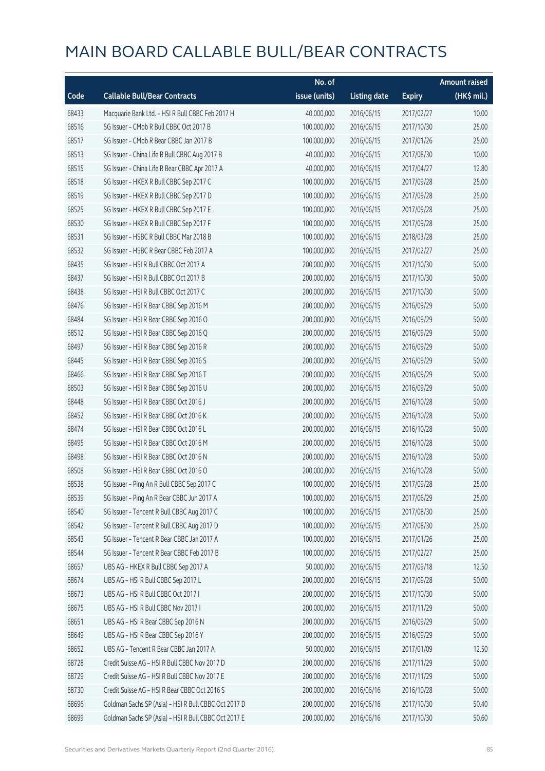# MAIN BOARD CALLABLE BULL/BEAR CONTRACTS

| Code | Callable Bull/Bear Contracts | No. of issue (units) | Listing date | Expiry | Amount raised (HK$ mil.) |
|---|---|---|---|---|---|
| 68433 | Macquarie Bank Ltd. – HSI R Bull CBBC Feb 2017 H | 40,000,000 | 2016/06/15 | 2017/02/27 | 10.00 |
| 68516 | SG Issuer – CMob R Bull CBBC Oct 2017 B | 100,000,000 | 2016/06/15 | 2017/10/30 | 25.00 |
| 68517 | SG Issuer – CMob R Bear CBBC Jan 2017 B | 100,000,000 | 2016/06/15 | 2017/01/26 | 25.00 |
| 68513 | SG Issuer – China Life R Bull CBBC Aug 2017 B | 40,000,000 | 2016/06/15 | 2017/08/30 | 10.00 |
| 68515 | SG Issuer – China Life R Bear CBBC Apr 2017 A | 40,000,000 | 2016/06/15 | 2017/04/27 | 12.80 |
| 68518 | SG Issuer – HKEX R Bull CBBC Sep 2017 C | 100,000,000 | 2016/06/15 | 2017/09/28 | 25.00 |
| 68519 | SG Issuer – HKEX R Bull CBBC Sep 2017 D | 100,000,000 | 2016/06/15 | 2017/09/28 | 25.00 |
| 68525 | SG Issuer – HKEX R Bull CBBC Sep 2017 E | 100,000,000 | 2016/06/15 | 2017/09/28 | 25.00 |
| 68530 | SG Issuer – HKEX R Bull CBBC Sep 2017 F | 100,000,000 | 2016/06/15 | 2017/09/28 | 25.00 |
| 68531 | SG Issuer – HSBC R Bull CBBC Mar 2018 B | 100,000,000 | 2016/06/15 | 2018/03/28 | 25.00 |
| 68532 | SG Issuer – HSBC R Bear CBBC Feb 2017 A | 100,000,000 | 2016/06/15 | 2017/02/27 | 25.00 |
| 68435 | SG Issuer – HSI R Bull CBBC Oct 2017 A | 200,000,000 | 2016/06/15 | 2017/10/30 | 50.00 |
| 68437 | SG Issuer – HSI R Bull CBBC Oct 2017 B | 200,000,000 | 2016/06/15 | 2017/10/30 | 50.00 |
| 68438 | SG Issuer – HSI R Bull CBBC Oct 2017 C | 200,000,000 | 2016/06/15 | 2017/10/30 | 50.00 |
| 68476 | SG Issuer – HSI R Bear CBBC Sep 2016 M | 200,000,000 | 2016/06/15 | 2016/09/29 | 50.00 |
| 68484 | SG Issuer – HSI R Bear CBBC Sep 2016 O | 200,000,000 | 2016/06/15 | 2016/09/29 | 50.00 |
| 68512 | SG Issuer – HSI R Bear CBBC Sep 2016 Q | 200,000,000 | 2016/06/15 | 2016/09/29 | 50.00 |
| 68497 | SG Issuer – HSI R Bear CBBC Sep 2016 R | 200,000,000 | 2016/06/15 | 2016/09/29 | 50.00 |
| 68445 | SG Issuer – HSI R Bear CBBC Sep 2016 S | 200,000,000 | 2016/06/15 | 2016/09/29 | 50.00 |
| 68466 | SG Issuer – HSI R Bear CBBC Sep 2016 T | 200,000,000 | 2016/06/15 | 2016/09/29 | 50.00 |
| 68503 | SG Issuer – HSI R Bear CBBC Sep 2016 U | 200,000,000 | 2016/06/15 | 2016/09/29 | 50.00 |
| 68448 | SG Issuer – HSI R Bear CBBC Oct 2016 J | 200,000,000 | 2016/06/15 | 2016/10/28 | 50.00 |
| 68452 | SG Issuer – HSI R Bear CBBC Oct 2016 K | 200,000,000 | 2016/06/15 | 2016/10/28 | 50.00 |
| 68474 | SG Issuer – HSI R Bear CBBC Oct 2016 L | 200,000,000 | 2016/06/15 | 2016/10/28 | 50.00 |
| 68495 | SG Issuer – HSI R Bear CBBC Oct 2016 M | 200,000,000 | 2016/06/15 | 2016/10/28 | 50.00 |
| 68498 | SG Issuer – HSI R Bear CBBC Oct 2016 N | 200,000,000 | 2016/06/15 | 2016/10/28 | 50.00 |
| 68508 | SG Issuer – HSI R Bear CBBC Oct 2016 O | 200,000,000 | 2016/06/15 | 2016/10/28 | 50.00 |
| 68538 | SG Issuer – Ping An R Bull CBBC Sep 2017 C | 100,000,000 | 2016/06/15 | 2017/09/28 | 25.00 |
| 68539 | SG Issuer – Ping An R Bear CBBC Jun 2017 A | 100,000,000 | 2016/06/15 | 2017/06/29 | 25.00 |
| 68540 | SG Issuer – Tencent R Bull CBBC Aug 2017 C | 100,000,000 | 2016/06/15 | 2017/08/30 | 25.00 |
| 68542 | SG Issuer – Tencent R Bull CBBC Aug 2017 D | 100,000,000 | 2016/06/15 | 2017/08/30 | 25.00 |
| 68543 | SG Issuer – Tencent R Bear CBBC Jan 2017 A | 100,000,000 | 2016/06/15 | 2017/01/26 | 25.00 |
| 68544 | SG Issuer – Tencent R Bear CBBC Feb 2017 B | 100,000,000 | 2016/06/15 | 2017/02/27 | 25.00 |
| 68657 | UBS AG – HKEX R Bull CBBC Sep 2017 A | 50,000,000 | 2016/06/15 | 2017/09/18 | 12.50 |
| 68674 | UBS AG – HSI R Bull CBBC Sep 2017 L | 200,000,000 | 2016/06/15 | 2017/09/28 | 50.00 |
| 68673 | UBS AG – HSI R Bull CBBC Oct 2017 I | 200,000,000 | 2016/06/15 | 2017/10/30 | 50.00 |
| 68675 | UBS AG – HSI R Bull CBBC Nov 2017 I | 200,000,000 | 2016/06/15 | 2017/11/29 | 50.00 |
| 68651 | UBS AG – HSI R Bear CBBC Sep 2016 N | 200,000,000 | 2016/06/15 | 2016/09/29 | 50.00 |
| 68649 | UBS AG – HSI R Bear CBBC Sep 2016 Y | 200,000,000 | 2016/06/15 | 2016/09/29 | 50.00 |
| 68652 | UBS AG – Tencent R Bear CBBC Jan 2017 A | 50,000,000 | 2016/06/15 | 2017/01/09 | 12.50 |
| 68728 | Credit Suisse AG – HSI R Bull CBBC Nov 2017 D | 200,000,000 | 2016/06/16 | 2017/11/29 | 50.00 |
| 68729 | Credit Suisse AG – HSI R Bull CBBC Nov 2017 E | 200,000,000 | 2016/06/16 | 2017/11/29 | 50.00 |
| 68730 | Credit Suisse AG – HSI R Bear CBBC Oct 2016 S | 200,000,000 | 2016/06/16 | 2016/10/28 | 50.00 |
| 68696 | Goldman Sachs SP (Asia) – HSI R Bull CBBC Oct 2017 D | 200,000,000 | 2016/06/16 | 2017/10/30 | 50.40 |
| 68699 | Goldman Sachs SP (Asia) – HSI R Bull CBBC Oct 2017 E | 200,000,000 | 2016/06/16 | 2017/10/30 | 50.60 |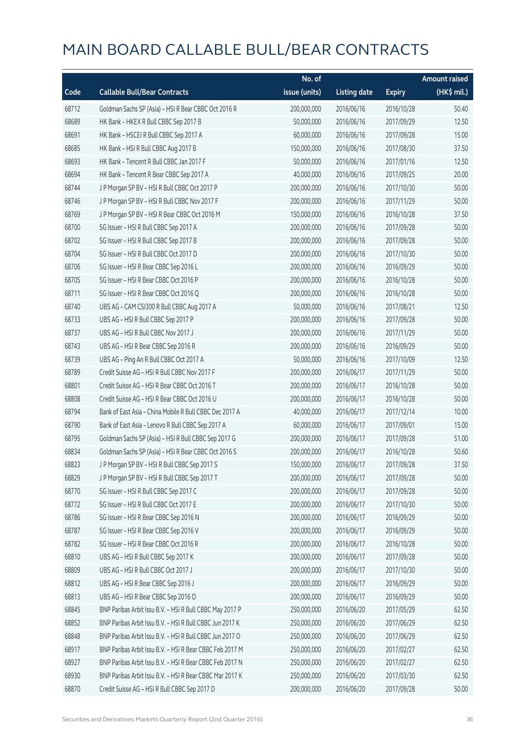# MAIN BOARD CALLABLE BULL/BEAR CONTRACTS

| Code | Callable Bull/Bear Contracts | No. of issue (units) | Listing date | Expiry | Amount raised (HK$ mil.) |
|---|---|---|---|---|---|
| 68712 | Goldman Sachs SP (Asia) – HSI R Bear CBBC Oct 2016 R | 200,000,000 | 2016/06/16 | 2016/10/28 | 50.40 |
| 68689 | HK Bank – HKEX R Bull CBBC Sep 2017 B | 50,000,000 | 2016/06/16 | 2017/09/29 | 12.50 |
| 68691 | HK Bank – HSCEI R Bull CBBC Sep 2017 A | 60,000,000 | 2016/06/16 | 2017/09/28 | 15.00 |
| 68685 | HK Bank – HSI R Bull CBBC Aug 2017 B | 150,000,000 | 2016/06/16 | 2017/08/30 | 37.50 |
| 68693 | HK Bank – Tencent R Bull CBBC Jan 2017 F | 50,000,000 | 2016/06/16 | 2017/01/16 | 12.50 |
| 68694 | HK Bank – Tencent R Bear CBBC Sep 2017 A | 40,000,000 | 2016/06/16 | 2017/09/25 | 20.00 |
| 68744 | J P Morgan SP BV – HSI R Bull CBBC Oct 2017 P | 200,000,000 | 2016/06/16 | 2017/10/30 | 50.00 |
| 68746 | J P Morgan SP BV – HSI R Bull CBBC Nov 2017 F | 200,000,000 | 2016/06/16 | 2017/11/29 | 50.00 |
| 68769 | J P Morgan SP BV – HSI R Bear CBBC Oct 2016 M | 150,000,000 | 2016/06/16 | 2016/10/28 | 37.50 |
| 68700 | SG Issuer – HSI R Bull CBBC Sep 2017 A | 200,000,000 | 2016/06/16 | 2017/09/28 | 50.00 |
| 68702 | SG Issuer – HSI R Bull CBBC Sep 2017 B | 200,000,000 | 2016/06/16 | 2017/09/28 | 50.00 |
| 68704 | SG Issuer – HSI R Bull CBBC Oct 2017 D | 200,000,000 | 2016/06/16 | 2017/10/30 | 50.00 |
| 68706 | SG Issuer – HSI R Bear CBBC Sep 2016 L | 200,000,000 | 2016/06/16 | 2016/09/29 | 50.00 |
| 68705 | SG Issuer – HSI R Bear CBBC Oct 2016 P | 200,000,000 | 2016/06/16 | 2016/10/28 | 50.00 |
| 68711 | SG Issuer – HSI R Bear CBBC Oct 2016 Q | 200,000,000 | 2016/06/16 | 2016/10/28 | 50.00 |
| 68740 | UBS AG – CAM CSI300 R Bull CBBC Aug 2017 A | 50,000,000 | 2016/06/16 | 2017/08/21 | 12.50 |
| 68733 | UBS AG – HSI R Bull CBBC Sep 2017 P | 200,000,000 | 2016/06/16 | 2017/09/28 | 50.00 |
| 68737 | UBS AG – HSI R Bull CBBC Nov 2017 J | 200,000,000 | 2016/06/16 | 2017/11/29 | 50.00 |
| 68743 | UBS AG – HSI R Bear CBBC Sep 2016 R | 200,000,000 | 2016/06/16 | 2016/09/29 | 50.00 |
| 68739 | UBS AG – Ping An R Bull CBBC Oct 2017 A | 50,000,000 | 2016/06/16 | 2017/10/09 | 12.50 |
| 68789 | Credit Suisse AG – HSI R Bull CBBC Nov 2017 F | 200,000,000 | 2016/06/17 | 2017/11/29 | 50.00 |
| 68801 | Credit Suisse AG – HSI R Bear CBBC Oct 2016 T | 200,000,000 | 2016/06/17 | 2016/10/28 | 50.00 |
| 68808 | Credit Suisse AG – HSI R Bear CBBC Oct 2016 U | 200,000,000 | 2016/06/17 | 2016/10/28 | 50.00 |
| 68794 | Bank of East Asia – China Mobile R Bull CBBC Dec 2017 A | 40,000,000 | 2016/06/17 | 2017/12/14 | 10.00 |
| 68790 | Bank of East Asia – Lenovo R Bull CBBC Sep 2017 A | 60,000,000 | 2016/06/17 | 2017/09/01 | 15.00 |
| 68795 | Goldman Sachs SP (Asia) – HSI R Bull CBBC Sep 2017 G | 200,000,000 | 2016/06/17 | 2017/09/28 | 51.00 |
| 68834 | Goldman Sachs SP (Asia) – HSI R Bear CBBC Oct 2016 S | 200,000,000 | 2016/06/17 | 2016/10/28 | 50.60 |
| 68823 | J P Morgan SP BV – HSI R Bull CBBC Sep 2017 S | 150,000,000 | 2016/06/17 | 2017/09/28 | 37.50 |
| 68829 | J P Morgan SP BV – HSI R Bull CBBC Sep 2017 T | 200,000,000 | 2016/06/17 | 2017/09/28 | 50.00 |
| 68770 | SG Issuer – HSI R Bull CBBC Sep 2017 C | 200,000,000 | 2016/06/17 | 2017/09/28 | 50.00 |
| 68772 | SG Issuer – HSI R Bull CBBC Oct 2017 E | 200,000,000 | 2016/06/17 | 2017/10/30 | 50.00 |
| 68786 | SG Issuer – HSI R Bear CBBC Sep 2016 N | 200,000,000 | 2016/06/17 | 2016/09/29 | 50.00 |
| 68787 | SG Issuer – HSI R Bear CBBC Sep 2016 V | 200,000,000 | 2016/06/17 | 2016/09/29 | 50.00 |
| 68782 | SG Issuer – HSI R Bear CBBC Oct 2016 R | 200,000,000 | 2016/06/17 | 2016/10/28 | 50.00 |
| 68810 | UBS AG – HSI R Bull CBBC Sep 2017 K | 200,000,000 | 2016/06/17 | 2017/09/28 | 50.00 |
| 68809 | UBS AG – HSI R Bull CBBC Oct 2017 J | 200,000,000 | 2016/06/17 | 2017/10/30 | 50.00 |
| 68812 | UBS AG – HSI R Bear CBBC Sep 2016 J | 200,000,000 | 2016/06/17 | 2016/09/29 | 50.00 |
| 68813 | UBS AG – HSI R Bear CBBC Sep 2016 O | 200,000,000 | 2016/06/17 | 2016/09/29 | 50.00 |
| 68845 | BNP Paribas Arbit Issu B.V. – HSI R Bull CBBC May 2017 P | 250,000,000 | 2016/06/20 | 2017/05/29 | 62.50 |
| 68852 | BNP Paribas Arbit Issu B.V. – HSI R Bull CBBC Jun 2017 K | 250,000,000 | 2016/06/20 | 2017/06/29 | 62.50 |
| 68848 | BNP Paribas Arbit Issu B.V. – HSI R Bull CBBC Jun 2017 O | 250,000,000 | 2016/06/20 | 2017/06/29 | 62.50 |
| 68917 | BNP Paribas Arbit Issu B.V. – HSI R Bear CBBC Feb 2017 M | 250,000,000 | 2016/06/20 | 2017/02/27 | 62.50 |
| 68927 | BNP Paribas Arbit Issu B.V. – HSI R Bear CBBC Feb 2017 N | 250,000,000 | 2016/06/20 | 2017/02/27 | 62.50 |
| 68930 | BNP Paribas Arbit Issu B.V. – HSI R Bear CBBC Mar 2017 K | 250,000,000 | 2016/06/20 | 2017/03/30 | 62.50 |
| 68870 | Credit Suisse AG – HSI R Bull CBBC Sep 2017 D | 200,000,000 | 2016/06/20 | 2017/09/28 | 50.00 |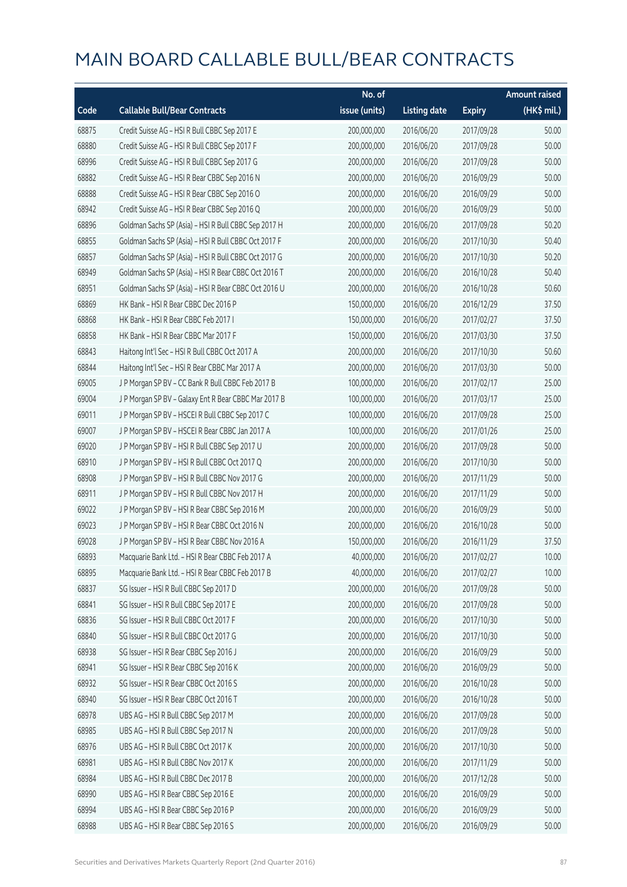# MAIN BOARD CALLABLE BULL/BEAR CONTRACTS

| Code | Callable Bull/Bear Contracts | No. of issue (units) | Listing date | Expiry | Amount raised (HK$ mil.) |
|---|---|---|---|---|---|
| 68875 | Credit Suisse AG – HSI R Bull CBBC Sep 2017 E | 200,000,000 | 2016/06/20 | 2017/09/28 | 50.00 |
| 68880 | Credit Suisse AG – HSI R Bull CBBC Sep 2017 F | 200,000,000 | 2016/06/20 | 2017/09/28 | 50.00 |
| 68996 | Credit Suisse AG – HSI R Bull CBBC Sep 2017 G | 200,000,000 | 2016/06/20 | 2017/09/28 | 50.00 |
| 68882 | Credit Suisse AG – HSI R Bear CBBC Sep 2016 N | 200,000,000 | 2016/06/20 | 2016/09/29 | 50.00 |
| 68888 | Credit Suisse AG – HSI R Bear CBBC Sep 2016 O | 200,000,000 | 2016/06/20 | 2016/09/29 | 50.00 |
| 68942 | Credit Suisse AG – HSI R Bear CBBC Sep 2016 Q | 200,000,000 | 2016/06/20 | 2016/09/29 | 50.00 |
| 68896 | Goldman Sachs SP (Asia) – HSI R Bull CBBC Sep 2017 H | 200,000,000 | 2016/06/20 | 2017/09/28 | 50.20 |
| 68855 | Goldman Sachs SP (Asia) – HSI R Bull CBBC Oct 2017 F | 200,000,000 | 2016/06/20 | 2017/10/30 | 50.40 |
| 68857 | Goldman Sachs SP (Asia) – HSI R Bull CBBC Oct 2017 G | 200,000,000 | 2016/06/20 | 2017/10/30 | 50.20 |
| 68949 | Goldman Sachs SP (Asia) – HSI R Bear CBBC Oct 2016 T | 200,000,000 | 2016/06/20 | 2016/10/28 | 50.40 |
| 68951 | Goldman Sachs SP (Asia) – HSI R Bear CBBC Oct 2016 U | 200,000,000 | 2016/06/20 | 2016/10/28 | 50.60 |
| 68869 | HK Bank – HSI R Bear CBBC Dec 2016 P | 150,000,000 | 2016/06/20 | 2016/12/29 | 37.50 |
| 68868 | HK Bank – HSI R Bear CBBC Feb 2017 I | 150,000,000 | 2016/06/20 | 2017/02/27 | 37.50 |
| 68858 | HK Bank – HSI R Bear CBBC Mar 2017 F | 150,000,000 | 2016/06/20 | 2017/03/30 | 37.50 |
| 68843 | Haitong Int'l Sec – HSI R Bull CBBC Oct 2017 A | 200,000,000 | 2016/06/20 | 2017/10/30 | 50.60 |
| 68844 | Haitong Int'l Sec – HSI R Bear CBBC Mar 2017 A | 200,000,000 | 2016/06/20 | 2017/03/30 | 50.00 |
| 69005 | J P Morgan SP BV – CC Bank R Bull CBBC Feb 2017 B | 100,000,000 | 2016/06/20 | 2017/02/17 | 25.00 |
| 69004 | J P Morgan SP BV – Galaxy Ent R Bear CBBC Mar 2017 B | 100,000,000 | 2016/06/20 | 2017/03/17 | 25.00 |
| 69011 | J P Morgan SP BV – HSCEI R Bull CBBC Sep 2017 C | 100,000,000 | 2016/06/20 | 2017/09/28 | 25.00 |
| 69007 | J P Morgan SP BV – HSCEI R Bear CBBC Jan 2017 A | 100,000,000 | 2016/06/20 | 2017/01/26 | 25.00 |
| 69020 | J P Morgan SP BV – HSI R Bull CBBC Sep 2017 U | 200,000,000 | 2016/06/20 | 2017/09/28 | 50.00 |
| 68910 | J P Morgan SP BV – HSI R Bull CBBC Oct 2017 Q | 200,000,000 | 2016/06/20 | 2017/10/30 | 50.00 |
| 68908 | J P Morgan SP BV – HSI R Bull CBBC Nov 2017 G | 200,000,000 | 2016/06/20 | 2017/11/29 | 50.00 |
| 68911 | J P Morgan SP BV – HSI R Bull CBBC Nov 2017 H | 200,000,000 | 2016/06/20 | 2017/11/29 | 50.00 |
| 69022 | J P Morgan SP BV – HSI R Bear CBBC Sep 2016 M | 200,000,000 | 2016/06/20 | 2016/09/29 | 50.00 |
| 69023 | J P Morgan SP BV – HSI R Bear CBBC Oct 2016 N | 200,000,000 | 2016/06/20 | 2016/10/28 | 50.00 |
| 69028 | J P Morgan SP BV – HSI R Bear CBBC Nov 2016 A | 150,000,000 | 2016/06/20 | 2016/11/29 | 37.50 |
| 68893 | Macquarie Bank Ltd. – HSI R Bear CBBC Feb 2017 A | 40,000,000 | 2016/06/20 | 2017/02/27 | 10.00 |
| 68895 | Macquarie Bank Ltd. – HSI R Bear CBBC Feb 2017 B | 40,000,000 | 2016/06/20 | 2017/02/27 | 10.00 |
| 68837 | SG Issuer – HSI R Bull CBBC Sep 2017 D | 200,000,000 | 2016/06/20 | 2017/09/28 | 50.00 |
| 68841 | SG Issuer – HSI R Bull CBBC Sep 2017 E | 200,000,000 | 2016/06/20 | 2017/09/28 | 50.00 |
| 68836 | SG Issuer – HSI R Bull CBBC Oct 2017 F | 200,000,000 | 2016/06/20 | 2017/10/30 | 50.00 |
| 68840 | SG Issuer – HSI R Bull CBBC Oct 2017 G | 200,000,000 | 2016/06/20 | 2017/10/30 | 50.00 |
| 68938 | SG Issuer – HSI R Bear CBBC Sep 2016 J | 200,000,000 | 2016/06/20 | 2016/09/29 | 50.00 |
| 68941 | SG Issuer – HSI R Bear CBBC Sep 2016 K | 200,000,000 | 2016/06/20 | 2016/09/29 | 50.00 |
| 68932 | SG Issuer – HSI R Bear CBBC Oct 2016 S | 200,000,000 | 2016/06/20 | 2016/10/28 | 50.00 |
| 68940 | SG Issuer – HSI R Bear CBBC Oct 2016 T | 200,000,000 | 2016/06/20 | 2016/10/28 | 50.00 |
| 68978 | UBS AG – HSI R Bull CBBC Sep 2017 M | 200,000,000 | 2016/06/20 | 2017/09/28 | 50.00 |
| 68985 | UBS AG – HSI R Bull CBBC Sep 2017 N | 200,000,000 | 2016/06/20 | 2017/09/28 | 50.00 |
| 68976 | UBS AG – HSI R Bull CBBC Oct 2017 K | 200,000,000 | 2016/06/20 | 2017/10/30 | 50.00 |
| 68981 | UBS AG – HSI R Bull CBBC Nov 2017 K | 200,000,000 | 2016/06/20 | 2017/11/29 | 50.00 |
| 68984 | UBS AG – HSI R Bull CBBC Dec 2017 B | 200,000,000 | 2016/06/20 | 2017/12/28 | 50.00 |
| 68990 | UBS AG – HSI R Bear CBBC Sep 2016 E | 200,000,000 | 2016/06/20 | 2016/09/29 | 50.00 |
| 68994 | UBS AG – HSI R Bear CBBC Sep 2016 P | 200,000,000 | 2016/06/20 | 2016/09/29 | 50.00 |
| 68988 | UBS AG – HSI R Bear CBBC Sep 2016 S | 200,000,000 | 2016/06/20 | 2016/09/29 | 50.00 |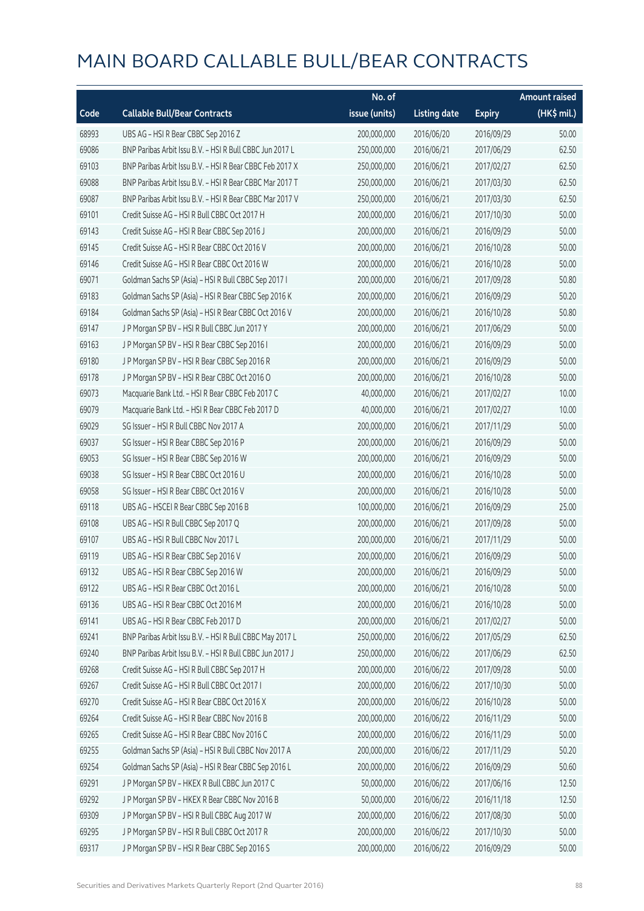# MAIN BOARD CALLABLE BULL/BEAR CONTRACTS

| Code | Callable Bull/Bear Contracts | No. of issue (units) | Listing date | Expiry | Amount raised (HK$ mil.) |
|---|---|---|---|---|---|
| 68993 | UBS AG - HSI R Bear CBBC Sep 2016 Z | 200,000,000 | 2016/06/20 | 2016/09/29 | 50.00 |
| 69086 | BNP Paribas Arbit Issu B.V. - HSI R Bull CBBC Jun 2017 L | 250,000,000 | 2016/06/21 | 2017/06/29 | 62.50 |
| 69103 | BNP Paribas Arbit Issu B.V. - HSI R Bear CBBC Feb 2017 X | 250,000,000 | 2016/06/21 | 2017/02/27 | 62.50 |
| 69088 | BNP Paribas Arbit Issu B.V. - HSI R Bear CBBC Mar 2017 T | 250,000,000 | 2016/06/21 | 2017/03/30 | 62.50 |
| 69087 | BNP Paribas Arbit Issu B.V. - HSI R Bear CBBC Mar 2017 V | 250,000,000 | 2016/06/21 | 2017/03/30 | 62.50 |
| 69101 | Credit Suisse AG - HSI R Bull CBBC Oct 2017 H | 200,000,000 | 2016/06/21 | 2017/10/30 | 50.00 |
| 69143 | Credit Suisse AG - HSI R Bear CBBC Sep 2016 J | 200,000,000 | 2016/06/21 | 2016/09/29 | 50.00 |
| 69145 | Credit Suisse AG - HSI R Bear CBBC Oct 2016 V | 200,000,000 | 2016/06/21 | 2016/10/28 | 50.00 |
| 69146 | Credit Suisse AG - HSI R Bear CBBC Oct 2016 W | 200,000,000 | 2016/06/21 | 2016/10/28 | 50.00 |
| 69071 | Goldman Sachs SP (Asia) - HSI R Bull CBBC Sep 2017 I | 200,000,000 | 2016/06/21 | 2017/09/28 | 50.80 |
| 69183 | Goldman Sachs SP (Asia) - HSI R Bear CBBC Sep 2016 K | 200,000,000 | 2016/06/21 | 2016/09/29 | 50.20 |
| 69184 | Goldman Sachs SP (Asia) - HSI R Bear CBBC Oct 2016 V | 200,000,000 | 2016/06/21 | 2016/10/28 | 50.80 |
| 69147 | J P Morgan SP BV - HSI R Bull CBBC Jun 2017 Y | 200,000,000 | 2016/06/21 | 2017/06/29 | 50.00 |
| 69163 | J P Morgan SP BV - HSI R Bear CBBC Sep 2016 I | 200,000,000 | 2016/06/21 | 2016/09/29 | 50.00 |
| 69180 | J P Morgan SP BV - HSI R Bear CBBC Sep 2016 R | 200,000,000 | 2016/06/21 | 2016/09/29 | 50.00 |
| 69178 | J P Morgan SP BV - HSI R Bear CBBC Oct 2016 O | 200,000,000 | 2016/06/21 | 2016/10/28 | 50.00 |
| 69073 | Macquarie Bank Ltd. - HSI R Bear CBBC Feb 2017 C | 40,000,000 | 2016/06/21 | 2017/02/27 | 10.00 |
| 69079 | Macquarie Bank Ltd. - HSI R Bear CBBC Feb 2017 D | 40,000,000 | 2016/06/21 | 2017/02/27 | 10.00 |
| 69029 | SG Issuer - HSI R Bull CBBC Nov 2017 A | 200,000,000 | 2016/06/21 | 2017/11/29 | 50.00 |
| 69037 | SG Issuer - HSI R Bear CBBC Sep 2016 P | 200,000,000 | 2016/06/21 | 2016/09/29 | 50.00 |
| 69053 | SG Issuer - HSI R Bear CBBC Sep 2016 W | 200,000,000 | 2016/06/21 | 2016/09/29 | 50.00 |
| 69038 | SG Issuer - HSI R Bear CBBC Oct 2016 U | 200,000,000 | 2016/06/21 | 2016/10/28 | 50.00 |
| 69058 | SG Issuer - HSI R Bear CBBC Oct 2016 V | 200,000,000 | 2016/06/21 | 2016/10/28 | 50.00 |
| 69118 | UBS AG - HSCEI R Bear CBBC Sep 2016 B | 100,000,000 | 2016/06/21 | 2016/09/29 | 25.00 |
| 69108 | UBS AG - HSI R Bull CBBC Sep 2017 Q | 200,000,000 | 2016/06/21 | 2017/09/28 | 50.00 |
| 69107 | UBS AG - HSI R Bull CBBC Nov 2017 L | 200,000,000 | 2016/06/21 | 2017/11/29 | 50.00 |
| 69119 | UBS AG - HSI R Bear CBBC Sep 2016 V | 200,000,000 | 2016/06/21 | 2016/09/29 | 50.00 |
| 69132 | UBS AG - HSI R Bear CBBC Sep 2016 W | 200,000,000 | 2016/06/21 | 2016/09/29 | 50.00 |
| 69122 | UBS AG - HSI R Bear CBBC Oct 2016 L | 200,000,000 | 2016/06/21 | 2016/10/28 | 50.00 |
| 69136 | UBS AG - HSI R Bear CBBC Oct 2016 M | 200,000,000 | 2016/06/21 | 2016/10/28 | 50.00 |
| 69141 | UBS AG - HSI R Bear CBBC Feb 2017 D | 200,000,000 | 2016/06/21 | 2017/02/27 | 50.00 |
| 69241 | BNP Paribas Arbit Issu B.V. - HSI R Bull CBBC May 2017 L | 250,000,000 | 2016/06/22 | 2017/05/29 | 62.50 |
| 69240 | BNP Paribas Arbit Issu B.V. - HSI R Bull CBBC Jun 2017 J | 250,000,000 | 2016/06/22 | 2017/06/29 | 62.50 |
| 69268 | Credit Suisse AG - HSI R Bull CBBC Sep 2017 H | 200,000,000 | 2016/06/22 | 2017/09/28 | 50.00 |
| 69267 | Credit Suisse AG - HSI R Bull CBBC Oct 2017 I | 200,000,000 | 2016/06/22 | 2017/10/30 | 50.00 |
| 69270 | Credit Suisse AG - HSI R Bear CBBC Oct 2016 X | 200,000,000 | 2016/06/22 | 2016/10/28 | 50.00 |
| 69264 | Credit Suisse AG - HSI R Bear CBBC Nov 2016 B | 200,000,000 | 2016/06/22 | 2016/11/29 | 50.00 |
| 69265 | Credit Suisse AG - HSI R Bear CBBC Nov 2016 C | 200,000,000 | 2016/06/22 | 2016/11/29 | 50.00 |
| 69255 | Goldman Sachs SP (Asia) - HSI R Bull CBBC Nov 2017 A | 200,000,000 | 2016/06/22 | 2017/11/29 | 50.20 |
| 69254 | Goldman Sachs SP (Asia) - HSI R Bear CBBC Sep 2016 L | 200,000,000 | 2016/06/22 | 2016/09/29 | 50.60 |
| 69291 | J P Morgan SP BV - HKEX R Bull CBBC Jun 2017 C | 50,000,000 | 2016/06/22 | 2017/06/16 | 12.50 |
| 69292 | J P Morgan SP BV - HKEX R Bear CBBC Nov 2016 B | 50,000,000 | 2016/06/22 | 2016/11/18 | 12.50 |
| 69309 | J P Morgan SP BV - HSI R Bull CBBC Aug 2017 W | 200,000,000 | 2016/06/22 | 2017/08/30 | 50.00 |
| 69295 | J P Morgan SP BV - HSI R Bull CBBC Oct 2017 R | 200,000,000 | 2016/06/22 | 2017/10/30 | 50.00 |
| 69317 | J P Morgan SP BV - HSI R Bear CBBC Sep 2016 S | 200,000,000 | 2016/06/22 | 2016/09/29 | 50.00 |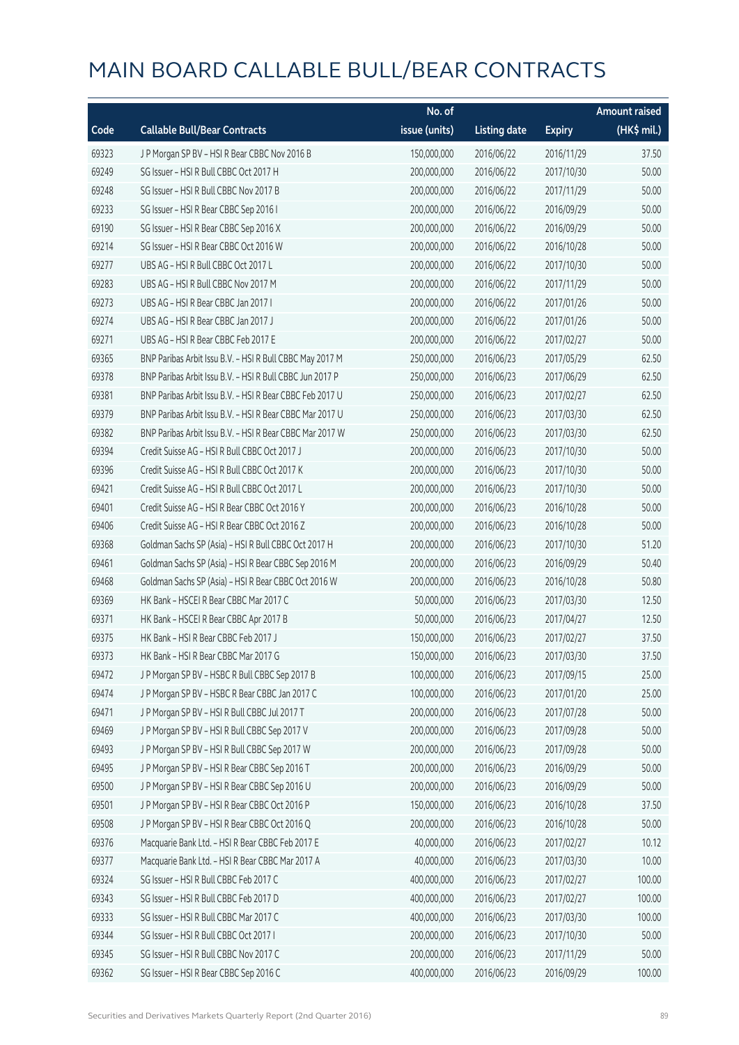# MAIN BOARD CALLABLE BULL/BEAR CONTRACTS

| Code | Callable Bull/Bear Contracts | No. of issue (units) | Listing date | Expiry | Amount raised (HK$ mil.) |
|---|---|---|---|---|---|
| 69323 | J P Morgan SP BV – HSI R Bear CBBC Nov 2016 B | 150,000,000 | 2016/06/22 | 2016/11/29 | 37.50 |
| 69249 | SG Issuer – HSI R Bull CBBC Oct 2017 H | 200,000,000 | 2016/06/22 | 2017/10/30 | 50.00 |
| 69248 | SG Issuer – HSI R Bull CBBC Nov 2017 B | 200,000,000 | 2016/06/22 | 2017/11/29 | 50.00 |
| 69233 | SG Issuer – HSI R Bear CBBC Sep 2016 I | 200,000,000 | 2016/06/22 | 2016/09/29 | 50.00 |
| 69190 | SG Issuer – HSI R Bear CBBC Sep 2016 X | 200,000,000 | 2016/06/22 | 2016/09/29 | 50.00 |
| 69214 | SG Issuer – HSI R Bear CBBC Oct 2016 W | 200,000,000 | 2016/06/22 | 2016/10/28 | 50.00 |
| 69277 | UBS AG – HSI R Bull CBBC Oct 2017 L | 200,000,000 | 2016/06/22 | 2017/10/30 | 50.00 |
| 69283 | UBS AG – HSI R Bull CBBC Nov 2017 M | 200,000,000 | 2016/06/22 | 2017/11/29 | 50.00 |
| 69273 | UBS AG – HSI R Bear CBBC Jan 2017 I | 200,000,000 | 2016/06/22 | 2017/01/26 | 50.00 |
| 69274 | UBS AG – HSI R Bear CBBC Jan 2017 J | 200,000,000 | 2016/06/22 | 2017/01/26 | 50.00 |
| 69271 | UBS AG – HSI R Bear CBBC Feb 2017 E | 200,000,000 | 2016/06/22 | 2017/02/27 | 50.00 |
| 69365 | BNP Paribas Arbit Issu B.V. – HSI R Bull CBBC May 2017 M | 250,000,000 | 2016/06/23 | 2017/05/29 | 62.50 |
| 69378 | BNP Paribas Arbit Issu B.V. – HSI R Bull CBBC Jun 2017 P | 250,000,000 | 2016/06/23 | 2017/06/29 | 62.50 |
| 69381 | BNP Paribas Arbit Issu B.V. – HSI R Bear CBBC Feb 2017 U | 250,000,000 | 2016/06/23 | 2017/02/27 | 62.50 |
| 69379 | BNP Paribas Arbit Issu B.V. – HSI R Bear CBBC Mar 2017 U | 250,000,000 | 2016/06/23 | 2017/03/30 | 62.50 |
| 69382 | BNP Paribas Arbit Issu B.V. – HSI R Bear CBBC Mar 2017 W | 250,000,000 | 2016/06/23 | 2017/03/30 | 62.50 |
| 69394 | Credit Suisse AG – HSI R Bull CBBC Oct 2017 J | 200,000,000 | 2016/06/23 | 2017/10/30 | 50.00 |
| 69396 | Credit Suisse AG – HSI R Bull CBBC Oct 2017 K | 200,000,000 | 2016/06/23 | 2017/10/30 | 50.00 |
| 69421 | Credit Suisse AG – HSI R Bull CBBC Oct 2017 L | 200,000,000 | 2016/06/23 | 2017/10/30 | 50.00 |
| 69401 | Credit Suisse AG – HSI R Bear CBBC Oct 2016 Y | 200,000,000 | 2016/06/23 | 2016/10/28 | 50.00 |
| 69406 | Credit Suisse AG – HSI R Bear CBBC Oct 2016 Z | 200,000,000 | 2016/06/23 | 2016/10/28 | 50.00 |
| 69368 | Goldman Sachs SP (Asia) – HSI R Bull CBBC Oct 2017 H | 200,000,000 | 2016/06/23 | 2017/10/30 | 51.20 |
| 69461 | Goldman Sachs SP (Asia) – HSI R Bear CBBC Sep 2016 M | 200,000,000 | 2016/06/23 | 2016/09/29 | 50.40 |
| 69468 | Goldman Sachs SP (Asia) – HSI R Bear CBBC Oct 2016 W | 200,000,000 | 2016/06/23 | 2016/10/28 | 50.80 |
| 69369 | HK Bank – HSCEI R Bear CBBC Mar 2017 C | 50,000,000 | 2016/06/23 | 2017/03/30 | 12.50 |
| 69371 | HK Bank – HSCEI R Bear CBBC Apr 2017 B | 50,000,000 | 2016/06/23 | 2017/04/27 | 12.50 |
| 69375 | HK Bank – HSI R Bear CBBC Feb 2017 J | 150,000,000 | 2016/06/23 | 2017/02/27 | 37.50 |
| 69373 | HK Bank – HSI R Bear CBBC Mar 2017 G | 150,000,000 | 2016/06/23 | 2017/03/30 | 37.50 |
| 69472 | J P Morgan SP BV – HSBC R Bull CBBC Sep 2017 B | 100,000,000 | 2016/06/23 | 2017/09/15 | 25.00 |
| 69474 | J P Morgan SP BV – HSBC R Bear CBBC Jan 2017 C | 100,000,000 | 2016/06/23 | 2017/01/20 | 25.00 |
| 69471 | J P Morgan SP BV – HSI R Bull CBBC Jul 2017 T | 200,000,000 | 2016/06/23 | 2017/07/28 | 50.00 |
| 69469 | J P Morgan SP BV – HSI R Bull CBBC Sep 2017 V | 200,000,000 | 2016/06/23 | 2017/09/28 | 50.00 |
| 69493 | J P Morgan SP BV – HSI R Bull CBBC Sep 2017 W | 200,000,000 | 2016/06/23 | 2017/09/28 | 50.00 |
| 69495 | J P Morgan SP BV – HSI R Bear CBBC Sep 2016 T | 200,000,000 | 2016/06/23 | 2016/09/29 | 50.00 |
| 69500 | J P Morgan SP BV – HSI R Bear CBBC Sep 2016 U | 200,000,000 | 2016/06/23 | 2016/09/29 | 50.00 |
| 69501 | J P Morgan SP BV – HSI R Bear CBBC Oct 2016 P | 150,000,000 | 2016/06/23 | 2016/10/28 | 37.50 |
| 69508 | J P Morgan SP BV – HSI R Bear CBBC Oct 2016 Q | 200,000,000 | 2016/06/23 | 2016/10/28 | 50.00 |
| 69376 | Macquarie Bank Ltd. – HSI R Bear CBBC Feb 2017 E | 40,000,000 | 2016/06/23 | 2017/02/27 | 10.12 |
| 69377 | Macquarie Bank Ltd. – HSI R Bear CBBC Mar 2017 A | 40,000,000 | 2016/06/23 | 2017/03/30 | 10.00 |
| 69324 | SG Issuer – HSI R Bull CBBC Feb 2017 C | 400,000,000 | 2016/06/23 | 2017/02/27 | 100.00 |
| 69343 | SG Issuer – HSI R Bull CBBC Feb 2017 D | 400,000,000 | 2016/06/23 | 2017/02/27 | 100.00 |
| 69333 | SG Issuer – HSI R Bull CBBC Mar 2017 C | 400,000,000 | 2016/06/23 | 2017/03/30 | 100.00 |
| 69344 | SG Issuer – HSI R Bull CBBC Oct 2017 I | 200,000,000 | 2016/06/23 | 2017/10/30 | 50.00 |
| 69345 | SG Issuer – HSI R Bull CBBC Nov 2017 C | 200,000,000 | 2016/06/23 | 2017/11/29 | 50.00 |
| 69362 | SG Issuer – HSI R Bear CBBC Sep 2016 C | 400,000,000 | 2016/06/23 | 2016/09/29 | 100.00 |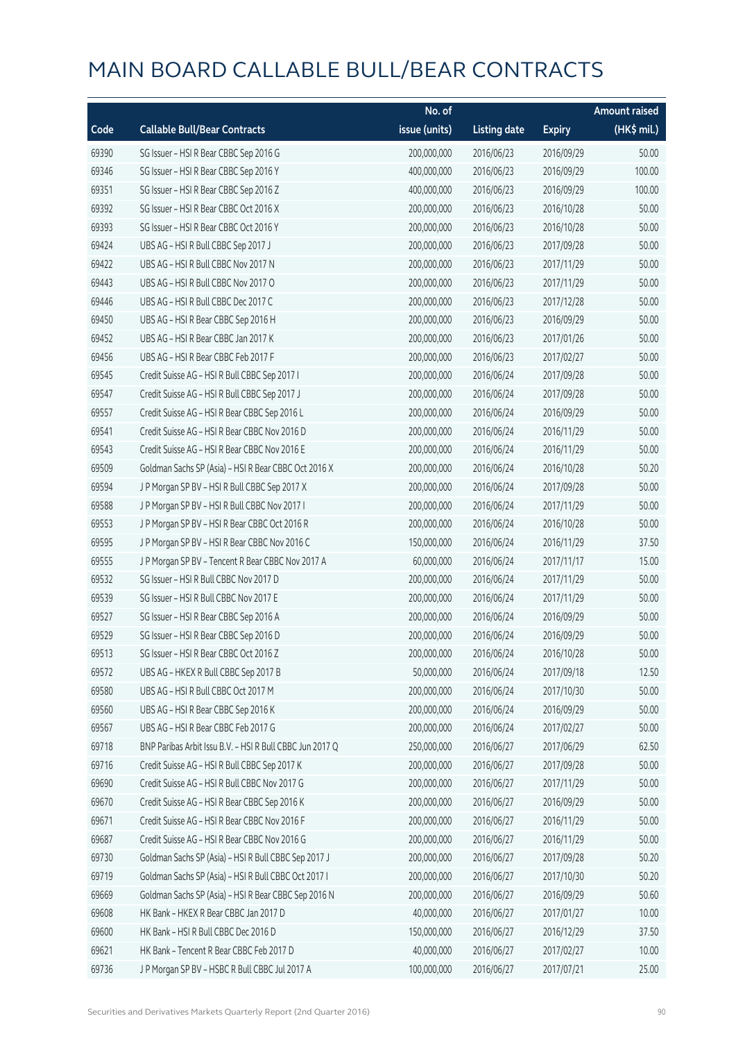# MAIN BOARD CALLABLE BULL/BEAR CONTRACTS

| Code | Callable Bull/Bear Contracts | No. of issue (units) | Listing date | Expiry | Amount raised (HK$ mil.) |
|---|---|---|---|---|---|
| 69390 | SG Issuer – HSI R Bear CBBC Sep 2016 G | 200,000,000 | 2016/06/23 | 2016/09/29 | 50.00 |
| 69346 | SG Issuer – HSI R Bear CBBC Sep 2016 Y | 400,000,000 | 2016/06/23 | 2016/09/29 | 100.00 |
| 69351 | SG Issuer – HSI R Bear CBBC Sep 2016 Z | 400,000,000 | 2016/06/23 | 2016/09/29 | 100.00 |
| 69392 | SG Issuer – HSI R Bear CBBC Oct 2016 X | 200,000,000 | 2016/06/23 | 2016/10/28 | 50.00 |
| 69393 | SG Issuer – HSI R Bear CBBC Oct 2016 Y | 200,000,000 | 2016/06/23 | 2016/10/28 | 50.00 |
| 69424 | UBS AG – HSI R Bull CBBC Sep 2017 J | 200,000,000 | 2016/06/23 | 2017/09/28 | 50.00 |
| 69422 | UBS AG – HSI R Bull CBBC Nov 2017 N | 200,000,000 | 2016/06/23 | 2017/11/29 | 50.00 |
| 69443 | UBS AG – HSI R Bull CBBC Nov 2017 O | 200,000,000 | 2016/06/23 | 2017/11/29 | 50.00 |
| 69446 | UBS AG – HSI R Bull CBBC Dec 2017 C | 200,000,000 | 2016/06/23 | 2017/12/28 | 50.00 |
| 69450 | UBS AG – HSI R Bear CBBC Sep 2016 H | 200,000,000 | 2016/06/23 | 2016/09/29 | 50.00 |
| 69452 | UBS AG – HSI R Bear CBBC Jan 2017 K | 200,000,000 | 2016/06/23 | 2017/01/26 | 50.00 |
| 69456 | UBS AG – HSI R Bear CBBC Feb 2017 F | 200,000,000 | 2016/06/23 | 2017/02/27 | 50.00 |
| 69545 | Credit Suisse AG – HSI R Bull CBBC Sep 2017 I | 200,000,000 | 2016/06/24 | 2017/09/28 | 50.00 |
| 69547 | Credit Suisse AG – HSI R Bull CBBC Sep 2017 J | 200,000,000 | 2016/06/24 | 2017/09/28 | 50.00 |
| 69557 | Credit Suisse AG – HSI R Bear CBBC Sep 2016 L | 200,000,000 | 2016/06/24 | 2016/09/29 | 50.00 |
| 69541 | Credit Suisse AG – HSI R Bear CBBC Nov 2016 D | 200,000,000 | 2016/06/24 | 2016/11/29 | 50.00 |
| 69543 | Credit Suisse AG – HSI R Bear CBBC Nov 2016 E | 200,000,000 | 2016/06/24 | 2016/11/29 | 50.00 |
| 69509 | Goldman Sachs SP (Asia) – HSI R Bear CBBC Oct 2016 X | 200,000,000 | 2016/06/24 | 2016/10/28 | 50.20 |
| 69594 | J P Morgan SP BV – HSI R Bull CBBC Sep 2017 X | 200,000,000 | 2016/06/24 | 2017/09/28 | 50.00 |
| 69588 | J P Morgan SP BV – HSI R Bull CBBC Nov 2017 I | 200,000,000 | 2016/06/24 | 2017/11/29 | 50.00 |
| 69553 | J P Morgan SP BV – HSI R Bear CBBC Oct 2016 R | 200,000,000 | 2016/06/24 | 2016/10/28 | 50.00 |
| 69595 | J P Morgan SP BV – HSI R Bear CBBC Nov 2016 C | 150,000,000 | 2016/06/24 | 2016/11/29 | 37.50 |
| 69555 | J P Morgan SP BV – Tencent R Bear CBBC Nov 2017 A | 60,000,000 | 2016/06/24 | 2017/11/17 | 15.00 |
| 69532 | SG Issuer – HSI R Bull CBBC Nov 2017 D | 200,000,000 | 2016/06/24 | 2017/11/29 | 50.00 |
| 69539 | SG Issuer – HSI R Bull CBBC Nov 2017 E | 200,000,000 | 2016/06/24 | 2017/11/29 | 50.00 |
| 69527 | SG Issuer – HSI R Bear CBBC Sep 2016 A | 200,000,000 | 2016/06/24 | 2016/09/29 | 50.00 |
| 69529 | SG Issuer – HSI R Bear CBBC Sep 2016 D | 200,000,000 | 2016/06/24 | 2016/09/29 | 50.00 |
| 69513 | SG Issuer – HSI R Bear CBBC Oct 2016 Z | 200,000,000 | 2016/06/24 | 2016/10/28 | 50.00 |
| 69572 | UBS AG – HKEX R Bull CBBC Sep 2017 B | 50,000,000 | 2016/06/24 | 2017/09/18 | 12.50 |
| 69580 | UBS AG – HSI R Bull CBBC Oct 2017 M | 200,000,000 | 2016/06/24 | 2017/10/30 | 50.00 |
| 69560 | UBS AG – HSI R Bear CBBC Sep 2016 K | 200,000,000 | 2016/06/24 | 2016/09/29 | 50.00 |
| 69567 | UBS AG – HSI R Bear CBBC Feb 2017 G | 200,000,000 | 2016/06/24 | 2017/02/27 | 50.00 |
| 69718 | BNP Paribas Arbit Issu B.V. – HSI R Bull CBBC Jun 2017 Q | 250,000,000 | 2016/06/27 | 2017/06/29 | 62.50 |
| 69716 | Credit Suisse AG – HSI R Bull CBBC Sep 2017 K | 200,000,000 | 2016/06/27 | 2017/09/28 | 50.00 |
| 69690 | Credit Suisse AG – HSI R Bull CBBC Nov 2017 G | 200,000,000 | 2016/06/27 | 2017/11/29 | 50.00 |
| 69670 | Credit Suisse AG – HSI R Bear CBBC Sep 2016 K | 200,000,000 | 2016/06/27 | 2016/09/29 | 50.00 |
| 69671 | Credit Suisse AG – HSI R Bear CBBC Nov 2016 F | 200,000,000 | 2016/06/27 | 2016/11/29 | 50.00 |
| 69687 | Credit Suisse AG – HSI R Bear CBBC Nov 2016 G | 200,000,000 | 2016/06/27 | 2016/11/29 | 50.00 |
| 69730 | Goldman Sachs SP (Asia) – HSI R Bull CBBC Sep 2017 J | 200,000,000 | 2016/06/27 | 2017/09/28 | 50.20 |
| 69719 | Goldman Sachs SP (Asia) – HSI R Bull CBBC Oct 2017 I | 200,000,000 | 2016/06/27 | 2017/10/30 | 50.20 |
| 69669 | Goldman Sachs SP (Asia) – HSI R Bear CBBC Sep 2016 N | 200,000,000 | 2016/06/27 | 2016/09/29 | 50.60 |
| 69608 | HK Bank – HKEX R Bear CBBC Jan 2017 D | 40,000,000 | 2016/06/27 | 2017/01/27 | 10.00 |
| 69600 | HK Bank – HSI R Bull CBBC Dec 2016 D | 150,000,000 | 2016/06/27 | 2016/12/29 | 37.50 |
| 69621 | HK Bank – Tencent R Bear CBBC Feb 2017 D | 40,000,000 | 2016/06/27 | 2017/02/27 | 10.00 |
| 69736 | J P Morgan SP BV – HSBC R Bull CBBC Jul 2017 A | 100,000,000 | 2016/06/27 | 2017/07/21 | 25.00 |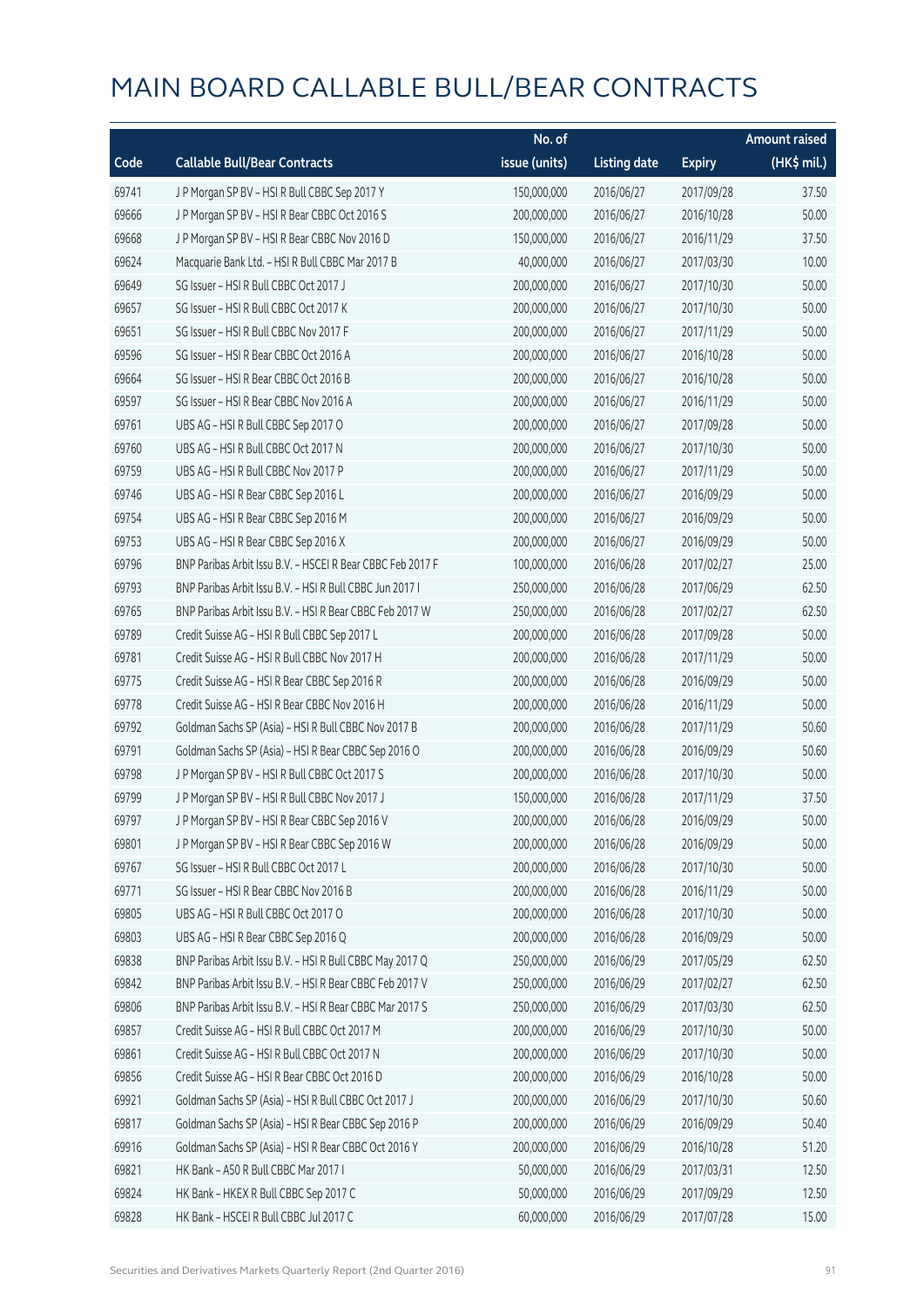# MAIN BOARD CALLABLE BULL/BEAR CONTRACTS

| Code | Callable Bull/Bear Contracts | No. of issue (units) | Listing date | Expiry | Amount raised (HK$ mil.) |
|---|---|---|---|---|---|
| 69741 | J P Morgan SP BV – HSI R Bull CBBC Sep 2017 Y | 150,000,000 | 2016/06/27 | 2017/09/28 | 37.50 |
| 69666 | J P Morgan SP BV – HSI R Bear CBBC Oct 2016 S | 200,000,000 | 2016/06/27 | 2016/10/28 | 50.00 |
| 69668 | J P Morgan SP BV – HSI R Bear CBBC Nov 2016 D | 150,000,000 | 2016/06/27 | 2016/11/29 | 37.50 |
| 69624 | Macquarie Bank Ltd. – HSI R Bull CBBC Mar 2017 B | 40,000,000 | 2016/06/27 | 2017/03/30 | 10.00 |
| 69649 | SG Issuer – HSI R Bull CBBC Oct 2017 J | 200,000,000 | 2016/06/27 | 2017/10/30 | 50.00 |
| 69657 | SG Issuer – HSI R Bull CBBC Oct 2017 K | 200,000,000 | 2016/06/27 | 2017/10/30 | 50.00 |
| 69651 | SG Issuer – HSI R Bull CBBC Nov 2017 F | 200,000,000 | 2016/06/27 | 2017/11/29 | 50.00 |
| 69596 | SG Issuer – HSI R Bear CBBC Oct 2016 A | 200,000,000 | 2016/06/27 | 2016/10/28 | 50.00 |
| 69664 | SG Issuer – HSI R Bear CBBC Oct 2016 B | 200,000,000 | 2016/06/27 | 2016/10/28 | 50.00 |
| 69597 | SG Issuer – HSI R Bear CBBC Nov 2016 A | 200,000,000 | 2016/06/27 | 2016/11/29 | 50.00 |
| 69761 | UBS AG – HSI R Bull CBBC Sep 2017 O | 200,000,000 | 2016/06/27 | 2017/09/28 | 50.00 |
| 69760 | UBS AG – HSI R Bull CBBC Oct 2017 N | 200,000,000 | 2016/06/27 | 2017/10/30 | 50.00 |
| 69759 | UBS AG – HSI R Bull CBBC Nov 2017 P | 200,000,000 | 2016/06/27 | 2017/11/29 | 50.00 |
| 69746 | UBS AG – HSI R Bear CBBC Sep 2016 L | 200,000,000 | 2016/06/27 | 2016/09/29 | 50.00 |
| 69754 | UBS AG – HSI R Bear CBBC Sep 2016 M | 200,000,000 | 2016/06/27 | 2016/09/29 | 50.00 |
| 69753 | UBS AG – HSI R Bear CBBC Sep 2016 X | 200,000,000 | 2016/06/27 | 2016/09/29 | 50.00 |
| 69796 | BNP Paribas Arbit Issu B.V. – HSCEI R Bear CBBC Feb 2017 F | 100,000,000 | 2016/06/28 | 2017/02/27 | 25.00 |
| 69793 | BNP Paribas Arbit Issu B.V. – HSI R Bull CBBC Jun 2017 I | 250,000,000 | 2016/06/28 | 2017/06/29 | 62.50 |
| 69765 | BNP Paribas Arbit Issu B.V. – HSI R Bear CBBC Feb 2017 W | 250,000,000 | 2016/06/28 | 2017/02/27 | 62.50 |
| 69789 | Credit Suisse AG – HSI R Bull CBBC Sep 2017 L | 200,000,000 | 2016/06/28 | 2017/09/28 | 50.00 |
| 69781 | Credit Suisse AG – HSI R Bull CBBC Nov 2017 H | 200,000,000 | 2016/06/28 | 2017/11/29 | 50.00 |
| 69775 | Credit Suisse AG – HSI R Bear CBBC Sep 2016 R | 200,000,000 | 2016/06/28 | 2016/09/29 | 50.00 |
| 69778 | Credit Suisse AG – HSI R Bear CBBC Nov 2016 H | 200,000,000 | 2016/06/28 | 2016/11/29 | 50.00 |
| 69792 | Goldman Sachs SP (Asia) – HSI R Bull CBBC Nov 2017 B | 200,000,000 | 2016/06/28 | 2017/11/29 | 50.60 |
| 69791 | Goldman Sachs SP (Asia) – HSI R Bear CBBC Sep 2016 O | 200,000,000 | 2016/06/28 | 2016/09/29 | 50.60 |
| 69798 | J P Morgan SP BV – HSI R Bull CBBC Oct 2017 S | 200,000,000 | 2016/06/28 | 2017/10/30 | 50.00 |
| 69799 | J P Morgan SP BV – HSI R Bull CBBC Nov 2017 J | 150,000,000 | 2016/06/28 | 2017/11/29 | 37.50 |
| 69797 | J P Morgan SP BV – HSI R Bear CBBC Sep 2016 V | 200,000,000 | 2016/06/28 | 2016/09/29 | 50.00 |
| 69801 | J P Morgan SP BV – HSI R Bear CBBC Sep 2016 W | 200,000,000 | 2016/06/28 | 2016/09/29 | 50.00 |
| 69767 | SG Issuer – HSI R Bull CBBC Oct 2017 L | 200,000,000 | 2016/06/28 | 2017/10/30 | 50.00 |
| 69771 | SG Issuer – HSI R Bear CBBC Nov 2016 B | 200,000,000 | 2016/06/28 | 2016/11/29 | 50.00 |
| 69805 | UBS AG – HSI R Bull CBBC Oct 2017 O | 200,000,000 | 2016/06/28 | 2017/10/30 | 50.00 |
| 69803 | UBS AG – HSI R Bear CBBC Sep 2016 Q | 200,000,000 | 2016/06/28 | 2016/09/29 | 50.00 |
| 69838 | BNP Paribas Arbit Issu B.V. – HSI R Bull CBBC May 2017 Q | 250,000,000 | 2016/06/29 | 2017/05/29 | 62.50 |
| 69842 | BNP Paribas Arbit Issu B.V. – HSI R Bear CBBC Feb 2017 V | 250,000,000 | 2016/06/29 | 2017/02/27 | 62.50 |
| 69806 | BNP Paribas Arbit Issu B.V. – HSI R Bear CBBC Mar 2017 S | 250,000,000 | 2016/06/29 | 2017/03/30 | 62.50 |
| 69857 | Credit Suisse AG – HSI R Bull CBBC Oct 2017 M | 200,000,000 | 2016/06/29 | 2017/10/30 | 50.00 |
| 69861 | Credit Suisse AG – HSI R Bull CBBC Oct 2017 N | 200,000,000 | 2016/06/29 | 2017/10/30 | 50.00 |
| 69856 | Credit Suisse AG – HSI R Bear CBBC Oct 2016 D | 200,000,000 | 2016/06/29 | 2016/10/28 | 50.00 |
| 69921 | Goldman Sachs SP (Asia) – HSI R Bull CBBC Oct 2017 J | 200,000,000 | 2016/06/29 | 2017/10/30 | 50.60 |
| 69817 | Goldman Sachs SP (Asia) – HSI R Bear CBBC Sep 2016 P | 200,000,000 | 2016/06/29 | 2016/09/29 | 50.40 |
| 69916 | Goldman Sachs SP (Asia) – HSI R Bear CBBC Oct 2016 Y | 200,000,000 | 2016/06/29 | 2016/10/28 | 51.20 |
| 69821 | HK Bank – A50 R Bull CBBC Mar 2017 I | 50,000,000 | 2016/06/29 | 2017/03/31 | 12.50 |
| 69824 | HK Bank – HKEX R Bull CBBC Sep 2017 C | 50,000,000 | 2016/06/29 | 2017/09/29 | 12.50 |
| 69828 | HK Bank – HSCEI R Bull CBBC Jul 2017 C | 60,000,000 | 2016/06/29 | 2017/07/28 | 15.00 |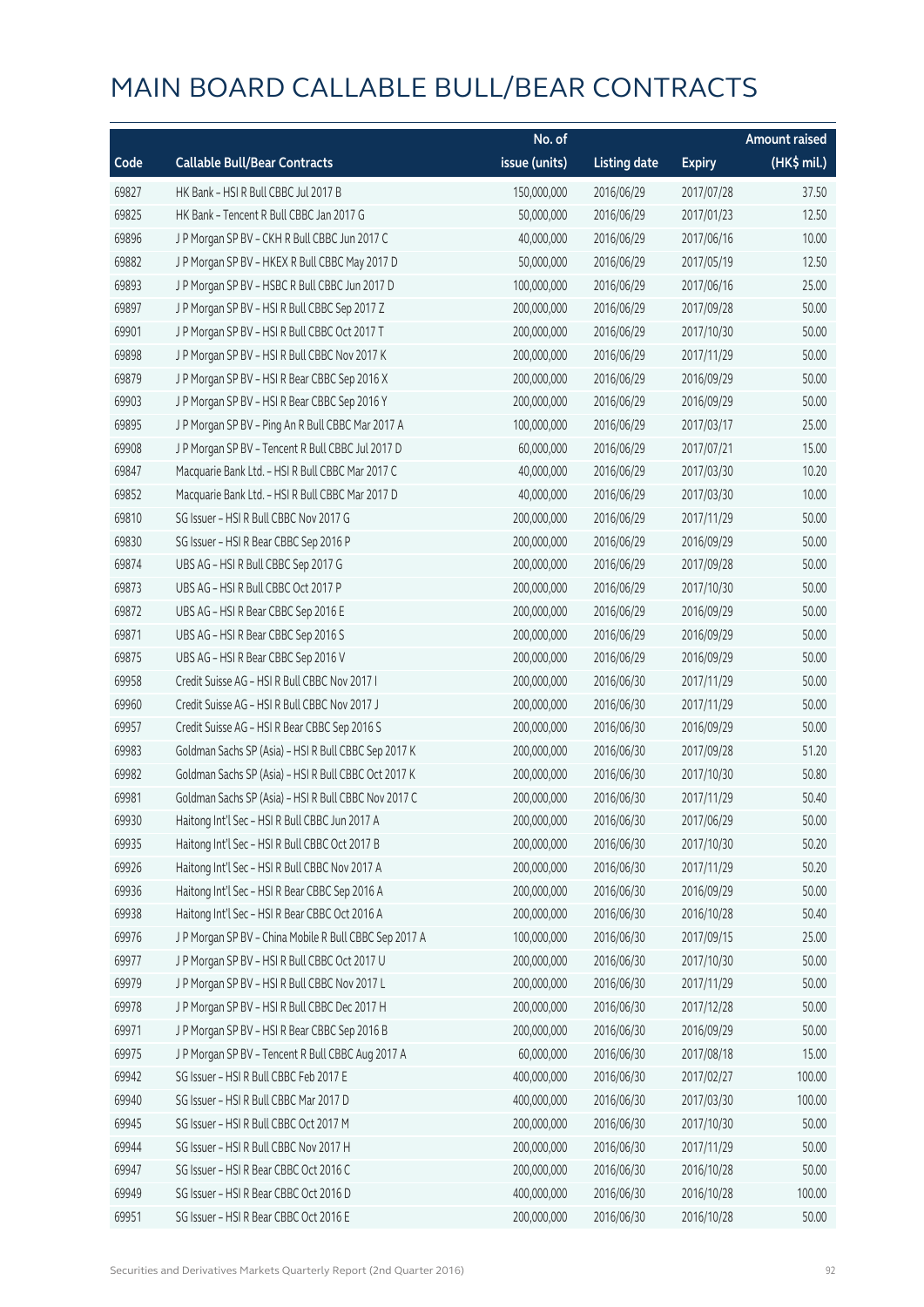# MAIN BOARD CALLABLE BULL/BEAR CONTRACTS

| Code | Callable Bull/Bear Contracts | No. of issue (units) | Listing date | Expiry | Amount raised (HK$ mil.) |
|---|---|---|---|---|---|
| 69827 | HK Bank – HSI R Bull CBBC Jul 2017 B | 150,000,000 | 2016/06/29 | 2017/07/28 | 37.50 |
| 69825 | HK Bank – Tencent R Bull CBBC Jan 2017 G | 50,000,000 | 2016/06/29 | 2017/01/23 | 12.50 |
| 69896 | J P Morgan SP BV – CKH R Bull CBBC Jun 2017 C | 40,000,000 | 2016/06/29 | 2017/06/16 | 10.00 |
| 69882 | J P Morgan SP BV – HKEX R Bull CBBC May 2017 D | 50,000,000 | 2016/06/29 | 2017/05/19 | 12.50 |
| 69893 | J P Morgan SP BV – HSBC R Bull CBBC Jun 2017 D | 100,000,000 | 2016/06/29 | 2017/06/16 | 25.00 |
| 69897 | J P Morgan SP BV – HSI R Bull CBBC Sep 2017 Z | 200,000,000 | 2016/06/29 | 2017/09/28 | 50.00 |
| 69901 | J P Morgan SP BV – HSI R Bull CBBC Oct 2017 T | 200,000,000 | 2016/06/29 | 2017/10/30 | 50.00 |
| 69898 | J P Morgan SP BV – HSI R Bull CBBC Nov 2017 K | 200,000,000 | 2016/06/29 | 2017/11/29 | 50.00 |
| 69879 | J P Morgan SP BV – HSI R Bear CBBC Sep 2016 X | 200,000,000 | 2016/06/29 | 2016/09/29 | 50.00 |
| 69903 | J P Morgan SP BV – HSI R Bear CBBC Sep 2016 Y | 200,000,000 | 2016/06/29 | 2016/09/29 | 50.00 |
| 69895 | J P Morgan SP BV – Ping An R Bull CBBC Mar 2017 A | 100,000,000 | 2016/06/29 | 2017/03/17 | 25.00 |
| 69908 | J P Morgan SP BV – Tencent R Bull CBBC Jul 2017 D | 60,000,000 | 2016/06/29 | 2017/07/21 | 15.00 |
| 69847 | Macquarie Bank Ltd. – HSI R Bull CBBC Mar 2017 C | 40,000,000 | 2016/06/29 | 2017/03/30 | 10.20 |
| 69852 | Macquarie Bank Ltd. – HSI R Bull CBBC Mar 2017 D | 40,000,000 | 2016/06/29 | 2017/03/30 | 10.00 |
| 69810 | SG Issuer – HSI R Bull CBBC Nov 2017 G | 200,000,000 | 2016/06/29 | 2017/11/29 | 50.00 |
| 69830 | SG Issuer – HSI R Bear CBBC Sep 2016 P | 200,000,000 | 2016/06/29 | 2016/09/29 | 50.00 |
| 69874 | UBS AG – HSI R Bull CBBC Sep 2017 G | 200,000,000 | 2016/06/29 | 2017/09/28 | 50.00 |
| 69873 | UBS AG – HSI R Bull CBBC Oct 2017 P | 200,000,000 | 2016/06/29 | 2017/10/30 | 50.00 |
| 69872 | UBS AG – HSI R Bear CBBC Sep 2016 E | 200,000,000 | 2016/06/29 | 2016/09/29 | 50.00 |
| 69871 | UBS AG – HSI R Bear CBBC Sep 2016 S | 200,000,000 | 2016/06/29 | 2016/09/29 | 50.00 |
| 69875 | UBS AG – HSI R Bear CBBC Sep 2016 V | 200,000,000 | 2016/06/29 | 2016/09/29 | 50.00 |
| 69958 | Credit Suisse AG – HSI R Bull CBBC Nov 2017 I | 200,000,000 | 2016/06/30 | 2017/11/29 | 50.00 |
| 69960 | Credit Suisse AG – HSI R Bull CBBC Nov 2017 J | 200,000,000 | 2016/06/30 | 2017/11/29 | 50.00 |
| 69957 | Credit Suisse AG – HSI R Bear CBBC Sep 2016 S | 200,000,000 | 2016/06/30 | 2016/09/29 | 50.00 |
| 69983 | Goldman Sachs SP (Asia) – HSI R Bull CBBC Sep 2017 K | 200,000,000 | 2016/06/30 | 2017/09/28 | 51.20 |
| 69982 | Goldman Sachs SP (Asia) – HSI R Bull CBBC Oct 2017 K | 200,000,000 | 2016/06/30 | 2017/10/30 | 50.80 |
| 69981 | Goldman Sachs SP (Asia) – HSI R Bull CBBC Nov 2017 C | 200,000,000 | 2016/06/30 | 2017/11/29 | 50.40 |
| 69930 | Haitong Int'l Sec – HSI R Bull CBBC Jun 2017 A | 200,000,000 | 2016/06/30 | 2017/06/29 | 50.00 |
| 69935 | Haitong Int'l Sec – HSI R Bull CBBC Oct 2017 B | 200,000,000 | 2016/06/30 | 2017/10/30 | 50.20 |
| 69926 | Haitong Int'l Sec – HSI R Bull CBBC Nov 2017 A | 200,000,000 | 2016/06/30 | 2017/11/29 | 50.20 |
| 69936 | Haitong Int'l Sec – HSI R Bear CBBC Sep 2016 A | 200,000,000 | 2016/06/30 | 2016/09/29 | 50.00 |
| 69938 | Haitong Int'l Sec – HSI R Bear CBBC Oct 2016 A | 200,000,000 | 2016/06/30 | 2016/10/28 | 50.40 |
| 69976 | J P Morgan SP BV – China Mobile R Bull CBBC Sep 2017 A | 100,000,000 | 2016/06/30 | 2017/09/15 | 25.00 |
| 69977 | J P Morgan SP BV – HSI R Bull CBBC Oct 2017 U | 200,000,000 | 2016/06/30 | 2017/10/30 | 50.00 |
| 69979 | J P Morgan SP BV – HSI R Bull CBBC Nov 2017 L | 200,000,000 | 2016/06/30 | 2017/11/29 | 50.00 |
| 69978 | J P Morgan SP BV – HSI R Bull CBBC Dec 2017 H | 200,000,000 | 2016/06/30 | 2017/12/28 | 50.00 |
| 69971 | J P Morgan SP BV – HSI R Bear CBBC Sep 2016 B | 200,000,000 | 2016/06/30 | 2016/09/29 | 50.00 |
| 69975 | J P Morgan SP BV – Tencent R Bull CBBC Aug 2017 A | 60,000,000 | 2016/06/30 | 2017/08/18 | 15.00 |
| 69942 | SG Issuer – HSI R Bull CBBC Feb 2017 E | 400,000,000 | 2016/06/30 | 2017/02/27 | 100.00 |
| 69940 | SG Issuer – HSI R Bull CBBC Mar 2017 D | 400,000,000 | 2016/06/30 | 2017/03/30 | 100.00 |
| 69945 | SG Issuer – HSI R Bull CBBC Oct 2017 M | 200,000,000 | 2016/06/30 | 2017/10/30 | 50.00 |
| 69944 | SG Issuer – HSI R Bull CBBC Nov 2017 H | 200,000,000 | 2016/06/30 | 2017/11/29 | 50.00 |
| 69947 | SG Issuer – HSI R Bear CBBC Oct 2016 C | 200,000,000 | 2016/06/30 | 2016/10/28 | 50.00 |
| 69949 | SG Issuer – HSI R Bear CBBC Oct 2016 D | 400,000,000 | 2016/06/30 | 2016/10/28 | 100.00 |
| 69951 | SG Issuer – HSI R Bear CBBC Oct 2016 E | 200,000,000 | 2016/06/30 | 2016/10/28 | 50.00 |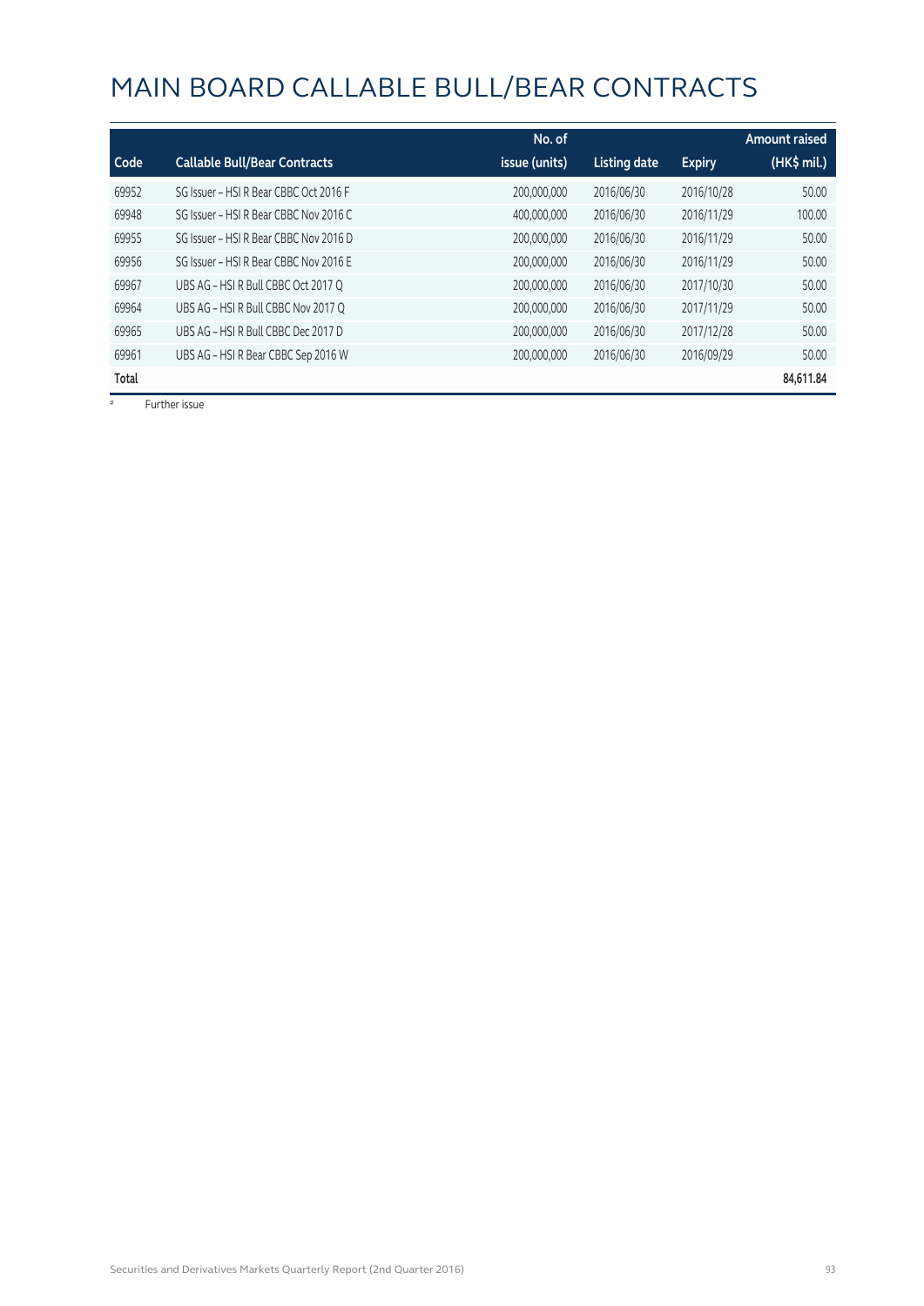# MAIN BOARD CALLABLE BULL/BEAR CONTRACTS

| Code | Callable Bull/Bear Contracts | No. of issue (units) | Listing date | Expiry | Amount raised (HK$ mil.) |
|---|---|---|---|---|---|
| 69952 | SG Issuer – HSI R Bear CBBC Oct 2016 F | 200,000,000 | 2016/06/30 | 2016/10/28 | 50.00 |
| 69948 | SG Issuer – HSI R Bear CBBC Nov 2016 C | 400,000,000 | 2016/06/30 | 2016/11/29 | 100.00 |
| 69955 | SG Issuer – HSI R Bear CBBC Nov 2016 D | 200,000,000 | 2016/06/30 | 2016/11/29 | 50.00 |
| 69956 | SG Issuer – HSI R Bear CBBC Nov 2016 E | 200,000,000 | 2016/06/30 | 2016/11/29 | 50.00 |
| 69967 | UBS AG – HSI R Bull CBBC Oct 2017 Q | 200,000,000 | 2016/06/30 | 2017/10/30 | 50.00 |
| 69964 | UBS AG – HSI R Bull CBBC Nov 2017 Q | 200,000,000 | 2016/06/30 | 2017/11/29 | 50.00 |
| 69965 | UBS AG – HSI R Bull CBBC Dec 2017 D | 200,000,000 | 2016/06/30 | 2017/12/28 | 50.00 |
| 69961 | UBS AG – HSI R Bear CBBC Sep 2016 W | 200,000,000 | 2016/06/30 | 2016/09/29 | 50.00 |
| **Total** | | | | | **84,611.84** |

# Further issue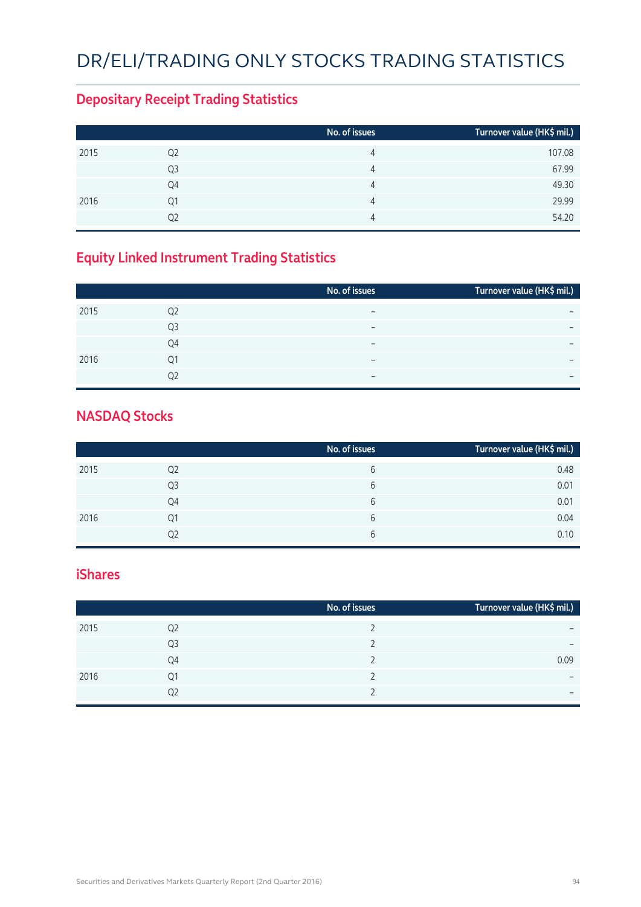# DR/ELI/TRADING ONLY STOCKS TRADING STATISTICS

## Depositary Receipt Trading Statistics

| | | No. of issues | Turnover value (HK$ mil.) |
|---|---|---|---|
| 2015 | Q2 | 4 | 107.08 |
| | Q3 | 4 | 67.99 |
| | Q4 | 4 | 49.30 |
| 2016 | Q1 | 4 | 29.99 |
| | Q2 | 4 | 54.20 |

## Equity Linked Instrument Trading Statistics

| | | No. of issues | Turnover value (HK$ mil.) |
|---|---|---|---|
| 2015 | Q2 | – | – |
| | Q3 | – | – |
| | Q4 | – | – |
| 2016 | Q1 | – | – |
| | Q2 | – | – |

## NASDAQ Stocks

| | | No. of issues | Turnover value (HK$ mil.) |
|---|---|---|---|
| 2015 | Q2 | 6 | 0.48 |
| | Q3 | 6 | 0.01 |
| | Q4 | 6 | 0.01 |
| 2016 | Q1 | 6 | 0.04 |
| | Q2 | 6 | 0.10 |

## iShares

| | | No. of issues | Turnover value (HK$ mil.) |
|---|---|---|---|
| 2015 | Q2 | 2 | – |
| | Q3 | 2 | – |
| | Q4 | 2 | 0.09 |
| 2016 | Q1 | 2 | – |
| | Q2 | 2 | – |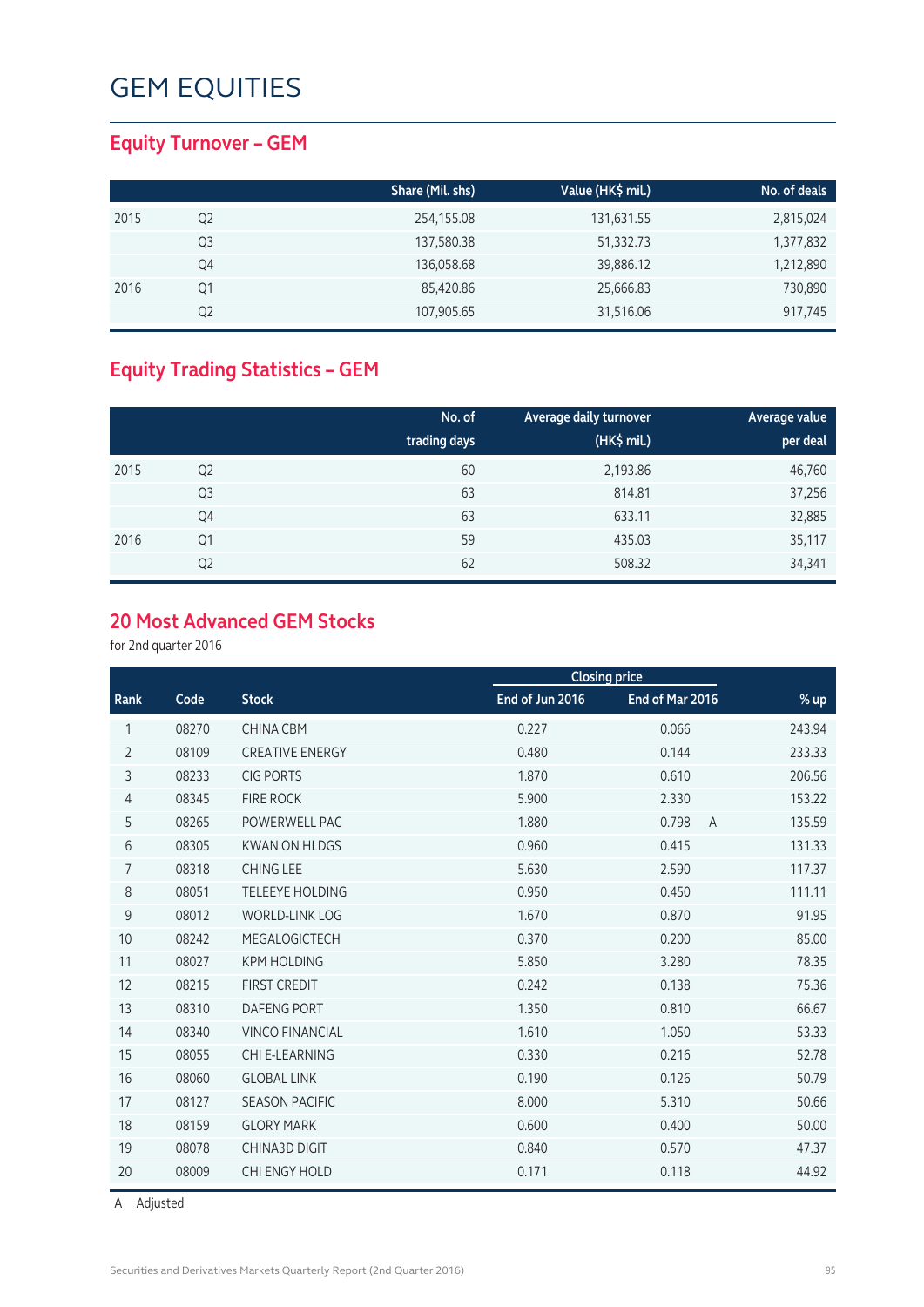# GEM EQUITIES

## Equity Turnover – GEM

| | | Share (Mil. shs) | Value (HK$ mil.) | No. of deals |
|---|---|---|---|---|
| 2015 | Q2 | 254,155.08 | 131,631.55 | 2,815,024 |
| | Q3 | 137,580.38 | 51,332.73 | 1,377,832 |
| | Q4 | 136,058.68 | 39,886.12 | 1,212,890 |
| 2016 | Q1 | 85,420.86 | 25,666.83 | 730,890 |
| | Q2 | 107,905.65 | 31,516.06 | 917,745 |

## Equity Trading Statistics – GEM

| | | No. of trading days | Average daily turnover (HK$ mil.) | Average value per deal |
|---|---|---|---|---|
| 2015 | Q2 | 60 | 2,193.86 | 46,760 |
| | Q3 | 63 | 814.81 | 37,256 |
| | Q4 | 63 | 633.11 | 32,885 |
| 2016 | Q1 | 59 | 435.03 | 35,117 |
| | Q2 | 62 | 508.32 | 34,341 |

## 20 Most Advanced GEM Stocks

for 2nd quarter 2016

| | | | Closing price | | |
|---|---|---|---|---|---|
| Rank | Code | Stock | End of Jun 2016 | End of Mar 2016 | % up |
| 1 | 08270 | CHINA CBM | 0.227 | 0.066 | 243.94 |
| 2 | 08109 | CREATIVE ENERGY | 0.480 | 0.144 | 233.33 |
| 3 | 08233 | CIG PORTS | 1.870 | 0.610 | 206.56 |
| 4 | 08345 | FIRE ROCK | 5.900 | 2.330 | 153.22 |
| 5 | 08265 | POWERWELL PAC | 1.880 | 0.798 A | 135.59 |
| 6 | 08305 | KWAN ON HLDGS | 0.960 | 0.415 | 131.33 |
| 7 | 08318 | CHING LEE | 5.630 | 2.590 | 117.37 |
| 8 | 08051 | TELEEYE HOLDING | 0.950 | 0.450 | 111.11 |
| 9 | 08012 | WORLD-LINK LOG | 1.670 | 0.870 | 91.95 |
| 10 | 08242 | MEGALOGICTECH | 0.370 | 0.200 | 85.00 |
| 11 | 08027 | KPM HOLDING | 5.850 | 3.280 | 78.35 |
| 12 | 08215 | FIRST CREDIT | 0.242 | 0.138 | 75.36 |
| 13 | 08310 | DAFENG PORT | 1.350 | 0.810 | 66.67 |
| 14 | 08340 | VINCO FINANCIAL | 1.610 | 1.050 | 53.33 |
| 15 | 08055 | CHI E-LEARNING | 0.330 | 0.216 | 52.78 |
| 16 | 08060 | GLOBAL LINK | 0.190 | 0.126 | 50.79 |
| 17 | 08127 | SEASON PACIFIC | 8.000 | 5.310 | 50.66 |
| 18 | 08159 | GLORY MARK | 0.600 | 0.400 | 50.00 |
| 19 | 08078 | CHINA3D DIGIT | 0.840 | 0.570 | 47.37 |
| 20 | 08009 | CHI ENGY HOLD | 0.171 | 0.118 | 44.92 |

A Adjusted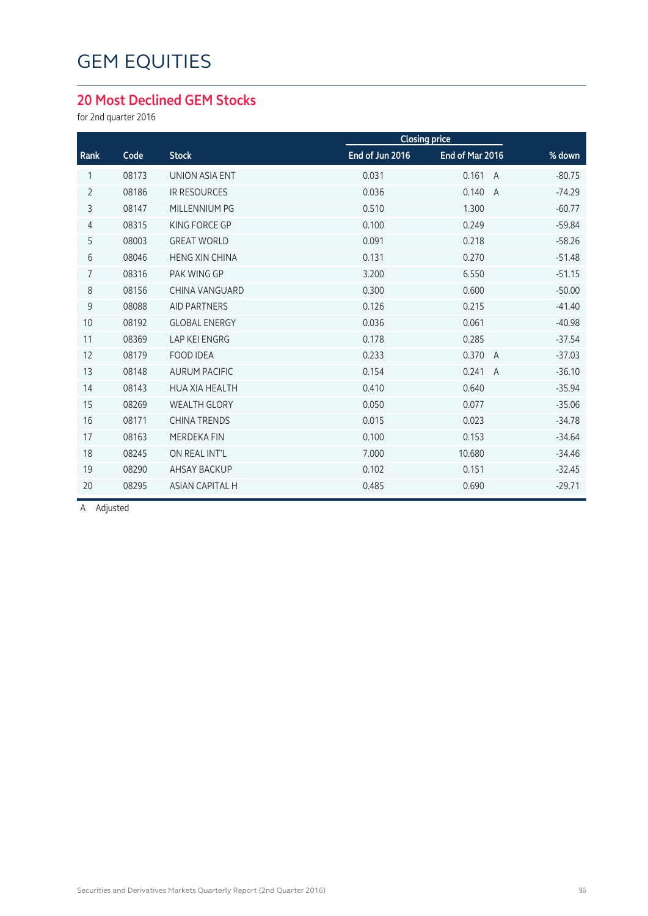# GEM EQUITIES

## 20 Most Declined GEM Stocks

for 2nd quarter 2016

| Rank | Code | Stock | Closing price | | % down |
|---|---|---|---|---|---|
| | | | End of Jun 2016 | End of Mar 2016 | |
| 1 | 08173 | UNION ASIA ENT | 0.031 | 0.161 A | -80.75 |
| 2 | 08186 | IR RESOURCES | 0.036 | 0.140 A | -74.29 |
| 3 | 08147 | MILLENNIUM PG | 0.510 | 1.300 | -60.77 |
| 4 | 08315 | KING FORCE GP | 0.100 | 0.249 | -59.84 |
| 5 | 08003 | GREAT WORLD | 0.091 | 0.218 | -58.26 |
| 6 | 08046 | HENG XIN CHINA | 0.131 | 0.270 | -51.48 |
| 7 | 08316 | PAK WING GP | 3.200 | 6.550 | -51.15 |
| 8 | 08156 | CHINA VANGUARD | 0.300 | 0.600 | -50.00 |
| 9 | 08088 | AID PARTNERS | 0.126 | 0.215 | -41.40 |
| 10 | 08192 | GLOBAL ENERGY | 0.036 | 0.061 | -40.98 |
| 11 | 08369 | LAP KEI ENGRG | 0.178 | 0.285 | -37.54 |
| 12 | 08179 | FOOD IDEA | 0.233 | 0.370 A | -37.03 |
| 13 | 08148 | AURUM PACIFIC | 0.154 | 0.241 A | -36.10 |
| 14 | 08143 | HUA XIA HEALTH | 0.410 | 0.640 | -35.94 |
| 15 | 08269 | WEALTH GLORY | 0.050 | 0.077 | -35.06 |
| 16 | 08171 | CHINA TRENDS | 0.015 | 0.023 | -34.78 |
| 17 | 08163 | MERDEKA FIN | 0.100 | 0.153 | -34.64 |
| 18 | 08245 | ON REAL INT'L | 7.000 | 10.680 | -34.46 |
| 19 | 08290 | AHSAY BACKUP | 0.102 | 0.151 | -32.45 |
| 20 | 08295 | ASIAN CAPITAL H | 0.485 | 0.690 | -29.71 |

A Adjusted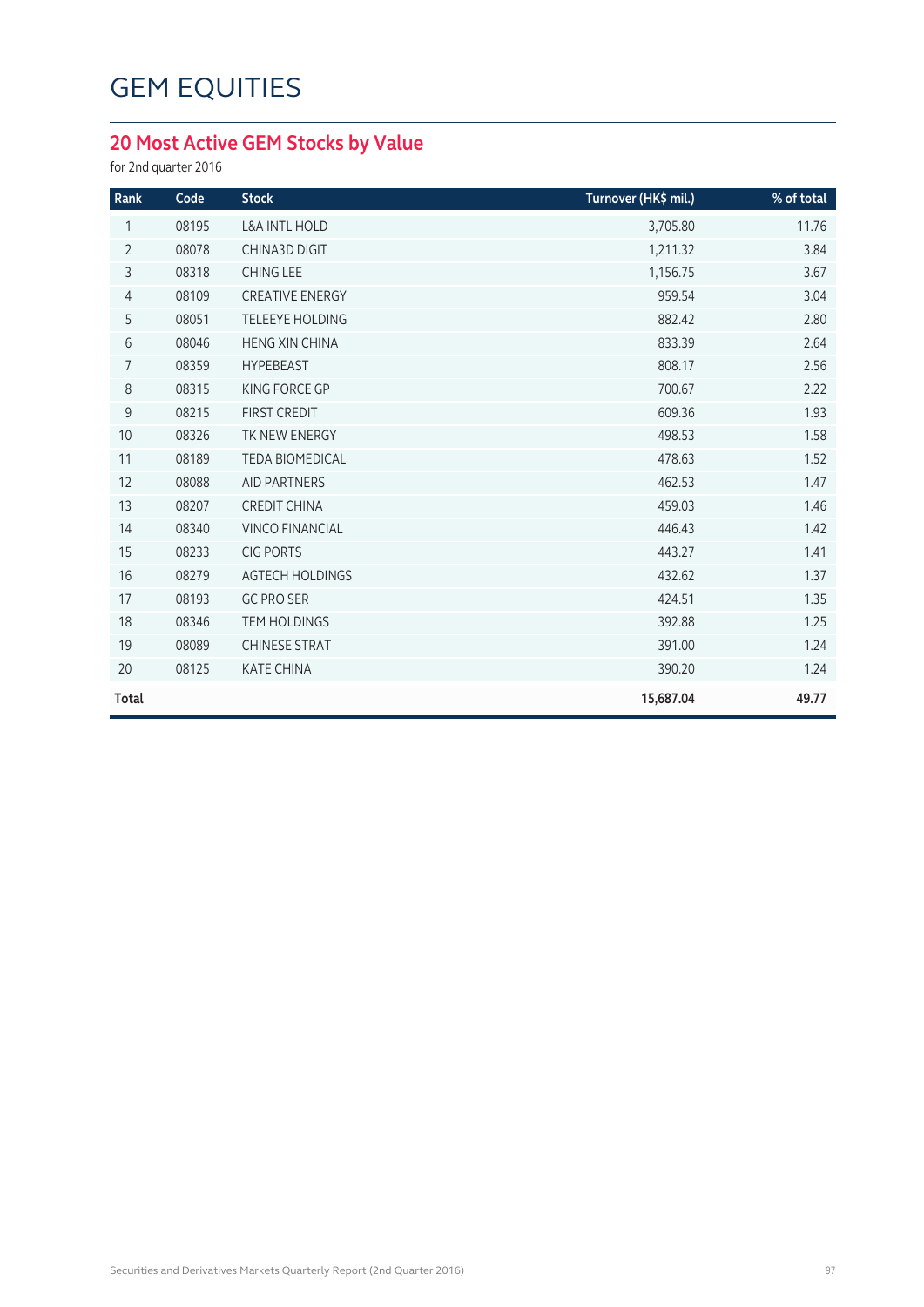# GEM EQUITIES

## 20 Most Active GEM Stocks by Value

for 2nd quarter 2016

| Rank | Code | Stock | Turnover (HK$ mil.) | % of total |
|---|---|---|---|---|
| 1 | 08195 | L&A INTL HOLD | 3,705.80 | 11.76 |
| 2 | 08078 | CHINA3D DIGIT | 1,211.32 | 3.84 |
| 3 | 08318 | CHING LEE | 1,156.75 | 3.67 |
| 4 | 08109 | CREATIVE ENERGY | 959.54 | 3.04 |
| 5 | 08051 | TELEEYE HOLDING | 882.42 | 2.80 |
| 6 | 08046 | HENG XIN CHINA | 833.39 | 2.64 |
| 7 | 08359 | HYPEBEAST | 808.17 | 2.56 |
| 8 | 08315 | KING FORCE GP | 700.67 | 2.22 |
| 9 | 08215 | FIRST CREDIT | 609.36 | 1.93 |
| 10 | 08326 | TK NEW ENERGY | 498.53 | 1.58 |
| 11 | 08189 | TEDA BIOMEDICAL | 478.63 | 1.52 |
| 12 | 08088 | AID PARTNERS | 462.53 | 1.47 |
| 13 | 08207 | CREDIT CHINA | 459.03 | 1.46 |
| 14 | 08340 | VINCO FINANCIAL | 446.43 | 1.42 |
| 15 | 08233 | CIG PORTS | 443.27 | 1.41 |
| 16 | 08279 | AGTECH HOLDINGS | 432.62 | 1.37 |
| 17 | 08193 | GC PRO SER | 424.51 | 1.35 |
| 18 | 08346 | TEM HOLDINGS | 392.88 | 1.25 |
| 19 | 08089 | CHINESE STRAT | 391.00 | 1.24 |
| 20 | 08125 | KATE CHINA | 390.20 | 1.24 |
| **Total** | | | **15,687.04** | **49.77** |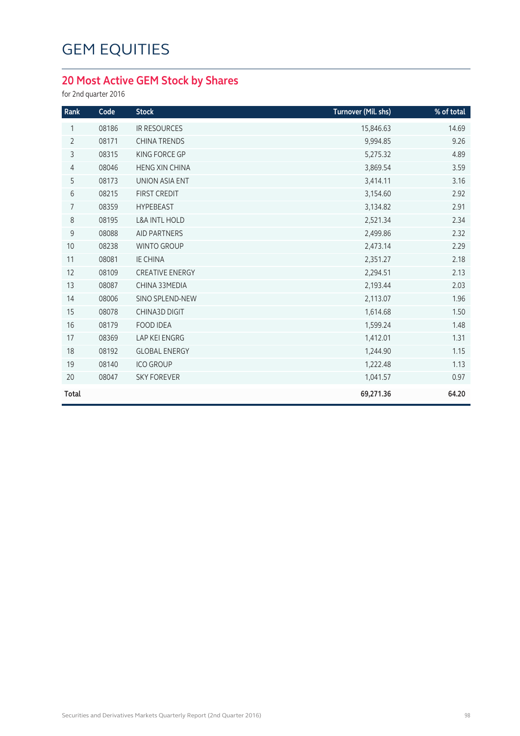# GEM EQUITIES

## 20 Most Active GEM Stock by Shares

for 2nd quarter 2016

| Rank | Code | Stock | Turnover (Mil. shs) | % of total |
|---|---|---|---|---|
| 1 | 08186 | IR RESOURCES | 15,846.63 | 14.69 |
| 2 | 08171 | CHINA TRENDS | 9,994.85 | 9.26 |
| 3 | 08315 | KING FORCE GP | 5,275.32 | 4.89 |
| 4 | 08046 | HENG XIN CHINA | 3,869.54 | 3.59 |
| 5 | 08173 | UNION ASIA ENT | 3,414.11 | 3.16 |
| 6 | 08215 | FIRST CREDIT | 3,154.60 | 2.92 |
| 7 | 08359 | HYPEBEAST | 3,134.82 | 2.91 |
| 8 | 08195 | L&A INTL HOLD | 2,521.34 | 2.34 |
| 9 | 08088 | AID PARTNERS | 2,499.86 | 2.32 |
| 10 | 08238 | WINTO GROUP | 2,473.14 | 2.29 |
| 11 | 08081 | IE CHINA | 2,351.27 | 2.18 |
| 12 | 08109 | CREATIVE ENERGY | 2,294.51 | 2.13 |
| 13 | 08087 | CHINA 33MEDIA | 2,193.44 | 2.03 |
| 14 | 08006 | SINO SPLEND-NEW | 2,113.07 | 1.96 |
| 15 | 08078 | CHINA3D DIGIT | 1,614.68 | 1.50 |
| 16 | 08179 | FOOD IDEA | 1,599.24 | 1.48 |
| 17 | 08369 | LAP KEI ENGRG | 1,412.01 | 1.31 |
| 18 | 08192 | GLOBAL ENERGY | 1,244.90 | 1.15 |
| 19 | 08140 | ICO GROUP | 1,222.48 | 1.13 |
| 20 | 08047 | SKY FOREVER | 1,041.57 | 0.97 |
| **Total** | | | **69,271.36** | **64.20** |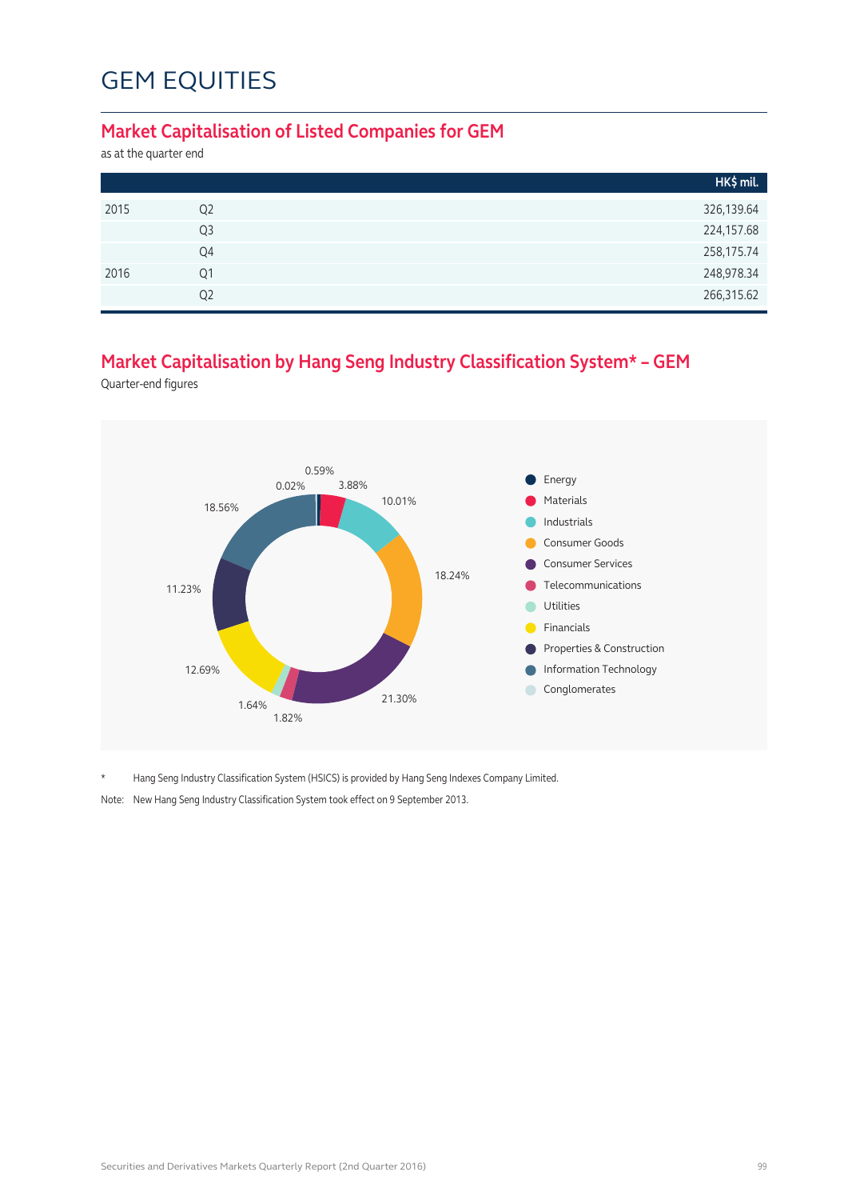# GEM EQUITIES

## Market Capitalisation of Listed Companies for GEM

as at the quarter end

| | | HK$ mil. |
|---|---|---|
| 2015 | Q2 | 326,139.64 |
| | Q3 | 224,157.68 |
| | Q4 | 258,175.74 |
| 2016 | Q1 | 248,978.34 |
| | Q2 | 266,315.62 |

## Market Capitalisation by Hang Seng Industry Classification System* – GEM

Quarter-end figures

| Industry | % |
|---|---|
| Energy | 0.59% |
| Materials | 3.88% |
| Industrials | 10.01% |
| Consumer Goods | 18.24% |
| Consumer Services | 21.30% |
| Telecommunications | 1.82% |
| Utilities | 1.64% |
| Financials | 12.69% |
| Properties & Construction | 11.23% |
| Information Technology | 18.56% |
| Conglomerates | 0.02% |

\* Hang Seng Industry Classification System (HSICS) is provided by Hang Seng Indexes Company Limited.

Note: New Hang Seng Industry Classification System took effect on 9 September 2013.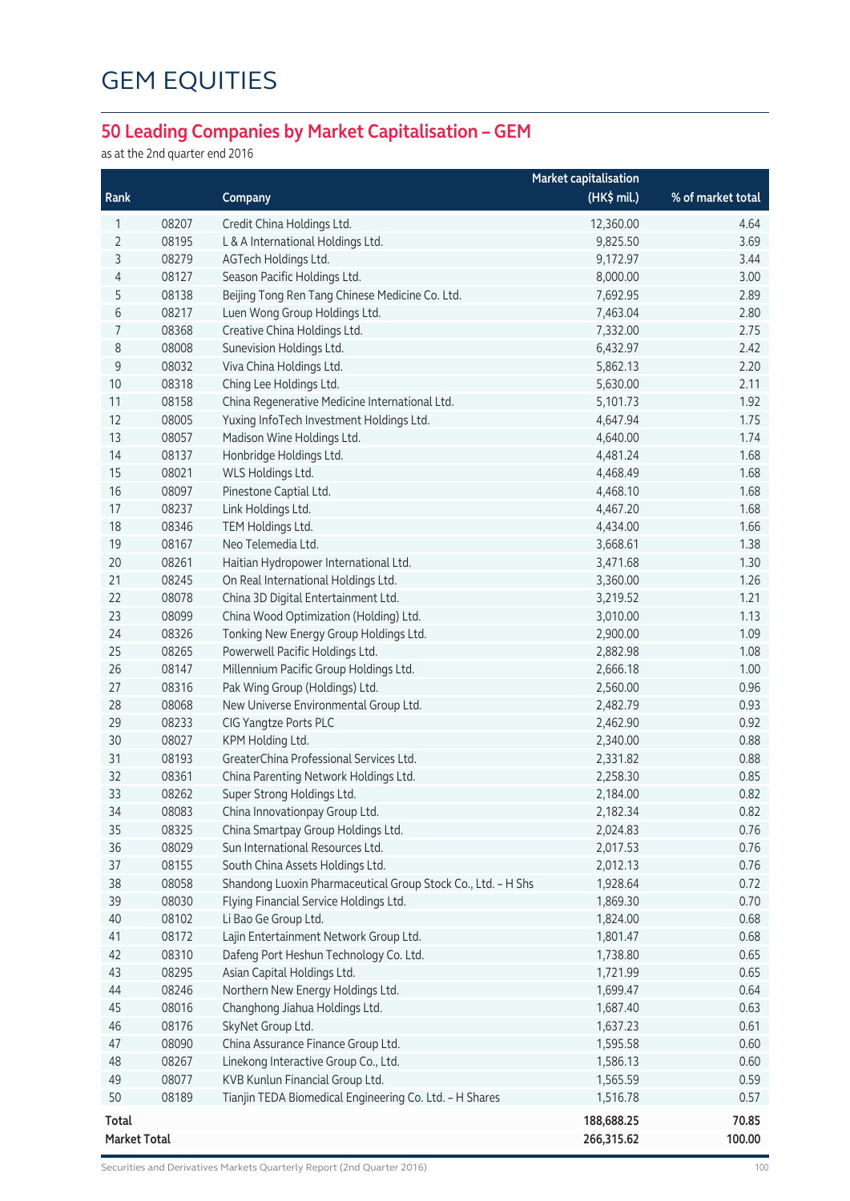# GEM EQUITIES

## 50 Leading Companies by Market Capitalisation – GEM

as at the 2nd quarter end 2016

| Rank | | Company | Market capitalisation (HK$ mil.) | % of market total |
|---|---|---|---|---|
| 1 | 08207 | Credit China Holdings Ltd. | 12,360.00 | 4.64 |
| 2 | 08195 | L & A International Holdings Ltd. | 9,825.50 | 3.69 |
| 3 | 08279 | AGTech Holdings Ltd. | 9,172.97 | 3.44 |
| 4 | 08127 | Season Pacific Holdings Ltd. | 8,000.00 | 3.00 |
| 5 | 08138 | Beijing Tong Ren Tang Chinese Medicine Co. Ltd. | 7,692.95 | 2.89 |
| 6 | 08217 | Luen Wong Group Holdings Ltd. | 7,463.04 | 2.80 |
| 7 | 08368 | Creative China Holdings Ltd. | 7,332.00 | 2.75 |
| 8 | 08008 | Sunevision Holdings Ltd. | 6,432.97 | 2.42 |
| 9 | 08032 | Viva China Holdings Ltd. | 5,862.13 | 2.20 |
| 10 | 08318 | Ching Lee Holdings Ltd. | 5,630.00 | 2.11 |
| 11 | 08158 | China Regenerative Medicine International Ltd. | 5,101.73 | 1.92 |
| 12 | 08005 | Yuxing InfoTech Investment Holdings Ltd. | 4,647.94 | 1.75 |
| 13 | 08057 | Madison Wine Holdings Ltd. | 4,640.00 | 1.74 |
| 14 | 08137 | Honbridge Holdings Ltd. | 4,481.24 | 1.68 |
| 15 | 08021 | WLS Holdings Ltd. | 4,468.49 | 1.68 |
| 16 | 08097 | Pinestone Captial Ltd. | 4,468.10 | 1.68 |
| 17 | 08237 | Link Holdings Ltd. | 4,467.20 | 1.68 |
| 18 | 08346 | TEM Holdings Ltd. | 4,434.00 | 1.66 |
| 19 | 08167 | Neo Telemedia Ltd. | 3,668.61 | 1.38 |
| 20 | 08261 | Haitian Hydropower International Ltd. | 3,471.68 | 1.30 |
| 21 | 08245 | On Real International Holdings Ltd. | 3,360.00 | 1.26 |
| 22 | 08078 | China 3D Digital Entertainment Ltd. | 3,219.52 | 1.21 |
| 23 | 08099 | China Wood Optimization (Holding) Ltd. | 3,010.00 | 1.13 |
| 24 | 08326 | Tonking New Energy Group Holdings Ltd. | 2,900.00 | 1.09 |
| 25 | 08265 | Powerwell Pacific Holdings Ltd. | 2,882.98 | 1.08 |
| 26 | 08147 | Millennium Pacific Group Holdings Ltd. | 2,666.18 | 1.00 |
| 27 | 08316 | Pak Wing Group (Holdings) Ltd. | 2,560.00 | 0.96 |
| 28 | 08068 | New Universe Environmental Group Ltd. | 2,482.79 | 0.93 |
| 29 | 08233 | CIG Yangtze Ports PLC | 2,462.90 | 0.92 |
| 30 | 08027 | KPM Holding Ltd. | 2,340.00 | 0.88 |
| 31 | 08193 | GreaterChina Professional Services Ltd. | 2,331.82 | 0.88 |
| 32 | 08361 | China Parenting Network Holdings Ltd. | 2,258.30 | 0.85 |
| 33 | 08262 | Super Strong Holdings Ltd. | 2,184.00 | 0.82 |
| 34 | 08083 | China Innovationpay Group Ltd. | 2,182.34 | 0.82 |
| 35 | 08325 | China Smartpay Group Holdings Ltd. | 2,024.83 | 0.76 |
| 36 | 08029 | Sun International Resources Ltd. | 2,017.53 | 0.76 |
| 37 | 08155 | South China Assets Holdings Ltd. | 2,012.13 | 0.76 |
| 38 | 08058 | Shandong Luoxin Pharmaceutical Group Stock Co., Ltd. – H Shs | 1,928.64 | 0.72 |
| 39 | 08030 | Flying Financial Service Holdings Ltd. | 1,869.30 | 0.70 |
| 40 | 08102 | Li Bao Ge Group Ltd. | 1,824.00 | 0.68 |
| 41 | 08172 | Lajin Entertainment Network Group Ltd. | 1,801.47 | 0.68 |
| 42 | 08310 | Dafeng Port Heshun Technology Co. Ltd. | 1,738.80 | 0.65 |
| 43 | 08295 | Asian Capital Holdings Ltd. | 1,721.99 | 0.65 |
| 44 | 08246 | Northern New Energy Holdings Ltd. | 1,699.47 | 0.64 |
| 45 | 08016 | Changhong Jiahua Holdings Ltd. | 1,687.40 | 0.63 |
| 46 | 08176 | SkyNet Group Ltd. | 1,637.23 | 0.61 |
| 47 | 08090 | China Assurance Finance Group Ltd. | 1,595.58 | 0.60 |
| 48 | 08267 | Linekong Interactive Group Co., Ltd. | 1,586.13 | 0.60 |
| 49 | 08077 | KVB Kunlun Financial Group Ltd. | 1,565.59 | 0.59 |
| 50 | 08189 | Tianjin TEDA Biomedical Engineering Co. Ltd. – H Shares | 1,516.78 | 0.57 |
| **Total** | | | **188,688.25** | **70.85** |
| **Market Total** | | | **266,315.62** | **100.00** |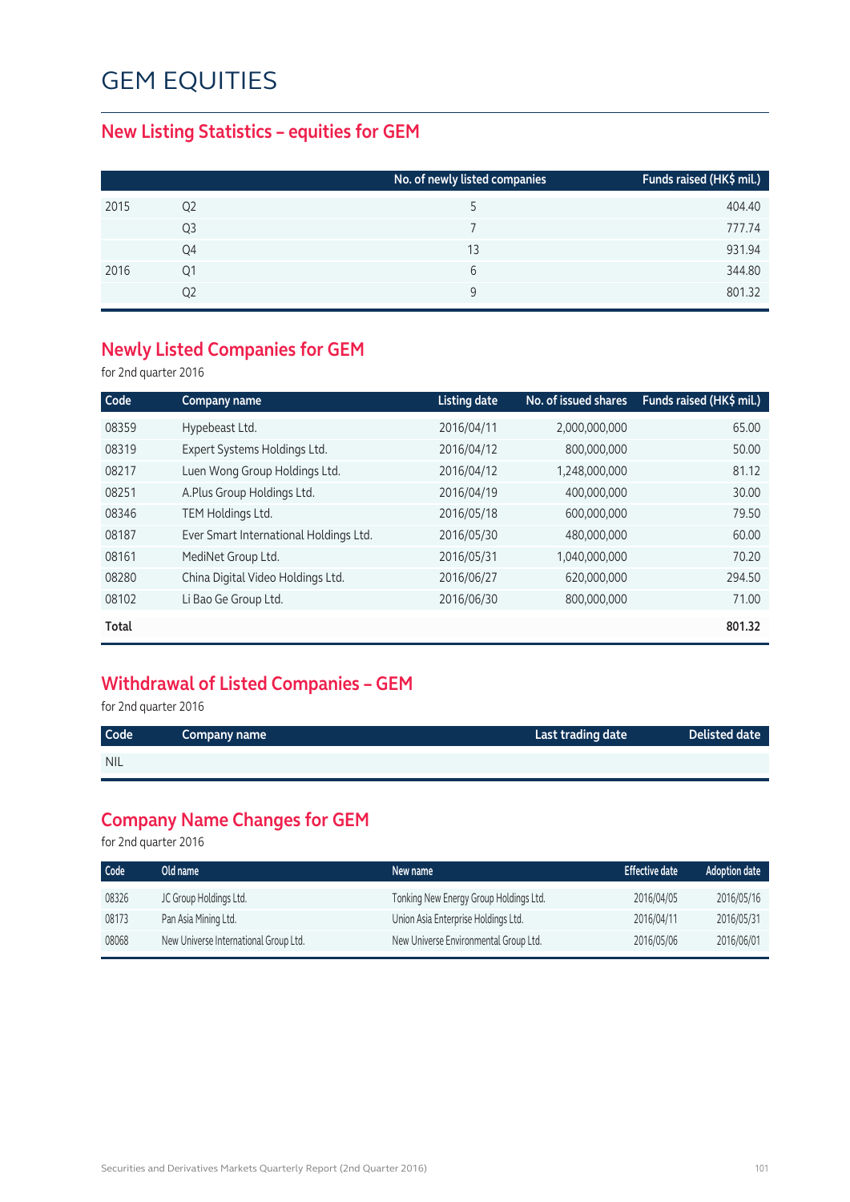# GEM EQUITIES

## New Listing Statistics – equities for GEM

| | | No. of newly listed companies | Funds raised (HK$ mil.) |
|---|---|---|---|
| 2015 | Q2 | 5 | 404.40 |
| | Q3 | 7 | 777.74 |
| | Q4 | 13 | 931.94 |
| 2016 | Q1 | 6 | 344.80 |
| | Q2 | 9 | 801.32 |

## Newly Listed Companies for GEM

for 2nd quarter 2016

| Code | Company name | Listing date | No. of issued shares | Funds raised (HK$ mil.) |
|---|---|---|---|---|
| 08359 | Hypebeast Ltd. | 2016/04/11 | 2,000,000,000 | 65.00 |
| 08319 | Expert Systems Holdings Ltd. | 2016/04/12 | 800,000,000 | 50.00 |
| 08217 | Luen Wong Group Holdings Ltd. | 2016/04/12 | 1,248,000,000 | 81.12 |
| 08251 | A.Plus Group Holdings Ltd. | 2016/04/19 | 400,000,000 | 30.00 |
| 08346 | TEM Holdings Ltd. | 2016/05/18 | 600,000,000 | 79.50 |
| 08187 | Ever Smart International Holdings Ltd. | 2016/05/30 | 480,000,000 | 60.00 |
| 08161 | MediNet Group Ltd. | 2016/05/31 | 1,040,000,000 | 70.20 |
| 08280 | China Digital Video Holdings Ltd. | 2016/06/27 | 620,000,000 | 294.50 |
| 08102 | Li Bao Ge Group Ltd. | 2016/06/30 | 800,000,000 | 71.00 |
| **Total** | | | | **801.32** |

## Withdrawal of Listed Companies – GEM

for 2nd quarter 2016

| Code | Company name | Last trading date | Delisted date |
|---|---|---|---|
| NIL | | | |

## Company Name Changes for GEM

for 2nd quarter 2016

| Code | Old name | New name | Effective date | Adoption date |
|---|---|---|---|---|
| 08326 | JC Group Holdings Ltd. | Tonking New Energy Group Holdings Ltd. | 2016/04/05 | 2016/05/16 |
| 08173 | Pan Asia Mining Ltd. | Union Asia Enterprise Holdings Ltd. | 2016/04/11 | 2016/05/31 |
| 08068 | New Universe International Group Ltd. | New Universe Environmental Group Ltd. | 2016/05/06 | 2016/06/01 |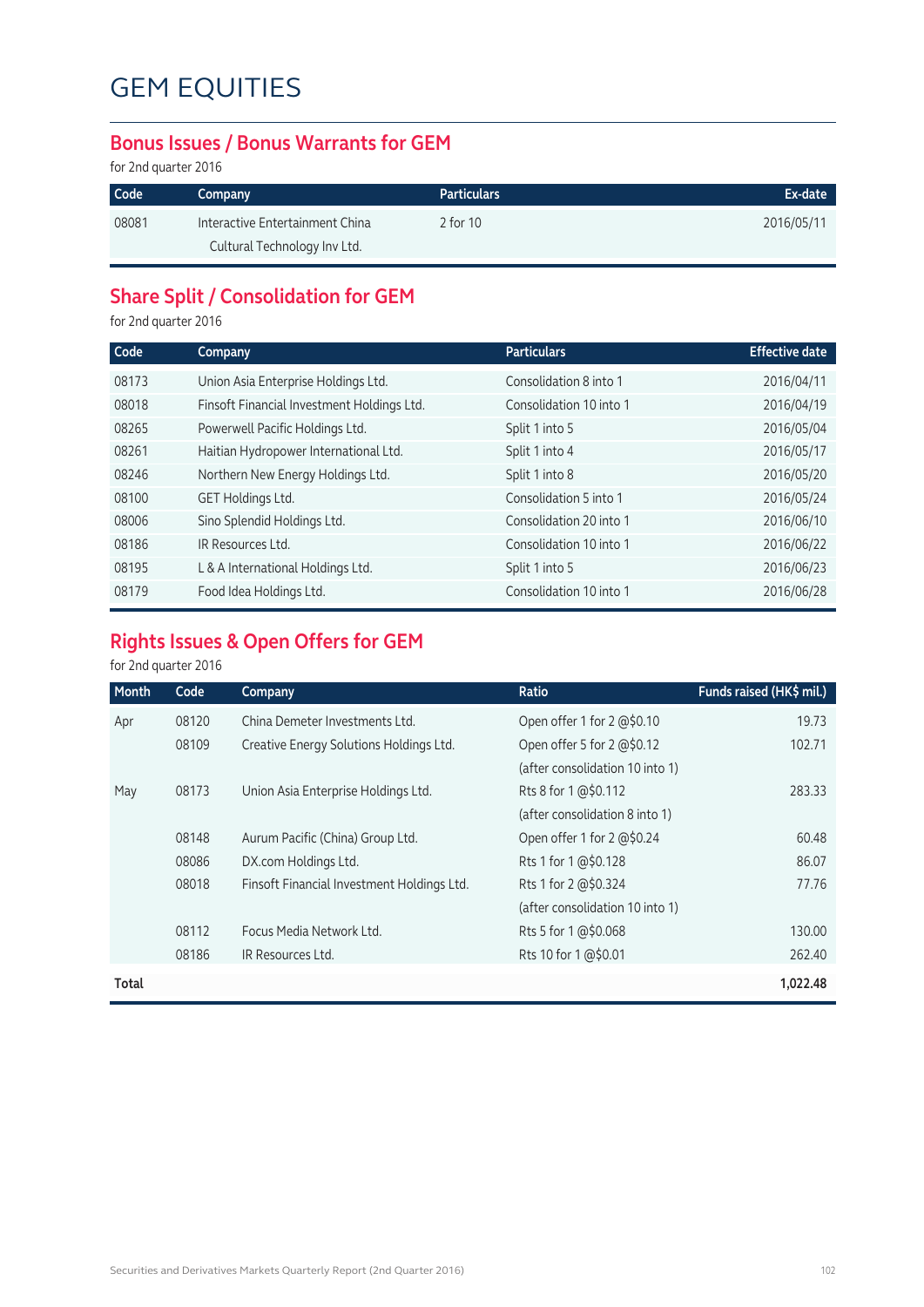# GEM EQUITIES

## Bonus Issues / Bonus Warrants for GEM

for 2nd quarter 2016

| Code | Company | Particulars | Ex-date |
|---|---|---|---|
| 08081 | Interactive Entertainment China Cultural Technology Inv Ltd. | 2 for 10 | 2016/05/11 |

## Share Split / Consolidation for GEM

for 2nd quarter 2016

| Code | Company | Particulars | Effective date |
|---|---|---|---|
| 08173 | Union Asia Enterprise Holdings Ltd. | Consolidation 8 into 1 | 2016/04/11 |
| 08018 | Finsoft Financial Investment Holdings Ltd. | Consolidation 10 into 1 | 2016/04/19 |
| 08265 | Powerwell Pacific Holdings Ltd. | Split 1 into 5 | 2016/05/04 |
| 08261 | Haitian Hydropower International Ltd. | Split 1 into 4 | 2016/05/17 |
| 08246 | Northern New Energy Holdings Ltd. | Split 1 into 8 | 2016/05/20 |
| 08100 | GET Holdings Ltd. | Consolidation 5 into 1 | 2016/05/24 |
| 08006 | Sino Splendid Holdings Ltd. | Consolidation 20 into 1 | 2016/06/10 |
| 08186 | IR Resources Ltd. | Consolidation 10 into 1 | 2016/06/22 |
| 08195 | L & A International Holdings Ltd. | Split 1 into 5 | 2016/06/23 |
| 08179 | Food Idea Holdings Ltd. | Consolidation 10 into 1 | 2016/06/28 |

## Rights Issues & Open Offers for GEM

for 2nd quarter 2016

| Month | Code | Company | Ratio | Funds raised (HK$ mil.) |
|---|---|---|---|---|
| Apr | 08120 | China Demeter Investments Ltd. | Open offer 1 for 2 @$0.10 | 19.73 |
| | 08109 | Creative Energy Solutions Holdings Ltd. | Open offer 5 for 2 @$0.12 (after consolidation 10 into 1) | 102.71 |
| May | 08173 | Union Asia Enterprise Holdings Ltd. | Rts 8 for 1 @$0.112 (after consolidation 8 into 1) | 283.33 |
| | 08148 | Aurum Pacific (China) Group Ltd. | Open offer 1 for 2 @$0.24 | 60.48 |
| | 08086 | DX.com Holdings Ltd. | Rts 1 for 1 @$0.128 | 86.07 |
| | 08018 | Finsoft Financial Investment Holdings Ltd. | Rts 1 for 2 @$0.324 (after consolidation 10 into 1) | 77.76 |
| | 08112 | Focus Media Network Ltd. | Rts 5 for 1 @$0.068 | 130.00 |
| | 08186 | IR Resources Ltd. | Rts 10 for 1 @$0.01 | 262.40 |
| **Total** | | | | **1,022.48** |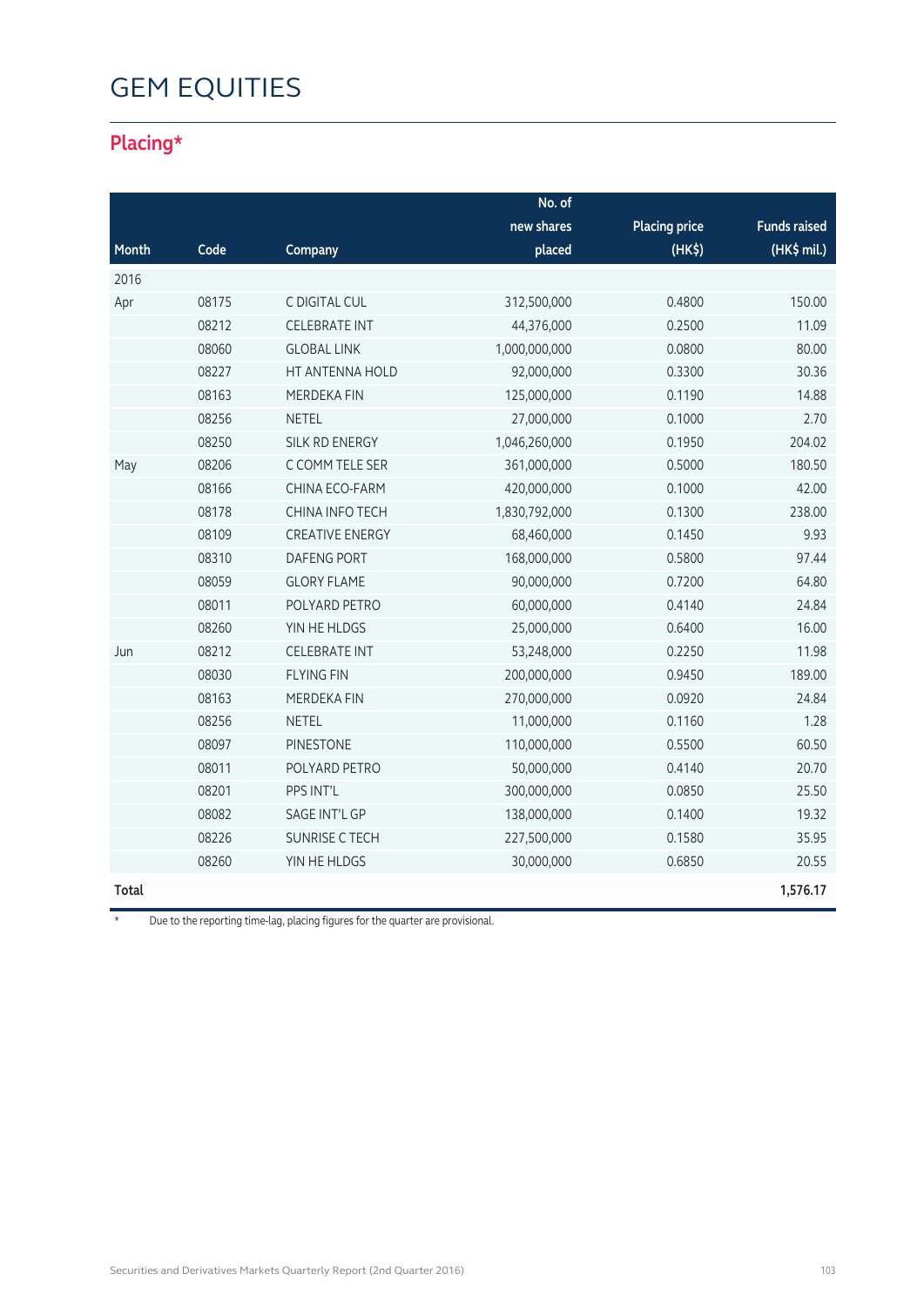# GEM EQUITIES

## Placing*

| Month | Code | Company | No. of new shares placed | Placing price (HK$) | Funds raised (HK$ mil.) |
|---|---|---|---|---|---|
| 2016 | | | | | |
| Apr | 08175 | C DIGITAL CUL | 312,500,000 | 0.4800 | 150.00 |
| | 08212 | CELEBRATE INT | 44,376,000 | 0.2500 | 11.09 |
| | 08060 | GLOBAL LINK | 1,000,000,000 | 0.0800 | 80.00 |
| | 08227 | HT ANTENNA HOLD | 92,000,000 | 0.3300 | 30.36 |
| | 08163 | MERDEKA FIN | 125,000,000 | 0.1190 | 14.88 |
| | 08256 | NETEL | 27,000,000 | 0.1000 | 2.70 |
| | 08250 | SILK RD ENERGY | 1,046,260,000 | 0.1950 | 204.02 |
| May | 08206 | C COMM TELE SER | 361,000,000 | 0.5000 | 180.50 |
| | 08166 | CHINA ECO-FARM | 420,000,000 | 0.1000 | 42.00 |
| | 08178 | CHINA INFO TECH | 1,830,792,000 | 0.1300 | 238.00 |
| | 08109 | CREATIVE ENERGY | 68,460,000 | 0.1450 | 9.93 |
| | 08310 | DAFENG PORT | 168,000,000 | 0.5800 | 97.44 |
| | 08059 | GLORY FLAME | 90,000,000 | 0.7200 | 64.80 |
| | 08011 | POLYARD PETRO | 60,000,000 | 0.4140 | 24.84 |
| | 08260 | YIN HE HLDGS | 25,000,000 | 0.6400 | 16.00 |
| Jun | 08212 | CELEBRATE INT | 53,248,000 | 0.2250 | 11.98 |
| | 08030 | FLYING FIN | 200,000,000 | 0.9450 | 189.00 |
| | 08163 | MERDEKA FIN | 270,000,000 | 0.0920 | 24.84 |
| | 08256 | NETEL | 11,000,000 | 0.1160 | 1.28 |
| | 08097 | PINESTONE | 110,000,000 | 0.5500 | 60.50 |
| | 08011 | POLYARD PETRO | 50,000,000 | 0.4140 | 20.70 |
| | 08201 | PPS INT'L | 300,000,000 | 0.0850 | 25.50 |
| | 08082 | SAGE INT'L GP | 138,000,000 | 0.1400 | 19.32 |
| | 08226 | SUNRISE C TECH | 227,500,000 | 0.1580 | 35.95 |
| | 08260 | YIN HE HLDGS | 30,000,000 | 0.6850 | 20.55 |
| **Total** | | | | | **1,576.17** |

\* Due to the reporting time-lag, placing figures for the quarter are provisional.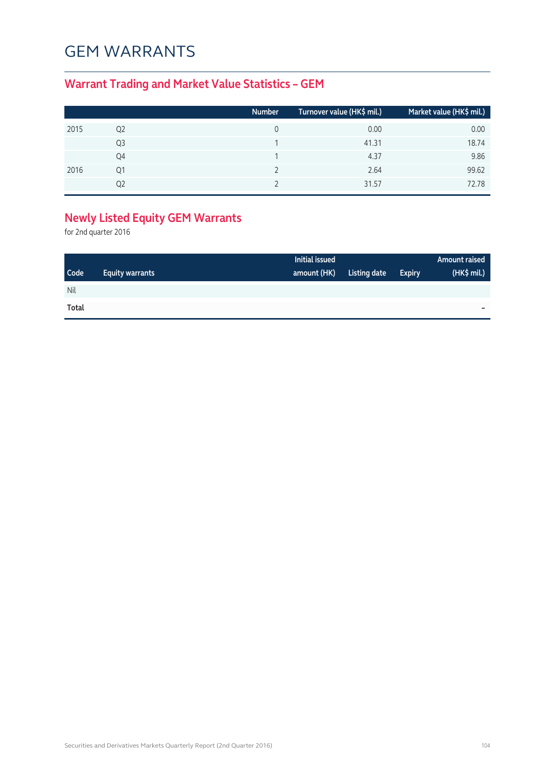# GEM WARRANTS

## Warrant Trading and Market Value Statistics – GEM

| | | Number | Turnover value (HK$ mil.) | Market value (HK$ mil.) |
|---|---|---|---|---|
| 2015 | Q2 | 0 | 0.00 | 0.00 |
| | Q3 | 1 | 41.31 | 18.74 |
| | Q4 | 1 | 4.37 | 9.86 |
| 2016 | Q1 | 2 | 2.64 | 99.62 |
| | Q2 | 2 | 31.57 | 72.78 |

## Newly Listed Equity GEM Warrants

for 2nd quarter 2016

| Code | Equity warrants | Initial issued amount (HK) | Listing date | Expiry | Amount raised (HK$ mil.) |
|---|---|---|---|---|---|
| Nil | | | | | |
| **Total** | | | | | – |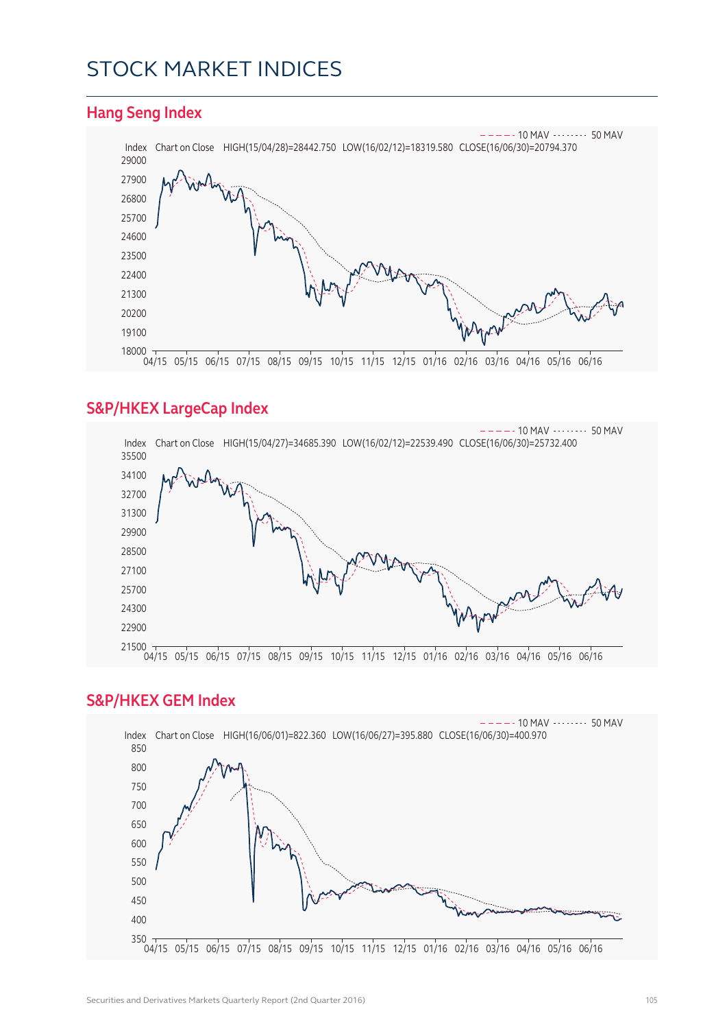# STOCK MARKET INDICES

## Hang Seng Index

Index Chart on Close HIGH(15/04/28)=28442.750 LOW(16/02/12)=18319.580 CLOSE(16/06/30)=20794.370

10 MAV 50 MAV

## S&P/HKEX LargeCap Index

Index Chart on Close HIGH(15/04/27)=34685.390 LOW(16/02/12)=22539.490 CLOSE(16/06/30)=25732.400

10 MAV 50 MAV

## S&P/HKEX GEM Index

Index Chart on Close HIGH(16/06/01)=822.360 LOW(16/06/27)=395.880 CLOSE(16/06/30)=400.970

10 MAV 50 MAV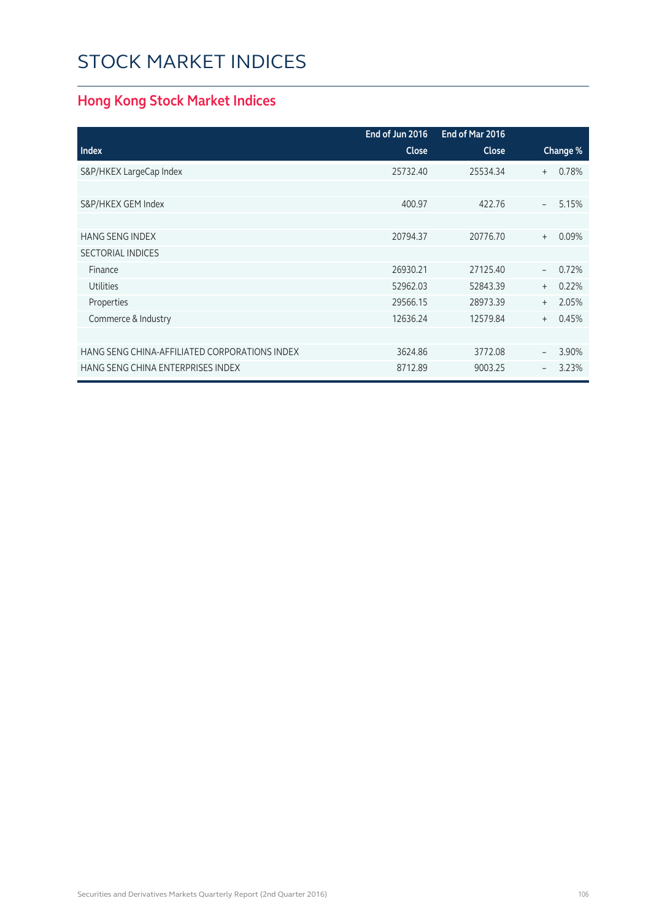# STOCK MARKET INDICES

## Hong Kong Stock Market Indices

| Index | End of Jun 2016 Close | End of Mar 2016 Close | Change % |
|---|---|---|---|
| S&P/HKEX LargeCap Index | 25732.40 | 25534.34 | + 0.78% |
| | | | |
| S&P/HKEX GEM Index | 400.97 | 422.76 | – 5.15% |
| | | | |
| HANG SENG INDEX | 20794.37 | 20776.70 | + 0.09% |
| SECTORIAL INDICES | | | |
| Finance | 26930.21 | 27125.40 | – 0.72% |
| Utilities | 52962.03 | 52843.39 | + 0.22% |
| Properties | 29566.15 | 28973.39 | + 2.05% |
| Commerce & Industry | 12636.24 | 12579.84 | + 0.45% |
| | | | |
| HANG SENG CHINA-AFFILIATED CORPORATIONS INDEX | 3624.86 | 3772.08 | – 3.90% |
| HANG SENG CHINA ENTERPRISES INDEX | 8712.89 | 9003.25 | – 3.23% |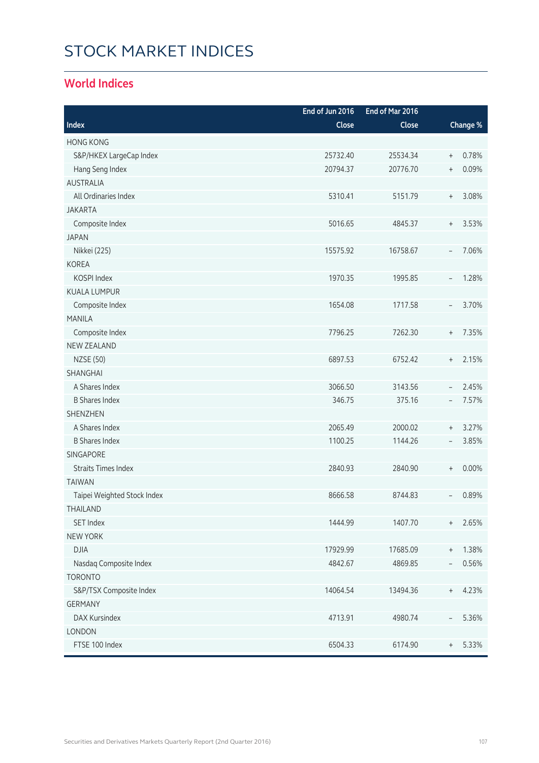# STOCK MARKET INDICES

## World Indices

| Index | End of Jun 2016 Close | End of Mar 2016 Close | Change % |
|---|---|---|---|
| HONG KONG | | | |
| S&P/HKEX LargeCap Index | 25732.40 | 25534.34 | + 0.78% |
| Hang Seng Index | 20794.37 | 20776.70 | + 0.09% |
| AUSTRALIA | | | |
| All Ordinaries Index | 5310.41 | 5151.79 | + 3.08% |
| JAKARTA | | | |
| Composite Index | 5016.65 | 4845.37 | + 3.53% |
| JAPAN | | | |
| Nikkei (225) | 15575.92 | 16758.67 | – 7.06% |
| KOREA | | | |
| KOSPI Index | 1970.35 | 1995.85 | – 1.28% |
| KUALA LUMPUR | | | |
| Composite Index | 1654.08 | 1717.58 | – 3.70% |
| MANILA | | | |
| Composite Index | 7796.25 | 7262.30 | + 7.35% |
| NEW ZEALAND | | | |
| NZSE (50) | 6897.53 | 6752.42 | + 2.15% |
| SHANGHAI | | | |
| A Shares Index | 3066.50 | 3143.56 | – 2.45% |
| B Shares Index | 346.75 | 375.16 | – 7.57% |
| SHENZHEN | | | |
| A Shares Index | 2065.49 | 2000.02 | + 3.27% |
| B Shares Index | 1100.25 | 1144.26 | – 3.85% |
| SINGAPORE | | | |
| Straits Times Index | 2840.93 | 2840.90 | + 0.00% |
| TAIWAN | | | |
| Taipei Weighted Stock Index | 8666.58 | 8744.83 | – 0.89% |
| THAILAND | | | |
| SET Index | 1444.99 | 1407.70 | + 2.65% |
| NEW YORK | | | |
| DJIA | 17929.99 | 17685.09 | + 1.38% |
| Nasdaq Composite Index | 4842.67 | 4869.85 | – 0.56% |
| TORONTO | | | |
| S&P/TSX Composite Index | 14064.54 | 13494.36 | + 4.23% |
| GERMANY | | | |
| DAX Kursindex | 4713.91 | 4980.74 | – 5.36% |
| LONDON | | | |
| FTSE 100 Index | 6504.33 | 6174.90 | + 5.33% |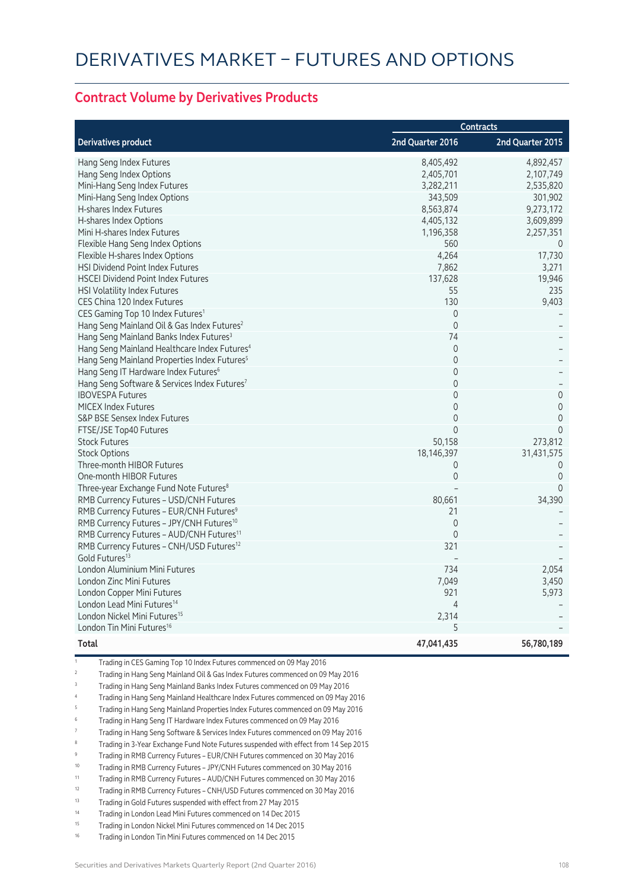# DERIVATIVES MARKET – FUTURES AND OPTIONS

## Contract Volume by Derivatives Products

| | Contracts | |
|---|---|---|
| **Derivatives product** | **2nd Quarter 2016** | **2nd Quarter 2015** |
| Hang Seng Index Futures | 8,405,492 | 4,892,457 |
| Hang Seng Index Options | 2,405,701 | 2,107,749 |
| Mini-Hang Seng Index Futures | 3,282,211 | 2,535,820 |
| Mini-Hang Seng Index Options | 343,509 | 301,902 |
| H-shares Index Futures | 8,563,874 | 9,273,172 |
| H-shares Index Options | 4,405,132 | 3,609,899 |
| Mini H-shares Index Futures | 1,196,358 | 2,257,351 |
| Flexible Hang Seng Index Options | 560 | 0 |
| Flexible H-shares Index Options | 4,264 | 17,730 |
| HSI Dividend Point Index Futures | 7,862 | 3,271 |
| HSCEI Dividend Point Index Futures | 137,628 | 19,946 |
| HSI Volatility Index Futures | 55 | 235 |
| CES China 120 Index Futures | 130 | 9,403 |
| CES Gaming Top 10 Index Futures[1] | 0 | – |
| Hang Seng Mainland Oil & Gas Index Futures[2] | 0 | – |
| Hang Seng Mainland Banks Index Futures[3] | 74 | – |
| Hang Seng Mainland Healthcare Index Futures[4] | 0 | – |
| Hang Seng Mainland Properties Index Futures[5] | 0 | – |
| Hang Seng IT Hardware Index Futures[6] | 0 | – |
| Hang Seng Software & Services Index Futures[7] | 0 | – |
| IBOVESPA Futures | 0 | 0 |
| MICEX Index Futures | 0 | 0 |
| S&P BSE Sensex Index Futures | 0 | 0 |
| FTSE/JSE Top40 Futures | 0 | 0 |
| Stock Futures | 50,158 | 273,812 |
| Stock Options | 18,146,397 | 31,431,575 |
| Three-month HIBOR Futures | 0 | 0 |
| One-month HIBOR Futures | 0 | 0 |
| Three-year Exchange Fund Note Futures[8] | – | 0 |
| RMB Currency Futures – USD/CNH Futures | 80,661 | 34,390 |
| RMB Currency Futures – EUR/CNH Futures[9] | 21 | – |
| RMB Currency Futures – JPY/CNH Futures[10] | 0 | – |
| RMB Currency Futures – AUD/CNH Futures[11] | 0 | – |
| RMB Currency Futures – CNH/USD Futures[12] | 321 | – |
| Gold Futures[13] | – | – |
| London Aluminium Mini Futures | 734 | 2,054 |
| London Zinc Mini Futures | 7,049 | 3,450 |
| London Copper Mini Futures | 921 | 5,973 |
| London Lead Mini Futures[14] | 4 | – |
| London Nickel Mini Futures[15] | 2,314 | – |
| London Tin Mini Futures[16] | 5 | – |
| **Total** | **47,041,435** | **56,780,189** |

1 Trading in CES Gaming Top 10 Index Futures commenced on 09 May 2016
2 Trading in Hang Seng Mainland Oil & Gas Index Futures commenced on 09 May 2016
3 Trading in Hang Seng Mainland Banks Index Futures commenced on 09 May 2016
4 Trading in Hang Seng Mainland Healthcare Index Futures commenced on 09 May 2016
5 Trading in Hang Seng Mainland Properties Index Futures commenced on 09 May 2016
6 Trading in Hang Seng IT Hardware Index Futures commenced on 09 May 2016
7 Trading in Hang Seng Software & Services Index Futures commenced on 09 May 2016
8 Trading in 3-Year Exchange Fund Note Futures suspended with effect from 14 Sep 2015
9 Trading in RMB Currency Futures – EUR/CNH Futures commenced on 30 May 2016
10 Trading in RMB Currency Futures – JPY/CNH Futures commenced on 30 May 2016
11 Trading in RMB Currency Futures – AUD/CNH Futures commenced on 30 May 2016
12 Trading in RMB Currency Futures – CNH/USD Futures commenced on 30 May 2016
13 Trading in Gold Futures suspended with effect from 27 May 2015
14 Trading in London Lead Mini Futures commenced on 14 Dec 2015
15 Trading in London Nickel Mini Futures commenced on 14 Dec 2015
16 Trading in London Tin Mini Futures commenced on 14 Dec 2015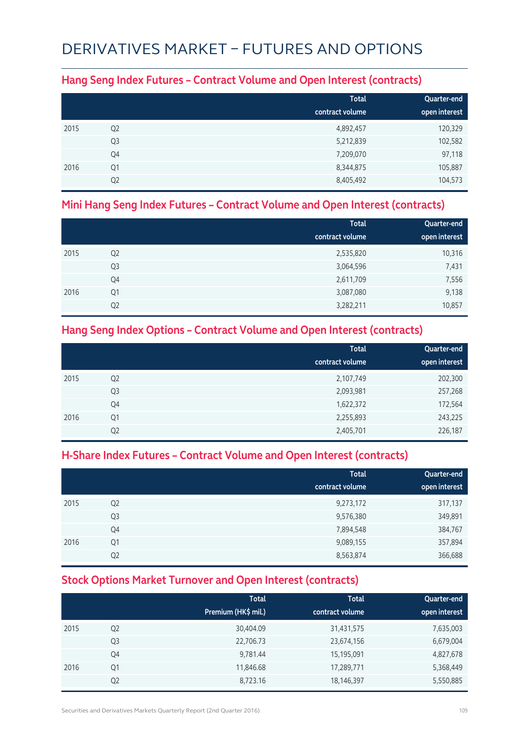# DERIVATIVES MARKET – FUTURES AND OPTIONS

## Hang Seng Index Futures – Contract Volume and Open Interest (contracts)

| | | Total contract volume | Quarter-end open interest |
|---|---|---|---|
| 2015 | Q2 | 4,892,457 | 120,329 |
| | Q3 | 5,212,839 | 102,582 |
| | Q4 | 7,209,070 | 97,118 |
| 2016 | Q1 | 8,344,875 | 105,887 |
| | Q2 | 8,405,492 | 104,573 |

## Mini Hang Seng Index Futures – Contract Volume and Open Interest (contracts)

| | | Total contract volume | Quarter-end open interest |
|---|---|---|---|
| 2015 | Q2 | 2,535,820 | 10,316 |
| | Q3 | 3,064,596 | 7,431 |
| | Q4 | 2,611,709 | 7,556 |
| 2016 | Q1 | 3,087,080 | 9,138 |
| | Q2 | 3,282,211 | 10,857 |

## Hang Seng Index Options – Contract Volume and Open Interest (contracts)

| | | Total contract volume | Quarter-end open interest |
|---|---|---|---|
| 2015 | Q2 | 2,107,749 | 202,300 |
| | Q3 | 2,093,981 | 257,268 |
| | Q4 | 1,622,372 | 172,564 |
| 2016 | Q1 | 2,255,893 | 243,225 |
| | Q2 | 2,405,701 | 226,187 |

## H-Share Index Futures – Contract Volume and Open Interest (contracts)

| | | Total contract volume | Quarter-end open interest |
|---|---|---|---|
| 2015 | Q2 | 9,273,172 | 317,137 |
| | Q3 | 9,576,380 | 349,891 |
| | Q4 | 7,894,548 | 384,767 |
| 2016 | Q1 | 9,089,155 | 357,894 |
| | Q2 | 8,563,874 | 366,688 |

## Stock Options Market Turnover and Open Interest (contracts)

| | | Total Premium (HK$ mil.) | Total contract volume | Quarter-end open interest |
|---|---|---|---|---|
| 2015 | Q2 | 30,404.09 | 31,431,575 | 7,635,003 |
| | Q3 | 22,706.73 | 23,674,156 | 6,679,004 |
| | Q4 | 9,781.44 | 15,195,091 | 4,827,678 |
| 2016 | Q1 | 11,846.68 | 17,289,771 | 5,368,449 |
| | Q2 | 8,723.16 | 18,146,397 | 5,550,885 |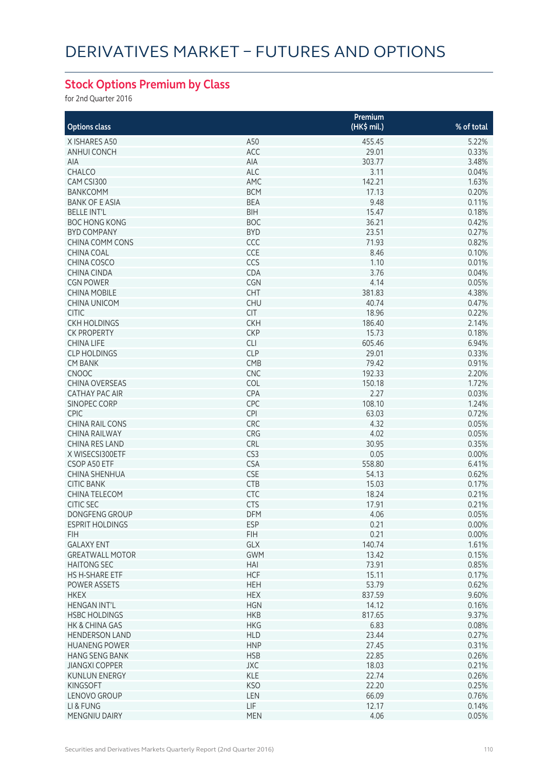# DERIVATIVES MARKET – FUTURES AND OPTIONS

## Stock Options Premium by Class

for 2nd Quarter 2016

| Options class | | Premium (HK$ mil.) | % of total |
|---|---|---|---|
| X ISHARES A50 | A50 | 455.45 | 5.22% |
| ANHUI CONCH | ACC | 29.01 | 0.33% |
| AIA | AIA | 303.77 | 3.48% |
| CHALCO | ALC | 3.11 | 0.04% |
| CAM CSI300 | AMC | 142.21 | 1.63% |
| BANKCOMM | BCM | 17.13 | 0.20% |
| BANK OF E ASIA | BEA | 9.48 | 0.11% |
| BELLE INT'L | BIH | 15.47 | 0.18% |
| BOC HONG KONG | BOC | 36.21 | 0.42% |
| BYD COMPANY | BYD | 23.51 | 0.27% |
| CHINA COMM CONS | CCC | 71.93 | 0.82% |
| CHINA COAL | CCE | 8.46 | 0.10% |
| CHINA COSCO | CCS | 1.10 | 0.01% |
| CHINA CINDA | CDA | 3.76 | 0.04% |
| CGN POWER | CGN | 4.14 | 0.05% |
| CHINA MOBILE | CHT | 381.83 | 4.38% |
| CHINA UNICOM | CHU | 40.74 | 0.47% |
| CITIC | CIT | 18.96 | 0.22% |
| CKH HOLDINGS | CKH | 186.40 | 2.14% |
| CK PROPERTY | CKP | 15.73 | 0.18% |
| CHINA LIFE | CLI | 605.46 | 6.94% |
| CLP HOLDINGS | CLP | 29.01 | 0.33% |
| CM BANK | CMB | 79.42 | 0.91% |
| CNOOC | CNC | 192.33 | 2.20% |
| CHINA OVERSEAS | COL | 150.18 | 1.72% |
| CATHAY PAC AIR | CPA | 2.27 | 0.03% |
| SINOPEC CORP | CPC | 108.10 | 1.24% |
| CPIC | CPI | 63.03 | 0.72% |
| CHINA RAIL CONS | CRC | 4.32 | 0.05% |
| CHINA RAILWAY | CRG | 4.02 | 0.05% |
| CHINA RES LAND | CRL | 30.95 | 0.35% |
| X WISECSI300ETF | CS3 | 0.05 | 0.00% |
| CSOP A50 ETF | CSA | 558.80 | 6.41% |
| CHINA SHENHUA | CSE | 54.13 | 0.62% |
| CITIC BANK | CTB | 15.03 | 0.17% |
| CHINA TELECOM | CTC | 18.24 | 0.21% |
| CITIC SEC | CTS | 17.91 | 0.21% |
| DONGFENG GROUP | DFM | 4.06 | 0.05% |
| ESPRIT HOLDINGS | ESP | 0.21 | 0.00% |
| FIH | FIH | 0.21 | 0.00% |
| GALAXY ENT | GLX | 140.74 | 1.61% |
| GREATWALL MOTOR | GWM | 13.42 | 0.15% |
| HAITONG SEC | HAI | 73.91 | 0.85% |
| HS H-SHARE ETF | HCF | 15.11 | 0.17% |
| POWER ASSETS | HEH | 53.79 | 0.62% |
| HKEX | HEX | 837.59 | 9.60% |
| HENGAN INT'L | HGN | 14.12 | 0.16% |
| HSBC HOLDINGS | HKB | 817.65 | 9.37% |
| HK & CHINA GAS | HKG | 6.83 | 0.08% |
| HENDERSON LAND | HLD | 23.44 | 0.27% |
| HUANENG POWER | HNP | 27.45 | 0.31% |
| HANG SENG BANK | HSB | 22.85 | 0.26% |
| JIANGXI COPPER | JXC | 18.03 | 0.21% |
| KUNLUN ENERGY | KLE | 22.74 | 0.26% |
| KINGSOFT | KSO | 22.20 | 0.25% |
| LENOVO GROUP | LEN | 66.09 | 0.76% |
| LI & FUNG | LIF | 12.17 | 0.14% |
| MENGNIU DAIRY | MEN | 4.06 | 0.05% |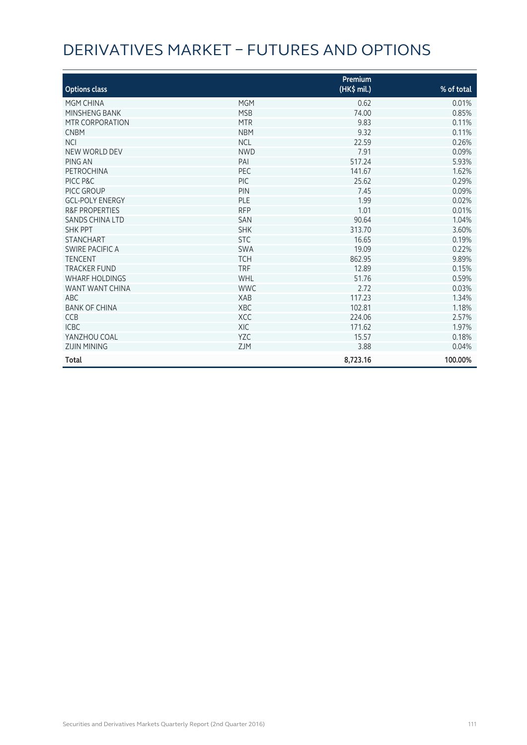# DERIVATIVES MARKET – FUTURES AND OPTIONS

| Options class | | Premium (HK$ mil.) | % of total |
|---|---|---|---|
| MGM CHINA | MGM | 0.62 | 0.01% |
| MINSHENG BANK | MSB | 74.00 | 0.85% |
| MTR CORPORATION | MTR | 9.83 | 0.11% |
| CNBM | NBM | 9.32 | 0.11% |
| NCI | NCL | 22.59 | 0.26% |
| NEW WORLD DEV | NWD | 7.91 | 0.09% |
| PING AN | PAI | 517.24 | 5.93% |
| PETROCHINA | PEC | 141.67 | 1.62% |
| PICC P&C | PIC | 25.62 | 0.29% |
| PICC GROUP | PIN | 7.45 | 0.09% |
| GCL-POLY ENERGY | PLE | 1.99 | 0.02% |
| R&F PROPERTIES | RFP | 1.01 | 0.01% |
| SANDS CHINA LTD | SAN | 90.64 | 1.04% |
| SHK PPT | SHK | 313.70 | 3.60% |
| STANCHART | STC | 16.65 | 0.19% |
| SWIRE PACIFIC A | SWA | 19.09 | 0.22% |
| TENCENT | TCH | 862.95 | 9.89% |
| TRACKER FUND | TRF | 12.89 | 0.15% |
| WHARF HOLDINGS | WHL | 51.76 | 0.59% |
| WANT WANT CHINA | WWC | 2.72 | 0.03% |
| ABC | XAB | 117.23 | 1.34% |
| BANK OF CHINA | XBC | 102.81 | 1.18% |
| CCB | XCC | 224.06 | 2.57% |
| ICBC | XIC | 171.62 | 1.97% |
| YANZHOU COAL | YZC | 15.57 | 0.18% |
| ZIJIN MINING | ZJM | 3.88 | 0.04% |
| **Total** | | **8,723.16** | **100.00%** |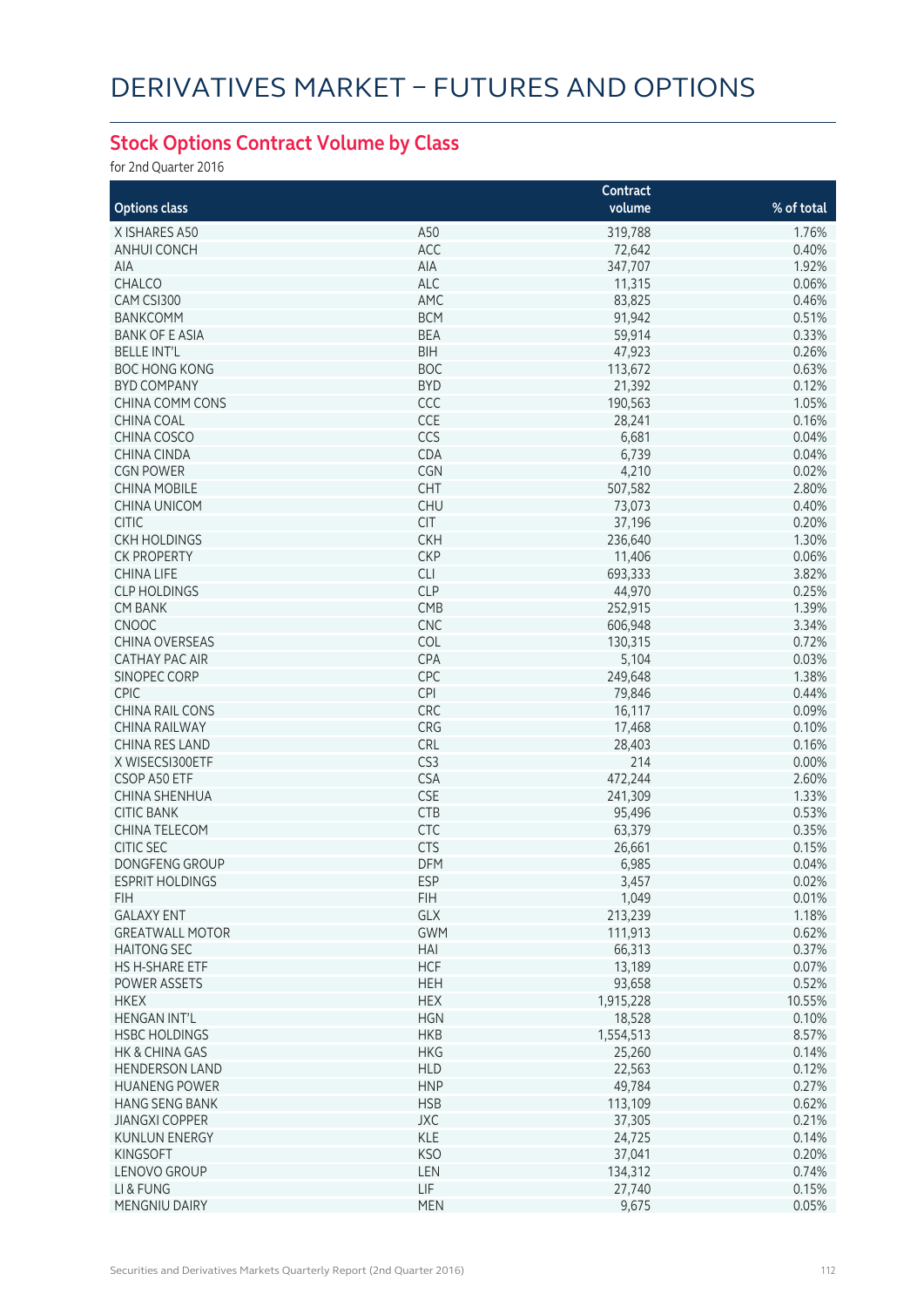# DERIVATIVES MARKET – FUTURES AND OPTIONS

## Stock Options Contract Volume by Class

for 2nd Quarter 2016

| Options class | | Contract volume | % of total |
|---|---|---|---|
| X ISHARES A50 | A50 | 319,788 | 1.76% |
| ANHUI CONCH | ACC | 72,642 | 0.40% |
| AIA | AIA | 347,707 | 1.92% |
| CHALCO | ALC | 11,315 | 0.06% |
| CAM CSI300 | AMC | 83,825 | 0.46% |
| BANKCOMM | BCM | 91,942 | 0.51% |
| BANK OF E ASIA | BEA | 59,914 | 0.33% |
| BELLE INT'L | BIH | 47,923 | 0.26% |
| BOC HONG KONG | BOC | 113,672 | 0.63% |
| BYD COMPANY | BYD | 21,392 | 0.12% |
| CHINA COMM CONS | CCC | 190,563 | 1.05% |
| CHINA COAL | CCE | 28,241 | 0.16% |
| CHINA COSCO | CCS | 6,681 | 0.04% |
| CHINA CINDA | CDA | 6,739 | 0.04% |
| CGN POWER | CGN | 4,210 | 0.02% |
| CHINA MOBILE | CHT | 507,582 | 2.80% |
| CHINA UNICOM | CHU | 73,073 | 0.40% |
| CITIC | CIT | 37,196 | 0.20% |
| CKH HOLDINGS | CKH | 236,640 | 1.30% |
| CK PROPERTY | CKP | 11,406 | 0.06% |
| CHINA LIFE | CLI | 693,333 | 3.82% |
| CLP HOLDINGS | CLP | 44,970 | 0.25% |
| CM BANK | CMB | 252,915 | 1.39% |
| CNOOC | CNC | 606,948 | 3.34% |
| CHINA OVERSEAS | COL | 130,315 | 0.72% |
| CATHAY PAC AIR | CPA | 5,104 | 0.03% |
| SINOPEC CORP | CPC | 249,648 | 1.38% |
| CPIC | CPI | 79,846 | 0.44% |
| CHINA RAIL CONS | CRC | 16,117 | 0.09% |
| CHINA RAILWAY | CRG | 17,468 | 0.10% |
| CHINA RES LAND | CRL | 28,403 | 0.16% |
| X WISECSI300ETF | CS3 | 214 | 0.00% |
| CSOP A50 ETF | CSA | 472,244 | 2.60% |
| CHINA SHENHUA | CSE | 241,309 | 1.33% |
| CITIC BANK | CTB | 95,496 | 0.53% |
| CHINA TELECOM | CTC | 63,379 | 0.35% |
| CITIC SEC | CTS | 26,661 | 0.15% |
| DONGFENG GROUP | DFM | 6,985 | 0.04% |
| ESPRIT HOLDINGS | ESP | 3,457 | 0.02% |
| FIH | FIH | 1,049 | 0.01% |
| GALAXY ENT | GLX | 213,239 | 1.18% |
| GREATWALL MOTOR | GWM | 111,913 | 0.62% |
| HAITONG SEC | HAI | 66,313 | 0.37% |
| HS H-SHARE ETF | HCF | 13,189 | 0.07% |
| POWER ASSETS | HEH | 93,658 | 0.52% |
| HKEX | HEX | 1,915,228 | 10.55% |
| HENGAN INT'L | HGN | 18,528 | 0.10% |
| HSBC HOLDINGS | HKB | 1,554,513 | 8.57% |
| HK & CHINA GAS | HKG | 25,260 | 0.14% |
| HENDERSON LAND | HLD | 22,563 | 0.12% |
| HUANENG POWER | HNP | 49,784 | 0.27% |
| HANG SENG BANK | HSB | 113,109 | 0.62% |
| JIANGXI COPPER | JXC | 37,305 | 0.21% |
| KUNLUN ENERGY | KLE | 24,725 | 0.14% |
| KINGSOFT | KSO | 37,041 | 0.20% |
| LENOVO GROUP | LEN | 134,312 | 0.74% |
| LI & FUNG | LIF | 27,740 | 0.15% |
| MENGNIU DAIRY | MEN | 9,675 | 0.05% |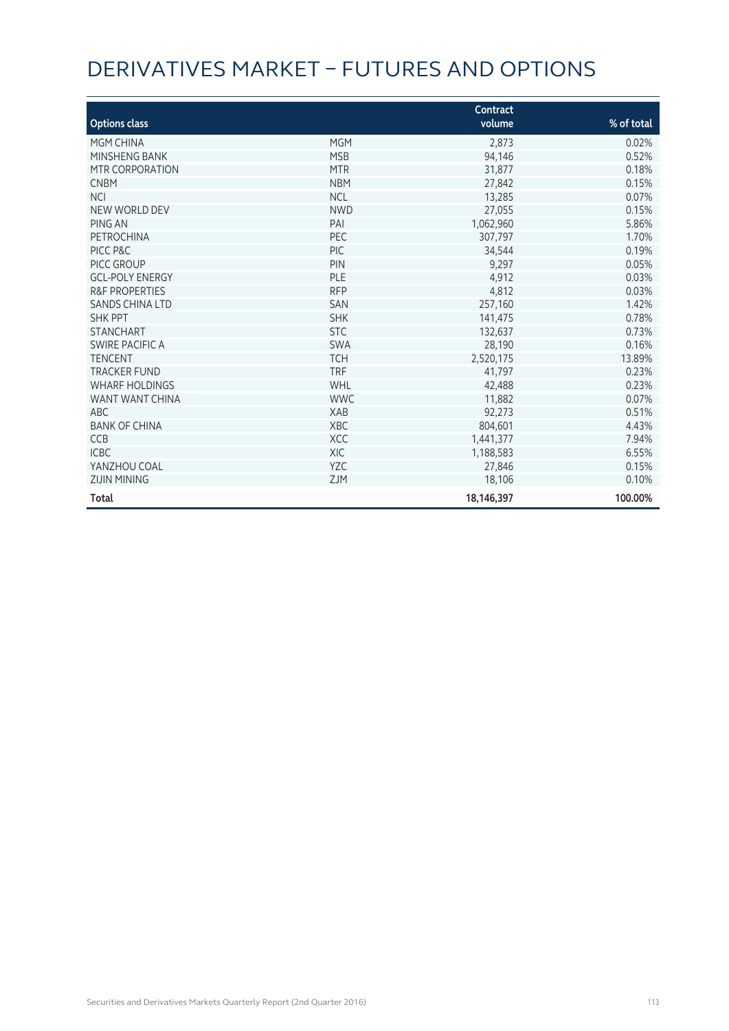# DERIVATIVES MARKET – FUTURES AND OPTIONS

| Options class | | Contract volume | % of total |
|---|---|---|---|
| MGM CHINA | MGM | 2,873 | 0.02% |
| MINSHENG BANK | MSB | 94,146 | 0.52% |
| MTR CORPORATION | MTR | 31,877 | 0.18% |
| CNBM | NBM | 27,842 | 0.15% |
| NCI | NCL | 13,285 | 0.07% |
| NEW WORLD DEV | NWD | 27,055 | 0.15% |
| PING AN | PAI | 1,062,960 | 5.86% |
| PETROCHINA | PEC | 307,797 | 1.70% |
| PICC P&C | PIC | 34,544 | 0.19% |
| PICC GROUP | PIN | 9,297 | 0.05% |
| GCL-POLY ENERGY | PLE | 4,912 | 0.03% |
| R&F PROPERTIES | RFP | 4,812 | 0.03% |
| SANDS CHINA LTD | SAN | 257,160 | 1.42% |
| SHK PPT | SHK | 141,475 | 0.78% |
| STANCHART | STC | 132,637 | 0.73% |
| SWIRE PACIFIC A | SWA | 28,190 | 0.16% |
| TENCENT | TCH | 2,520,175 | 13.89% |
| TRACKER FUND | TRF | 41,797 | 0.23% |
| WHARF HOLDINGS | WHL | 42,488 | 0.23% |
| WANT WANT CHINA | WWC | 11,882 | 0.07% |
| ABC | XAB | 92,273 | 0.51% |
| BANK OF CHINA | XBC | 804,601 | 4.43% |
| CCB | XCC | 1,441,377 | 7.94% |
| ICBC | XIC | 1,188,583 | 6.55% |
| YANZHOU COAL | YZC | 27,846 | 0.15% |
| ZIJIN MINING | ZJM | 18,106 | 0.10% |
| **Total** | | **18,146,397** | **100.00%** |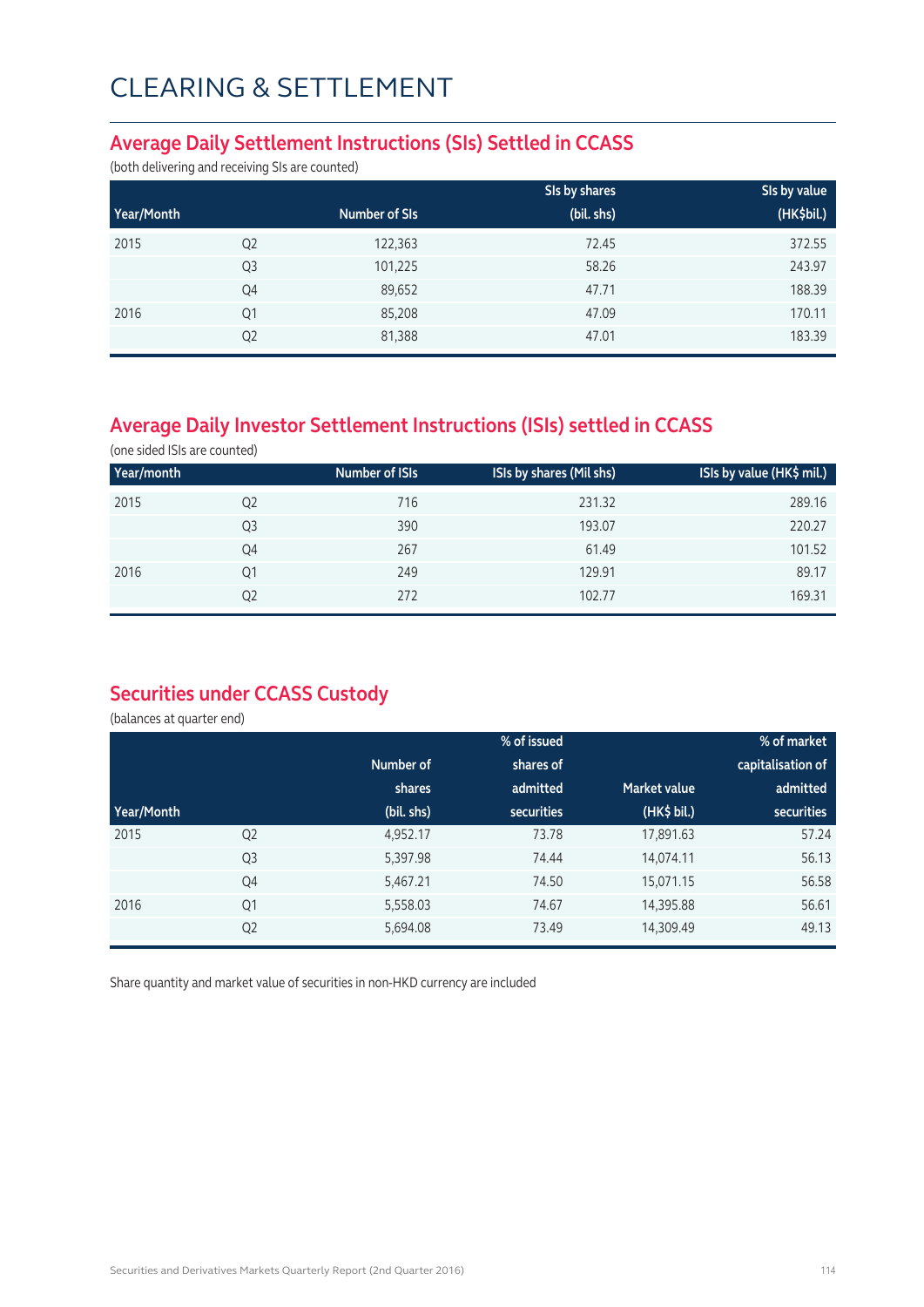# CLEARING & SETTLEMENT

## Average Daily Settlement Instructions (SIs) Settled in CCASS

(both delivering and receiving SIs are counted)

| Year/Month | | Number of SIs | SIs by shares (bil. shs) | SIs by value (HK$bil.) |
|---|---|---|---|---|
| 2015 | Q2 | 122,363 | 72.45 | 372.55 |
| | Q3 | 101,225 | 58.26 | 243.97 |
| | Q4 | 89,652 | 47.71 | 188.39 |
| 2016 | Q1 | 85,208 | 47.09 | 170.11 |
| | Q2 | 81,388 | 47.01 | 183.39 |

## Average Daily Investor Settlement Instructions (ISIs) settled in CCASS

(one sided ISIs are counted)

| Year/month | | Number of ISIs | ISIs by shares (Mil shs) | ISIs by value (HK$ mil.) |
|---|---|---|---|---|
| 2015 | Q2 | 716 | 231.32 | 289.16 |
| | Q3 | 390 | 193.07 | 220.27 |
| | Q4 | 267 | 61.49 | 101.52 |
| 2016 | Q1 | 249 | 129.91 | 89.17 |
| | Q2 | 272 | 102.77 | 169.31 |

## Securities under CCASS Custody

(balances at quarter end)

| Year/Month | | Number of shares (bil. shs) | % of issued shares of admitted securities | Market value (HK$ bil.) | % of market capitalisation of admitted securities |
|---|---|---|---|---|---|
| 2015 | Q2 | 4,952.17 | 73.78 | 17,891.63 | 57.24 |
| | Q3 | 5,397.98 | 74.44 | 14,074.11 | 56.13 |
| | Q4 | 5,467.21 | 74.50 | 15,071.15 | 56.58 |
| 2016 | Q1 | 5,558.03 | 74.67 | 14,395.88 | 56.61 |
| | Q2 | 5,694.08 | 73.49 | 14,309.49 | 49.13 |

Share quantity and market value of securities in non-HKD currency are included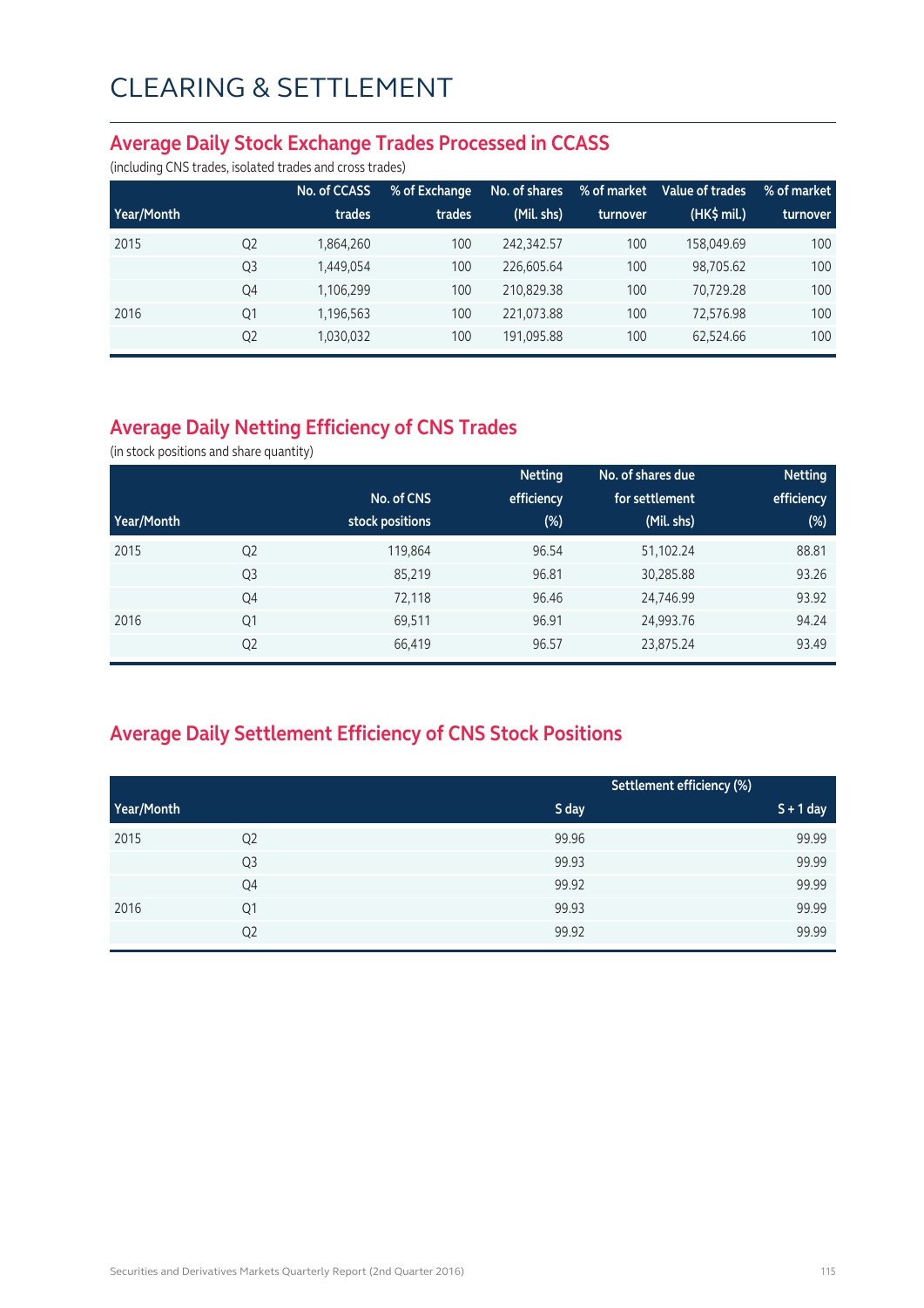# CLEARING & SETTLEMENT

## Average Daily Stock Exchange Trades Processed in CCASS

(including CNS trades, isolated trades and cross trades)

| Year/Month | | No. of CCASS trades | % of Exchange trades | No. of shares (Mil. shs) | % of market turnover | Value of trades (HK$ mil.) | % of market turnover |
|---|---|---|---|---|---|---|---|
| 2015 | Q2 | 1,864,260 | 100 | 242,342.57 | 100 | 158,049.69 | 100 |
| | Q3 | 1,449,054 | 100 | 226,605.64 | 100 | 98,705.62 | 100 |
| | Q4 | 1,106,299 | 100 | 210,829.38 | 100 | 70,729.28 | 100 |
| 2016 | Q1 | 1,196,563 | 100 | 221,073.88 | 100 | 72,576.98 | 100 |
| | Q2 | 1,030,032 | 100 | 191,095.88 | 100 | 62,524.66 | 100 |

## Average Daily Netting Efficiency of CNS Trades

(in stock positions and share quantity)

| Year/Month | | No. of CNS stock positions | Netting efficiency (%) | No. of shares due for settlement (Mil. shs) | Netting efficiency (%) |
|---|---|---|---|---|---|
| 2015 | Q2 | 119,864 | 96.54 | 51,102.24 | 88.81 |
| | Q3 | 85,219 | 96.81 | 30,285.88 | 93.26 |
| | Q4 | 72,118 | 96.46 | 24,746.99 | 93.92 |
| 2016 | Q1 | 69,511 | 96.91 | 24,993.76 | 94.24 |
| | Q2 | 66,419 | 96.57 | 23,875.24 | 93.49 |

## Average Daily Settlement Efficiency of CNS Stock Positions

| | | Settlement efficiency (%) | |
|---|---|---|---|
| Year/Month | | S day | S + 1 day |
| 2015 | Q2 | 99.96 | 99.99 |
| | Q3 | 99.93 | 99.99 |
| | Q4 | 99.92 | 99.99 |
| 2016 | Q1 | 99.93 | 99.99 |
| | Q2 | 99.92 | 99.99 |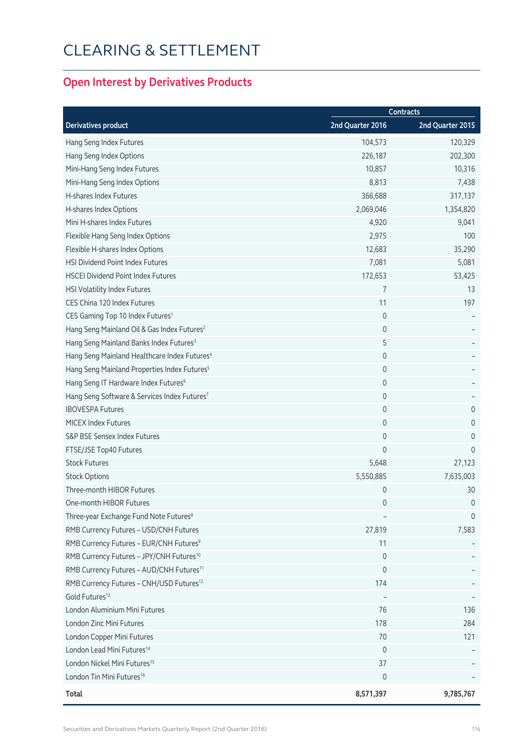# CLEARING & SETTLEMENT

## Open Interest by Derivatives Products

| Derivatives product | Contracts | |
|---|---|---|
| | 2nd Quarter 2016 | 2nd Quarter 2015 |
| Hang Seng Index Futures | 104,573 | 120,329 |
| Hang Seng Index Options | 226,187 | 202,300 |
| Mini-Hang Seng Index Futures | 10,857 | 10,316 |
| Mini-Hang Seng Index Options | 8,813 | 7,438 |
| H-shares Index Futures | 366,688 | 317,137 |
| H-shares Index Options | 2,069,046 | 1,354,820 |
| Mini H-shares Index Futures | 4,920 | 9,041 |
| Flexible Hang Seng Index Options | 2,975 | 100 |
| Flexible H-shares Index Options | 12,683 | 35,290 |
| HSI Dividend Point Index Futures | 7,081 | 5,081 |
| HSCEI Dividend Point Index Futures | 172,653 | 53,425 |
| HSI Volatility Index Futures | 7 | 13 |
| CES China 120 Index Futures | 11 | 197 |
| CES Gaming Top 10 Index Futures[1] | 0 | – |
| Hang Seng Mainland Oil & Gas Index Futures[2] | 0 | – |
| Hang Seng Mainland Banks Index Futures[3] | 5 | – |
| Hang Seng Mainland Healthcare Index Futures[4] | 0 | – |
| Hang Seng Mainland Properties Index Futures[5] | 0 | – |
| Hang Seng IT Hardware Index Futures[6] | 0 | – |
| Hang Seng Software & Services Index Futures[7] | 0 | – |
| IBOVESPA Futures | 0 | 0 |
| MICEX Index Futures | 0 | 0 |
| S&P BSE Sensex Index Futures | 0 | 0 |
| FTSE/JSE Top40 Futures | 0 | 0 |
| Stock Futures | 5,648 | 27,123 |
| Stock Options | 5,550,885 | 7,635,003 |
| Three-month HIBOR Futures | 0 | 30 |
| One-month HIBOR Futures | 0 | 0 |
| Three-year Exchange Fund Note Futures[8] | – | 0 |
| RMB Currency Futures – USD/CNH Futures | 27,819 | 7,583 |
| RMB Currency Futures – EUR/CNH Futures[9] | 11 | – |
| RMB Currency Futures – JPY/CNH Futures[10] | 0 | – |
| RMB Currency Futures – AUD/CNH Futures[11] | 0 | – |
| RMB Currency Futures – CNH/USD Futures[12] | 174 | – |
| Gold Futures[13] | – | – |
| London Aluminium Mini Futures | 76 | 136 |
| London Zinc Mini Futures | 178 | 284 |
| London Copper Mini Futures | 70 | 121 |
| London Lead Mini Futures[14] | 0 | – |
| London Nickel Mini Futures[15] | 37 | – |
| London Tin Mini Futures[16] | 0 | – |
| **Total** | **8,571,397** | **9,785,767** |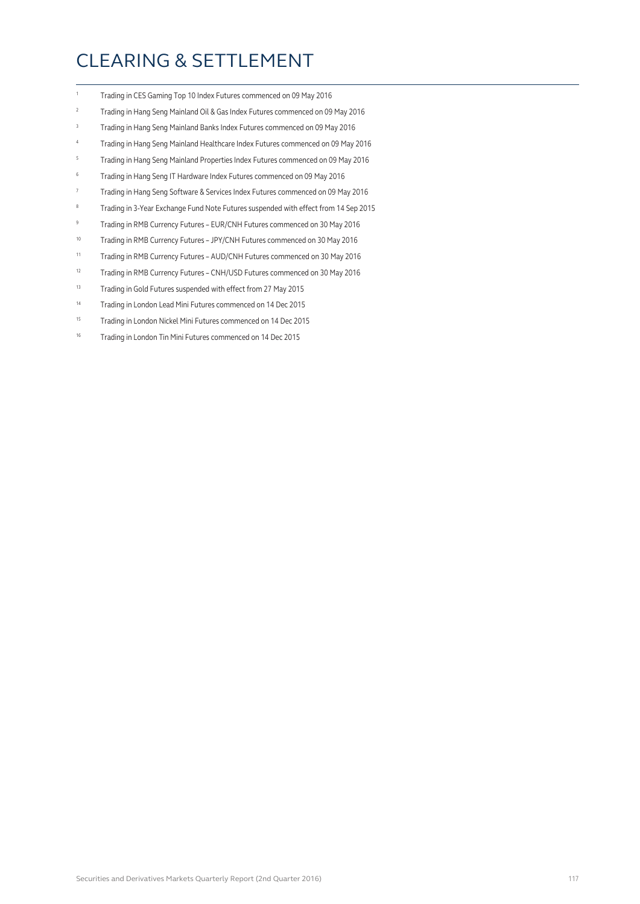# CLEARING & SETTLEMENT

[1] Trading in CES Gaming Top 10 Index Futures commenced on 09 May 2016

[2] Trading in Hang Seng Mainland Oil & Gas Index Futures commenced on 09 May 2016

[3] Trading in Hang Seng Mainland Banks Index Futures commenced on 09 May 2016

[4] Trading in Hang Seng Mainland Healthcare Index Futures commenced on 09 May 2016

[5] Trading in Hang Seng Mainland Properties Index Futures commenced on 09 May 2016

[6] Trading in Hang Seng IT Hardware Index Futures commenced on 09 May 2016

[7] Trading in Hang Seng Software & Services Index Futures commenced on 09 May 2016

[8] Trading in 3-Year Exchange Fund Note Futures suspended with effect from 14 Sep 2015

[9] Trading in RMB Currency Futures – EUR/CNH Futures commenced on 30 May 2016

[10] Trading in RMB Currency Futures – JPY/CNH Futures commenced on 30 May 2016

[11] Trading in RMB Currency Futures – AUD/CNH Futures commenced on 30 May 2016

[12] Trading in RMB Currency Futures – CNH/USD Futures commenced on 30 May 2016

[13] Trading in Gold Futures suspended with effect from 27 May 2015

[14] Trading in London Lead Mini Futures commenced on 14 Dec 2015

[15] Trading in London Nickel Mini Futures commenced on 14 Dec 2015

[16] Trading in London Tin Mini Futures commenced on 14 Dec 2015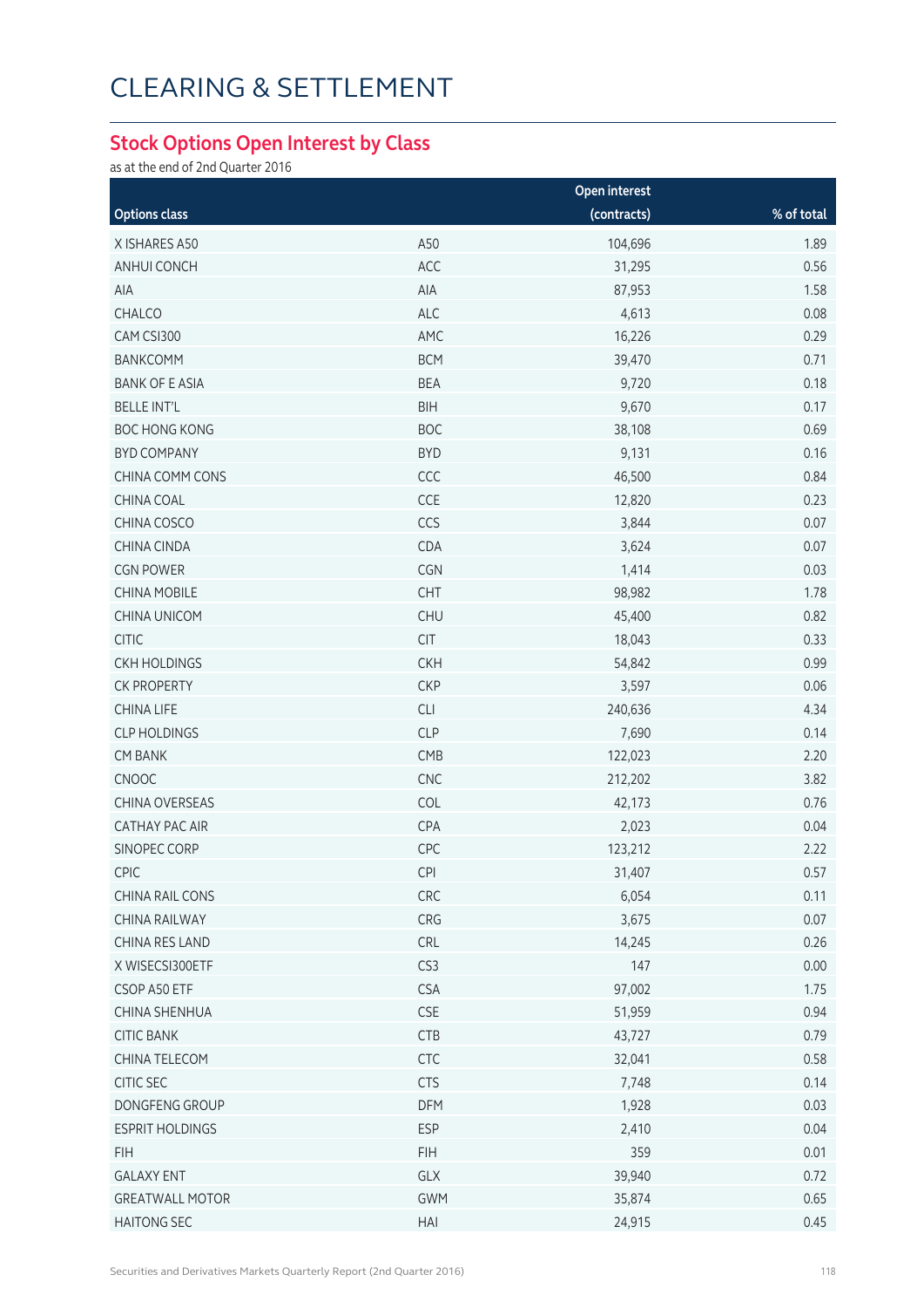# CLEARING & SETTLEMENT

## Stock Options Open Interest by Class

as at the end of 2nd Quarter 2016

| Options class | | Open interest (contracts) | % of total |
|---|---|---|---|
| X ISHARES A50 | A50 | 104,696 | 1.89 |
| ANHUI CONCH | ACC | 31,295 | 0.56 |
| AIA | AIA | 87,953 | 1.58 |
| CHALCO | ALC | 4,613 | 0.08 |
| CAM CSI300 | AMC | 16,226 | 0.29 |
| BANKCOMM | BCM | 39,470 | 0.71 |
| BANK OF E ASIA | BEA | 9,720 | 0.18 |
| BELLE INT'L | BIH | 9,670 | 0.17 |
| BOC HONG KONG | BOC | 38,108 | 0.69 |
| BYD COMPANY | BYD | 9,131 | 0.16 |
| CHINA COMM CONS | CCC | 46,500 | 0.84 |
| CHINA COAL | CCE | 12,820 | 0.23 |
| CHINA COSCO | CCS | 3,844 | 0.07 |
| CHINA CINDA | CDA | 3,624 | 0.07 |
| CGN POWER | CGN | 1,414 | 0.03 |
| CHINA MOBILE | CHT | 98,982 | 1.78 |
| CHINA UNICOM | CHU | 45,400 | 0.82 |
| CITIC | CIT | 18,043 | 0.33 |
| CKH HOLDINGS | CKH | 54,842 | 0.99 |
| CK PROPERTY | CKP | 3,597 | 0.06 |
| CHINA LIFE | CLI | 240,636 | 4.34 |
| CLP HOLDINGS | CLP | 7,690 | 0.14 |
| CM BANK | CMB | 122,023 | 2.20 |
| CNOOC | CNC | 212,202 | 3.82 |
| CHINA OVERSEAS | COL | 42,173 | 0.76 |
| CATHAY PAC AIR | CPA | 2,023 | 0.04 |
| SINOPEC CORP | CPC | 123,212 | 2.22 |
| CPIC | CPI | 31,407 | 0.57 |
| CHINA RAIL CONS | CRC | 6,054 | 0.11 |
| CHINA RAILWAY | CRG | 3,675 | 0.07 |
| CHINA RES LAND | CRL | 14,245 | 0.26 |
| X WISECSI300ETF | CS3 | 147 | 0.00 |
| CSOP A50 ETF | CSA | 97,002 | 1.75 |
| CHINA SHENHUA | CSE | 51,959 | 0.94 |
| CITIC BANK | CTB | 43,727 | 0.79 |
| CHINA TELECOM | CTC | 32,041 | 0.58 |
| CITIC SEC | CTS | 7,748 | 0.14 |
| DONGFENG GROUP | DFM | 1,928 | 0.03 |
| ESPRIT HOLDINGS | ESP | 2,410 | 0.04 |
| FIH | FIH | 359 | 0.01 |
| GALAXY ENT | GLX | 39,940 | 0.72 |
| GREATWALL MOTOR | GWM | 35,874 | 0.65 |
| HAITONG SEC | HAI | 24,915 | 0.45 |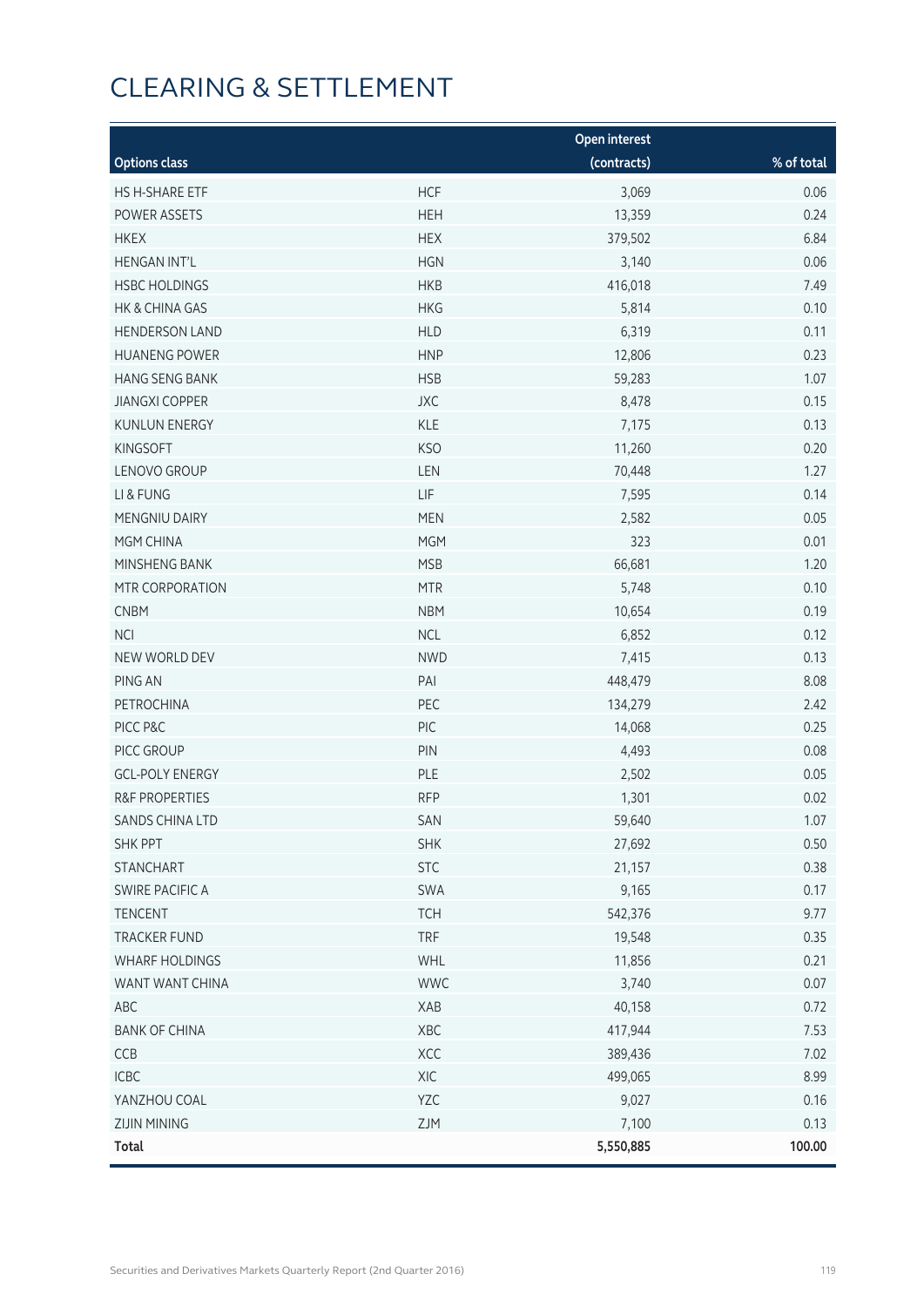# CLEARING & SETTLEMENT

| Options class | | Open interest (contracts) | % of total |
|---|---|---|---|
| HS H-SHARE ETF | HCF | 3,069 | 0.06 |
| POWER ASSETS | HEH | 13,359 | 0.24 |
| HKEX | HEX | 379,502 | 6.84 |
| HENGAN INT'L | HGN | 3,140 | 0.06 |
| HSBC HOLDINGS | HKB | 416,018 | 7.49 |
| HK & CHINA GAS | HKG | 5,814 | 0.10 |
| HENDERSON LAND | HLD | 6,319 | 0.11 |
| HUANENG POWER | HNP | 12,806 | 0.23 |
| HANG SENG BANK | HSB | 59,283 | 1.07 |
| JIANGXI COPPER | JXC | 8,478 | 0.15 |
| KUNLUN ENERGY | KLE | 7,175 | 0.13 |
| KINGSOFT | KSO | 11,260 | 0.20 |
| LENOVO GROUP | LEN | 70,448 | 1.27 |
| LI & FUNG | LIF | 7,595 | 0.14 |
| MENGNIU DAIRY | MEN | 2,582 | 0.05 |
| MGM CHINA | MGM | 323 | 0.01 |
| MINSHENG BANK | MSB | 66,681 | 1.20 |
| MTR CORPORATION | MTR | 5,748 | 0.10 |
| CNBM | NBM | 10,654 | 0.19 |
| NCI | NCL | 6,852 | 0.12 |
| NEW WORLD DEV | NWD | 7,415 | 0.13 |
| PING AN | PAI | 448,479 | 8.08 |
| PETROCHINA | PEC | 134,279 | 2.42 |
| PICC P&C | PIC | 14,068 | 0.25 |
| PICC GROUP | PIN | 4,493 | 0.08 |
| GCL-POLY ENERGY | PLE | 2,502 | 0.05 |
| R&F PROPERTIES | RFP | 1,301 | 0.02 |
| SANDS CHINA LTD | SAN | 59,640 | 1.07 |
| SHK PPT | SHK | 27,692 | 0.50 |
| STANCHART | STC | 21,157 | 0.38 |
| SWIRE PACIFIC A | SWA | 9,165 | 0.17 |
| TENCENT | TCH | 542,376 | 9.77 |
| TRACKER FUND | TRF | 19,548 | 0.35 |
| WHARF HOLDINGS | WHL | 11,856 | 0.21 |
| WANT WANT CHINA | WWC | 3,740 | 0.07 |
| ABC | XAB | 40,158 | 0.72 |
| BANK OF CHINA | XBC | 417,944 | 7.53 |
| CCB | XCC | 389,436 | 7.02 |
| ICBC | XIC | 499,065 | 8.99 |
| YANZHOU COAL | YZC | 9,027 | 0.16 |
| ZIJIN MINING | ZJM | 7,100 | 0.13 |
| **Total** | | **5,550,885** | **100.00** |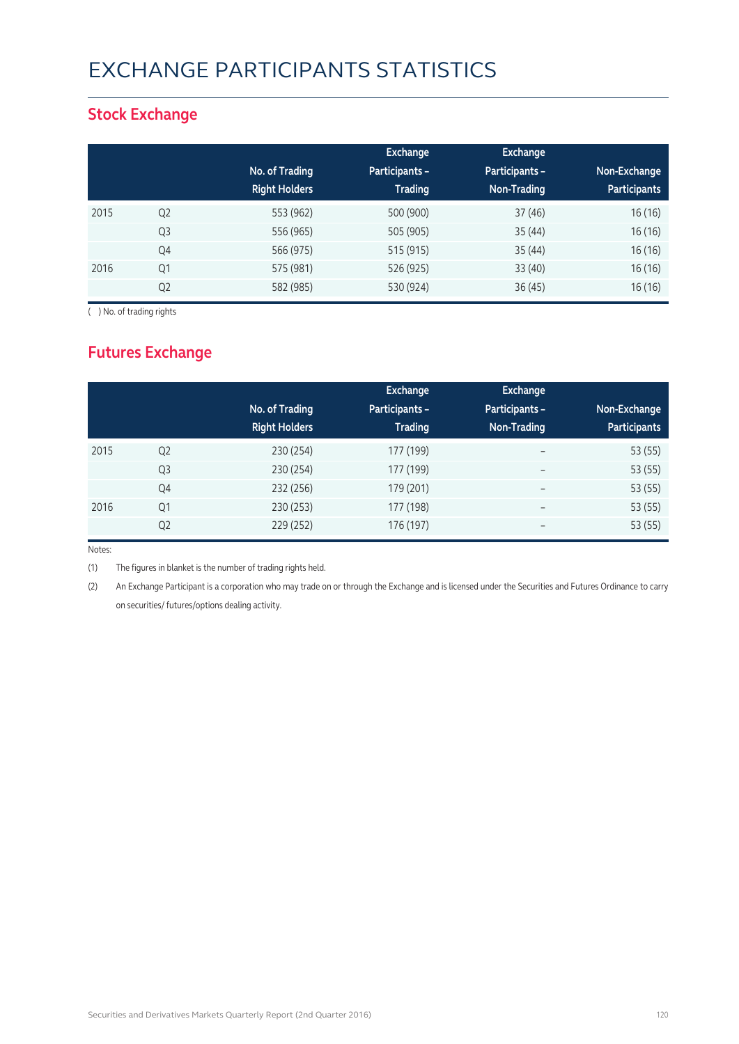# EXCHANGE PARTICIPANTS STATISTICS

## Stock Exchange

| | | No. of Trading Right Holders | Exchange Participants – Trading | Exchange Participants – Non-Trading | Non-Exchange Participants |
|---|---|---|---|---|---|
| 2015 | Q2 | 553 (962) | 500 (900) | 37 (46) | 16 (16) |
| | Q3 | 556 (965) | 505 (905) | 35 (44) | 16 (16) |
| | Q4 | 566 (975) | 515 (915) | 35 (44) | 16 (16) |
| 2016 | Q1 | 575 (981) | 526 (925) | 33 (40) | 16 (16) |
| | Q2 | 582 (985) | 530 (924) | 36 (45) | 16 (16) |

( ) No. of trading rights

## Futures Exchange

| | | No. of Trading Right Holders | Exchange Participants – Trading | Exchange Participants – Non-Trading | Non-Exchange Participants |
|---|---|---|---|---|---|
| 2015 | Q2 | 230 (254) | 177 (199) | – | 53 (55) |
| | Q3 | 230 (254) | 177 (199) | – | 53 (55) |
| | Q4 | 232 (256) | 179 (201) | – | 53 (55) |
| 2016 | Q1 | 230 (253) | 177 (198) | – | 53 (55) |
| | Q2 | 229 (252) | 176 (197) | – | 53 (55) |

Notes:

(1) The figures in blanket is the number of trading rights held.

(2) An Exchange Participant is a corporation who may trade on or through the Exchange and is licensed under the Securities and Futures Ordinance to carry on securities/ futures/options dealing activity.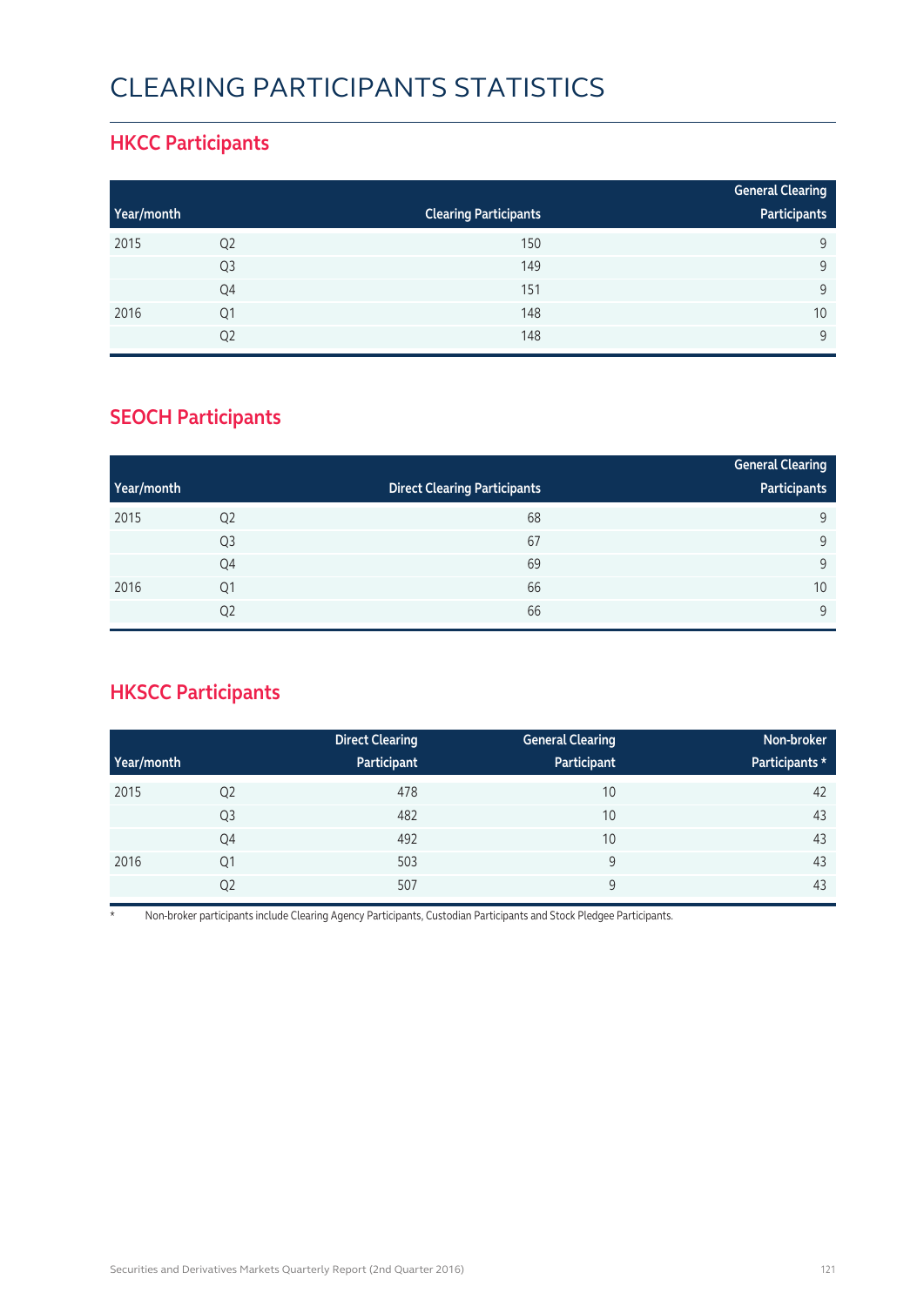# CLEARING PARTICIPANTS STATISTICS

## HKCC Participants

| Year/month | | Clearing Participants | General Clearing Participants |
|---|---|---|---|
| 2015 | Q2 | 150 | 9 |
| | Q3 | 149 | 9 |
| | Q4 | 151 | 9 |
| 2016 | Q1 | 148 | 10 |
| | Q2 | 148 | 9 |

## SEOCH Participants

| Year/month | | Direct Clearing Participants | General Clearing Participants |
|---|---|---|---|
| 2015 | Q2 | 68 | 9 |
| | Q3 | 67 | 9 |
| | Q4 | 69 | 9 |
| 2016 | Q1 | 66 | 10 |
| | Q2 | 66 | 9 |

## HKSCC Participants

| Year/month | | Direct Clearing Participant | General Clearing Participant | Non-broker Participants * |
|---|---|---|---|---|
| 2015 | Q2 | 478 | 10 | 42 |
| | Q3 | 482 | 10 | 43 |
| | Q4 | 492 | 10 | 43 |
| 2016 | Q1 | 503 | 9 | 43 |
| | Q2 | 507 | 9 | 43 |

* Non-broker participants include Clearing Agency Participants, Custodian Participants and Stock Pledgee Participants.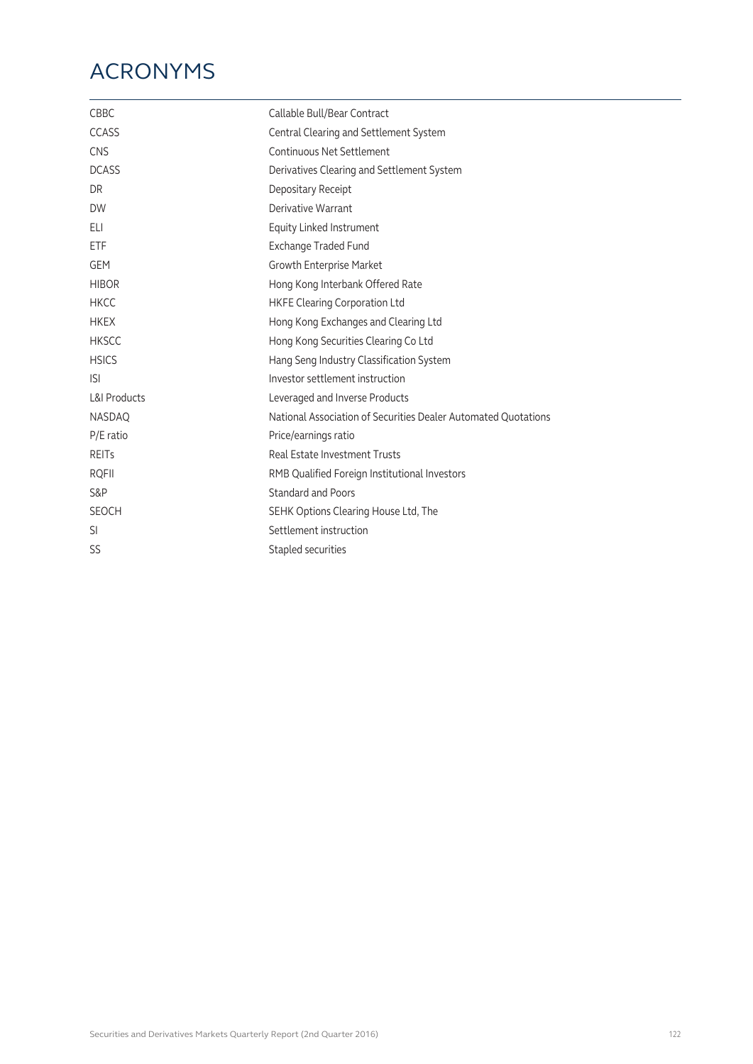# ACRONYMS

| | |
|---|---|
| CBBC | Callable Bull/Bear Contract |
| CCASS | Central Clearing and Settlement System |
| CNS | Continuous Net Settlement |
| DCASS | Derivatives Clearing and Settlement System |
| DR | Depositary Receipt |
| DW | Derivative Warrant |
| ELI | Equity Linked Instrument |
| ETF | Exchange Traded Fund |
| GEM | Growth Enterprise Market |
| HIBOR | Hong Kong Interbank Offered Rate |
| HKCC | HKFE Clearing Corporation Ltd |
| HKEX | Hong Kong Exchanges and Clearing Ltd |
| HKSCC | Hong Kong Securities Clearing Co Ltd |
| HSICS | Hang Seng Industry Classification System |
| ISI | Investor settlement instruction |
| L&I Products | Leveraged and Inverse Products |
| NASDAQ | National Association of Securities Dealer Automated Quotations |
| P/E ratio | Price/earnings ratio |
| REITs | Real Estate Investment Trusts |
| RQFII | RMB Qualified Foreign Institutional Investors |
| S&P | Standard and Poors |
| SEOCH | SEHK Options Clearing House Ltd, The |
| SI | Settlement instruction |
| SS | Stapled securities |